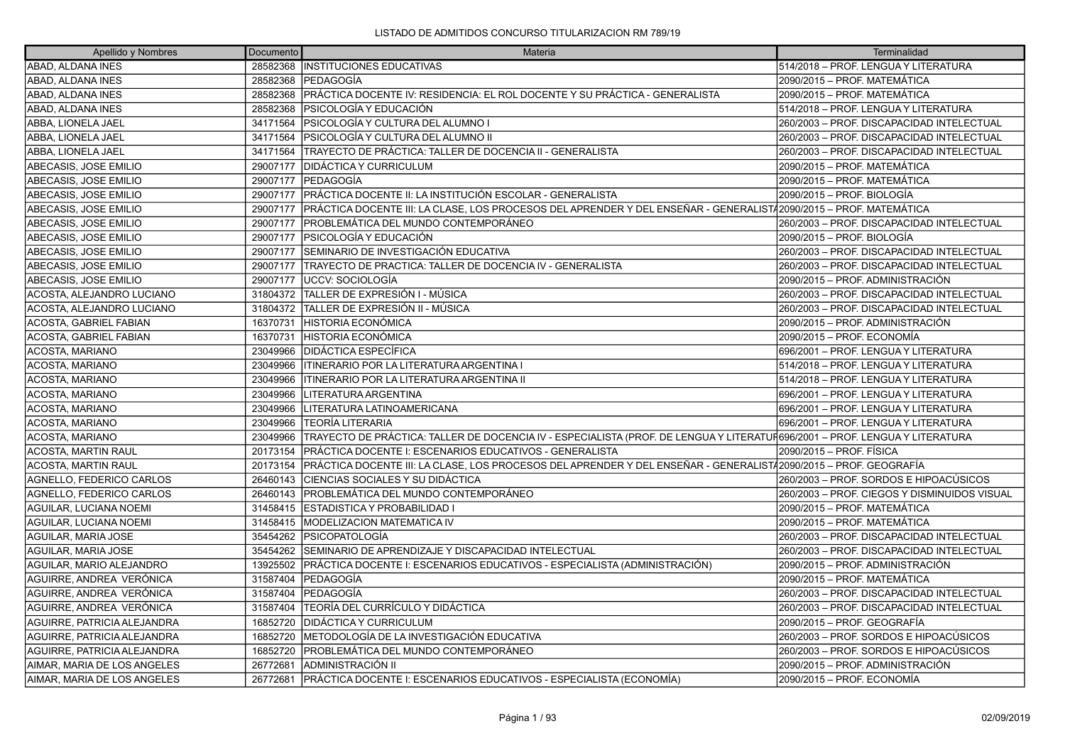# LISTADO DE ADMITIDOS CONCURSO TITULARIZACION RM 789/19

| Apellido y Nombres | Documento | Materia | Terminalidad |
|---|---|---|---|
| ABAD, ALDANA INES | 28582368 | INSTITUCIONES EDUCATIVAS | 514/2018 – PROF. LENGUA Y LITERATURA |
| ABAD, ALDANA INES | 28582368 | PEDAGOGÍA | 2090/2015 – PROF. MATEMÁTICA |
| ABAD, ALDANA INES | 28582368 | PRÁCTICA DOCENTE IV: RESIDENCIA: EL ROL DOCENTE Y SU PRÁCTICA - GENERALISTA | 2090/2015 – PROF. MATEMÁTICA |
| ABAD, ALDANA INES | 28582368 | PSICOLOGÍA Y EDUCACIÓN | 514/2018 – PROF. LENGUA Y LITERATURA |
| ABBA, LIONELA JAEL | 34171564 | PSICOLOGÍA Y CULTURA DEL ALUMNO I | 260/2003 – PROF. DISCAPACIDAD INTELECTUAL |
| ABBA, LIONELA JAEL | 34171564 | PSICOLOGÍA Y CULTURA DEL ALUMNO II | 260/2003 – PROF. DISCAPACIDAD INTELECTUAL |
| ABBA, LIONELA JAEL | 34171564 | TRAYECTO DE PRÁCTICA: TALLER DE DOCENCIA II - GENERALISTA | 260/2003 – PROF. DISCAPACIDAD INTELECTUAL |
| ABECASIS, JOSE EMILIO | 29007177 | DIDÁCTICA Y CURRICULUM | 2090/2015 – PROF. MATEMÁTICA |
| ABECASIS, JOSE EMILIO | 29007177 | PEDAGOGÍA | 2090/2015 – PROF. MATEMÁTICA |
| ABECASIS, JOSE EMILIO | 29007177 | PRÁCTICA DOCENTE II: LA INSTITUCIÓN ESCOLAR - GENERALISTA | 2090/2015 – PROF. BIOLOGÍA |
| ABECASIS, JOSE EMILIO | 29007177 | PRÁCTICA DOCENTE III: LA CLASE, LOS PROCESOS DEL APRENDER Y DEL ENSEÑAR - GENERALIST | 2090/2015 – PROF. MATEMÁTICA |
| ABECASIS, JOSE EMILIO | 29007177 | PROBLEMÁTICA DEL MUNDO CONTEMPORÁNEO | 260/2003 – PROF. DISCAPACIDAD INTELECTUAL |
| ABECASIS, JOSE EMILIO | 29007177 | PSICOLOGÍA Y EDUCACIÓN | 2090/2015 – PROF. BIOLOGÍA |
| ABECASIS, JOSE EMILIO | 29007177 | SEMINARIO DE INVESTIGACIÓN EDUCATIVA | 260/2003 – PROF. DISCAPACIDAD INTELECTUAL |
| ABECASIS, JOSE EMILIO | 29007177 | TRAYECTO DE PRACTICA: TALLER DE DOCENCIA IV - GENERALISTA | 260/2003 – PROF. DISCAPACIDAD INTELECTUAL |
| ABECASIS, JOSE EMILIO | 29007177 | UCCV: SOCIOLOGÍA | 2090/2015 – PROF. ADMINISTRACIÓN |
| ACOSTA, ALEJANDRO LUCIANO | 31804372 | TALLER DE EXPRESIÓN I - MÚSICA | 260/2003 – PROF. DISCAPACIDAD INTELECTUAL |
| ACOSTA, ALEJANDRO LUCIANO | 31804372 | TALLER DE EXPRESIÓN II - MÚSICA | 260/2003 – PROF. DISCAPACIDAD INTELECTUAL |
| ACOSTA, GABRIEL FABIAN | 16370731 | HISTORIA ECONÓMICA | 2090/2015 – PROF. ADMINISTRACIÓN |
| ACOSTA, GABRIEL FABIAN | 16370731 | HISTORIA ECONÓMICA | 2090/2015 – PROF. ECONOMÍA |
| ACOSTA, MARIANO | 23049966 | DIDÁCTICA ESPECÍFICA | 696/2001 – PROF. LENGUA Y LITERATURA |
| ACOSTA, MARIANO | 23049966 | ITINERARIO POR LA LITERATURA ARGENTINA I | 514/2018 – PROF. LENGUA Y LITERATURA |
| ACOSTA, MARIANO | 23049966 | ITINERARIO POR LA LITERATURA ARGENTINA II | 514/2018 – PROF. LENGUA Y LITERATURA |
| ACOSTA, MARIANO | 23049966 | LITERATURA ARGENTINA | 696/2001 – PROF. LENGUA Y LITERATURA |
| ACOSTA, MARIANO | 23049966 | LITERATURA LATINOAMERICANA | 696/2001 – PROF. LENGUA Y LITERATURA |
| ACOSTA, MARIANO | 23049966 | TEORÍA LITERARIA | 696/2001 – PROF. LENGUA Y LITERATURA |
| ACOSTA, MARIANO | 23049966 | TRAYECTO DE PRÁCTICA: TALLER DE DOCENCIA IV - ESPECIALISTA (PROF. DE LENGUA Y LITERATUR | 696/2001 – PROF. LENGUA Y LITERATURA |
| ACOSTA, MARTIN RAUL | 20173154 | PRÁCTICA DOCENTE I: ESCENARIOS EDUCATIVOS - GENERALISTA | 2090/2015 – PROF. FÍSICA |
| ACOSTA, MARTIN RAUL | 20173154 | PRÁCTICA DOCENTE III: LA CLASE, LOS PROCESOS DEL APRENDER Y DEL ENSEÑAR - GENERALIST | 2090/2015 – PROF. GEOGRAFÍA |
| AGNELLO, FEDERICO CARLOS | 26460143 | CIENCIAS SOCIALES Y SU DIDÁCTICA | 260/2003 – PROF. SORDOS E HIPOACÚSICOS |
| AGNELLO, FEDERICO CARLOS | 26460143 | PROBLEMÁTICA DEL MUNDO CONTEMPORÁNEO | 260/2003 – PROF. CIEGOS Y DISMINUIDOS VISUAL |
| AGUILAR, LUCIANA NOEMI | 31458415 | ESTADISTICA Y PROBABILIDAD I | 2090/2015 – PROF. MATEMÁTICA |
| AGUILAR, LUCIANA NOEMI | 31458415 | MODELIZACION MATEMATICA IV | 2090/2015 – PROF. MATEMÁTICA |
| AGUILAR, MARIA JOSE | 35454262 | PSICOPATOLOGÍA | 260/2003 – PROF. DISCAPACIDAD INTELECTUAL |
| AGUILAR, MARIA JOSE | 35454262 | SEMINARIO DE APRENDIZAJE Y DISCAPACIDAD INTELECTUAL | 260/2003 – PROF. DISCAPACIDAD INTELECTUAL |
| AGUILAR, MARIO ALEJANDRO | 13925502 | PRÁCTICA DOCENTE I: ESCENARIOS EDUCATIVOS - ESPECIALISTA (ADMINISTRACIÓN) | 2090/2015 – PROF. ADMINISTRACIÓN |
| AGUIRRE, ANDREA VERÓNICA | 31587404 | PEDAGOGÍA | 2090/2015 – PROF. MATEMÁTICA |
| AGUIRRE, ANDREA VERÓNICA | 31587404 | PEDAGOGÍA | 260/2003 – PROF. DISCAPACIDAD INTELECTUAL |
| AGUIRRE, ANDREA VERÓNICA | 31587404 | TEORÍA DEL CURRÍCULO Y DIDÁCTICA | 260/2003 – PROF. DISCAPACIDAD INTELECTUAL |
| AGUIRRE, PATRICIA ALEJANDRA | 16852720 | DIDÁCTICA Y CURRICULUM | 2090/2015 – PROF. GEOGRAFÍA |
| AGUIRRE, PATRICIA ALEJANDRA | 16852720 | METODOLOGÍA DE LA INVESTIGACIÓN EDUCATIVA | 260/2003 – PROF. SORDOS E HIPOACÚSICOS |
| AGUIRRE, PATRICIA ALEJANDRA | 16852720 | PROBLEMÁTICA DEL MUNDO CONTEMPORÁNEO | 260/2003 – PROF. SORDOS E HIPOACÚSICOS |
| AIMAR, MARIA DE LOS ANGELES | 26772681 | ADMINISTRACIÓN II | 2090/2015 – PROF. ADMINISTRACIÓN |
| AIMAR, MARIA DE LOS ANGELES | 26772681 | PRÁCTICA DOCENTE I: ESCENARIOS EDUCATIVOS - ESPECIALISTA (ECONOMÍA) | 2090/2015 – PROF. ECONOMÍA |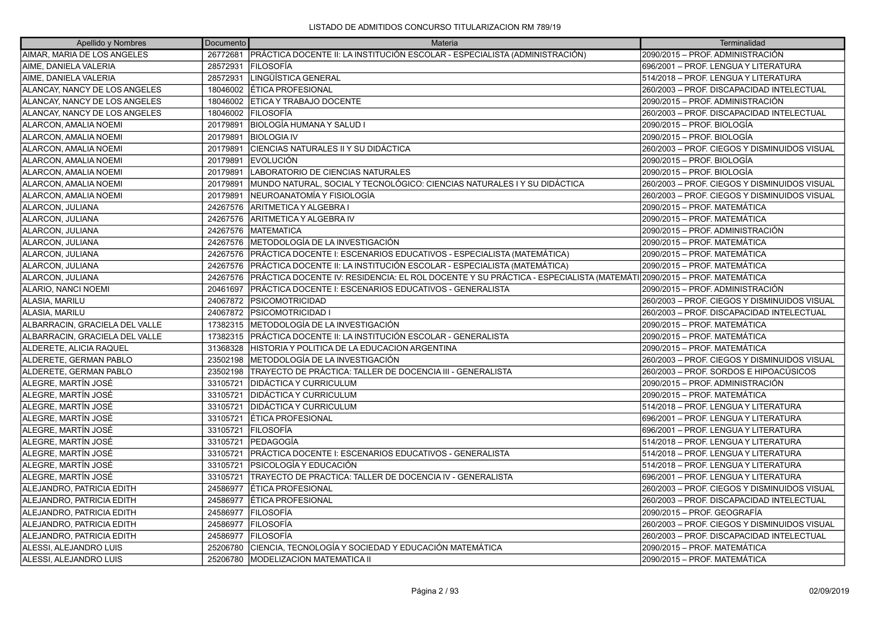LISTADO DE ADMITIDOS CONCURSO TITULARIZACION RM 789/19

| Apellido y Nombres | Documento | Materia | Terminalidad |
|---|---|---|---|
| AIMAR, MARIA DE LOS ANGELES | 26772681 | PRÁCTICA DOCENTE II: LA INSTITUCIÓN ESCOLAR - ESPECIALISTA (ADMINISTRACIÓN) | 2090/2015 – PROF. ADMINISTRACIÓN |
| AIME, DANIELA VALERIA | 28572931 | FILOSOFÍA | 696/2001 – PROF. LENGUA Y LITERATURA |
| AIME, DANIELA VALERIA | 28572931 | LINGÜÍSTICA GENERAL | 514/2018 – PROF. LENGUA Y LITERATURA |
| ALANCAY, NANCY DE LOS ANGELES | 18046002 | ÉTICA PROFESIONAL | 260/2003 – PROF. DISCAPACIDAD INTELECTUAL |
| ALANCAY, NANCY DE LOS ANGELES | 18046002 | ETICA Y TRABAJO DOCENTE | 2090/2015 – PROF. ADMINISTRACIÓN |
| ALANCAY, NANCY DE LOS ANGELES | 18046002 | FILOSOFÍA | 260/2003 – PROF. DISCAPACIDAD INTELECTUAL |
| ALARCON, AMALIA NOEMI | 20179891 | BIOLOGÍA HUMANA Y SALUD I | 2090/2015 – PROF. BIOLOGÍA |
| ALARCON, AMALIA NOEMI | 20179891 | BIOLOGIA IV | 2090/2015 – PROF. BIOLOGÍA |
| ALARCON, AMALIA NOEMI | 20179891 | CIENCIAS NATURALES II Y SU DIDÁCTICA | 260/2003 – PROF. CIEGOS Y DISMINUIDOS VISUAL |
| ALARCON, AMALIA NOEMI | 20179891 | EVOLUCIÓN | 2090/2015 – PROF. BIOLOGÍA |
| ALARCON, AMALIA NOEMI | 20179891 | LABORATORIO DE CIENCIAS NATURALES | 2090/2015 – PROF. BIOLOGÍA |
| ALARCON, AMALIA NOEMI | 20179891 | MUNDO NATURAL, SOCIAL Y TECNOLÓGICO: CIENCIAS NATURALES I Y SU DIDÁCTICA | 260/2003 – PROF. CIEGOS Y DISMINUIDOS VISUAL |
| ALARCON, AMALIA NOEMI | 20179891 | NEUROANATOMÍA Y FISIOLOGÍA | 260/2003 – PROF. CIEGOS Y DISMINUIDOS VISUAL |
| ALARCON, JULIANA | 24267576 | ARITMETICA Y ALGEBRA I | 2090/2015 – PROF. MATEMÁTICA |
| ALARCON, JULIANA | 24267576 | ARITMETICA Y ALGEBRA IV | 2090/2015 – PROF. MATEMÁTICA |
| ALARCON, JULIANA | 24267576 | MATEMATICA | 2090/2015 – PROF. ADMINISTRACIÓN |
| ALARCON, JULIANA | 24267576 | METODOLOGÍA DE LA INVESTIGACIÓN | 2090/2015 – PROF. MATEMÁTICA |
| ALARCON, JULIANA | 24267576 | PRÁCTICA DOCENTE I: ESCENARIOS EDUCATIVOS - ESPECIALISTA (MATEMÁTICA) | 2090/2015 – PROF. MATEMÁTICA |
| ALARCON, JULIANA | 24267576 | PRÁCTICA DOCENTE II: LA INSTITUCIÓN ESCOLAR - ESPECIALISTA (MATEMÁTICA) | 2090/2015 – PROF. MATEMÁTICA |
| ALARCON, JULIANA | 24267576 | PRÁCTICA DOCENTE IV: RESIDENCIA: EL ROL DOCENTE Y SU PRÁCTICA - ESPECIALISTA (MATEMÁTI | 2090/2015 – PROF. MATEMÁTICA |
| ALARIO, NANCI NOEMI | 20461697 | PRÁCTICA DOCENTE I: ESCENARIOS EDUCATIVOS - GENERALISTA | 2090/2015 – PROF. ADMINISTRACIÓN |
| ALASIA, MARILU | 24067872 | PSICOMOTRICIDAD | 260/2003 – PROF. CIEGOS Y DISMINUIDOS VISUAL |
| ALASIA, MARILU | 24067872 | PSICOMOTRICIDAD I | 260/2003 – PROF. DISCAPACIDAD INTELECTUAL |
| ALBARRACIN, GRACIELA DEL VALLE | 17382315 | METODOLOGÍA DE LA INVESTIGACIÓN | 2090/2015 – PROF. MATEMÁTICA |
| ALBARRACIN, GRACIELA DEL VALLE | 17382315 | PRÁCTICA DOCENTE II: LA INSTITUCIÓN ESCOLAR - GENERALISTA | 2090/2015 – PROF. MATEMÁTICA |
| ALDERETE, ALICIA RAQUEL | 31368328 | HISTORIA Y POLITICA DE LA EDUCACION ARGENTINA | 2090/2015 – PROF. MATEMÁTICA |
| ALDERETE, GERMAN PABLO | 23502198 | METODOLOGÍA DE LA INVESTIGACIÓN | 260/2003 – PROF. CIEGOS Y DISMINUIDOS VISUAL |
| ALDERETE, GERMAN PABLO | 23502198 | TRAYECTO DE PRÁCTICA: TALLER DE DOCENCIA III - GENERALISTA | 260/2003 – PROF. SORDOS E HIPOACÚSICOS |
| ALEGRE, MARTÍN JOSÉ | 33105721 | DIDÁCTICA Y CURRICULUM | 2090/2015 – PROF. ADMINISTRACIÓN |
| ALEGRE, MARTÍN JOSÉ | 33105721 | DIDÁCTICA Y CURRICULUM | 2090/2015 – PROF. MATEMÁTICA |
| ALEGRE, MARTÍN JOSÉ | 33105721 | DIDÁCTICA Y CURRICULUM | 514/2018 – PROF. LENGUA Y LITERATURA |
| ALEGRE, MARTÍN JOSÉ | 33105721 | ÉTICA PROFESIONAL | 696/2001 – PROF. LENGUA Y LITERATURA |
| ALEGRE, MARTÍN JOSÉ | 33105721 | FILOSOFÍA | 696/2001 – PROF. LENGUA Y LITERATURA |
| ALEGRE, MARTÍN JOSÉ | 33105721 | PEDAGOGÍA | 514/2018 – PROF. LENGUA Y LITERATURA |
| ALEGRE, MARTÍN JOSÉ | 33105721 | PRÁCTICA DOCENTE I: ESCENARIOS EDUCATIVOS - GENERALISTA | 514/2018 – PROF. LENGUA Y LITERATURA |
| ALEGRE, MARTÍN JOSÉ | 33105721 | PSICOLOGÍA Y EDUCACIÓN | 514/2018 – PROF. LENGUA Y LITERATURA |
| ALEGRE, MARTÍN JOSÉ | 33105721 | TRAYECTO DE PRACTICA: TALLER DE DOCENCIA IV - GENERALISTA | 696/2001 – PROF. LENGUA Y LITERATURA |
| ALEJANDRO, PATRICIA EDITH | 24586977 | ÉTICA PROFESIONAL | 260/2003 – PROF. CIEGOS Y DISMINUIDOS VISUAL |
| ALEJANDRO, PATRICIA EDITH | 24586977 | ÉTICA PROFESIONAL | 260/2003 – PROF. DISCAPACIDAD INTELECTUAL |
| ALEJANDRO, PATRICIA EDITH | 24586977 | FILOSOFÍA | 2090/2015 – PROF. GEOGRAFÍA |
| ALEJANDRO, PATRICIA EDITH | 24586977 | FILOSOFÍA | 260/2003 – PROF. CIEGOS Y DISMINUIDOS VISUAL |
| ALEJANDRO, PATRICIA EDITH | 24586977 | FILOSOFÍA | 260/2003 – PROF. DISCAPACIDAD INTELECTUAL |
| ALESSI, ALEJANDRO LUIS | 25206780 | CIENCIA, TECNOLOGÍA Y SOCIEDAD Y EDUCACIÓN MATEMÁTICA | 2090/2015 – PROF. MATEMÁTICA |
| ALESSI, ALEJANDRO LUIS | 25206780 | MODELIZACION MATEMATICA II | 2090/2015 – PROF. MATEMÁTICA |

02/09/2019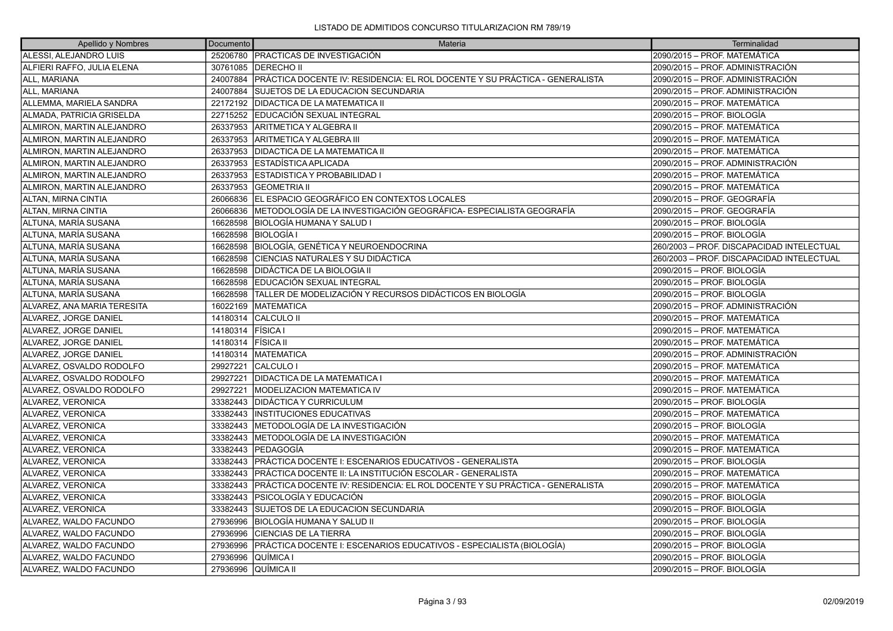# LISTADO DE ADMITIDOS CONCURSO TITULARIZACION RM 789/19

| Apellido y Nombres | Documento | Materia | Terminalidad |
|---|---|---|---|
| ALESSI, ALEJANDRO LUIS | 25206780 | PRACTICAS DE INVESTIGACIÓN | 2090/2015 – PROF. MATEMÁTICA |
| ALFIERI RAFFO, JULIA ELENA | 30761085 | DERECHO II | 2090/2015 – PROF. ADMINISTRACIÓN |
| ALL, MARIANA | 24007884 | PRÁCTICA DOCENTE IV: RESIDENCIA: EL ROL DOCENTE Y SU PRÁCTICA - GENERALISTA | 2090/2015 – PROF. ADMINISTRACIÓN |
| ALL, MARIANA | 24007884 | SUJETOS DE LA EDUCACION SECUNDARIA | 2090/2015 – PROF. ADMINISTRACIÓN |
| ALLEMMA, MARIELA SANDRA | 22172192 | DIDACTICA DE LA MATEMATICA II | 2090/2015 – PROF. MATEMÁTICA |
| ALMADA, PATRICIA GRISELDA | 22715252 | EDUCACIÓN SEXUAL INTEGRAL | 2090/2015 – PROF. BIOLOGÍA |
| ALMIRON, MARTIN ALEJANDRO | 26337953 | ARITMETICA Y ALGEBRA II | 2090/2015 – PROF. MATEMÁTICA |
| ALMIRON, MARTIN ALEJANDRO | 26337953 | ARITMETICA Y ALGEBRA III | 2090/2015 – PROF. MATEMÁTICA |
| ALMIRON, MARTIN ALEJANDRO | 26337953 | DIDACTICA DE LA MATEMATICA II | 2090/2015 – PROF. MATEMÁTICA |
| ALMIRON, MARTIN ALEJANDRO | 26337953 | ESTADÍSTICA APLICADA | 2090/2015 – PROF. ADMINISTRACIÓN |
| ALMIRON, MARTIN ALEJANDRO | 26337953 | ESTADISTICA Y PROBABILIDAD I | 2090/2015 – PROF. MATEMÁTICA |
| ALMIRON, MARTIN ALEJANDRO | 26337953 | GEOMETRIA II | 2090/2015 – PROF. MATEMÁTICA |
| ALTAN, MIRNA CINTIA | 26066836 | EL ESPACIO GEOGRÁFICO EN CONTEXTOS LOCALES | 2090/2015 – PROF. GEOGRAFÍA |
| ALTAN, MIRNA CINTIA | 26066836 | METODOLOGÍA DE LA INVESTIGACIÓN GEOGRÁFICA- ESPECIALISTA GEOGRAFÍA | 2090/2015 – PROF. GEOGRAFÍA |
| ALTUNA, MARÍA SUSANA | 16628598 | BIOLOGÍA HUMANA Y SALUD I | 2090/2015 – PROF. BIOLOGÍA |
| ALTUNA, MARÍA SUSANA | 16628598 | BIOLOGÍA I | 2090/2015 – PROF. BIOLOGÍA |
| ALTUNA, MARÍA SUSANA | 16628598 | BIOLOGÍA, GENÉTICA Y NEUROENDOCRINA | 260/2003 – PROF. DISCAPACIDAD INTELECTUAL |
| ALTUNA, MARÍA SUSANA | 16628598 | CIENCIAS NATURALES Y SU DIDÁCTICA | 260/2003 – PROF. DISCAPACIDAD INTELECTUAL |
| ALTUNA, MARÍA SUSANA | 16628598 | DIDÁCTICA DE LA BIOLOGIA II | 2090/2015 – PROF. BIOLOGÍA |
| ALTUNA, MARÍA SUSANA | 16628598 | EDUCACIÓN SEXUAL INTEGRAL | 2090/2015 – PROF. BIOLOGÍA |
| ALTUNA, MARÍA SUSANA | 16628598 | TALLER DE MODELIZACIÓN Y RECURSOS DIDÁCTICOS EN BIOLOGÍA | 2090/2015 – PROF. BIOLOGÍA |
| ALVAREZ, ANA MARIA TERESITA | 16022169 | MATEMATICA | 2090/2015 – PROF. ADMINISTRACIÓN |
| ALVAREZ, JORGE DANIEL | 14180314 | CALCULO II | 2090/2015 – PROF. MATEMÁTICA |
| ALVAREZ, JORGE DANIEL | 14180314 | FÍSICA I | 2090/2015 – PROF. MATEMÁTICA |
| ALVAREZ, JORGE DANIEL | 14180314 | FÍSICA II | 2090/2015 – PROF. MATEMÁTICA |
| ALVAREZ, JORGE DANIEL | 14180314 | MATEMATICA | 2090/2015 – PROF. ADMINISTRACIÓN |
| ALVAREZ, OSVALDO RODOLFO | 29927221 | CALCULO I | 2090/2015 – PROF. MATEMÁTICA |
| ALVAREZ, OSVALDO RODOLFO | 29927221 | DIDACTICA DE LA MATEMATICA I | 2090/2015 – PROF. MATEMÁTICA |
| ALVAREZ, OSVALDO RODOLFO | 29927221 | MODELIZACION MATEMATICA IV | 2090/2015 – PROF. MATEMÁTICA |
| ALVAREZ, VERONICA | 33382443 | DIDÁCTICA Y CURRICULUM | 2090/2015 – PROF. BIOLOGÍA |
| ALVAREZ, VERONICA | 33382443 | INSTITUCIONES EDUCATIVAS | 2090/2015 – PROF. MATEMÁTICA |
| ALVAREZ, VERONICA | 33382443 | METODOLOGÍA DE LA INVESTIGACIÓN | 2090/2015 – PROF. BIOLOGÍA |
| ALVAREZ, VERONICA | 33382443 | METODOLOGÍA DE LA INVESTIGACIÓN | 2090/2015 – PROF. MATEMÁTICA |
| ALVAREZ, VERONICA | 33382443 | PEDAGOGÍA | 2090/2015 – PROF. MATEMÁTICA |
| ALVAREZ, VERONICA | 33382443 | PRÁCTICA DOCENTE I: ESCENARIOS EDUCATIVOS - GENERALISTA | 2090/2015 – PROF. BIOLOGÍA |
| ALVAREZ, VERONICA | 33382443 | PRÁCTICA DOCENTE II: LA INSTITUCIÓN ESCOLAR - GENERALISTA | 2090/2015 – PROF. MATEMÁTICA |
| ALVAREZ, VERONICA | 33382443 | PRÁCTICA DOCENTE IV: RESIDENCIA: EL ROL DOCENTE Y SU PRÁCTICA - GENERALISTA | 2090/2015 – PROF. MATEMÁTICA |
| ALVAREZ, VERONICA | 33382443 | PSICOLOGÍA Y EDUCACIÓN | 2090/2015 – PROF. BIOLOGÍA |
| ALVAREZ, VERONICA | 33382443 | SUJETOS DE LA EDUCACION SECUNDARIA | 2090/2015 – PROF. BIOLOGÍA |
| ALVAREZ, WALDO FACUNDO | 27936996 | BIOLOGÍA HUMANA Y SALUD II | 2090/2015 – PROF. BIOLOGÍA |
| ALVAREZ, WALDO FACUNDO | 27936996 | CIENCIAS DE LA TIERRA | 2090/2015 – PROF. BIOLOGÍA |
| ALVAREZ, WALDO FACUNDO | 27936996 | PRÁCTICA DOCENTE I: ESCENARIOS EDUCATIVOS - ESPECIALISTA (BIOLOGÍA) | 2090/2015 – PROF. BIOLOGÍA |
| ALVAREZ, WALDO FACUNDO | 27936996 | QUÍMICA I | 2090/2015 – PROF. BIOLOGÍA |
| ALVAREZ, WALDO FACUNDO | 27936996 | QUÍMICA II | 2090/2015 – PROF. BIOLOGÍA |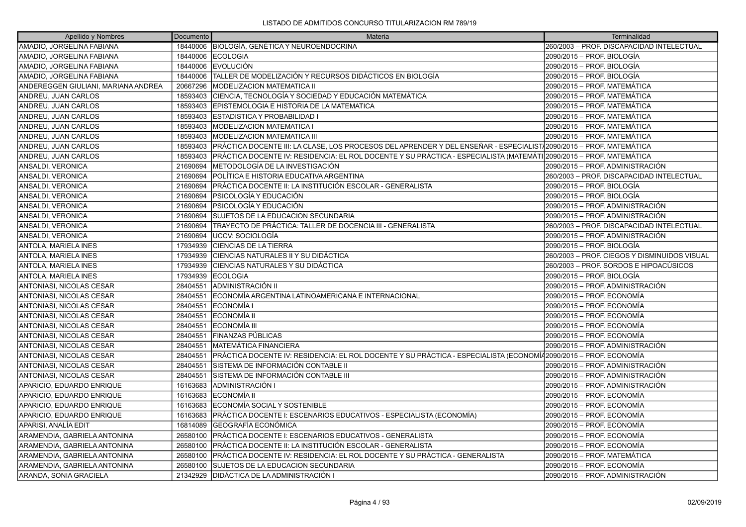LISTADO DE ADMITIDOS CONCURSO TITULARIZACION RM 789/19

| Apellido y Nombres | Documento | Materia | Terminalidad |
| --- | --- | --- | --- |
| AMADIO, JORGELINA FABIANA | 18440006 | BIOLOGÍA, GENÉTICA Y NEUROENDOCRINA | 260/2003 – PROF. DISCAPACIDAD INTELECTUAL |
| AMADIO, JORGELINA FABIANA | 18440006 | ECOLOGIA | 2090/2015 – PROF. BIOLOGÍA |
| AMADIO, JORGELINA FABIANA | 18440006 | EVOLUCIÓN | 2090/2015 – PROF. BIOLOGÍA |
| AMADIO, JORGELINA FABIANA | 18440006 | TALLER DE MODELIZACIÓN Y RECURSOS DIDÁCTICOS EN BIOLOGÍA | 2090/2015 – PROF. BIOLOGÍA |
| ANDEREGGEN GIULIANI, MARIANA ANDREA | 20667296 | MODELIZACION MATEMATICA II | 2090/2015 – PROF. MATEMÁTICA |
| ANDREU, JUAN CARLOS | 18593403 | CIENCIA, TECNOLOGÍA Y SOCIEDAD Y EDUCACIÓN MATEMÁTICA | 2090/2015 – PROF. MATEMÁTICA |
| ANDREU, JUAN CARLOS | 18593403 | EPISTEMOLOGIA E HISTORIA DE LA MATEMATICA | 2090/2015 – PROF. MATEMÁTICA |
| ANDREU, JUAN CARLOS | 18593403 | ESTADISTICA Y PROBABILIDAD I | 2090/2015 – PROF. MATEMÁTICA |
| ANDREU, JUAN CARLOS | 18593403 | MODELIZACION MATEMATICA I | 2090/2015 – PROF. MATEMÁTICA |
| ANDREU, JUAN CARLOS | 18593403 | MODELIZACION MATEMATICA III | 2090/2015 – PROF. MATEMÁTICA |
| ANDREU, JUAN CARLOS | 18593403 | PRÁCTICA DOCENTE III: LA CLASE, LOS PROCESOS DEL APRENDER Y DEL ENSEÑAR - ESPECIALIST | 2090/2015 – PROF. MATEMÁTICA |
| ANDREU, JUAN CARLOS | 18593403 | PRÁCTICA DOCENTE IV: RESIDENCIA: EL ROL DOCENTE Y SU PRÁCTICA - ESPECIALISTA (MATEMÁTI | 2090/2015 – PROF. MATEMÁTICA |
| ANSALDI, VERONICA | 21690694 | METODOLOGÍA DE LA INVESTIGACIÓN | 2090/2015 – PROF. ADMINISTRACIÓN |
| ANSALDI, VERONICA | 21690694 | POLÍTICA E HISTORIA EDUCATIVA ARGENTINA | 260/2003 – PROF. DISCAPACIDAD INTELECTUAL |
| ANSALDI, VERONICA | 21690694 | PRÁCTICA DOCENTE II: LA INSTITUCIÓN ESCOLAR - GENERALISTA | 2090/2015 – PROF. BIOLOGÍA |
| ANSALDI, VERONICA | 21690694 | PSICOLOGÍA Y EDUCACIÓN | 2090/2015 – PROF. BIOLOGÍA |
| ANSALDI, VERONICA | 21690694 | PSICOLOGÍA Y EDUCACIÓN | 2090/2015 – PROF. ADMINISTRACIÓN |
| ANSALDI, VERONICA | 21690694 | SUJETOS DE LA EDUCACION SECUNDARIA | 2090/2015 – PROF. ADMINISTRACIÓN |
| ANSALDI, VERONICA | 21690694 | TRAYECTO DE PRÁCTICA: TALLER DE DOCENCIA III - GENERALISTA | 260/2003 – PROF. DISCAPACIDAD INTELECTUAL |
| ANSALDI, VERONICA | 21690694 | UCCV: SOCIOLOGÍA | 2090/2015 – PROF. ADMINISTRACIÓN |
| ANTOLA, MARIELA INES | 17934939 | CIENCIAS DE LA TIERRA | 2090/2015 – PROF. BIOLOGÍA |
| ANTOLA, MARIELA INES | 17934939 | CIENCIAS NATURALES II Y SU DIDÁCTICA | 260/2003 – PROF. CIEGOS Y DISMINUIDOS VISUAL |
| ANTOLA, MARIELA INES | 17934939 | CIENCIAS NATURALES Y SU DIDÁCTICA | 260/2003 – PROF. SORDOS E HIPOACÚSICOS |
| ANTOLA, MARIELA INES | 17934939 | ECOLOGIA | 2090/2015 – PROF. BIOLOGÍA |
| ANTONIASI, NICOLAS CESAR | 28404551 | ADMINISTRACIÓN II | 2090/2015 – PROF. ADMINISTRACIÓN |
| ANTONIASI, NICOLAS CESAR | 28404551 | ECONOMÍA ARGENTINA LATINOAMERICANA E INTERNACIONAL | 2090/2015 – PROF. ECONOMÍA |
| ANTONIASI, NICOLAS CESAR | 28404551 | ECONOMÍA I | 2090/2015 – PROF. ECONOMÍA |
| ANTONIASI, NICOLAS CESAR | 28404551 | ECONOMÍA II | 2090/2015 – PROF. ECONOMÍA |
| ANTONIASI, NICOLAS CESAR | 28404551 | ECONOMÍA III | 2090/2015 – PROF. ECONOMÍA |
| ANTONIASI, NICOLAS CESAR | 28404551 | FINANZAS PÚBLICAS | 2090/2015 – PROF. ECONOMÍA |
| ANTONIASI, NICOLAS CESAR | 28404551 | MATEMÁTICA FINANCIERA | 2090/2015 – PROF. ADMINISTRACIÓN |
| ANTONIASI, NICOLAS CESAR | 28404551 | PRÁCTICA DOCENTE IV: RESIDENCIA: EL ROL DOCENTE Y SU PRÁCTICA - ESPECIALISTA (ECONOMÍA | 2090/2015 – PROF. ECONOMÍA |
| ANTONIASI, NICOLAS CESAR | 28404551 | SISTEMA DE INFORMACIÓN CONTABLE II | 2090/2015 – PROF. ADMINISTRACIÓN |
| ANTONIASI, NICOLAS CESAR | 28404551 | SISTEMA DE INFORMACIÓN CONTABLE III | 2090/2015 – PROF. ADMINISTRACIÓN |
| APARICIO, EDUARDO ENRIQUE | 16163683 | ADMINISTRACIÓN I | 2090/2015 – PROF. ADMINISTRACIÓN |
| APARICIO, EDUARDO ENRIQUE | 16163683 | ECONOMÍA II | 2090/2015 – PROF. ECONOMÍA |
| APARICIO, EDUARDO ENRIQUE | 16163683 | ECONOMÍA SOCIAL Y SOSTENIBLE | 2090/2015 – PROF. ECONOMÍA |
| APARICIO, EDUARDO ENRIQUE | 16163683 | PRÁCTICA DOCENTE I: ESCENARIOS EDUCATIVOS - ESPECIALISTA (ECONOMÍA) | 2090/2015 – PROF. ECONOMÍA |
| APARISI, ANALÍA EDIT | 16814089 | GEOGRAFÍA ECONÓMICA | 2090/2015 – PROF. ECONOMÍA |
| ARAMENDIA, GABRIELA ANTONINA | 26580100 | PRÁCTICA DOCENTE I: ESCENARIOS EDUCATIVOS - GENERALISTA | 2090/2015 – PROF. ECONOMÍA |
| ARAMENDIA, GABRIELA ANTONINA | 26580100 | PRÁCTICA DOCENTE II: LA INSTITUCIÓN ESCOLAR - GENERALISTA | 2090/2015 – PROF. ECONOMÍA |
| ARAMENDIA, GABRIELA ANTONINA | 26580100 | PRÁCTICA DOCENTE IV: RESIDENCIA: EL ROL DOCENTE Y SU PRÁCTICA - GENERALISTA | 2090/2015 – PROF. MATEMÁTICA |
| ARAMENDIA, GABRIELA ANTONINA | 26580100 | SUJETOS DE LA EDUCACION SECUNDARIA | 2090/2015 – PROF. ECONOMÍA |
| ARANDA, SONIA GRACIELA | 21342929 | DIDÁCTICA DE LA ADMINISTRACIÓN I | 2090/2015 – PROF. ADMINISTRACIÓN |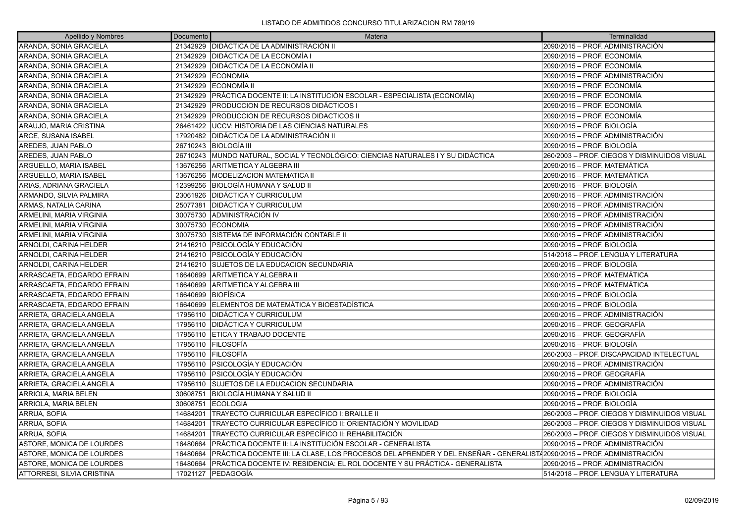LISTADO DE ADMITIDOS CONCURSO TITULARIZACION RM 789/19

| Apellido y Nombres | Documento | Materia | Terminalidad |
|---|---|---|---|
| ARANDA, SONIA GRACIELA | 21342929 | DIDÁCTICA DE LA ADMINISTRACIÓN II | 2090/2015 – PROF. ADMINISTRACIÓN |
| ARANDA, SONIA GRACIELA | 21342929 | DIDÁCTICA DE LA ECONOMÍA I | 2090/2015 – PROF. ECONOMÍA |
| ARANDA, SONIA GRACIELA | 21342929 | DIDÁCTICA DE LA ECONOMÍA II | 2090/2015 – PROF. ECONOMÍA |
| ARANDA, SONIA GRACIELA | 21342929 | ECONOMIA | 2090/2015 – PROF. ADMINISTRACIÓN |
| ARANDA, SONIA GRACIELA | 21342929 | ECONOMÍA II | 2090/2015 – PROF. ECONOMÍA |
| ARANDA, SONIA GRACIELA | 21342929 | PRÁCTICA DOCENTE II: LA INSTITUCIÓN ESCOLAR - ESPECIALISTA (ECONOMÍA) | 2090/2015 – PROF. ECONOMÍA |
| ARANDA, SONIA GRACIELA | 21342929 | PRODUCCION DE RECURSOS DIDÁCTICOS I | 2090/2015 – PROF. ECONOMÍA |
| ARANDA, SONIA GRACIELA | 21342929 | PRODUCCION DE RECURSOS DIDACTICOS II | 2090/2015 – PROF. ECONOMÍA |
| ARAUJO, MARIA CRISTINA | 26461422 | UCCV: HISTORIA DE LAS CIENCIAS NATURALES | 2090/2015 – PROF. BIOLOGÍA |
| ARCE, SUSANA ISABEL | 17920482 | DIDÁCTICA DE LA ADMINISTRACIÓN II | 2090/2015 – PROF. ADMINISTRACIÓN |
| AREDES, JUAN PABLO | 26710243 | BIOLOGÍA III | 2090/2015 – PROF. BIOLOGÍA |
| AREDES, JUAN PABLO | 26710243 | MUNDO NATURAL, SOCIAL Y TECNOLÓGICO: CIENCIAS NATURALES I Y SU DIDÁCTICA | 260/2003 – PROF. CIEGOS Y DISMINUIDOS VISUAL |
| ARGUELLO, MARIA ISABEL | 13676256 | ARITMETICA Y ALGEBRA III | 2090/2015 – PROF. MATEMÁTICA |
| ARGUELLO, MARIA ISABEL | 13676256 | MODELIZACION MATEMATICA II | 2090/2015 – PROF. MATEMÁTICA |
| ARIAS, ADRIANA GRACIELA | 12399256 | BIOLOGÍA HUMANA Y SALUD II | 2090/2015 – PROF. BIOLOGÍA |
| ARMANDO, SILVIA PALMIRA | 23061926 | DIDÁCTICA Y CURRICULUM | 2090/2015 – PROF. ADMINISTRACIÓN |
| ARMAS, NATALIA CARINA | 25077381 | DIDÁCTICA Y CURRICULUM | 2090/2015 – PROF. ADMINISTRACIÓN |
| ARMELINI, MARIA VIRGINIA | 30075730 | ADMINISTRACIÓN IV | 2090/2015 – PROF. ADMINISTRACIÓN |
| ARMELINI, MARIA VIRGINIA | 30075730 | ECONOMIA | 2090/2015 – PROF. ADMINISTRACIÓN |
| ARMELINI, MARIA VIRGINIA | 30075730 | SISTEMA DE INFORMACIÓN CONTABLE II | 2090/2015 – PROF. ADMINISTRACIÓN |
| ARNOLDI, CARINA HELDER | 21416210 | PSICOLOGÍA Y EDUCACIÓN | 2090/2015 – PROF. BIOLOGÍA |
| ARNOLDI, CARINA HELDER | 21416210 | PSICOLOGÍA Y EDUCACIÓN | 514/2018 – PROF. LENGUA Y LITERATURA |
| ARNOLDI, CARINA HELDER | 21416210 | SUJETOS DE LA EDUCACION SECUNDARIA | 2090/2015 – PROF. BIOLOGÍA |
| ARRASCAETA, EDGARDO EFRAIN | 16640699 | ARITMETICA Y ALGEBRA II | 2090/2015 – PROF. MATEMÁTICA |
| ARRASCAETA, EDGARDO EFRAIN | 16640699 | ARITMETICA Y ALGEBRA III | 2090/2015 – PROF. MATEMÁTICA |
| ARRASCAETA, EDGARDO EFRAIN | 16640699 | BIOFÍSICA | 2090/2015 – PROF. BIOLOGÍA |
| ARRASCAETA, EDGARDO EFRAIN | 16640699 | ELEMENTOS DE MATEMÁTICA Y BIOESTADÍSTICA | 2090/2015 – PROF. BIOLOGÍA |
| ARRIETA, GRACIELA ANGELA | 17956110 | DIDÁCTICA Y CURRICULUM | 2090/2015 – PROF. ADMINISTRACIÓN |
| ARRIETA, GRACIELA ANGELA | 17956110 | DIDÁCTICA Y CURRICULUM | 2090/2015 – PROF. GEOGRAFÍA |
| ARRIETA, GRACIELA ANGELA | 17956110 | ETICA Y TRABAJO DOCENTE | 2090/2015 – PROF. GEOGRAFÍA |
| ARRIETA, GRACIELA ANGELA | 17956110 | FILOSOFÍA | 2090/2015 – PROF. BIOLOGÍA |
| ARRIETA, GRACIELA ANGELA | 17956110 | FILOSOFÍA | 260/2003 – PROF. DISCAPACIDAD INTELECTUAL |
| ARRIETA, GRACIELA ANGELA | 17956110 | PSICOLOGÍA Y EDUCACIÓN | 2090/2015 – PROF. ADMINISTRACIÓN |
| ARRIETA, GRACIELA ANGELA | 17956110 | PSICOLOGÍA Y EDUCACIÓN | 2090/2015 – PROF. GEOGRAFÍA |
| ARRIETA, GRACIELA ANGELA | 17956110 | SUJETOS DE LA EDUCACION SECUNDARIA | 2090/2015 – PROF. ADMINISTRACIÓN |
| ARRIOLA, MARIA BELEN | 30608751 | BIOLOGÍA HUMANA Y SALUD II | 2090/2015 – PROF. BIOLOGÍA |
| ARRIOLA, MARIA BELEN | 30608751 | ECOLOGIA | 2090/2015 – PROF. BIOLOGÍA |
| ARRUA, SOFIA | 14684201 | TRAYECTO CURRICULAR ESPECÍFICO I: BRAILLE II | 260/2003 – PROF. CIEGOS Y DISMINUIDOS VISUAL |
| ARRUA, SOFIA | 14684201 | TRAYECTO CURRICULAR ESPECÍFICO II: ORIENTACIÓN Y MOVILIDAD | 260/2003 – PROF. CIEGOS Y DISMINUIDOS VISUAL |
| ARRUA, SOFIA | 14684201 | TRAYECTO CURRICULAR ESPECÍFICO II: REHABILITACIÓN | 260/2003 – PROF. CIEGOS Y DISMINUIDOS VISUAL |
| ASTORE, MONICA DE LOURDES | 16480664 | PRÁCTICA DOCENTE II: LA INSTITUCIÓN ESCOLAR - GENERALISTA | 2090/2015 – PROF. ADMINISTRACIÓN |
| ASTORE, MONICA DE LOURDES | 16480664 | PRÁCTICA DOCENTE III: LA CLASE, LOS PROCESOS DEL APRENDER Y DEL ENSEÑAR - GENERALISTA | 2090/2015 – PROF. ADMINISTRACIÓN |
| ASTORE, MONICA DE LOURDES | 16480664 | PRÁCTICA DOCENTE IV: RESIDENCIA: EL ROL DOCENTE Y SU PRÁCTICA - GENERALISTA | 2090/2015 – PROF. ADMINISTRACIÓN |
| ATTORRESI, SILVIA CRISTINA | 17021127 | PEDAGOGÍA | 514/2018 – PROF. LENGUA Y LITERATURA |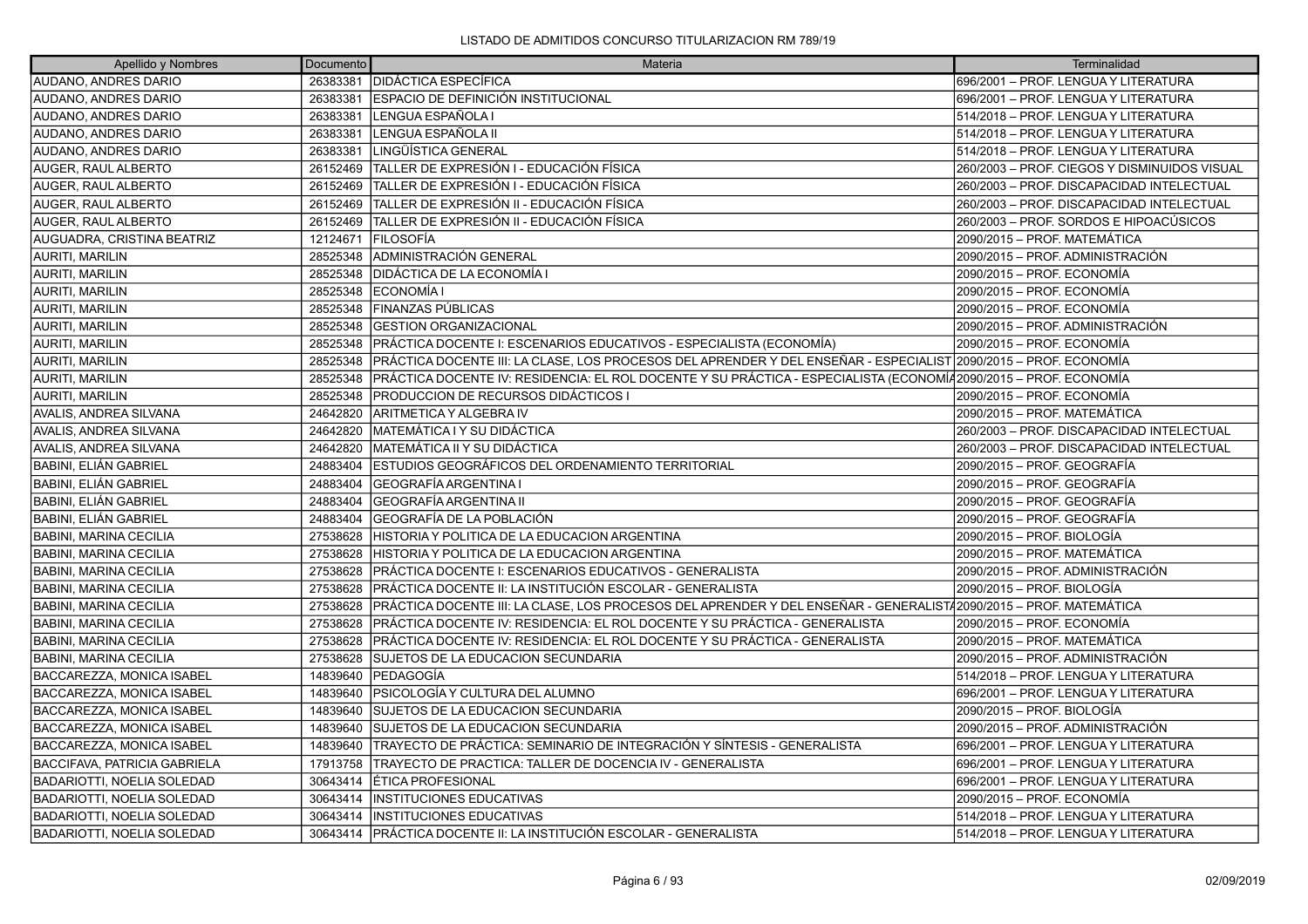LISTADO DE ADMITIDOS CONCURSO TITULARIZACION RM 789/19

| Apellido y Nombres | Documento | Materia | Terminalidad |
|---|---|---|---|
| AUDANO, ANDRES DARIO | 26383381 | DIDÁCTICA ESPECÍFICA | 696/2001 – PROF. LENGUA Y LITERATURA |
| AUDANO, ANDRES DARIO | 26383381 | ESPACIO DE DEFINICIÓN INSTITUCIONAL | 696/2001 – PROF. LENGUA Y LITERATURA |
| AUDANO, ANDRES DARIO | 26383381 | LENGUA ESPAÑOLA I | 514/2018 – PROF. LENGUA Y LITERATURA |
| AUDANO, ANDRES DARIO | 26383381 | LENGUA ESPAÑOLA II | 514/2018 – PROF. LENGUA Y LITERATURA |
| AUDANO, ANDRES DARIO | 26383381 | LINGÜÍSTICA GENERAL | 514/2018 – PROF. LENGUA Y LITERATURA |
| AUGER, RAUL ALBERTO | 26152469 | TALLER DE EXPRESIÓN I - EDUCACIÓN FÍSICA | 260/2003 – PROF. CIEGOS Y DISMINUIDOS VISUAL |
| AUGER, RAUL ALBERTO | 26152469 | TALLER DE EXPRESIÓN I - EDUCACIÓN FÍSICA | 260/2003 – PROF. DISCAPACIDAD INTELECTUAL |
| AUGER, RAUL ALBERTO | 26152469 | TALLER DE EXPRESIÓN II - EDUCACIÓN FÍSICA | 260/2003 – PROF. DISCAPACIDAD INTELECTUAL |
| AUGER, RAUL ALBERTO | 26152469 | TALLER DE EXPRESIÓN II - EDUCACIÓN FÍSICA | 260/2003 – PROF. SORDOS E HIPOACÚSICOS |
| AUGUADRA, CRISTINA BEATRIZ | 12124671 | FILOSOFÍA | 2090/2015 – PROF. MATEMÁTICA |
| AURITI, MARILIN | 28525348 | ADMINISTRACIÓN GENERAL | 2090/2015 – PROF. ADMINISTRACIÓN |
| AURITI, MARILIN | 28525348 | DIDÁCTICA DE LA ECONOMÍA I | 2090/2015 – PROF. ECONOMÍA |
| AURITI, MARILIN | 28525348 | ECONOMÍA I | 2090/2015 – PROF. ECONOMÍA |
| AURITI, MARILIN | 28525348 | FINANZAS PÚBLICAS | 2090/2015 – PROF. ECONOMÍA |
| AURITI, MARILIN | 28525348 | GESTION ORGANIZACIONAL | 2090/2015 – PROF. ADMINISTRACIÓN |
| AURITI, MARILIN | 28525348 | PRÁCTICA DOCENTE I: ESCENARIOS EDUCATIVOS - ESPECIALISTA (ECONOMÍA) | 2090/2015 – PROF. ECONOMÍA |
| AURITI, MARILIN | 28525348 | PRÁCTICA DOCENTE III: LA CLASE, LOS PROCESOS DEL APRENDER Y DEL ENSEÑAR - ESPECIALIST | 2090/2015 – PROF. ECONOMÍA |
| AURITI, MARILIN | 28525348 | PRÁCTICA DOCENTE IV: RESIDENCIA: EL ROL DOCENTE Y SU PRÁCTICA - ESPECIALISTA (ECONOMÍA | 2090/2015 – PROF. ECONOMÍA |
| AURITI, MARILIN | 28525348 | PRODUCCION DE RECURSOS DIDÁCTICOS I | 2090/2015 – PROF. ECONOMÍA |
| AVALIS, ANDREA SILVANA | 24642820 | ARITMETICA Y ALGEBRA IV | 2090/2015 – PROF. MATEMÁTICA |
| AVALIS, ANDREA SILVANA | 24642820 | MATEMÁTICA I Y SU DIDÁCTICA | 260/2003 – PROF. DISCAPACIDAD INTELECTUAL |
| AVALIS, ANDREA SILVANA | 24642820 | MATEMÁTICA II Y SU DIDÁCTICA | 260/2003 – PROF. DISCAPACIDAD INTELECTUAL |
| BABINI, ELIÁN GABRIEL | 24883404 | ESTUDIOS GEOGRÁFICOS DEL ORDENAMIENTO TERRITORIAL | 2090/2015 – PROF. GEOGRAFÍA |
| BABINI, ELIÁN GABRIEL | 24883404 | GEOGRAFÍA ARGENTINA I | 2090/2015 – PROF. GEOGRAFÍA |
| BABINI, ELIÁN GABRIEL | 24883404 | GEOGRAFÍA ARGENTINA II | 2090/2015 – PROF. GEOGRAFÍA |
| BABINI, ELIÁN GABRIEL | 24883404 | GEOGRAFÍA DE LA POBLACIÓN | 2090/2015 – PROF. GEOGRAFÍA |
| BABINI, MARINA CECILIA | 27538628 | HISTORIA Y POLITICA DE LA EDUCACION ARGENTINA | 2090/2015 – PROF. BIOLOGÍA |
| BABINI, MARINA CECILIA | 27538628 | HISTORIA Y POLITICA DE LA EDUCACION ARGENTINA | 2090/2015 – PROF. MATEMÁTICA |
| BABINI, MARINA CECILIA | 27538628 | PRÁCTICA DOCENTE I: ESCENARIOS EDUCATIVOS - GENERALISTA | 2090/2015 – PROF. ADMINISTRACIÓN |
| BABINI, MARINA CECILIA | 27538628 | PRÁCTICA DOCENTE II: LA INSTITUCIÓN ESCOLAR - GENERALISTA | 2090/2015 – PROF. BIOLOGÍA |
| BABINI, MARINA CECILIA | 27538628 | PRÁCTICA DOCENTE III: LA CLASE, LOS PROCESOS DEL APRENDER Y DEL ENSEÑAR - GENERALISTA | 2090/2015 – PROF. MATEMÁTICA |
| BABINI, MARINA CECILIA | 27538628 | PRÁCTICA DOCENTE IV: RESIDENCIA: EL ROL DOCENTE Y SU PRÁCTICA - GENERALISTA | 2090/2015 – PROF. ECONOMÍA |
| BABINI, MARINA CECILIA | 27538628 | PRÁCTICA DOCENTE IV: RESIDENCIA: EL ROL DOCENTE Y SU PRÁCTICA - GENERALISTA | 2090/2015 – PROF. MATEMÁTICA |
| BABINI, MARINA CECILIA | 27538628 | SUJETOS DE LA EDUCACION SECUNDARIA | 2090/2015 – PROF. ADMINISTRACIÓN |
| BACCAREZZA, MONICA ISABEL | 14839640 | PEDAGOGÍA | 514/2018 – PROF. LENGUA Y LITERATURA |
| BACCAREZZA, MONICA ISABEL | 14839640 | PSICOLOGÍA Y CULTURA DEL ALUMNO | 696/2001 – PROF. LENGUA Y LITERATURA |
| BACCAREZZA, MONICA ISABEL | 14839640 | SUJETOS DE LA EDUCACION SECUNDARIA | 2090/2015 – PROF. BIOLOGÍA |
| BACCAREZZA, MONICA ISABEL | 14839640 | SUJETOS DE LA EDUCACION SECUNDARIA | 2090/2015 – PROF. ADMINISTRACIÓN |
| BACCAREZZA, MONICA ISABEL | 14839640 | TRAYECTO DE PRÁCTICA: SEMINARIO DE INTEGRACIÓN Y SÍNTESIS - GENERALISTA | 696/2001 – PROF. LENGUA Y LITERATURA |
| BACCIFAVA, PATRICIA GABRIELA | 17913758 | TRAYECTO DE PRACTICA: TALLER DE DOCENCIA IV - GENERALISTA | 696/2001 – PROF. LENGUA Y LITERATURA |
| BADARIOTTI, NOELIA SOLEDAD | 30643414 | ÉTICA PROFESIONAL | 696/2001 – PROF. LENGUA Y LITERATURA |
| BADARIOTTI, NOELIA SOLEDAD | 30643414 | INSTITUCIONES EDUCATIVAS | 2090/2015 – PROF. ECONOMÍA |
| BADARIOTTI, NOELIA SOLEDAD | 30643414 | INSTITUCIONES EDUCATIVAS | 514/2018 – PROF. LENGUA Y LITERATURA |
| BADARIOTTI, NOELIA SOLEDAD | 30643414 | PRÁCTICA DOCENTE II: LA INSTITUCIÓN ESCOLAR - GENERALISTA | 514/2018 – PROF. LENGUA Y LITERATURA |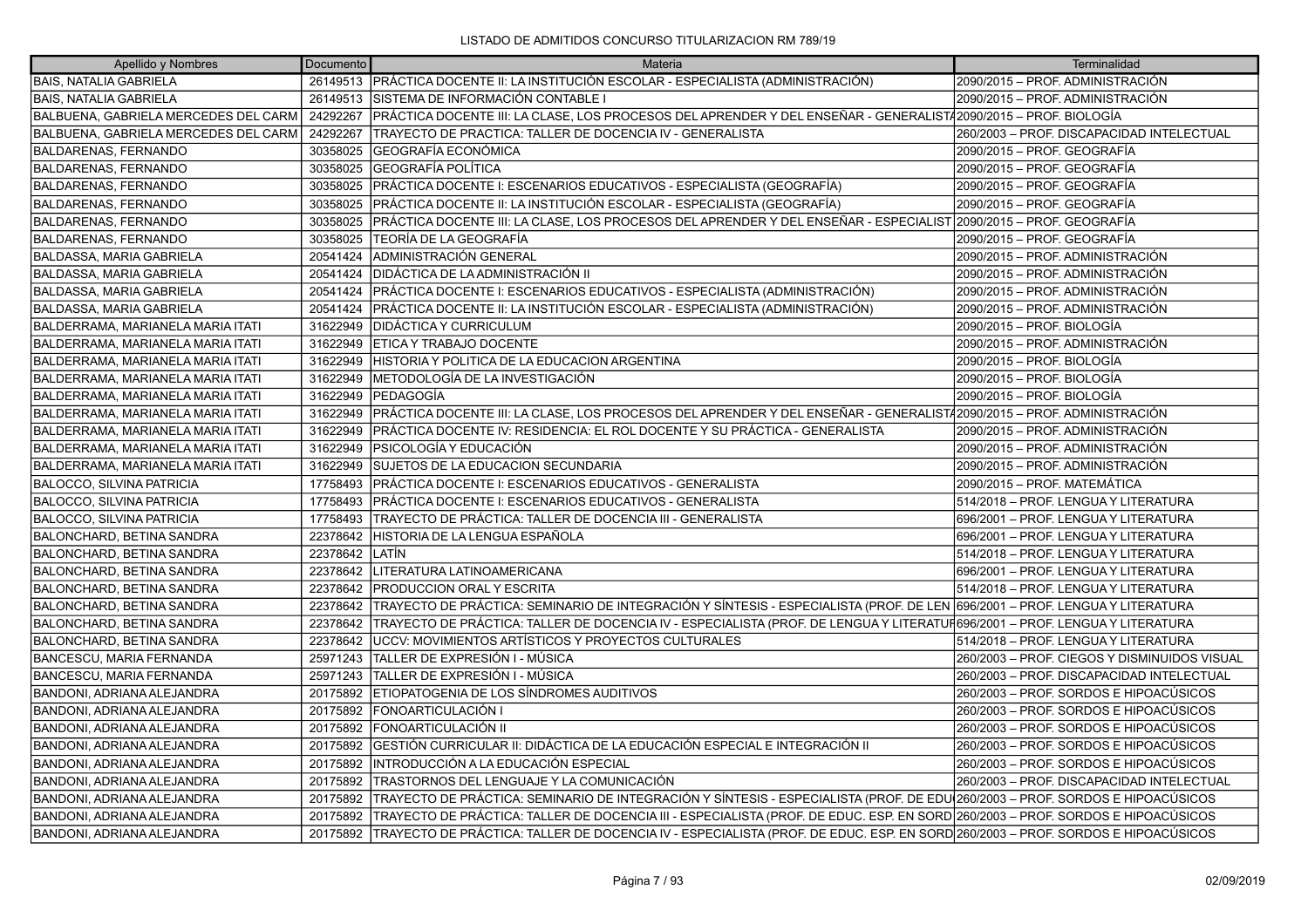LISTADO DE ADMITIDOS CONCURSO TITULARIZACION RM 789/19

| Apellido y Nombres | Documento | Materia | Terminalidad |
|---|---|---|---|
| BAIS, NATALIA GABRIELA | 26149513 | PRÁCTICA DOCENTE II: LA INSTITUCIÓN ESCOLAR - ESPECIALISTA (ADMINISTRACIÓN) | 2090/2015 – PROF. ADMINISTRACIÓN |
| BAIS, NATALIA GABRIELA | 26149513 | SISTEMA DE INFORMACIÓN CONTABLE I | 2090/2015 – PROF. ADMINISTRACIÓN |
| BALBUENA, GABRIELA MERCEDES DEL CARM | 24292267 | PRÁCTICA DOCENTE III: LA CLASE, LOS PROCESOS DEL APRENDER Y DEL ENSEÑAR - GENERALISTA | 2090/2015 – PROF. BIOLOGÍA |
| BALBUENA, GABRIELA MERCEDES DEL CARM | 24292267 | TRAYECTO DE PRACTICA: TALLER DE DOCENCIA IV - GENERALISTA | 260/2003 – PROF. DISCAPACIDAD INTELECTUAL |
| BALDARENAS, FERNANDO | 30358025 | GEOGRAFÍA ECONÓMICA | 2090/2015 – PROF. GEOGRAFÍA |
| BALDARENAS, FERNANDO | 30358025 | GEOGRAFÍA POLÍTICA | 2090/2015 – PROF. GEOGRAFÍA |
| BALDARENAS, FERNANDO | 30358025 | PRÁCTICA DOCENTE I: ESCENARIOS EDUCATIVOS - ESPECIALISTA (GEOGRAFÍA) | 2090/2015 – PROF. GEOGRAFÍA |
| BALDARENAS, FERNANDO | 30358025 | PRÁCTICA DOCENTE II: LA INSTITUCIÓN ESCOLAR - ESPECIALISTA (GEOGRAFÍA) | 2090/2015 – PROF. GEOGRAFÍA |
| BALDARENAS, FERNANDO | 30358025 | PRÁCTICA DOCENTE III: LA CLASE, LOS PROCESOS DEL APRENDER Y DEL ENSEÑAR - ESPECIALIST | 2090/2015 – PROF. GEOGRAFÍA |
| BALDARENAS, FERNANDO | 30358025 | TEORÍA DE LA GEOGRAFÍA | 2090/2015 – PROF. GEOGRAFÍA |
| BALDASSA, MARIA GABRIELA | 20541424 | ADMINISTRACIÓN GENERAL | 2090/2015 – PROF. ADMINISTRACIÓN |
| BALDASSA, MARIA GABRIELA | 20541424 | DIDÁCTICA DE LA ADMINISTRACIÓN II | 2090/2015 – PROF. ADMINISTRACIÓN |
| BALDASSA, MARIA GABRIELA | 20541424 | PRÁCTICA DOCENTE I: ESCENARIOS EDUCATIVOS - ESPECIALISTA (ADMINISTRACIÓN) | 2090/2015 – PROF. ADMINISTRACIÓN |
| BALDASSA, MARIA GABRIELA | 20541424 | PRÁCTICA DOCENTE II: LA INSTITUCIÓN ESCOLAR - ESPECIALISTA (ADMINISTRACIÓN) | 2090/2015 – PROF. ADMINISTRACIÓN |
| BALDERRAMA, MARIANELA MARIA ITATI | 31622949 | DIDÁCTICA Y CURRICULUM | 2090/2015 – PROF. BIOLOGÍA |
| BALDERRAMA, MARIANELA MARIA ITATI | 31622949 | ETICA Y TRABAJO DOCENTE | 2090/2015 – PROF. ADMINISTRACIÓN |
| BALDERRAMA, MARIANELA MARIA ITATI | 31622949 | HISTORIA Y POLITICA DE LA EDUCACION ARGENTINA | 2090/2015 – PROF. BIOLOGÍA |
| BALDERRAMA, MARIANELA MARIA ITATI | 31622949 | METODOLOGÍA DE LA INVESTIGACIÓN | 2090/2015 – PROF. BIOLOGÍA |
| BALDERRAMA, MARIANELA MARIA ITATI | 31622949 | PEDAGOGÍA | 2090/2015 – PROF. BIOLOGÍA |
| BALDERRAMA, MARIANELA MARIA ITATI | 31622949 | PRÁCTICA DOCENTE III: LA CLASE, LOS PROCESOS DEL APRENDER Y DEL ENSEÑAR - GENERALISTA | 2090/2015 – PROF. ADMINISTRACIÓN |
| BALDERRAMA, MARIANELA MARIA ITATI | 31622949 | PRÁCTICA DOCENTE IV: RESIDENCIA: EL ROL DOCENTE Y SU PRÁCTICA - GENERALISTA | 2090/2015 – PROF. ADMINISTRACIÓN |
| BALDERRAMA, MARIANELA MARIA ITATI | 31622949 | PSICOLOGÍA Y EDUCACIÓN | 2090/2015 – PROF. ADMINISTRACIÓN |
| BALDERRAMA, MARIANELA MARIA ITATI | 31622949 | SUJETOS DE LA EDUCACION SECUNDARIA | 2090/2015 – PROF. ADMINISTRACIÓN |
| BALOCCO, SILVINA PATRICIA | 17758493 | PRÁCTICA DOCENTE I: ESCENARIOS EDUCATIVOS - GENERALISTA | 2090/2015 – PROF. MATEMÁTICA |
| BALOCCO, SILVINA PATRICIA | 17758493 | PRÁCTICA DOCENTE I: ESCENARIOS EDUCATIVOS - GENERALISTA | 514/2018 – PROF. LENGUA Y LITERATURA |
| BALOCCO, SILVINA PATRICIA | 17758493 | TRAYECTO DE PRÁCTICA: TALLER DE DOCENCIA III - GENERALISTA | 696/2001 – PROF. LENGUA Y LITERATURA |
| BALONCHARD, BETINA SANDRA | 22378642 | HISTORIA DE LA LENGUA ESPAÑOLA | 696/2001 – PROF. LENGUA Y LITERATURA |
| BALONCHARD, BETINA SANDRA | 22378642 | LATÍN | 514/2018 – PROF. LENGUA Y LITERATURA |
| BALONCHARD, BETINA SANDRA | 22378642 | LITERATURA LATINOAMERICANA | 696/2001 – PROF. LENGUA Y LITERATURA |
| BALONCHARD, BETINA SANDRA | 22378642 | PRODUCCION ORAL Y ESCRITA | 514/2018 – PROF. LENGUA Y LITERATURA |
| BALONCHARD, BETINA SANDRA | 22378642 | TRAYECTO DE PRÁCTICA: SEMINARIO DE INTEGRACIÓN Y SÍNTESIS - ESPECIALISTA (PROF. DE LEN | 696/2001 – PROF. LENGUA Y LITERATURA |
| BALONCHARD, BETINA SANDRA | 22378642 | TRAYECTO DE PRÁCTICA: TALLER DE DOCENCIA IV - ESPECIALISTA (PROF. DE LENGUA Y LITERATUR | 696/2001 – PROF. LENGUA Y LITERATURA |
| BALONCHARD, BETINA SANDRA | 22378642 | UCCV: MOVIMIENTOS ARTÍSTICOS Y PROYECTOS CULTURALES | 514/2018 – PROF. LENGUA Y LITERATURA |
| BANCESCU, MARIA FERNANDA | 25971243 | TALLER DE EXPRESIÓN I - MÚSICA | 260/2003 – PROF. CIEGOS Y DISMINUIDOS VISUAL |
| BANCESCU, MARIA FERNANDA | 25971243 | TALLER DE EXPRESIÓN I - MÚSICA | 260/2003 – PROF. DISCAPACIDAD INTELECTUAL |
| BANDONI, ADRIANA ALEJANDRA | 20175892 | ETIOPATOGENIA DE LOS SÍNDROMES AUDITIVOS | 260/2003 – PROF. SORDOS E HIPOACÚSICOS |
| BANDONI, ADRIANA ALEJANDRA | 20175892 | FONOARTICULACIÓN I | 260/2003 – PROF. SORDOS E HIPOACÚSICOS |
| BANDONI, ADRIANA ALEJANDRA | 20175892 | FONOARTICULACIÓN II | 260/2003 – PROF. SORDOS E HIPOACÚSICOS |
| BANDONI, ADRIANA ALEJANDRA | 20175892 | GESTIÓN CURRICULAR II: DIDÁCTICA DE LA EDUCACIÓN ESPECIAL E INTEGRACIÓN II | 260/2003 – PROF. SORDOS E HIPOACÚSICOS |
| BANDONI, ADRIANA ALEJANDRA | 20175892 | INTRODUCCIÓN A LA EDUCACIÓN ESPECIAL | 260/2003 – PROF. SORDOS E HIPOACÚSICOS |
| BANDONI, ADRIANA ALEJANDRA | 20175892 | TRASTORNOS DEL LENGUAJE Y LA COMUNICACIÓN | 260/2003 – PROF. DISCAPACIDAD INTELECTUAL |
| BANDONI, ADRIANA ALEJANDRA | 20175892 | TRAYECTO DE PRÁCTICA: SEMINARIO DE INTEGRACIÓN Y SÍNTESIS - ESPECIALISTA (PROF. DE EDU | 260/2003 – PROF. SORDOS E HIPOACÚSICOS |
| BANDONI, ADRIANA ALEJANDRA | 20175892 | TRAYECTO DE PRÁCTICA: TALLER DE DOCENCIA III - ESPECIALISTA (PROF. DE EDUC. ESP. EN SORD | 260/2003 – PROF. SORDOS E HIPOACÚSICOS |
| BANDONI, ADRIANA ALEJANDRA | 20175892 | TRAYECTO DE PRÁCTICA: TALLER DE DOCENCIA IV - ESPECIALISTA (PROF. DE EDUC. ESP. EN SORD | 260/2003 – PROF. SORDOS E HIPOACÚSICOS |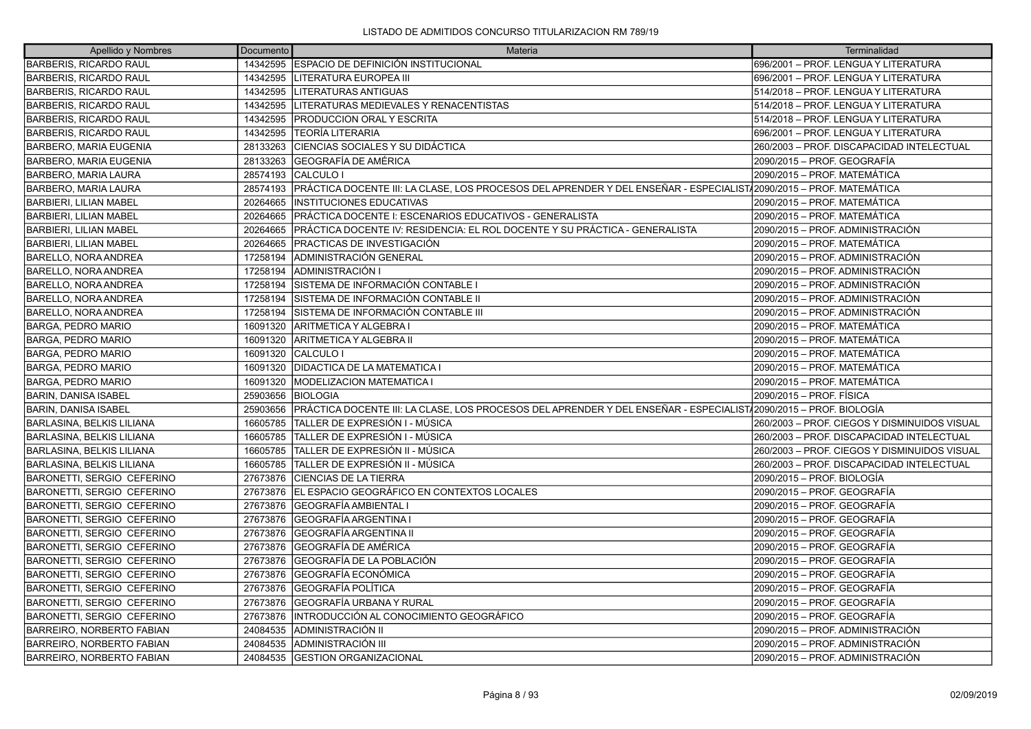| Apellido y Nombres | Documento | Materia | Terminalidad |
|---|---|---|---|
| BARBERIS, RICARDO RAUL | 14342595 | ESPACIO DE DEFINICIÓN INSTITUCIONAL | 696/2001 – PROF. LENGUA Y LITERATURA |
| BARBERIS, RICARDO RAUL | 14342595 | LITERATURA EUROPEA III | 696/2001 – PROF. LENGUA Y LITERATURA |
| BARBERIS, RICARDO RAUL | 14342595 | LITERATURAS ANTIGUAS | 514/2018 – PROF. LENGUA Y LITERATURA |
| BARBERIS, RICARDO RAUL | 14342595 | LITERATURAS MEDIEVALES Y RENACENTISTAS | 514/2018 – PROF. LENGUA Y LITERATURA |
| BARBERIS, RICARDO RAUL | 14342595 | PRODUCCION ORAL Y ESCRITA | 514/2018 – PROF. LENGUA Y LITERATURA |
| BARBERIS, RICARDO RAUL | 14342595 | TEORÍA LITERARIA | 696/2001 – PROF. LENGUA Y LITERATURA |
| BARBERO, MARIA EUGENIA | 28133263 | CIENCIAS SOCIALES Y SU DIDÁCTICA | 260/2003 – PROF. DISCAPACIDAD INTELECTUAL |
| BARBERO, MARIA EUGENIA | 28133263 | GEOGRAFÍA DE AMÉRICA | 2090/2015 – PROF. GEOGRAFÍA |
| BARBERO, MARIA LAURA | 28574193 | CALCULO I | 2090/2015 – PROF. MATEMÁTICA |
| BARBERO, MARIA LAURA | 28574193 | PRÁCTICA DOCENTE III: LA CLASE, LOS PROCESOS DEL APRENDER Y DEL ENSEÑAR - ESPECIALISTA | 2090/2015 – PROF. MATEMÁTICA |
| BARBIERI, LILIAN MABEL | 20264665 | INSTITUCIONES EDUCATIVAS | 2090/2015 – PROF. MATEMÁTICA |
| BARBIERI, LILIAN MABEL | 20264665 | PRÁCTICA DOCENTE I: ESCENARIOS EDUCATIVOS - GENERALISTA | 2090/2015 – PROF. MATEMÁTICA |
| BARBIERI, LILIAN MABEL | 20264665 | PRÁCTICA DOCENTE IV: RESIDENCIA: EL ROL DOCENTE Y SU PRÁCTICA - GENERALISTA | 2090/2015 – PROF. ADMINISTRACIÓN |
| BARBIERI, LILIAN MABEL | 20264665 | PRACTICAS DE INVESTIGACIÓN | 2090/2015 – PROF. MATEMÁTICA |
| BARELLO, NORA ANDREA | 17258194 | ADMINISTRACIÓN GENERAL | 2090/2015 – PROF. ADMINISTRACIÓN |
| BARELLO, NORA ANDREA | 17258194 | ADMINISTRACIÓN I | 2090/2015 – PROF. ADMINISTRACIÓN |
| BARELLO, NORA ANDREA | 17258194 | SISTEMA DE INFORMACIÓN CONTABLE I | 2090/2015 – PROF. ADMINISTRACIÓN |
| BARELLO, NORA ANDREA | 17258194 | SISTEMA DE INFORMACIÓN CONTABLE II | 2090/2015 – PROF. ADMINISTRACIÓN |
| BARELLO, NORA ANDREA | 17258194 | SISTEMA DE INFORMACIÓN CONTABLE III | 2090/2015 – PROF. ADMINISTRACIÓN |
| BARGA, PEDRO MARIO | 16091320 | ARITMETICA Y ALGEBRA I | 2090/2015 – PROF. MATEMÁTICA |
| BARGA, PEDRO MARIO | 16091320 | ARITMETICA Y ALGEBRA II | 2090/2015 – PROF. MATEMÁTICA |
| BARGA, PEDRO MARIO | 16091320 | CALCULO I | 2090/2015 – PROF. MATEMÁTICA |
| BARGA, PEDRO MARIO | 16091320 | DIDACTICA DE LA MATEMATICA I | 2090/2015 – PROF. MATEMÁTICA |
| BARGA, PEDRO MARIO | 16091320 | MODELIZACION MATEMATICA I | 2090/2015 – PROF. MATEMÁTICA |
| BARIN, DANISA ISABEL | 25903656 | BIOLOGIA | 2090/2015 – PROF. FÍSICA |
| BARIN, DANISA ISABEL | 25903656 | PRÁCTICA DOCENTE III: LA CLASE, LOS PROCESOS DEL APRENDER Y DEL ENSEÑAR - ESPECIALISTA | 2090/2015 – PROF. BIOLOGÍA |
| BARLASINA, BELKIS LILIANA | 16605785 | TALLER DE EXPRESIÓN I - MÚSICA | 260/2003 – PROF. CIEGOS Y DISMINUIDOS VISUAL |
| BARLASINA, BELKIS LILIANA | 16605785 | TALLER DE EXPRESIÓN I - MÚSICA | 260/2003 – PROF. DISCAPACIDAD INTELECTUAL |
| BARLASINA, BELKIS LILIANA | 16605785 | TALLER DE EXPRESIÓN II - MÚSICA | 260/2003 – PROF. CIEGOS Y DISMINUIDOS VISUAL |
| BARLASINA, BELKIS LILIANA | 16605785 | TALLER DE EXPRESIÓN II - MÚSICA | 260/2003 – PROF. DISCAPACIDAD INTELECTUAL |
| BARONETTI, SERGIO CEFERINO | 27673876 | CIENCIAS DE LA TIERRA | 2090/2015 – PROF. BIOLOGÍA |
| BARONETTI, SERGIO CEFERINO | 27673876 | EL ESPACIO GEOGRÁFICO EN CONTEXTOS LOCALES | 2090/2015 – PROF. GEOGRAFÍA |
| BARONETTI, SERGIO CEFERINO | 27673876 | GEOGRAFÍA AMBIENTAL I | 2090/2015 – PROF. GEOGRAFÍA |
| BARONETTI, SERGIO CEFERINO | 27673876 | GEOGRAFÍA ARGENTINA I | 2090/2015 – PROF. GEOGRAFÍA |
| BARONETTI, SERGIO CEFERINO | 27673876 | GEOGRAFÍA ARGENTINA II | 2090/2015 – PROF. GEOGRAFÍA |
| BARONETTI, SERGIO CEFERINO | 27673876 | GEOGRAFÍA DE AMÉRICA | 2090/2015 – PROF. GEOGRAFÍA |
| BARONETTI, SERGIO CEFERINO | 27673876 | GEOGRAFÍA DE LA POBLACIÓN | 2090/2015 – PROF. GEOGRAFÍA |
| BARONETTI, SERGIO CEFERINO | 27673876 | GEOGRAFÍA ECONÓMICA | 2090/2015 – PROF. GEOGRAFÍA |
| BARONETTI, SERGIO CEFERINO | 27673876 | GEOGRAFÍA POLÍTICA | 2090/2015 – PROF. GEOGRAFÍA |
| BARONETTI, SERGIO CEFERINO | 27673876 | GEOGRAFÍA URBANA Y RURAL | 2090/2015 – PROF. GEOGRAFÍA |
| BARONETTI, SERGIO CEFERINO | 27673876 | INTRODUCCIÓN AL CONOCIMIENTO GEOGRÁFICO | 2090/2015 – PROF. GEOGRAFÍA |
| BARREIRO, NORBERTO FABIAN | 24084535 | ADMINISTRACIÓN II | 2090/2015 – PROF. ADMINISTRACIÓN |
| BARREIRO, NORBERTO FABIAN | 24084535 | ADMINISTRACIÓN III | 2090/2015 – PROF. ADMINISTRACIÓN |
| BARREIRO, NORBERTO FABIAN | 24084535 | GESTION ORGANIZACIONAL | 2090/2015 – PROF. ADMINISTRACIÓN |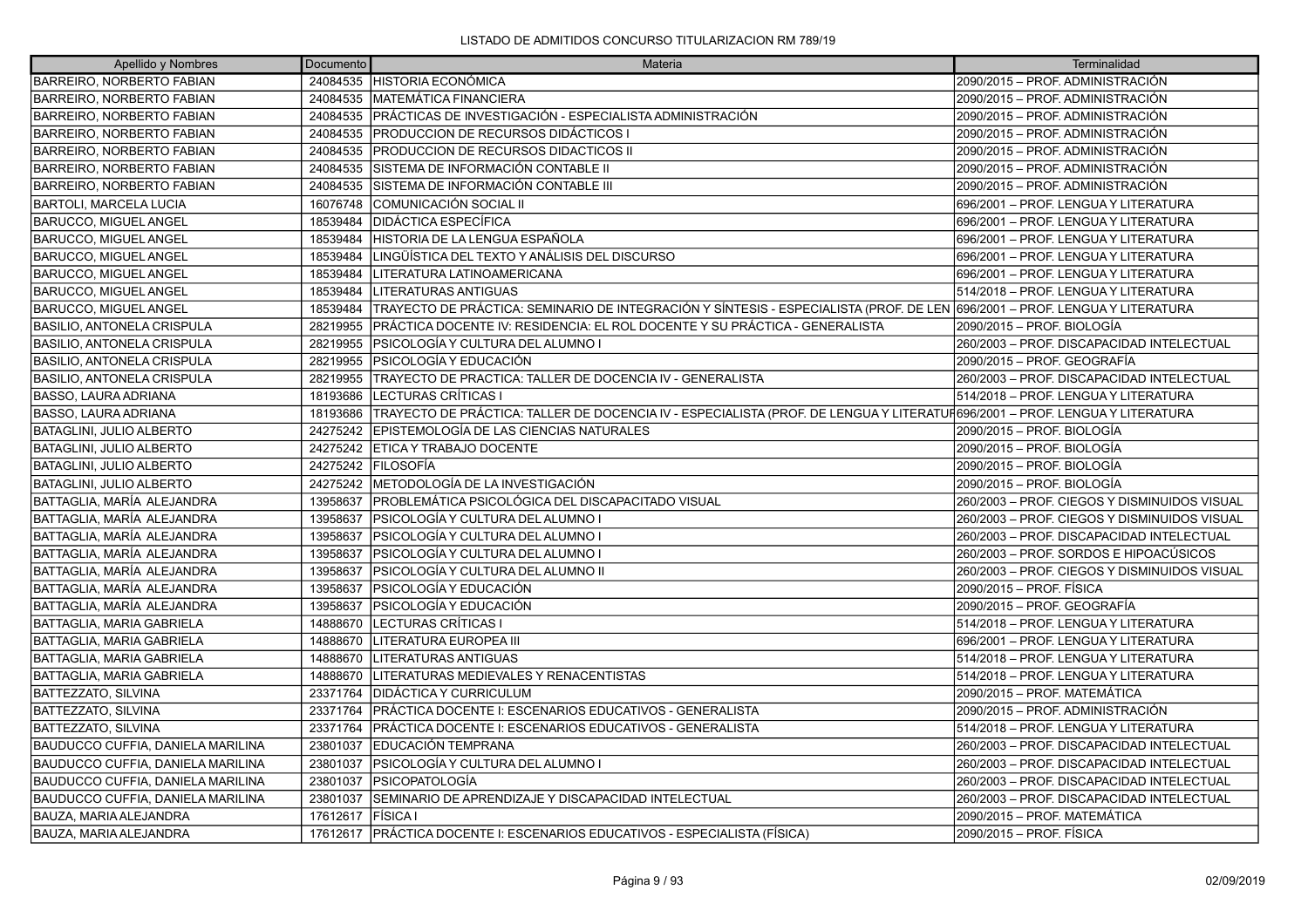LISTADO DE ADMITIDOS CONCURSO TITULARIZACION RM 789/19

| Apellido y Nombres | Documento | Materia | Terminalidad |
|---|---|---|---|
| BARREIRO, NORBERTO FABIAN | 24084535 | HISTORIA ECONÓMICA | 2090/2015 – PROF. ADMINISTRACIÓN |
| BARREIRO, NORBERTO FABIAN | 24084535 | MATEMÁTICA FINANCIERA | 2090/2015 – PROF. ADMINISTRACIÓN |
| BARREIRO, NORBERTO FABIAN | 24084535 | PRÁCTICAS DE INVESTIGACIÓN - ESPECIALISTA ADMINISTRACIÓN | 2090/2015 – PROF. ADMINISTRACIÓN |
| BARREIRO, NORBERTO FABIAN | 24084535 | PRODUCCION DE RECURSOS DIDÁCTICOS I | 2090/2015 – PROF. ADMINISTRACIÓN |
| BARREIRO, NORBERTO FABIAN | 24084535 | PRODUCCION DE RECURSOS DIDACTICOS II | 2090/2015 – PROF. ADMINISTRACIÓN |
| BARREIRO, NORBERTO FABIAN | 24084535 | SISTEMA DE INFORMACIÓN CONTABLE II | 2090/2015 – PROF. ADMINISTRACIÓN |
| BARREIRO, NORBERTO FABIAN | 24084535 | SISTEMA DE INFORMACIÓN CONTABLE III | 2090/2015 – PROF. ADMINISTRACIÓN |
| BARTOLI, MARCELA LUCIA | 16076748 | COMUNICACIÓN SOCIAL II | 696/2001 – PROF. LENGUA Y LITERATURA |
| BARUCCO, MIGUEL ANGEL | 18539484 | DIDÁCTICA ESPECÍFICA | 696/2001 – PROF. LENGUA Y LITERATURA |
| BARUCCO, MIGUEL ANGEL | 18539484 | HISTORIA DE LA LENGUA ESPAÑOLA | 696/2001 – PROF. LENGUA Y LITERATURA |
| BARUCCO, MIGUEL ANGEL | 18539484 | LINGÜÍSTICA DEL TEXTO Y ANÁLISIS DEL DISCURSO | 696/2001 – PROF. LENGUA Y LITERATURA |
| BARUCCO, MIGUEL ANGEL | 18539484 | LITERATURA LATINOAMERICANA | 696/2001 – PROF. LENGUA Y LITERATURA |
| BARUCCO, MIGUEL ANGEL | 18539484 | LITERATURAS ANTIGUAS | 514/2018 – PROF. LENGUA Y LITERATURA |
| BARUCCO, MIGUEL ANGEL | 18539484 | TRAYECTO DE PRÁCTICA: SEMINARIO DE INTEGRACIÓN Y SÍNTESIS - ESPECIALISTA (PROF. DE LEN | 696/2001 – PROF. LENGUA Y LITERATURA |
| BASILIO, ANTONELA CRISPULA | 28219955 | PRÁCTICA DOCENTE IV: RESIDENCIA: EL ROL DOCENTE Y SU PRÁCTICA - GENERALISTA | 2090/2015 – PROF. BIOLOGÍA |
| BASILIO, ANTONELA CRISPULA | 28219955 | PSICOLOGÍA Y CULTURA DEL ALUMNO I | 260/2003 – PROF. DISCAPACIDAD INTELECTUAL |
| BASILIO, ANTONELA CRISPULA | 28219955 | PSICOLOGÍA Y EDUCACIÓN | 2090/2015 – PROF. GEOGRAFÍA |
| BASILIO, ANTONELA CRISPULA | 28219955 | TRAYECTO DE PRACTICA: TALLER DE DOCENCIA IV - GENERALISTA | 260/2003 – PROF. DISCAPACIDAD INTELECTUAL |
| BASSO, LAURA ADRIANA | 18193686 | LECTURAS CRÍTICAS I | 514/2018 – PROF. LENGUA Y LITERATURA |
| BASSO, LAURA ADRIANA | 18193686 | TRAYECTO DE PRÁCTICA: TALLER DE DOCENCIA IV - ESPECIALISTA (PROF. DE LENGUA Y LITERATUR | 696/2001 – PROF. LENGUA Y LITERATURA |
| BATAGLINI, JULIO ALBERTO | 24275242 | EPISTEMOLOGÍA DE LAS CIENCIAS NATURALES | 2090/2015 – PROF. BIOLOGÍA |
| BATAGLINI, JULIO ALBERTO | 24275242 | ETICA Y TRABAJO DOCENTE | 2090/2015 – PROF. BIOLOGÍA |
| BATAGLINI, JULIO ALBERTO | 24275242 | FILOSOFÍA | 2090/2015 – PROF. BIOLOGÍA |
| BATAGLINI, JULIO ALBERTO | 24275242 | METODOLOGÍA DE LA INVESTIGACIÓN | 2090/2015 – PROF. BIOLOGÍA |
| BATTAGLIA, MARÍA ALEJANDRA | 13958637 | PROBLEMÁTICA PSICOLÓGICA DEL DISCAPACITADO VISUAL | 260/2003 – PROF. CIEGOS Y DISMINUIDOS VISUAL |
| BATTAGLIA, MARÍA ALEJANDRA | 13958637 | PSICOLOGÍA Y CULTURA DEL ALUMNO I | 260/2003 – PROF. CIEGOS Y DISMINUIDOS VISUAL |
| BATTAGLIA, MARÍA ALEJANDRA | 13958637 | PSICOLOGÍA Y CULTURA DEL ALUMNO I | 260/2003 – PROF. DISCAPACIDAD INTELECTUAL |
| BATTAGLIA, MARÍA ALEJANDRA | 13958637 | PSICOLOGÍA Y CULTURA DEL ALUMNO I | 260/2003 – PROF. SORDOS E HIPOACÚSICOS |
| BATTAGLIA, MARÍA ALEJANDRA | 13958637 | PSICOLOGÍA Y CULTURA DEL ALUMNO II | 260/2003 – PROF. CIEGOS Y DISMINUIDOS VISUAL |
| BATTAGLIA, MARÍA ALEJANDRA | 13958637 | PSICOLOGÍA Y EDUCACIÓN | 2090/2015 – PROF. FÍSICA |
| BATTAGLIA, MARÍA ALEJANDRA | 13958637 | PSICOLOGÍA Y EDUCACIÓN | 2090/2015 – PROF. GEOGRAFÍA |
| BATTAGLIA, MARIA GABRIELA | 14888670 | LECTURAS CRÍTICAS I | 514/2018 – PROF. LENGUA Y LITERATURA |
| BATTAGLIA, MARIA GABRIELA | 14888670 | LITERATURA EUROPEA III | 696/2001 – PROF. LENGUA Y LITERATURA |
| BATTAGLIA, MARIA GABRIELA | 14888670 | LITERATURAS ANTIGUAS | 514/2018 – PROF. LENGUA Y LITERATURA |
| BATTAGLIA, MARIA GABRIELA | 14888670 | LITERATURAS MEDIEVALES Y RENACENTISTAS | 514/2018 – PROF. LENGUA Y LITERATURA |
| BATTEZZATO, SILVINA | 23371764 | DIDÁCTICA Y CURRICULUM | 2090/2015 – PROF. MATEMÁTICA |
| BATTEZZATO, SILVINA | 23371764 | PRÁCTICA DOCENTE I: ESCENARIOS EDUCATIVOS - GENERALISTA | 2090/2015 – PROF. ADMINISTRACIÓN |
| BATTEZZATO, SILVINA | 23371764 | PRÁCTICA DOCENTE I: ESCENARIOS EDUCATIVOS - GENERALISTA | 514/2018 – PROF. LENGUA Y LITERATURA |
| BAUDUCCO CUFFIA, DANIELA MARILINA | 23801037 | EDUCACIÓN TEMPRANA | 260/2003 – PROF. DISCAPACIDAD INTELECTUAL |
| BAUDUCCO CUFFIA, DANIELA MARILINA | 23801037 | PSICOLOGÍA Y CULTURA DEL ALUMNO I | 260/2003 – PROF. DISCAPACIDAD INTELECTUAL |
| BAUDUCCO CUFFIA, DANIELA MARILINA | 23801037 | PSICOPATOLOGÍA | 260/2003 – PROF. DISCAPACIDAD INTELECTUAL |
| BAUDUCCO CUFFIA, DANIELA MARILINA | 23801037 | SEMINARIO DE APRENDIZAJE Y DISCAPACIDAD INTELECTUAL | 260/2003 – PROF. DISCAPACIDAD INTELECTUAL |
| BAUZA, MARIA ALEJANDRA | 17612617 | FÍSICA I | 2090/2015 – PROF. MATEMÁTICA |
| BAUZA, MARIA ALEJANDRA | 17612617 | PRÁCTICA DOCENTE I: ESCENARIOS EDUCATIVOS - ESPECIALISTA (FÍSICA) | 2090/2015 – PROF. FÍSICA |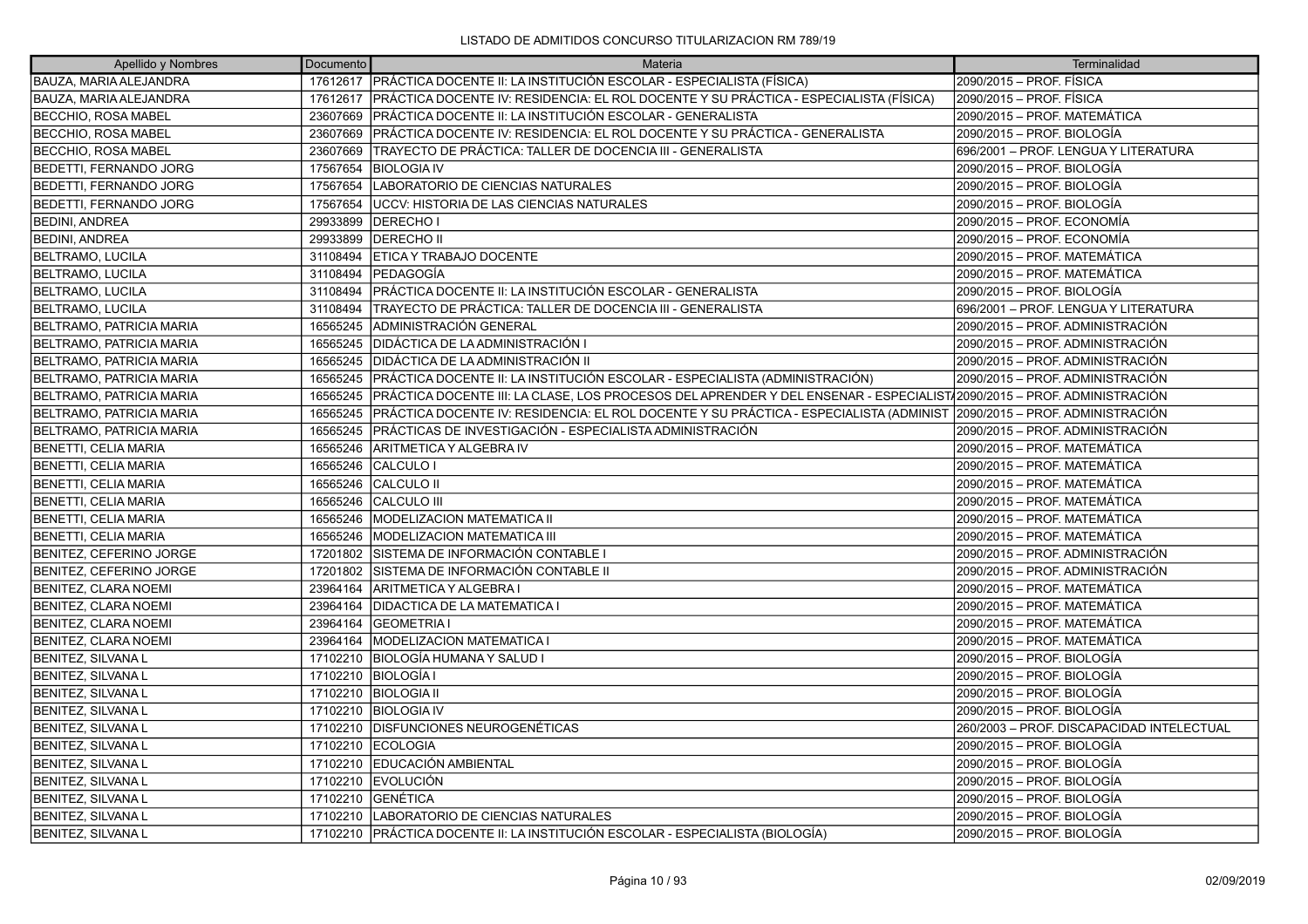LISTADO DE ADMITIDOS CONCURSO TITULARIZACION RM 789/19

| Apellido y Nombres | Documento | Materia | Terminalidad |
|---|---|---|---|
| BAUZA, MARIA ALEJANDRA | 17612617 | PRÁCTICA DOCENTE II: LA INSTITUCIÓN ESCOLAR - ESPECIALISTA (FÍSICA) | 2090/2015 – PROF. FÍSICA |
| BAUZA, MARIA ALEJANDRA | 17612617 | PRÁCTICA DOCENTE IV: RESIDENCIA: EL ROL DOCENTE Y SU PRÁCTICA - ESPECIALISTA (FÍSICA) | 2090/2015 – PROF. FÍSICA |
| BECCHIO, ROSA MABEL | 23607669 | PRÁCTICA DOCENTE II: LA INSTITUCIÓN ESCOLAR - GENERALISTA | 2090/2015 – PROF. MATEMÁTICA |
| BECCHIO, ROSA MABEL | 23607669 | PRÁCTICA DOCENTE IV: RESIDENCIA: EL ROL DOCENTE Y SU PRÁCTICA - GENERALISTA | 2090/2015 – PROF. BIOLOGÍA |
| BECCHIO, ROSA MABEL | 23607669 | TRAYECTO DE PRÁCTICA: TALLER DE DOCENCIA III - GENERALISTA | 696/2001 – PROF. LENGUA Y LITERATURA |
| BEDETTI, FERNANDO JORG | 17567654 | BIOLOGIA IV | 2090/2015 – PROF. BIOLOGÍA |
| BEDETTI, FERNANDO JORG | 17567654 | LABORATORIO DE CIENCIAS NATURALES | 2090/2015 – PROF. BIOLOGÍA |
| BEDETTI, FERNANDO JORG | 17567654 | UCCV: HISTORIA DE LAS CIENCIAS NATURALES | 2090/2015 – PROF. BIOLOGÍA |
| BEDINI, ANDREA | 29933899 | DERECHO I | 2090/2015 – PROF. ECONOMÍA |
| BEDINI, ANDREA | 29933899 | DERECHO II | 2090/2015 – PROF. ECONOMÍA |
| BELTRAMO, LUCILA | 31108494 | ETICA Y TRABAJO DOCENTE | 2090/2015 – PROF. MATEMÁTICA |
| BELTRAMO, LUCILA | 31108494 | PEDAGOGÍA | 2090/2015 – PROF. MATEMÁTICA |
| BELTRAMO, LUCILA | 31108494 | PRÁCTICA DOCENTE II: LA INSTITUCIÓN ESCOLAR - GENERALISTA | 2090/2015 – PROF. BIOLOGÍA |
| BELTRAMO, LUCILA | 31108494 | TRAYECTO DE PRÁCTICA: TALLER DE DOCENCIA III - GENERALISTA | 696/2001 – PROF. LENGUA Y LITERATURA |
| BELTRAMO, PATRICIA MARIA | 16565245 | ADMINISTRACIÓN GENERAL | 2090/2015 – PROF. ADMINISTRACIÓN |
| BELTRAMO, PATRICIA MARIA | 16565245 | DIDÁCTICA DE LA ADMINISTRACIÓN I | 2090/2015 – PROF. ADMINISTRACIÓN |
| BELTRAMO, PATRICIA MARIA | 16565245 | DIDÁCTICA DE LA ADMINISTRACIÓN II | 2090/2015 – PROF. ADMINISTRACIÓN |
| BELTRAMO, PATRICIA MARIA | 16565245 | PRÁCTICA DOCENTE II: LA INSTITUCIÓN ESCOLAR - ESPECIALISTA (ADMINISTRACIÓN) | 2090/2015 – PROF. ADMINISTRACIÓN |
| BELTRAMO, PATRICIA MARIA | 16565245 | PRÁCTICA DOCENTE III: LA CLASE, LOS PROCESOS DEL APRENDER Y DEL ENSENAR - ESPECIALIST | 2090/2015 – PROF. ADMINISTRACIÓN |
| BELTRAMO, PATRICIA MARIA | 16565245 | PRÁCTICA DOCENTE IV: RESIDENCIA: EL ROL DOCENTE Y SU PRÁCTICA - ESPECIALISTA (ADMINIST | 2090/2015 – PROF. ADMINISTRACIÓN |
| BELTRAMO, PATRICIA MARIA | 16565245 | PRÁCTICAS DE INVESTIGACIÓN - ESPECIALISTA ADMINISTRACIÓN | 2090/2015 – PROF. ADMINISTRACIÓN |
| BENETTI, CELIA MARIA | 16565246 | ARITMETICA Y ALGEBRA IV | 2090/2015 – PROF. MATEMÁTICA |
| BENETTI, CELIA MARIA | 16565246 | CALCULO I | 2090/2015 – PROF. MATEMÁTICA |
| BENETTI, CELIA MARIA | 16565246 | CALCULO II | 2090/2015 – PROF. MATEMÁTICA |
| BENETTI, CELIA MARIA | 16565246 | CALCULO III | 2090/2015 – PROF. MATEMÁTICA |
| BENETTI, CELIA MARIA | 16565246 | MODELIZACION MATEMATICA II | 2090/2015 – PROF. MATEMÁTICA |
| BENETTI, CELIA MARIA | 16565246 | MODELIZACION MATEMATICA III | 2090/2015 – PROF. MATEMÁTICA |
| BENITEZ, CEFERINO JORGE | 17201802 | SISTEMA DE INFORMACIÓN CONTABLE I | 2090/2015 – PROF. ADMINISTRACIÓN |
| BENITEZ, CEFERINO JORGE | 17201802 | SISTEMA DE INFORMACIÓN CONTABLE II | 2090/2015 – PROF. ADMINISTRACIÓN |
| BENITEZ, CLARA NOEMI | 23964164 | ARITMETICA Y ALGEBRA I | 2090/2015 – PROF. MATEMÁTICA |
| BENITEZ, CLARA NOEMI | 23964164 | DIDACTICA DE LA MATEMATICA I | 2090/2015 – PROF. MATEMÁTICA |
| BENITEZ, CLARA NOEMI | 23964164 | GEOMETRIA I | 2090/2015 – PROF. MATEMÁTICA |
| BENITEZ, CLARA NOEMI | 23964164 | MODELIZACION MATEMATICA I | 2090/2015 – PROF. MATEMÁTICA |
| BENITEZ, SILVANA L | 17102210 | BIOLOGÍA HUMANA Y SALUD I | 2090/2015 – PROF. BIOLOGÍA |
| BENITEZ, SILVANA L | 17102210 | BIOLOGÍA I | 2090/2015 – PROF. BIOLOGÍA |
| BENITEZ, SILVANA L | 17102210 | BIOLOGIA II | 2090/2015 – PROF. BIOLOGÍA |
| BENITEZ, SILVANA L | 17102210 | BIOLOGIA IV | 2090/2015 – PROF. BIOLOGÍA |
| BENITEZ, SILVANA L | 17102210 | DISFUNCIONES NEUROGENÉTICAS | 260/2003 – PROF. DISCAPACIDAD INTELECTUAL |
| BENITEZ, SILVANA L | 17102210 | ECOLOGIA | 2090/2015 – PROF. BIOLOGÍA |
| BENITEZ, SILVANA L | 17102210 | EDUCACIÓN AMBIENTAL | 2090/2015 – PROF. BIOLOGÍA |
| BENITEZ, SILVANA L | 17102210 | EVOLUCIÓN | 2090/2015 – PROF. BIOLOGÍA |
| BENITEZ, SILVANA L | 17102210 | GENÉTICA | 2090/2015 – PROF. BIOLOGÍA |
| BENITEZ, SILVANA L | 17102210 | LABORATORIO DE CIENCIAS NATURALES | 2090/2015 – PROF. BIOLOGÍA |
| BENITEZ, SILVANA L | 17102210 | PRÁCTICA DOCENTE II: LA INSTITUCIÓN ESCOLAR - ESPECIALISTA (BIOLOGÍA) | 2090/2015 – PROF. BIOLOGÍA |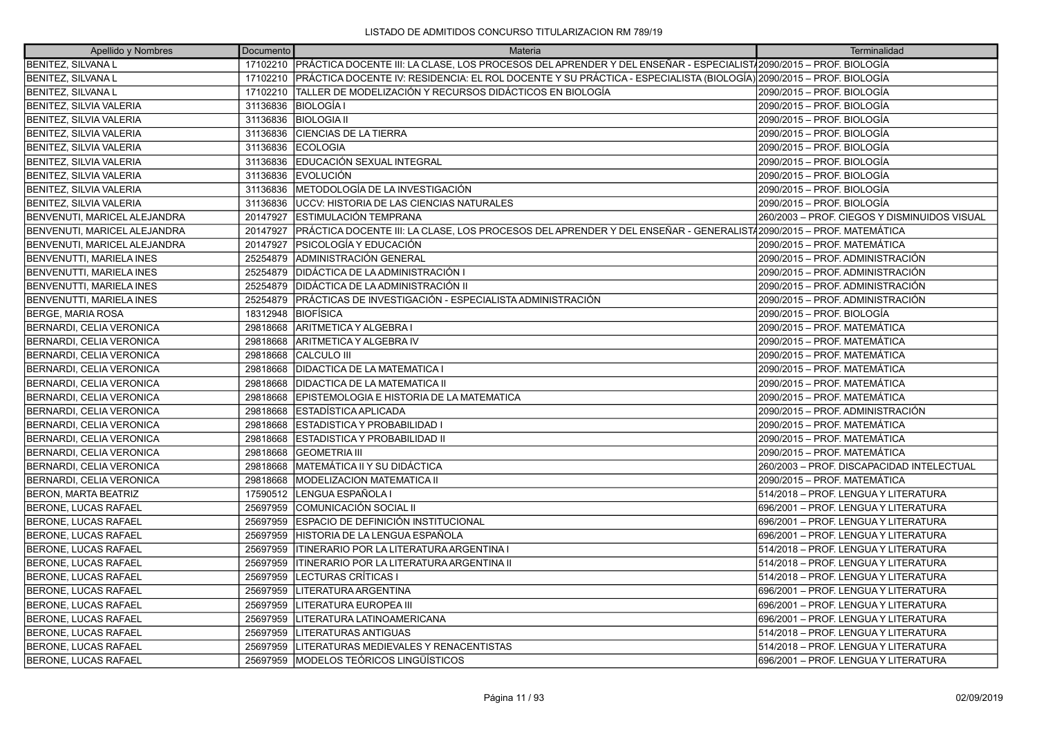LISTADO DE ADMITIDOS CONCURSO TITULARIZACION RM 789/19

| Apellido y Nombres | Documento | Materia | Terminalidad |
|---|---|---|---|
| BENITEZ, SILVANA L | 17102210 | PRÁCTICA DOCENTE III: LA CLASE, LOS PROCESOS DEL APRENDER Y DEL ENSEÑAR - ESPECIALISTA | 2090/2015 – PROF. BIOLOGÍA |
| BENITEZ, SILVANA L | 17102210 | PRÁCTICA DOCENTE IV: RESIDENCIA: EL ROL DOCENTE Y SU PRÁCTICA - ESPECIALISTA (BIOLOGÍA) | 2090/2015 – PROF. BIOLOGÍA |
| BENITEZ, SILVANA L | 17102210 | TALLER DE MODELIZACIÓN Y RECURSOS DIDÁCTICOS EN BIOLOGÍA | 2090/2015 – PROF. BIOLOGÍA |
| BENITEZ, SILVIA VALERIA | 31136836 | BIOLOGÍA I | 2090/2015 – PROF. BIOLOGÍA |
| BENITEZ, SILVIA VALERIA | 31136836 | BIOLOGIA II | 2090/2015 – PROF. BIOLOGÍA |
| BENITEZ, SILVIA VALERIA | 31136836 | CIENCIAS DE LA TIERRA | 2090/2015 – PROF. BIOLOGÍA |
| BENITEZ, SILVIA VALERIA | 31136836 | ECOLOGIA | 2090/2015 – PROF. BIOLOGÍA |
| BENITEZ, SILVIA VALERIA | 31136836 | EDUCACIÓN SEXUAL INTEGRAL | 2090/2015 – PROF. BIOLOGÍA |
| BENITEZ, SILVIA VALERIA | 31136836 | EVOLUCIÓN | 2090/2015 – PROF. BIOLOGÍA |
| BENITEZ, SILVIA VALERIA | 31136836 | METODOLOGÍA DE LA INVESTIGACIÓN | 2090/2015 – PROF. BIOLOGÍA |
| BENITEZ, SILVIA VALERIA | 31136836 | UCCV: HISTORIA DE LAS CIENCIAS NATURALES | 2090/2015 – PROF. BIOLOGÍA |
| BENVENUTI, MARICEL ALEJANDRA | 20147927 | ESTIMULACIÓN TEMPRANA | 260/2003 – PROF. CIEGOS Y DISMINUIDOS VISUAL |
| BENVENUTI, MARICEL ALEJANDRA | 20147927 | PRÁCTICA DOCENTE III: LA CLASE, LOS PROCESOS DEL APRENDER Y DEL ENSEÑAR - GENERALISTA | 2090/2015 – PROF. MATEMÁTICA |
| BENVENUTI, MARICEL ALEJANDRA | 20147927 | PSICOLOGÍA Y EDUCACIÓN | 2090/2015 – PROF. MATEMÁTICA |
| BENVENUTTI, MARIELA INES | 25254879 | ADMINISTRACIÓN GENERAL | 2090/2015 – PROF. ADMINISTRACIÓN |
| BENVENUTTI, MARIELA INES | 25254879 | DIDÁCTICA DE LA ADMINISTRACIÓN I | 2090/2015 – PROF. ADMINISTRACIÓN |
| BENVENUTTI, MARIELA INES | 25254879 | DIDÁCTICA DE LA ADMINISTRACIÓN II | 2090/2015 – PROF. ADMINISTRACIÓN |
| BENVENUTTI, MARIELA INES | 25254879 | PRÁCTICAS DE INVESTIGACIÓN - ESPECIALISTA ADMINISTRACIÓN | 2090/2015 – PROF. ADMINISTRACIÓN |
| BERGE, MARIA ROSA | 18312948 | BIOFÍSICA | 2090/2015 – PROF. BIOLOGÍA |
| BERNARDI, CELIA VERONICA | 29818668 | ARITMETICA Y ALGEBRA I | 2090/2015 – PROF. MATEMÁTICA |
| BERNARDI, CELIA VERONICA | 29818668 | ARITMETICA Y ALGEBRA IV | 2090/2015 – PROF. MATEMÁTICA |
| BERNARDI, CELIA VERONICA | 29818668 | CALCULO III | 2090/2015 – PROF. MATEMÁTICA |
| BERNARDI, CELIA VERONICA | 29818668 | DIDACTICA DE LA MATEMATICA I | 2090/2015 – PROF. MATEMÁTICA |
| BERNARDI, CELIA VERONICA | 29818668 | DIDACTICA DE LA MATEMATICA II | 2090/2015 – PROF. MATEMÁTICA |
| BERNARDI, CELIA VERONICA | 29818668 | EPISTEMOLOGIA E HISTORIA DE LA MATEMATICA | 2090/2015 – PROF. MATEMÁTICA |
| BERNARDI, CELIA VERONICA | 29818668 | ESTADÍSTICA APLICADA | 2090/2015 – PROF. ADMINISTRACIÓN |
| BERNARDI, CELIA VERONICA | 29818668 | ESTADISTICA Y PROBABILIDAD I | 2090/2015 – PROF. MATEMÁTICA |
| BERNARDI, CELIA VERONICA | 29818668 | ESTADISTICA Y PROBABILIDAD II | 2090/2015 – PROF. MATEMÁTICA |
| BERNARDI, CELIA VERONICA | 29818668 | GEOMETRIA III | 2090/2015 – PROF. MATEMÁTICA |
| BERNARDI, CELIA VERONICA | 29818668 | MATEMÁTICA II Y SU DIDÁCTICA | 260/2003 – PROF. DISCAPACIDAD INTELECTUAL |
| BERNARDI, CELIA VERONICA | 29818668 | MODELIZACION MATEMATICA II | 2090/2015 – PROF. MATEMÁTICA |
| BERON, MARTA BEATRIZ | 17590512 | LENGUA ESPAÑOLA I | 514/2018 – PROF. LENGUA Y LITERATURA |
| BERONE, LUCAS RAFAEL | 25697959 | COMUNICACIÓN SOCIAL II | 696/2001 – PROF. LENGUA Y LITERATURA |
| BERONE, LUCAS RAFAEL | 25697959 | ESPACIO DE DEFINICIÓN INSTITUCIONAL | 696/2001 – PROF. LENGUA Y LITERATURA |
| BERONE, LUCAS RAFAEL | 25697959 | HISTORIA DE LA LENGUA ESPAÑOLA | 696/2001 – PROF. LENGUA Y LITERATURA |
| BERONE, LUCAS RAFAEL | 25697959 | ITINERARIO POR LA LITERATURA ARGENTINA I | 514/2018 – PROF. LENGUA Y LITERATURA |
| BERONE, LUCAS RAFAEL | 25697959 | ITINERARIO POR LA LITERATURA ARGENTINA II | 514/2018 – PROF. LENGUA Y LITERATURA |
| BERONE, LUCAS RAFAEL | 25697959 | LECTURAS CRÍTICAS I | 514/2018 – PROF. LENGUA Y LITERATURA |
| BERONE, LUCAS RAFAEL | 25697959 | LITERATURA ARGENTINA | 696/2001 – PROF. LENGUA Y LITERATURA |
| BERONE, LUCAS RAFAEL | 25697959 | LITERATURA EUROPEA III | 696/2001 – PROF. LENGUA Y LITERATURA |
| BERONE, LUCAS RAFAEL | 25697959 | LITERATURA LATINOAMERICANA | 696/2001 – PROF. LENGUA Y LITERATURA |
| BERONE, LUCAS RAFAEL | 25697959 | LITERATURAS ANTIGUAS | 514/2018 – PROF. LENGUA Y LITERATURA |
| BERONE, LUCAS RAFAEL | 25697959 | LITERATURAS MEDIEVALES Y RENACENTISTAS | 514/2018 – PROF. LENGUA Y LITERATURA |
| BERONE, LUCAS RAFAEL | 25697959 | MODELOS TEÓRICOS LINGÜÍSTICOS | 696/2001 – PROF. LENGUA Y LITERATURA |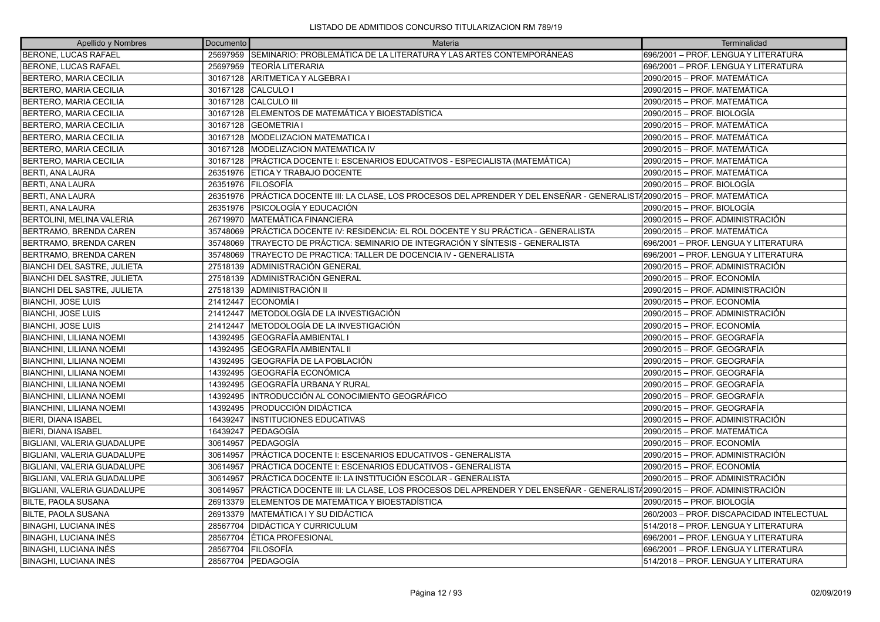LISTADO DE ADMITIDOS CONCURSO TITULARIZACION RM 789/19

| Apellido y Nombres | Documento | Materia | Terminalidad |
|---|---|---|---|
| BERONE, LUCAS RAFAEL | 25697959 | SEMINARIO: PROBLEMÁTICA DE LA LITERATURA Y LAS ARTES CONTEMPORÁNEAS | 696/2001 – PROF. LENGUA Y LITERATURA |
| BERONE, LUCAS RAFAEL | 25697959 | TEORÍA LITERARIA | 696/2001 – PROF. LENGUA Y LITERATURA |
| BERTERO, MARIA CECILIA | 30167128 | ARITMETICA Y ALGEBRA I | 2090/2015 – PROF. MATEMÁTICA |
| BERTERO, MARIA CECILIA | 30167128 | CALCULO I | 2090/2015 – PROF. MATEMÁTICA |
| BERTERO, MARIA CECILIA | 30167128 | CALCULO III | 2090/2015 – PROF. MATEMÁTICA |
| BERTERO, MARIA CECILIA | 30167128 | ELEMENTOS DE MATEMÁTICA Y BIOESTADÍSTICA | 2090/2015 – PROF. BIOLOGÍA |
| BERTERO, MARIA CECILIA | 30167128 | GEOMETRIA I | 2090/2015 – PROF. MATEMÁTICA |
| BERTERO, MARIA CECILIA | 30167128 | MODELIZACION MATEMATICA I | 2090/2015 – PROF. MATEMÁTICA |
| BERTERO, MARIA CECILIA | 30167128 | MODELIZACION MATEMATICA IV | 2090/2015 – PROF. MATEMÁTICA |
| BERTERO, MARIA CECILIA | 30167128 | PRÁCTICA DOCENTE I: ESCENARIOS EDUCATIVOS - ESPECIALISTA (MATEMÁTICA) | 2090/2015 – PROF. MATEMÁTICA |
| BERTI, ANA LAURA | 26351976 | ETICA Y TRABAJO DOCENTE | 2090/2015 – PROF. MATEMÁTICA |
| BERTI, ANA LAURA | 26351976 | FILOSOFÍA | 2090/2015 – PROF. BIOLOGÍA |
| BERTI, ANA LAURA | 26351976 | PRÁCTICA DOCENTE III: LA CLASE, LOS PROCESOS DEL APRENDER Y DEL ENSEÑAR - GENERALISTA | 2090/2015 – PROF. MATEMÁTICA |
| BERTI, ANA LAURA | 26351976 | PSICOLOGÍA Y EDUCACIÓN | 2090/2015 – PROF. BIOLOGÍA |
| BERTOLINI, MELINA VALERIA | 26719970 | MATEMÁTICA FINANCIERA | 2090/2015 – PROF. ADMINISTRACIÓN |
| BERTRAMO, BRENDA CAREN | 35748069 | PRÁCTICA DOCENTE IV: RESIDENCIA: EL ROL DOCENTE Y SU PRÁCTICA - GENERALISTA | 2090/2015 – PROF. MATEMÁTICA |
| BERTRAMO, BRENDA CAREN | 35748069 | TRAYECTO DE PRÁCTICA: SEMINARIO DE INTEGRACIÓN Y SÍNTESIS - GENERALISTA | 696/2001 – PROF. LENGUA Y LITERATURA |
| BERTRAMO, BRENDA CAREN | 35748069 | TRAYECTO DE PRACTICA: TALLER DE DOCENCIA IV - GENERALISTA | 696/2001 – PROF. LENGUA Y LITERATURA |
| BIANCHI DEL SASTRE, JULIETA | 27518139 | ADMINISTRACIÓN GENERAL | 2090/2015 – PROF. ADMINISTRACIÓN |
| BIANCHI DEL SASTRE, JULIETA | 27518139 | ADMINISTRACIÓN GENERAL | 2090/2015 – PROF. ECONOMÍA |
| BIANCHI DEL SASTRE, JULIETA | 27518139 | ADMINISTRACIÓN II | 2090/2015 – PROF. ADMINISTRACIÓN |
| BIANCHI, JOSE LUIS | 21412447 | ECONOMÍA I | 2090/2015 – PROF. ECONOMÍA |
| BIANCHI, JOSE LUIS | 21412447 | METODOLOGÍA DE LA INVESTIGACIÓN | 2090/2015 – PROF. ADMINISTRACIÓN |
| BIANCHI, JOSE LUIS | 21412447 | METODOLOGÍA DE LA INVESTIGACIÓN | 2090/2015 – PROF. ECONOMÍA |
| BIANCHINI, LILIANA NOEMI | 14392495 | GEOGRAFÍA AMBIENTAL I | 2090/2015 – PROF. GEOGRAFÍA |
| BIANCHINI, LILIANA NOEMI | 14392495 | GEOGRAFÍA AMBIENTAL II | 2090/2015 – PROF. GEOGRAFÍA |
| BIANCHINI, LILIANA NOEMI | 14392495 | GEOGRAFÍA DE LA POBLACIÓN | 2090/2015 – PROF. GEOGRAFÍA |
| BIANCHINI, LILIANA NOEMI | 14392495 | GEOGRAFÍA ECONÓMICA | 2090/2015 – PROF. GEOGRAFÍA |
| BIANCHINI, LILIANA NOEMI | 14392495 | GEOGRAFÍA URBANA Y RURAL | 2090/2015 – PROF. GEOGRAFÍA |
| BIANCHINI, LILIANA NOEMI | 14392495 | INTRODUCCIÓN AL CONOCIMIENTO GEOGRÁFICO | 2090/2015 – PROF. GEOGRAFÍA |
| BIANCHINI, LILIANA NOEMI | 14392495 | PRODUCCIÓN DIDÁCTICA | 2090/2015 – PROF. GEOGRAFÍA |
| BIERI, DIANA ISABEL | 16439247 | INSTITUCIONES EDUCATIVAS | 2090/2015 – PROF. ADMINISTRACIÓN |
| BIERI, DIANA ISABEL | 16439247 | PEDAGOGÍA | 2090/2015 – PROF. MATEMÁTICA |
| BIGLIANI, VALERIA GUADALUPE | 30614957 | PEDAGOGÍA | 2090/2015 – PROF. ECONOMÍA |
| BIGLIANI, VALERIA GUADALUPE | 30614957 | PRÁCTICA DOCENTE I: ESCENARIOS EDUCATIVOS - GENERALISTA | 2090/2015 – PROF. ADMINISTRACIÓN |
| BIGLIANI, VALERIA GUADALUPE | 30614957 | PRÁCTICA DOCENTE I: ESCENARIOS EDUCATIVOS - GENERALISTA | 2090/2015 – PROF. ECONOMÍA |
| BIGLIANI, VALERIA GUADALUPE | 30614957 | PRÁCTICA DOCENTE II: LA INSTITUCIÓN ESCOLAR - GENERALISTA | 2090/2015 – PROF. ADMINISTRACIÓN |
| BIGLIANI, VALERIA GUADALUPE | 30614957 | PRÁCTICA DOCENTE III: LA CLASE, LOS PROCESOS DEL APRENDER Y DEL ENSEÑAR - GENERALISTA | 2090/2015 – PROF. ADMINISTRACIÓN |
| BILTE, PAOLA SUSANA | 26913379 | ELEMENTOS DE MATEMÁTICA Y BIOESTADÍSTICA | 2090/2015 – PROF. BIOLOGÍA |
| BILTE, PAOLA SUSANA | 26913379 | MATEMÁTICA I Y SU DIDÁCTICA | 260/2003 – PROF. DISCAPACIDAD INTELECTUAL |
| BINAGHI, LUCIANA INÉS | 28567704 | DIDÁCTICA Y CURRICULUM | 514/2018 – PROF. LENGUA Y LITERATURA |
| BINAGHI, LUCIANA INÉS | 28567704 | ÉTICA PROFESIONAL | 696/2001 – PROF. LENGUA Y LITERATURA |
| BINAGHI, LUCIANA INÉS | 28567704 | FILOSOFÍA | 696/2001 – PROF. LENGUA Y LITERATURA |
| BINAGHI, LUCIANA INÉS | 28567704 | PEDAGOGÍA | 514/2018 – PROF. LENGUA Y LITERATURA |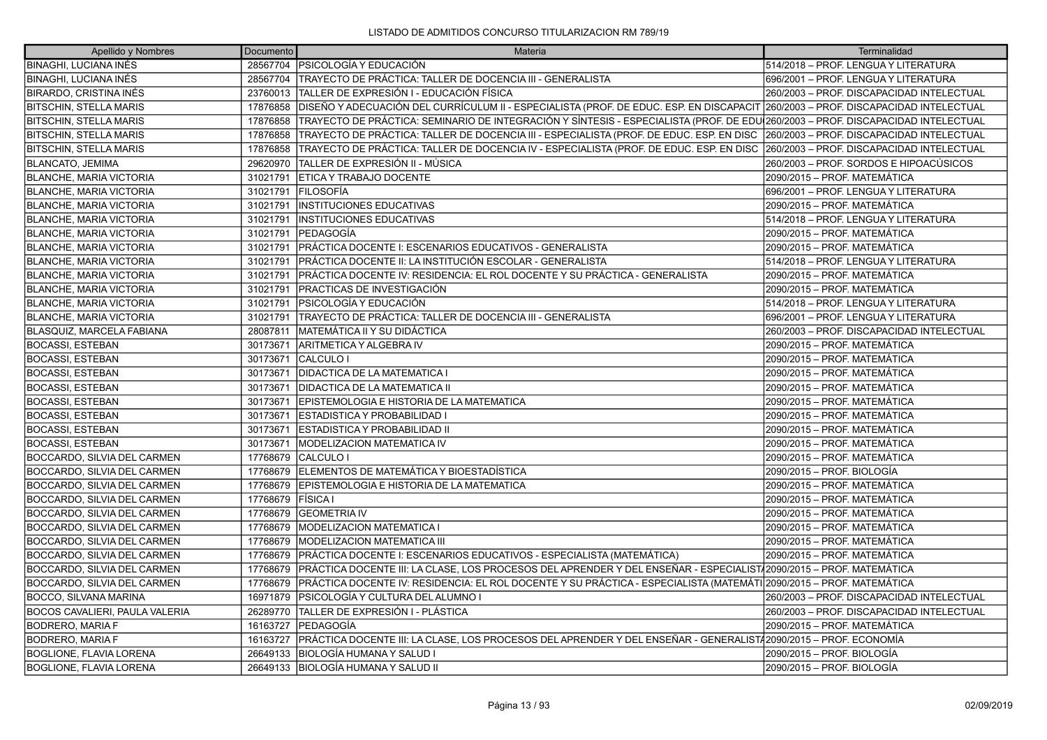LISTADO DE ADMITIDOS CONCURSO TITULARIZACION RM 789/19

| Apellido y Nombres | Documento | Materia | Terminalidad |
|---|---|---|---|
| BINAGHI, LUCIANA INÉS | 28567704 | PSICOLOGÍA Y EDUCACIÓN | 514/2018 – PROF. LENGUA Y LITERATURA |
| BINAGHI, LUCIANA INÉS | 28567704 | TRAYECTO DE PRÁCTICA: TALLER DE DOCENCIA III - GENERALISTA | 696/2001 – PROF. LENGUA Y LITERATURA |
| BIRARDO, CRISTINA INÉS | 23760013 | TALLER DE EXPRESIÓN I - EDUCACIÓN FÍSICA | 260/2003 – PROF. DISCAPACIDAD INTELECTUAL |
| BITSCHIN, STELLA MARIS | 17876858 | DISEÑO Y ADECUACIÓN DEL CURRÍCULUM II - ESPECIALISTA (PROF. DE EDUC. ESP. EN DISCAPACIT | 260/2003 – PROF. DISCAPACIDAD INTELECTUAL |
| BITSCHIN, STELLA MARIS | 17876858 | TRAYECTO DE PRÁCTICA: SEMINARIO DE INTEGRACIÓN Y SÍNTESIS - ESPECIALISTA (PROF. DE EDU | 260/2003 – PROF. DISCAPACIDAD INTELECTUAL |
| BITSCHIN, STELLA MARIS | 17876858 | TRAYECTO DE PRÁCTICA: TALLER DE DOCENCIA III - ESPECIALISTA (PROF. DE EDUC. ESP. EN DISC | 260/2003 – PROF. DISCAPACIDAD INTELECTUAL |
| BITSCHIN, STELLA MARIS | 17876858 | TRAYECTO DE PRÁCTICA: TALLER DE DOCENCIA IV - ESPECIALISTA (PROF. DE EDUC. ESP. EN DISC | 260/2003 – PROF. DISCAPACIDAD INTELECTUAL |
| BLANCATO, JEMIMA | 29620970 | TALLER DE EXPRESIÓN II - MÚSICA | 260/2003 – PROF. SORDOS E HIPOACÚSICOS |
| BLANCHE, MARIA VICTORIA | 31021791 | ETICA Y TRABAJO DOCENTE | 2090/2015 – PROF. MATEMÁTICA |
| BLANCHE, MARIA VICTORIA | 31021791 | FILOSOFÍA | 696/2001 – PROF. LENGUA Y LITERATURA |
| BLANCHE, MARIA VICTORIA | 31021791 | INSTITUCIONES EDUCATIVAS | 2090/2015 – PROF. MATEMÁTICA |
| BLANCHE, MARIA VICTORIA | 31021791 | INSTITUCIONES EDUCATIVAS | 514/2018 – PROF. LENGUA Y LITERATURA |
| BLANCHE, MARIA VICTORIA | 31021791 | PEDAGOGÍA | 2090/2015 – PROF. MATEMÁTICA |
| BLANCHE, MARIA VICTORIA | 31021791 | PRÁCTICA DOCENTE I: ESCENARIOS EDUCATIVOS - GENERALISTA | 2090/2015 – PROF. MATEMÁTICA |
| BLANCHE, MARIA VICTORIA | 31021791 | PRÁCTICA DOCENTE II: LA INSTITUCIÓN ESCOLAR - GENERALISTA | 514/2018 – PROF. LENGUA Y LITERATURA |
| BLANCHE, MARIA VICTORIA | 31021791 | PRÁCTICA DOCENTE IV: RESIDENCIA: EL ROL DOCENTE Y SU PRÁCTICA - GENERALISTA | 2090/2015 – PROF. MATEMÁTICA |
| BLANCHE, MARIA VICTORIA | 31021791 | PRACTICAS DE INVESTIGACIÓN | 2090/2015 – PROF. MATEMÁTICA |
| BLANCHE, MARIA VICTORIA | 31021791 | PSICOLOGÍA Y EDUCACIÓN | 514/2018 – PROF. LENGUA Y LITERATURA |
| BLANCHE, MARIA VICTORIA | 31021791 | TRAYECTO DE PRÁCTICA: TALLER DE DOCENCIA III - GENERALISTA | 696/2001 – PROF. LENGUA Y LITERATURA |
| BLASQUIZ, MARCELA FABIANA | 28087811 | MATEMÁTICA II Y SU DIDÁCTICA | 260/2003 – PROF. DISCAPACIDAD INTELECTUAL |
| BOCASSI, ESTEBAN | 30173671 | ARITMETICA Y ALGEBRA IV | 2090/2015 – PROF. MATEMÁTICA |
| BOCASSI, ESTEBAN | 30173671 | CALCULO I | 2090/2015 – PROF. MATEMÁTICA |
| BOCASSI, ESTEBAN | 30173671 | DIDACTICA DE LA MATEMATICA I | 2090/2015 – PROF. MATEMÁTICA |
| BOCASSI, ESTEBAN | 30173671 | DIDACTICA DE LA MATEMATICA II | 2090/2015 – PROF. MATEMÁTICA |
| BOCASSI, ESTEBAN | 30173671 | EPISTEMOLOGIA E HISTORIA DE LA MATEMATICA | 2090/2015 – PROF. MATEMÁTICA |
| BOCASSI, ESTEBAN | 30173671 | ESTADISTICA Y PROBABILIDAD I | 2090/2015 – PROF. MATEMÁTICA |
| BOCASSI, ESTEBAN | 30173671 | ESTADISTICA Y PROBABILIDAD II | 2090/2015 – PROF. MATEMÁTICA |
| BOCASSI, ESTEBAN | 30173671 | MODELIZACION MATEMATICA IV | 2090/2015 – PROF. MATEMÁTICA |
| BOCCARDO, SILVIA DEL CARMEN | 17768679 | CALCULO I | 2090/2015 – PROF. MATEMÁTICA |
| BOCCARDO, SILVIA DEL CARMEN | 17768679 | ELEMENTOS DE MATEMÁTICA Y BIOESTADÍSTICA | 2090/2015 – PROF. BIOLOGÍA |
| BOCCARDO, SILVIA DEL CARMEN | 17768679 | EPISTEMOLOGIA E HISTORIA DE LA MATEMATICA | 2090/2015 – PROF. MATEMÁTICA |
| BOCCARDO, SILVIA DEL CARMEN | 17768679 | FÍSICA I | 2090/2015 – PROF. MATEMÁTICA |
| BOCCARDO, SILVIA DEL CARMEN | 17768679 | GEOMETRIA IV | 2090/2015 – PROF. MATEMÁTICA |
| BOCCARDO, SILVIA DEL CARMEN | 17768679 | MODELIZACION MATEMATICA I | 2090/2015 – PROF. MATEMÁTICA |
| BOCCARDO, SILVIA DEL CARMEN | 17768679 | MODELIZACION MATEMATICA III | 2090/2015 – PROF. MATEMÁTICA |
| BOCCARDO, SILVIA DEL CARMEN | 17768679 | PRÁCTICA DOCENTE I: ESCENARIOS EDUCATIVOS - ESPECIALISTA (MATEMÁTICA) | 2090/2015 – PROF. MATEMÁTICA |
| BOCCARDO, SILVIA DEL CARMEN | 17768679 | PRÁCTICA DOCENTE III: LA CLASE, LOS PROCESOS DEL APRENDER Y DEL ENSEÑAR - ESPECIALIST/ | 2090/2015 – PROF. MATEMÁTICA |
| BOCCARDO, SILVIA DEL CARMEN | 17768679 | PRÁCTICA DOCENTE IV: RESIDENCIA: EL ROL DOCENTE Y SU PRÁCTICA - ESPECIALISTA (MATEMÁTI | 2090/2015 – PROF. MATEMÁTICA |
| BOCCO, SILVANA MARINA | 16971879 | PSICOLOGÍA Y CULTURA DEL ALUMNO I | 260/2003 – PROF. DISCAPACIDAD INTELECTUAL |
| BOCOS CAVALIERI, PAULA VALERIA | 26289770 | TALLER DE EXPRESIÓN I - PLÁSTICA | 260/2003 – PROF. DISCAPACIDAD INTELECTUAL |
| BODRERO, MARIA F | 16163727 | PEDAGOGÍA | 2090/2015 – PROF. MATEMÁTICA |
| BODRERO, MARIA F | 16163727 | PRÁCTICA DOCENTE III: LA CLASE, LOS PROCESOS DEL APRENDER Y DEL ENSEÑAR - GENERALIST/ | 2090/2015 – PROF. ECONOMÍA |
| BOGLIONE, FLAVIA LORENA | 26649133 | BIOLOGÍA HUMANA Y SALUD I | 2090/2015 – PROF. BIOLOGÍA |
| BOGLIONE, FLAVIA LORENA | 26649133 | BIOLOGÍA HUMANA Y SALUD II | 2090/2015 – PROF. BIOLOGÍA |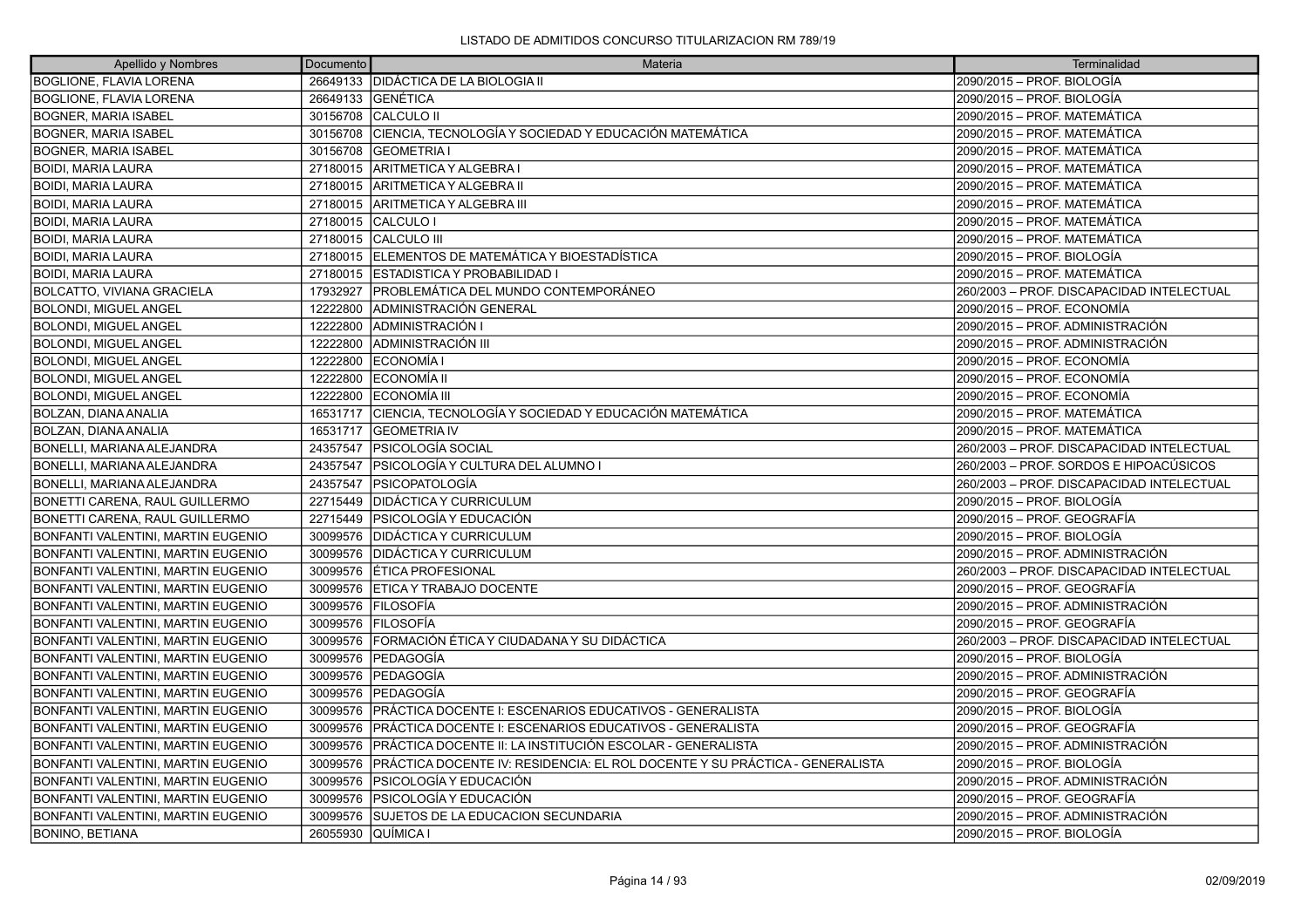| Apellido y Nombres | Documento | Materia | Terminalidad |
|---|---|---|---|
| BOGLIONE, FLAVIA LORENA | 26649133 | DIDÁCTICA DE LA BIOLOGIA II | 2090/2015 – PROF. BIOLOGÍA |
| BOGLIONE, FLAVIA LORENA | 26649133 | GENÉTICA | 2090/2015 – PROF. BIOLOGÍA |
| BOGNER, MARIA ISABEL | 30156708 | CALCULO II | 2090/2015 – PROF. MATEMÁTICA |
| BOGNER, MARIA ISABEL | 30156708 | CIENCIA, TECNOLOGÍA Y SOCIEDAD Y EDUCACIÓN MATEMÁTICA | 2090/2015 – PROF. MATEMÁTICA |
| BOGNER, MARIA ISABEL | 30156708 | GEOMETRIA I | 2090/2015 – PROF. MATEMÁTICA |
| BOIDI, MARIA LAURA | 27180015 | ARITMETICA Y ALGEBRA I | 2090/2015 – PROF. MATEMÁTICA |
| BOIDI, MARIA LAURA | 27180015 | ARITMETICA Y ALGEBRA II | 2090/2015 – PROF. MATEMÁTICA |
| BOIDI, MARIA LAURA | 27180015 | ARITMETICA Y ALGEBRA III | 2090/2015 – PROF. MATEMÁTICA |
| BOIDI, MARIA LAURA | 27180015 | CALCULO I | 2090/2015 – PROF. MATEMÁTICA |
| BOIDI, MARIA LAURA | 27180015 | CALCULO III | 2090/2015 – PROF. MATEMÁTICA |
| BOIDI, MARIA LAURA | 27180015 | ELEMENTOS DE MATEMÁTICA Y BIOESTADÍSTICA | 2090/2015 – PROF. BIOLOGÍA |
| BOIDI, MARIA LAURA | 27180015 | ESTADISTICA Y PROBABILIDAD I | 2090/2015 – PROF. MATEMÁTICA |
| BOLCATTO, VIVIANA GRACIELA | 17932927 | PROBLEMÁTICA DEL MUNDO CONTEMPORÁNEO | 260/2003 – PROF. DISCAPACIDAD INTELECTUAL |
| BOLONDI, MIGUEL ANGEL | 12222800 | ADMINISTRACIÓN GENERAL | 2090/2015 – PROF. ECONOMÍA |
| BOLONDI, MIGUEL ANGEL | 12222800 | ADMINISTRACIÓN I | 2090/2015 – PROF. ADMINISTRACIÓN |
| BOLONDI, MIGUEL ANGEL | 12222800 | ADMINISTRACIÓN III | 2090/2015 – PROF. ADMINISTRACIÓN |
| BOLONDI, MIGUEL ANGEL | 12222800 | ECONOMÍA I | 2090/2015 – PROF. ECONOMÍA |
| BOLONDI, MIGUEL ANGEL | 12222800 | ECONOMÍA II | 2090/2015 – PROF. ECONOMÍA |
| BOLONDI, MIGUEL ANGEL | 12222800 | ECONOMÍA III | 2090/2015 – PROF. ECONOMÍA |
| BOLZAN, DIANA ANALIA | 16531717 | CIENCIA, TECNOLOGÍA Y SOCIEDAD Y EDUCACIÓN MATEMÁTICA | 2090/2015 – PROF. MATEMÁTICA |
| BOLZAN, DIANA ANALIA | 16531717 | GEOMETRIA IV | 2090/2015 – PROF. MATEMÁTICA |
| BONELLI, MARIANA ALEJANDRA | 24357547 | PSICOLOGÍA SOCIAL | 260/2003 – PROF. DISCAPACIDAD INTELECTUAL |
| BONELLI, MARIANA ALEJANDRA | 24357547 | PSICOLOGÍA Y CULTURA DEL ALUMNO I | 260/2003 – PROF. SORDOS E HIPOACÚSICOS |
| BONELLI, MARIANA ALEJANDRA | 24357547 | PSICOPATOLOGÍA | 260/2003 – PROF. DISCAPACIDAD INTELECTUAL |
| BONETTI CARENA, RAUL GUILLERMO | 22715449 | DIDÁCTICA Y CURRICULUM | 2090/2015 – PROF. BIOLOGÍA |
| BONETTI CARENA, RAUL GUILLERMO | 22715449 | PSICOLOGÍA Y EDUCACIÓN | 2090/2015 – PROF. GEOGRAFÍA |
| BONFANTI VALENTINI, MARTIN EUGENIO | 30099576 | DIDÁCTICA Y CURRICULUM | 2090/2015 – PROF. BIOLOGÍA |
| BONFANTI VALENTINI, MARTIN EUGENIO | 30099576 | DIDÁCTICA Y CURRICULUM | 2090/2015 – PROF. ADMINISTRACIÓN |
| BONFANTI VALENTINI, MARTIN EUGENIO | 30099576 | ÉTICA PROFESIONAL | 260/2003 – PROF. DISCAPACIDAD INTELECTUAL |
| BONFANTI VALENTINI, MARTIN EUGENIO | 30099576 | ETICA Y TRABAJO DOCENTE | 2090/2015 – PROF. GEOGRAFÍA |
| BONFANTI VALENTINI, MARTIN EUGENIO | 30099576 | FILOSOFÍA | 2090/2015 – PROF. ADMINISTRACIÓN |
| BONFANTI VALENTINI, MARTIN EUGENIO | 30099576 | FILOSOFÍA | 2090/2015 – PROF. GEOGRAFÍA |
| BONFANTI VALENTINI, MARTIN EUGENIO | 30099576 | FORMACIÓN ÉTICA Y CIUDADANA Y SU DIDÁCTICA | 260/2003 – PROF. DISCAPACIDAD INTELECTUAL |
| BONFANTI VALENTINI, MARTIN EUGENIO | 30099576 | PEDAGOGÍA | 2090/2015 – PROF. BIOLOGÍA |
| BONFANTI VALENTINI, MARTIN EUGENIO | 30099576 | PEDAGOGÍA | 2090/2015 – PROF. ADMINISTRACIÓN |
| BONFANTI VALENTINI, MARTIN EUGENIO | 30099576 | PEDAGOGÍA | 2090/2015 – PROF. GEOGRAFÍA |
| BONFANTI VALENTINI, MARTIN EUGENIO | 30099576 | PRÁCTICA DOCENTE I: ESCENARIOS EDUCATIVOS - GENERALISTA | 2090/2015 – PROF. BIOLOGÍA |
| BONFANTI VALENTINI, MARTIN EUGENIO | 30099576 | PRÁCTICA DOCENTE I: ESCENARIOS EDUCATIVOS - GENERALISTA | 2090/2015 – PROF. GEOGRAFÍA |
| BONFANTI VALENTINI, MARTIN EUGENIO | 30099576 | PRÁCTICA DOCENTE II: LA INSTITUCIÓN ESCOLAR - GENERALISTA | 2090/2015 – PROF. ADMINISTRACIÓN |
| BONFANTI VALENTINI, MARTIN EUGENIO | 30099576 | PRÁCTICA DOCENTE IV: RESIDENCIA: EL ROL DOCENTE Y SU PRÁCTICA - GENERALISTA | 2090/2015 – PROF. BIOLOGÍA |
| BONFANTI VALENTINI, MARTIN EUGENIO | 30099576 | PSICOLOGÍA Y EDUCACIÓN | 2090/2015 – PROF. ADMINISTRACIÓN |
| BONFANTI VALENTINI, MARTIN EUGENIO | 30099576 | PSICOLOGÍA Y EDUCACIÓN | 2090/2015 – PROF. GEOGRAFÍA |
| BONFANTI VALENTINI, MARTIN EUGENIO | 30099576 | SUJETOS DE LA EDUCACION SECUNDARIA | 2090/2015 – PROF. ADMINISTRACIÓN |
| BONINO, BETIANA | 26055930 | QUÍMICA I | 2090/2015 – PROF. BIOLOGÍA |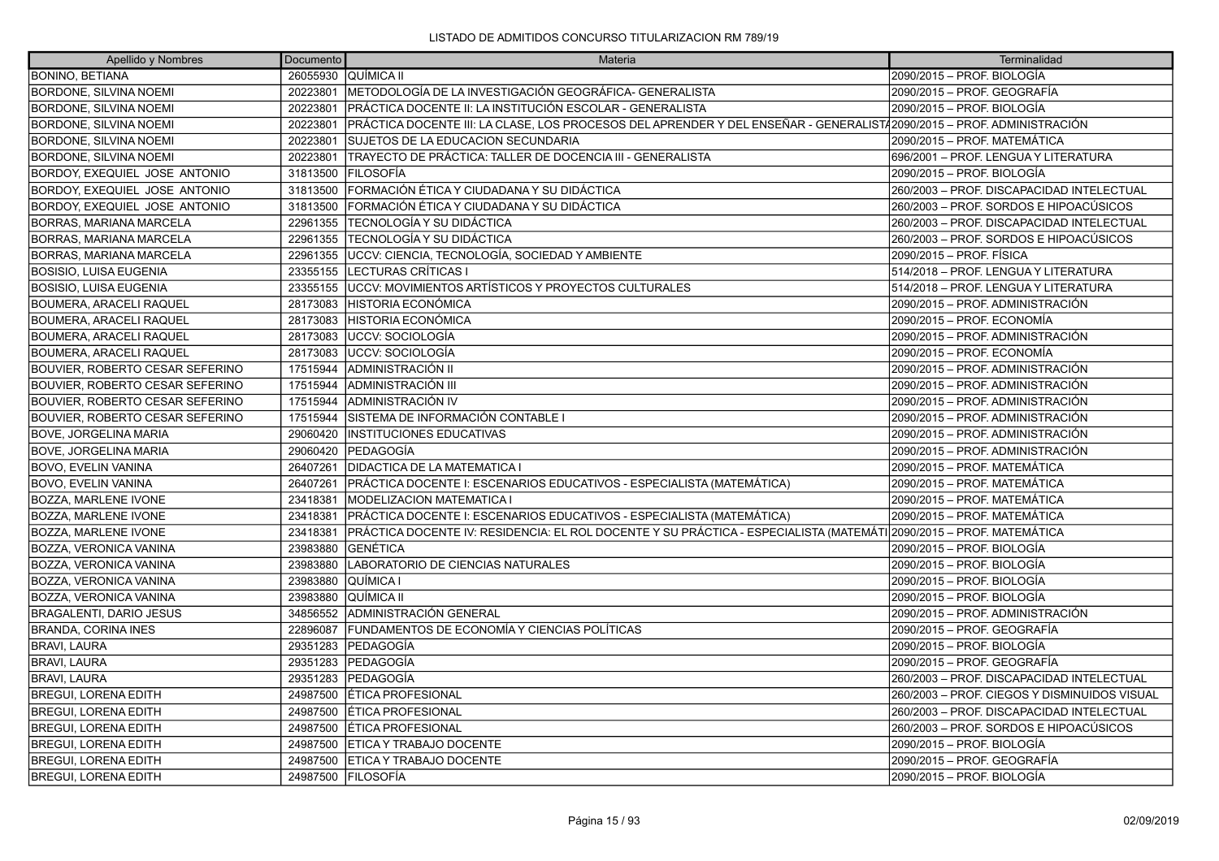LISTADO DE ADMITIDOS CONCURSO TITULARIZACION RM 789/19

| Apellido y Nombres | Documento | Materia | Terminalidad |
|---|---|---|---|
| BONINO, BETIANA | 26055930 | QUÍMICA II | 2090/2015 – PROF. BIOLOGÍA |
| BORDONE, SILVINA NOEMI | 20223801 | METODOLOGÍA DE LA INVESTIGACIÓN GEOGRÁFICA- GENERALISTA | 2090/2015 – PROF. GEOGRAFÍA |
| BORDONE, SILVINA NOEMI | 20223801 | PRÁCTICA DOCENTE II: LA INSTITUCIÓN ESCOLAR - GENERALISTA | 2090/2015 – PROF. BIOLOGÍA |
| BORDONE, SILVINA NOEMI | 20223801 | PRÁCTICA DOCENTE III: LA CLASE, LOS PROCESOS DEL APRENDER Y DEL ENSEÑAR - GENERALISTA | 2090/2015 – PROF. ADMINISTRACIÓN |
| BORDONE, SILVINA NOEMI | 20223801 | SUJETOS DE LA EDUCACION SECUNDARIA | 2090/2015 – PROF. MATEMÁTICA |
| BORDONE, SILVINA NOEMI | 20223801 | TRAYECTO DE PRÁCTICA: TALLER DE DOCENCIA III - GENERALISTA | 696/2001 – PROF. LENGUA Y LITERATURA |
| BORDOY, EXEQUIEL JOSE ANTONIO | 31813500 | FILOSOFÍA | 2090/2015 – PROF. BIOLOGÍA |
| BORDOY, EXEQUIEL JOSE ANTONIO | 31813500 | FORMACIÓN ÉTICA Y CIUDADANA Y SU DIDÁCTICA | 260/2003 – PROF. DISCAPACIDAD INTELECTUAL |
| BORDOY, EXEQUIEL JOSE ANTONIO | 31813500 | FORMACIÓN ÉTICA Y CIUDADANA Y SU DIDÁCTICA | 260/2003 – PROF. SORDOS E HIPOACÚSICOS |
| BORRAS, MARIANA MARCELA | 22961355 | TECNOLOGÍA Y SU DIDÁCTICA | 260/2003 – PROF. DISCAPACIDAD INTELECTUAL |
| BORRAS, MARIANA MARCELA | 22961355 | TECNOLOGÍA Y SU DIDÁCTICA | 260/2003 – PROF. SORDOS E HIPOACÚSICOS |
| BORRAS, MARIANA MARCELA | 22961355 | UCCV: CIENCIA, TECNOLOGÍA, SOCIEDAD Y AMBIENTE | 2090/2015 – PROF. FÍSICA |
| BOSISIO, LUISA EUGENIA | 23355155 | LECTURAS CRÍTICAS I | 514/2018 – PROF. LENGUA Y LITERATURA |
| BOSISIO, LUISA EUGENIA | 23355155 | UCCV: MOVIMIENTOS ARTÍSTICOS Y PROYECTOS CULTURALES | 514/2018 – PROF. LENGUA Y LITERATURA |
| BOUMERA, ARACELI RAQUEL | 28173083 | HISTORIA ECONÓMICA | 2090/2015 – PROF. ADMINISTRACIÓN |
| BOUMERA, ARACELI RAQUEL | 28173083 | HISTORIA ECONÓMICA | 2090/2015 – PROF. ECONOMÍA |
| BOUMERA, ARACELI RAQUEL | 28173083 | UCCV: SOCIOLOGÍA | 2090/2015 – PROF. ADMINISTRACIÓN |
| BOUMERA, ARACELI RAQUEL | 28173083 | UCCV: SOCIOLOGÍA | 2090/2015 – PROF. ECONOMÍA |
| BOUVIER, ROBERTO CESAR SEFERINO | 17515944 | ADMINISTRACIÓN II | 2090/2015 – PROF. ADMINISTRACIÓN |
| BOUVIER, ROBERTO CESAR SEFERINO | 17515944 | ADMINISTRACIÓN III | 2090/2015 – PROF. ADMINISTRACIÓN |
| BOUVIER, ROBERTO CESAR SEFERINO | 17515944 | ADMINISTRACIÓN IV | 2090/2015 – PROF. ADMINISTRACIÓN |
| BOUVIER, ROBERTO CESAR SEFERINO | 17515944 | SISTEMA DE INFORMACIÓN CONTABLE I | 2090/2015 – PROF. ADMINISTRACIÓN |
| BOVE, JORGELINA MARIA | 29060420 | INSTITUCIONES EDUCATIVAS | 2090/2015 – PROF. ADMINISTRACIÓN |
| BOVE, JORGELINA MARIA | 29060420 | PEDAGOGÍA | 2090/2015 – PROF. ADMINISTRACIÓN |
| BOVO, EVELIN VANINA | 26407261 | DIDACTICA DE LA MATEMATICA I | 2090/2015 – PROF. MATEMÁTICA |
| BOVO, EVELIN VANINA | 26407261 | PRÁCTICA DOCENTE I: ESCENARIOS EDUCATIVOS - ESPECIALISTA (MATEMÁTICA) | 2090/2015 – PROF. MATEMÁTICA |
| BOZZA, MARLENE IVONE | 23418381 | MODELIZACION MATEMATICA I | 2090/2015 – PROF. MATEMÁTICA |
| BOZZA, MARLENE IVONE | 23418381 | PRÁCTICA DOCENTE I: ESCENARIOS EDUCATIVOS - ESPECIALISTA (MATEMÁTICA) | 2090/2015 – PROF. MATEMÁTICA |
| BOZZA, MARLENE IVONE | 23418381 | PRÁCTICA DOCENTE IV: RESIDENCIA: EL ROL DOCENTE Y SU PRÁCTICA - ESPECIALISTA (MATEMÁTI | 2090/2015 – PROF. MATEMÁTICA |
| BOZZA, VERONICA VANINA | 23983880 | GENÉTICA | 2090/2015 – PROF. BIOLOGÍA |
| BOZZA, VERONICA VANINA | 23983880 | LABORATORIO DE CIENCIAS NATURALES | 2090/2015 – PROF. BIOLOGÍA |
| BOZZA, VERONICA VANINA | 23983880 | QUÍMICA I | 2090/2015 – PROF. BIOLOGÍA |
| BOZZA, VERONICA VANINA | 23983880 | QUÍMICA II | 2090/2015 – PROF. BIOLOGÍA |
| BRAGALENTI, DARIO JESUS | 34856552 | ADMINISTRACIÓN GENERAL | 2090/2015 – PROF. ADMINISTRACIÓN |
| BRANDA, CORINA INES | 22896087 | FUNDAMENTOS DE ECONOMÍA Y CIENCIAS POLÍTICAS | 2090/2015 – PROF. GEOGRAFÍA |
| BRAVI, LAURA | 29351283 | PEDAGOGÍA | 2090/2015 – PROF. BIOLOGÍA |
| BRAVI, LAURA | 29351283 | PEDAGOGÍA | 2090/2015 – PROF. GEOGRAFÍA |
| BRAVI, LAURA | 29351283 | PEDAGOGÍA | 260/2003 – PROF. DISCAPACIDAD INTELECTUAL |
| BREGUI, LORENA EDITH | 24987500 | ÉTICA PROFESIONAL | 260/2003 – PROF. CIEGOS Y DISMINUIDOS VISUAL |
| BREGUI, LORENA EDITH | 24987500 | ÉTICA PROFESIONAL | 260/2003 – PROF. DISCAPACIDAD INTELECTUAL |
| BREGUI, LORENA EDITH | 24987500 | ÉTICA PROFESIONAL | 260/2003 – PROF. SORDOS E HIPOACÚSICOS |
| BREGUI, LORENA EDITH | 24987500 | ETICA Y TRABAJO DOCENTE | 2090/2015 – PROF. BIOLOGÍA |
| BREGUI, LORENA EDITH | 24987500 | ETICA Y TRABAJO DOCENTE | 2090/2015 – PROF. GEOGRAFÍA |
| BREGUI, LORENA EDITH | 24987500 | FILOSOFÍA | 2090/2015 – PROF. BIOLOGÍA |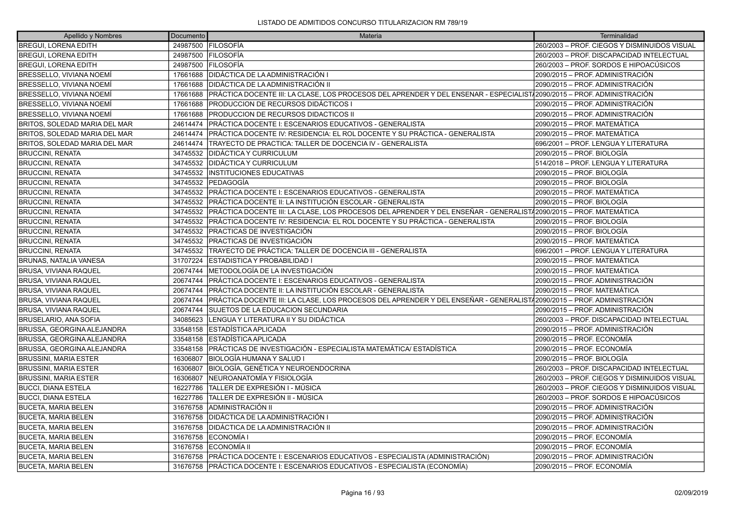LISTADO DE ADMITIDOS CONCURSO TITULARIZACION RM 789/19

| Apellido y Nombres | Documento | Materia | Terminalidad |
|---|---|---|---|
| BREGUI, LORENA EDITH | 24987500 | FILOSOFÍA | 260/2003 – PROF. CIEGOS Y DISMINUIDOS VISUAL |
| BREGUI, LORENA EDITH | 24987500 | FILOSOFÍA | 260/2003 – PROF. DISCAPACIDAD INTELECTUAL |
| BREGUI, LORENA EDITH | 24987500 | FILOSOFÍA | 260/2003 – PROF. SORDOS E HIPOACÚSICOS |
| BRESSELLO, VIVIANA NOEMÍ | 17661688 | DIDÁCTICA DE LA ADMINISTRACIÓN I | 2090/2015 – PROF. ADMINISTRACIÓN |
| BRESSELLO, VIVIANA NOEMÍ | 17661688 | DIDÁCTICA DE LA ADMINISTRACIÓN II | 2090/2015 – PROF. ADMINISTRACIÓN |
| BRESSELLO, VIVIANA NOEMÍ | 17661688 | PRÁCTICA DOCENTE III: LA CLASE, LOS PROCESOS DEL APRENDER Y DEL ENSENAR - ESPECIALISTA | 2090/2015 – PROF. ADMINISTRACIÓN |
| BRESSELLO, VIVIANA NOEMÍ | 17661688 | PRODUCCION DE RECURSOS DIDÁCTICOS I | 2090/2015 – PROF. ADMINISTRACIÓN |
| BRESSELLO, VIVIANA NOEMÍ | 17661688 | PRODUCCION DE RECURSOS DIDACTICOS II | 2090/2015 – PROF. ADMINISTRACIÓN |
| BRITOS, SOLEDAD MARIA DEL MAR | 24614474 | PRÁCTICA DOCENTE I: ESCENARIOS EDUCATIVOS - GENERALISTA | 2090/2015 – PROF. MATEMÁTICA |
| BRITOS, SOLEDAD MARIA DEL MAR | 24614474 | PRÁCTICA DOCENTE IV: RESIDENCIA: EL ROL DOCENTE Y SU PRÁCTICA - GENERALISTA | 2090/2015 – PROF. MATEMÁTICA |
| BRITOS, SOLEDAD MARIA DEL MAR | 24614474 | TRAYECTO DE PRACTICA: TALLER DE DOCENCIA IV - GENERALISTA | 696/2001 – PROF. LENGUA Y LITERATURA |
| BRUCCINI, RENATA | 34745532 | DIDÁCTICA Y CURRICULUM | 2090/2015 – PROF. BIOLOGÍA |
| BRUCCINI, RENATA | 34745532 | DIDÁCTICA Y CURRICULUM | 514/2018 – PROF. LENGUA Y LITERATURA |
| BRUCCINI, RENATA | 34745532 | INSTITUCIONES EDUCATIVAS | 2090/2015 – PROF. BIOLOGÍA |
| BRUCCINI, RENATA | 34745532 | PEDAGOGÍA | 2090/2015 – PROF. BIOLOGÍA |
| BRUCCINI, RENATA | 34745532 | PRÁCTICA DOCENTE I: ESCENARIOS EDUCATIVOS - GENERALISTA | 2090/2015 – PROF. MATEMÁTICA |
| BRUCCINI, RENATA | 34745532 | PRÁCTICA DOCENTE II: LA INSTITUCIÓN ESCOLAR - GENERALISTA | 2090/2015 – PROF. BIOLOGÍA |
| BRUCCINI, RENATA | 34745532 | PRÁCTICA DOCENTE III: LA CLASE, LOS PROCESOS DEL APRENDER Y DEL ENSEÑAR - GENERALISTA | 2090/2015 – PROF. MATEMÁTICA |
| BRUCCINI, RENATA | 34745532 | PRÁCTICA DOCENTE IV: RESIDENCIA: EL ROL DOCENTE Y SU PRÁCTICA - GENERALISTA | 2090/2015 – PROF. BIOLOGÍA |
| BRUCCINI, RENATA | 34745532 | PRACTICAS DE INVESTIGACIÓN | 2090/2015 – PROF. BIOLOGÍA |
| BRUCCINI, RENATA | 34745532 | PRACTICAS DE INVESTIGACIÓN | 2090/2015 – PROF. MATEMÁTICA |
| BRUCCINI, RENATA | 34745532 | TRAYECTO DE PRÁCTICA: TALLER DE DOCENCIA III - GENERALISTA | 696/2001 – PROF. LENGUA Y LITERATURA |
| BRUNAS, NATALIA VANESA | 31707224 | ESTADISTICA Y PROBABILIDAD I | 2090/2015 – PROF. MATEMÁTICA |
| BRUSA, VIVIANA RAQUEL | 20674744 | METODOLOGÍA DE LA INVESTIGACIÓN | 2090/2015 – PROF. MATEMÁTICA |
| BRUSA, VIVIANA RAQUEL | 20674744 | PRÁCTICA DOCENTE I: ESCENARIOS EDUCATIVOS - GENERALISTA | 2090/2015 – PROF. ADMINISTRACIÓN |
| BRUSA, VIVIANA RAQUEL | 20674744 | PRÁCTICA DOCENTE II: LA INSTITUCIÓN ESCOLAR - GENERALISTA | 2090/2015 – PROF. MATEMÁTICA |
| BRUSA, VIVIANA RAQUEL | 20674744 | PRÁCTICA DOCENTE III: LA CLASE, LOS PROCESOS DEL APRENDER Y DEL ENSEÑAR - GENERALISTA | 2090/2015 – PROF. ADMINISTRACIÓN |
| BRUSA, VIVIANA RAQUEL | 20674744 | SUJETOS DE LA EDUCACION SECUNDARIA | 2090/2015 – PROF. ADMINISTRACIÓN |
| BRUSELARIO, ANA SOFIA | 34085623 | LENGUA Y LITERATURA II Y SU DIDÁCTICA | 260/2003 – PROF. DISCAPACIDAD INTELECTUAL |
| BRUSSA, GEORGINA ALEJANDRA | 33548158 | ESTADÍSTICA APLICADA | 2090/2015 – PROF. ADMINISTRACIÓN |
| BRUSSA, GEORGINA ALEJANDRA | 33548158 | ESTADÍSTICA APLICADA | 2090/2015 – PROF. ECONOMÍA |
| BRUSSA, GEORGINA ALEJANDRA | 33548158 | PRÁCTICAS DE INVESTIGACIÓN - ESPECIALISTA MATEMÁTICA/ ESTADÍSTICA | 2090/2015 – PROF. ECONOMÍA |
| BRUSSINI, MARIA ESTER | 16306807 | BIOLOGÍA HUMANA Y SALUD I | 2090/2015 – PROF. BIOLOGÍA |
| BRUSSINI, MARIA ESTER | 16306807 | BIOLOGÍA, GENÉTICA Y NEUROENDOCRINA | 260/2003 – PROF. DISCAPACIDAD INTELECTUAL |
| BRUSSINI, MARIA ESTER | 16306807 | NEUROANATOMÍA Y FISIOLOGÍA | 260/2003 – PROF. CIEGOS Y DISMINUIDOS VISUAL |
| BUCCI, DIANA ESTELA | 16227786 | TALLER DE EXPRESIÓN I - MÚSICA | 260/2003 – PROF. CIEGOS Y DISMINUIDOS VISUAL |
| BUCCI, DIANA ESTELA | 16227786 | TALLER DE EXPRESIÓN II - MÚSICA | 260/2003 – PROF. SORDOS E HIPOACÚSICOS |
| BUCETA, MARIA BELEN | 31676758 | ADMINISTRACIÓN II | 2090/2015 – PROF. ADMINISTRACIÓN |
| BUCETA, MARIA BELEN | 31676758 | DIDÁCTICA DE LA ADMINISTRACIÓN I | 2090/2015 – PROF. ADMINISTRACIÓN |
| BUCETA, MARIA BELEN | 31676758 | DIDÁCTICA DE LA ADMINISTRACIÓN II | 2090/2015 – PROF. ADMINISTRACIÓN |
| BUCETA, MARIA BELEN | 31676758 | ECONOMÍA I | 2090/2015 – PROF. ECONOMÍA |
| BUCETA, MARIA BELEN | 31676758 | ECONOMÍA II | 2090/2015 – PROF. ECONOMÍA |
| BUCETA, MARIA BELEN | 31676758 | PRÁCTICA DOCENTE I: ESCENARIOS EDUCATIVOS - ESPECIALISTA (ADMINISTRACIÓN) | 2090/2015 – PROF. ADMINISTRACIÓN |
| BUCETA, MARIA BELEN | 31676758 | PRÁCTICA DOCENTE I: ESCENARIOS EDUCATIVOS - ESPECIALISTA (ECONOMÍA) | 2090/2015 – PROF. ECONOMÍA |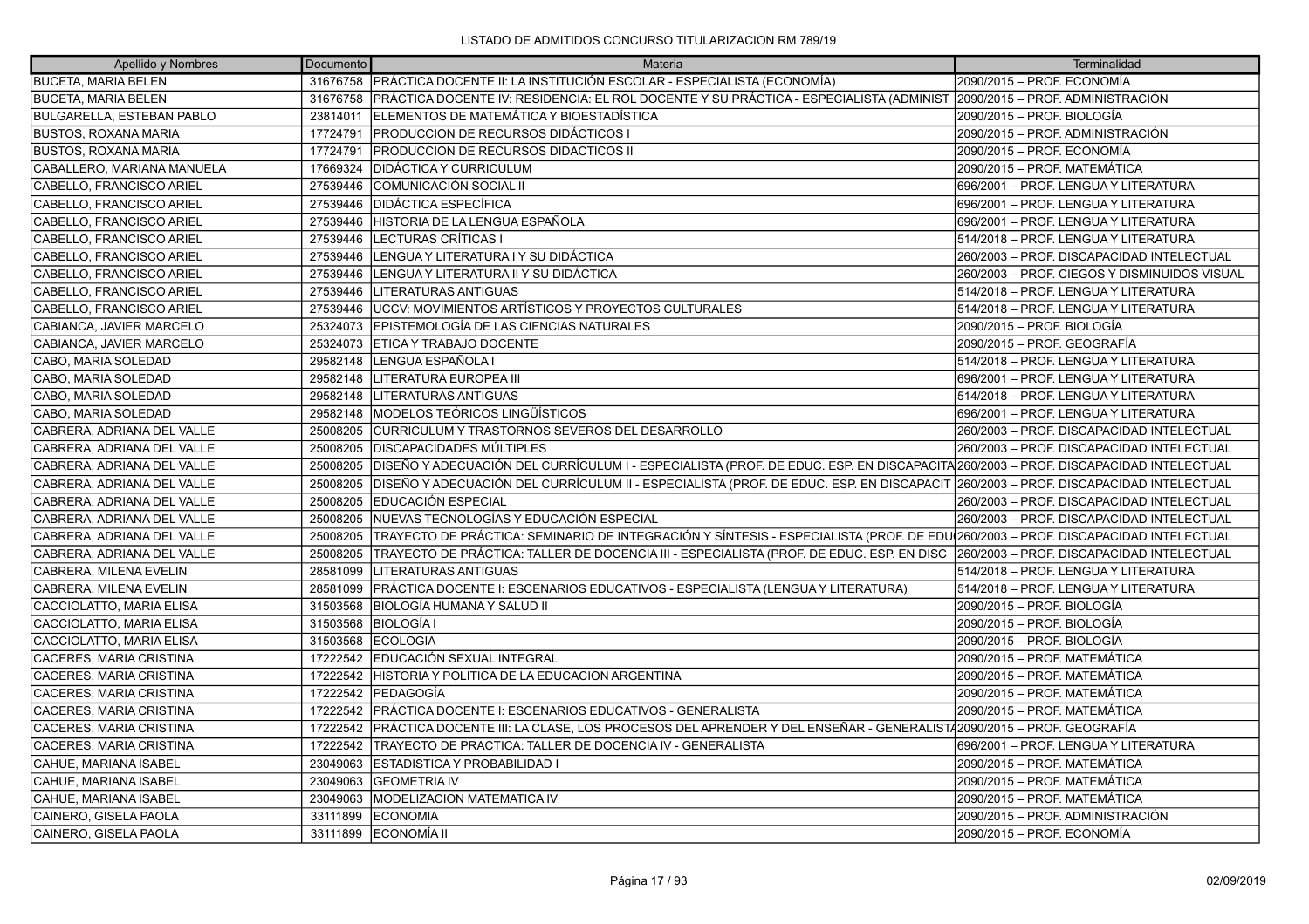LISTADO DE ADMITIDOS CONCURSO TITULARIZACION RM 789/19

| Apellido y Nombres | Documento | Materia | Terminalidad |
|---|---|---|---|
| BUCETA, MARIA BELEN | 31676758 | PRÁCTICA DOCENTE II: LA INSTITUCIÓN ESCOLAR - ESPECIALISTA (ECONOMÍA) | 2090/2015 – PROF. ECONOMÍA |
| BUCETA, MARIA BELEN | 31676758 | PRÁCTICA DOCENTE IV: RESIDENCIA: EL ROL DOCENTE Y SU PRÁCTICA - ESPECIALISTA (ADMINIST | 2090/2015 – PROF. ADMINISTRACIÓN |
| BULGARELLA, ESTEBAN PABLO | 23814011 | ELEMENTOS DE MATEMÁTICA Y BIOESTADÍSTICA | 2090/2015 – PROF. BIOLOGÍA |
| BUSTOS, ROXANA MARIA | 17724791 | PRODUCCION DE RECURSOS DIDÁCTICOS I | 2090/2015 – PROF. ADMINISTRACIÓN |
| BUSTOS, ROXANA MARIA | 17724791 | PRODUCCION DE RECURSOS DIDACTICOS II | 2090/2015 – PROF. ECONOMÍA |
| CABALLERO, MARIANA MANUELA | 17669324 | DIDÁCTICA Y CURRICULUM | 2090/2015 – PROF. MATEMÁTICA |
| CABELLO, FRANCISCO ARIEL | 27539446 | COMUNICACIÓN SOCIAL II | 696/2001 – PROF. LENGUA Y LITERATURA |
| CABELLO, FRANCISCO ARIEL | 27539446 | DIDÁCTICA ESPECÍFICA | 696/2001 – PROF. LENGUA Y LITERATURA |
| CABELLO, FRANCISCO ARIEL | 27539446 | HISTORIA DE LA LENGUA ESPAÑOLA | 696/2001 – PROF. LENGUA Y LITERATURA |
| CABELLO, FRANCISCO ARIEL | 27539446 | LECTURAS CRÍTICAS I | 514/2018 – PROF. LENGUA Y LITERATURA |
| CABELLO, FRANCISCO ARIEL | 27539446 | LENGUA Y LITERATURA I Y SU DIDÁCTICA | 260/2003 – PROF. DISCAPACIDAD INTELECTUAL |
| CABELLO, FRANCISCO ARIEL | 27539446 | LENGUA Y LITERATURA II Y SU DIDÁCTICA | 260/2003 – PROF. CIEGOS Y DISMINUIDOS VISUAL |
| CABELLO, FRANCISCO ARIEL | 27539446 | LITERATURAS ANTIGUAS | 514/2018 – PROF. LENGUA Y LITERATURA |
| CABELLO, FRANCISCO ARIEL | 27539446 | UCCV: MOVIMIENTOS ARTÍSTICOS Y PROYECTOS CULTURALES | 514/2018 – PROF. LENGUA Y LITERATURA |
| CABIANCA, JAVIER MARCELO | 25324073 | EPISTEMOLOGÍA DE LAS CIENCIAS NATURALES | 2090/2015 – PROF. BIOLOGÍA |
| CABIANCA, JAVIER MARCELO | 25324073 | ETICA Y TRABAJO DOCENTE | 2090/2015 – PROF. GEOGRAFÍA |
| CABO, MARIA SOLEDAD | 29582148 | LENGUA ESPAÑOLA I | 514/2018 – PROF. LENGUA Y LITERATURA |
| CABO, MARIA SOLEDAD | 29582148 | LITERATURA EUROPEA III | 696/2001 – PROF. LENGUA Y LITERATURA |
| CABO, MARIA SOLEDAD | 29582148 | LITERATURAS ANTIGUAS | 514/2018 – PROF. LENGUA Y LITERATURA |
| CABO, MARIA SOLEDAD | 29582148 | MODELOS TEÓRICOS LINGÜÍSTICOS | 696/2001 – PROF. LENGUA Y LITERATURA |
| CABRERA, ADRIANA DEL VALLE | 25008205 | CURRICULUM Y TRASTORNOS SEVEROS DEL DESARROLLO | 260/2003 – PROF. DISCAPACIDAD INTELECTUAL |
| CABRERA, ADRIANA DEL VALLE | 25008205 | DISCAPACIDADES MÚLTIPLES | 260/2003 – PROF. DISCAPACIDAD INTELECTUAL |
| CABRERA, ADRIANA DEL VALLE | 25008205 | DISEÑO Y ADECUACIÓN DEL CURRÍCULUM I - ESPECIALISTA (PROF. DE EDUC. ESP. EN DISCAPACITA | 260/2003 – PROF. DISCAPACIDAD INTELECTUAL |
| CABRERA, ADRIANA DEL VALLE | 25008205 | DISEÑO Y ADECUACIÓN DEL CURRÍCULUM II - ESPECIALISTA (PROF. DE EDUC. ESP. EN DISCAPACIT | 260/2003 – PROF. DISCAPACIDAD INTELECTUAL |
| CABRERA, ADRIANA DEL VALLE | 25008205 | EDUCACIÓN ESPECIAL | 260/2003 – PROF. DISCAPACIDAD INTELECTUAL |
| CABRERA, ADRIANA DEL VALLE | 25008205 | NUEVAS TECNOLOGÍAS Y EDUCACIÓN ESPECIAL | 260/2003 – PROF. DISCAPACIDAD INTELECTUAL |
| CABRERA, ADRIANA DEL VALLE | 25008205 | TRAYECTO DE PRÁCTICA: SEMINARIO DE INTEGRACIÓN Y SÍNTESIS - ESPECIALISTA (PROF. DE EDU | 260/2003 – PROF. DISCAPACIDAD INTELECTUAL |
| CABRERA, ADRIANA DEL VALLE | 25008205 | TRAYECTO DE PRÁCTICA: TALLER DE DOCENCIA III - ESPECIALISTA (PROF. DE EDUC. ESP. EN DISC | 260/2003 – PROF. DISCAPACIDAD INTELECTUAL |
| CABRERA, MILENA EVELIN | 28581099 | LITERATURAS ANTIGUAS | 514/2018 – PROF. LENGUA Y LITERATURA |
| CABRERA, MILENA EVELIN | 28581099 | PRÁCTICA DOCENTE I: ESCENARIOS EDUCATIVOS - ESPECIALISTA (LENGUA Y LITERATURA) | 514/2018 – PROF. LENGUA Y LITERATURA |
| CACCIOLATTO, MARIA ELISA | 31503568 | BIOLOGÍA HUMANA Y SALUD II | 2090/2015 – PROF. BIOLOGÍA |
| CACCIOLATTO, MARIA ELISA | 31503568 | BIOLOGÍA I | 2090/2015 – PROF. BIOLOGÍA |
| CACCIOLATTO, MARIA ELISA | 31503568 | ECOLOGIA | 2090/2015 – PROF. BIOLOGÍA |
| CACERES, MARIA CRISTINA | 17222542 | EDUCACIÓN SEXUAL INTEGRAL | 2090/2015 – PROF. MATEMÁTICA |
| CACERES, MARIA CRISTINA | 17222542 | HISTORIA Y POLITICA DE LA EDUCACION ARGENTINA | 2090/2015 – PROF. MATEMÁTICA |
| CACERES, MARIA CRISTINA | 17222542 | PEDAGOGÍA | 2090/2015 – PROF. MATEMÁTICA |
| CACERES, MARIA CRISTINA | 17222542 | PRÁCTICA DOCENTE I: ESCENARIOS EDUCATIVOS - GENERALISTA | 2090/2015 – PROF. MATEMÁTICA |
| CACERES, MARIA CRISTINA | 17222542 | PRÁCTICA DOCENTE III: LA CLASE, LOS PROCESOS DEL APRENDER Y DEL ENSEÑAR - GENERALIST | 2090/2015 – PROF. GEOGRAFÍA |
| CACERES, MARIA CRISTINA | 17222542 | TRAYECTO DE PRACTICA: TALLER DE DOCENCIA IV - GENERALISTA | 696/2001 – PROF. LENGUA Y LITERATURA |
| CAHUE, MARIANA ISABEL | 23049063 | ESTADISTICA Y PROBABILIDAD I | 2090/2015 – PROF. MATEMÁTICA |
| CAHUE, MARIANA ISABEL | 23049063 | GEOMETRIA IV | 2090/2015 – PROF. MATEMÁTICA |
| CAHUE, MARIANA ISABEL | 23049063 | MODELIZACION MATEMATICA IV | 2090/2015 – PROF. MATEMÁTICA |
| CAINERO, GISELA PAOLA | 33111899 | ECONOMIA | 2090/2015 – PROF. ADMINISTRACIÓN |
| CAINERO, GISELA PAOLA | 33111899 | ECONOMÍA II | 2090/2015 – PROF. ECONOMÍA |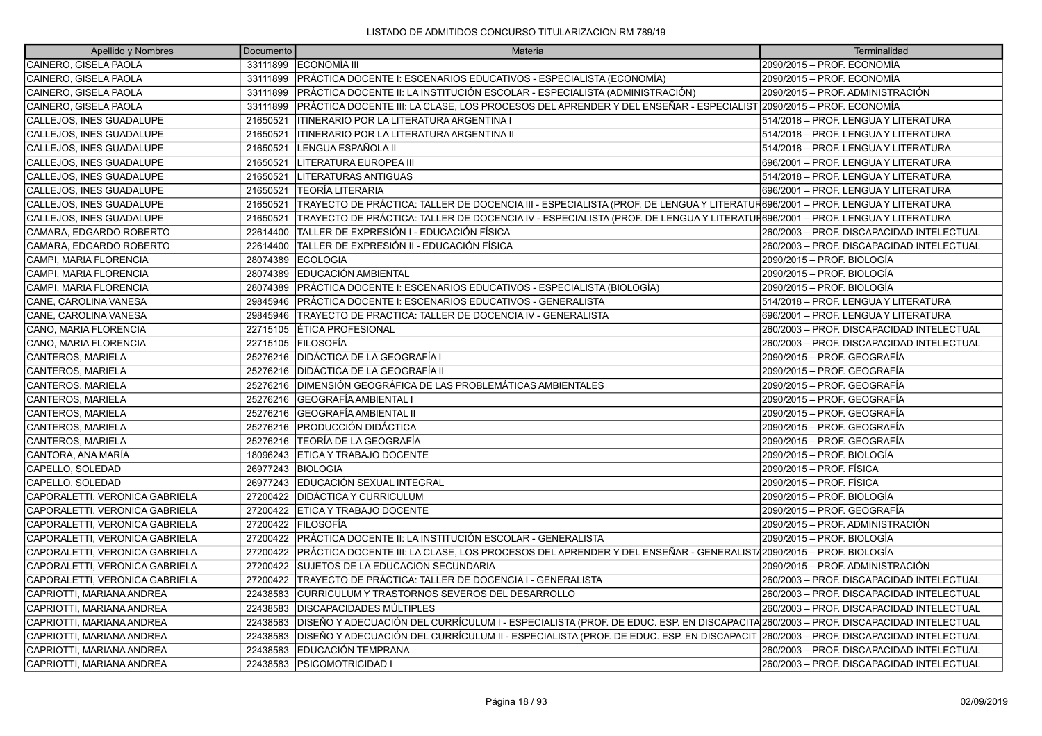LISTADO DE ADMITIDOS CONCURSO TITULARIZACION RM 789/19

| Apellido y Nombres | Documento | Materia | Terminalidad |
| --- | --- | --- | --- |
| CAINERO, GISELA PAOLA | 33111899 | ECONOMÍA III | 2090/2015 – PROF. ECONOMÍA |
| CAINERO, GISELA PAOLA | 33111899 | PRÁCTICA DOCENTE I: ESCENARIOS EDUCATIVOS - ESPECIALISTA (ECONOMÍA) | 2090/2015 – PROF. ECONOMÍA |
| CAINERO, GISELA PAOLA | 33111899 | PRÁCTICA DOCENTE II: LA INSTITUCIÓN ESCOLAR - ESPECIALISTA (ADMINISTRACIÓN) | 2090/2015 – PROF. ADMINISTRACIÓN |
| CAINERO, GISELA PAOLA | 33111899 | PRÁCTICA DOCENTE III: LA CLASE, LOS PROCESOS DEL APRENDER Y DEL ENSEÑAR - ESPECIALIST | 2090/2015 – PROF. ECONOMÍA |
| CALLEJOS, INES GUADALUPE | 21650521 | ITINERARIO POR LA LITERATURA ARGENTINA I | 514/2018 – PROF. LENGUA Y LITERATURA |
| CALLEJOS, INES GUADALUPE | 21650521 | ITINERARIO POR LA LITERATURA ARGENTINA II | 514/2018 – PROF. LENGUA Y LITERATURA |
| CALLEJOS, INES GUADALUPE | 21650521 | LENGUA ESPAÑOLA II | 514/2018 – PROF. LENGUA Y LITERATURA |
| CALLEJOS, INES GUADALUPE | 21650521 | LITERATURA EUROPEA III | 696/2001 – PROF. LENGUA Y LITERATURA |
| CALLEJOS, INES GUADALUPE | 21650521 | LITERATURAS ANTIGUAS | 514/2018 – PROF. LENGUA Y LITERATURA |
| CALLEJOS, INES GUADALUPE | 21650521 | TEORÍA LITERARIA | 696/2001 – PROF. LENGUA Y LITERATURA |
| CALLEJOS, INES GUADALUPE | 21650521 | TRAYECTO DE PRÁCTICA: TALLER DE DOCENCIA III - ESPECIALISTA (PROF. DE LENGUA Y LITERATUR | 696/2001 – PROF. LENGUA Y LITERATURA |
| CALLEJOS, INES GUADALUPE | 21650521 | TRAYECTO DE PRÁCTICA: TALLER DE DOCENCIA IV - ESPECIALISTA (PROF. DE LENGUA Y LITERATUR | 696/2001 – PROF. LENGUA Y LITERATURA |
| CAMARA, EDGARDO ROBERTO | 22614400 | TALLER DE EXPRESIÓN I - EDUCACIÓN FÍSICA | 260/2003 – PROF. DISCAPACIDAD INTELECTUAL |
| CAMARA, EDGARDO ROBERTO | 22614400 | TALLER DE EXPRESIÓN II - EDUCACIÓN FÍSICA | 260/2003 – PROF. DISCAPACIDAD INTELECTUAL |
| CAMPI, MARIA FLORENCIA | 28074389 | ECOLOGIA | 2090/2015 – PROF. BIOLOGÍA |
| CAMPI, MARIA FLORENCIA | 28074389 | EDUCACIÓN AMBIENTAL | 2090/2015 – PROF. BIOLOGÍA |
| CAMPI, MARIA FLORENCIA | 28074389 | PRÁCTICA DOCENTE I: ESCENARIOS EDUCATIVOS - ESPECIALISTA (BIOLOGÍA) | 2090/2015 – PROF. BIOLOGÍA |
| CANE, CAROLINA VANESA | 29845946 | PRÁCTICA DOCENTE I: ESCENARIOS EDUCATIVOS - GENERALISTA | 514/2018 – PROF. LENGUA Y LITERATURA |
| CANE, CAROLINA VANESA | 29845946 | TRAYECTO DE PRACTICA: TALLER DE DOCENCIA IV - GENERALISTA | 696/2001 – PROF. LENGUA Y LITERATURA |
| CANO, MARIA FLORENCIA | 22715105 | ÉTICA PROFESIONAL | 260/2003 – PROF. DISCAPACIDAD INTELECTUAL |
| CANO, MARIA FLORENCIA | 22715105 | FILOSOFÍA | 260/2003 – PROF. DISCAPACIDAD INTELECTUAL |
| CANTEROS, MARIELA | 25276216 | DIDÁCTICA DE LA GEOGRAFÍA I | 2090/2015 – PROF. GEOGRAFÍA |
| CANTEROS, MARIELA | 25276216 | DIDÁCTICA DE LA GEOGRAFÍA II | 2090/2015 – PROF. GEOGRAFÍA |
| CANTEROS, MARIELA | 25276216 | DIMENSIÓN GEOGRÁFICA DE LAS PROBLEMÁTICAS AMBIENTALES | 2090/2015 – PROF. GEOGRAFÍA |
| CANTEROS, MARIELA | 25276216 | GEOGRAFÍA AMBIENTAL I | 2090/2015 – PROF. GEOGRAFÍA |
| CANTEROS, MARIELA | 25276216 | GEOGRAFÍA AMBIENTAL II | 2090/2015 – PROF. GEOGRAFÍA |
| CANTEROS, MARIELA | 25276216 | PRODUCCIÓN DIDÁCTICA | 2090/2015 – PROF. GEOGRAFÍA |
| CANTEROS, MARIELA | 25276216 | TEORÍA DE LA GEOGRAFÍA | 2090/2015 – PROF. GEOGRAFÍA |
| CANTORA, ANA MARÍA | 18096243 | ETICA Y TRABAJO DOCENTE | 2090/2015 – PROF. BIOLOGÍA |
| CAPELLO, SOLEDAD | 26977243 | BIOLOGIA | 2090/2015 – PROF. FÍSICA |
| CAPELLO, SOLEDAD | 26977243 | EDUCACIÓN SEXUAL INTEGRAL | 2090/2015 – PROF. FÍSICA |
| CAPORALETTI, VERONICA GABRIELA | 27200422 | DIDÁCTICA Y CURRICULUM | 2090/2015 – PROF. BIOLOGÍA |
| CAPORALETTI, VERONICA GABRIELA | 27200422 | ETICA Y TRABAJO DOCENTE | 2090/2015 – PROF. GEOGRAFÍA |
| CAPORALETTI, VERONICA GABRIELA | 27200422 | FILOSOFÍA | 2090/2015 – PROF. ADMINISTRACIÓN |
| CAPORALETTI, VERONICA GABRIELA | 27200422 | PRÁCTICA DOCENTE II: LA INSTITUCIÓN ESCOLAR - GENERALISTA | 2090/2015 – PROF. BIOLOGÍA |
| CAPORALETTI, VERONICA GABRIELA | 27200422 | PRÁCTICA DOCENTE III: LA CLASE, LOS PROCESOS DEL APRENDER Y DEL ENSEÑAR - GENERALISTA | 2090/2015 – PROF. BIOLOGÍA |
| CAPORALETTI, VERONICA GABRIELA | 27200422 | SUJETOS DE LA EDUCACION SECUNDARIA | 2090/2015 – PROF. ADMINISTRACIÓN |
| CAPORALETTI, VERONICA GABRIELA | 27200422 | TRAYECTO DE PRÁCTICA: TALLER DE DOCENCIA I - GENERALISTA | 260/2003 – PROF. DISCAPACIDAD INTELECTUAL |
| CAPRIOTTI, MARIANA ANDREA | 22438583 | CURRICULUM Y TRASTORNOS SEVEROS DEL DESARROLLO | 260/2003 – PROF. DISCAPACIDAD INTELECTUAL |
| CAPRIOTTI, MARIANA ANDREA | 22438583 | DISCAPACIDADES MÚLTIPLES | 260/2003 – PROF. DISCAPACIDAD INTELECTUAL |
| CAPRIOTTI, MARIANA ANDREA | 22438583 | DISEÑO Y ADECUACIÓN DEL CURRÍCULUM I - ESPECIALISTA (PROF. DE EDUC. ESP. EN DISCAPACITA | 260/2003 – PROF. DISCAPACIDAD INTELECTUAL |
| CAPRIOTTI, MARIANA ANDREA | 22438583 | DISEÑO Y ADECUACIÓN DEL CURRÍCULUM II - ESPECIALISTA (PROF. DE EDUC. ESP. EN DISCAPACIT | 260/2003 – PROF. DISCAPACIDAD INTELECTUAL |
| CAPRIOTTI, MARIANA ANDREA | 22438583 | EDUCACIÓN TEMPRANA | 260/2003 – PROF. DISCAPACIDAD INTELECTUAL |
| CAPRIOTTI, MARIANA ANDREA | 22438583 | PSICOMOTRICIDAD I | 260/2003 – PROF. DISCAPACIDAD INTELECTUAL |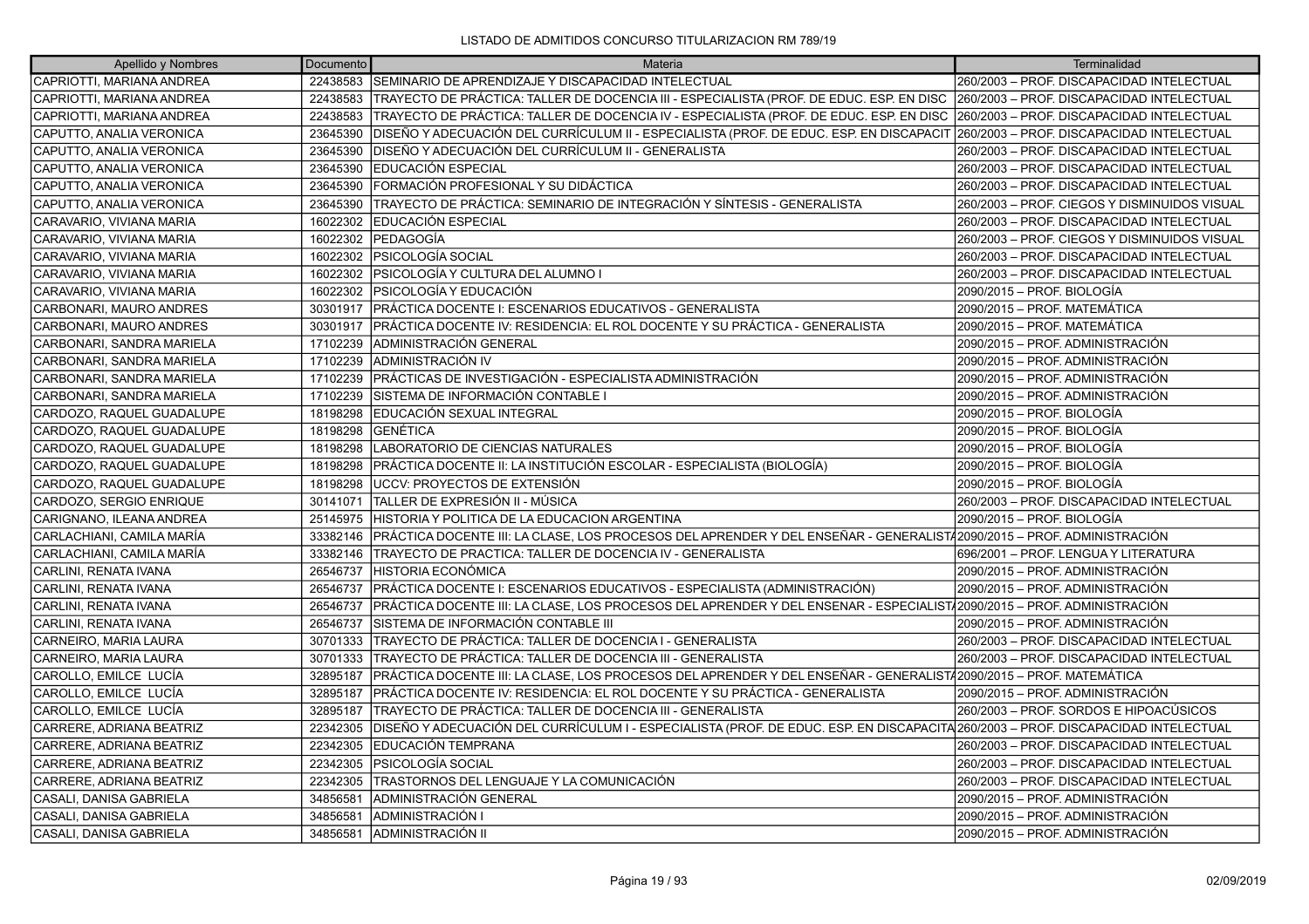LISTADO DE ADMITIDOS CONCURSO TITULARIZACION RM 789/19

| Apellido y Nombres | Documento | Materia | Terminalidad |
|---|---|---|---|
| CAPRIOTTI, MARIANA ANDREA | 22438583 | SEMINARIO DE APRENDIZAJE Y DISCAPACIDAD INTELECTUAL | 260/2003 – PROF. DISCAPACIDAD INTELECTUAL |
| CAPRIOTTI, MARIANA ANDREA | 22438583 | TRAYECTO DE PRÁCTICA: TALLER DE DOCENCIA III - ESPECIALISTA (PROF. DE EDUC. ESP. EN DISC | 260/2003 – PROF. DISCAPACIDAD INTELECTUAL |
| CAPRIOTTI, MARIANA ANDREA | 22438583 | TRAYECTO DE PRÁCTICA: TALLER DE DOCENCIA IV - ESPECIALISTA (PROF. DE EDUC. ESP. EN DISC | 260/2003 – PROF. DISCAPACIDAD INTELECTUAL |
| CAPUTTO, ANALIA VERONICA | 23645390 | DISEÑO Y ADECUACIÓN DEL CURRÍCULUM II - ESPECIALISTA (PROF. DE EDUC. ESP. EN DISCAPACIT | 260/2003 – PROF. DISCAPACIDAD INTELECTUAL |
| CAPUTTO, ANALIA VERONICA | 23645390 | DISEÑO Y ADECUACIÓN DEL CURRÍCULUM II - GENERALISTA | 260/2003 – PROF. DISCAPACIDAD INTELECTUAL |
| CAPUTTO, ANALIA VERONICA | 23645390 | EDUCACIÓN ESPECIAL | 260/2003 – PROF. DISCAPACIDAD INTELECTUAL |
| CAPUTTO, ANALIA VERONICA | 23645390 | FORMACIÓN PROFESIONAL Y SU DIDÁCTICA | 260/2003 – PROF. DISCAPACIDAD INTELECTUAL |
| CAPUTTO, ANALIA VERONICA | 23645390 | TRAYECTO DE PRÁCTICA: SEMINARIO DE INTEGRACIÓN Y SÍNTESIS - GENERALISTA | 260/2003 – PROF. CIEGOS Y DISMINUIDOS VISUAL |
| CARAVARIO, VIVIANA MARIA | 16022302 | EDUCACIÓN ESPECIAL | 260/2003 – PROF. DISCAPACIDAD INTELECTUAL |
| CARAVARIO, VIVIANA MARIA | 16022302 | PEDAGOGÍA | 260/2003 – PROF. CIEGOS Y DISMINUIDOS VISUAL |
| CARAVARIO, VIVIANA MARIA | 16022302 | PSICOLOGÍA SOCIAL | 260/2003 – PROF. DISCAPACIDAD INTELECTUAL |
| CARAVARIO, VIVIANA MARIA | 16022302 | PSICOLOGÍA Y CULTURA DEL ALUMNO I | 260/2003 – PROF. DISCAPACIDAD INTELECTUAL |
| CARAVARIO, VIVIANA MARIA | 16022302 | PSICOLOGÍA Y EDUCACIÓN | 2090/2015 – PROF. BIOLOGÍA |
| CARBONARI, MAURO ANDRES | 30301917 | PRÁCTICA DOCENTE I: ESCENARIOS EDUCATIVOS - GENERALISTA | 2090/2015 – PROF. MATEMÁTICA |
| CARBONARI, MAURO ANDRES | 30301917 | PRÁCTICA DOCENTE IV: RESIDENCIA: EL ROL DOCENTE Y SU PRÁCTICA - GENERALISTA | 2090/2015 – PROF. MATEMÁTICA |
| CARBONARI, SANDRA MARIELA | 17102239 | ADMINISTRACIÓN GENERAL | 2090/2015 – PROF. ADMINISTRACIÓN |
| CARBONARI, SANDRA MARIELA | 17102239 | ADMINISTRACIÓN IV | 2090/2015 – PROF. ADMINISTRACIÓN |
| CARBONARI, SANDRA MARIELA | 17102239 | PRÁCTICAS DE INVESTIGACIÓN - ESPECIALISTA ADMINISTRACIÓN | 2090/2015 – PROF. ADMINISTRACIÓN |
| CARBONARI, SANDRA MARIELA | 17102239 | SISTEMA DE INFORMACIÓN CONTABLE I | 2090/2015 – PROF. ADMINISTRACIÓN |
| CARDOZO, RAQUEL GUADALUPE | 18198298 | EDUCACIÓN SEXUAL INTEGRAL | 2090/2015 – PROF. BIOLOGÍA |
| CARDOZO, RAQUEL GUADALUPE | 18198298 | GENÉTICA | 2090/2015 – PROF. BIOLOGÍA |
| CARDOZO, RAQUEL GUADALUPE | 18198298 | LABORATORIO DE CIENCIAS NATURALES | 2090/2015 – PROF. BIOLOGÍA |
| CARDOZO, RAQUEL GUADALUPE | 18198298 | PRÁCTICA DOCENTE II: LA INSTITUCIÓN ESCOLAR - ESPECIALISTA (BIOLOGÍA) | 2090/2015 – PROF. BIOLOGÍA |
| CARDOZO, RAQUEL GUADALUPE | 18198298 | UCCV: PROYECTOS DE EXTENSIÓN | 2090/2015 – PROF. BIOLOGÍA |
| CARDOZO, SERGIO ENRIQUE | 30141071 | TALLER DE EXPRESIÓN II - MÚSICA | 260/2003 – PROF. DISCAPACIDAD INTELECTUAL |
| CARIGNANO, ILEANA ANDREA | 25145975 | HISTORIA Y POLITICA DE LA EDUCACION ARGENTINA | 2090/2015 – PROF. BIOLOGÍA |
| CARLACHIANI, CAMILA MARÍA | 33382146 | PRÁCTICA DOCENTE III: LA CLASE, LOS PROCESOS DEL APRENDER Y DEL ENSEÑAR - GENERALISTA | 2090/2015 – PROF. ADMINISTRACIÓN |
| CARLACHIANI, CAMILA MARÍA | 33382146 | TRAYECTO DE PRACTICA: TALLER DE DOCENCIA IV - GENERALISTA | 696/2001 – PROF. LENGUA Y LITERATURA |
| CARLINI, RENATA IVANA | 26546737 | HISTORIA ECONÓMICA | 2090/2015 – PROF. ADMINISTRACIÓN |
| CARLINI, RENATA IVANA | 26546737 | PRÁCTICA DOCENTE I: ESCENARIOS EDUCATIVOS - ESPECIALISTA (ADMINISTRACIÓN) | 2090/2015 – PROF. ADMINISTRACIÓN |
| CARLINI, RENATA IVANA | 26546737 | PRÁCTICA DOCENTE III: LA CLASE, LOS PROCESOS DEL APRENDER Y DEL ENSEÑAR - ESPECIALIST | 2090/2015 – PROF. ADMINISTRACIÓN |
| CARLINI, RENATA IVANA | 26546737 | SISTEMA DE INFORMACIÓN CONTABLE III | 2090/2015 – PROF. ADMINISTRACIÓN |
| CARNEIRO, MARIA LAURA | 30701333 | TRAYECTO DE PRÁCTICA: TALLER DE DOCENCIA I - GENERALISTA | 260/2003 – PROF. DISCAPACIDAD INTELECTUAL |
| CARNEIRO, MARIA LAURA | 30701333 | TRAYECTO DE PRÁCTICA: TALLER DE DOCENCIA III - GENERALISTA | 260/2003 – PROF. DISCAPACIDAD INTELECTUAL |
| CAROLLO, EMILCE LUCÍA | 32895187 | PRÁCTICA DOCENTE III: LA CLASE, LOS PROCESOS DEL APRENDER Y DEL ENSEÑAR - GENERALISTA | 2090/2015 – PROF. MATEMÁTICA |
| CAROLLO, EMILCE LUCÍA | 32895187 | PRÁCTICA DOCENTE IV: RESIDENCIA: EL ROL DOCENTE Y SU PRÁCTICA - GENERALISTA | 2090/2015 – PROF. ADMINISTRACIÓN |
| CAROLLO, EMILCE LUCÍA | 32895187 | TRAYECTO DE PRÁCTICA: TALLER DE DOCENCIA III - GENERALISTA | 260/2003 – PROF. SORDOS E HIPOACÚSICOS |
| CARRERE, ADRIANA BEATRIZ | 22342305 | DISEÑO Y ADECUACIÓN DEL CURRÍCULUM I - ESPECIALISTA (PROF. DE EDUC. ESP. EN DISCAPACITA | 260/2003 – PROF. DISCAPACIDAD INTELECTUAL |
| CARRERE, ADRIANA BEATRIZ | 22342305 | EDUCACIÓN TEMPRANA | 260/2003 – PROF. DISCAPACIDAD INTELECTUAL |
| CARRERE, ADRIANA BEATRIZ | 22342305 | PSICOLOGÍA SOCIAL | 260/2003 – PROF. DISCAPACIDAD INTELECTUAL |
| CARRERE, ADRIANA BEATRIZ | 22342305 | TRASTORNOS DEL LENGUAJE Y LA COMUNICACIÓN | 260/2003 – PROF. DISCAPACIDAD INTELECTUAL |
| CASALI, DANISA GABRIELA | 34856581 | ADMINISTRACIÓN GENERAL | 2090/2015 – PROF. ADMINISTRACIÓN |
| CASALI, DANISA GABRIELA | 34856581 | ADMINISTRACIÓN I | 2090/2015 – PROF. ADMINISTRACIÓN |
| CASALI, DANISA GABRIELA | 34856581 | ADMINISTRACIÓN II | 2090/2015 – PROF. ADMINISTRACIÓN |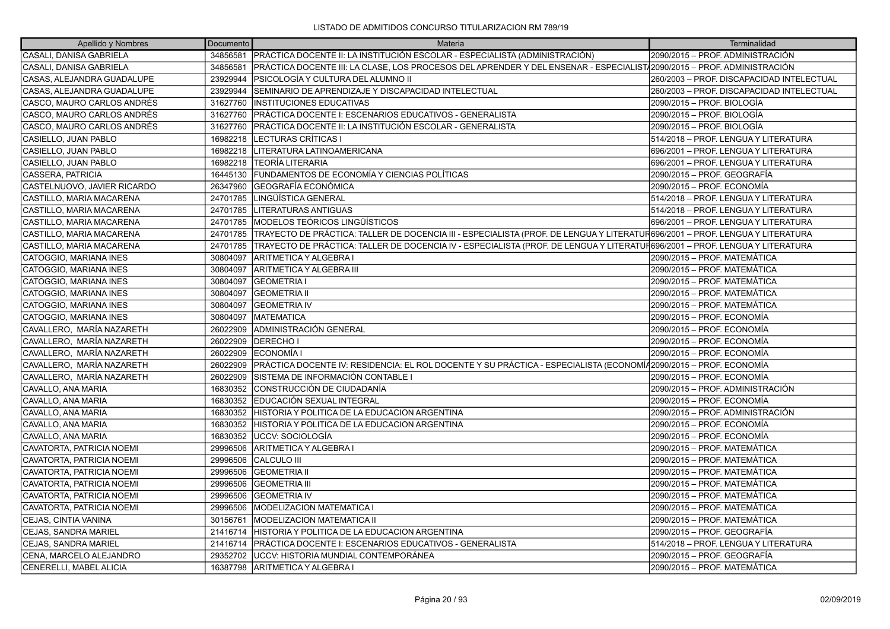LISTADO DE ADMITIDOS CONCURSO TITULARIZACION RM 789/19

| Apellido y Nombres | Documento | Materia | Terminalidad |
|---|---|---|---|
| CASALI, DANISA GABRIELA | 34856581 | PRÁCTICA DOCENTE II: LA INSTITUCIÓN ESCOLAR - ESPECIALISTA (ADMINISTRACIÓN) | 2090/2015 – PROF. ADMINISTRACIÓN |
| CASALI, DANISA GABRIELA | 34856581 | PRÁCTICA DOCENTE III: LA CLASE, LOS PROCESOS DEL APRENDER Y DEL ENSENAR - ESPECIALIST/ | 2090/2015 – PROF. ADMINISTRACIÓN |
| CASAS, ALEJANDRA GUADALUPE | 23929944 | PSICOLOGÍA Y CULTURA DEL ALUMNO II | 260/2003 – PROF. DISCAPACIDAD INTELECTUAL |
| CASAS, ALEJANDRA GUADALUPE | 23929944 | SEMINARIO DE APRENDIZAJE Y DISCAPACIDAD INTELECTUAL | 260/2003 – PROF. DISCAPACIDAD INTELECTUAL |
| CASCO, MAURO CARLOS ANDRÉS | 31627760 | INSTITUCIONES EDUCATIVAS | 2090/2015 – PROF. BIOLOGÍA |
| CASCO, MAURO CARLOS ANDRÉS | 31627760 | PRÁCTICA DOCENTE I: ESCENARIOS EDUCATIVOS - GENERALISTA | 2090/2015 – PROF. BIOLOGÍA |
| CASCO, MAURO CARLOS ANDRÉS | 31627760 | PRÁCTICA DOCENTE II: LA INSTITUCIÓN ESCOLAR - GENERALISTA | 2090/2015 – PROF. BIOLOGÍA |
| CASIELLO, JUAN PABLO | 16982218 | LECTURAS CRÍTICAS I | 514/2018 – PROF. LENGUA Y LITERATURA |
| CASIELLO, JUAN PABLO | 16982218 | LITERATURA LATINOAMERICANA | 696/2001 – PROF. LENGUA Y LITERATURA |
| CASIELLO, JUAN PABLO | 16982218 | TEORÍA LITERARIA | 696/2001 – PROF. LENGUA Y LITERATURA |
| CASSERA, PATRICIA | 16445130 | FUNDAMENTOS DE ECONOMÍA Y CIENCIAS POLÍTICAS | 2090/2015 – PROF. GEOGRAFÍA |
| CASTELNUOVO, JAVIER RICARDO | 26347960 | GEOGRAFÍA ECONÓMICA | 2090/2015 – PROF. ECONOMÍA |
| CASTILLO, MARIA MACARENA | 24701785 | LINGÜÍSTICA GENERAL | 514/2018 – PROF. LENGUA Y LITERATURA |
| CASTILLO, MARIA MACARENA | 24701785 | LITERATURAS ANTIGUAS | 514/2018 – PROF. LENGUA Y LITERATURA |
| CASTILLO, MARIA MACARENA | 24701785 | MODELOS TEÓRICOS LINGÜÍSTICOS | 696/2001 – PROF. LENGUA Y LITERATURA |
| CASTILLO, MARIA MACARENA | 24701785 | TRAYECTO DE PRÁCTICA: TALLER DE DOCENCIA III - ESPECIALISTA (PROF. DE LENGUA Y LITERATUR | 696/2001 – PROF. LENGUA Y LITERATURA |
| CASTILLO, MARIA MACARENA | 24701785 | TRAYECTO DE PRÁCTICA: TALLER DE DOCENCIA IV - ESPECIALISTA (PROF. DE LENGUA Y LITERATUR | 696/2001 – PROF. LENGUA Y LITERATURA |
| CATOGGIO, MARIANA INES | 30804097 | ARITMETICA Y ALGEBRA I | 2090/2015 – PROF. MATEMÁTICA |
| CATOGGIO, MARIANA INES | 30804097 | ARITMETICA Y ALGEBRA III | 2090/2015 – PROF. MATEMÁTICA |
| CATOGGIO, MARIANA INES | 30804097 | GEOMETRIA I | 2090/2015 – PROF. MATEMÁTICA |
| CATOGGIO, MARIANA INES | 30804097 | GEOMETRIA II | 2090/2015 – PROF. MATEMÁTICA |
| CATOGGIO, MARIANA INES | 30804097 | GEOMETRIA IV | 2090/2015 – PROF. MATEMÁTICA |
| CATOGGIO, MARIANA INES | 30804097 | MATEMATICA | 2090/2015 – PROF. ECONOMÍA |
| CAVALLERO, MARÍA NAZARETH | 26022909 | ADMINISTRACIÓN GENERAL | 2090/2015 – PROF. ECONOMÍA |
| CAVALLERO, MARÍA NAZARETH | 26022909 | DERECHO I | 2090/2015 – PROF. ECONOMÍA |
| CAVALLERO, MARÍA NAZARETH | 26022909 | ECONOMÍA I | 2090/2015 – PROF. ECONOMÍA |
| CAVALLERO, MARÍA NAZARETH | 26022909 | PRÁCTICA DOCENTE IV: RESIDENCIA: EL ROL DOCENTE Y SU PRÁCTICA - ESPECIALISTA (ECONOMÍA | 2090/2015 – PROF. ECONOMÍA |
| CAVALLERO, MARÍA NAZARETH | 26022909 | SISTEMA DE INFORMACIÓN CONTABLE I | 2090/2015 – PROF. ECONOMÍA |
| CAVALLO, ANA MARIA | 16830352 | CONSTRUCCIÓN DE CIUDADANÍA | 2090/2015 – PROF. ADMINISTRACIÓN |
| CAVALLO, ANA MARIA | 16830352 | EDUCACIÓN SEXUAL INTEGRAL | 2090/2015 – PROF. ECONOMÍA |
| CAVALLO, ANA MARIA | 16830352 | HISTORIA Y POLITICA DE LA EDUCACION ARGENTINA | 2090/2015 – PROF. ADMINISTRACIÓN |
| CAVALLO, ANA MARIA | 16830352 | HISTORIA Y POLITICA DE LA EDUCACION ARGENTINA | 2090/2015 – PROF. ECONOMÍA |
| CAVALLO, ANA MARIA | 16830352 | UCCV: SOCIOLOGÍA | 2090/2015 – PROF. ECONOMÍA |
| CAVATORTA, PATRICIA NOEMI | 29996506 | ARITMETICA Y ALGEBRA I | 2090/2015 – PROF. MATEMÁTICA |
| CAVATORTA, PATRICIA NOEMI | 29996506 | CALCULO III | 2090/2015 – PROF. MATEMÁTICA |
| CAVATORTA, PATRICIA NOEMI | 29996506 | GEOMETRIA II | 2090/2015 – PROF. MATEMÁTICA |
| CAVATORTA, PATRICIA NOEMI | 29996506 | GEOMETRIA III | 2090/2015 – PROF. MATEMÁTICA |
| CAVATORTA, PATRICIA NOEMI | 29996506 | GEOMETRIA IV | 2090/2015 – PROF. MATEMÁTICA |
| CAVATORTA, PATRICIA NOEMI | 29996506 | MODELIZACION MATEMATICA I | 2090/2015 – PROF. MATEMÁTICA |
| CEJAS, CINTIA VANINA | 30156761 | MODELIZACION MATEMATICA II | 2090/2015 – PROF. MATEMÁTICA |
| CEJAS, SANDRA MARIEL | 21416714 | HISTORIA Y POLITICA DE LA EDUCACION ARGENTINA | 2090/2015 – PROF. GEOGRAFÍA |
| CEJAS, SANDRA MARIEL | 21416714 | PRÁCTICA DOCENTE I: ESCENARIOS EDUCATIVOS - GENERALISTA | 514/2018 – PROF. LENGUA Y LITERATURA |
| CENA, MARCELO ALEJANDRO | 29352702 | UCCV: HISTORIA MUNDIAL CONTEMPORÁNEA | 2090/2015 – PROF. GEOGRAFÍA |
| CENERELLI, MABEL ALICIA | 16387798 | ARITMETICA Y ALGEBRA I | 2090/2015 – PROF. MATEMÁTICA |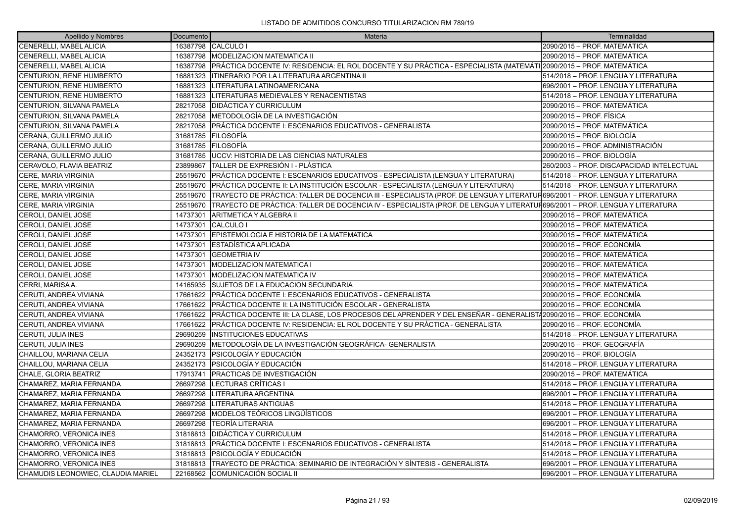LISTADO DE ADMITIDOS CONCURSO TITULARIZACION RM 789/19

| Apellido y Nombres | Documento | Materia | Terminalidad |
|---|---|---|---|
| CENERELLI, MABEL ALICIA | 16387798 | CALCULO I | 2090/2015 – PROF. MATEMÁTICA |
| CENERELLI, MABEL ALICIA | 16387798 | MODELIZACION MATEMATICA II | 2090/2015 – PROF. MATEMÁTICA |
| CENERELLI, MABEL ALICIA | 16387798 | PRÁCTICA DOCENTE IV: RESIDENCIA: EL ROL DOCENTE Y SU PRÁCTICA - ESPECIALISTA (MATEMÁTI | 2090/2015 – PROF. MATEMÁTICA |
| CENTURION, RENE HUMBERTO | 16881323 | ITINERARIO POR LA LITERATURA ARGENTINA II | 514/2018 – PROF. LENGUA Y LITERATURA |
| CENTURION, RENE HUMBERTO | 16881323 | LITERATURA LATINOAMERICANA | 696/2001 – PROF. LENGUA Y LITERATURA |
| CENTURION, RENE HUMBERTO | 16881323 | LITERATURAS MEDIEVALES Y RENACENTISTAS | 514/2018 – PROF. LENGUA Y LITERATURA |
| CENTURION, SILVANA PAMELA | 28217058 | DIDÁCTICA Y CURRICULUM | 2090/2015 – PROF. MATEMÁTICA |
| CENTURION, SILVANA PAMELA | 28217058 | METODOLOGÍA DE LA INVESTIGACIÓN | 2090/2015 – PROF. FÍSICA |
| CENTURION, SILVANA PAMELA | 28217058 | PRÁCTICA DOCENTE I: ESCENARIOS EDUCATIVOS - GENERALISTA | 2090/2015 – PROF. MATEMÁTICA |
| CERANA, GUILLERMO JULIO | 31681785 | FILOSOFÍA | 2090/2015 – PROF. BIOLOGÍA |
| CERANA, GUILLERMO JULIO | 31681785 | FILOSOFÍA | 2090/2015 – PROF. ADMINISTRACIÓN |
| CERANA, GUILLERMO JULIO | 31681785 | UCCV: HISTORIA DE LAS CIENCIAS NATURALES | 2090/2015 – PROF. BIOLOGÍA |
| CERAVOLO, FLAVIA BEATRIZ | 23899867 | TALLER DE EXPRESIÓN I - PLÁSTICA | 260/2003 – PROF. DISCAPACIDAD INTELECTUAL |
| CERE, MARIA VIRGINIA | 25519670 | PRÁCTICA DOCENTE I: ESCENARIOS EDUCATIVOS - ESPECIALISTA (LENGUA Y LITERATURA) | 514/2018 – PROF. LENGUA Y LITERATURA |
| CERE, MARIA VIRGINIA | 25519670 | PRÁCTICA DOCENTE II: LA INSTITUCIÓN ESCOLAR - ESPECIALISTA (LENGUA Y LITERATURA) | 514/2018 – PROF. LENGUA Y LITERATURA |
| CERE, MARIA VIRGINIA | 25519670 | TRAYECTO DE PRÁCTICA: TALLER DE DOCENCIA III - ESPECIALISTA (PROF. DE LENGUA Y LITERATUR | 696/2001 – PROF. LENGUA Y LITERATURA |
| CERE, MARIA VIRGINIA | 25519670 | TRAYECTO DE PRÁCTICA: TALLER DE DOCENCIA IV - ESPECIALISTA (PROF. DE LENGUA Y LITERATUR | 696/2001 – PROF. LENGUA Y LITERATURA |
| CEROLI, DANIEL JOSE | 14737301 | ARITMETICA Y ALGEBRA II | 2090/2015 – PROF. MATEMÁTICA |
| CEROLI, DANIEL JOSE | 14737301 | CALCULO I | 2090/2015 – PROF. MATEMÁTICA |
| CEROLI, DANIEL JOSE | 14737301 | EPISTEMOLOGIA E HISTORIA DE LA MATEMATICA | 2090/2015 – PROF. MATEMÁTICA |
| CEROLI, DANIEL JOSE | 14737301 | ESTADÍSTICA APLICADA | 2090/2015 – PROF. ECONOMÍA |
| CEROLI, DANIEL JOSE | 14737301 | GEOMETRIA IV | 2090/2015 – PROF. MATEMÁTICA |
| CEROLI, DANIEL JOSE | 14737301 | MODELIZACION MATEMATICA I | 2090/2015 – PROF. MATEMÁTICA |
| CEROLI, DANIEL JOSE | 14737301 | MODELIZACION MATEMATICA IV | 2090/2015 – PROF. MATEMÁTICA |
| CERRI, MARISA A. | 14165935 | SUJETOS DE LA EDUCACION SECUNDARIA | 2090/2015 – PROF. MATEMÁTICA |
| CERUTI, ANDREA VIVIANA | 17661622 | PRÁCTICA DOCENTE I: ESCENARIOS EDUCATIVOS - GENERALISTA | 2090/2015 – PROF. ECONOMÍA |
| CERUTI, ANDREA VIVIANA | 17661622 | PRÁCTICA DOCENTE II: LA INSTITUCIÓN ESCOLAR - GENERALISTA | 2090/2015 – PROF. ECONOMÍA |
| CERUTI, ANDREA VIVIANA | 17661622 | PRÁCTICA DOCENTE III: LA CLASE, LOS PROCESOS DEL APRENDER Y DEL ENSEÑAR - GENERALIST | 2090/2015 – PROF. ECONOMÍA |
| CERUTI, ANDREA VIVIANA | 17661622 | PRÁCTICA DOCENTE IV: RESIDENCIA: EL ROL DOCENTE Y SU PRÁCTICA - GENERALISTA | 2090/2015 – PROF. ECONOMÍA |
| CERUTI, JULIA INES | 29690259 | INSTITUCIONES EDUCATIVAS | 514/2018 – PROF. LENGUA Y LITERATURA |
| CERUTI, JULIA INES | 29690259 | METODOLOGÍA DE LA INVESTIGACIÓN GEOGRÁFICA- GENERALISTA | 2090/2015 – PROF. GEOGRAFÍA |
| CHAILLOU, MARIANA CELIA | 24352173 | PSICOLOGÍA Y EDUCACIÓN | 2090/2015 – PROF. BIOLOGÍA |
| CHAILLOU, MARIANA CELIA | 24352173 | PSICOLOGÍA Y EDUCACIÓN | 514/2018 – PROF. LENGUA Y LITERATURA |
| CHALE, GLORIA BEATRIZ | 17913741 | PRACTICAS DE INVESTIGACIÓN | 2090/2015 – PROF. MATEMÁTICA |
| CHAMAREZ, MARIA FERNANDA | 26697298 | LECTURAS CRÍTICAS I | 514/2018 – PROF. LENGUA Y LITERATURA |
| CHAMAREZ, MARIA FERNANDA | 26697298 | LITERATURA ARGENTINA | 696/2001 – PROF. LENGUA Y LITERATURA |
| CHAMAREZ, MARIA FERNANDA | 26697298 | LITERATURAS ANTIGUAS | 514/2018 – PROF. LENGUA Y LITERATURA |
| CHAMAREZ, MARIA FERNANDA | 26697298 | MODELOS TEÓRICOS LINGÜÍSTICOS | 696/2001 – PROF. LENGUA Y LITERATURA |
| CHAMAREZ, MARIA FERNANDA | 26697298 | TEORÍA LITERARIA | 696/2001 – PROF. LENGUA Y LITERATURA |
| CHAMORRO, VERONICA INES | 31818813 | DIDÁCTICA Y CURRICULUM | 514/2018 – PROF. LENGUA Y LITERATURA |
| CHAMORRO, VERONICA INES | 31818813 | PRÁCTICA DOCENTE I: ESCENARIOS EDUCATIVOS - GENERALISTA | 514/2018 – PROF. LENGUA Y LITERATURA |
| CHAMORRO, VERONICA INES | 31818813 | PSICOLOGÍA Y EDUCACIÓN | 514/2018 – PROF. LENGUA Y LITERATURA |
| CHAMORRO, VERONICA INES | 31818813 | TRAYECTO DE PRÁCTICA: SEMINARIO DE INTEGRACIÓN Y SÍNTESIS - GENERALISTA | 696/2001 – PROF. LENGUA Y LITERATURA |
| CHAMUDIS LEONOWIEC, CLAUDIA MARIEL | 22168562 | COMUNICACIÓN SOCIAL II | 696/2001 – PROF. LENGUA Y LITERATURA |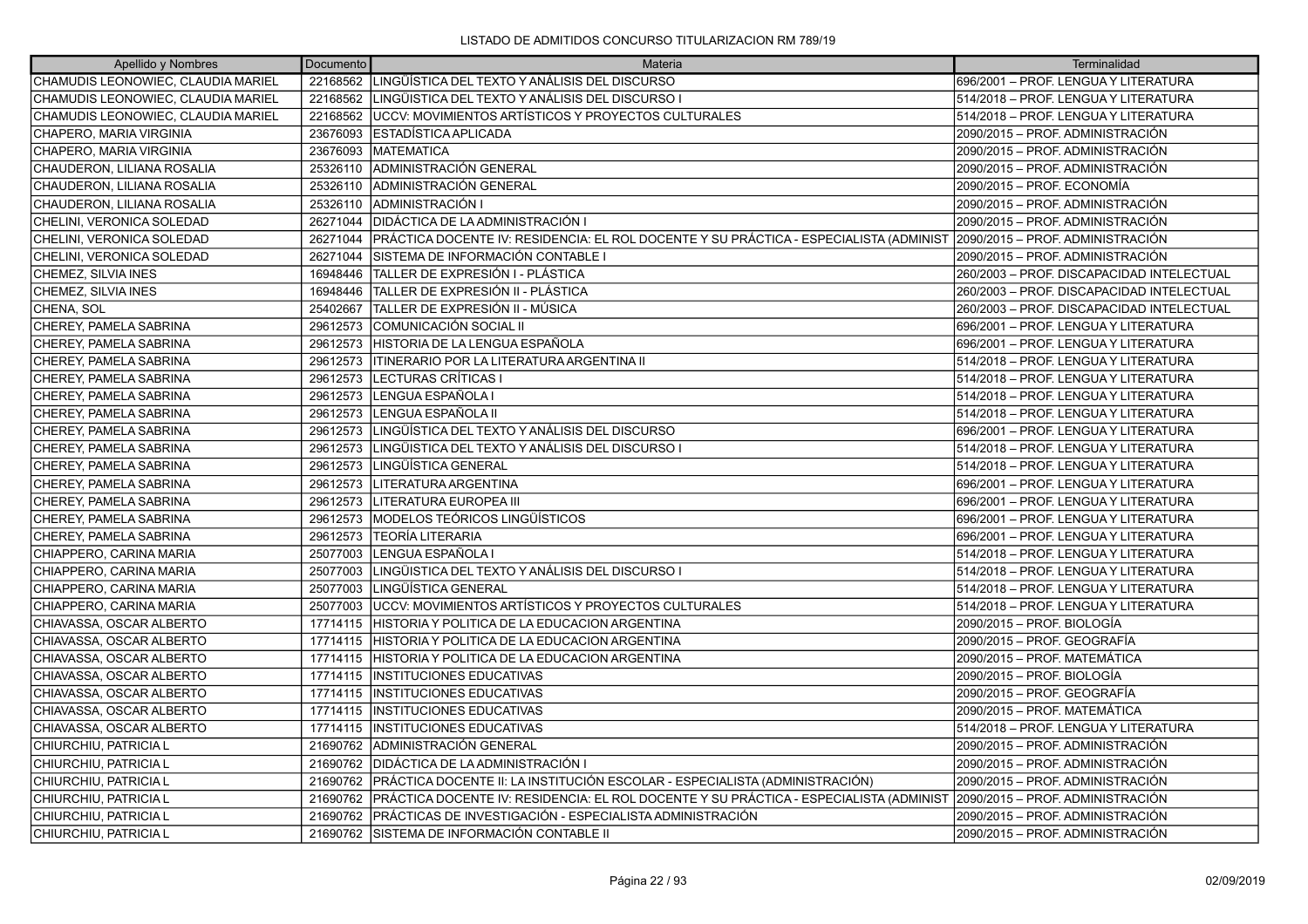LISTADO DE ADMITIDOS CONCURSO TITULARIZACION RM 789/19

| Apellido y Nombres | Documento | Materia | Terminalidad |
|---|---|---|---|
| CHAMUDIS LEONOWIEC, CLAUDIA MARIEL | 22168562 | LINGÜÍSTICA DEL TEXTO Y ANÁLISIS DEL DISCURSO | 696/2001 – PROF. LENGUA Y LITERATURA |
| CHAMUDIS LEONOWIEC, CLAUDIA MARIEL | 22168562 | LINGÜISTICA DEL TEXTO Y ANÁLISIS DEL DISCURSO I | 514/2018 – PROF. LENGUA Y LITERATURA |
| CHAMUDIS LEONOWIEC, CLAUDIA MARIEL | 22168562 | UCCV: MOVIMIENTOS ARTÍSTICOS Y PROYECTOS CULTURALES | 514/2018 – PROF. LENGUA Y LITERATURA |
| CHAPERO, MARIA VIRGINIA | 23676093 | ESTADÍSTICA APLICADA | 2090/2015 – PROF. ADMINISTRACIÓN |
| CHAPERO, MARIA VIRGINIA | 23676093 | MATEMATICA | 2090/2015 – PROF. ADMINISTRACIÓN |
| CHAUDERON, LILIANA ROSALIA | 25326110 | ADMINISTRACIÓN GENERAL | 2090/2015 – PROF. ADMINISTRACIÓN |
| CHAUDERON, LILIANA ROSALIA | 25326110 | ADMINISTRACIÓN GENERAL | 2090/2015 – PROF. ECONOMÍA |
| CHAUDERON, LILIANA ROSALIA | 25326110 | ADMINISTRACIÓN I | 2090/2015 – PROF. ADMINISTRACIÓN |
| CHELINI, VERONICA SOLEDAD | 26271044 | DIDÁCTICA DE LA ADMINISTRACIÓN I | 2090/2015 – PROF. ADMINISTRACIÓN |
| CHELINI, VERONICA SOLEDAD | 26271044 | PRÁCTICA DOCENTE IV: RESIDENCIA: EL ROL DOCENTE Y SU PRÁCTICA - ESPECIALISTA (ADMINIST | 2090/2015 – PROF. ADMINISTRACIÓN |
| CHELINI, VERONICA SOLEDAD | 26271044 | SISTEMA DE INFORMACIÓN CONTABLE I | 2090/2015 – PROF. ADMINISTRACIÓN |
| CHEMEZ, SILVIA INES | 16948446 | TALLER DE EXPRESIÓN I - PLÁSTICA | 260/2003 – PROF. DISCAPACIDAD INTELECTUAL |
| CHEMEZ, SILVIA INES | 16948446 | TALLER DE EXPRESIÓN II - PLÁSTICA | 260/2003 – PROF. DISCAPACIDAD INTELECTUAL |
| CHENA, SOL | 25402667 | TALLER DE EXPRESIÓN II - MÚSICA | 260/2003 – PROF. DISCAPACIDAD INTELECTUAL |
| CHEREY, PAMELA SABRINA | 29612573 | COMUNICACIÓN SOCIAL II | 696/2001 – PROF. LENGUA Y LITERATURA |
| CHEREY, PAMELA SABRINA | 29612573 | HISTORIA DE LA LENGUA ESPAÑOLA | 696/2001 – PROF. LENGUA Y LITERATURA |
| CHEREY, PAMELA SABRINA | 29612573 | ITINERARIO POR LA LITERATURA ARGENTINA II | 514/2018 – PROF. LENGUA Y LITERATURA |
| CHEREY, PAMELA SABRINA | 29612573 | LECTURAS CRÍTICAS I | 514/2018 – PROF. LENGUA Y LITERATURA |
| CHEREY, PAMELA SABRINA | 29612573 | LENGUA ESPAÑOLA I | 514/2018 – PROF. LENGUA Y LITERATURA |
| CHEREY, PAMELA SABRINA | 29612573 | LENGUA ESPAÑOLA II | 514/2018 – PROF. LENGUA Y LITERATURA |
| CHEREY, PAMELA SABRINA | 29612573 | LINGÜÍSTICA DEL TEXTO Y ANÁLISIS DEL DISCURSO | 696/2001 – PROF. LENGUA Y LITERATURA |
| CHEREY, PAMELA SABRINA | 29612573 | LINGÜISTICA DEL TEXTO Y ANÁLISIS DEL DISCURSO I | 514/2018 – PROF. LENGUA Y LITERATURA |
| CHEREY, PAMELA SABRINA | 29612573 | LINGÜÍSTICA GENERAL | 514/2018 – PROF. LENGUA Y LITERATURA |
| CHEREY, PAMELA SABRINA | 29612573 | LITERATURA ARGENTINA | 696/2001 – PROF. LENGUA Y LITERATURA |
| CHEREY, PAMELA SABRINA | 29612573 | LITERATURA EUROPEA III | 696/2001 – PROF. LENGUA Y LITERATURA |
| CHEREY, PAMELA SABRINA | 29612573 | MODELOS TEÓRICOS LINGÜÍSTICOS | 696/2001 – PROF. LENGUA Y LITERATURA |
| CHEREY, PAMELA SABRINA | 29612573 | TEORÍA LITERARIA | 696/2001 – PROF. LENGUA Y LITERATURA |
| CHIAPPERO, CARINA MARIA | 25077003 | LENGUA ESPAÑOLA I | 514/2018 – PROF. LENGUA Y LITERATURA |
| CHIAPPERO, CARINA MARIA | 25077003 | LINGÜISTICA DEL TEXTO Y ANÁLISIS DEL DISCURSO I | 514/2018 – PROF. LENGUA Y LITERATURA |
| CHIAPPERO, CARINA MARIA | 25077003 | LINGÜÍSTICA GENERAL | 514/2018 – PROF. LENGUA Y LITERATURA |
| CHIAPPERO, CARINA MARIA | 25077003 | UCCV: MOVIMIENTOS ARTÍSTICOS Y PROYECTOS CULTURALES | 514/2018 – PROF. LENGUA Y LITERATURA |
| CHIAVASSA, OSCAR ALBERTO | 17714115 | HISTORIA Y POLITICA DE LA EDUCACION ARGENTINA | 2090/2015 – PROF. BIOLOGÍA |
| CHIAVASSA, OSCAR ALBERTO | 17714115 | HISTORIA Y POLITICA DE LA EDUCACION ARGENTINA | 2090/2015 – PROF. GEOGRAFÍA |
| CHIAVASSA, OSCAR ALBERTO | 17714115 | HISTORIA Y POLITICA DE LA EDUCACION ARGENTINA | 2090/2015 – PROF. MATEMÁTICA |
| CHIAVASSA, OSCAR ALBERTO | 17714115 | INSTITUCIONES EDUCATIVAS | 2090/2015 – PROF. BIOLOGÍA |
| CHIAVASSA, OSCAR ALBERTO | 17714115 | INSTITUCIONES EDUCATIVAS | 2090/2015 – PROF. GEOGRAFÍA |
| CHIAVASSA, OSCAR ALBERTO | 17714115 | INSTITUCIONES EDUCATIVAS | 2090/2015 – PROF. MATEMÁTICA |
| CHIAVASSA, OSCAR ALBERTO | 17714115 | INSTITUCIONES EDUCATIVAS | 514/2018 – PROF. LENGUA Y LITERATURA |
| CHIURCHIU, PATRICIA L | 21690762 | ADMINISTRACIÓN GENERAL | 2090/2015 – PROF. ADMINISTRACIÓN |
| CHIURCHIU, PATRICIA L | 21690762 | DIDÁCTICA DE LA ADMINISTRACIÓN I | 2090/2015 – PROF. ADMINISTRACIÓN |
| CHIURCHIU, PATRICIA L | 21690762 | PRÁCTICA DOCENTE II: LA INSTITUCIÓN ESCOLAR - ESPECIALISTA (ADMINISTRACIÓN) | 2090/2015 – PROF. ADMINISTRACIÓN |
| CHIURCHIU, PATRICIA L | 21690762 | PRÁCTICA DOCENTE IV: RESIDENCIA: EL ROL DOCENTE Y SU PRÁCTICA - ESPECIALISTA (ADMINIST | 2090/2015 – PROF. ADMINISTRACIÓN |
| CHIURCHIU, PATRICIA L | 21690762 | PRÁCTICAS DE INVESTIGACIÓN - ESPECIALISTA ADMINISTRACIÓN | 2090/2015 – PROF. ADMINISTRACIÓN |
| CHIURCHIU, PATRICIA L | 21690762 | SISTEMA DE INFORMACIÓN CONTABLE II | 2090/2015 – PROF. ADMINISTRACIÓN |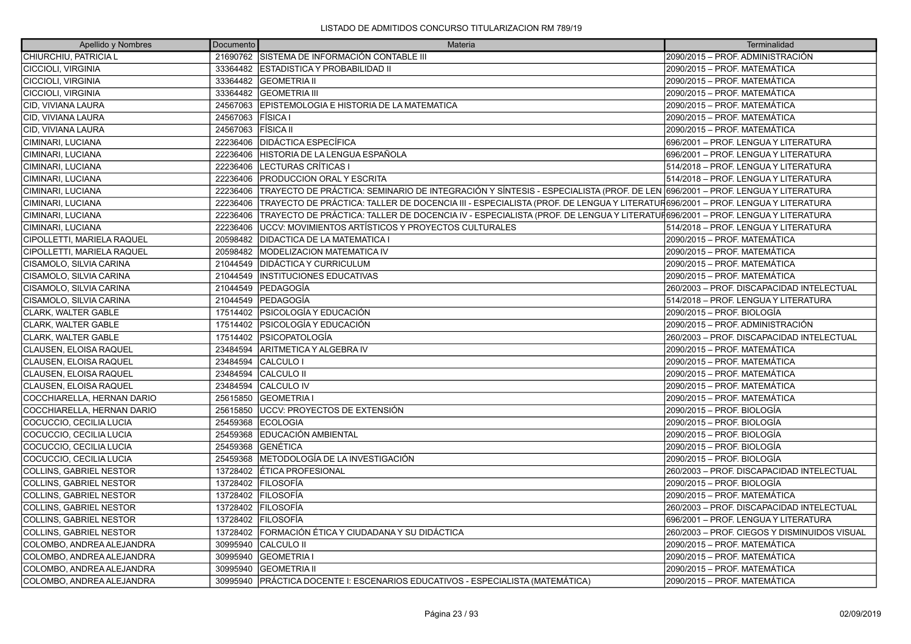| Apellido y Nombres | Documento | Materia | Terminalidad |
|---|---|---|---|
| CHIURCHIU, PATRICIA L | 21690762 | SISTEMA DE INFORMACIÓN CONTABLE III | 2090/2015 – PROF. ADMINISTRACIÓN |
| CICCIOLI, VIRGINIA | 33364482 | ESTADISTICA Y PROBABILIDAD II | 2090/2015 – PROF. MATEMÁTICA |
| CICCIOLI, VIRGINIA | 33364482 | GEOMETRIA II | 2090/2015 – PROF. MATEMÁTICA |
| CICCIOLI, VIRGINIA | 33364482 | GEOMETRIA III | 2090/2015 – PROF. MATEMÁTICA |
| CID, VIVIANA LAURA | 24567063 | EPISTEMOLOGIA E HISTORIA DE LA MATEMATICA | 2090/2015 – PROF. MATEMÁTICA |
| CID, VIVIANA LAURA | 24567063 | FÍSICA I | 2090/2015 – PROF. MATEMÁTICA |
| CID, VIVIANA LAURA | 24567063 | FÍSICA II | 2090/2015 – PROF. MATEMÁTICA |
| CIMINARI, LUCIANA | 22236406 | DIDÁCTICA ESPECÍFICA | 696/2001 – PROF. LENGUA Y LITERATURA |
| CIMINARI, LUCIANA | 22236406 | HISTORIA DE LA LENGUA ESPAÑOLA | 696/2001 – PROF. LENGUA Y LITERATURA |
| CIMINARI, LUCIANA | 22236406 | LECTURAS CRÍTICAS I | 514/2018 – PROF. LENGUA Y LITERATURA |
| CIMINARI, LUCIANA | 22236406 | PRODUCCION ORAL Y ESCRITA | 514/2018 – PROF. LENGUA Y LITERATURA |
| CIMINARI, LUCIANA | 22236406 | TRAYECTO DE PRÁCTICA: SEMINARIO DE INTEGRACIÓN Y SÍNTESIS - ESPECIALISTA (PROF. DE LEN | 696/2001 – PROF. LENGUA Y LITERATURA |
| CIMINARI, LUCIANA | 22236406 | TRAYECTO DE PRÁCTICA: TALLER DE DOCENCIA III - ESPECIALISTA (PROF. DE LENGUA Y LITERATUR | 696/2001 – PROF. LENGUA Y LITERATURA |
| CIMINARI, LUCIANA | 22236406 | TRAYECTO DE PRÁCTICA: TALLER DE DOCENCIA IV - ESPECIALISTA (PROF. DE LENGUA Y LITERATUR | 696/2001 – PROF. LENGUA Y LITERATURA |
| CIMINARI, LUCIANA | 22236406 | UCCV: MOVIMIENTOS ARTÍSTICOS Y PROYECTOS CULTURALES | 514/2018 – PROF. LENGUA Y LITERATURA |
| CIPOLLETTI, MARIELA RAQUEL | 20598482 | DIDACTICA DE LA MATEMATICA I | 2090/2015 – PROF. MATEMÁTICA |
| CIPOLLETTI, MARIELA RAQUEL | 20598482 | MODELIZACION MATEMATICA IV | 2090/2015 – PROF. MATEMÁTICA |
| CISAMOLO, SILVIA CARINA | 21044549 | DIDÁCTICA Y CURRICULUM | 2090/2015 – PROF. MATEMÁTICA |
| CISAMOLO, SILVIA CARINA | 21044549 | INSTITUCIONES EDUCATIVAS | 2090/2015 – PROF. MATEMÁTICA |
| CISAMOLO, SILVIA CARINA | 21044549 | PEDAGOGÍA | 260/2003 – PROF. DISCAPACIDAD INTELECTUAL |
| CISAMOLO, SILVIA CARINA | 21044549 | PEDAGOGÍA | 514/2018 – PROF. LENGUA Y LITERATURA |
| CLARK, WALTER GABLE | 17514402 | PSICOLOGÍA Y EDUCACIÓN | 2090/2015 – PROF. BIOLOGÍA |
| CLARK, WALTER GABLE | 17514402 | PSICOLOGÍA Y EDUCACIÓN | 2090/2015 – PROF. ADMINISTRACIÓN |
| CLARK, WALTER GABLE | 17514402 | PSICOPATOLOGÍA | 260/2003 – PROF. DISCAPACIDAD INTELECTUAL |
| CLAUSEN, ELOISA RAQUEL | 23484594 | ARITMETICA Y ALGEBRA IV | 2090/2015 – PROF. MATEMÁTICA |
| CLAUSEN, ELOISA RAQUEL | 23484594 | CALCULO I | 2090/2015 – PROF. MATEMÁTICA |
| CLAUSEN, ELOISA RAQUEL | 23484594 | CALCULO II | 2090/2015 – PROF. MATEMÁTICA |
| CLAUSEN, ELOISA RAQUEL | 23484594 | CALCULO IV | 2090/2015 – PROF. MATEMÁTICA |
| COCCHIARELLA, HERNAN DARIO | 25615850 | GEOMETRIA I | 2090/2015 – PROF. MATEMÁTICA |
| COCCHIARELLA, HERNAN DARIO | 25615850 | UCCV: PROYECTOS DE EXTENSIÓN | 2090/2015 – PROF. BIOLOGÍA |
| COCUCCIO, CECILIA LUCIA | 25459368 | ECOLOGIA | 2090/2015 – PROF. BIOLOGÍA |
| COCUCCIO, CECILIA LUCIA | 25459368 | EDUCACIÓN AMBIENTAL | 2090/2015 – PROF. BIOLOGÍA |
| COCUCCIO, CECILIA LUCIA | 25459368 | GENÉTICA | 2090/2015 – PROF. BIOLOGÍA |
| COCUCCIO, CECILIA LUCIA | 25459368 | METODOLOGÍA DE LA INVESTIGACIÓN | 2090/2015 – PROF. BIOLOGÍA |
| COLLINS, GABRIEL NESTOR | 13728402 | ÉTICA PROFESIONAL | 260/2003 – PROF. DISCAPACIDAD INTELECTUAL |
| COLLINS, GABRIEL NESTOR | 13728402 | FILOSOFÍA | 2090/2015 – PROF. BIOLOGÍA |
| COLLINS, GABRIEL NESTOR | 13728402 | FILOSOFÍA | 2090/2015 – PROF. MATEMÁTICA |
| COLLINS, GABRIEL NESTOR | 13728402 | FILOSOFÍA | 260/2003 – PROF. DISCAPACIDAD INTELECTUAL |
| COLLINS, GABRIEL NESTOR | 13728402 | FILOSOFÍA | 696/2001 – PROF. LENGUA Y LITERATURA |
| COLLINS, GABRIEL NESTOR | 13728402 | FORMACIÓN ÉTICA Y CIUDADANA Y SU DIDÁCTICA | 260/2003 – PROF. CIEGOS Y DISMINUIDOS VISUAL |
| COLOMBO, ANDREA ALEJANDRA | 30995940 | CALCULO II | 2090/2015 – PROF. MATEMÁTICA |
| COLOMBO, ANDREA ALEJANDRA | 30995940 | GEOMETRIA I | 2090/2015 – PROF. MATEMÁTICA |
| COLOMBO, ANDREA ALEJANDRA | 30995940 | GEOMETRIA II | 2090/2015 – PROF. MATEMÁTICA |
| COLOMBO, ANDREA ALEJANDRA | 30995940 | PRÁCTICA DOCENTE I: ESCENARIOS EDUCATIVOS - ESPECIALISTA (MATEMÁTICA) | 2090/2015 – PROF. MATEMÁTICA |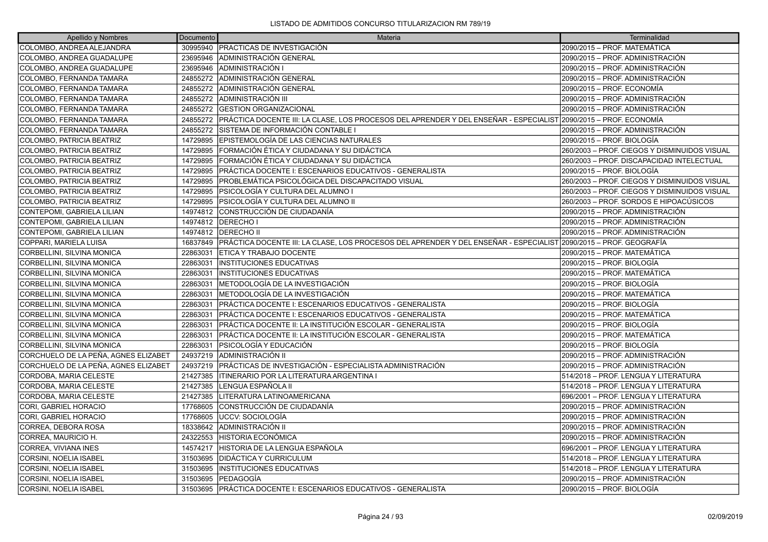# LISTADO DE ADMITIDOS CONCURSO TITULARIZACION RM 789/19

| Apellido y Nombres | Documento | Materia | Terminalidad |
|---|---|---|---|
| COLOMBO, ANDREA ALEJANDRA | 30995940 | PRACTICAS DE INVESTIGACIÓN | 2090/2015 – PROF. MATEMÁTICA |
| COLOMBO, ANDREA GUADALUPE | 23695946 | ADMINISTRACIÓN GENERAL | 2090/2015 – PROF. ADMINISTRACIÓN |
| COLOMBO, ANDREA GUADALUPE | 23695946 | ADMINISTRACIÓN I | 2090/2015 – PROF. ADMINISTRACIÓN |
| COLOMBO, FERNANDA TAMARA | 24855272 | ADMINISTRACIÓN GENERAL | 2090/2015 – PROF. ADMINISTRACIÓN |
| COLOMBO, FERNANDA TAMARA | 24855272 | ADMINISTRACIÓN GENERAL | 2090/2015 – PROF. ECONOMÍA |
| COLOMBO, FERNANDA TAMARA | 24855272 | ADMINISTRACIÓN III | 2090/2015 – PROF. ADMINISTRACIÓN |
| COLOMBO, FERNANDA TAMARA | 24855272 | GESTION ORGANIZACIONAL | 2090/2015 – PROF. ADMINISTRACIÓN |
| COLOMBO, FERNANDA TAMARA | 24855272 | PRÁCTICA DOCENTE III: LA CLASE, LOS PROCESOS DEL APRENDER Y DEL ENSEÑAR - ESPECIALIST | 2090/2015 – PROF. ECONOMÍA |
| COLOMBO, FERNANDA TAMARA | 24855272 | SISTEMA DE INFORMACIÓN CONTABLE I | 2090/2015 – PROF. ADMINISTRACIÓN |
| COLOMBO, PATRICIA BEATRIZ | 14729895 | EPISTEMOLOGÍA DE LAS CIENCIAS NATURALES | 2090/2015 – PROF. BIOLOGÍA |
| COLOMBO, PATRICIA BEATRIZ | 14729895 | FORMACIÓN ÉTICA Y CIUDADANA Y SU DIDÁCTICA | 260/2003 – PROF. CIEGOS Y DISMINUIDOS VISUAL |
| COLOMBO, PATRICIA BEATRIZ | 14729895 | FORMACIÓN ÉTICA Y CIUDADANA Y SU DIDÁCTICA | 260/2003 – PROF. DISCAPACIDAD INTELECTUAL |
| COLOMBO, PATRICIA BEATRIZ | 14729895 | PRÁCTICA DOCENTE I: ESCENARIOS EDUCATIVOS - GENERALISTA | 2090/2015 – PROF. BIOLOGÍA |
| COLOMBO, PATRICIA BEATRIZ | 14729895 | PROBLEMÁTICA PSICOLÓGICA DEL DISCAPACITADO VISUAL | 260/2003 – PROF. CIEGOS Y DISMINUIDOS VISUAL |
| COLOMBO, PATRICIA BEATRIZ | 14729895 | PSICOLOGÍA Y CULTURA DEL ALUMNO I | 260/2003 – PROF. CIEGOS Y DISMINUIDOS VISUAL |
| COLOMBO, PATRICIA BEATRIZ | 14729895 | PSICOLOGÍA Y CULTURA DEL ALUMNO II | 260/2003 – PROF. SORDOS E HIPOACÚSICOS |
| CONTEPOMI, GABRIELA LILIAN | 14974812 | CONSTRUCCIÓN DE CIUDADANÍA | 2090/2015 – PROF. ADMINISTRACIÓN |
| CONTEPOMI, GABRIELA LILIAN | 14974812 | DERECHO I | 2090/2015 – PROF. ADMINISTRACIÓN |
| CONTEPOMI, GABRIELA LILIAN | 14974812 | DERECHO II | 2090/2015 – PROF. ADMINISTRACIÓN |
| COPPARI, MARIELA LUISA | 16837849 | PRÁCTICA DOCENTE III: LA CLASE, LOS PROCESOS DEL APRENDER Y DEL ENSEÑAR - ESPECIALIST | 2090/2015 – PROF. GEOGRAFÍA |
| CORBELLINI, SILVINA MONICA | 22863031 | ETICA Y TRABAJO DOCENTE | 2090/2015 – PROF. MATEMÁTICA |
| CORBELLINI, SILVINA MONICA | 22863031 | INSTITUCIONES EDUCATIVAS | 2090/2015 – PROF. BIOLOGÍA |
| CORBELLINI, SILVINA MONICA | 22863031 | INSTITUCIONES EDUCATIVAS | 2090/2015 – PROF. MATEMÁTICA |
| CORBELLINI, SILVINA MONICA | 22863031 | METODOLOGÍA DE LA INVESTIGACIÓN | 2090/2015 – PROF. BIOLOGÍA |
| CORBELLINI, SILVINA MONICA | 22863031 | METODOLOGÍA DE LA INVESTIGACIÓN | 2090/2015 – PROF. MATEMÁTICA |
| CORBELLINI, SILVINA MONICA | 22863031 | PRÁCTICA DOCENTE I: ESCENARIOS EDUCATIVOS - GENERALISTA | 2090/2015 – PROF. BIOLOGÍA |
| CORBELLINI, SILVINA MONICA | 22863031 | PRÁCTICA DOCENTE I: ESCENARIOS EDUCATIVOS - GENERALISTA | 2090/2015 – PROF. MATEMÁTICA |
| CORBELLINI, SILVINA MONICA | 22863031 | PRÁCTICA DOCENTE II: LA INSTITUCIÓN ESCOLAR - GENERALISTA | 2090/2015 – PROF. BIOLOGÍA |
| CORBELLINI, SILVINA MONICA | 22863031 | PRÁCTICA DOCENTE II: LA INSTITUCIÓN ESCOLAR - GENERALISTA | 2090/2015 – PROF. MATEMÁTICA |
| CORBELLINI, SILVINA MONICA | 22863031 | PSICOLOGÍA Y EDUCACIÓN | 2090/2015 – PROF. BIOLOGÍA |
| CORCHUELO DE LA PEÑA, AGNES ELIZABET | 24937219 | ADMINISTRACIÓN II | 2090/2015 – PROF. ADMINISTRACIÓN |
| CORCHUELO DE LA PEÑA, AGNES ELIZABET | 24937219 | PRÁCTICAS DE INVESTIGACIÓN - ESPECIALISTA ADMINISTRACIÓN | 2090/2015 – PROF. ADMINISTRACIÓN |
| CORDOBA, MARIA CELESTE | 21427385 | ITINERARIO POR LA LITERATURA ARGENTINA I | 514/2018 – PROF. LENGUA Y LITERATURA |
| CORDOBA, MARIA CELESTE | 21427385 | LENGUA ESPAÑOLA II | 514/2018 – PROF. LENGUA Y LITERATURA |
| CORDOBA, MARIA CELESTE | 21427385 | LITERATURA LATINOAMERICANA | 696/2001 – PROF. LENGUA Y LITERATURA |
| CORI, GABRIEL HORACIO | 17768605 | CONSTRUCCIÓN DE CIUDADANÍA | 2090/2015 – PROF. ADMINISTRACIÓN |
| CORI, GABRIEL HORACIO | 17768605 | UCCV: SOCIOLOGÍA | 2090/2015 – PROF. ADMINISTRACIÓN |
| CORREA, DEBORA ROSA | 18338642 | ADMINISTRACIÓN II | 2090/2015 – PROF. ADMINISTRACIÓN |
| CORREA, MAURICIO H. | 24322553 | HISTORIA ECONÓMICA | 2090/2015 – PROF. ADMINISTRACIÓN |
| CORREA, VIVIANA INES | 14574217 | HISTORIA DE LA LENGUA ESPAÑOLA | 696/2001 – PROF. LENGUA Y LITERATURA |
| CORSINI, NOELIA ISABEL | 31503695 | DIDÁCTICA Y CURRICULUM | 514/2018 – PROF. LENGUA Y LITERATURA |
| CORSINI, NOELIA ISABEL | 31503695 | INSTITUCIONES EDUCATIVAS | 514/2018 – PROF. LENGUA Y LITERATURA |
| CORSINI, NOELIA ISABEL | 31503695 | PEDAGOGÍA | 2090/2015 – PROF. ADMINISTRACIÓN |
| CORSINI, NOELIA ISABEL | 31503695 | PRÁCTICA DOCENTE I: ESCENARIOS EDUCATIVOS - GENERALISTA | 2090/2015 – PROF. BIOLOGÍA |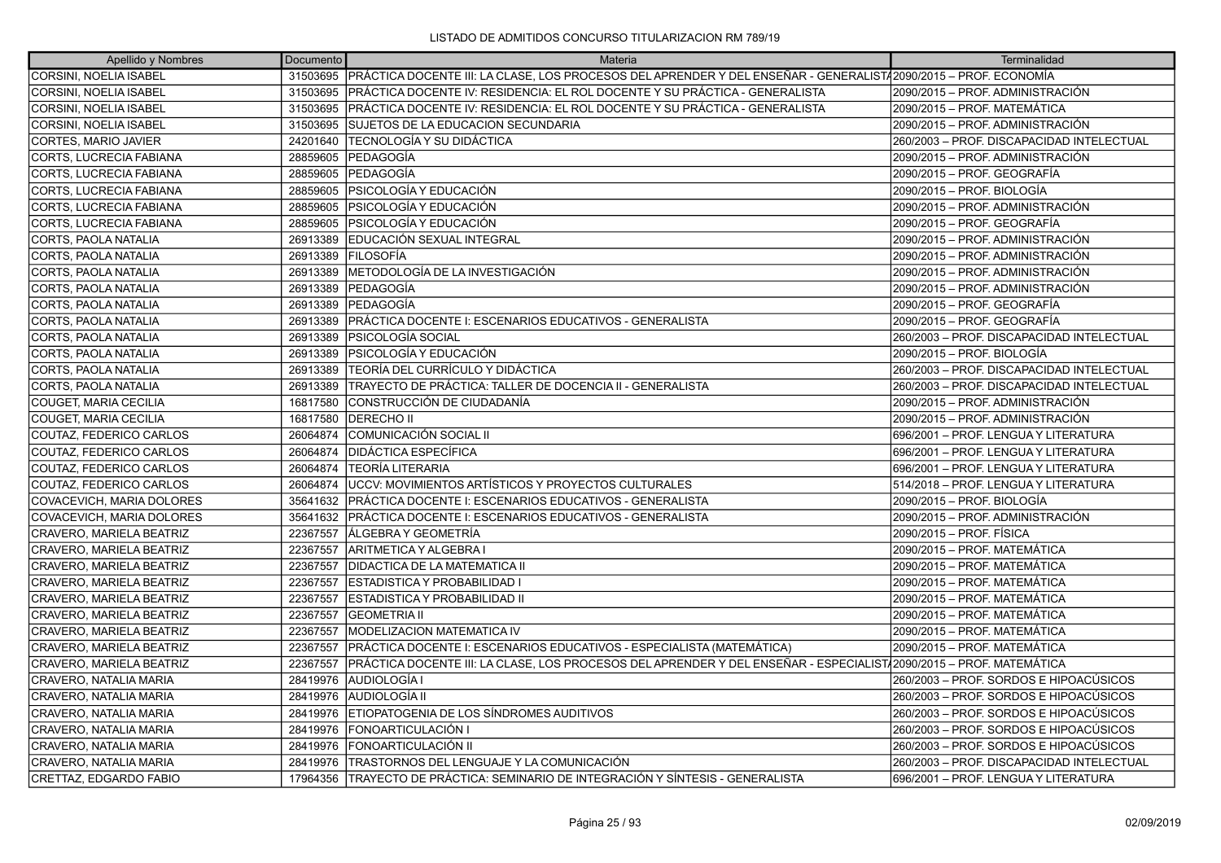LISTADO DE ADMITIDOS CONCURSO TITULARIZACION RM 789/19

| Apellido y Nombres | Documento | Materia | Terminalidad |
|---|---|---|---|
| CORSINI, NOELIA ISABEL | 31503695 | PRÁCTICA DOCENTE III: LA CLASE, LOS PROCESOS DEL APRENDER Y DEL ENSEÑAR - GENERALISTA | 2090/2015 – PROF. ECONOMÍA |
| CORSINI, NOELIA ISABEL | 31503695 | PRÁCTICA DOCENTE IV: RESIDENCIA: EL ROL DOCENTE Y SU PRÁCTICA - GENERALISTA | 2090/2015 – PROF. ADMINISTRACIÓN |
| CORSINI, NOELIA ISABEL | 31503695 | PRÁCTICA DOCENTE IV: RESIDENCIA: EL ROL DOCENTE Y SU PRÁCTICA - GENERALISTA | 2090/2015 – PROF. MATEMÁTICA |
| CORSINI, NOELIA ISABEL | 31503695 | SUJETOS DE LA EDUCACION SECUNDARIA | 2090/2015 – PROF. ADMINISTRACIÓN |
| CORTES, MARIO JAVIER | 24201640 | TECNOLOGÍA Y SU DIDÁCTICA | 260/2003 – PROF. DISCAPACIDAD INTELECTUAL |
| CORTS, LUCRECIA FABIANA | 28859605 | PEDAGOGÍA | 2090/2015 – PROF. ADMINISTRACIÓN |
| CORTS, LUCRECIA FABIANA | 28859605 | PEDAGOGÍA | 2090/2015 – PROF. GEOGRAFÍA |
| CORTS, LUCRECIA FABIANA | 28859605 | PSICOLOGÍA Y EDUCACIÓN | 2090/2015 – PROF. BIOLOGÍA |
| CORTS, LUCRECIA FABIANA | 28859605 | PSICOLOGÍA Y EDUCACIÓN | 2090/2015 – PROF. ADMINISTRACIÓN |
| CORTS, LUCRECIA FABIANA | 28859605 | PSICOLOGÍA Y EDUCACIÓN | 2090/2015 – PROF. GEOGRAFÍA |
| CORTS, PAOLA NATALIA | 26913389 | EDUCACIÓN SEXUAL INTEGRAL | 2090/2015 – PROF. ADMINISTRACIÓN |
| CORTS, PAOLA NATALIA | 26913389 | FILOSOFÍA | 2090/2015 – PROF. ADMINISTRACIÓN |
| CORTS, PAOLA NATALIA | 26913389 | METODOLOGÍA DE LA INVESTIGACIÓN | 2090/2015 – PROF. ADMINISTRACIÓN |
| CORTS, PAOLA NATALIA | 26913389 | PEDAGOGÍA | 2090/2015 – PROF. ADMINISTRACIÓN |
| CORTS, PAOLA NATALIA | 26913389 | PEDAGOGÍA | 2090/2015 – PROF. GEOGRAFÍA |
| CORTS, PAOLA NATALIA | 26913389 | PRÁCTICA DOCENTE I: ESCENARIOS EDUCATIVOS - GENERALISTA | 2090/2015 – PROF. GEOGRAFÍA |
| CORTS, PAOLA NATALIA | 26913389 | PSICOLOGÍA SOCIAL | 260/2003 – PROF. DISCAPACIDAD INTELECTUAL |
| CORTS, PAOLA NATALIA | 26913389 | PSICOLOGÍA Y EDUCACIÓN | 2090/2015 – PROF. BIOLOGÍA |
| CORTS, PAOLA NATALIA | 26913389 | TEORÍA DEL CURRÍCULO Y DIDÁCTICA | 260/2003 – PROF. DISCAPACIDAD INTELECTUAL |
| CORTS, PAOLA NATALIA | 26913389 | TRAYECTO DE PRÁCTICA: TALLER DE DOCENCIA II - GENERALISTA | 260/2003 – PROF. DISCAPACIDAD INTELECTUAL |
| COUGET, MARIA CECILIA | 16817580 | CONSTRUCCIÓN DE CIUDADANÍA | 2090/2015 – PROF. ADMINISTRACIÓN |
| COUGET, MARIA CECILIA | 16817580 | DERECHO II | 2090/2015 – PROF. ADMINISTRACIÓN |
| COUTAZ, FEDERICO CARLOS | 26064874 | COMUNICACIÓN SOCIAL II | 696/2001 – PROF. LENGUA Y LITERATURA |
| COUTAZ, FEDERICO CARLOS | 26064874 | DIDÁCTICA ESPECÍFICA | 696/2001 – PROF. LENGUA Y LITERATURA |
| COUTAZ, FEDERICO CARLOS | 26064874 | TEORÍA LITERARIA | 696/2001 – PROF. LENGUA Y LITERATURA |
| COUTAZ, FEDERICO CARLOS | 26064874 | UCCV: MOVIMIENTOS ARTÍSTICOS Y PROYECTOS CULTURALES | 514/2018 – PROF. LENGUA Y LITERATURA |
| COVACEVICH, MARIA DOLORES | 35641632 | PRÁCTICA DOCENTE I: ESCENARIOS EDUCATIVOS - GENERALISTA | 2090/2015 – PROF. BIOLOGÍA |
| COVACEVICH, MARIA DOLORES | 35641632 | PRÁCTICA DOCENTE I: ESCENARIOS EDUCATIVOS - GENERALISTA | 2090/2015 – PROF. ADMINISTRACIÓN |
| CRAVERO, MARIELA BEATRIZ | 22367557 | ÁLGEBRA Y GEOMETRÍA | 2090/2015 – PROF. FÍSICA |
| CRAVERO, MARIELA BEATRIZ | 22367557 | ARITMETICA Y ALGEBRA I | 2090/2015 – PROF. MATEMÁTICA |
| CRAVERO, MARIELA BEATRIZ | 22367557 | DIDACTICA DE LA MATEMATICA II | 2090/2015 – PROF. MATEMÁTICA |
| CRAVERO, MARIELA BEATRIZ | 22367557 | ESTADISTICA Y PROBABILIDAD I | 2090/2015 – PROF. MATEMÁTICA |
| CRAVERO, MARIELA BEATRIZ | 22367557 | ESTADISTICA Y PROBABILIDAD II | 2090/2015 – PROF. MATEMÁTICA |
| CRAVERO, MARIELA BEATRIZ | 22367557 | GEOMETRIA II | 2090/2015 – PROF. MATEMÁTICA |
| CRAVERO, MARIELA BEATRIZ | 22367557 | MODELIZACION MATEMATICA IV | 2090/2015 – PROF. MATEMÁTICA |
| CRAVERO, MARIELA BEATRIZ | 22367557 | PRÁCTICA DOCENTE I: ESCENARIOS EDUCATIVOS - ESPECIALISTA (MATEMÁTICA) | 2090/2015 – PROF. MATEMÁTICA |
| CRAVERO, MARIELA BEATRIZ | 22367557 | PRÁCTICA DOCENTE III: LA CLASE, LOS PROCESOS DEL APRENDER Y DEL ENSEÑAR - ESPECIALISTA | 2090/2015 – PROF. MATEMÁTICA |
| CRAVERO, NATALIA MARIA | 28419976 | AUDIOLOGÍA I | 260/2003 – PROF. SORDOS E HIPOACÚSICOS |
| CRAVERO, NATALIA MARIA | 28419976 | AUDIOLOGÍA II | 260/2003 – PROF. SORDOS E HIPOACÚSICOS |
| CRAVERO, NATALIA MARIA | 28419976 | ETIOPATOGENIA DE LOS SÍNDROMES AUDITIVOS | 260/2003 – PROF. SORDOS E HIPOACÚSICOS |
| CRAVERO, NATALIA MARIA | 28419976 | FONOARTICULACIÓN I | 260/2003 – PROF. SORDOS E HIPOACÚSICOS |
| CRAVERO, NATALIA MARIA | 28419976 | FONOARTICULACIÓN II | 260/2003 – PROF. SORDOS E HIPOACÚSICOS |
| CRAVERO, NATALIA MARIA | 28419976 | TRASTORNOS DEL LENGUAJE Y LA COMUNICACIÓN | 260/2003 – PROF. DISCAPACIDAD INTELECTUAL |
| CRETTAZ, EDGARDO FABIO | 17964356 | TRAYECTO DE PRÁCTICA: SEMINARIO DE INTEGRACIÓN Y SÍNTESIS - GENERALISTA | 696/2001 – PROF. LENGUA Y LITERATURA |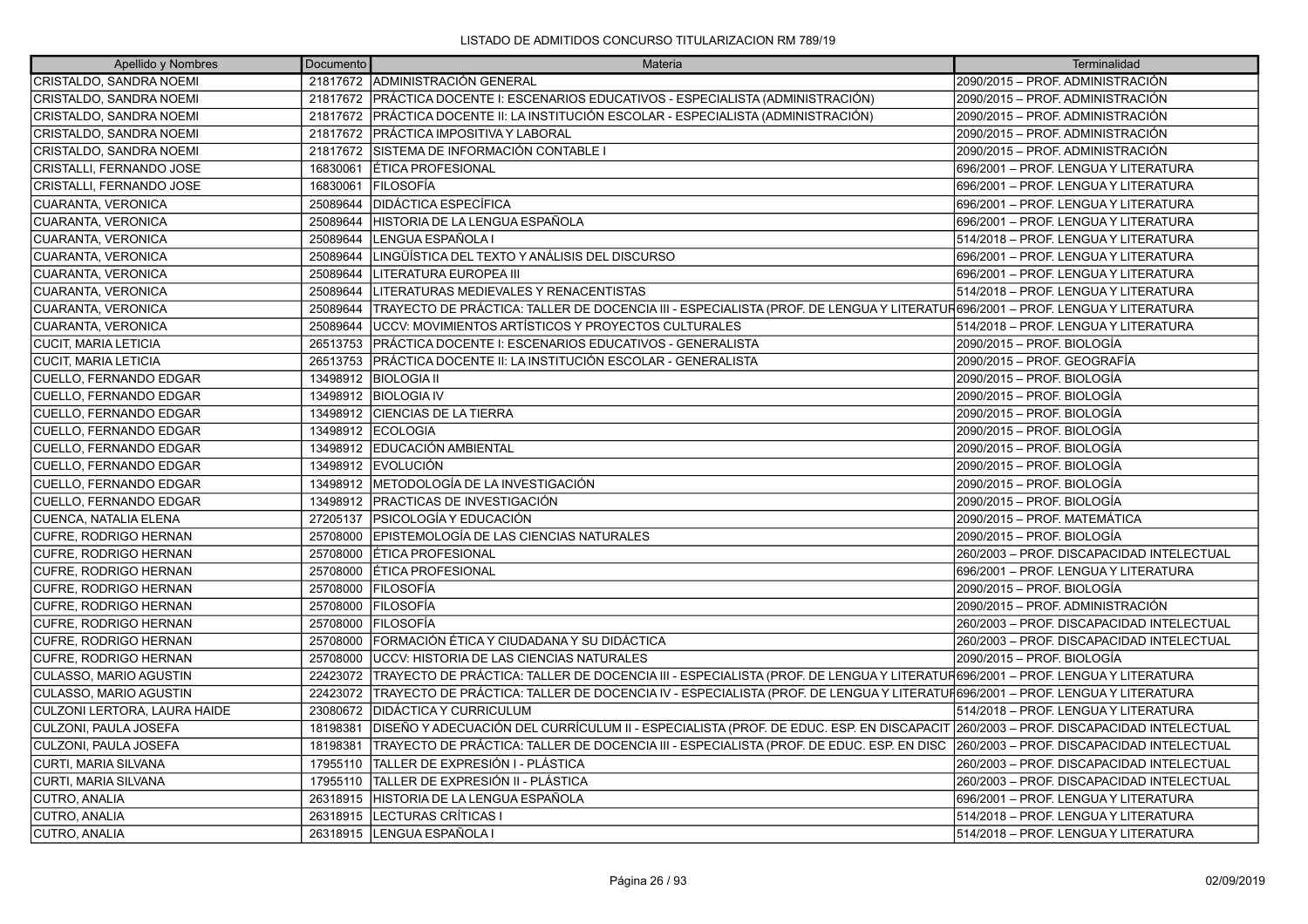LISTADO DE ADMITIDOS CONCURSO TITULARIZACION RM 789/19

| Apellido y Nombres | Documento | Materia | Terminalidad |
|---|---|---|---|
| CRISTALDO, SANDRA NOEMI | 21817672 | ADMINISTRACIÓN GENERAL | 2090/2015 – PROF. ADMINISTRACIÓN |
| CRISTALDO, SANDRA NOEMI | 21817672 | PRÁCTICA DOCENTE I: ESCENARIOS EDUCATIVOS - ESPECIALISTA (ADMINISTRACIÓN) | 2090/2015 – PROF. ADMINISTRACIÓN |
| CRISTALDO, SANDRA NOEMI | 21817672 | PRÁCTICA DOCENTE II: LA INSTITUCIÓN ESCOLAR - ESPECIALISTA (ADMINISTRACIÓN) | 2090/2015 – PROF. ADMINISTRACIÓN |
| CRISTALDO, SANDRA NOEMI | 21817672 | PRÁCTICA IMPOSITIVA Y LABORAL | 2090/2015 – PROF. ADMINISTRACIÓN |
| CRISTALDO, SANDRA NOEMI | 21817672 | SISTEMA DE INFORMACIÓN CONTABLE I | 2090/2015 – PROF. ADMINISTRACIÓN |
| CRISTALLI, FERNANDO JOSE | 16830061 | ÉTICA PROFESIONAL | 696/2001 – PROF. LENGUA Y LITERATURA |
| CRISTALLI, FERNANDO JOSE | 16830061 | FILOSOFÍA | 696/2001 – PROF. LENGUA Y LITERATURA |
| CUARANTA, VERONICA | 25089644 | DIDÁCTICA ESPECÍFICA | 696/2001 – PROF. LENGUA Y LITERATURA |
| CUARANTA, VERONICA | 25089644 | HISTORIA DE LA LENGUA ESPAÑOLA | 696/2001 – PROF. LENGUA Y LITERATURA |
| CUARANTA, VERONICA | 25089644 | LENGUA ESPAÑOLA I | 514/2018 – PROF. LENGUA Y LITERATURA |
| CUARANTA, VERONICA | 25089644 | LINGÜÍSTICA DEL TEXTO Y ANÁLISIS DEL DISCURSO | 696/2001 – PROF. LENGUA Y LITERATURA |
| CUARANTA, VERONICA | 25089644 | LITERATURA EUROPEA III | 696/2001 – PROF. LENGUA Y LITERATURA |
| CUARANTA, VERONICA | 25089644 | LITERATURAS MEDIEVALES Y RENACENTISTAS | 514/2018 – PROF. LENGUA Y LITERATURA |
| CUARANTA, VERONICA | 25089644 | TRAYECTO DE PRÁCTICA: TALLER DE DOCENCIA III - ESPECIALISTA (PROF. DE LENGUA Y LITERATUR | 696/2001 – PROF. LENGUA Y LITERATURA |
| CUARANTA, VERONICA | 25089644 | UCCV: MOVIMIENTOS ARTÍSTICOS Y PROYECTOS CULTURALES | 514/2018 – PROF. LENGUA Y LITERATURA |
| CUCIT, MARIA LETICIA | 26513753 | PRÁCTICA DOCENTE I: ESCENARIOS EDUCATIVOS - GENERALISTA | 2090/2015 – PROF. BIOLOGÍA |
| CUCIT, MARIA LETICIA | 26513753 | PRÁCTICA DOCENTE II: LA INSTITUCIÓN ESCOLAR - GENERALISTA | 2090/2015 – PROF. GEOGRAFÍA |
| CUELLO, FERNANDO EDGAR | 13498912 | BIOLOGIA II | 2090/2015 – PROF. BIOLOGÍA |
| CUELLO, FERNANDO EDGAR | 13498912 | BIOLOGIA IV | 2090/2015 – PROF. BIOLOGÍA |
| CUELLO, FERNANDO EDGAR | 13498912 | CIENCIAS DE LA TIERRA | 2090/2015 – PROF. BIOLOGÍA |
| CUELLO, FERNANDO EDGAR | 13498912 | ECOLOGIA | 2090/2015 – PROF. BIOLOGÍA |
| CUELLO, FERNANDO EDGAR | 13498912 | EDUCACIÓN AMBIENTAL | 2090/2015 – PROF. BIOLOGÍA |
| CUELLO, FERNANDO EDGAR | 13498912 | EVOLUCIÓN | 2090/2015 – PROF. BIOLOGÍA |
| CUELLO, FERNANDO EDGAR | 13498912 | METODOLOGÍA DE LA INVESTIGACIÓN | 2090/2015 – PROF. BIOLOGÍA |
| CUELLO, FERNANDO EDGAR | 13498912 | PRACTICAS DE INVESTIGACIÓN | 2090/2015 – PROF. BIOLOGÍA |
| CUENCA, NATALIA ELENA | 27205137 | PSICOLOGÍA Y EDUCACIÓN | 2090/2015 – PROF. MATEMÁTICA |
| CUFRE, RODRIGO HERNAN | 25708000 | EPISTEMOLOGÍA DE LAS CIENCIAS NATURALES | 2090/2015 – PROF. BIOLOGÍA |
| CUFRE, RODRIGO HERNAN | 25708000 | ÉTICA PROFESIONAL | 260/2003 – PROF. DISCAPACIDAD INTELECTUAL |
| CUFRE, RODRIGO HERNAN | 25708000 | ÉTICA PROFESIONAL | 696/2001 – PROF. LENGUA Y LITERATURA |
| CUFRE, RODRIGO HERNAN | 25708000 | FILOSOFÍA | 2090/2015 – PROF. BIOLOGÍA |
| CUFRE, RODRIGO HERNAN | 25708000 | FILOSOFÍA | 2090/2015 – PROF. ADMINISTRACIÓN |
| CUFRE, RODRIGO HERNAN | 25708000 | FILOSOFÍA | 260/2003 – PROF. DISCAPACIDAD INTELECTUAL |
| CUFRE, RODRIGO HERNAN | 25708000 | FORMACIÓN ÉTICA Y CIUDADANA Y SU DIDÁCTICA | 260/2003 – PROF. DISCAPACIDAD INTELECTUAL |
| CUFRE, RODRIGO HERNAN | 25708000 | UCCV: HISTORIA DE LAS CIENCIAS NATURALES | 2090/2015 – PROF. BIOLOGÍA |
| CULASSO, MARIO AGUSTIN | 22423072 | TRAYECTO DE PRÁCTICA: TALLER DE DOCENCIA III - ESPECIALISTA (PROF. DE LENGUA Y LITERATUR | 696/2001 – PROF. LENGUA Y LITERATURA |
| CULASSO, MARIO AGUSTIN | 22423072 | TRAYECTO DE PRÁCTICA: TALLER DE DOCENCIA IV - ESPECIALISTA (PROF. DE LENGUA Y LITERATUR | 696/2001 – PROF. LENGUA Y LITERATURA |
| CULZONI LERTORA, LAURA HAIDE | 23080672 | DIDÁCTICA Y CURRICULUM | 514/2018 – PROF. LENGUA Y LITERATURA |
| CULZONI, PAULA JOSEFA | 18198381 | DISEÑO Y ADECUACIÓN DEL CURRÍCULUM II - ESPECIALISTA (PROF. DE EDUC. ESP. EN DISCAPACIT | 260/2003 – PROF. DISCAPACIDAD INTELECTUAL |
| CULZONI, PAULA JOSEFA | 18198381 | TRAYECTO DE PRÁCTICA: TALLER DE DOCENCIA III - ESPECIALISTA (PROF. DE EDUC. ESP. EN DISC | 260/2003 – PROF. DISCAPACIDAD INTELECTUAL |
| CURTI, MARIA SILVANA | 17955110 | TALLER DE EXPRESIÓN I - PLÁSTICA | 260/2003 – PROF. DISCAPACIDAD INTELECTUAL |
| CURTI, MARIA SILVANA | 17955110 | TALLER DE EXPRESIÓN II - PLÁSTICA | 260/2003 – PROF. DISCAPACIDAD INTELECTUAL |
| CUTRO, ANALIA | 26318915 | HISTORIA DE LA LENGUA ESPAÑOLA | 696/2001 – PROF. LENGUA Y LITERATURA |
| CUTRO, ANALIA | 26318915 | LECTURAS CRÍTICAS I | 514/2018 – PROF. LENGUA Y LITERATURA |
| CUTRO, ANALIA | 26318915 | LENGUA ESPAÑOLA I | 514/2018 – PROF. LENGUA Y LITERATURA |

02/09/2019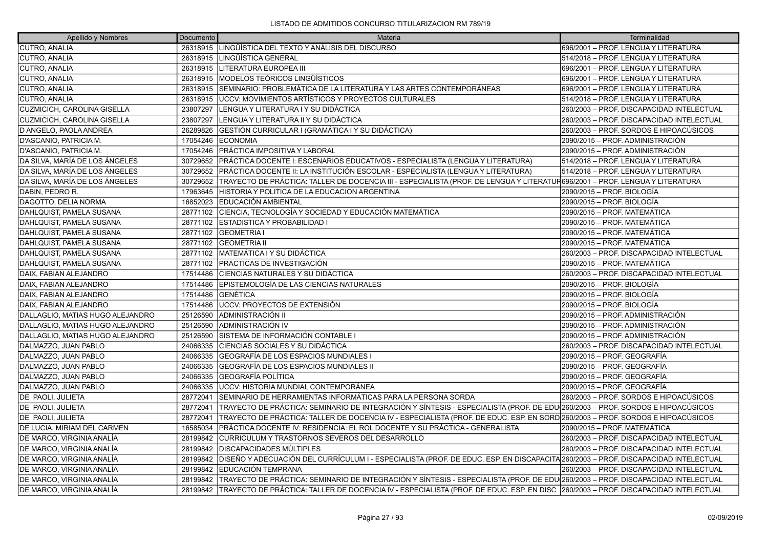| Apellido y Nombres | Documento | Materia | Terminalidad |
|---|---|---|---|
| CUTRO, ANALIA | 26318915 | LINGÜÍSTICA DEL TEXTO Y ANÁLISIS DEL DISCURSO | 696/2001 – PROF. LENGUA Y LITERATURA |
| CUTRO, ANALIA | 26318915 | LINGÜÍSTICA GENERAL | 514/2018 – PROF. LENGUA Y LITERATURA |
| CUTRO, ANALIA | 26318915 | LITERATURA EUROPEA III | 696/2001 – PROF. LENGUA Y LITERATURA |
| CUTRO, ANALIA | 26318915 | MODELOS TEÓRICOS LINGÜÍSTICOS | 696/2001 – PROF. LENGUA Y LITERATURA |
| CUTRO, ANALIA | 26318915 | SEMINARIO: PROBLEMÁTICA DE LA LITERATURA Y LAS ARTES CONTEMPORÁNEAS | 696/2001 – PROF. LENGUA Y LITERATURA |
| CUTRO, ANALIA | 26318915 | UCCV: MOVIMIENTOS ARTÍSTICOS Y PROYECTOS CULTURALES | 514/2018 – PROF. LENGUA Y LITERATURA |
| CUZMICICH, CAROLINA GISELLA | 23807297 | LENGUA Y LITERATURA I Y SU DIDÁCTICA | 260/2003 – PROF. DISCAPACIDAD INTELECTUAL |
| CUZMICICH, CAROLINA GISELLA | 23807297 | LENGUA Y LITERATURA II Y SU DIDÁCTICA | 260/2003 – PROF. DISCAPACIDAD INTELECTUAL |
| D ANGELO, PAOLA ANDREA | 26289826 | GESTIÓN CURRICULAR I (GRAMÁTICA I Y SU DIDÁCTICA) | 260/2003 – PROF. SORDOS E HIPOACÚSICOS |
| D'ASCANIO, PATRICIA M. | 17054246 | ECONOMIA | 2090/2015 – PROF. ADMINISTRACIÓN |
| D'ASCANIO, PATRICIA M. | 17054246 | PRÁCTICA IMPOSITIVA Y LABORAL | 2090/2015 – PROF. ADMINISTRACIÓN |
| DA SILVA, MARÍA DE LOS ÁNGELES | 30729652 | PRÁCTICA DOCENTE I: ESCENARIOS EDUCATIVOS - ESPECIALISTA (LENGUA Y LITERATURA) | 514/2018 – PROF. LENGUA Y LITERATURA |
| DA SILVA, MARÍA DE LOS ÁNGELES | 30729652 | PRÁCTICA DOCENTE II: LA INSTITUCIÓN ESCOLAR - ESPECIALISTA (LENGUA Y LITERATURA) | 514/2018 – PROF. LENGUA Y LITERATURA |
| DA SILVA, MARÍA DE LOS ÁNGELES | 30729652 | TRAYECTO DE PRÁCTICA: TALLER DE DOCENCIA III - ESPECIALISTA (PROF. DE LENGUA Y LITERATUR | 696/2001 – PROF. LENGUA Y LITERATURA |
| DABIN, PEDRO R. | 17963645 | HISTORIA Y POLITICA DE LA EDUCACION ARGENTINA | 2090/2015 – PROF. BIOLOGÍA |
| DAGOTTO, DELIA NORMA | 16852023 | EDUCACIÓN AMBIENTAL | 2090/2015 – PROF. BIOLOGÍA |
| DAHLQUIST, PAMELA SUSANA | 28771102 | CIENCIA, TECNOLOGÍA Y SOCIEDAD Y EDUCACIÓN MATEMÁTICA | 2090/2015 – PROF. MATEMÁTICA |
| DAHLQUIST, PAMELA SUSANA | 28771102 | ESTADISTICA Y PROBABILIDAD I | 2090/2015 – PROF. MATEMÁTICA |
| DAHLQUIST, PAMELA SUSANA | 28771102 | GEOMETRIA I | 2090/2015 – PROF. MATEMÁTICA |
| DAHLQUIST, PAMELA SUSANA | 28771102 | GEOMETRIA II | 2090/2015 – PROF. MATEMÁTICA |
| DAHLQUIST, PAMELA SUSANA | 28771102 | MATEMÁTICA I Y SU DIDÁCTICA | 260/2003 – PROF. DISCAPACIDAD INTELECTUAL |
| DAHLQUIST, PAMELA SUSANA | 28771102 | PRACTICAS DE INVESTIGACIÓN | 2090/2015 – PROF. MATEMÁTICA |
| DAIX, FABIAN ALEJANDRO | 17514486 | CIENCIAS NATURALES Y SU DIDÁCTICA | 260/2003 – PROF. DISCAPACIDAD INTELECTUAL |
| DAIX, FABIAN ALEJANDRO | 17514486 | EPISTEMOLOGÍA DE LAS CIENCIAS NATURALES | 2090/2015 – PROF. BIOLOGÍA |
| DAIX, FABIAN ALEJANDRO | 17514486 | GENÉTICA | 2090/2015 – PROF. BIOLOGÍA |
| DAIX, FABIAN ALEJANDRO | 17514486 | UCCV: PROYECTOS DE EXTENSIÓN | 2090/2015 – PROF. BIOLOGÍA |
| DALLAGLIO, MATIAS HUGO ALEJANDRO | 25126590 | ADMINISTRACIÓN II | 2090/2015 – PROF. ADMINISTRACIÓN |
| DALLAGLIO, MATIAS HUGO ALEJANDRO | 25126590 | ADMINISTRACIÓN IV | 2090/2015 – PROF. ADMINISTRACIÓN |
| DALLAGLIO, MATIAS HUGO ALEJANDRO | 25126590 | SISTEMA DE INFORMACIÓN CONTABLE I | 2090/2015 – PROF. ADMINISTRACIÓN |
| DALMAZZO, JUAN PABLO | 24066335 | CIENCIAS SOCIALES Y SU DIDÁCTICA | 260/2003 – PROF. DISCAPACIDAD INTELECTUAL |
| DALMAZZO, JUAN PABLO | 24066335 | GEOGRAFÍA DE LOS ESPACIOS MUNDIALES I | 2090/2015 – PROF. GEOGRAFÍA |
| DALMAZZO, JUAN PABLO | 24066335 | GEOGRAFÍA DE LOS ESPACIOS MUNDIALES II | 2090/2015 – PROF. GEOGRAFÍA |
| DALMAZZO, JUAN PABLO | 24066335 | GEOGRAFÍA POLÍTICA | 2090/2015 – PROF. GEOGRAFÍA |
| DALMAZZO, JUAN PABLO | 24066335 | UCCV: HISTORIA MUNDIAL CONTEMPORÁNEA | 2090/2015 – PROF. GEOGRAFÍA |
| DE PAOLI, JULIETA | 28772041 | SEMINARIO DE HERRAMIENTAS INFORMÁTICAS PARA LA PERSONA SORDA | 260/2003 – PROF. SORDOS E HIPOACÚSICOS |
| DE PAOLI, JULIETA | 28772041 | TRAYECTO DE PRÁCTICA: SEMINARIO DE INTEGRACIÓN Y SÍNTESIS - ESPECIALISTA (PROF. DE EDU | 260/2003 – PROF. SORDOS E HIPOACÚSICOS |
| DE PAOLI, JULIETA | 28772041 | TRAYECTO DE PRÁCTICA: TALLER DE DOCENCIA IV - ESPECIALISTA (PROF. DE EDUC. ESP. EN SORD | 260/2003 – PROF. SORDOS E HIPOACÚSICOS |
| DE LUCIA, MIRIAM DEL CARMEN | 16585034 | PRÁCTICA DOCENTE IV: RESIDENCIA: EL ROL DOCENTE Y SU PRÁCTICA - GENERALISTA | 2090/2015 – PROF. MATEMÁTICA |
| DE MARCO, VIRGINIA ANALÍA | 28199842 | CURRICULUM Y TRASTORNOS SEVEROS DEL DESARROLLO | 260/2003 – PROF. DISCAPACIDAD INTELECTUAL |
| DE MARCO, VIRGINIA ANALÍA | 28199842 | DISCAPACIDADES MÚLTIPLES | 260/2003 – PROF. DISCAPACIDAD INTELECTUAL |
| DE MARCO, VIRGINIA ANALÍA | 28199842 | DISEÑO Y ADECUACIÓN DEL CURRÍCULUM I - ESPECIALISTA (PROF. DE EDUC. ESP. EN DISCAPACITA | 260/2003 – PROF. DISCAPACIDAD INTELECTUAL |
| DE MARCO, VIRGINIA ANALÍA | 28199842 | EDUCACIÓN TEMPRANA | 260/2003 – PROF. DISCAPACIDAD INTELECTUAL |
| DE MARCO, VIRGINIA ANALÍA | 28199842 | TRAYECTO DE PRÁCTICA: SEMINARIO DE INTEGRACIÓN Y SÍNTESIS - ESPECIALISTA (PROF. DE EDU | 260/2003 – PROF. DISCAPACIDAD INTELECTUAL |
| DE MARCO, VIRGINIA ANALÍA | 28199842 | TRAYECTO DE PRÁCTICA: TALLER DE DOCENCIA IV - ESPECIALISTA (PROF. DE EDUC. ESP. EN DISC | 260/2003 – PROF. DISCAPACIDAD INTELECTUAL |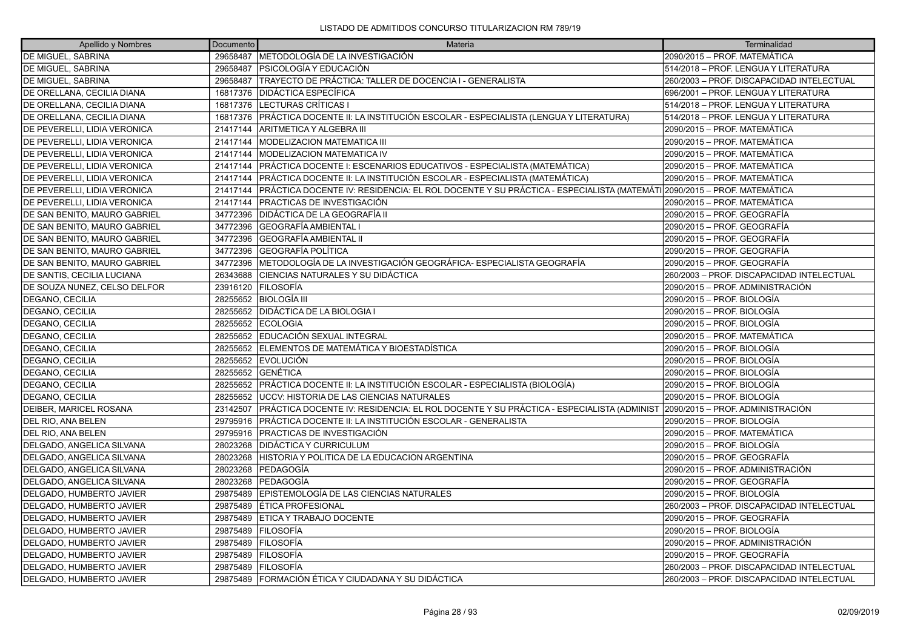LISTADO DE ADMITIDOS CONCURSO TITULARIZACION RM 789/19

| Apellido y Nombres | Documento | Materia | Terminalidad |
|---|---|---|---|
| DE MIGUEL, SABRINA | 29658487 | METODOLOGÍA DE LA INVESTIGACIÓN | 2090/2015 – PROF. MATEMÁTICA |
| DE MIGUEL, SABRINA | 29658487 | PSICOLOGÍA Y EDUCACIÓN | 514/2018 – PROF. LENGUA Y LITERATURA |
| DE MIGUEL, SABRINA | 29658487 | TRAYECTO DE PRÁCTICA: TALLER DE DOCENCIA I - GENERALISTA | 260/2003 – PROF. DISCAPACIDAD INTELECTUAL |
| DE ORELLANA, CECILIA DIANA | 16817376 | DIDÁCTICA ESPECÍFICA | 696/2001 – PROF. LENGUA Y LITERATURA |
| DE ORELLANA, CECILIA DIANA | 16817376 | LECTURAS CRÍTICAS I | 514/2018 – PROF. LENGUA Y LITERATURA |
| DE ORELLANA, CECILIA DIANA | 16817376 | PRÁCTICA DOCENTE II: LA INSTITUCIÓN ESCOLAR - ESPECIALISTA (LENGUA Y LITERATURA) | 514/2018 – PROF. LENGUA Y LITERATURA |
| DE PEVERELLI, LIDIA VERONICA | 21417144 | ARITMETICA Y ALGEBRA III | 2090/2015 – PROF. MATEMÁTICA |
| DE PEVERELLI, LIDIA VERONICA | 21417144 | MODELIZACION MATEMATICA III | 2090/2015 – PROF. MATEMÁTICA |
| DE PEVERELLI, LIDIA VERONICA | 21417144 | MODELIZACION MATEMATICA IV | 2090/2015 – PROF. MATEMÁTICA |
| DE PEVERELLI, LIDIA VERONICA | 21417144 | PRÁCTICA DOCENTE I: ESCENARIOS EDUCATIVOS - ESPECIALISTA (MATEMÁTICA) | 2090/2015 – PROF. MATEMÁTICA |
| DE PEVERELLI, LIDIA VERONICA | 21417144 | PRÁCTICA DOCENTE II: LA INSTITUCIÓN ESCOLAR - ESPECIALISTA (MATEMÁTICA) | 2090/2015 – PROF. MATEMÁTICA |
| DE PEVERELLI, LIDIA VERONICA | 21417144 | PRÁCTICA DOCENTE IV: RESIDENCIA: EL ROL DOCENTE Y SU PRÁCTICA - ESPECIALISTA (MATEMÁTI | 2090/2015 – PROF. MATEMÁTICA |
| DE PEVERELLI, LIDIA VERONICA | 21417144 | PRACTICAS DE INVESTIGACIÓN | 2090/2015 – PROF. MATEMÁTICA |
| DE SAN BENITO, MAURO GABRIEL | 34772396 | DIDÁCTICA DE LA GEOGRAFÍA II | 2090/2015 – PROF. GEOGRAFÍA |
| DE SAN BENITO, MAURO GABRIEL | 34772396 | GEOGRAFÍA AMBIENTAL I | 2090/2015 – PROF. GEOGRAFÍA |
| DE SAN BENITO, MAURO GABRIEL | 34772396 | GEOGRAFÍA AMBIENTAL II | 2090/2015 – PROF. GEOGRAFÍA |
| DE SAN BENITO, MAURO GABRIEL | 34772396 | GEOGRAFÍA POLÍTICA | 2090/2015 – PROF. GEOGRAFÍA |
| DE SAN BENITO, MAURO GABRIEL | 34772396 | METODOLOGÍA DE LA INVESTIGACIÓN GEOGRÁFICA- ESPECIALISTA GEOGRAFÍA | 2090/2015 – PROF. GEOGRAFÍA |
| DE SANTIS, CECILIA LUCIANA | 26343688 | CIENCIAS NATURALES Y SU DIDÁCTICA | 260/2003 – PROF. DISCAPACIDAD INTELECTUAL |
| DE SOUZA NUNEZ, CELSO DELFOR | 23916120 | FILOSOFÍA | 2090/2015 – PROF. ADMINISTRACIÓN |
| DEGANO, CECILIA | 28255652 | BIOLOGÍA III | 2090/2015 – PROF. BIOLOGÍA |
| DEGANO, CECILIA | 28255652 | DIDÁCTICA DE LA BIOLOGIA I | 2090/2015 – PROF. BIOLOGÍA |
| DEGANO, CECILIA | 28255652 | ECOLOGIA | 2090/2015 – PROF. BIOLOGÍA |
| DEGANO, CECILIA | 28255652 | EDUCACIÓN SEXUAL INTEGRAL | 2090/2015 – PROF. MATEMÁTICA |
| DEGANO, CECILIA | 28255652 | ELEMENTOS DE MATEMÁTICA Y BIOESTADÍSTICA | 2090/2015 – PROF. BIOLOGÍA |
| DEGANO, CECILIA | 28255652 | EVOLUCIÓN | 2090/2015 – PROF. BIOLOGÍA |
| DEGANO, CECILIA | 28255652 | GENÉTICA | 2090/2015 – PROF. BIOLOGÍA |
| DEGANO, CECILIA | 28255652 | PRÁCTICA DOCENTE II: LA INSTITUCIÓN ESCOLAR - ESPECIALISTA (BIOLOGÍA) | 2090/2015 – PROF. BIOLOGÍA |
| DEGANO, CECILIA | 28255652 | UCCV: HISTORIA DE LAS CIENCIAS NATURALES | 2090/2015 – PROF. BIOLOGÍA |
| DEIBER, MARICEL ROSANA | 23142507 | PRÁCTICA DOCENTE IV: RESIDENCIA: EL ROL DOCENTE Y SU PRÁCTICA - ESPECIALISTA (ADMINIST | 2090/2015 – PROF. ADMINISTRACIÓN |
| DEL RIO, ANA BELEN | 29795916 | PRÁCTICA DOCENTE II: LA INSTITUCIÓN ESCOLAR - GENERALISTA | 2090/2015 – PROF. BIOLOGÍA |
| DEL RIO, ANA BELEN | 29795916 | PRACTICAS DE INVESTIGACIÓN | 2090/2015 – PROF. MATEMÁTICA |
| DELGADO, ANGELICA SILVANA | 28023268 | DIDÁCTICA Y CURRICULUM | 2090/2015 – PROF. BIOLOGÍA |
| DELGADO, ANGELICA SILVANA | 28023268 | HISTORIA Y POLITICA DE LA EDUCACION ARGENTINA | 2090/2015 – PROF. GEOGRAFÍA |
| DELGADO, ANGELICA SILVANA | 28023268 | PEDAGOGÍA | 2090/2015 – PROF. ADMINISTRACIÓN |
| DELGADO, ANGELICA SILVANA | 28023268 | PEDAGOGÍA | 2090/2015 – PROF. GEOGRAFÍA |
| DELGADO, HUMBERTO JAVIER | 29875489 | EPISTEMOLOGÍA DE LAS CIENCIAS NATURALES | 2090/2015 – PROF. BIOLOGÍA |
| DELGADO, HUMBERTO JAVIER | 29875489 | ÉTICA PROFESIONAL | 260/2003 – PROF. DISCAPACIDAD INTELECTUAL |
| DELGADO, HUMBERTO JAVIER | 29875489 | ETICA Y TRABAJO DOCENTE | 2090/2015 – PROF. GEOGRAFÍA |
| DELGADO, HUMBERTO JAVIER | 29875489 | FILOSOFÍA | 2090/2015 – PROF. BIOLOGÍA |
| DELGADO, HUMBERTO JAVIER | 29875489 | FILOSOFÍA | 2090/2015 – PROF. ADMINISTRACIÓN |
| DELGADO, HUMBERTO JAVIER | 29875489 | FILOSOFÍA | 2090/2015 – PROF. GEOGRAFÍA |
| DELGADO, HUMBERTO JAVIER | 29875489 | FILOSOFÍA | 260/2003 – PROF. DISCAPACIDAD INTELECTUAL |
| DELGADO, HUMBERTO JAVIER | 29875489 | FORMACIÓN ÉTICA Y CIUDADANA Y SU DIDÁCTICA | 260/2003 – PROF. DISCAPACIDAD INTELECTUAL |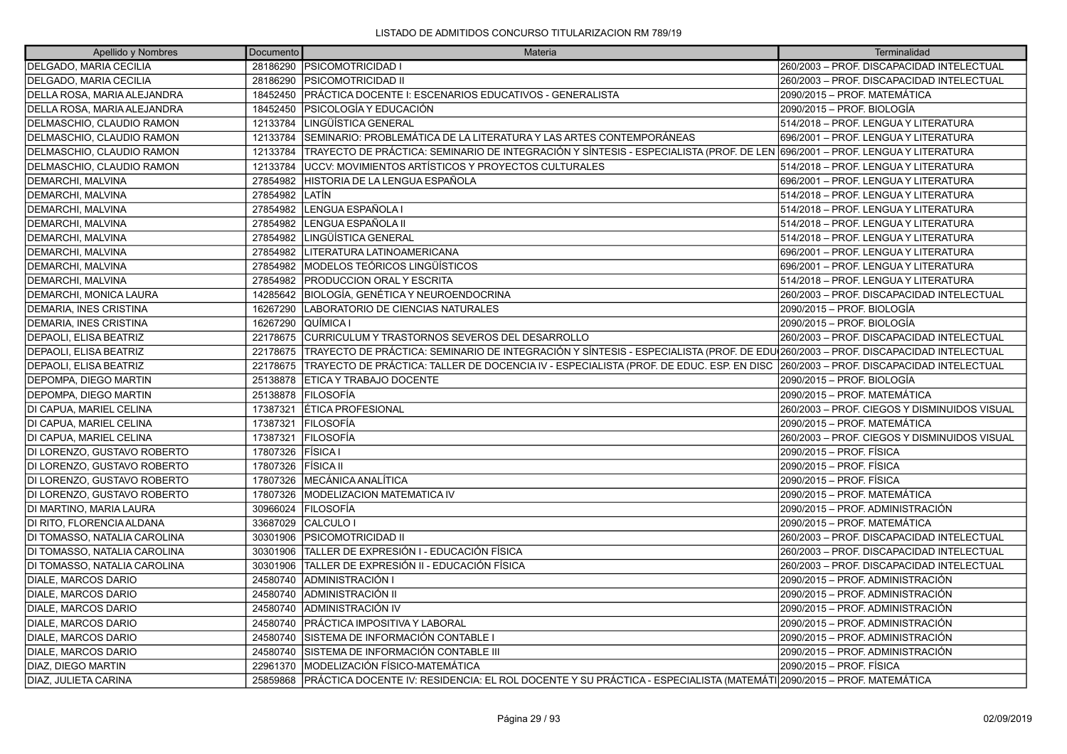LISTADO DE ADMITIDOS CONCURSO TITULARIZACION RM 789/19

| Apellido y Nombres | Documento | Materia | Terminalidad |
|---|---|---|---|
| DELGADO, MARIA CECILIA | 28186290 | PSICOMOTRICIDAD I | 260/2003 – PROF. DISCAPACIDAD INTELECTUAL |
| DELGADO, MARIA CECILIA | 28186290 | PSICOMOTRICIDAD II | 260/2003 – PROF. DISCAPACIDAD INTELECTUAL |
| DELLA ROSA, MARIA ALEJANDRA | 18452450 | PRÁCTICA DOCENTE I: ESCENARIOS EDUCATIVOS - GENERALISTA | 2090/2015 – PROF. MATEMÁTICA |
| DELLA ROSA, MARIA ALEJANDRA | 18452450 | PSICOLOGÍA Y EDUCACIÓN | 2090/2015 – PROF. BIOLOGÍA |
| DELMASCHIO, CLAUDIO RAMON | 12133784 | LINGÜÍSTICA GENERAL | 514/2018 – PROF. LENGUA Y LITERATURA |
| DELMASCHIO, CLAUDIO RAMON | 12133784 | SEMINARIO: PROBLEMÁTICA DE LA LITERATURA Y LAS ARTES CONTEMPORÁNEAS | 696/2001 – PROF. LENGUA Y LITERATURA |
| DELMASCHIO, CLAUDIO RAMON | 12133784 | TRAYECTO DE PRÁCTICA: SEMINARIO DE INTEGRACIÓN Y SÍNTESIS - ESPECIALISTA (PROF. DE LEN | 696/2001 – PROF. LENGUA Y LITERATURA |
| DELMASCHIO, CLAUDIO RAMON | 12133784 | UCCV: MOVIMIENTOS ARTÍSTICOS Y PROYECTOS CULTURALES | 514/2018 – PROF. LENGUA Y LITERATURA |
| DEMARCHI, MALVINA | 27854982 | HISTORIA DE LA LENGUA ESPAÑOLA | 696/2001 – PROF. LENGUA Y LITERATURA |
| DEMARCHI, MALVINA | 27854982 | LATÍN | 514/2018 – PROF. LENGUA Y LITERATURA |
| DEMARCHI, MALVINA | 27854982 | LENGUA ESPAÑOLA I | 514/2018 – PROF. LENGUA Y LITERATURA |
| DEMARCHI, MALVINA | 27854982 | LENGUA ESPAÑOLA II | 514/2018 – PROF. LENGUA Y LITERATURA |
| DEMARCHI, MALVINA | 27854982 | LINGÜÍSTICA GENERAL | 514/2018 – PROF. LENGUA Y LITERATURA |
| DEMARCHI, MALVINA | 27854982 | LITERATURA LATINOAMERICANA | 696/2001 – PROF. LENGUA Y LITERATURA |
| DEMARCHI, MALVINA | 27854982 | MODELOS TEÓRICOS LINGÜÍSTICOS | 696/2001 – PROF. LENGUA Y LITERATURA |
| DEMARCHI, MALVINA | 27854982 | PRODUCCION ORAL Y ESCRITA | 514/2018 – PROF. LENGUA Y LITERATURA |
| DEMARCHI, MONICA LAURA | 14285642 | BIOLOGÍA, GENÉTICA Y NEUROENDOCRINA | 260/2003 – PROF. DISCAPACIDAD INTELECTUAL |
| DEMARIA, INES CRISTINA | 16267290 | LABORATORIO DE CIENCIAS NATURALES | 2090/2015 – PROF. BIOLOGÍA |
| DEMARIA, INES CRISTINA | 16267290 | QUÍMICA I | 2090/2015 – PROF. BIOLOGÍA |
| DEPAOLI, ELISA BEATRIZ | 22178675 | CURRICULUM Y TRASTORNOS SEVEROS DEL DESARROLLO | 260/2003 – PROF. DISCAPACIDAD INTELECTUAL |
| DEPAOLI, ELISA BEATRIZ | 22178675 | TRAYECTO DE PRÁCTICA: SEMINARIO DE INTEGRACIÓN Y SÍNTESIS - ESPECIALISTA (PROF. DE EDU | 260/2003 – PROF. DISCAPACIDAD INTELECTUAL |
| DEPAOLI, ELISA BEATRIZ | 22178675 | TRAYECTO DE PRÁCTICA: TALLER DE DOCENCIA IV - ESPECIALISTA (PROF. DE EDUC. ESP. EN DISC | 260/2003 – PROF. DISCAPACIDAD INTELECTUAL |
| DEPOMPA, DIEGO MARTIN | 25138878 | ETICA Y TRABAJO DOCENTE | 2090/2015 – PROF. BIOLOGÍA |
| DEPOMPA, DIEGO MARTIN | 25138878 | FILOSOFÍA | 2090/2015 – PROF. MATEMÁTICA |
| DI CAPUA, MARIEL CELINA | 17387321 | ÉTICA PROFESIONAL | 260/2003 – PROF. CIEGOS Y DISMINUIDOS VISUAL |
| DI CAPUA, MARIEL CELINA | 17387321 | FILOSOFÍA | 2090/2015 – PROF. MATEMÁTICA |
| DI CAPUA, MARIEL CELINA | 17387321 | FILOSOFÍA | 260/2003 – PROF. CIEGOS Y DISMINUIDOS VISUAL |
| DI LORENZO, GUSTAVO ROBERTO | 17807326 | FÍSICA I | 2090/2015 – PROF. FÍSICA |
| DI LORENZO, GUSTAVO ROBERTO | 17807326 | FÍSICA II | 2090/2015 – PROF. FÍSICA |
| DI LORENZO, GUSTAVO ROBERTO | 17807326 | MECÁNICA ANALÍTICA | 2090/2015 – PROF. FÍSICA |
| DI LORENZO, GUSTAVO ROBERTO | 17807326 | MODELIZACION MATEMATICA IV | 2090/2015 – PROF. MATEMÁTICA |
| DI MARTINO, MARIA LAURA | 30966024 | FILOSOFÍA | 2090/2015 – PROF. ADMINISTRACIÓN |
| DI RITO, FLORENCIA ALDANA | 33687029 | CALCULO I | 2090/2015 – PROF. MATEMÁTICA |
| DI TOMASSO, NATALIA CAROLINA | 30301906 | PSICOMOTRICIDAD II | 260/2003 – PROF. DISCAPACIDAD INTELECTUAL |
| DI TOMASSO, NATALIA CAROLINA | 30301906 | TALLER DE EXPRESIÓN I - EDUCACIÓN FÍSICA | 260/2003 – PROF. DISCAPACIDAD INTELECTUAL |
| DI TOMASSO, NATALIA CAROLINA | 30301906 | TALLER DE EXPRESIÓN II - EDUCACIÓN FÍSICA | 260/2003 – PROF. DISCAPACIDAD INTELECTUAL |
| DIALE, MARCOS DARIO | 24580740 | ADMINISTRACIÓN I | 2090/2015 – PROF. ADMINISTRACIÓN |
| DIALE, MARCOS DARIO | 24580740 | ADMINISTRACIÓN II | 2090/2015 – PROF. ADMINISTRACIÓN |
| DIALE, MARCOS DARIO | 24580740 | ADMINISTRACIÓN IV | 2090/2015 – PROF. ADMINISTRACIÓN |
| DIALE, MARCOS DARIO | 24580740 | PRÁCTICA IMPOSITIVA Y LABORAL | 2090/2015 – PROF. ADMINISTRACIÓN |
| DIALE, MARCOS DARIO | 24580740 | SISTEMA DE INFORMACIÓN CONTABLE I | 2090/2015 – PROF. ADMINISTRACIÓN |
| DIALE, MARCOS DARIO | 24580740 | SISTEMA DE INFORMACIÓN CONTABLE III | 2090/2015 – PROF. ADMINISTRACIÓN |
| DIAZ, DIEGO MARTIN | 22961370 | MODELIZACIÓN FÍSICO-MATEMÁTICA | 2090/2015 – PROF. FÍSICA |
| DIAZ, JULIETA CARINA | 25859868 | PRÁCTICA DOCENTE IV: RESIDENCIA: EL ROL DOCENTE Y SU PRÁCTICA - ESPECIALISTA (MATEMÁTI | 2090/2015 – PROF. MATEMÁTICA |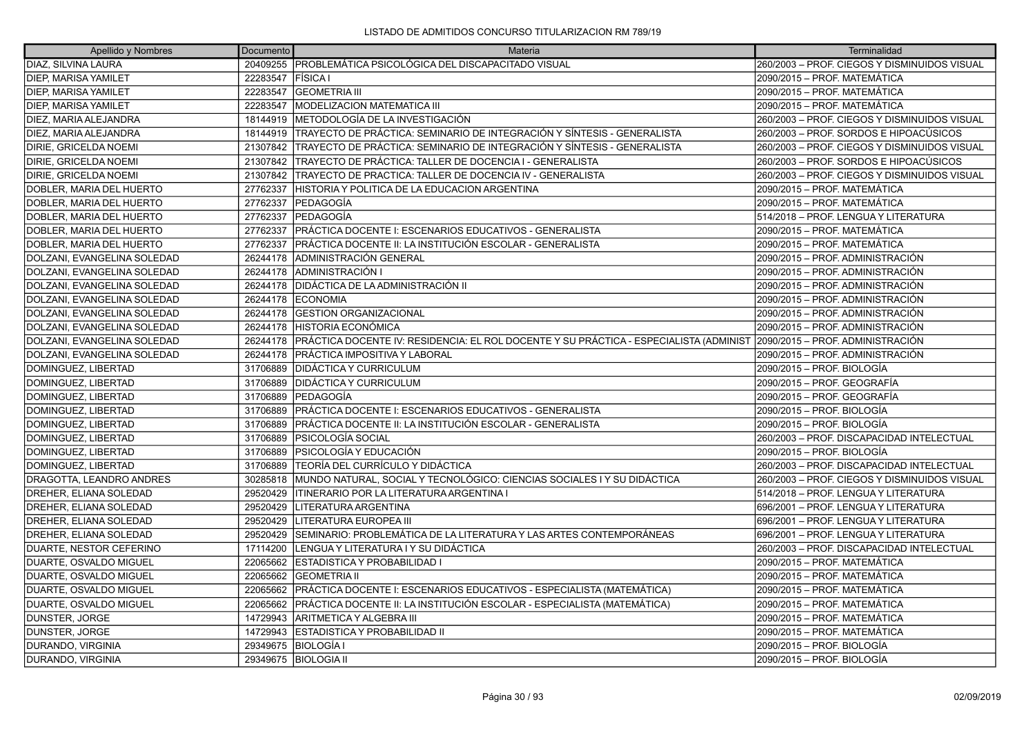LISTADO DE ADMITIDOS CONCURSO TITULARIZACION RM 789/19

| Apellido y Nombres | Documento | Materia | Terminalidad |
|---|---|---|---|
| DIAZ, SILVINA LAURA | 20409255 | PROBLEMÁTICA PSICOLÓGICA DEL DISCAPACITADO VISUAL | 260/2003 – PROF. CIEGOS Y DISMINUIDOS VISUAL |
| DIEP, MARISA YAMILET | 22283547 | FÍSICA I | 2090/2015 – PROF. MATEMÁTICA |
| DIEP, MARISA YAMILET | 22283547 | GEOMETRIA III | 2090/2015 – PROF. MATEMÁTICA |
| DIEP, MARISA YAMILET | 22283547 | MODELIZACION MATEMATICA III | 2090/2015 – PROF. MATEMÁTICA |
| DIEZ, MARIA ALEJANDRA | 18144919 | METODOLOGÍA DE LA INVESTIGACIÓN | 260/2003 – PROF. CIEGOS Y DISMINUIDOS VISUAL |
| DIEZ, MARIA ALEJANDRA | 18144919 | TRAYECTO DE PRÁCTICA: SEMINARIO DE INTEGRACIÓN Y SÍNTESIS - GENERALISTA | 260/2003 – PROF. SORDOS E HIPOACÚSICOS |
| DIRIE, GRICELDA NOEMI | 21307842 | TRAYECTO DE PRÁCTICA: SEMINARIO DE INTEGRACIÓN Y SÍNTESIS - GENERALISTA | 260/2003 – PROF. CIEGOS Y DISMINUIDOS VISUAL |
| DIRIE, GRICELDA NOEMI | 21307842 | TRAYECTO DE PRÁCTICA: TALLER DE DOCENCIA I - GENERALISTA | 260/2003 – PROF. SORDOS E HIPOACÚSICOS |
| DIRIE, GRICELDA NOEMI | 21307842 | TRAYECTO DE PRACTICA: TALLER DE DOCENCIA IV - GENERALISTA | 260/2003 – PROF. CIEGOS Y DISMINUIDOS VISUAL |
| DOBLER, MARIA DEL HUERTO | 27762337 | HISTORIA Y POLITICA DE LA EDUCACION ARGENTINA | 2090/2015 – PROF. MATEMÁTICA |
| DOBLER, MARIA DEL HUERTO | 27762337 | PEDAGOGÍA | 2090/2015 – PROF. MATEMÁTICA |
| DOBLER, MARIA DEL HUERTO | 27762337 | PEDAGOGÍA | 514/2018 – PROF. LENGUA Y LITERATURA |
| DOBLER, MARIA DEL HUERTO | 27762337 | PRÁCTICA DOCENTE I: ESCENARIOS EDUCATIVOS - GENERALISTA | 2090/2015 – PROF. MATEMÁTICA |
| DOBLER, MARIA DEL HUERTO | 27762337 | PRÁCTICA DOCENTE II: LA INSTITUCIÓN ESCOLAR - GENERALISTA | 2090/2015 – PROF. MATEMÁTICA |
| DOLZANI, EVANGELINA SOLEDAD | 26244178 | ADMINISTRACIÓN GENERAL | 2090/2015 – PROF. ADMINISTRACIÓN |
| DOLZANI, EVANGELINA SOLEDAD | 26244178 | ADMINISTRACIÓN I | 2090/2015 – PROF. ADMINISTRACIÓN |
| DOLZANI, EVANGELINA SOLEDAD | 26244178 | DIDÁCTICA DE LA ADMINISTRACIÓN II | 2090/2015 – PROF. ADMINISTRACIÓN |
| DOLZANI, EVANGELINA SOLEDAD | 26244178 | ECONOMIA | 2090/2015 – PROF. ADMINISTRACIÓN |
| DOLZANI, EVANGELINA SOLEDAD | 26244178 | GESTION ORGANIZACIONAL | 2090/2015 – PROF. ADMINISTRACIÓN |
| DOLZANI, EVANGELINA SOLEDAD | 26244178 | HISTORIA ECONÓMICA | 2090/2015 – PROF. ADMINISTRACIÓN |
| DOLZANI, EVANGELINA SOLEDAD | 26244178 | PRÁCTICA DOCENTE IV: RESIDENCIA: EL ROL DOCENTE Y SU PRÁCTICA - ESPECIALISTA (ADMINIST | 2090/2015 – PROF. ADMINISTRACIÓN |
| DOLZANI, EVANGELINA SOLEDAD | 26244178 | PRÁCTICA IMPOSITIVA Y LABORAL | 2090/2015 – PROF. ADMINISTRACIÓN |
| DOMINGUEZ, LIBERTAD | 31706889 | DIDÁCTICA Y CURRICULUM | 2090/2015 – PROF. BIOLOGÍA |
| DOMINGUEZ, LIBERTAD | 31706889 | DIDÁCTICA Y CURRICULUM | 2090/2015 – PROF. GEOGRAFÍA |
| DOMINGUEZ, LIBERTAD | 31706889 | PEDAGOGÍA | 2090/2015 – PROF. GEOGRAFÍA |
| DOMINGUEZ, LIBERTAD | 31706889 | PRÁCTICA DOCENTE I: ESCENARIOS EDUCATIVOS - GENERALISTA | 2090/2015 – PROF. BIOLOGÍA |
| DOMINGUEZ, LIBERTAD | 31706889 | PRÁCTICA DOCENTE II: LA INSTITUCIÓN ESCOLAR - GENERALISTA | 2090/2015 – PROF. BIOLOGÍA |
| DOMINGUEZ, LIBERTAD | 31706889 | PSICOLOGÍA SOCIAL | 260/2003 – PROF. DISCAPACIDAD INTELECTUAL |
| DOMINGUEZ, LIBERTAD | 31706889 | PSICOLOGÍA Y EDUCACIÓN | 2090/2015 – PROF. BIOLOGÍA |
| DOMINGUEZ, LIBERTAD | 31706889 | TEORÍA DEL CURRÍCULO Y DIDÁCTICA | 260/2003 – PROF. DISCAPACIDAD INTELECTUAL |
| DRAGOTTA, LEANDRO ANDRES | 30285818 | MUNDO NATURAL, SOCIAL Y TECNOLÓGICO: CIENCIAS SOCIALES I Y SU DIDÁCTICA | 260/2003 – PROF. CIEGOS Y DISMINUIDOS VISUAL |
| DREHER, ELIANA SOLEDAD | 29520429 | ITINERARIO POR LA LITERATURA ARGENTINA I | 514/2018 – PROF. LENGUA Y LITERATURA |
| DREHER, ELIANA SOLEDAD | 29520429 | LITERATURA ARGENTINA | 696/2001 – PROF. LENGUA Y LITERATURA |
| DREHER, ELIANA SOLEDAD | 29520429 | LITERATURA EUROPEA III | 696/2001 – PROF. LENGUA Y LITERATURA |
| DREHER, ELIANA SOLEDAD | 29520429 | SEMINARIO: PROBLEMÁTICA DE LA LITERATURA Y LAS ARTES CONTEMPORÁNEAS | 696/2001 – PROF. LENGUA Y LITERATURA |
| DUARTE, NESTOR CEFERINO | 17114200 | LENGUA Y LITERATURA I Y SU DIDÁCTICA | 260/2003 – PROF. DISCAPACIDAD INTELECTUAL |
| DUARTE, OSVALDO MIGUEL | 22065662 | ESTADISTICA Y PROBABILIDAD I | 2090/2015 – PROF. MATEMÁTICA |
| DUARTE, OSVALDO MIGUEL | 22065662 | GEOMETRIA II | 2090/2015 – PROF. MATEMÁTICA |
| DUARTE, OSVALDO MIGUEL | 22065662 | PRÁCTICA DOCENTE I: ESCENARIOS EDUCATIVOS - ESPECIALISTA (MATEMÁTICA) | 2090/2015 – PROF. MATEMÁTICA |
| DUARTE, OSVALDO MIGUEL | 22065662 | PRÁCTICA DOCENTE II: LA INSTITUCIÓN ESCOLAR - ESPECIALISTA (MATEMÁTICA) | 2090/2015 – PROF. MATEMÁTICA |
| DUNSTER, JORGE | 14729943 | ARITMETICA Y ALGEBRA III | 2090/2015 – PROF. MATEMÁTICA |
| DUNSTER, JORGE | 14729943 | ESTADISTICA Y PROBABILIDAD II | 2090/2015 – PROF. MATEMÁTICA |
| DURANDO, VIRGINIA | 29349675 | BIOLOGÍA I | 2090/2015 – PROF. BIOLOGÍA |
| DURANDO, VIRGINIA | 29349675 | BIOLOGIA II | 2090/2015 – PROF. BIOLOGÍA |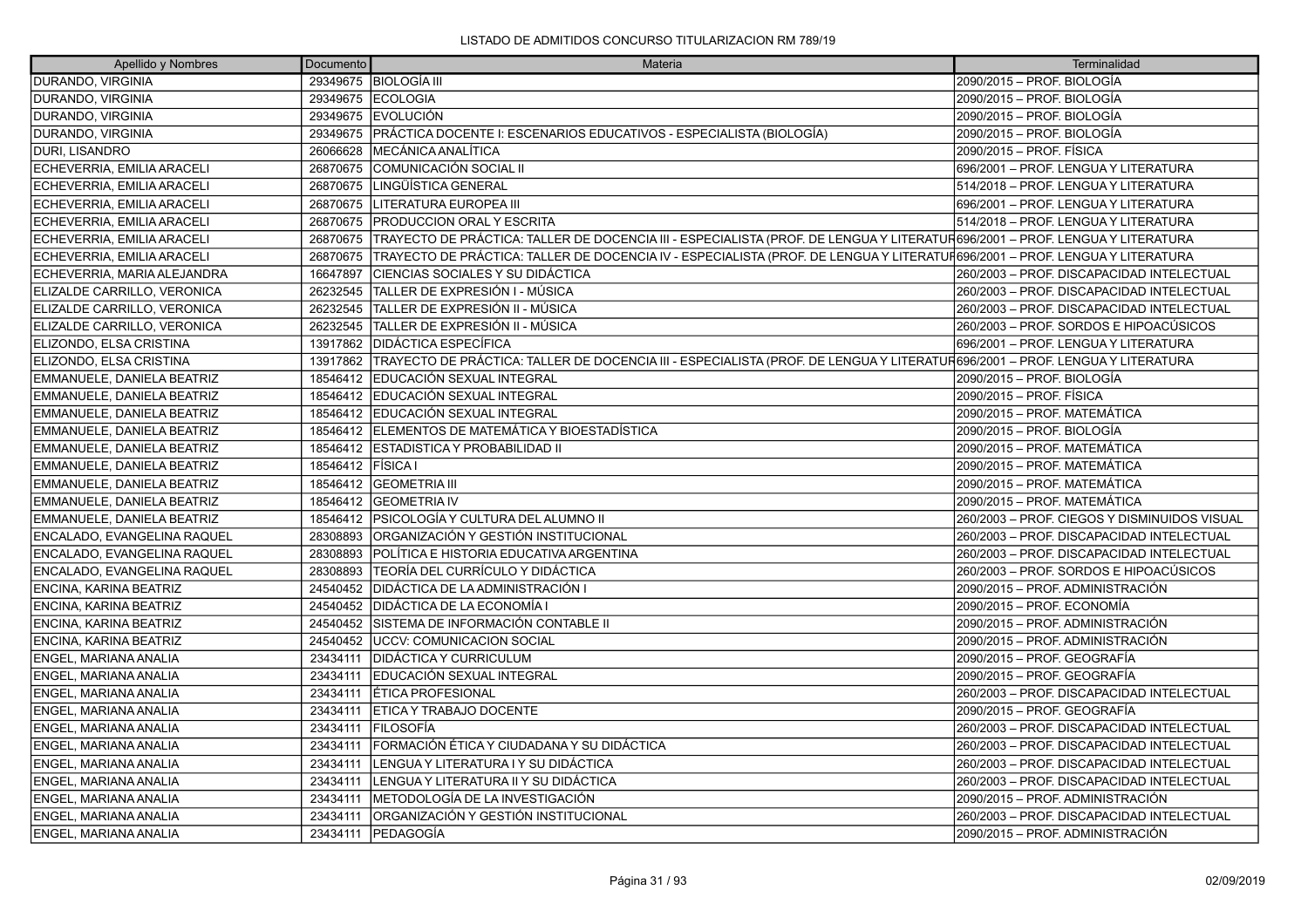LISTADO DE ADMITIDOS CONCURSO TITULARIZACION RM 789/19

| Apellido y Nombres | Documento | Materia | Terminalidad |
|---|---|---|---|
| DURANDO, VIRGINIA | 29349675 | BIOLOGÍA III | 2090/2015 – PROF. BIOLOGÍA |
| DURANDO, VIRGINIA | 29349675 | ECOLOGIA | 2090/2015 – PROF. BIOLOGÍA |
| DURANDO, VIRGINIA | 29349675 | EVOLUCIÓN | 2090/2015 – PROF. BIOLOGÍA |
| DURANDO, VIRGINIA | 29349675 | PRÁCTICA DOCENTE I: ESCENARIOS EDUCATIVOS - ESPECIALISTA (BIOLOGÍA) | 2090/2015 – PROF. BIOLOGÍA |
| DURI, LISANDRO | 26066628 | MECÁNICA ANALÍTICA | 2090/2015 – PROF. FÍSICA |
| ECHEVERRIA, EMILIA ARACELI | 26870675 | COMUNICACIÓN SOCIAL II | 696/2001 – PROF. LENGUA Y LITERATURA |
| ECHEVERRIA, EMILIA ARACELI | 26870675 | LINGÜÍSTICA GENERAL | 514/2018 – PROF. LENGUA Y LITERATURA |
| ECHEVERRIA, EMILIA ARACELI | 26870675 | LITERATURA EUROPEA III | 696/2001 – PROF. LENGUA Y LITERATURA |
| ECHEVERRIA, EMILIA ARACELI | 26870675 | PRODUCCION ORAL Y ESCRITA | 514/2018 – PROF. LENGUA Y LITERATURA |
| ECHEVERRIA, EMILIA ARACELI | 26870675 | TRAYECTO DE PRÁCTICA: TALLER DE DOCENCIA III - ESPECIALISTA (PROF. DE LENGUA Y LITERATUR | 696/2001 – PROF. LENGUA Y LITERATURA |
| ECHEVERRIA, EMILIA ARACELI | 26870675 | TRAYECTO DE PRÁCTICA: TALLER DE DOCENCIA IV - ESPECIALISTA (PROF. DE LENGUA Y LITERATUR | 696/2001 – PROF. LENGUA Y LITERATURA |
| ECHEVERRIA, MARIA ALEJANDRA | 16647897 | CIENCIAS SOCIALES Y SU DIDÁCTICA | 260/2003 – PROF. DISCAPACIDAD INTELECTUAL |
| ELIZALDE CARRILLO, VERONICA | 26232545 | TALLER DE EXPRESIÓN I - MÚSICA | 260/2003 – PROF. DISCAPACIDAD INTELECTUAL |
| ELIZALDE CARRILLO, VERONICA | 26232545 | TALLER DE EXPRESIÓN II - MÚSICA | 260/2003 – PROF. DISCAPACIDAD INTELECTUAL |
| ELIZALDE CARRILLO, VERONICA | 26232545 | TALLER DE EXPRESIÓN II - MÚSICA | 260/2003 – PROF. SORDOS E HIPOACÚSICOS |
| ELIZONDO, ELSA CRISTINA | 13917862 | DIDÁCTICA ESPECÍFICA | 696/2001 – PROF. LENGUA Y LITERATURA |
| ELIZONDO, ELSA CRISTINA | 13917862 | TRAYECTO DE PRÁCTICA: TALLER DE DOCENCIA III - ESPECIALISTA (PROF. DE LENGUA Y LITERATUR | 696/2001 – PROF. LENGUA Y LITERATURA |
| EMMANUELE, DANIELA BEATRIZ | 18546412 | EDUCACIÓN SEXUAL INTEGRAL | 2090/2015 – PROF. BIOLOGÍA |
| EMMANUELE, DANIELA BEATRIZ | 18546412 | EDUCACIÓN SEXUAL INTEGRAL | 2090/2015 – PROF. FÍSICA |
| EMMANUELE, DANIELA BEATRIZ | 18546412 | EDUCACIÓN SEXUAL INTEGRAL | 2090/2015 – PROF. MATEMÁTICA |
| EMMANUELE, DANIELA BEATRIZ | 18546412 | ELEMENTOS DE MATEMÁTICA Y BIOESTADÍSTICA | 2090/2015 – PROF. BIOLOGÍA |
| EMMANUELE, DANIELA BEATRIZ | 18546412 | ESTADISTICA Y PROBABILIDAD II | 2090/2015 – PROF. MATEMÁTICA |
| EMMANUELE, DANIELA BEATRIZ | 18546412 | FÍSICA I | 2090/2015 – PROF. MATEMÁTICA |
| EMMANUELE, DANIELA BEATRIZ | 18546412 | GEOMETRIA III | 2090/2015 – PROF. MATEMÁTICA |
| EMMANUELE, DANIELA BEATRIZ | 18546412 | GEOMETRIA IV | 2090/2015 – PROF. MATEMÁTICA |
| EMMANUELE, DANIELA BEATRIZ | 18546412 | PSICOLOGÍA Y CULTURA DEL ALUMNO II | 260/2003 – PROF. CIEGOS Y DISMINUIDOS VISUAL |
| ENCALADO, EVANGELINA RAQUEL | 28308893 | ORGANIZACIÓN Y GESTIÓN INSTITUCIONAL | 260/2003 – PROF. DISCAPACIDAD INTELECTUAL |
| ENCALADO, EVANGELINA RAQUEL | 28308893 | POLÍTICA E HISTORIA EDUCATIVA ARGENTINA | 260/2003 – PROF. DISCAPACIDAD INTELECTUAL |
| ENCALADO, EVANGELINA RAQUEL | 28308893 | TEORÍA DEL CURRÍCULO Y DIDÁCTICA | 260/2003 – PROF. SORDOS E HIPOACÚSICOS |
| ENCINA, KARINA BEATRIZ | 24540452 | DIDÁCTICA DE LA ADMINISTRACIÓN I | 2090/2015 – PROF. ADMINISTRACIÓN |
| ENCINA, KARINA BEATRIZ | 24540452 | DIDÁCTICA DE LA ECONOMÍA I | 2090/2015 – PROF. ECONOMÍA |
| ENCINA, KARINA BEATRIZ | 24540452 | SISTEMA DE INFORMACIÓN CONTABLE II | 2090/2015 – PROF. ADMINISTRACIÓN |
| ENCINA, KARINA BEATRIZ | 24540452 | UCCV: COMUNICACION SOCIAL | 2090/2015 – PROF. ADMINISTRACIÓN |
| ENGEL, MARIANA ANALIA | 23434111 | DIDÁCTICA Y CURRICULUM | 2090/2015 – PROF. GEOGRAFÍA |
| ENGEL, MARIANA ANALIA | 23434111 | EDUCACIÓN SEXUAL INTEGRAL | 2090/2015 – PROF. GEOGRAFÍA |
| ENGEL, MARIANA ANALIA | 23434111 | ÉTICA PROFESIONAL | 260/2003 – PROF. DISCAPACIDAD INTELECTUAL |
| ENGEL, MARIANA ANALIA | 23434111 | ETICA Y TRABAJO DOCENTE | 2090/2015 – PROF. GEOGRAFÍA |
| ENGEL, MARIANA ANALIA | 23434111 | FILOSOFÍA | 260/2003 – PROF. DISCAPACIDAD INTELECTUAL |
| ENGEL, MARIANA ANALIA | 23434111 | FORMACIÓN ÉTICA Y CIUDADANA Y SU DIDÁCTICA | 260/2003 – PROF. DISCAPACIDAD INTELECTUAL |
| ENGEL, MARIANA ANALIA | 23434111 | LENGUA Y LITERATURA I Y SU DIDÁCTICA | 260/2003 – PROF. DISCAPACIDAD INTELECTUAL |
| ENGEL, MARIANA ANALIA | 23434111 | LENGUA Y LITERATURA II Y SU DIDÁCTICA | 260/2003 – PROF. DISCAPACIDAD INTELECTUAL |
| ENGEL, MARIANA ANALIA | 23434111 | METODOLOGÍA DE LA INVESTIGACIÓN | 2090/2015 – PROF. ADMINISTRACIÓN |
| ENGEL, MARIANA ANALIA | 23434111 | ORGANIZACIÓN Y GESTIÓN INSTITUCIONAL | 260/2003 – PROF. DISCAPACIDAD INTELECTUAL |
| ENGEL, MARIANA ANALIA | 23434111 | PEDAGOGÍA | 2090/2015 – PROF. ADMINISTRACIÓN |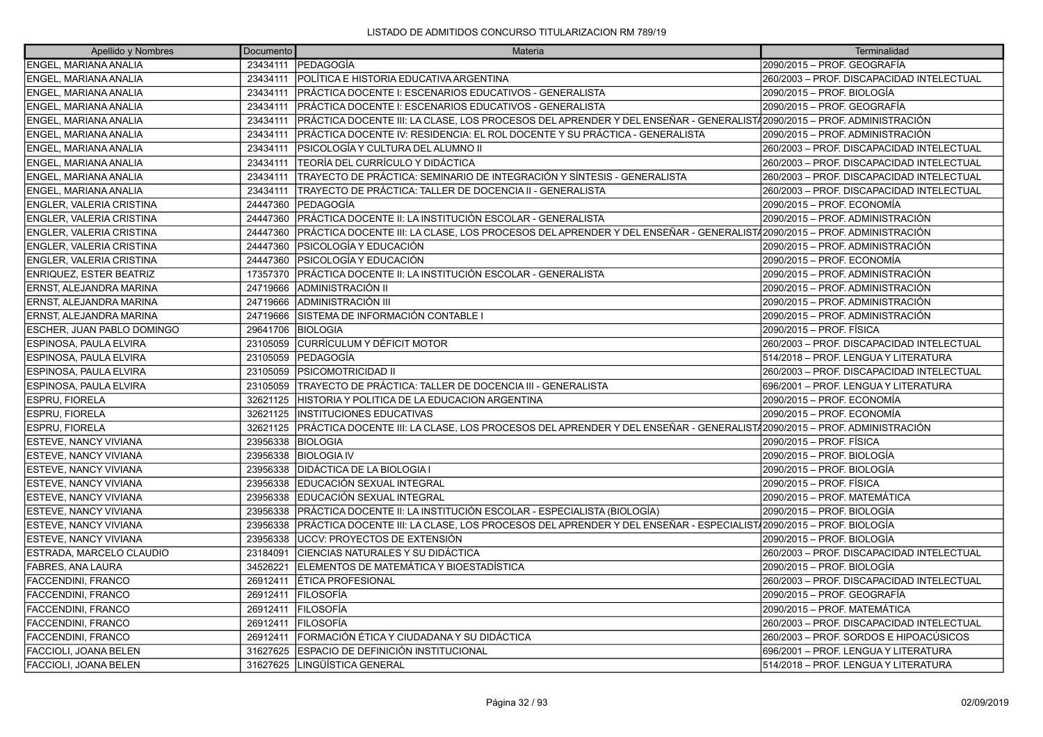LISTADO DE ADMITIDOS CONCURSO TITULARIZACION RM 789/19

| Apellido y Nombres | Documento | Materia | Terminalidad |
|---|---|---|---|
| ENGEL, MARIANA ANALIA | 23434111 | PEDAGOGÍA | 2090/2015 – PROF. GEOGRAFÍA |
| ENGEL, MARIANA ANALIA | 23434111 | POLÍTICA E HISTORIA EDUCATIVA ARGENTINA | 260/2003 – PROF. DISCAPACIDAD INTELECTUAL |
| ENGEL, MARIANA ANALIA | 23434111 | PRÁCTICA DOCENTE I: ESCENARIOS EDUCATIVOS - GENERALISTA | 2090/2015 – PROF. BIOLOGÍA |
| ENGEL, MARIANA ANALIA | 23434111 | PRÁCTICA DOCENTE I: ESCENARIOS EDUCATIVOS - GENERALISTA | 2090/2015 – PROF. GEOGRAFÍA |
| ENGEL, MARIANA ANALIA | 23434111 | PRÁCTICA DOCENTE III: LA CLASE, LOS PROCESOS DEL APRENDER Y DEL ENSEÑAR - GENERALISTA | 2090/2015 – PROF. ADMINISTRACIÓN |
| ENGEL, MARIANA ANALIA | 23434111 | PRÁCTICA DOCENTE IV: RESIDENCIA: EL ROL DOCENTE Y SU PRÁCTICA - GENERALISTA | 2090/2015 – PROF. ADMINISTRACIÓN |
| ENGEL, MARIANA ANALIA | 23434111 | PSICOLOGÍA Y CULTURA DEL ALUMNO II | 260/2003 – PROF. DISCAPACIDAD INTELECTUAL |
| ENGEL, MARIANA ANALIA | 23434111 | TEORÍA DEL CURRÍCULO Y DIDÁCTICA | 260/2003 – PROF. DISCAPACIDAD INTELECTUAL |
| ENGEL, MARIANA ANALIA | 23434111 | TRAYECTO DE PRÁCTICA: SEMINARIO DE INTEGRACIÓN Y SÍNTESIS - GENERALISTA | 260/2003 – PROF. DISCAPACIDAD INTELECTUAL |
| ENGEL, MARIANA ANALIA | 23434111 | TRAYECTO DE PRÁCTICA: TALLER DE DOCENCIA II - GENERALISTA | 260/2003 – PROF. DISCAPACIDAD INTELECTUAL |
| ENGLER, VALERIA CRISTINA | 24447360 | PEDAGOGÍA | 2090/2015 – PROF. ECONOMÍA |
| ENGLER, VALERIA CRISTINA | 24447360 | PRÁCTICA DOCENTE II: LA INSTITUCIÓN ESCOLAR - GENERALISTA | 2090/2015 – PROF. ADMINISTRACIÓN |
| ENGLER, VALERIA CRISTINA | 24447360 | PRÁCTICA DOCENTE III: LA CLASE, LOS PROCESOS DEL APRENDER Y DEL ENSEÑAR - GENERALISTA | 2090/2015 – PROF. ADMINISTRACIÓN |
| ENGLER, VALERIA CRISTINA | 24447360 | PSICOLOGÍA Y EDUCACIÓN | 2090/2015 – PROF. ADMINISTRACIÓN |
| ENGLER, VALERIA CRISTINA | 24447360 | PSICOLOGÍA Y EDUCACIÓN | 2090/2015 – PROF. ECONOMÍA |
| ENRIQUEZ, ESTER BEATRIZ | 17357370 | PRÁCTICA DOCENTE II: LA INSTITUCIÓN ESCOLAR - GENERALISTA | 2090/2015 – PROF. ADMINISTRACIÓN |
| ERNST, ALEJANDRA MARINA | 24719666 | ADMINISTRACIÓN II | 2090/2015 – PROF. ADMINISTRACIÓN |
| ERNST, ALEJANDRA MARINA | 24719666 | ADMINISTRACIÓN III | 2090/2015 – PROF. ADMINISTRACIÓN |
| ERNST, ALEJANDRA MARINA | 24719666 | SISTEMA DE INFORMACIÓN CONTABLE I | 2090/2015 – PROF. ADMINISTRACIÓN |
| ESCHER, JUAN PABLO DOMINGO | 29641706 | BIOLOGIA | 2090/2015 – PROF. FÍSICA |
| ESPINOSA, PAULA ELVIRA | 23105059 | CURRÍCULUM Y DÉFICIT MOTOR | 260/2003 – PROF. DISCAPACIDAD INTELECTUAL |
| ESPINOSA, PAULA ELVIRA | 23105059 | PEDAGOGÍA | 514/2018 – PROF. LENGUA Y LITERATURA |
| ESPINOSA, PAULA ELVIRA | 23105059 | PSICOMOTRICIDAD II | 260/2003 – PROF. DISCAPACIDAD INTELECTUAL |
| ESPINOSA, PAULA ELVIRA | 23105059 | TRAYECTO DE PRÁCTICA: TALLER DE DOCENCIA III - GENERALISTA | 696/2001 – PROF. LENGUA Y LITERATURA |
| ESPRU, FIORELA | 32621125 | HISTORIA Y POLITICA DE LA EDUCACION ARGENTINA | 2090/2015 – PROF. ECONOMÍA |
| ESPRU, FIORELA | 32621125 | INSTITUCIONES EDUCATIVAS | 2090/2015 – PROF. ECONOMÍA |
| ESPRU, FIORELA | 32621125 | PRÁCTICA DOCENTE III: LA CLASE, LOS PROCESOS DEL APRENDER Y DEL ENSEÑAR - GENERALISTA | 2090/2015 – PROF. ADMINISTRACIÓN |
| ESTEVE, NANCY VIVIANA | 23956338 | BIOLOGIA | 2090/2015 – PROF. FÍSICA |
| ESTEVE, NANCY VIVIANA | 23956338 | BIOLOGIA IV | 2090/2015 – PROF. BIOLOGÍA |
| ESTEVE, NANCY VIVIANA | 23956338 | DIDÁCTICA DE LA BIOLOGIA I | 2090/2015 – PROF. BIOLOGÍA |
| ESTEVE, NANCY VIVIANA | 23956338 | EDUCACIÓN SEXUAL INTEGRAL | 2090/2015 – PROF. FÍSICA |
| ESTEVE, NANCY VIVIANA | 23956338 | EDUCACIÓN SEXUAL INTEGRAL | 2090/2015 – PROF. MATEMÁTICA |
| ESTEVE, NANCY VIVIANA | 23956338 | PRÁCTICA DOCENTE II: LA INSTITUCIÓN ESCOLAR - ESPECIALISTA (BIOLOGÍA) | 2090/2015 – PROF. BIOLOGÍA |
| ESTEVE, NANCY VIVIANA | 23956338 | PRÁCTICA DOCENTE III: LA CLASE, LOS PROCESOS DEL APRENDER Y DEL ENSEÑAR - ESPECIALIST | 2090/2015 – PROF. BIOLOGÍA |
| ESTEVE, NANCY VIVIANA | 23956338 | UCCV: PROYECTOS DE EXTENSIÓN | 2090/2015 – PROF. BIOLOGÍA |
| ESTRADA, MARCELO CLAUDIO | 23184091 | CIENCIAS NATURALES Y SU DIDÁCTICA | 260/2003 – PROF. DISCAPACIDAD INTELECTUAL |
| FABRES, ANA LAURA | 34526221 | ELEMENTOS DE MATEMÁTICA Y BIOESTADÍSTICA | 2090/2015 – PROF. BIOLOGÍA |
| FACCENDINI, FRANCO | 26912411 | ÉTICA PROFESIONAL | 260/2003 – PROF. DISCAPACIDAD INTELECTUAL |
| FACCENDINI, FRANCO | 26912411 | FILOSOFÍA | 2090/2015 – PROF. GEOGRAFÍA |
| FACCENDINI, FRANCO | 26912411 | FILOSOFÍA | 2090/2015 – PROF. MATEMÁTICA |
| FACCENDINI, FRANCO | 26912411 | FILOSOFÍA | 260/2003 – PROF. DISCAPACIDAD INTELECTUAL |
| FACCENDINI, FRANCO | 26912411 | FORMACIÓN ÉTICA Y CIUDADANA Y SU DIDÁCTICA | 260/2003 – PROF. SORDOS E HIPOACÚSICOS |
| FACCIOLI, JOANA BELEN | 31627625 | ESPACIO DE DEFINICIÓN INSTITUCIONAL | 696/2001 – PROF. LENGUA Y LITERATURA |
| FACCIOLI, JOANA BELEN | 31627625 | LINGÜÍSTICA GENERAL | 514/2018 – PROF. LENGUA Y LITERATURA |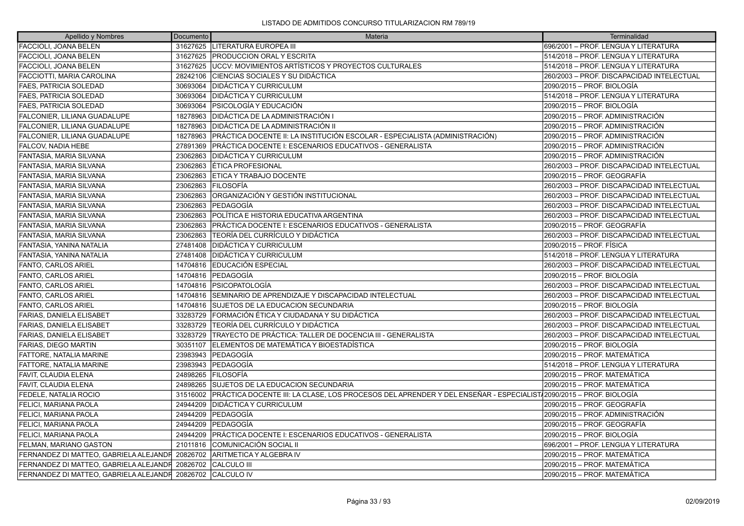LISTADO DE ADMITIDOS CONCURSO TITULARIZACION RM 789/19

| Apellido y Nombres | Documento | Materia | Terminalidad |
|---|---|---|---|
| FACCIOLI, JOANA BELEN | 31627625 | LITERATURA EUROPEA III | 696/2001 – PROF. LENGUA Y LITERATURA |
| FACCIOLI, JOANA BELEN | 31627625 | PRODUCCION ORAL Y ESCRITA | 514/2018 – PROF. LENGUA Y LITERATURA |
| FACCIOLI, JOANA BELEN | 31627625 | UCCV: MOVIMIENTOS ARTÍSTICOS Y PROYECTOS CULTURALES | 514/2018 – PROF. LENGUA Y LITERATURA |
| FACCIOTTI, MARIA CAROLINA | 28242106 | CIENCIAS SOCIALES Y SU DIDÁCTICA | 260/2003 – PROF. DISCAPACIDAD INTELECTUAL |
| FAES, PATRICIA SOLEDAD | 30693064 | DIDÁCTICA Y CURRICULUM | 2090/2015 – PROF. BIOLOGÍA |
| FAES, PATRICIA SOLEDAD | 30693064 | DIDÁCTICA Y CURRICULUM | 514/2018 – PROF. LENGUA Y LITERATURA |
| FAES, PATRICIA SOLEDAD | 30693064 | PSICOLOGÍA Y EDUCACIÓN | 2090/2015 – PROF. BIOLOGÍA |
| FALCONIER, LILIANA GUADALUPE | 18278963 | DIDÁCTICA DE LA ADMINISTRACIÓN I | 2090/2015 – PROF. ADMINISTRACIÓN |
| FALCONIER, LILIANA GUADALUPE | 18278963 | DIDÁCTICA DE LA ADMINISTRACIÓN II | 2090/2015 – PROF. ADMINISTRACIÓN |
| FALCONIER, LILIANA GUADALUPE | 18278963 | PRÁCTICA DOCENTE II: LA INSTITUCIÓN ESCOLAR - ESPECIALISTA (ADMINISTRACIÓN) | 2090/2015 – PROF. ADMINISTRACIÓN |
| FALCOV, NADIA HEBE | 27891369 | PRÁCTICA DOCENTE I: ESCENARIOS EDUCATIVOS - GENERALISTA | 2090/2015 – PROF. ADMINISTRACIÓN |
| FANTASIA, MARIA SILVANA | 23062863 | DIDÁCTICA Y CURRICULUM | 2090/2015 – PROF. ADMINISTRACIÓN |
| FANTASIA, MARIA SILVANA | 23062863 | ÉTICA PROFESIONAL | 260/2003 – PROF. DISCAPACIDAD INTELECTUAL |
| FANTASIA, MARIA SILVANA | 23062863 | ETICA Y TRABAJO DOCENTE | 2090/2015 – PROF. GEOGRAFÍA |
| FANTASIA, MARIA SILVANA | 23062863 | FILOSOFÍA | 260/2003 – PROF. DISCAPACIDAD INTELECTUAL |
| FANTASIA, MARIA SILVANA | 23062863 | ORGANIZACIÓN Y GESTIÓN INSTITUCIONAL | 260/2003 – PROF. DISCAPACIDAD INTELECTUAL |
| FANTASIA, MARIA SILVANA | 23062863 | PEDAGOGÍA | 260/2003 – PROF. DISCAPACIDAD INTELECTUAL |
| FANTASIA, MARIA SILVANA | 23062863 | POLÍTICA E HISTORIA EDUCATIVA ARGENTINA | 260/2003 – PROF. DISCAPACIDAD INTELECTUAL |
| FANTASIA, MARIA SILVANA | 23062863 | PRÁCTICA DOCENTE I: ESCENARIOS EDUCATIVOS - GENERALISTA | 2090/2015 – PROF. GEOGRAFÍA |
| FANTASIA, MARIA SILVANA | 23062863 | TEORÍA DEL CURRÍCULO Y DIDÁCTICA | 260/2003 – PROF. DISCAPACIDAD INTELECTUAL |
| FANTASIA, YANINA NATALIA | 27481408 | DIDÁCTICA Y CURRICULUM | 2090/2015 – PROF. FÍSICA |
| FANTASIA, YANINA NATALIA | 27481408 | DIDÁCTICA Y CURRICULUM | 514/2018 – PROF. LENGUA Y LITERATURA |
| FANTO, CARLOS ARIEL | 14704816 | EDUCACIÓN ESPECIAL | 260/2003 – PROF. DISCAPACIDAD INTELECTUAL |
| FANTO, CARLOS ARIEL | 14704816 | PEDAGOGÍA | 2090/2015 – PROF. BIOLOGÍA |
| FANTO, CARLOS ARIEL | 14704816 | PSICOPATOLOGÍA | 260/2003 – PROF. DISCAPACIDAD INTELECTUAL |
| FANTO, CARLOS ARIEL | 14704816 | SEMINARIO DE APRENDIZAJE Y DISCAPACIDAD INTELECTUAL | 260/2003 – PROF. DISCAPACIDAD INTELECTUAL |
| FANTO, CARLOS ARIEL | 14704816 | SUJETOS DE LA EDUCACION SECUNDARIA | 2090/2015 – PROF. BIOLOGÍA |
| FARIAS, DANIELA ELISABET | 33283729 | FORMACIÓN ÉTICA Y CIUDADANA Y SU DIDÁCTICA | 260/2003 – PROF. DISCAPACIDAD INTELECTUAL |
| FARIAS, DANIELA ELISABET | 33283729 | TEORÍA DEL CURRÍCULO Y DIDÁCTICA | 260/2003 – PROF. DISCAPACIDAD INTELECTUAL |
| FARIAS, DANIELA ELISABET | 33283729 | TRAYECTO DE PRÁCTICA: TALLER DE DOCENCIA III - GENERALISTA | 260/2003 – PROF. DISCAPACIDAD INTELECTUAL |
| FARIAS, DIEGO MARTIN | 30351107 | ELEMENTOS DE MATEMÁTICA Y BIOESTADÍSTICA | 2090/2015 – PROF. BIOLOGÍA |
| FATTORE, NATALIA MARINE | 23983943 | PEDAGOGÍA | 2090/2015 – PROF. MATEMÁTICA |
| FATTORE, NATALIA MARINE | 23983943 | PEDAGOGÍA | 514/2018 – PROF. LENGUA Y LITERATURA |
| FAVIT, CLAUDIA ELENA | 24898265 | FILOSOFÍA | 2090/2015 – PROF. MATEMÁTICA |
| FAVIT, CLAUDIA ELENA | 24898265 | SUJETOS DE LA EDUCACION SECUNDARIA | 2090/2015 – PROF. MATEMÁTICA |
| FEDELE, NATALIA ROCIO | 31516002 | PRÁCTICA DOCENTE III: LA CLASE, LOS PROCESOS DEL APRENDER Y DEL ENSEÑAR - ESPECIALIST | 2090/2015 – PROF. BIOLOGÍA |
| FELICI, MARIANA PAOLA | 24944209 | DIDÁCTICA Y CURRICULUM | 2090/2015 – PROF. GEOGRAFÍA |
| FELICI, MARIANA PAOLA | 24944209 | PEDAGOGÍA | 2090/2015 – PROF. ADMINISTRACIÓN |
| FELICI, MARIANA PAOLA | 24944209 | PEDAGOGÍA | 2090/2015 – PROF. GEOGRAFÍA |
| FELICI, MARIANA PAOLA | 24944209 | PRÁCTICA DOCENTE I: ESCENARIOS EDUCATIVOS - GENERALISTA | 2090/2015 – PROF. BIOLOGÍA |
| FELMAN, MARIANO GASTON | 21011816 | COMUNICACIÓN SOCIAL II | 696/2001 – PROF. LENGUA Y LITERATURA |
| FERNANDEZ DI MATTEO, GABRIELA ALEJANDR | 20826702 | ARITMETICA Y ALGEBRA IV | 2090/2015 – PROF. MATEMÁTICA |
| FERNANDEZ DI MATTEO, GABRIELA ALEJANDR | 20826702 | CALCULO III | 2090/2015 – PROF. MATEMÁTICA |
| FERNANDEZ DI MATTEO, GABRIELA ALEJANDR | 20826702 | CALCULO IV | 2090/2015 – PROF. MATEMÁTICA |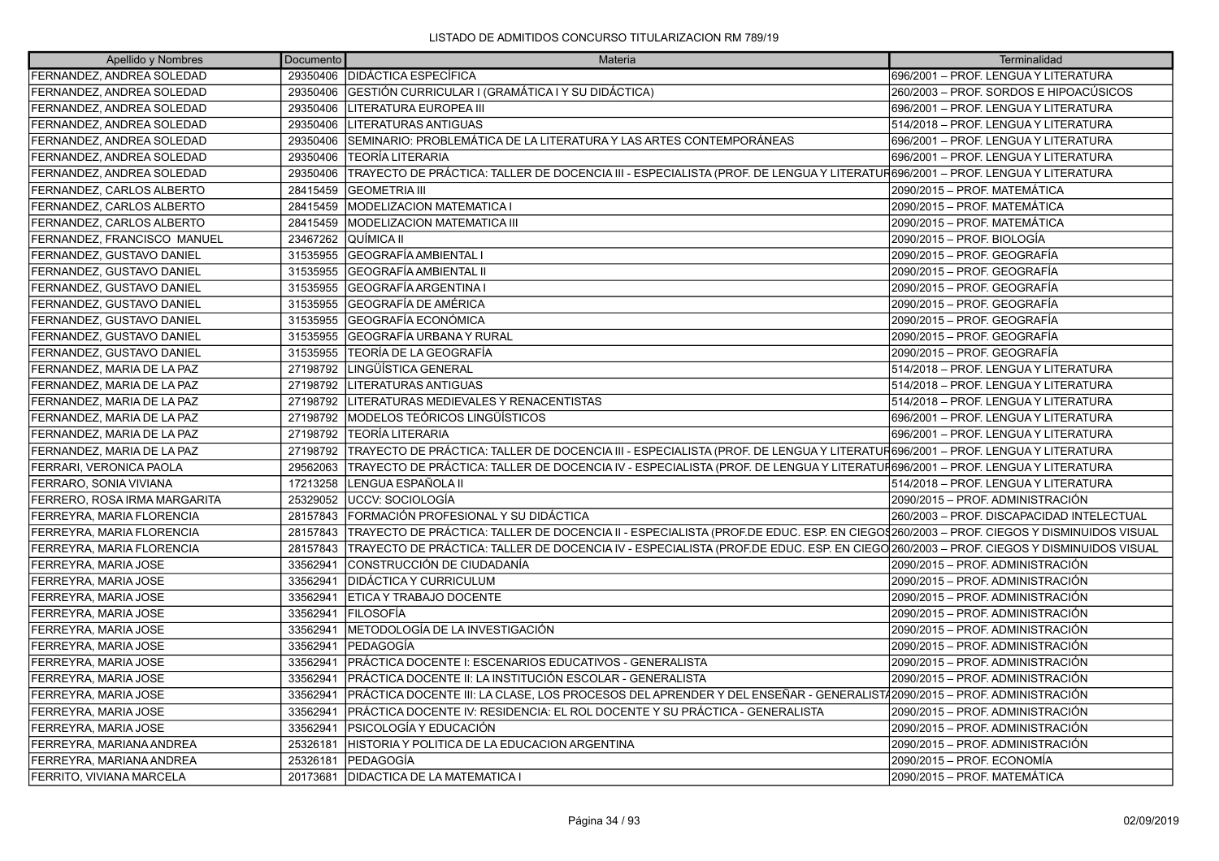LISTADO DE ADMITIDOS CONCURSO TITULARIZACION RM 789/19

| Apellido y Nombres | Documento | Materia | Terminalidad |
|---|---|---|---|
| FERNANDEZ, ANDREA SOLEDAD | 29350406 | DIDÁCTICA ESPECÍFICA | 696/2001 – PROF. LENGUA Y LITERATURA |
| FERNANDEZ, ANDREA SOLEDAD | 29350406 | GESTIÓN CURRICULAR I (GRAMÁTICA I Y SU DIDÁCTICA) | 260/2003 – PROF. SORDOS E HIPOACÚSICOS |
| FERNANDEZ, ANDREA SOLEDAD | 29350406 | LITERATURA EUROPEA III | 696/2001 – PROF. LENGUA Y LITERATURA |
| FERNANDEZ, ANDREA SOLEDAD | 29350406 | LITERATURAS ANTIGUAS | 514/2018 – PROF. LENGUA Y LITERATURA |
| FERNANDEZ, ANDREA SOLEDAD | 29350406 | SEMINARIO: PROBLEMÁTICA DE LA LITERATURA Y LAS ARTES CONTEMPORÁNEAS | 696/2001 – PROF. LENGUA Y LITERATURA |
| FERNANDEZ, ANDREA SOLEDAD | 29350406 | TEORÍA LITERARIA | 696/2001 – PROF. LENGUA Y LITERATURA |
| FERNANDEZ, ANDREA SOLEDAD | 29350406 | TRAYECTO DE PRÁCTICA: TALLER DE DOCENCIA III - ESPECIALISTA (PROF. DE LENGUA Y LITERATUR | 696/2001 – PROF. LENGUA Y LITERATURA |
| FERNANDEZ, CARLOS ALBERTO | 28415459 | GEOMETRIA III | 2090/2015 – PROF. MATEMÁTICA |
| FERNANDEZ, CARLOS ALBERTO | 28415459 | MODELIZACION MATEMATICA I | 2090/2015 – PROF. MATEMÁTICA |
| FERNANDEZ, CARLOS ALBERTO | 28415459 | MODELIZACION MATEMATICA III | 2090/2015 – PROF. MATEMÁTICA |
| FERNANDEZ, FRANCISCO MANUEL | 23467262 | QUÍMICA II | 2090/2015 – PROF. BIOLOGÍA |
| FERNANDEZ, GUSTAVO DANIEL | 31535955 | GEOGRAFÍA AMBIENTAL I | 2090/2015 – PROF. GEOGRAFÍA |
| FERNANDEZ, GUSTAVO DANIEL | 31535955 | GEOGRAFÍA AMBIENTAL II | 2090/2015 – PROF. GEOGRAFÍA |
| FERNANDEZ, GUSTAVO DANIEL | 31535955 | GEOGRAFÍA ARGENTINA I | 2090/2015 – PROF. GEOGRAFÍA |
| FERNANDEZ, GUSTAVO DANIEL | 31535955 | GEOGRAFÍA DE AMÉRICA | 2090/2015 – PROF. GEOGRAFÍA |
| FERNANDEZ, GUSTAVO DANIEL | 31535955 | GEOGRAFÍA ECONÓMICA | 2090/2015 – PROF. GEOGRAFÍA |
| FERNANDEZ, GUSTAVO DANIEL | 31535955 | GEOGRAFÍA URBANA Y RURAL | 2090/2015 – PROF. GEOGRAFÍA |
| FERNANDEZ, GUSTAVO DANIEL | 31535955 | TEORÍA DE LA GEOGRAFÍA | 2090/2015 – PROF. GEOGRAFÍA |
| FERNANDEZ, MARIA DE LA PAZ | 27198792 | LINGÜÍSTICA GENERAL | 514/2018 – PROF. LENGUA Y LITERATURA |
| FERNANDEZ, MARIA DE LA PAZ | 27198792 | LITERATURAS ANTIGUAS | 514/2018 – PROF. LENGUA Y LITERATURA |
| FERNANDEZ, MARIA DE LA PAZ | 27198792 | LITERATURAS MEDIEVALES Y RENACENTISTAS | 514/2018 – PROF. LENGUA Y LITERATURA |
| FERNANDEZ, MARIA DE LA PAZ | 27198792 | MODELOS TEÓRICOS LINGÜÍSTICOS | 696/2001 – PROF. LENGUA Y LITERATURA |
| FERNANDEZ, MARIA DE LA PAZ | 27198792 | TEORÍA LITERARIA | 696/2001 – PROF. LENGUA Y LITERATURA |
| FERNANDEZ, MARIA DE LA PAZ | 27198792 | TRAYECTO DE PRÁCTICA: TALLER DE DOCENCIA III - ESPECIALISTA (PROF. DE LENGUA Y LITERATUR | 696/2001 – PROF. LENGUA Y LITERATURA |
| FERRARI, VERONICA PAOLA | 29562063 | TRAYECTO DE PRÁCTICA: TALLER DE DOCENCIA IV - ESPECIALISTA (PROF. DE LENGUA Y LITERATUR | 696/2001 – PROF. LENGUA Y LITERATURA |
| FERRARO, SONIA VIVIANA | 17213258 | LENGUA ESPAÑOLA II | 514/2018 – PROF. LENGUA Y LITERATURA |
| FERRERO, ROSA IRMA MARGARITA | 25329052 | UCCV: SOCIOLOGÍA | 2090/2015 – PROF. ADMINISTRACIÓN |
| FERREYRA, MARIA FLORENCIA | 28157843 | FORMACIÓN PROFESIONAL Y SU DIDÁCTICA | 260/2003 – PROF. DISCAPACIDAD INTELECTUAL |
| FERREYRA, MARIA FLORENCIA | 28157843 | TRAYECTO DE PRÁCTICA: TALLER DE DOCENCIA II - ESPECIALISTA (PROF.DE EDUC. ESP. EN CIEGOS | 260/2003 – PROF. CIEGOS Y DISMINUIDOS VISUAL |
| FERREYRA, MARIA FLORENCIA | 28157843 | TRAYECTO DE PRÁCTICA: TALLER DE DOCENCIA IV - ESPECIALISTA (PROF.DE EDUC. ESP. EN CIEGO | 260/2003 – PROF. CIEGOS Y DISMINUIDOS VISUAL |
| FERREYRA, MARIA JOSE | 33562941 | CONSTRUCCIÓN DE CIUDADANÍA | 2090/2015 – PROF. ADMINISTRACIÓN |
| FERREYRA, MARIA JOSE | 33562941 | DIDÁCTICA Y CURRICULUM | 2090/2015 – PROF. ADMINISTRACIÓN |
| FERREYRA, MARIA JOSE | 33562941 | ETICA Y TRABAJO DOCENTE | 2090/2015 – PROF. ADMINISTRACIÓN |
| FERREYRA, MARIA JOSE | 33562941 | FILOSOFÍA | 2090/2015 – PROF. ADMINISTRACIÓN |
| FERREYRA, MARIA JOSE | 33562941 | METODOLOGÍA DE LA INVESTIGACIÓN | 2090/2015 – PROF. ADMINISTRACIÓN |
| FERREYRA, MARIA JOSE | 33562941 | PEDAGOGÍA | 2090/2015 – PROF. ADMINISTRACIÓN |
| FERREYRA, MARIA JOSE | 33562941 | PRÁCTICA DOCENTE I: ESCENARIOS EDUCATIVOS - GENERALISTA | 2090/2015 – PROF. ADMINISTRACIÓN |
| FERREYRA, MARIA JOSE | 33562941 | PRÁCTICA DOCENTE II: LA INSTITUCIÓN ESCOLAR - GENERALISTA | 2090/2015 – PROF. ADMINISTRACIÓN |
| FERREYRA, MARIA JOSE | 33562941 | PRÁCTICA DOCENTE III: LA CLASE, LOS PROCESOS DEL APRENDER Y DEL ENSEÑAR - GENERALIST | 2090/2015 – PROF. ADMINISTRACIÓN |
| FERREYRA, MARIA JOSE | 33562941 | PRÁCTICA DOCENTE IV: RESIDENCIA: EL ROL DOCENTE Y SU PRÁCTICA - GENERALISTA | 2090/2015 – PROF. ADMINISTRACIÓN |
| FERREYRA, MARIA JOSE | 33562941 | PSICOLOGÍA Y EDUCACIÓN | 2090/2015 – PROF. ADMINISTRACIÓN |
| FERREYRA, MARIANA ANDREA | 25326181 | HISTORIA Y POLITICA DE LA EDUCACION ARGENTINA | 2090/2015 – PROF. ADMINISTRACIÓN |
| FERREYRA, MARIANA ANDREA | 25326181 | PEDAGOGÍA | 2090/2015 – PROF. ECONOMÍA |
| FERRITO, VIVIANA MARCELA | 20173681 | DIDACTICA DE LA MATEMATICA I | 2090/2015 – PROF. MATEMÁTICA |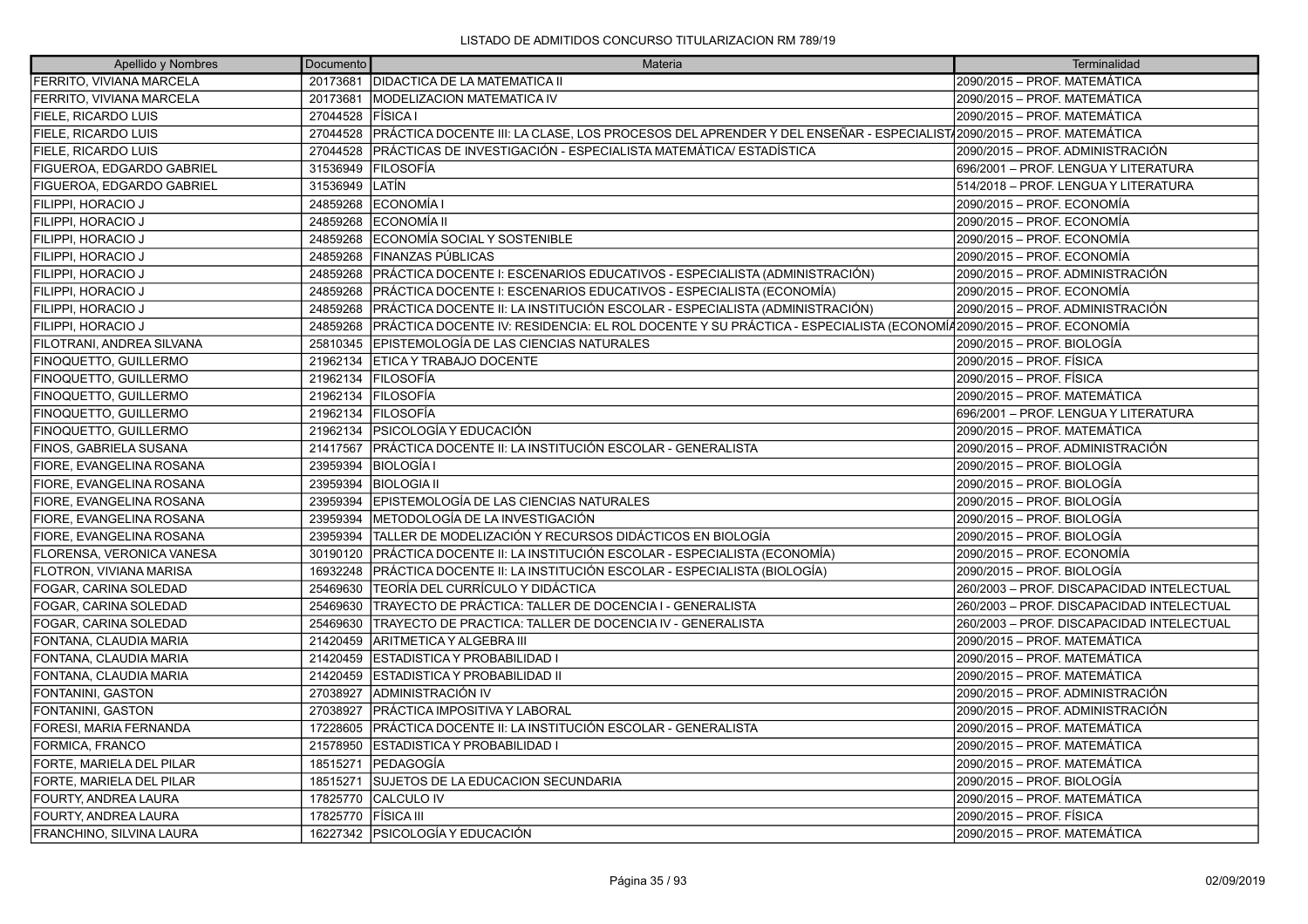| Apellido y Nombres | Documento | Materia | Terminalidad |
| --- | --- | --- | --- |
| FERRITO, VIVIANA MARCELA | 20173681 | DIDACTICA DE LA MATEMATICA II | 2090/2015 – PROF. MATEMÁTICA |
| FERRITO, VIVIANA MARCELA | 20173681 | MODELIZACION MATEMATICA IV | 2090/2015 – PROF. MATEMÁTICA |
| FIELE, RICARDO LUIS | 27044528 | FÍSICA I | 2090/2015 – PROF. MATEMÁTICA |
| FIELE, RICARDO LUIS | 27044528 | PRÁCTICA DOCENTE III: LA CLASE, LOS PROCESOS DEL APRENDER Y DEL ENSEÑAR - ESPECIALIST | 2090/2015 – PROF. MATEMÁTICA |
| FIELE, RICARDO LUIS | 27044528 | PRÁCTICAS DE INVESTIGACIÓN - ESPECIALISTA MATEMÁTICA/ ESTADÍSTICA | 2090/2015 – PROF. ADMINISTRACIÓN |
| FIGUEROA, EDGARDO GABRIEL | 31536949 | FILOSOFÍA | 696/2001 – PROF. LENGUA Y LITERATURA |
| FIGUEROA, EDGARDO GABRIEL | 31536949 | LATÍN | 514/2018 – PROF. LENGUA Y LITERATURA |
| FILIPPI, HORACIO J | 24859268 | ECONOMÍA I | 2090/2015 – PROF. ECONOMÍA |
| FILIPPI, HORACIO J | 24859268 | ECONOMÍA II | 2090/2015 – PROF. ECONOMÍA |
| FILIPPI, HORACIO J | 24859268 | ECONOMÍA SOCIAL Y SOSTENIBLE | 2090/2015 – PROF. ECONOMÍA |
| FILIPPI, HORACIO J | 24859268 | FINANZAS PÚBLICAS | 2090/2015 – PROF. ECONOMÍA |
| FILIPPI, HORACIO J | 24859268 | PRÁCTICA DOCENTE I: ESCENARIOS EDUCATIVOS - ESPECIALISTA (ADMINISTRACIÓN) | 2090/2015 – PROF. ADMINISTRACIÓN |
| FILIPPI, HORACIO J | 24859268 | PRÁCTICA DOCENTE I: ESCENARIOS EDUCATIVOS - ESPECIALISTA (ECONOMÍA) | 2090/2015 – PROF. ECONOMÍA |
| FILIPPI, HORACIO J | 24859268 | PRÁCTICA DOCENTE II: LA INSTITUCIÓN ESCOLAR - ESPECIALISTA (ADMINISTRACIÓN) | 2090/2015 – PROF. ADMINISTRACIÓN |
| FILIPPI, HORACIO J | 24859268 | PRÁCTICA DOCENTE IV: RESIDENCIA: EL ROL DOCENTE Y SU PRÁCTICA - ESPECIALISTA (ECONOMÍA | 2090/2015 – PROF. ECONOMÍA |
| FILOTRANI, ANDREA SILVANA | 25810345 | EPISTEMOLOGÍA DE LAS CIENCIAS NATURALES | 2090/2015 – PROF. BIOLOGÍA |
| FINOQUETTO, GUILLERMO | 21962134 | ETICA Y TRABAJO DOCENTE | 2090/2015 – PROF. FÍSICA |
| FINOQUETTO, GUILLERMO | 21962134 | FILOSOFÍA | 2090/2015 – PROF. FÍSICA |
| FINOQUETTO, GUILLERMO | 21962134 | FILOSOFÍA | 2090/2015 – PROF. MATEMÁTICA |
| FINOQUETTO, GUILLERMO | 21962134 | FILOSOFÍA | 696/2001 – PROF. LENGUA Y LITERATURA |
| FINOQUETTO, GUILLERMO | 21962134 | PSICOLOGÍA Y EDUCACIÓN | 2090/2015 – PROF. MATEMÁTICA |
| FINOS, GABRIELA SUSANA | 21417567 | PRÁCTICA DOCENTE II: LA INSTITUCIÓN ESCOLAR - GENERALISTA | 2090/2015 – PROF. ADMINISTRACIÓN |
| FIORE, EVANGELINA ROSANA | 23959394 | BIOLOGÍA I | 2090/2015 – PROF. BIOLOGÍA |
| FIORE, EVANGELINA ROSANA | 23959394 | BIOLOGIA II | 2090/2015 – PROF. BIOLOGÍA |
| FIORE, EVANGELINA ROSANA | 23959394 | EPISTEMOLOGÍA DE LAS CIENCIAS NATURALES | 2090/2015 – PROF. BIOLOGÍA |
| FIORE, EVANGELINA ROSANA | 23959394 | METODOLOGÍA DE LA INVESTIGACIÓN | 2090/2015 – PROF. BIOLOGÍA |
| FIORE, EVANGELINA ROSANA | 23959394 | TALLER DE MODELIZACIÓN Y RECURSOS DIDÁCTICOS EN BIOLOGÍA | 2090/2015 – PROF. BIOLOGÍA |
| FLORENSA, VERONICA VANESA | 30190120 | PRÁCTICA DOCENTE II: LA INSTITUCIÓN ESCOLAR - ESPECIALISTA (ECONOMÍA) | 2090/2015 – PROF. ECONOMÍA |
| FLOTRON, VIVIANA MARISA | 16932248 | PRÁCTICA DOCENTE II: LA INSTITUCIÓN ESCOLAR - ESPECIALISTA (BIOLOGÍA) | 2090/2015 – PROF. BIOLOGÍA |
| FOGAR, CARINA SOLEDAD | 25469630 | TEORÍA DEL CURRÍCULO Y DIDÁCTICA | 260/2003 – PROF. DISCAPACIDAD INTELECTUAL |
| FOGAR, CARINA SOLEDAD | 25469630 | TRAYECTO DE PRÁCTICA: TALLER DE DOCENCIA I - GENERALISTA | 260/2003 – PROF. DISCAPACIDAD INTELECTUAL |
| FOGAR, CARINA SOLEDAD | 25469630 | TRAYECTO DE PRACTICA: TALLER DE DOCENCIA IV - GENERALISTA | 260/2003 – PROF. DISCAPACIDAD INTELECTUAL |
| FONTANA, CLAUDIA MARIA | 21420459 | ARITMETICA Y ALGEBRA III | 2090/2015 – PROF. MATEMÁTICA |
| FONTANA, CLAUDIA MARIA | 21420459 | ESTADISTICA Y PROBABILIDAD I | 2090/2015 – PROF. MATEMÁTICA |
| FONTANA, CLAUDIA MARIA | 21420459 | ESTADISTICA Y PROBABILIDAD II | 2090/2015 – PROF. MATEMÁTICA |
| FONTANINI, GASTON | 27038927 | ADMINISTRACIÓN IV | 2090/2015 – PROF. ADMINISTRACIÓN |
| FONTANINI, GASTON | 27038927 | PRÁCTICA IMPOSITIVA Y LABORAL | 2090/2015 – PROF. ADMINISTRACIÓN |
| FORESI, MARIA FERNANDA | 17228605 | PRÁCTICA DOCENTE II: LA INSTITUCIÓN ESCOLAR - GENERALISTA | 2090/2015 – PROF. MATEMÁTICA |
| FORMICA, FRANCO | 21578950 | ESTADISTICA Y PROBABILIDAD I | 2090/2015 – PROF. MATEMÁTICA |
| FORTE, MARIELA DEL PILAR | 18515271 | PEDAGOGÍA | 2090/2015 – PROF. MATEMÁTICA |
| FORTE, MARIELA DEL PILAR | 18515271 | SUJETOS DE LA EDUCACION SECUNDARIA | 2090/2015 – PROF. BIOLOGÍA |
| FOURTY, ANDREA LAURA | 17825770 | CALCULO IV | 2090/2015 – PROF. MATEMÁTICA |
| FOURTY, ANDREA LAURA | 17825770 | FÍSICA III | 2090/2015 – PROF. FÍSICA |
| FRANCHINO, SILVINA LAURA | 16227342 | PSICOLOGÍA Y EDUCACIÓN | 2090/2015 – PROF. MATEMÁTICA |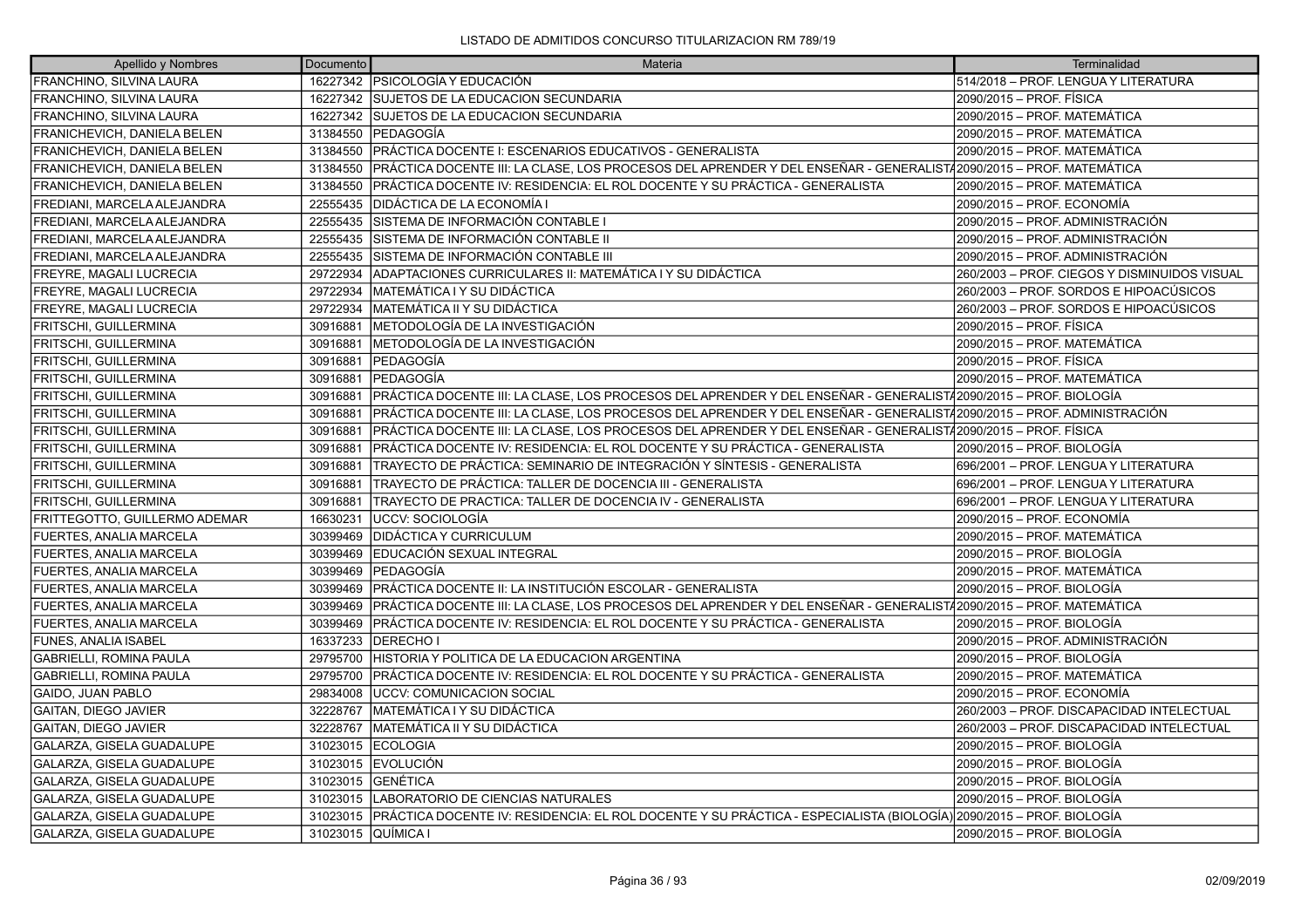# LISTADO DE ADMITIDOS CONCURSO TITULARIZACION RM 789/19

| Apellido y Nombres | Documento | Materia | Terminalidad |
|---|---|---|---|
| FRANCHINO, SILVINA LAURA | 16227342 | PSICOLOGÍA Y EDUCACIÓN | 514/2018 – PROF. LENGUA Y LITERATURA |
| FRANCHINO, SILVINA LAURA | 16227342 | SUJETOS DE LA EDUCACION SECUNDARIA | 2090/2015 – PROF. FÍSICA |
| FRANCHINO, SILVINA LAURA | 16227342 | SUJETOS DE LA EDUCACION SECUNDARIA | 2090/2015 – PROF. MATEMÁTICA |
| FRANICHEVICH, DANIELA BELEN | 31384550 | PEDAGOGÍA | 2090/2015 – PROF. MATEMÁTICA |
| FRANICHEVICH, DANIELA BELEN | 31384550 | PRÁCTICA DOCENTE I: ESCENARIOS EDUCATIVOS - GENERALISTA | 2090/2015 – PROF. MATEMÁTICA |
| FRANICHEVICH, DANIELA BELEN | 31384550 | PRÁCTICA DOCENTE III: LA CLASE, LOS PROCESOS DEL APRENDER Y DEL ENSEÑAR - GENERALISTA | 2090/2015 – PROF. MATEMÁTICA |
| FRANICHEVICH, DANIELA BELEN | 31384550 | PRÁCTICA DOCENTE IV: RESIDENCIA: EL ROL DOCENTE Y SU PRÁCTICA - GENERALISTA | 2090/2015 – PROF. MATEMÁTICA |
| FREDIANI, MARCELA ALEJANDRA | 22555435 | DIDÁCTICA DE LA ECONOMÍA I | 2090/2015 – PROF. ECONOMÍA |
| FREDIANI, MARCELA ALEJANDRA | 22555435 | SISTEMA DE INFORMACIÓN CONTABLE I | 2090/2015 – PROF. ADMINISTRACIÓN |
| FREDIANI, MARCELA ALEJANDRA | 22555435 | SISTEMA DE INFORMACIÓN CONTABLE II | 2090/2015 – PROF. ADMINISTRACIÓN |
| FREDIANI, MARCELA ALEJANDRA | 22555435 | SISTEMA DE INFORMACIÓN CONTABLE III | 2090/2015 – PROF. ADMINISTRACIÓN |
| FREYRE, MAGALI LUCRECIA | 29722934 | ADAPTACIONES CURRICULARES II: MATEMÁTICA I Y SU DIDÁCTICA | 260/2003 – PROF. CIEGOS Y DISMINUIDOS VISUAL |
| FREYRE, MAGALI LUCRECIA | 29722934 | MATEMÁTICA I Y SU DIDÁCTICA | 260/2003 – PROF. SORDOS E HIPOACÚSICOS |
| FREYRE, MAGALI LUCRECIA | 29722934 | MATEMÁTICA II Y SU DIDÁCTICA | 260/2003 – PROF. SORDOS E HIPOACÚSICOS |
| FRITSCHI, GUILLERMINA | 30916881 | METODOLOGÍA DE LA INVESTIGACIÓN | 2090/2015 – PROF. FÍSICA |
| FRITSCHI, GUILLERMINA | 30916881 | METODOLOGÍA DE LA INVESTIGACIÓN | 2090/2015 – PROF. MATEMÁTICA |
| FRITSCHI, GUILLERMINA | 30916881 | PEDAGOGÍA | 2090/2015 – PROF. FÍSICA |
| FRITSCHI, GUILLERMINA | 30916881 | PEDAGOGÍA | 2090/2015 – PROF. MATEMÁTICA |
| FRITSCHI, GUILLERMINA | 30916881 | PRÁCTICA DOCENTE III: LA CLASE, LOS PROCESOS DEL APRENDER Y DEL ENSEÑAR - GENERALISTA | 2090/2015 – PROF. BIOLOGÍA |
| FRITSCHI, GUILLERMINA | 30916881 | PRÁCTICA DOCENTE III: LA CLASE, LOS PROCESOS DEL APRENDER Y DEL ENSEÑAR - GENERALISTA | 2090/2015 – PROF. ADMINISTRACIÓN |
| FRITSCHI, GUILLERMINA | 30916881 | PRÁCTICA DOCENTE III: LA CLASE, LOS PROCESOS DEL APRENDER Y DEL ENSEÑAR - GENERALISTA | 2090/2015 – PROF. FÍSICA |
| FRITSCHI, GUILLERMINA | 30916881 | PRÁCTICA DOCENTE IV: RESIDENCIA: EL ROL DOCENTE Y SU PRÁCTICA - GENERALISTA | 2090/2015 – PROF. BIOLOGÍA |
| FRITSCHI, GUILLERMINA | 30916881 | TRAYECTO DE PRÁCTICA: SEMINARIO DE INTEGRACIÓN Y SÍNTESIS - GENERALISTA | 696/2001 – PROF. LENGUA Y LITERATURA |
| FRITSCHI, GUILLERMINA | 30916881 | TRAYECTO DE PRÁCTICA: TALLER DE DOCENCIA III - GENERALISTA | 696/2001 – PROF. LENGUA Y LITERATURA |
| FRITSCHI, GUILLERMINA | 30916881 | TRAYECTO DE PRACTICA: TALLER DE DOCENCIA IV - GENERALISTA | 696/2001 – PROF. LENGUA Y LITERATURA |
| FRITTEGOTTO, GUILLERMO ADEMAR | 16630231 | UCCV: SOCIOLOGÍA | 2090/2015 – PROF. ECONOMÍA |
| FUERTES, ANALIA MARCELA | 30399469 | DIDÁCTICA Y CURRICULUM | 2090/2015 – PROF. MATEMÁTICA |
| FUERTES, ANALIA MARCELA | 30399469 | EDUCACIÓN SEXUAL INTEGRAL | 2090/2015 – PROF. BIOLOGÍA |
| FUERTES, ANALIA MARCELA | 30399469 | PEDAGOGÍA | 2090/2015 – PROF. MATEMÁTICA |
| FUERTES, ANALIA MARCELA | 30399469 | PRÁCTICA DOCENTE II: LA INSTITUCIÓN ESCOLAR - GENERALISTA | 2090/2015 – PROF. BIOLOGÍA |
| FUERTES, ANALIA MARCELA | 30399469 | PRÁCTICA DOCENTE III: LA CLASE, LOS PROCESOS DEL APRENDER Y DEL ENSEÑAR - GENERALISTA | 2090/2015 – PROF. MATEMÁTICA |
| FUERTES, ANALIA MARCELA | 30399469 | PRÁCTICA DOCENTE IV: RESIDENCIA: EL ROL DOCENTE Y SU PRÁCTICA - GENERALISTA | 2090/2015 – PROF. BIOLOGÍA |
| FUNES, ANALIA ISABEL | 16337233 | DERECHO I | 2090/2015 – PROF. ADMINISTRACIÓN |
| GABRIELLI, ROMINA PAULA | 29795700 | HISTORIA Y POLITICA DE LA EDUCACION ARGENTINA | 2090/2015 – PROF. BIOLOGÍA |
| GABRIELLI, ROMINA PAULA | 29795700 | PRÁCTICA DOCENTE IV: RESIDENCIA: EL ROL DOCENTE Y SU PRÁCTICA - GENERALISTA | 2090/2015 – PROF. MATEMÁTICA |
| GAIDO, JUAN PABLO | 29834008 | UCCV: COMUNICACION SOCIAL | 2090/2015 – PROF. ECONOMÍA |
| GAITAN, DIEGO JAVIER | 32228767 | MATEMÁTICA I Y SU DIDÁCTICA | 260/2003 – PROF. DISCAPACIDAD INTELECTUAL |
| GAITAN, DIEGO JAVIER | 32228767 | MATEMÁTICA II Y SU DIDÁCTICA | 260/2003 – PROF. DISCAPACIDAD INTELECTUAL |
| GALARZA, GISELA GUADALUPE | 31023015 | ECOLOGIA | 2090/2015 – PROF. BIOLOGÍA |
| GALARZA, GISELA GUADALUPE | 31023015 | EVOLUCIÓN | 2090/2015 – PROF. BIOLOGÍA |
| GALARZA, GISELA GUADALUPE | 31023015 | GENÉTICA | 2090/2015 – PROF. BIOLOGÍA |
| GALARZA, GISELA GUADALUPE | 31023015 | LABORATORIO DE CIENCIAS NATURALES | 2090/2015 – PROF. BIOLOGÍA |
| GALARZA, GISELA GUADALUPE | 31023015 | PRÁCTICA DOCENTE IV: RESIDENCIA: EL ROL DOCENTE Y SU PRÁCTICA - ESPECIALISTA (BIOLOGÍA) | 2090/2015 – PROF. BIOLOGÍA |
| GALARZA, GISELA GUADALUPE | 31023015 | QUÍMICA I | 2090/2015 – PROF. BIOLOGÍA |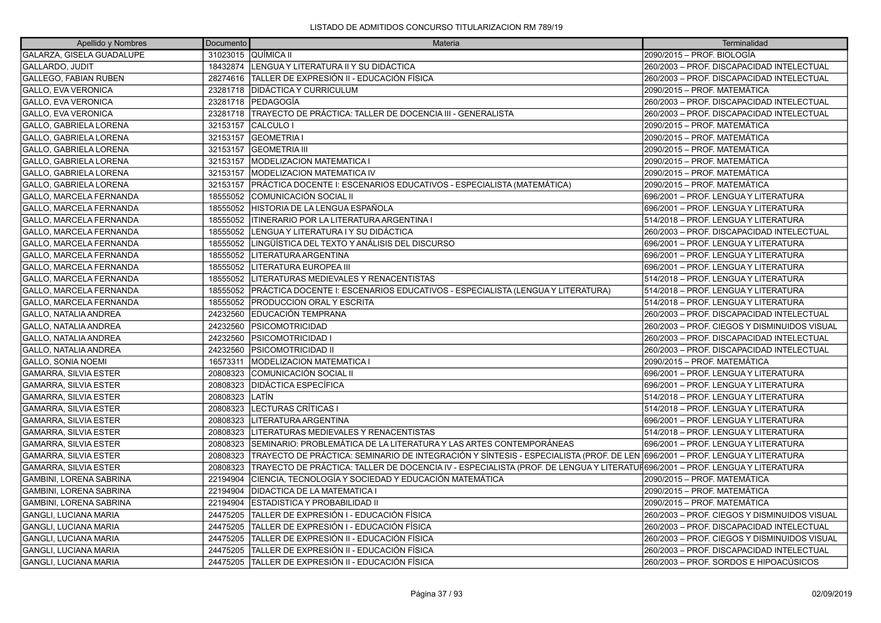LISTADO DE ADMITIDOS CONCURSO TITULARIZACION RM 789/19

| Apellido y Nombres | Documento | Materia | Terminalidad |
| --- | --- | --- | --- |
| GALARZA, GISELA GUADALUPE | 31023015 | QUÍMICA II | 2090/2015 – PROF. BIOLOGÍA |
| GALLARDO, JUDIT | 18432874 | LENGUA Y LITERATURA II Y SU DIDÁCTICA | 260/2003 – PROF. DISCAPACIDAD INTELECTUAL |
| GALLEGO, FABIAN RUBEN | 28274616 | TALLER DE EXPRESIÓN II - EDUCACIÓN FÍSICA | 260/2003 – PROF. DISCAPACIDAD INTELECTUAL |
| GALLO, EVA VERONICA | 23281718 | DIDÁCTICA Y CURRICULUM | 2090/2015 – PROF. MATEMÁTICA |
| GALLO, EVA VERONICA | 23281718 | PEDAGOGÍA | 260/2003 – PROF. DISCAPACIDAD INTELECTUAL |
| GALLO, EVA VERONICA | 23281718 | TRAYECTO DE PRÁCTICA: TALLER DE DOCENCIA III - GENERALISTA | 260/2003 – PROF. DISCAPACIDAD INTELECTUAL |
| GALLO, GABRIELA LORENA | 32153157 | CALCULO I | 2090/2015 – PROF. MATEMÁTICA |
| GALLO, GABRIELA LORENA | 32153157 | GEOMETRIA I | 2090/2015 – PROF. MATEMÁTICA |
| GALLO, GABRIELA LORENA | 32153157 | GEOMETRIA III | 2090/2015 – PROF. MATEMÁTICA |
| GALLO, GABRIELA LORENA | 32153157 | MODELIZACION MATEMATICA I | 2090/2015 – PROF. MATEMÁTICA |
| GALLO, GABRIELA LORENA | 32153157 | MODELIZACION MATEMATICA IV | 2090/2015 – PROF. MATEMÁTICA |
| GALLO, GABRIELA LORENA | 32153157 | PRÁCTICA DOCENTE I: ESCENARIOS EDUCATIVOS - ESPECIALISTA (MATEMÁTICA) | 2090/2015 – PROF. MATEMÁTICA |
| GALLO, MARCELA FERNANDA | 18555052 | COMUNICACIÓN SOCIAL II | 696/2001 – PROF. LENGUA Y LITERATURA |
| GALLO, MARCELA FERNANDA | 18555052 | HISTORIA DE LA LENGUA ESPAÑOLA | 696/2001 – PROF. LENGUA Y LITERATURA |
| GALLO, MARCELA FERNANDA | 18555052 | ITINERARIO POR LA LITERATURA ARGENTINA I | 514/2018 – PROF. LENGUA Y LITERATURA |
| GALLO, MARCELA FERNANDA | 18555052 | LENGUA Y LITERATURA I Y SU DIDÁCTICA | 260/2003 – PROF. DISCAPACIDAD INTELECTUAL |
| GALLO, MARCELA FERNANDA | 18555052 | LINGÜÍSTICA DEL TEXTO Y ANÁLISIS DEL DISCURSO | 696/2001 – PROF. LENGUA Y LITERATURA |
| GALLO, MARCELA FERNANDA | 18555052 | LITERATURA ARGENTINA | 696/2001 – PROF. LENGUA Y LITERATURA |
| GALLO, MARCELA FERNANDA | 18555052 | LITERATURA EUROPEA III | 696/2001 – PROF. LENGUA Y LITERATURA |
| GALLO, MARCELA FERNANDA | 18555052 | LITERATURAS MEDIEVALES Y RENACENTISTAS | 514/2018 – PROF. LENGUA Y LITERATURA |
| GALLO, MARCELA FERNANDA | 18555052 | PRÁCTICA DOCENTE I: ESCENARIOS EDUCATIVOS - ESPECIALISTA (LENGUA Y LITERATURA) | 514/2018 – PROF. LENGUA Y LITERATURA |
| GALLO, MARCELA FERNANDA | 18555052 | PRODUCCION ORAL Y ESCRITA | 514/2018 – PROF. LENGUA Y LITERATURA |
| GALLO, NATALIA ANDREA | 24232560 | EDUCACIÓN TEMPRANA | 260/2003 – PROF. DISCAPACIDAD INTELECTUAL |
| GALLO, NATALIA ANDREA | 24232560 | PSICOMOTRICIDAD | 260/2003 – PROF. CIEGOS Y DISMINUIDOS VISUAL |
| GALLO, NATALIA ANDREA | 24232560 | PSICOMOTRICIDAD I | 260/2003 – PROF. DISCAPACIDAD INTELECTUAL |
| GALLO, NATALIA ANDREA | 24232560 | PSICOMOTRICIDAD II | 260/2003 – PROF. DISCAPACIDAD INTELECTUAL |
| GALLO, SONIA NOEMI | 16573311 | MODELIZACION MATEMATICA I | 2090/2015 – PROF. MATEMÁTICA |
| GAMARRA, SILVIA ESTER | 20808323 | COMUNICACIÓN SOCIAL II | 696/2001 – PROF. LENGUA Y LITERATURA |
| GAMARRA, SILVIA ESTER | 20808323 | DIDÁCTICA ESPECÍFICA | 696/2001 – PROF. LENGUA Y LITERATURA |
| GAMARRA, SILVIA ESTER | 20808323 | LATÍN | 514/2018 – PROF. LENGUA Y LITERATURA |
| GAMARRA, SILVIA ESTER | 20808323 | LECTURAS CRÍTICAS I | 514/2018 – PROF. LENGUA Y LITERATURA |
| GAMARRA, SILVIA ESTER | 20808323 | LITERATURA ARGENTINA | 696/2001 – PROF. LENGUA Y LITERATURA |
| GAMARRA, SILVIA ESTER | 20808323 | LITERATURAS MEDIEVALES Y RENACENTISTAS | 514/2018 – PROF. LENGUA Y LITERATURA |
| GAMARRA, SILVIA ESTER | 20808323 | SEMINARIO: PROBLEMÁTICA DE LA LITERATURA Y LAS ARTES CONTEMPORÁNEAS | 696/2001 – PROF. LENGUA Y LITERATURA |
| GAMARRA, SILVIA ESTER | 20808323 | TRAYECTO DE PRÁCTICA: SEMINARIO DE INTEGRACIÓN Y SÍNTESIS - ESPECIALISTA (PROF. DE LEN | 696/2001 – PROF. LENGUA Y LITERATURA |
| GAMARRA, SILVIA ESTER | 20808323 | TRAYECTO DE PRÁCTICA: TALLER DE DOCENCIA IV - ESPECIALISTA (PROF. DE LENGUA Y LITERATUR | 696/2001 – PROF. LENGUA Y LITERATURA |
| GAMBINI, LORENA SABRINA | 22194904 | CIENCIA, TECNOLOGÍA Y SOCIEDAD Y EDUCACIÓN MATEMÁTICA | 2090/2015 – PROF. MATEMÁTICA |
| GAMBINI, LORENA SABRINA | 22194904 | DIDACTICA DE LA MATEMATICA I | 2090/2015 – PROF. MATEMÁTICA |
| GAMBINI, LORENA SABRINA | 22194904 | ESTADISTICA Y PROBABILIDAD II | 2090/2015 – PROF. MATEMÁTICA |
| GANGLI, LUCIANA MARIA | 24475205 | TALLER DE EXPRESIÓN I - EDUCACIÓN FÍSICA | 260/2003 – PROF. CIEGOS Y DISMINUIDOS VISUAL |
| GANGLI, LUCIANA MARIA | 24475205 | TALLER DE EXPRESIÓN I - EDUCACIÓN FÍSICA | 260/2003 – PROF. DISCAPACIDAD INTELECTUAL |
| GANGLI, LUCIANA MARIA | 24475205 | TALLER DE EXPRESIÓN II - EDUCACIÓN FÍSICA | 260/2003 – PROF. CIEGOS Y DISMINUIDOS VISUAL |
| GANGLI, LUCIANA MARIA | 24475205 | TALLER DE EXPRESIÓN II - EDUCACIÓN FÍSICA | 260/2003 – PROF. DISCAPACIDAD INTELECTUAL |
| GANGLI, LUCIANA MARIA | 24475205 | TALLER DE EXPRESIÓN II - EDUCACIÓN FÍSICA | 260/2003 – PROF. SORDOS E HIPOACÚSICOS |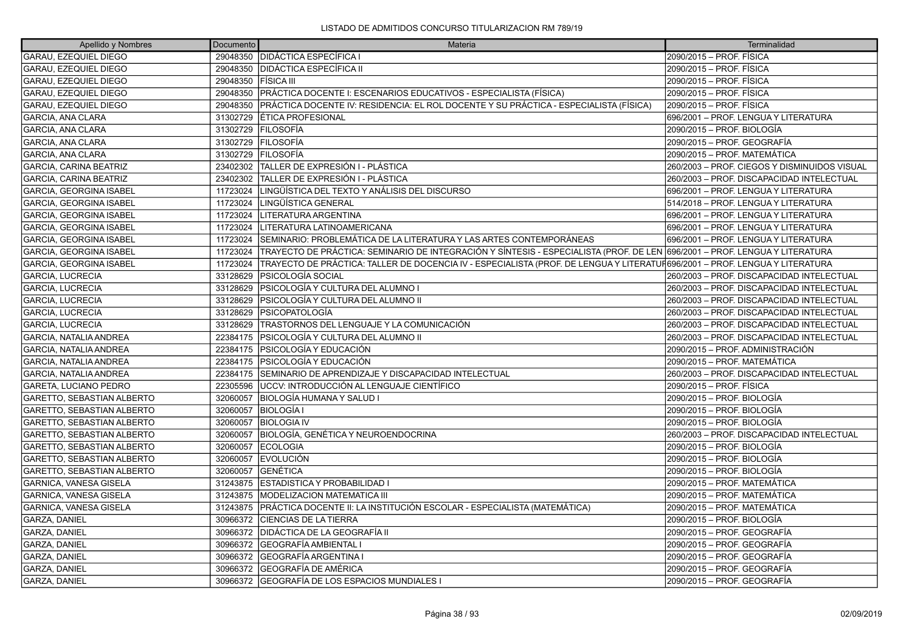LISTADO DE ADMITIDOS CONCURSO TITULARIZACION RM 789/19

| Apellido y Nombres | Documento | Materia | Terminalidad |
|---|---|---|---|
| GARAU, EZEQUIEL DIEGO | 29048350 | DIDÁCTICA ESPECÍFICA I | 2090/2015 – PROF. FÍSICA |
| GARAU, EZEQUIEL DIEGO | 29048350 | DIDÁCTICA ESPECÍFICA II | 2090/2015 – PROF. FÍSICA |
| GARAU, EZEQUIEL DIEGO | 29048350 | FÍSICA III | 2090/2015 – PROF. FÍSICA |
| GARAU, EZEQUIEL DIEGO | 29048350 | PRÁCTICA DOCENTE I: ESCENARIOS EDUCATIVOS - ESPECIALISTA (FÍSICA) | 2090/2015 – PROF. FÍSICA |
| GARAU, EZEQUIEL DIEGO | 29048350 | PRÁCTICA DOCENTE IV: RESIDENCIA: EL ROL DOCENTE Y SU PRÁCTICA - ESPECIALISTA (FÍSICA) | 2090/2015 – PROF. FÍSICA |
| GARCIA, ANA CLARA | 31302729 | ÉTICA PROFESIONAL | 696/2001 – PROF. LENGUA Y LITERATURA |
| GARCIA, ANA CLARA | 31302729 | FILOSOFÍA | 2090/2015 – PROF. BIOLOGÍA |
| GARCIA, ANA CLARA | 31302729 | FILOSOFÍA | 2090/2015 – PROF. GEOGRAFÍA |
| GARCIA, ANA CLARA | 31302729 | FILOSOFÍA | 2090/2015 – PROF. MATEMÁTICA |
| GARCIA, CARINA BEATRIZ | 23402302 | TALLER DE EXPRESIÓN I - PLÁSTICA | 260/2003 – PROF. CIEGOS Y DISMINUIDOS VISUAL |
| GARCIA, CARINA BEATRIZ | 23402302 | TALLER DE EXPRESIÓN I - PLÁSTICA | 260/2003 – PROF. DISCAPACIDAD INTELECTUAL |
| GARCIA, GEORGINA ISABEL | 11723024 | LINGÜÍSTICA DEL TEXTO Y ANÁLISIS DEL DISCURSO | 696/2001 – PROF. LENGUA Y LITERATURA |
| GARCIA, GEORGINA ISABEL | 11723024 | LINGÜÍSTICA GENERAL | 514/2018 – PROF. LENGUA Y LITERATURA |
| GARCIA, GEORGINA ISABEL | 11723024 | LITERATURA ARGENTINA | 696/2001 – PROF. LENGUA Y LITERATURA |
| GARCIA, GEORGINA ISABEL | 11723024 | LITERATURA LATINOAMERICANA | 696/2001 – PROF. LENGUA Y LITERATURA |
| GARCIA, GEORGINA ISABEL | 11723024 | SEMINARIO: PROBLEMÁTICA DE LA LITERATURA Y LAS ARTES CONTEMPORÁNEAS | 696/2001 – PROF. LENGUA Y LITERATURA |
| GARCIA, GEORGINA ISABEL | 11723024 | TRAYECTO DE PRÁCTICA: SEMINARIO DE INTEGRACIÓN Y SÍNTESIS - ESPECIALISTA (PROF. DE LEN | 696/2001 – PROF. LENGUA Y LITERATURA |
| GARCIA, GEORGINA ISABEL | 11723024 | TRAYECTO DE PRÁCTICA: TALLER DE DOCENCIA IV - ESPECIALISTA (PROF. DE LENGUA Y LITERATUI | 696/2001 – PROF. LENGUA Y LITERATURA |
| GARCIA, LUCRECIA | 33128629 | PSICOLOGÍA SOCIAL | 260/2003 – PROF. DISCAPACIDAD INTELECTUAL |
| GARCIA, LUCRECIA | 33128629 | PSICOLOGÍA Y CULTURA DEL ALUMNO I | 260/2003 – PROF. DISCAPACIDAD INTELECTUAL |
| GARCIA, LUCRECIA | 33128629 | PSICOLOGÍA Y CULTURA DEL ALUMNO II | 260/2003 – PROF. DISCAPACIDAD INTELECTUAL |
| GARCIA, LUCRECIA | 33128629 | PSICOPATOLOGÍA | 260/2003 – PROF. DISCAPACIDAD INTELECTUAL |
| GARCIA, LUCRECIA | 33128629 | TRASTORNOS DEL LENGUAJE Y LA COMUNICACIÓN | 260/2003 – PROF. DISCAPACIDAD INTELECTUAL |
| GARCIA, NATALIA ANDREA | 22384175 | PSICOLOGÍA Y CULTURA DEL ALUMNO II | 260/2003 – PROF. DISCAPACIDAD INTELECTUAL |
| GARCIA, NATALIA ANDREA | 22384175 | PSICOLOGÍA Y EDUCACIÓN | 2090/2015 – PROF. ADMINISTRACIÓN |
| GARCIA, NATALIA ANDREA | 22384175 | PSICOLOGÍA Y EDUCACIÓN | 2090/2015 – PROF. MATEMÁTICA |
| GARCIA, NATALIA ANDREA | 22384175 | SEMINARIO DE APRENDIZAJE Y DISCAPACIDAD INTELECTUAL | 260/2003 – PROF. DISCAPACIDAD INTELECTUAL |
| GARETA, LUCIANO PEDRO | 22305596 | UCCV: INTRODUCCIÓN AL LENGUAJE CIENTÍFICO | 2090/2015 – PROF. FÍSICA |
| GARETTO, SEBASTIAN ALBERTO | 32060057 | BIOLOGÍA HUMANA Y SALUD I | 2090/2015 – PROF. BIOLOGÍA |
| GARETTO, SEBASTIAN ALBERTO | 32060057 | BIOLOGÍA I | 2090/2015 – PROF. BIOLOGÍA |
| GARETTO, SEBASTIAN ALBERTO | 32060057 | BIOLOGIA IV | 2090/2015 – PROF. BIOLOGÍA |
| GARETTO, SEBASTIAN ALBERTO | 32060057 | BIOLOGÍA, GENÉTICA Y NEUROENDOCRINA | 260/2003 – PROF. DISCAPACIDAD INTELECTUAL |
| GARETTO, SEBASTIAN ALBERTO | 32060057 | ECOLOGIA | 2090/2015 – PROF. BIOLOGÍA |
| GARETTO, SEBASTIAN ALBERTO | 32060057 | EVOLUCIÓN | 2090/2015 – PROF. BIOLOGÍA |
| GARETTO, SEBASTIAN ALBERTO | 32060057 | GENÉTICA | 2090/2015 – PROF. BIOLOGÍA |
| GARNICA, VANESA GISELA | 31243875 | ESTADISTICA Y PROBABILIDAD I | 2090/2015 – PROF. MATEMÁTICA |
| GARNICA, VANESA GISELA | 31243875 | MODELIZACION MATEMATICA III | 2090/2015 – PROF. MATEMÁTICA |
| GARNICA, VANESA GISELA | 31243875 | PRÁCTICA DOCENTE II: LA INSTITUCIÓN ESCOLAR - ESPECIALISTA (MATEMÁTICA) | 2090/2015 – PROF. MATEMÁTICA |
| GARZA, DANIEL | 30966372 | CIENCIAS DE LA TIERRA | 2090/2015 – PROF. BIOLOGÍA |
| GARZA, DANIEL | 30966372 | DIDÁCTICA DE LA GEOGRAFÍA II | 2090/2015 – PROF. GEOGRAFÍA |
| GARZA, DANIEL | 30966372 | GEOGRAFÍA AMBIENTAL I | 2090/2015 – PROF. GEOGRAFÍA |
| GARZA, DANIEL | 30966372 | GEOGRAFÍA ARGENTINA I | 2090/2015 – PROF. GEOGRAFÍA |
| GARZA, DANIEL | 30966372 | GEOGRAFÍA DE AMÉRICA | 2090/2015 – PROF. GEOGRAFÍA |
| GARZA, DANIEL | 30966372 | GEOGRAFÍA DE LOS ESPACIOS MUNDIALES I | 2090/2015 – PROF. GEOGRAFÍA |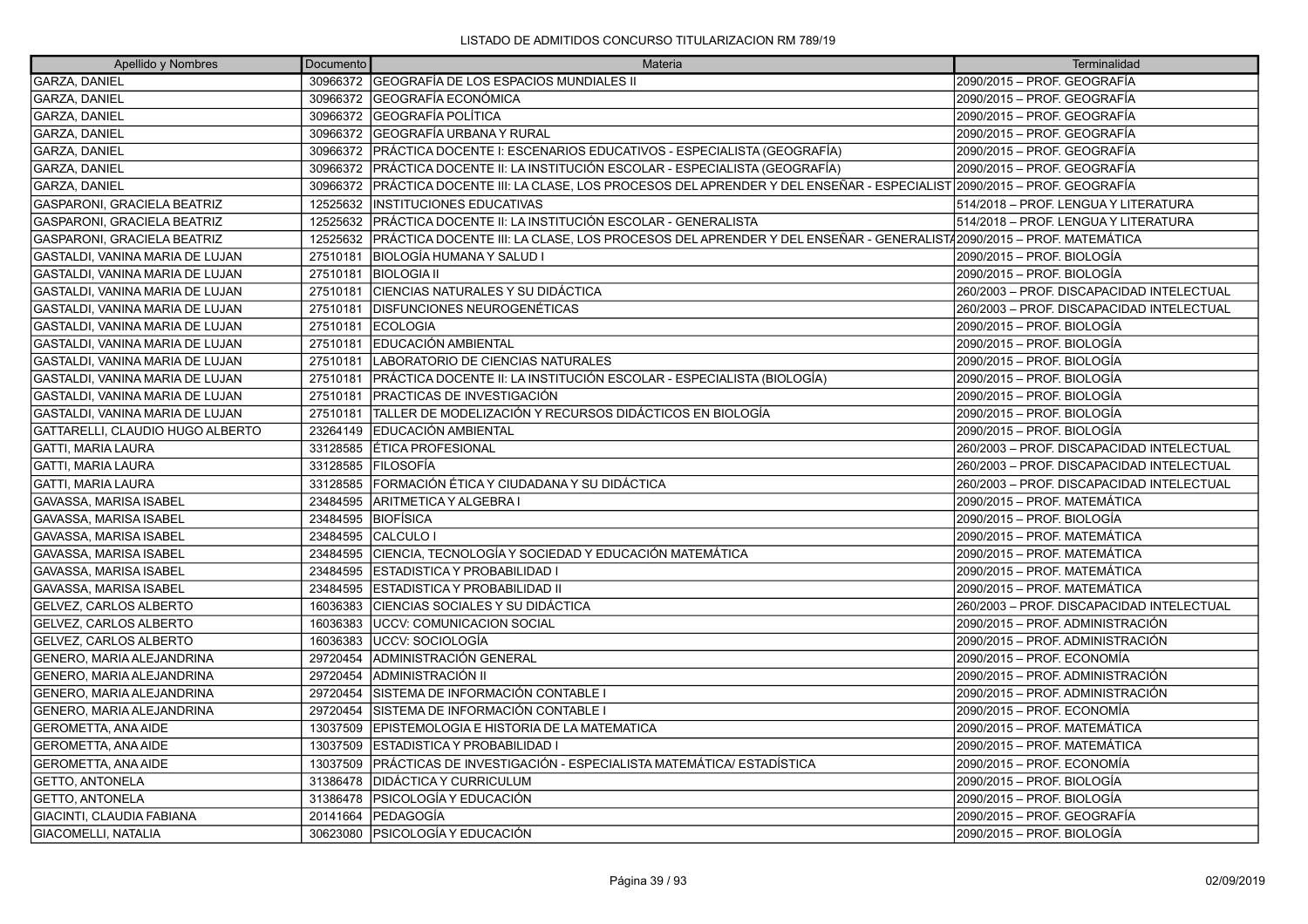LISTADO DE ADMITIDOS CONCURSO TITULARIZACION RM 789/19

| Apellido y Nombres | Documento | Materia | Terminalidad |
| --- | --- | --- | --- |
| GARZA, DANIEL | 30966372 | GEOGRAFÍA DE LOS ESPACIOS MUNDIALES II | 2090/2015 – PROF. GEOGRAFÍA |
| GARZA, DANIEL | 30966372 | GEOGRAFÍA ECONÓMICA | 2090/2015 – PROF. GEOGRAFÍA |
| GARZA, DANIEL | 30966372 | GEOGRAFÍA POLÍTICA | 2090/2015 – PROF. GEOGRAFÍA |
| GARZA, DANIEL | 30966372 | GEOGRAFÍA URBANA Y RURAL | 2090/2015 – PROF. GEOGRAFÍA |
| GARZA, DANIEL | 30966372 | PRÁCTICA DOCENTE I: ESCENARIOS EDUCATIVOS - ESPECIALISTA (GEOGRAFÍA) | 2090/2015 – PROF. GEOGRAFÍA |
| GARZA, DANIEL | 30966372 | PRÁCTICA DOCENTE II: LA INSTITUCIÓN ESCOLAR - ESPECIALISTA (GEOGRAFÍA) | 2090/2015 – PROF. GEOGRAFÍA |
| GARZA, DANIEL | 30966372 | PRÁCTICA DOCENTE III: LA CLASE, LOS PROCESOS DEL APRENDER Y DEL ENSEÑAR - ESPECIALIST | 2090/2015 – PROF. GEOGRAFÍA |
| GASPARONI, GRACIELA BEATRIZ | 12525632 | INSTITUCIONES EDUCATIVAS | 514/2018 – PROF. LENGUA Y LITERATURA |
| GASPARONI, GRACIELA BEATRIZ | 12525632 | PRÁCTICA DOCENTE II: LA INSTITUCIÓN ESCOLAR - GENERALISTA | 514/2018 – PROF. LENGUA Y LITERATURA |
| GASPARONI, GRACIELA BEATRIZ | 12525632 | PRÁCTICA DOCENTE III: LA CLASE, LOS PROCESOS DEL APRENDER Y DEL ENSEÑAR - GENERALIST | 2090/2015 – PROF. MATEMÁTICA |
| GASTALDI, VANINA MARIA DE LUJAN | 27510181 | BIOLOGÍA HUMANA Y SALUD I | 2090/2015 – PROF. BIOLOGÍA |
| GASTALDI, VANINA MARIA DE LUJAN | 27510181 | BIOLOGIA II | 2090/2015 – PROF. BIOLOGÍA |
| GASTALDI, VANINA MARIA DE LUJAN | 27510181 | CIENCIAS NATURALES Y SU DIDÁCTICA | 260/2003 – PROF. DISCAPACIDAD INTELECTUAL |
| GASTALDI, VANINA MARIA DE LUJAN | 27510181 | DISFUNCIONES NEUROGENÉTICAS | 260/2003 – PROF. DISCAPACIDAD INTELECTUAL |
| GASTALDI, VANINA MARIA DE LUJAN | 27510181 | ECOLOGIA | 2090/2015 – PROF. BIOLOGÍA |
| GASTALDI, VANINA MARIA DE LUJAN | 27510181 | EDUCACIÓN AMBIENTAL | 2090/2015 – PROF. BIOLOGÍA |
| GASTALDI, VANINA MARIA DE LUJAN | 27510181 | LABORATORIO DE CIENCIAS NATURALES | 2090/2015 – PROF. BIOLOGÍA |
| GASTALDI, VANINA MARIA DE LUJAN | 27510181 | PRÁCTICA DOCENTE II: LA INSTITUCIÓN ESCOLAR - ESPECIALISTA (BIOLOGÍA) | 2090/2015 – PROF. BIOLOGÍA |
| GASTALDI, VANINA MARIA DE LUJAN | 27510181 | PRACTICAS DE INVESTIGACIÓN | 2090/2015 – PROF. BIOLOGÍA |
| GASTALDI, VANINA MARIA DE LUJAN | 27510181 | TALLER DE MODELIZACIÓN Y RECURSOS DIDÁCTICOS EN BIOLOGÍA | 2090/2015 – PROF. BIOLOGÍA |
| GATTARELLI, CLAUDIO HUGO ALBERTO | 23264149 | EDUCACIÓN AMBIENTAL | 2090/2015 – PROF. BIOLOGÍA |
| GATTI, MARIA LAURA | 33128585 | ÉTICA PROFESIONAL | 260/2003 – PROF. DISCAPACIDAD INTELECTUAL |
| GATTI, MARIA LAURA | 33128585 | FILOSOFÍA | 260/2003 – PROF. DISCAPACIDAD INTELECTUAL |
| GATTI, MARIA LAURA | 33128585 | FORMACIÓN ÉTICA Y CIUDADANA Y SU DIDÁCTICA | 260/2003 – PROF. DISCAPACIDAD INTELECTUAL |
| GAVASSA, MARISA ISABEL | 23484595 | ARITMETICA Y ALGEBRA I | 2090/2015 – PROF. MATEMÁTICA |
| GAVASSA, MARISA ISABEL | 23484595 | BIOFÍSICA | 2090/2015 – PROF. BIOLOGÍA |
| GAVASSA, MARISA ISABEL | 23484595 | CALCULO I | 2090/2015 – PROF. MATEMÁTICA |
| GAVASSA, MARISA ISABEL | 23484595 | CIENCIA, TECNOLOGÍA Y SOCIEDAD Y EDUCACIÓN MATEMÁTICA | 2090/2015 – PROF. MATEMÁTICA |
| GAVASSA, MARISA ISABEL | 23484595 | ESTADISTICA Y PROBABILIDAD I | 2090/2015 – PROF. MATEMÁTICA |
| GAVASSA, MARISA ISABEL | 23484595 | ESTADISTICA Y PROBABILIDAD II | 2090/2015 – PROF. MATEMÁTICA |
| GELVEZ, CARLOS ALBERTO | 16036383 | CIENCIAS SOCIALES Y SU DIDÁCTICA | 260/2003 – PROF. DISCAPACIDAD INTELECTUAL |
| GELVEZ, CARLOS ALBERTO | 16036383 | UCCV: COMUNICACION SOCIAL | 2090/2015 – PROF. ADMINISTRACIÓN |
| GELVEZ, CARLOS ALBERTO | 16036383 | UCCV: SOCIOLOGÍA | 2090/2015 – PROF. ADMINISTRACIÓN |
| GENERO, MARIA ALEJANDRINA | 29720454 | ADMINISTRACIÓN GENERAL | 2090/2015 – PROF. ECONOMÍA |
| GENERO, MARIA ALEJANDRINA | 29720454 | ADMINISTRACIÓN II | 2090/2015 – PROF. ADMINISTRACIÓN |
| GENERO, MARIA ALEJANDRINA | 29720454 | SISTEMA DE INFORMACIÓN CONTABLE I | 2090/2015 – PROF. ADMINISTRACIÓN |
| GENERO, MARIA ALEJANDRINA | 29720454 | SISTEMA DE INFORMACIÓN CONTABLE I | 2090/2015 – PROF. ECONOMÍA |
| GEROMETTA, ANA AIDE | 13037509 | EPISTEMOLOGIA E HISTORIA DE LA MATEMATICA | 2090/2015 – PROF. MATEMÁTICA |
| GEROMETTA, ANA AIDE | 13037509 | ESTADISTICA Y PROBABILIDAD I | 2090/2015 – PROF. MATEMÁTICA |
| GEROMETTA, ANA AIDE | 13037509 | PRÁCTICAS DE INVESTIGACIÓN - ESPECIALISTA MATEMÁTICA/ ESTADÍSTICA | 2090/2015 – PROF. ECONOMÍA |
| GETTO, ANTONELA | 31386478 | DIDÁCTICA Y CURRICULUM | 2090/2015 – PROF. BIOLOGÍA |
| GETTO, ANTONELA | 31386478 | PSICOLOGÍA Y EDUCACIÓN | 2090/2015 – PROF. BIOLOGÍA |
| GIACINTI, CLAUDIA FABIANA | 20141664 | PEDAGOGÍA | 2090/2015 – PROF. GEOGRAFÍA |
| GIACOMELLI, NATALIA | 30623080 | PSICOLOGÍA Y EDUCACIÓN | 2090/2015 – PROF. BIOLOGÍA |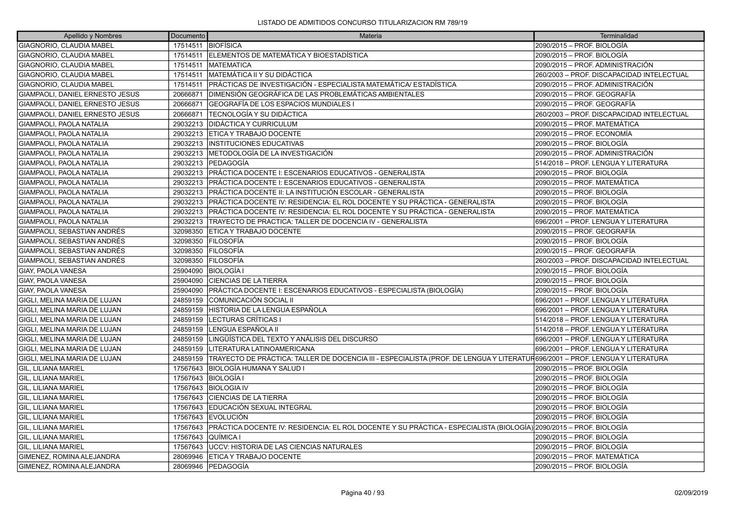LISTADO DE ADMITIDOS CONCURSO TITULARIZACION RM 789/19

| Apellido y Nombres | Documento | Materia | Terminalidad |
|---|---|---|---|
| GIAGNORIO, CLAUDIA MABEL | 17514511 | BIOFÍSICA | 2090/2015 – PROF. BIOLOGÍA |
| GIAGNORIO, CLAUDIA MABEL | 17514511 | ELEMENTOS DE MATEMÁTICA Y BIOESTADÍSTICA | 2090/2015 – PROF. BIOLOGÍA |
| GIAGNORIO, CLAUDIA MABEL | 17514511 | MATEMATICA | 2090/2015 – PROF. ADMINISTRACIÓN |
| GIAGNORIO, CLAUDIA MABEL | 17514511 | MATEMÁTICA II Y SU DIDÁCTICA | 260/2003 – PROF. DISCAPACIDAD INTELECTUAL |
| GIAGNORIO, CLAUDIA MABEL | 17514511 | PRÁCTICAS DE INVESTIGACIÓN - ESPECIALISTA MATEMÁTICA/ ESTADÍSTICA | 2090/2015 – PROF. ADMINISTRACIÓN |
| GIAMPAOLI, DANIEL ERNESTO JESUS | 20666871 | DIMENSIÓN GEOGRÁFICA DE LAS PROBLEMÁTICAS AMBIENTALES | 2090/2015 – PROF. GEOGRAFÍA |
| GIAMPAOLI, DANIEL ERNESTO JESUS | 20666871 | GEOGRAFÍA DE LOS ESPACIOS MUNDIALES I | 2090/2015 – PROF. GEOGRAFÍA |
| GIAMPAOLI, DANIEL ERNESTO JESUS | 20666871 | TECNOLOGÍA Y SU DIDÁCTICA | 260/2003 – PROF. DISCAPACIDAD INTELECTUAL |
| GIAMPAOLI, PAOLA NATALIA | 29032213 | DIDÁCTICA Y CURRICULUM | 2090/2015 – PROF. MATEMÁTICA |
| GIAMPAOLI, PAOLA NATALIA | 29032213 | ETICA Y TRABAJO DOCENTE | 2090/2015 – PROF. ECONOMÍA |
| GIAMPAOLI, PAOLA NATALIA | 29032213 | INSTITUCIONES EDUCATIVAS | 2090/2015 – PROF. BIOLOGÍA |
| GIAMPAOLI, PAOLA NATALIA | 29032213 | METODOLOGÍA DE LA INVESTIGACIÓN | 2090/2015 – PROF. ADMINISTRACIÓN |
| GIAMPAOLI, PAOLA NATALIA | 29032213 | PEDAGOGÍA | 514/2018 – PROF. LENGUA Y LITERATURA |
| GIAMPAOLI, PAOLA NATALIA | 29032213 | PRÁCTICA DOCENTE I: ESCENARIOS EDUCATIVOS - GENERALISTA | 2090/2015 – PROF. BIOLOGÍA |
| GIAMPAOLI, PAOLA NATALIA | 29032213 | PRÁCTICA DOCENTE I: ESCENARIOS EDUCATIVOS - GENERALISTA | 2090/2015 – PROF. MATEMÁTICA |
| GIAMPAOLI, PAOLA NATALIA | 29032213 | PRÁCTICA DOCENTE II: LA INSTITUCIÓN ESCOLAR - GENERALISTA | 2090/2015 – PROF. BIOLOGÍA |
| GIAMPAOLI, PAOLA NATALIA | 29032213 | PRÁCTICA DOCENTE IV: RESIDENCIA: EL ROL DOCENTE Y SU PRÁCTICA - GENERALISTA | 2090/2015 – PROF. BIOLOGÍA |
| GIAMPAOLI, PAOLA NATALIA | 29032213 | PRÁCTICA DOCENTE IV: RESIDENCIA: EL ROL DOCENTE Y SU PRÁCTICA - GENERALISTA | 2090/2015 – PROF. MATEMÁTICA |
| GIAMPAOLI, PAOLA NATALIA | 29032213 | TRAYECTO DE PRACTICA: TALLER DE DOCENCIA IV - GENERALISTA | 696/2001 – PROF. LENGUA Y LITERATURA |
| GIAMPAOLI, SEBASTIAN ANDRÉS | 32098350 | ETICA Y TRABAJO DOCENTE | 2090/2015 – PROF. GEOGRAFÍA |
| GIAMPAOLI, SEBASTIAN ANDRÉS | 32098350 | FILOSOFÍA | 2090/2015 – PROF. BIOLOGÍA |
| GIAMPAOLI, SEBASTIAN ANDRÉS | 32098350 | FILOSOFÍA | 2090/2015 – PROF. GEOGRAFÍA |
| GIAMPAOLI, SEBASTIAN ANDRÉS | 32098350 | FILOSOFÍA | 260/2003 – PROF. DISCAPACIDAD INTELECTUAL |
| GIAY, PAOLA VANESA | 25904090 | BIOLOGÍA I | 2090/2015 – PROF. BIOLOGÍA |
| GIAY, PAOLA VANESA | 25904090 | CIENCIAS DE LA TIERRA | 2090/2015 – PROF. BIOLOGÍA |
| GIAY, PAOLA VANESA | 25904090 | PRÁCTICA DOCENTE I: ESCENARIOS EDUCATIVOS - ESPECIALISTA (BIOLOGÍA) | 2090/2015 – PROF. BIOLOGÍA |
| GIGLI, MELINA MARIA DE LUJAN | 24859159 | COMUNICACIÓN SOCIAL II | 696/2001 – PROF. LENGUA Y LITERATURA |
| GIGLI, MELINA MARIA DE LUJAN | 24859159 | HISTORIA DE LA LENGUA ESPAÑOLA | 696/2001 – PROF. LENGUA Y LITERATURA |
| GIGLI, MELINA MARIA DE LUJAN | 24859159 | LECTURAS CRÍTICAS I | 514/2018 – PROF. LENGUA Y LITERATURA |
| GIGLI, MELINA MARIA DE LUJAN | 24859159 | LENGUA ESPAÑOLA II | 514/2018 – PROF. LENGUA Y LITERATURA |
| GIGLI, MELINA MARIA DE LUJAN | 24859159 | LINGÜÍSTICA DEL TEXTO Y ANÁLISIS DEL DISCURSO | 696/2001 – PROF. LENGUA Y LITERATURA |
| GIGLI, MELINA MARIA DE LUJAN | 24859159 | LITERATURA LATINOAMERICANA | 696/2001 – PROF. LENGUA Y LITERATURA |
| GIGLI, MELINA MARIA DE LUJAN | 24859159 | TRAYECTO DE PRÁCTICA: TALLER DE DOCENCIA III - ESPECIALISTA (PROF. DE LENGUA Y LITERATUR | 696/2001 – PROF. LENGUA Y LITERATURA |
| GIL, LILIANA MARIEL | 17567643 | BIOLOGÍA HUMANA Y SALUD I | 2090/2015 – PROF. BIOLOGÍA |
| GIL, LILIANA MARIEL | 17567643 | BIOLOGÍA I | 2090/2015 – PROF. BIOLOGÍA |
| GIL, LILIANA MARIEL | 17567643 | BIOLOGIA IV | 2090/2015 – PROF. BIOLOGÍA |
| GIL, LILIANA MARIEL | 17567643 | CIENCIAS DE LA TIERRA | 2090/2015 – PROF. BIOLOGÍA |
| GIL, LILIANA MARIEL | 17567643 | EDUCACIÓN SEXUAL INTEGRAL | 2090/2015 – PROF. BIOLOGÍA |
| GIL, LILIANA MARIEL | 17567643 | EVOLUCIÓN | 2090/2015 – PROF. BIOLOGÍA |
| GIL, LILIANA MARIEL | 17567643 | PRÁCTICA DOCENTE IV: RESIDENCIA: EL ROL DOCENTE Y SU PRÁCTICA - ESPECIALISTA (BIOLOGÍA) | 2090/2015 – PROF. BIOLOGÍA |
| GIL, LILIANA MARIEL | 17567643 | QUÍMICA I | 2090/2015 – PROF. BIOLOGÍA |
| GIL, LILIANA MARIEL | 17567643 | UCCV: HISTORIA DE LAS CIENCIAS NATURALES | 2090/2015 – PROF. BIOLOGÍA |
| GIMENEZ, ROMINA ALEJANDRA | 28069946 | ETICA Y TRABAJO DOCENTE | 2090/2015 – PROF. MATEMÁTICA |
| GIMENEZ, ROMINA ALEJANDRA | 28069946 | PEDAGOGÍA | 2090/2015 – PROF. BIOLOGÍA |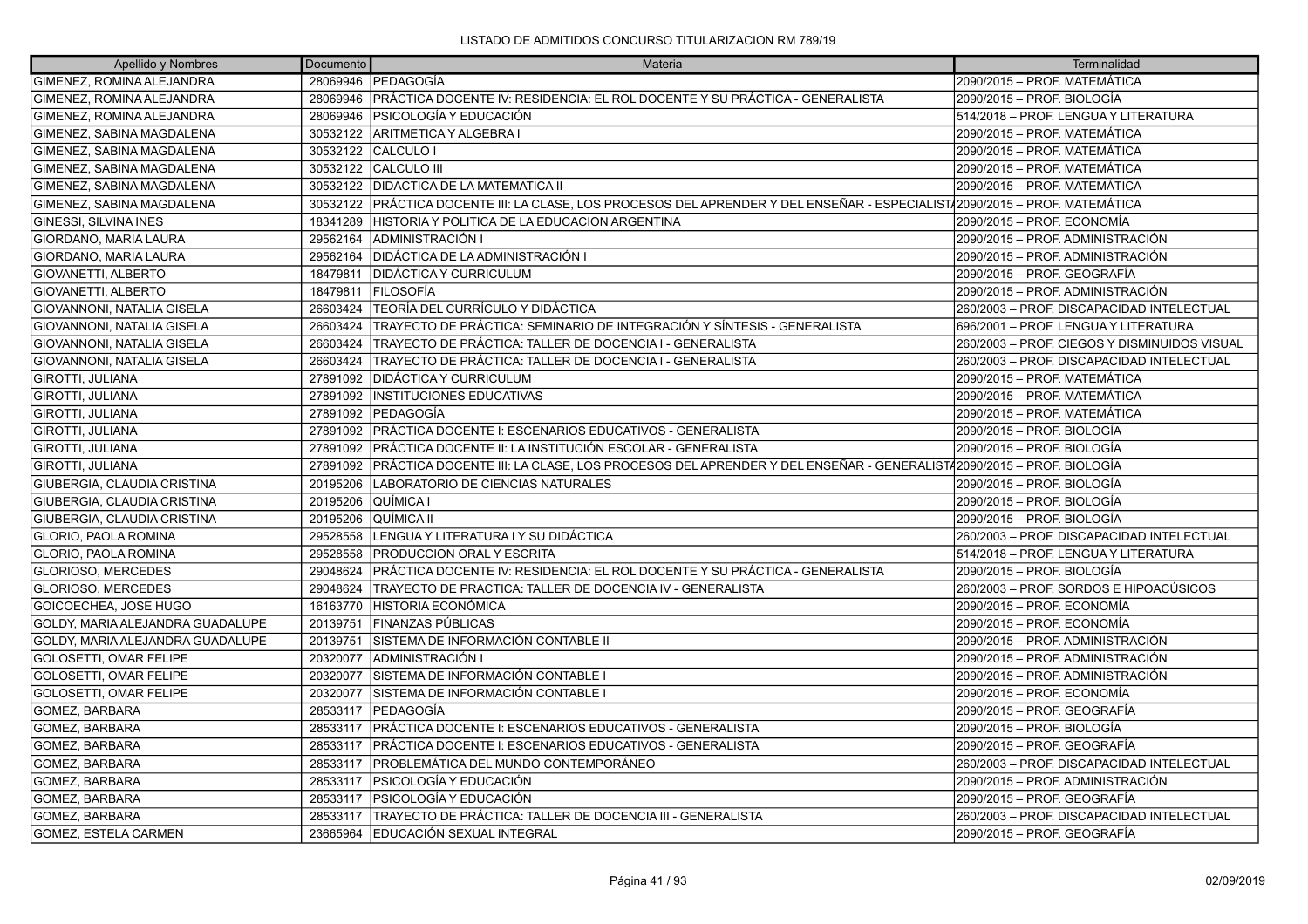LISTADO DE ADMITIDOS CONCURSO TITULARIZACION RM 789/19

| Apellido y Nombres | Documento | Materia | Terminalidad |
|---|---|---|---|
| GIMENEZ, ROMINA ALEJANDRA | 28069946 | PEDAGOGÍA | 2090/2015 – PROF. MATEMÁTICA |
| GIMENEZ, ROMINA ALEJANDRA | 28069946 | PRÁCTICA DOCENTE IV: RESIDENCIA: EL ROL DOCENTE Y SU PRÁCTICA - GENERALISTA | 2090/2015 – PROF. BIOLOGÍA |
| GIMENEZ, ROMINA ALEJANDRA | 28069946 | PSICOLOGÍA Y EDUCACIÓN | 514/2018 – PROF. LENGUA Y LITERATURA |
| GIMENEZ, SABINA MAGDALENA | 30532122 | ARITMETICA Y ALGEBRA I | 2090/2015 – PROF. MATEMÁTICA |
| GIMENEZ, SABINA MAGDALENA | 30532122 | CALCULO I | 2090/2015 – PROF. MATEMÁTICA |
| GIMENEZ, SABINA MAGDALENA | 30532122 | CALCULO III | 2090/2015 – PROF. MATEMÁTICA |
| GIMENEZ, SABINA MAGDALENA | 30532122 | DIDACTICA DE LA MATEMATICA II | 2090/2015 – PROF. MATEMÁTICA |
| GIMENEZ, SABINA MAGDALENA | 30532122 | PRÁCTICA DOCENTE III: LA CLASE, LOS PROCESOS DEL APRENDER Y DEL ENSEÑAR - ESPECIALISTA | 2090/2015 – PROF. MATEMÁTICA |
| GINESSI, SILVINA INES | 18341289 | HISTORIA Y POLITICA DE LA EDUCACION ARGENTINA | 2090/2015 – PROF. ECONOMÍA |
| GIORDANO, MARIA LAURA | 29562164 | ADMINISTRACIÓN I | 2090/2015 – PROF. ADMINISTRACIÓN |
| GIORDANO, MARIA LAURA | 29562164 | DIDÁCTICA DE LA ADMINISTRACIÓN I | 2090/2015 – PROF. ADMINISTRACIÓN |
| GIOVANETTI, ALBERTO | 18479811 | DIDÁCTICA Y CURRICULUM | 2090/2015 – PROF. GEOGRAFÍA |
| GIOVANETTI, ALBERTO | 18479811 | FILOSOFÍA | 2090/2015 – PROF. ADMINISTRACIÓN |
| GIOVANNONI, NATALIA GISELA | 26603424 | TEORÍA DEL CURRÍCULO Y DIDÁCTICA | 260/2003 – PROF. DISCAPACIDAD INTELECTUAL |
| GIOVANNONI, NATALIA GISELA | 26603424 | TRAYECTO DE PRÁCTICA: SEMINARIO DE INTEGRACIÓN Y SÍNTESIS - GENERALISTA | 696/2001 – PROF. LENGUA Y LITERATURA |
| GIOVANNONI, NATALIA GISELA | 26603424 | TRAYECTO DE PRÁCTICA: TALLER DE DOCENCIA I - GENERALISTA | 260/2003 – PROF. CIEGOS Y DISMINUIDOS VISUAL |
| GIOVANNONI, NATALIA GISELA | 26603424 | TRAYECTO DE PRÁCTICA: TALLER DE DOCENCIA I - GENERALISTA | 260/2003 – PROF. DISCAPACIDAD INTELECTUAL |
| GIROTTI, JULIANA | 27891092 | DIDÁCTICA Y CURRICULUM | 2090/2015 – PROF. MATEMÁTICA |
| GIROTTI, JULIANA | 27891092 | INSTITUCIONES EDUCATIVAS | 2090/2015 – PROF. MATEMÁTICA |
| GIROTTI, JULIANA | 27891092 | PEDAGOGÍA | 2090/2015 – PROF. MATEMÁTICA |
| GIROTTI, JULIANA | 27891092 | PRÁCTICA DOCENTE I: ESCENARIOS EDUCATIVOS - GENERALISTA | 2090/2015 – PROF. BIOLOGÍA |
| GIROTTI, JULIANA | 27891092 | PRÁCTICA DOCENTE II: LA INSTITUCIÓN ESCOLAR - GENERALISTA | 2090/2015 – PROF. BIOLOGÍA |
| GIROTTI, JULIANA | 27891092 | PRÁCTICA DOCENTE III: LA CLASE, LOS PROCESOS DEL APRENDER Y DEL ENSEÑAR - GENERALISTA | 2090/2015 – PROF. BIOLOGÍA |
| GIUBERGIA, CLAUDIA CRISTINA | 20195206 | LABORATORIO DE CIENCIAS NATURALES | 2090/2015 – PROF. BIOLOGÍA |
| GIUBERGIA, CLAUDIA CRISTINA | 20195206 | QUÍMICA I | 2090/2015 – PROF. BIOLOGÍA |
| GIUBERGIA, CLAUDIA CRISTINA | 20195206 | QUÍMICA II | 2090/2015 – PROF. BIOLOGÍA |
| GLORIO, PAOLA ROMINA | 29528558 | LENGUA Y LITERATURA I Y SU DIDÁCTICA | 260/2003 – PROF. DISCAPACIDAD INTELECTUAL |
| GLORIO, PAOLA ROMINA | 29528558 | PRODUCCION ORAL Y ESCRITA | 514/2018 – PROF. LENGUA Y LITERATURA |
| GLORIOSO, MERCEDES | 29048624 | PRÁCTICA DOCENTE IV: RESIDENCIA: EL ROL DOCENTE Y SU PRÁCTICA - GENERALISTA | 2090/2015 – PROF. BIOLOGÍA |
| GLORIOSO, MERCEDES | 29048624 | TRAYECTO DE PRACTICA: TALLER DE DOCENCIA IV - GENERALISTA | 260/2003 – PROF. SORDOS E HIPOACÚSICOS |
| GOICOECHEA, JOSE HUGO | 16163770 | HISTORIA ECONÓMICA | 2090/2015 – PROF. ECONOMÍA |
| GOLDY, MARIA ALEJANDRA GUADALUPE | 20139751 | FINANZAS PÚBLICAS | 2090/2015 – PROF. ECONOMÍA |
| GOLDY, MARIA ALEJANDRA GUADALUPE | 20139751 | SISTEMA DE INFORMACIÓN CONTABLE II | 2090/2015 – PROF. ADMINISTRACIÓN |
| GOLOSETTI, OMAR FELIPE | 20320077 | ADMINISTRACIÓN I | 2090/2015 – PROF. ADMINISTRACIÓN |
| GOLOSETTI, OMAR FELIPE | 20320077 | SISTEMA DE INFORMACIÓN CONTABLE I | 2090/2015 – PROF. ADMINISTRACIÓN |
| GOLOSETTI, OMAR FELIPE | 20320077 | SISTEMA DE INFORMACIÓN CONTABLE I | 2090/2015 – PROF. ECONOMÍA |
| GOMEZ, BARBARA | 28533117 | PEDAGOGÍA | 2090/2015 – PROF. GEOGRAFÍA |
| GOMEZ, BARBARA | 28533117 | PRÁCTICA DOCENTE I: ESCENARIOS EDUCATIVOS - GENERALISTA | 2090/2015 – PROF. BIOLOGÍA |
| GOMEZ, BARBARA | 28533117 | PRÁCTICA DOCENTE I: ESCENARIOS EDUCATIVOS - GENERALISTA | 2090/2015 – PROF. GEOGRAFÍA |
| GOMEZ, BARBARA | 28533117 | PROBLEMÁTICA DEL MUNDO CONTEMPORÁNEO | 260/2003 – PROF. DISCAPACIDAD INTELECTUAL |
| GOMEZ, BARBARA | 28533117 | PSICOLOGÍA Y EDUCACIÓN | 2090/2015 – PROF. ADMINISTRACIÓN |
| GOMEZ, BARBARA | 28533117 | PSICOLOGÍA Y EDUCACIÓN | 2090/2015 – PROF. GEOGRAFÍA |
| GOMEZ, BARBARA | 28533117 | TRAYECTO DE PRÁCTICA: TALLER DE DOCENCIA III - GENERALISTA | 260/2003 – PROF. DISCAPACIDAD INTELECTUAL |
| GOMEZ, ESTELA CARMEN | 23665964 | EDUCACIÓN SEXUAL INTEGRAL | 2090/2015 – PROF. GEOGRAFÍA |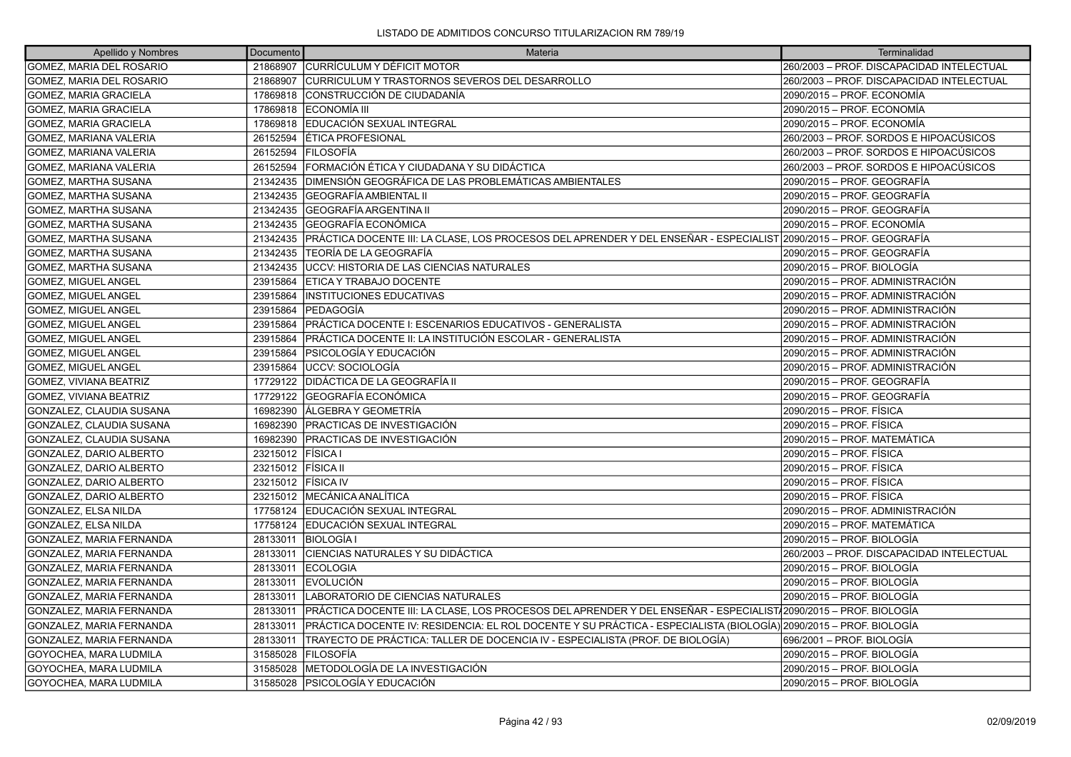| Apellido y Nombres | Documento | Materia | Terminalidad |
|---|---|---|---|
| GOMEZ, MARIA DEL ROSARIO | 21868907 | CURRÍCULUM Y DÉFICIT MOTOR | 260/2003 – PROF. DISCAPACIDAD INTELECTUAL |
| GOMEZ, MARIA DEL ROSARIO | 21868907 | CURRICULUM Y TRASTORNOS SEVEROS DEL DESARROLLO | 260/2003 – PROF. DISCAPACIDAD INTELECTUAL |
| GOMEZ, MARIA GRACIELA | 17869818 | CONSTRUCCIÓN DE CIUDADANÍA | 2090/2015 – PROF. ECONOMÍA |
| GOMEZ, MARIA GRACIELA | 17869818 | ECONOMÍA III | 2090/2015 – PROF. ECONOMÍA |
| GOMEZ, MARIA GRACIELA | 17869818 | EDUCACIÓN SEXUAL INTEGRAL | 2090/2015 – PROF. ECONOMÍA |
| GOMEZ, MARIANA VALERIA | 26152594 | ÉTICA PROFESIONAL | 260/2003 – PROF. SORDOS E HIPOACÚSICOS |
| GOMEZ, MARIANA VALERIA | 26152594 | FILOSOFÍA | 260/2003 – PROF. SORDOS E HIPOACÚSICOS |
| GOMEZ, MARIANA VALERIA | 26152594 | FORMACIÓN ÉTICA Y CIUDADANA Y SU DIDÁCTICA | 260/2003 – PROF. SORDOS E HIPOACÚSICOS |
| GOMEZ, MARTHA SUSANA | 21342435 | DIMENSIÓN GEOGRÁFICA DE LAS PROBLEMÁTICAS AMBIENTALES | 2090/2015 – PROF. GEOGRAFÍA |
| GOMEZ, MARTHA SUSANA | 21342435 | GEOGRAFÍA AMBIENTAL II | 2090/2015 – PROF. GEOGRAFÍA |
| GOMEZ, MARTHA SUSANA | 21342435 | GEOGRAFÍA ARGENTINA II | 2090/2015 – PROF. GEOGRAFÍA |
| GOMEZ, MARTHA SUSANA | 21342435 | GEOGRAFÍA ECONÓMICA | 2090/2015 – PROF. ECONOMÍA |
| GOMEZ, MARTHA SUSANA | 21342435 | PRÁCTICA DOCENTE III: LA CLASE, LOS PROCESOS DEL APRENDER Y DEL ENSEÑAR - ESPECIALIST | 2090/2015 – PROF. GEOGRAFÍA |
| GOMEZ, MARTHA SUSANA | 21342435 | TEORÍA DE LA GEOGRAFÍA | 2090/2015 – PROF. GEOGRAFÍA |
| GOMEZ, MARTHA SUSANA | 21342435 | UCCV: HISTORIA DE LAS CIENCIAS NATURALES | 2090/2015 – PROF. BIOLOGÍA |
| GOMEZ, MIGUEL ANGEL | 23915864 | ETICA Y TRABAJO DOCENTE | 2090/2015 – PROF. ADMINISTRACIÓN |
| GOMEZ, MIGUEL ANGEL | 23915864 | INSTITUCIONES EDUCATIVAS | 2090/2015 – PROF. ADMINISTRACIÓN |
| GOMEZ, MIGUEL ANGEL | 23915864 | PEDAGOGÍA | 2090/2015 – PROF. ADMINISTRACIÓN |
| GOMEZ, MIGUEL ANGEL | 23915864 | PRÁCTICA DOCENTE I: ESCENARIOS EDUCATIVOS - GENERALISTA | 2090/2015 – PROF. ADMINISTRACIÓN |
| GOMEZ, MIGUEL ANGEL | 23915864 | PRÁCTICA DOCENTE II: LA INSTITUCIÓN ESCOLAR - GENERALISTA | 2090/2015 – PROF. ADMINISTRACIÓN |
| GOMEZ, MIGUEL ANGEL | 23915864 | PSICOLOGÍA Y EDUCACIÓN | 2090/2015 – PROF. ADMINISTRACIÓN |
| GOMEZ, MIGUEL ANGEL | 23915864 | UCCV: SOCIOLOGÍA | 2090/2015 – PROF. ADMINISTRACIÓN |
| GOMEZ, VIVIANA BEATRIZ | 17729122 | DIDÁCTICA DE LA GEOGRAFÍA II | 2090/2015 – PROF. GEOGRAFÍA |
| GOMEZ, VIVIANA BEATRIZ | 17729122 | GEOGRAFÍA ECONÓMICA | 2090/2015 – PROF. GEOGRAFÍA |
| GONZALEZ, CLAUDIA SUSANA | 16982390 | ÁLGEBRA Y GEOMETRÍA | 2090/2015 – PROF. FÍSICA |
| GONZALEZ, CLAUDIA SUSANA | 16982390 | PRACTICAS DE INVESTIGACIÓN | 2090/2015 – PROF. FÍSICA |
| GONZALEZ, CLAUDIA SUSANA | 16982390 | PRACTICAS DE INVESTIGACIÓN | 2090/2015 – PROF. MATEMÁTICA |
| GONZALEZ, DARIO ALBERTO | 23215012 | FÍSICA I | 2090/2015 – PROF. FÍSICA |
| GONZALEZ, DARIO ALBERTO | 23215012 | FÍSICA II | 2090/2015 – PROF. FÍSICA |
| GONZALEZ, DARIO ALBERTO | 23215012 | FÍSICA IV | 2090/2015 – PROF. FÍSICA |
| GONZALEZ, DARIO ALBERTO | 23215012 | MECÁNICA ANALÍTICA | 2090/2015 – PROF. FÍSICA |
| GONZALEZ, ELSA NILDA | 17758124 | EDUCACIÓN SEXUAL INTEGRAL | 2090/2015 – PROF. ADMINISTRACIÓN |
| GONZALEZ, ELSA NILDA | 17758124 | EDUCACIÓN SEXUAL INTEGRAL | 2090/2015 – PROF. MATEMÁTICA |
| GONZALEZ, MARIA FERNANDA | 28133011 | BIOLOGÍA I | 2090/2015 – PROF. BIOLOGÍA |
| GONZALEZ, MARIA FERNANDA | 28133011 | CIENCIAS NATURALES Y SU DIDÁCTICA | 260/2003 – PROF. DISCAPACIDAD INTELECTUAL |
| GONZALEZ, MARIA FERNANDA | 28133011 | ECOLOGIA | 2090/2015 – PROF. BIOLOGÍA |
| GONZALEZ, MARIA FERNANDA | 28133011 | EVOLUCIÓN | 2090/2015 – PROF. BIOLOGÍA |
| GONZALEZ, MARIA FERNANDA | 28133011 | LABORATORIO DE CIENCIAS NATURALES | 2090/2015 – PROF. BIOLOGÍA |
| GONZALEZ, MARIA FERNANDA | 28133011 | PRÁCTICA DOCENTE III: LA CLASE, LOS PROCESOS DEL APRENDER Y DEL ENSEÑAR - ESPECIALIST/ | 2090/2015 – PROF. BIOLOGÍA |
| GONZALEZ, MARIA FERNANDA | 28133011 | PRÁCTICA DOCENTE IV: RESIDENCIA: EL ROL DOCENTE Y SU PRÁCTICA - ESPECIALISTA (BIOLOGÍA) | 2090/2015 – PROF. BIOLOGÍA |
| GONZALEZ, MARIA FERNANDA | 28133011 | TRAYECTO DE PRÁCTICA: TALLER DE DOCENCIA IV - ESPECIALISTA (PROF. DE BIOLOGÍA) | 696/2001 – PROF. BIOLOGÍA |
| GOYOCHEA, MARA LUDMILA | 31585028 | FILOSOFÍA | 2090/2015 – PROF. BIOLOGÍA |
| GOYOCHEA, MARA LUDMILA | 31585028 | METODOLOGÍA DE LA INVESTIGACIÓN | 2090/2015 – PROF. BIOLOGÍA |
| GOYOCHEA, MARA LUDMILA | 31585028 | PSICOLOGÍA Y EDUCACIÓN | 2090/2015 – PROF. BIOLOGÍA |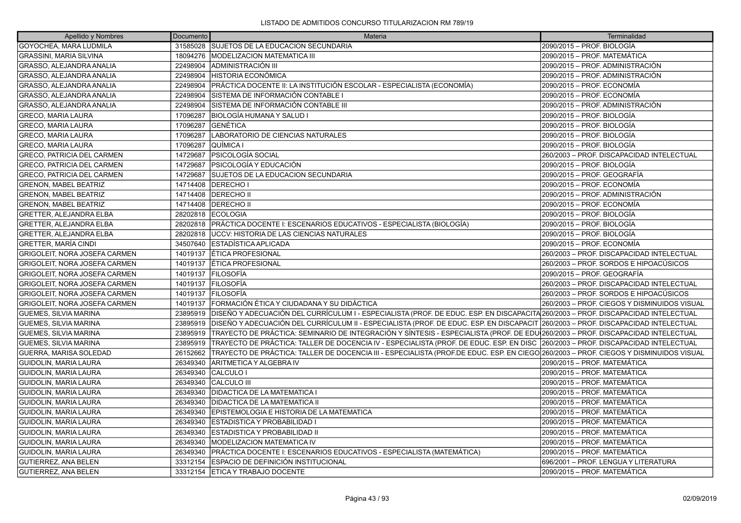LISTADO DE ADMITIDOS CONCURSO TITULARIZACION RM 789/19

| Apellido y Nombres | Documento | Materia | Terminalidad |
|---|---|---|---|
| GOYOCHEA, MARA LUDMILA | 31585028 | SUJETOS DE LA EDUCACION SECUNDARIA | 2090/2015 – PROF. BIOLOGÍA |
| GRASSINI, MARIA SILVINA | 18094276 | MODELIZACION MATEMATICA III | 2090/2015 – PROF. MATEMÁTICA |
| GRASSO, ALEJANDRA ANALIA | 22498904 | ADMINISTRACIÓN III | 2090/2015 – PROF. ADMINISTRACIÓN |
| GRASSO, ALEJANDRA ANALIA | 22498904 | HISTORIA ECONÓMICA | 2090/2015 – PROF. ADMINISTRACIÓN |
| GRASSO, ALEJANDRA ANALIA | 22498904 | PRÁCTICA DOCENTE II: LA INSTITUCIÓN ESCOLAR - ESPECIALISTA (ECONOMÍA) | 2090/2015 – PROF. ECONOMÍA |
| GRASSO, ALEJANDRA ANALIA | 22498904 | SISTEMA DE INFORMACIÓN CONTABLE I | 2090/2015 – PROF. ECONOMÍA |
| GRASSO, ALEJANDRA ANALIA | 22498904 | SISTEMA DE INFORMACIÓN CONTABLE III | 2090/2015 – PROF. ADMINISTRACIÓN |
| GRECO, MARIA LAURA | 17096287 | BIOLOGÍA HUMANA Y SALUD I | 2090/2015 – PROF. BIOLOGÍA |
| GRECO, MARIA LAURA | 17096287 | GENÉTICA | 2090/2015 – PROF. BIOLOGÍA |
| GRECO, MARIA LAURA | 17096287 | LABORATORIO DE CIENCIAS NATURALES | 2090/2015 – PROF. BIOLOGÍA |
| GRECO, MARIA LAURA | 17096287 | QUÍMICA I | 2090/2015 – PROF. BIOLOGÍA |
| GRECO, PATRICIA DEL CARMEN | 14729687 | PSICOLOGÍA SOCIAL | 260/2003 – PROF. DISCAPACIDAD INTELECTUAL |
| GRECO, PATRICIA DEL CARMEN | 14729687 | PSICOLOGÍA Y EDUCACIÓN | 2090/2015 – PROF. BIOLOGÍA |
| GRECO, PATRICIA DEL CARMEN | 14729687 | SUJETOS DE LA EDUCACION SECUNDARIA | 2090/2015 – PROF. GEOGRAFÍA |
| GRENON, MABEL BEATRIZ | 14714408 | DERECHO I | 2090/2015 – PROF. ECONOMÍA |
| GRENON, MABEL BEATRIZ | 14714408 | DERECHO II | 2090/2015 – PROF. ADMINISTRACIÓN |
| GRENON, MABEL BEATRIZ | 14714408 | DERECHO II | 2090/2015 – PROF. ECONOMÍA |
| GRETTER, ALEJANDRA ELBA | 28202818 | ECOLOGIA | 2090/2015 – PROF. BIOLOGÍA |
| GRETTER, ALEJANDRA ELBA | 28202818 | PRÁCTICA DOCENTE I: ESCENARIOS EDUCATIVOS - ESPECIALISTA (BIOLOGÍA) | 2090/2015 – PROF. BIOLOGÍA |
| GRETTER, ALEJANDRA ELBA | 28202818 | UCCV: HISTORIA DE LAS CIENCIAS NATURALES | 2090/2015 – PROF. BIOLOGÍA |
| GRETTER, MARÍA CINDI | 34507640 | ESTADÍSTICA APLICADA | 2090/2015 – PROF. ECONOMÍA |
| GRIGOLEIT, NORA JOSEFA CARMEN | 14019137 | ÉTICA PROFESIONAL | 260/2003 – PROF. DISCAPACIDAD INTELECTUAL |
| GRIGOLEIT, NORA JOSEFA CARMEN | 14019137 | ÉTICA PROFESIONAL | 260/2003 – PROF. SORDOS E HIPOACÚSICOS |
| GRIGOLEIT, NORA JOSEFA CARMEN | 14019137 | FILOSOFÍA | 2090/2015 – PROF. GEOGRAFÍA |
| GRIGOLEIT, NORA JOSEFA CARMEN | 14019137 | FILOSOFÍA | 260/2003 – PROF. DISCAPACIDAD INTELECTUAL |
| GRIGOLEIT, NORA JOSEFA CARMEN | 14019137 | FILOSOFÍA | 260/2003 – PROF. SORDOS E HIPOACÚSICOS |
| GRIGOLEIT, NORA JOSEFA CARMEN | 14019137 | FORMACIÓN ÉTICA Y CIUDADANA Y SU DIDÁCTICA | 260/2003 – PROF. CIEGOS Y DISMINUIDOS VISUAL |
| GUEMES, SILVIA MARINA | 23895919 | DISEÑO Y ADECUACIÓN DEL CURRÍCULUM I - ESPECIALISTA (PROF. DE EDUC. ESP. EN DISCAPACITA | 260/2003 – PROF. DISCAPACIDAD INTELECTUAL |
| GUEMES, SILVIA MARINA | 23895919 | DISEÑO Y ADECUACIÓN DEL CURRÍCULUM II - ESPECIALISTA (PROF. DE EDUC. ESP. EN DISCAPACIT | 260/2003 – PROF. DISCAPACIDAD INTELECTUAL |
| GUEMES, SILVIA MARINA | 23895919 | TRAYECTO DE PRÁCTICA: SEMINARIO DE INTEGRACIÓN Y SÍNTESIS - ESPECIALISTA (PROF. DE EDU | 260/2003 – PROF. DISCAPACIDAD INTELECTUAL |
| GUEMES, SILVIA MARINA | 23895919 | TRAYECTO DE PRÁCTICA: TALLER DE DOCENCIA IV - ESPECIALISTA (PROF. DE EDUC. ESP. EN DISC | 260/2003 – PROF. DISCAPACIDAD INTELECTUAL |
| GUERRA, MARISA SOLEDAD | 26152662 | TRAYECTO DE PRÁCTICA: TALLER DE DOCENCIA III - ESPECIALISTA (PROF.DE EDUC. ESP. EN CIEGO | 260/2003 – PROF. CIEGOS Y DISMINUIDOS VISUAL |
| GUIDOLIN, MARIA LAURA | 26349340 | ARITMETICA Y ALGEBRA IV | 2090/2015 – PROF. MATEMÁTICA |
| GUIDOLIN, MARIA LAURA | 26349340 | CALCULO I | 2090/2015 – PROF. MATEMÁTICA |
| GUIDOLIN, MARIA LAURA | 26349340 | CALCULO III | 2090/2015 – PROF. MATEMÁTICA |
| GUIDOLIN, MARIA LAURA | 26349340 | DIDACTICA DE LA MATEMATICA I | 2090/2015 – PROF. MATEMÁTICA |
| GUIDOLIN, MARIA LAURA | 26349340 | DIDACTICA DE LA MATEMATICA II | 2090/2015 – PROF. MATEMÁTICA |
| GUIDOLIN, MARIA LAURA | 26349340 | EPISTEMOLOGIA E HISTORIA DE LA MATEMATICA | 2090/2015 – PROF. MATEMÁTICA |
| GUIDOLIN, MARIA LAURA | 26349340 | ESTADISTICA Y PROBABILIDAD I | 2090/2015 – PROF. MATEMÁTICA |
| GUIDOLIN, MARIA LAURA | 26349340 | ESTADISTICA Y PROBABILIDAD II | 2090/2015 – PROF. MATEMÁTICA |
| GUIDOLIN, MARIA LAURA | 26349340 | MODELIZACION MATEMATICA IV | 2090/2015 – PROF. MATEMÁTICA |
| GUIDOLIN, MARIA LAURA | 26349340 | PRÁCTICA DOCENTE I: ESCENARIOS EDUCATIVOS - ESPECIALISTA (MATEMÁTICA) | 2090/2015 – PROF. MATEMÁTICA |
| GUTIERREZ, ANA BELEN | 33312154 | ESPACIO DE DEFINICIÓN INSTITUCIONAL | 696/2001 – PROF. LENGUA Y LITERATURA |
| GUTIERREZ, ANA BELEN | 33312154 | ETICA Y TRABAJO DOCENTE | 2090/2015 – PROF. MATEMÁTICA |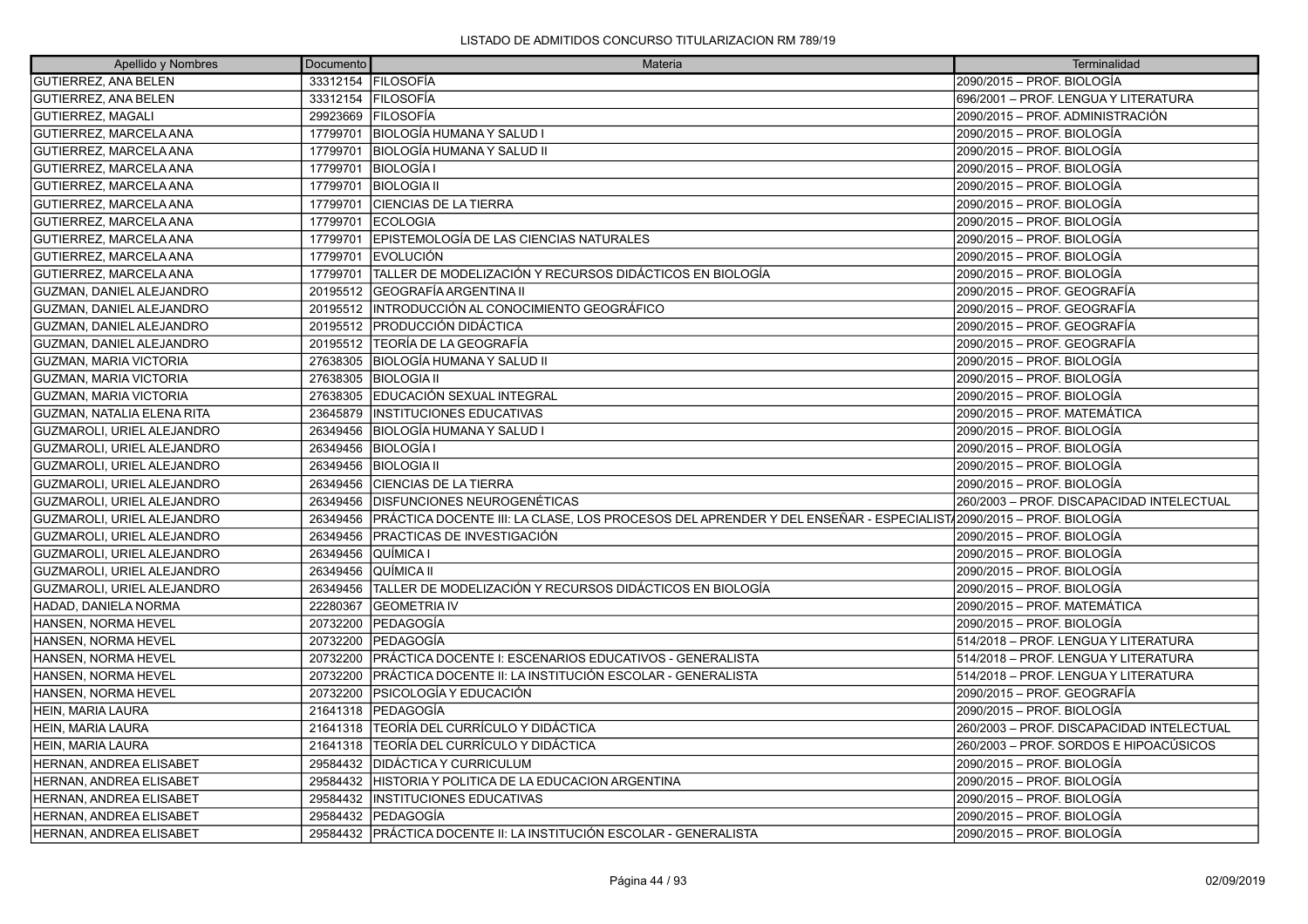LISTADO DE ADMITIDOS CONCURSO TITULARIZACION RM 789/19

| Apellido y Nombres | Documento | Materia | Terminalidad |
|---|---|---|---|
| GUTIERREZ, ANA BELEN | 33312154 | FILOSOFÍA | 2090/2015 – PROF. BIOLOGÍA |
| GUTIERREZ, ANA BELEN | 33312154 | FILOSOFÍA | 696/2001 – PROF. LENGUA Y LITERATURA |
| GUTIERREZ, MAGALI | 29923669 | FILOSOFÍA | 2090/2015 – PROF. ADMINISTRACIÓN |
| GUTIERREZ, MARCELA ANA | 17799701 | BIOLOGÍA HUMANA Y SALUD I | 2090/2015 – PROF. BIOLOGÍA |
| GUTIERREZ, MARCELA ANA | 17799701 | BIOLOGÍA HUMANA Y SALUD II | 2090/2015 – PROF. BIOLOGÍA |
| GUTIERREZ, MARCELA ANA | 17799701 | BIOLOGÍA I | 2090/2015 – PROF. BIOLOGÍA |
| GUTIERREZ, MARCELA ANA | 17799701 | BIOLOGIA II | 2090/2015 – PROF. BIOLOGÍA |
| GUTIERREZ, MARCELA ANA | 17799701 | CIENCIAS DE LA TIERRA | 2090/2015 – PROF. BIOLOGÍA |
| GUTIERREZ, MARCELA ANA | 17799701 | ECOLOGIA | 2090/2015 – PROF. BIOLOGÍA |
| GUTIERREZ, MARCELA ANA | 17799701 | EPISTEMOLOGÍA DE LAS CIENCIAS NATURALES | 2090/2015 – PROF. BIOLOGÍA |
| GUTIERREZ, MARCELA ANA | 17799701 | EVOLUCIÓN | 2090/2015 – PROF. BIOLOGÍA |
| GUTIERREZ, MARCELA ANA | 17799701 | TALLER DE MODELIZACIÓN Y RECURSOS DIDÁCTICOS EN BIOLOGÍA | 2090/2015 – PROF. BIOLOGÍA |
| GUZMAN, DANIEL ALEJANDRO | 20195512 | GEOGRAFÍA ARGENTINA II | 2090/2015 – PROF. GEOGRAFÍA |
| GUZMAN, DANIEL ALEJANDRO | 20195512 | INTRODUCCIÓN AL CONOCIMIENTO GEOGRÁFICO | 2090/2015 – PROF. GEOGRAFÍA |
| GUZMAN, DANIEL ALEJANDRO | 20195512 | PRODUCCIÓN DIDÁCTICA | 2090/2015 – PROF. GEOGRAFÍA |
| GUZMAN, DANIEL ALEJANDRO | 20195512 | TEORÍA DE LA GEOGRAFÍA | 2090/2015 – PROF. GEOGRAFÍA |
| GUZMAN, MARIA VICTORIA | 27638305 | BIOLOGÍA HUMANA Y SALUD II | 2090/2015 – PROF. BIOLOGÍA |
| GUZMAN, MARIA VICTORIA | 27638305 | BIOLOGIA II | 2090/2015 – PROF. BIOLOGÍA |
| GUZMAN, MARIA VICTORIA | 27638305 | EDUCACIÓN SEXUAL INTEGRAL | 2090/2015 – PROF. BIOLOGÍA |
| GUZMAN, NATALIA ELENA RITA | 23645879 | INSTITUCIONES EDUCATIVAS | 2090/2015 – PROF. MATEMÁTICA |
| GUZMAROLI, URIEL ALEJANDRO | 26349456 | BIOLOGÍA HUMANA Y SALUD I | 2090/2015 – PROF. BIOLOGÍA |
| GUZMAROLI, URIEL ALEJANDRO | 26349456 | BIOLOGÍA I | 2090/2015 – PROF. BIOLOGÍA |
| GUZMAROLI, URIEL ALEJANDRO | 26349456 | BIOLOGIA II | 2090/2015 – PROF. BIOLOGÍA |
| GUZMAROLI, URIEL ALEJANDRO | 26349456 | CIENCIAS DE LA TIERRA | 2090/2015 – PROF. BIOLOGÍA |
| GUZMAROLI, URIEL ALEJANDRO | 26349456 | DISFUNCIONES NEUROGENÉTICAS | 260/2003 – PROF. DISCAPACIDAD INTELECTUAL |
| GUZMAROLI, URIEL ALEJANDRO | 26349456 | PRÁCTICA DOCENTE III: LA CLASE, LOS PROCESOS DEL APRENDER Y DEL ENSEÑAR - ESPECIALISTA | 2090/2015 – PROF. BIOLOGÍA |
| GUZMAROLI, URIEL ALEJANDRO | 26349456 | PRACTICAS DE INVESTIGACIÓN | 2090/2015 – PROF. BIOLOGÍA |
| GUZMAROLI, URIEL ALEJANDRO | 26349456 | QUÍMICA I | 2090/2015 – PROF. BIOLOGÍA |
| GUZMAROLI, URIEL ALEJANDRO | 26349456 | QUÍMICA II | 2090/2015 – PROF. BIOLOGÍA |
| GUZMAROLI, URIEL ALEJANDRO | 26349456 | TALLER DE MODELIZACIÓN Y RECURSOS DIDÁCTICOS EN BIOLOGÍA | 2090/2015 – PROF. BIOLOGÍA |
| HADAD, DANIELA NORMA | 22280367 | GEOMETRIA IV | 2090/2015 – PROF. MATEMÁTICA |
| HANSEN, NORMA HEVEL | 20732200 | PEDAGOGÍA | 2090/2015 – PROF. BIOLOGÍA |
| HANSEN, NORMA HEVEL | 20732200 | PEDAGOGÍA | 514/2018 – PROF. LENGUA Y LITERATURA |
| HANSEN, NORMA HEVEL | 20732200 | PRÁCTICA DOCENTE I: ESCENARIOS EDUCATIVOS - GENERALISTA | 514/2018 – PROF. LENGUA Y LITERATURA |
| HANSEN, NORMA HEVEL | 20732200 | PRÁCTICA DOCENTE II: LA INSTITUCIÓN ESCOLAR - GENERALISTA | 514/2018 – PROF. LENGUA Y LITERATURA |
| HANSEN, NORMA HEVEL | 20732200 | PSICOLOGÍA Y EDUCACIÓN | 2090/2015 – PROF. GEOGRAFÍA |
| HEIN, MARIA LAURA | 21641318 | PEDAGOGÍA | 2090/2015 – PROF. BIOLOGÍA |
| HEIN, MARIA LAURA | 21641318 | TEORÍA DEL CURRÍCULO Y DIDÁCTICA | 260/2003 – PROF. DISCAPACIDAD INTELECTUAL |
| HEIN, MARIA LAURA | 21641318 | TEORÍA DEL CURRÍCULO Y DIDÁCTICA | 260/2003 – PROF. SORDOS E HIPOACÚSICOS |
| HERNAN, ANDREA ELISABET | 29584432 | DIDÁCTICA Y CURRICULUM | 2090/2015 – PROF. BIOLOGÍA |
| HERNAN, ANDREA ELISABET | 29584432 | HISTORIA Y POLITICA DE LA EDUCACION ARGENTINA | 2090/2015 – PROF. BIOLOGÍA |
| HERNAN, ANDREA ELISABET | 29584432 | INSTITUCIONES EDUCATIVAS | 2090/2015 – PROF. BIOLOGÍA |
| HERNAN, ANDREA ELISABET | 29584432 | PEDAGOGÍA | 2090/2015 – PROF. BIOLOGÍA |
| HERNAN, ANDREA ELISABET | 29584432 | PRÁCTICA DOCENTE II: LA INSTITUCIÓN ESCOLAR - GENERALISTA | 2090/2015 – PROF. BIOLOGÍA |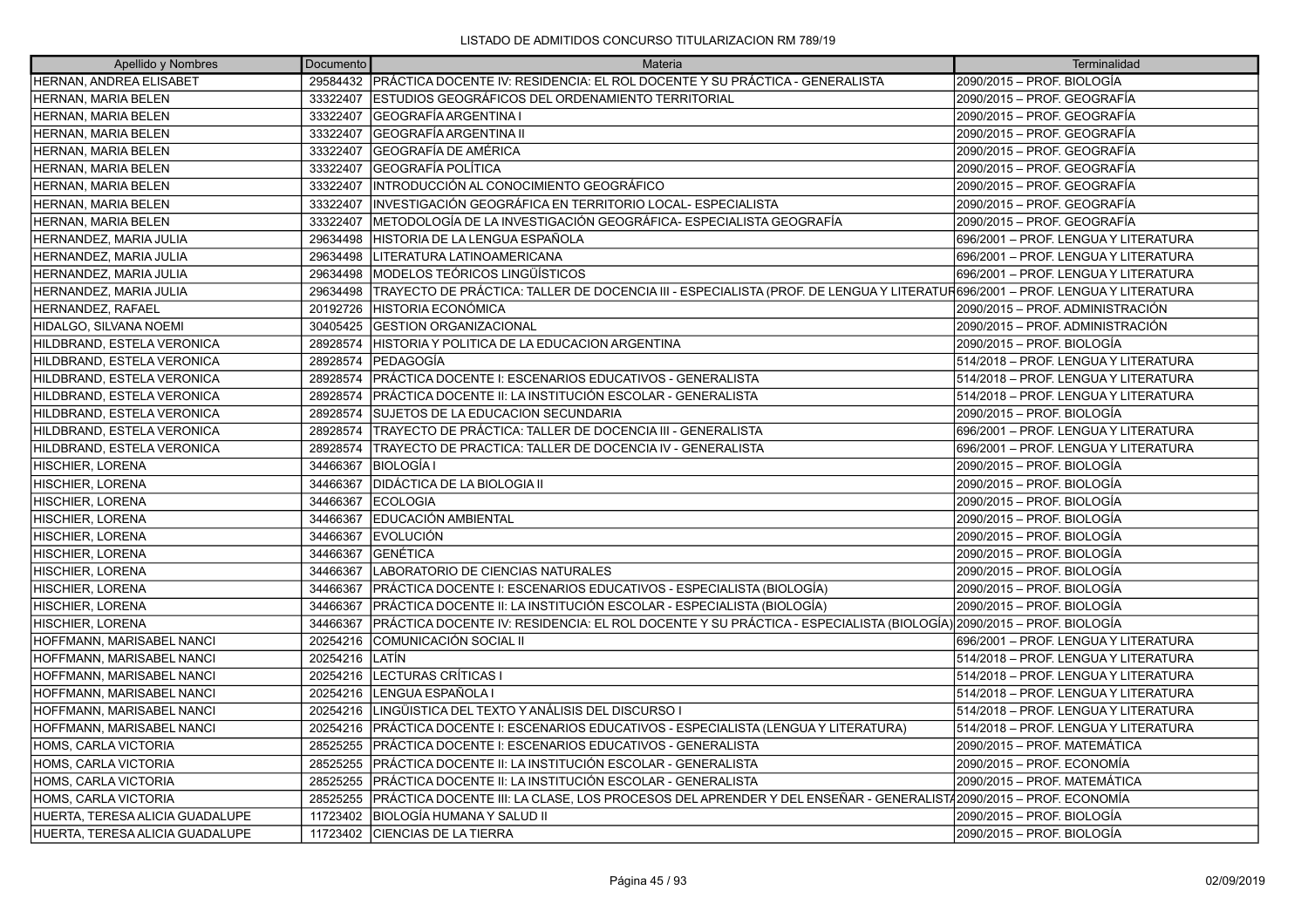LISTADO DE ADMITIDOS CONCURSO TITULARIZACION RM 789/19

| Apellido y Nombres | Documento | Materia | Terminalidad |
|---|---|---|---|
| HERNAN, ANDREA ELISABET | 29584432 | PRÁCTICA DOCENTE IV: RESIDENCIA: EL ROL DOCENTE Y SU PRÁCTICA - GENERALISTA | 2090/2015 – PROF. BIOLOGÍA |
| HERNAN, MARIA BELEN | 33322407 | ESTUDIOS GEOGRÁFICOS DEL ORDENAMIENTO TERRITORIAL | 2090/2015 – PROF. GEOGRAFÍA |
| HERNAN, MARIA BELEN | 33322407 | GEOGRAFÍA ARGENTINA I | 2090/2015 – PROF. GEOGRAFÍA |
| HERNAN, MARIA BELEN | 33322407 | GEOGRAFÍA ARGENTINA II | 2090/2015 – PROF. GEOGRAFÍA |
| HERNAN, MARIA BELEN | 33322407 | GEOGRAFÍA DE AMÉRICA | 2090/2015 – PROF. GEOGRAFÍA |
| HERNAN, MARIA BELEN | 33322407 | GEOGRAFÍA POLÍTICA | 2090/2015 – PROF. GEOGRAFÍA |
| HERNAN, MARIA BELEN | 33322407 | INTRODUCCIÓN AL CONOCIMIENTO GEOGRÁFICO | 2090/2015 – PROF. GEOGRAFÍA |
| HERNAN, MARIA BELEN | 33322407 | INVESTIGACIÓN GEOGRÁFICA EN TERRITORIO LOCAL- ESPECIALISTA | 2090/2015 – PROF. GEOGRAFÍA |
| HERNAN, MARIA BELEN | 33322407 | METODOLOGÍA DE LA INVESTIGACIÓN GEOGRÁFICA- ESPECIALISTA GEOGRAFÍA | 2090/2015 – PROF. GEOGRAFÍA |
| HERNANDEZ, MARIA JULIA | 29634498 | HISTORIA DE LA LENGUA ESPAÑOLA | 696/2001 – PROF. LENGUA Y LITERATURA |
| HERNANDEZ, MARIA JULIA | 29634498 | LITERATURA LATINOAMERICANA | 696/2001 – PROF. LENGUA Y LITERATURA |
| HERNANDEZ, MARIA JULIA | 29634498 | MODELOS TEÓRICOS LINGÜÍSTICOS | 696/2001 – PROF. LENGUA Y LITERATURA |
| HERNANDEZ, MARIA JULIA | 29634498 | TRAYECTO DE PRÁCTICA: TALLER DE DOCENCIA III - ESPECIALISTA (PROF. DE LENGUA Y LITERATUR | 696/2001 – PROF. LENGUA Y LITERATURA |
| HERNANDEZ, RAFAEL | 20192726 | HISTORIA ECONÓMICA | 2090/2015 – PROF. ADMINISTRACIÓN |
| HIDALGO, SILVANA NOEMI | 30405425 | GESTION ORGANIZACIONAL | 2090/2015 – PROF. ADMINISTRACIÓN |
| HILDBRAND, ESTELA VERONICA | 28928574 | HISTORIA Y POLITICA DE LA EDUCACION ARGENTINA | 2090/2015 – PROF. BIOLOGÍA |
| HILDBRAND, ESTELA VERONICA | 28928574 | PEDAGOGÍA | 514/2018 – PROF. LENGUA Y LITERATURA |
| HILDBRAND, ESTELA VERONICA | 28928574 | PRÁCTICA DOCENTE I: ESCENARIOS EDUCATIVOS - GENERALISTA | 514/2018 – PROF. LENGUA Y LITERATURA |
| HILDBRAND, ESTELA VERONICA | 28928574 | PRÁCTICA DOCENTE II: LA INSTITUCIÓN ESCOLAR - GENERALISTA | 514/2018 – PROF. LENGUA Y LITERATURA |
| HILDBRAND, ESTELA VERONICA | 28928574 | SUJETOS DE LA EDUCACION SECUNDARIA | 2090/2015 – PROF. BIOLOGÍA |
| HILDBRAND, ESTELA VERONICA | 28928574 | TRAYECTO DE PRÁCTICA: TALLER DE DOCENCIA III - GENERALISTA | 696/2001 – PROF. LENGUA Y LITERATURA |
| HILDBRAND, ESTELA VERONICA | 28928574 | TRAYECTO DE PRACTICA: TALLER DE DOCENCIA IV - GENERALISTA | 696/2001 – PROF. LENGUA Y LITERATURA |
| HISCHIER, LORENA | 34466367 | BIOLOGÍA I | 2090/2015 – PROF. BIOLOGÍA |
| HISCHIER, LORENA | 34466367 | DIDÁCTICA DE LA BIOLOGIA II | 2090/2015 – PROF. BIOLOGÍA |
| HISCHIER, LORENA | 34466367 | ECOLOGIA | 2090/2015 – PROF. BIOLOGÍA |
| HISCHIER, LORENA | 34466367 | EDUCACIÓN AMBIENTAL | 2090/2015 – PROF. BIOLOGÍA |
| HISCHIER, LORENA | 34466367 | EVOLUCIÓN | 2090/2015 – PROF. BIOLOGÍA |
| HISCHIER, LORENA | 34466367 | GENÉTICA | 2090/2015 – PROF. BIOLOGÍA |
| HISCHIER, LORENA | 34466367 | LABORATORIO DE CIENCIAS NATURALES | 2090/2015 – PROF. BIOLOGÍA |
| HISCHIER, LORENA | 34466367 | PRÁCTICA DOCENTE I: ESCENARIOS EDUCATIVOS - ESPECIALISTA (BIOLOGÍA) | 2090/2015 – PROF. BIOLOGÍA |
| HISCHIER, LORENA | 34466367 | PRÁCTICA DOCENTE II: LA INSTITUCIÓN ESCOLAR - ESPECIALISTA (BIOLOGÍA) | 2090/2015 – PROF. BIOLOGÍA |
| HISCHIER, LORENA | 34466367 | PRÁCTICA DOCENTE IV: RESIDENCIA: EL ROL DOCENTE Y SU PRÁCTICA - ESPECIALISTA (BIOLOGÍA) | 2090/2015 – PROF. BIOLOGÍA |
| HOFFMANN, MARISABEL NANCI | 20254216 | COMUNICACIÓN SOCIAL II | 696/2001 – PROF. LENGUA Y LITERATURA |
| HOFFMANN, MARISABEL NANCI | 20254216 | LATÍN | 514/2018 – PROF. LENGUA Y LITERATURA |
| HOFFMANN, MARISABEL NANCI | 20254216 | LECTURAS CRÍTICAS I | 514/2018 – PROF. LENGUA Y LITERATURA |
| HOFFMANN, MARISABEL NANCI | 20254216 | LENGUA ESPAÑOLA I | 514/2018 – PROF. LENGUA Y LITERATURA |
| HOFFMANN, MARISABEL NANCI | 20254216 | LINGÜISTICA DEL TEXTO Y ANÁLISIS DEL DISCURSO I | 514/2018 – PROF. LENGUA Y LITERATURA |
| HOFFMANN, MARISABEL NANCI | 20254216 | PRÁCTICA DOCENTE I: ESCENARIOS EDUCATIVOS - ESPECIALISTA (LENGUA Y LITERATURA) | 514/2018 – PROF. LENGUA Y LITERATURA |
| HOMS, CARLA VICTORIA | 28525255 | PRÁCTICA DOCENTE I: ESCENARIOS EDUCATIVOS - GENERALISTA | 2090/2015 – PROF. MATEMÁTICA |
| HOMS, CARLA VICTORIA | 28525255 | PRÁCTICA DOCENTE II: LA INSTITUCIÓN ESCOLAR - GENERALISTA | 2090/2015 – PROF. ECONOMÍA |
| HOMS, CARLA VICTORIA | 28525255 | PRÁCTICA DOCENTE II: LA INSTITUCIÓN ESCOLAR - GENERALISTA | 2090/2015 – PROF. MATEMÁTICA |
| HOMS, CARLA VICTORIA | 28525255 | PRÁCTICA DOCENTE III: LA CLASE, LOS PROCESOS DEL APRENDER Y DEL ENSEÑAR - GENERALIST/ | 2090/2015 – PROF. ECONOMÍA |
| HUERTA, TERESA ALICIA GUADALUPE | 11723402 | BIOLOGÍA HUMANA Y SALUD II | 2090/2015 – PROF. BIOLOGÍA |
| HUERTA, TERESA ALICIA GUADALUPE | 11723402 | CIENCIAS DE LA TIERRA | 2090/2015 – PROF. BIOLOGÍA |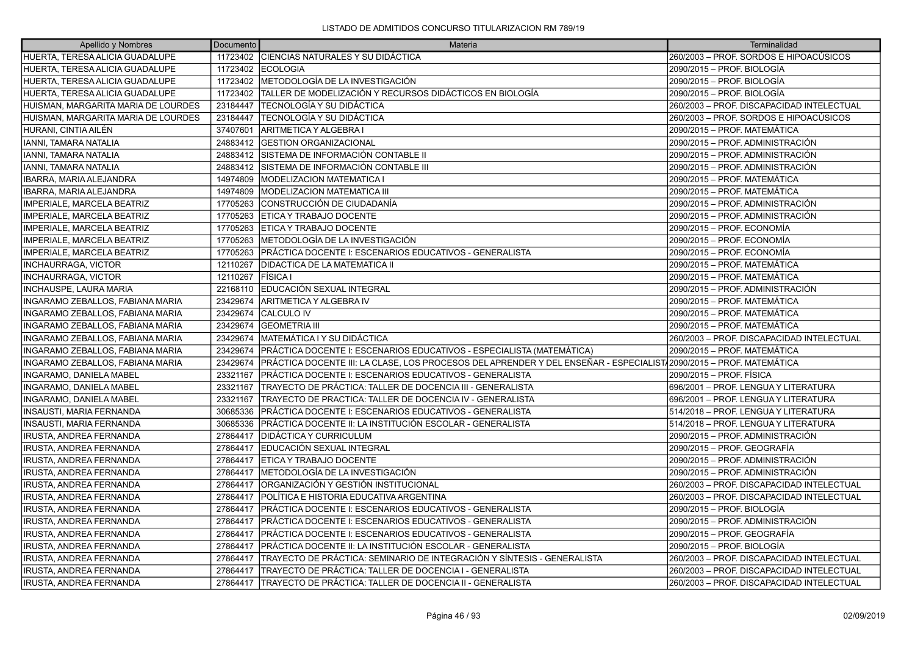LISTADO DE ADMITIDOS CONCURSO TITULARIZACION RM 789/19

| Apellido y Nombres | Documento | Materia | Terminalidad |
|---|---|---|---|
| HUERTA, TERESA ALICIA GUADALUPE | 11723402 | CIENCIAS NATURALES Y SU DIDÁCTICA | 260/2003 – PROF. SORDOS E HIPOACÚSICOS |
| HUERTA, TERESA ALICIA GUADALUPE | 11723402 | ECOLOGIA | 2090/2015 – PROF. BIOLOGÍA |
| HUERTA, TERESA ALICIA GUADALUPE | 11723402 | METODOLOGÍA DE LA INVESTIGACIÓN | 2090/2015 – PROF. BIOLOGÍA |
| HUERTA, TERESA ALICIA GUADALUPE | 11723402 | TALLER DE MODELIZACIÓN Y RECURSOS DIDÁCTICOS EN BIOLOGÍA | 2090/2015 – PROF. BIOLOGÍA |
| HUISMAN, MARGARITA MARIA DE LOURDES | 23184447 | TECNOLOGÍA Y SU DIDÁCTICA | 260/2003 – PROF. DISCAPACIDAD INTELECTUAL |
| HUISMAN, MARGARITA MARIA DE LOURDES | 23184447 | TECNOLOGÍA Y SU DIDÁCTICA | 260/2003 – PROF. SORDOS E HIPOACÚSICOS |
| HURANI, CINTIA AILÉN | 37407601 | ARITMETICA Y ALGEBRA I | 2090/2015 – PROF. MATEMÁTICA |
| IANNI, TAMARA NATALIA | 24883412 | GESTION ORGANIZACIONAL | 2090/2015 – PROF. ADMINISTRACIÓN |
| IANNI, TAMARA NATALIA | 24883412 | SISTEMA DE INFORMACIÓN CONTABLE II | 2090/2015 – PROF. ADMINISTRACIÓN |
| IANNI, TAMARA NATALIA | 24883412 | SISTEMA DE INFORMACIÓN CONTABLE III | 2090/2015 – PROF. ADMINISTRACIÓN |
| IBARRA, MARIA ALEJANDRA | 14974809 | MODELIZACION MATEMATICA I | 2090/2015 – PROF. MATEMÁTICA |
| IBARRA, MARIA ALEJANDRA | 14974809 | MODELIZACION MATEMATICA III | 2090/2015 – PROF. MATEMÁTICA |
| IMPERIALE, MARCELA BEATRIZ | 17705263 | CONSTRUCCIÓN DE CIUDADANÍA | 2090/2015 – PROF. ADMINISTRACIÓN |
| IMPERIALE, MARCELA BEATRIZ | 17705263 | ETICA Y TRABAJO DOCENTE | 2090/2015 – PROF. ADMINISTRACIÓN |
| IMPERIALE, MARCELA BEATRIZ | 17705263 | ETICA Y TRABAJO DOCENTE | 2090/2015 – PROF. ECONOMÍA |
| IMPERIALE, MARCELA BEATRIZ | 17705263 | METODOLOGÍA DE LA INVESTIGACIÓN | 2090/2015 – PROF. ECONOMÍA |
| IMPERIALE, MARCELA BEATRIZ | 17705263 | PRÁCTICA DOCENTE I: ESCENARIOS EDUCATIVOS - GENERALISTA | 2090/2015 – PROF. ECONOMÍA |
| INCHAURRAGA, VICTOR | 12110267 | DIDACTICA DE LA MATEMATICA II | 2090/2015 – PROF. MATEMÁTICA |
| INCHAURRAGA, VICTOR | 12110267 | FÍSICA I | 2090/2015 – PROF. MATEMÁTICA |
| INCHAUSPE, LAURA MARIA | 22168110 | EDUCACIÓN SEXUAL INTEGRAL | 2090/2015 – PROF. ADMINISTRACIÓN |
| INGARAMO ZEBALLOS, FABIANA MARIA | 23429674 | ARITMETICA Y ALGEBRA IV | 2090/2015 – PROF. MATEMÁTICA |
| INGARAMO ZEBALLOS, FABIANA MARIA | 23429674 | CALCULO IV | 2090/2015 – PROF. MATEMÁTICA |
| INGARAMO ZEBALLOS, FABIANA MARIA | 23429674 | GEOMETRIA III | 2090/2015 – PROF. MATEMÁTICA |
| INGARAMO ZEBALLOS, FABIANA MARIA | 23429674 | MATEMÁTICA I Y SU DIDÁCTICA | 260/2003 – PROF. DISCAPACIDAD INTELECTUAL |
| INGARAMO ZEBALLOS, FABIANA MARIA | 23429674 | PRÁCTICA DOCENTE I: ESCENARIOS EDUCATIVOS - ESPECIALISTA (MATEMÁTICA) | 2090/2015 – PROF. MATEMÁTICA |
| INGARAMO ZEBALLOS, FABIANA MARIA | 23429674 | PRÁCTICA DOCENTE III: LA CLASE, LOS PROCESOS DEL APRENDER Y DEL ENSEÑAR - ESPECIALIST | 2090/2015 – PROF. MATEMÁTICA |
| INGARAMO, DANIELA MABEL | 23321167 | PRÁCTICA DOCENTE I: ESCENARIOS EDUCATIVOS - GENERALISTA | 2090/2015 – PROF. FÍSICA |
| INGARAMO, DANIELA MABEL | 23321167 | TRAYECTO DE PRÁCTICA: TALLER DE DOCENCIA III - GENERALISTA | 696/2001 – PROF. LENGUA Y LITERATURA |
| INGARAMO, DANIELA MABEL | 23321167 | TRAYECTO DE PRACTICA: TALLER DE DOCENCIA IV - GENERALISTA | 696/2001 – PROF. LENGUA Y LITERATURA |
| INSAUSTI, MARIA FERNANDA | 30685336 | PRÁCTICA DOCENTE I: ESCENARIOS EDUCATIVOS - GENERALISTA | 514/2018 – PROF. LENGUA Y LITERATURA |
| INSAUSTI, MARIA FERNANDA | 30685336 | PRÁCTICA DOCENTE II: LA INSTITUCIÓN ESCOLAR - GENERALISTA | 514/2018 – PROF. LENGUA Y LITERATURA |
| IRUSTA, ANDREA FERNANDA | 27864417 | DIDÁCTICA Y CURRICULUM | 2090/2015 – PROF. ADMINISTRACIÓN |
| IRUSTA, ANDREA FERNANDA | 27864417 | EDUCACIÓN SEXUAL INTEGRAL | 2090/2015 – PROF. GEOGRAFÍA |
| IRUSTA, ANDREA FERNANDA | 27864417 | ETICA Y TRABAJO DOCENTE | 2090/2015 – PROF. ADMINISTRACIÓN |
| IRUSTA, ANDREA FERNANDA | 27864417 | METODOLOGÍA DE LA INVESTIGACIÓN | 2090/2015 – PROF. ADMINISTRACIÓN |
| IRUSTA, ANDREA FERNANDA | 27864417 | ORGANIZACIÓN Y GESTIÓN INSTITUCIONAL | 260/2003 – PROF. DISCAPACIDAD INTELECTUAL |
| IRUSTA, ANDREA FERNANDA | 27864417 | POLÍTICA E HISTORIA EDUCATIVA ARGENTINA | 260/2003 – PROF. DISCAPACIDAD INTELECTUAL |
| IRUSTA, ANDREA FERNANDA | 27864417 | PRÁCTICA DOCENTE I: ESCENARIOS EDUCATIVOS - GENERALISTA | 2090/2015 – PROF. BIOLOGÍA |
| IRUSTA, ANDREA FERNANDA | 27864417 | PRÁCTICA DOCENTE I: ESCENARIOS EDUCATIVOS - GENERALISTA | 2090/2015 – PROF. ADMINISTRACIÓN |
| IRUSTA, ANDREA FERNANDA | 27864417 | PRÁCTICA DOCENTE I: ESCENARIOS EDUCATIVOS - GENERALISTA | 2090/2015 – PROF. GEOGRAFÍA |
| IRUSTA, ANDREA FERNANDA | 27864417 | PRÁCTICA DOCENTE II: LA INSTITUCIÓN ESCOLAR - GENERALISTA | 2090/2015 – PROF. BIOLOGÍA |
| IRUSTA, ANDREA FERNANDA | 27864417 | TRAYECTO DE PRÁCTICA: SEMINARIO DE INTEGRACIÓN Y SÍNTESIS - GENERALISTA | 260/2003 – PROF. DISCAPACIDAD INTELECTUAL |
| IRUSTA, ANDREA FERNANDA | 27864417 | TRAYECTO DE PRÁCTICA: TALLER DE DOCENCIA I - GENERALISTA | 260/2003 – PROF. DISCAPACIDAD INTELECTUAL |
| IRUSTA, ANDREA FERNANDA | 27864417 | TRAYECTO DE PRÁCTICA: TALLER DE DOCENCIA II - GENERALISTA | 260/2003 – PROF. DISCAPACIDAD INTELECTUAL |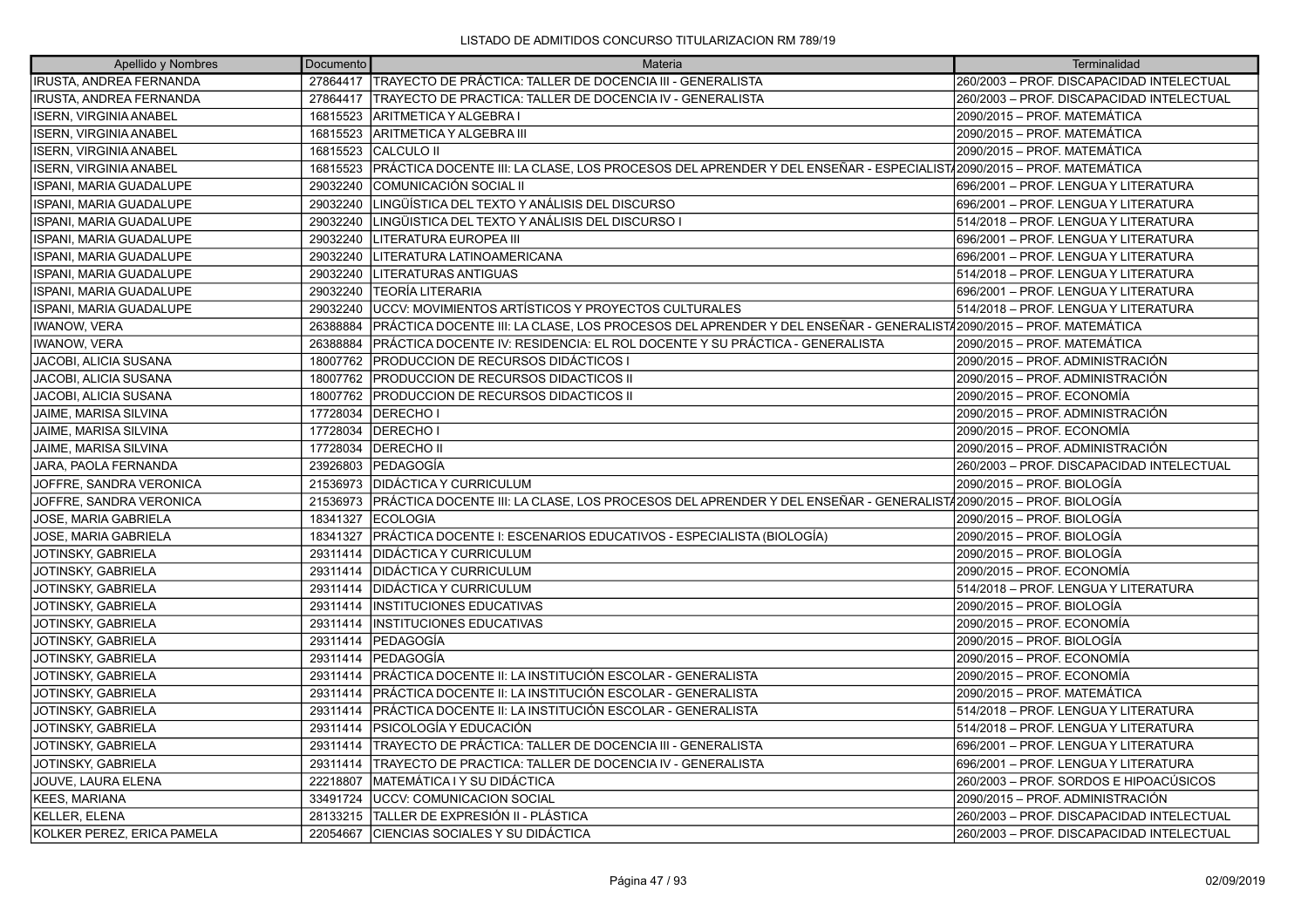# LISTADO DE ADMITIDOS CONCURSO TITULARIZACION RM 789/19

| Apellido y Nombres | Documento | Materia | Terminalidad |
|---|---|---|---|
| IRUSTA, ANDREA FERNANDA | 27864417 | TRAYECTO DE PRÁCTICA: TALLER DE DOCENCIA III - GENERALISTA | 260/2003 – PROF. DISCAPACIDAD INTELECTUAL |
| IRUSTA, ANDREA FERNANDA | 27864417 | TRAYECTO DE PRACTICA: TALLER DE DOCENCIA IV - GENERALISTA | 260/2003 – PROF. DISCAPACIDAD INTELECTUAL |
| ISERN, VIRGINIA ANABEL | 16815523 | ARITMETICA Y ALGEBRA I | 2090/2015 – PROF. MATEMÁTICA |
| ISERN, VIRGINIA ANABEL | 16815523 | ARITMETICA Y ALGEBRA III | 2090/2015 – PROF. MATEMÁTICA |
| ISERN, VIRGINIA ANABEL | 16815523 | CALCULO II | 2090/2015 – PROF. MATEMÁTICA |
| ISERN, VIRGINIA ANABEL | 16815523 | PRÁCTICA DOCENTE III: LA CLASE, LOS PROCESOS DEL APRENDER Y DEL ENSEÑAR - ESPECIALISTA | 2090/2015 – PROF. MATEMÁTICA |
| ISPANI, MARIA GUADALUPE | 29032240 | COMUNICACIÓN SOCIAL II | 696/2001 – PROF. LENGUA Y LITERATURA |
| ISPANI, MARIA GUADALUPE | 29032240 | LINGÜÍSTICA DEL TEXTO Y ANÁLISIS DEL DISCURSO | 696/2001 – PROF. LENGUA Y LITERATURA |
| ISPANI, MARIA GUADALUPE | 29032240 | LINGÜISTICA DEL TEXTO Y ANÁLISIS DEL DISCURSO I | 514/2018 – PROF. LENGUA Y LITERATURA |
| ISPANI, MARIA GUADALUPE | 29032240 | LITERATURA EUROPEA III | 696/2001 – PROF. LENGUA Y LITERATURA |
| ISPANI, MARIA GUADALUPE | 29032240 | LITERATURA LATINOAMERICANA | 696/2001 – PROF. LENGUA Y LITERATURA |
| ISPANI, MARIA GUADALUPE | 29032240 | LITERATURAS ANTIGUAS | 514/2018 – PROF. LENGUA Y LITERATURA |
| ISPANI, MARIA GUADALUPE | 29032240 | TEORÍA LITERARIA | 696/2001 – PROF. LENGUA Y LITERATURA |
| ISPANI, MARIA GUADALUPE | 29032240 | UCCV: MOVIMIENTOS ARTÍSTICOS Y PROYECTOS CULTURALES | 514/2018 – PROF. LENGUA Y LITERATURA |
| IWANOW, VERA | 26388884 | PRÁCTICA DOCENTE III: LA CLASE, LOS PROCESOS DEL APRENDER Y DEL ENSEÑAR - GENERALISTA | 2090/2015 – PROF. MATEMÁTICA |
| IWANOW, VERA | 26388884 | PRÁCTICA DOCENTE IV: RESIDENCIA: EL ROL DOCENTE Y SU PRÁCTICA - GENERALISTA | 2090/2015 – PROF. MATEMÁTICA |
| JACOBI, ALICIA SUSANA | 18007762 | PRODUCCION DE RECURSOS DIDÁCTICOS I | 2090/2015 – PROF. ADMINISTRACIÓN |
| JACOBI, ALICIA SUSANA | 18007762 | PRODUCCION DE RECURSOS DIDACTICOS II | 2090/2015 – PROF. ADMINISTRACIÓN |
| JACOBI, ALICIA SUSANA | 18007762 | PRODUCCION DE RECURSOS DIDACTICOS II | 2090/2015 – PROF. ECONOMÍA |
| JAIME, MARISA SILVINA | 17728034 | DERECHO I | 2090/2015 – PROF. ADMINISTRACIÓN |
| JAIME, MARISA SILVINA | 17728034 | DERECHO I | 2090/2015 – PROF. ECONOMÍA |
| JAIME, MARISA SILVINA | 17728034 | DERECHO II | 2090/2015 – PROF. ADMINISTRACIÓN |
| JARA, PAOLA FERNANDA | 23926803 | PEDAGOGÍA | 260/2003 – PROF. DISCAPACIDAD INTELECTUAL |
| JOFFRE, SANDRA VERONICA | 21536973 | DIDÁCTICA Y CURRICULUM | 2090/2015 – PROF. BIOLOGÍA |
| JOFFRE, SANDRA VERONICA | 21536973 | PRÁCTICA DOCENTE III: LA CLASE, LOS PROCESOS DEL APRENDER Y DEL ENSEÑAR - GENERALISTA | 2090/2015 – PROF. BIOLOGÍA |
| JOSE, MARIA GABRIELA | 18341327 | ECOLOGIA | 2090/2015 – PROF. BIOLOGÍA |
| JOSE, MARIA GABRIELA | 18341327 | PRÁCTICA DOCENTE I: ESCENARIOS EDUCATIVOS - ESPECIALISTA (BIOLOGÍA) | 2090/2015 – PROF. BIOLOGÍA |
| JOTINSKY, GABRIELA | 29311414 | DIDÁCTICA Y CURRICULUM | 2090/2015 – PROF. BIOLOGÍA |
| JOTINSKY, GABRIELA | 29311414 | DIDÁCTICA Y CURRICULUM | 2090/2015 – PROF. ECONOMÍA |
| JOTINSKY, GABRIELA | 29311414 | DIDÁCTICA Y CURRICULUM | 514/2018 – PROF. LENGUA Y LITERATURA |
| JOTINSKY, GABRIELA | 29311414 | INSTITUCIONES EDUCATIVAS | 2090/2015 – PROF. BIOLOGÍA |
| JOTINSKY, GABRIELA | 29311414 | INSTITUCIONES EDUCATIVAS | 2090/2015 – PROF. ECONOMÍA |
| JOTINSKY, GABRIELA | 29311414 | PEDAGOGÍA | 2090/2015 – PROF. BIOLOGÍA |
| JOTINSKY, GABRIELA | 29311414 | PEDAGOGÍA | 2090/2015 – PROF. ECONOMÍA |
| JOTINSKY, GABRIELA | 29311414 | PRÁCTICA DOCENTE II: LA INSTITUCIÓN ESCOLAR - GENERALISTA | 2090/2015 – PROF. ECONOMÍA |
| JOTINSKY, GABRIELA | 29311414 | PRÁCTICA DOCENTE II: LA INSTITUCIÓN ESCOLAR - GENERALISTA | 2090/2015 – PROF. MATEMÁTICA |
| JOTINSKY, GABRIELA | 29311414 | PRÁCTICA DOCENTE II: LA INSTITUCIÓN ESCOLAR - GENERALISTA | 514/2018 – PROF. LENGUA Y LITERATURA |
| JOTINSKY, GABRIELA | 29311414 | PSICOLOGÍA Y EDUCACIÓN | 514/2018 – PROF. LENGUA Y LITERATURA |
| JOTINSKY, GABRIELA | 29311414 | TRAYECTO DE PRÁCTICA: TALLER DE DOCENCIA III - GENERALISTA | 696/2001 – PROF. LENGUA Y LITERATURA |
| JOTINSKY, GABRIELA | 29311414 | TRAYECTO DE PRACTICA: TALLER DE DOCENCIA IV - GENERALISTA | 696/2001 – PROF. LENGUA Y LITERATURA |
| JOUVE, LAURA ELENA | 22218807 | MATEMÁTICA I Y SU DIDÁCTICA | 260/2003 – PROF. SORDOS E HIPOACÚSICOS |
| KEES, MARIANA | 33491724 | UCCV: COMUNICACION SOCIAL | 2090/2015 – PROF. ADMINISTRACIÓN |
| KELLER, ELENA | 28133215 | TALLER DE EXPRESIÓN II - PLÁSTICA | 260/2003 – PROF. DISCAPACIDAD INTELECTUAL |
| KOLKER PEREZ, ERICA PAMELA | 22054667 | CIENCIAS SOCIALES Y SU DIDÁCTICA | 260/2003 – PROF. DISCAPACIDAD INTELECTUAL |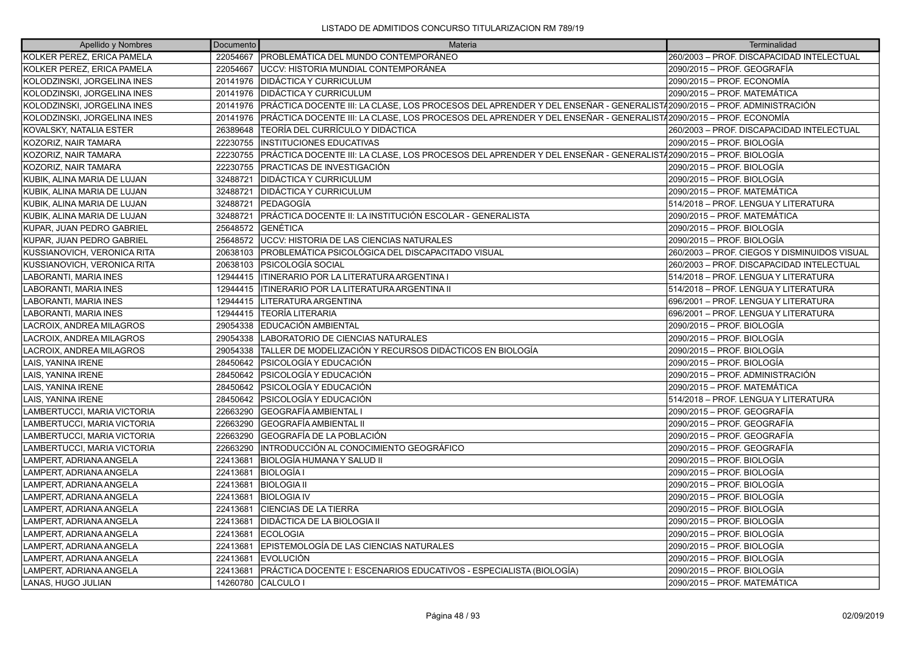LISTADO DE ADMITIDOS CONCURSO TITULARIZACION RM 789/19

| Apellido y Nombres | Documento | Materia | Terminalidad |
|---|---|---|---|
| KOLKER PEREZ, ERICA PAMELA | 22054667 | PROBLEMÁTICA DEL MUNDO CONTEMPORÁNEO | 260/2003 – PROF. DISCAPACIDAD INTELECTUAL |
| KOLKER PEREZ, ERICA PAMELA | 22054667 | UCCV: HISTORIA MUNDIAL CONTEMPORÁNEA | 2090/2015 – PROF. GEOGRAFÍA |
| KOLODZINSKI, JORGELINA INES | 20141976 | DIDÁCTICA Y CURRICULUM | 2090/2015 – PROF. ECONOMÍA |
| KOLODZINSKI, JORGELINA INES | 20141976 | DIDÁCTICA Y CURRICULUM | 2090/2015 – PROF. MATEMÁTICA |
| KOLODZINSKI, JORGELINA INES | 20141976 | PRÁCTICA DOCENTE III: LA CLASE, LOS PROCESOS DEL APRENDER Y DEL ENSEÑAR - GENERALISTA | 2090/2015 – PROF. ADMINISTRACIÓN |
| KOLODZINSKI, JORGELINA INES | 20141976 | PRÁCTICA DOCENTE III: LA CLASE, LOS PROCESOS DEL APRENDER Y DEL ENSEÑAR - GENERALISTA | 2090/2015 – PROF. ECONOMÍA |
| KOVALSKY, NATALIA ESTER | 26389648 | TEORÍA DEL CURRÍCULO Y DIDÁCTICA | 260/2003 – PROF. DISCAPACIDAD INTELECTUAL |
| KOZORIZ, NAIR TAMARA | 22230755 | INSTITUCIONES EDUCATIVAS | 2090/2015 – PROF. BIOLOGÍA |
| KOZORIZ, NAIR TAMARA | 22230755 | PRÁCTICA DOCENTE III: LA CLASE, LOS PROCESOS DEL APRENDER Y DEL ENSEÑAR - GENERALISTA | 2090/2015 – PROF. BIOLOGÍA |
| KOZORIZ, NAIR TAMARA | 22230755 | PRACTICAS DE INVESTIGACIÓN | 2090/2015 – PROF. BIOLOGÍA |
| KUBIK, ALINA MARIA DE LUJAN | 32488721 | DIDÁCTICA Y CURRICULUM | 2090/2015 – PROF. BIOLOGÍA |
| KUBIK, ALINA MARIA DE LUJAN | 32488721 | DIDÁCTICA Y CURRICULUM | 2090/2015 – PROF. MATEMÁTICA |
| KUBIK, ALINA MARIA DE LUJAN | 32488721 | PEDAGOGÍA | 514/2018 – PROF. LENGUA Y LITERATURA |
| KUBIK, ALINA MARIA DE LUJAN | 32488721 | PRÁCTICA DOCENTE II: LA INSTITUCIÓN ESCOLAR - GENERALISTA | 2090/2015 – PROF. MATEMÁTICA |
| KUPAR, JUAN PEDRO GABRIEL | 25648572 | GENÉTICA | 2090/2015 – PROF. BIOLOGÍA |
| KUPAR, JUAN PEDRO GABRIEL | 25648572 | UCCV: HISTORIA DE LAS CIENCIAS NATURALES | 2090/2015 – PROF. BIOLOGÍA |
| KUSSIANOVICH, VERONICA RITA | 20638103 | PROBLEMÁTICA PSICOLÓGICA DEL DISCAPACITADO VISUAL | 260/2003 – PROF. CIEGOS Y DISMINUIDOS VISUAL |
| KUSSIANOVICH, VERONICA RITA | 20638103 | PSICOLOGÍA SOCIAL | 260/2003 – PROF. DISCAPACIDAD INTELECTUAL |
| LABORANTI, MARIA INES | 12944415 | ITINERARIO POR LA LITERATURA ARGENTINA I | 514/2018 – PROF. LENGUA Y LITERATURA |
| LABORANTI, MARIA INES | 12944415 | ITINERARIO POR LA LITERATURA ARGENTINA II | 514/2018 – PROF. LENGUA Y LITERATURA |
| LABORANTI, MARIA INES | 12944415 | LITERATURA ARGENTINA | 696/2001 – PROF. LENGUA Y LITERATURA |
| LABORANTI, MARIA INES | 12944415 | TEORÍA LITERARIA | 696/2001 – PROF. LENGUA Y LITERATURA |
| LACROIX, ANDREA MILAGROS | 29054338 | EDUCACIÓN AMBIENTAL | 2090/2015 – PROF. BIOLOGÍA |
| LACROIX, ANDREA MILAGROS | 29054338 | LABORATORIO DE CIENCIAS NATURALES | 2090/2015 – PROF. BIOLOGÍA |
| LACROIX, ANDREA MILAGROS | 29054338 | TALLER DE MODELIZACIÓN Y RECURSOS DIDÁCTICOS EN BIOLOGÍA | 2090/2015 – PROF. BIOLOGÍA |
| LAIS, YANINA IRENE | 28450642 | PSICOLOGÍA Y EDUCACIÓN | 2090/2015 – PROF. BIOLOGÍA |
| LAIS, YANINA IRENE | 28450642 | PSICOLOGÍA Y EDUCACIÓN | 2090/2015 – PROF. ADMINISTRACIÓN |
| LAIS, YANINA IRENE | 28450642 | PSICOLOGÍA Y EDUCACIÓN | 2090/2015 – PROF. MATEMÁTICA |
| LAIS, YANINA IRENE | 28450642 | PSICOLOGÍA Y EDUCACIÓN | 514/2018 – PROF. LENGUA Y LITERATURA |
| LAMBERTUCCI, MARIA VICTORIA | 22663290 | GEOGRAFÍA AMBIENTAL I | 2090/2015 – PROF. GEOGRAFÍA |
| LAMBERTUCCI, MARIA VICTORIA | 22663290 | GEOGRAFÍA AMBIENTAL II | 2090/2015 – PROF. GEOGRAFÍA |
| LAMBERTUCCI, MARIA VICTORIA | 22663290 | GEOGRAFÍA DE LA POBLACIÓN | 2090/2015 – PROF. GEOGRAFÍA |
| LAMBERTUCCI, MARIA VICTORIA | 22663290 | INTRODUCCIÓN AL CONOCIMIENTO GEOGRÁFICO | 2090/2015 – PROF. GEOGRAFÍA |
| LAMPERT, ADRIANA ANGELA | 22413681 | BIOLOGÍA HUMANA Y SALUD II | 2090/2015 – PROF. BIOLOGÍA |
| LAMPERT, ADRIANA ANGELA | 22413681 | BIOLOGÍA I | 2090/2015 – PROF. BIOLOGÍA |
| LAMPERT, ADRIANA ANGELA | 22413681 | BIOLOGIA II | 2090/2015 – PROF. BIOLOGÍA |
| LAMPERT, ADRIANA ANGELA | 22413681 | BIOLOGIA IV | 2090/2015 – PROF. BIOLOGÍA |
| LAMPERT, ADRIANA ANGELA | 22413681 | CIENCIAS DE LA TIERRA | 2090/2015 – PROF. BIOLOGÍA |
| LAMPERT, ADRIANA ANGELA | 22413681 | DIDÁCTICA DE LA BIOLOGIA II | 2090/2015 – PROF. BIOLOGÍA |
| LAMPERT, ADRIANA ANGELA | 22413681 | ECOLOGIA | 2090/2015 – PROF. BIOLOGÍA |
| LAMPERT, ADRIANA ANGELA | 22413681 | EPISTEMOLOGÍA DE LAS CIENCIAS NATURALES | 2090/2015 – PROF. BIOLOGÍA |
| LAMPERT, ADRIANA ANGELA | 22413681 | EVOLUCIÓN | 2090/2015 – PROF. BIOLOGÍA |
| LAMPERT, ADRIANA ANGELA | 22413681 | PRÁCTICA DOCENTE I: ESCENARIOS EDUCATIVOS - ESPECIALISTA (BIOLOGÍA) | 2090/2015 – PROF. BIOLOGÍA |
| LANAS, HUGO JULIAN | 14260780 | CALCULO I | 2090/2015 – PROF. MATEMÁTICA |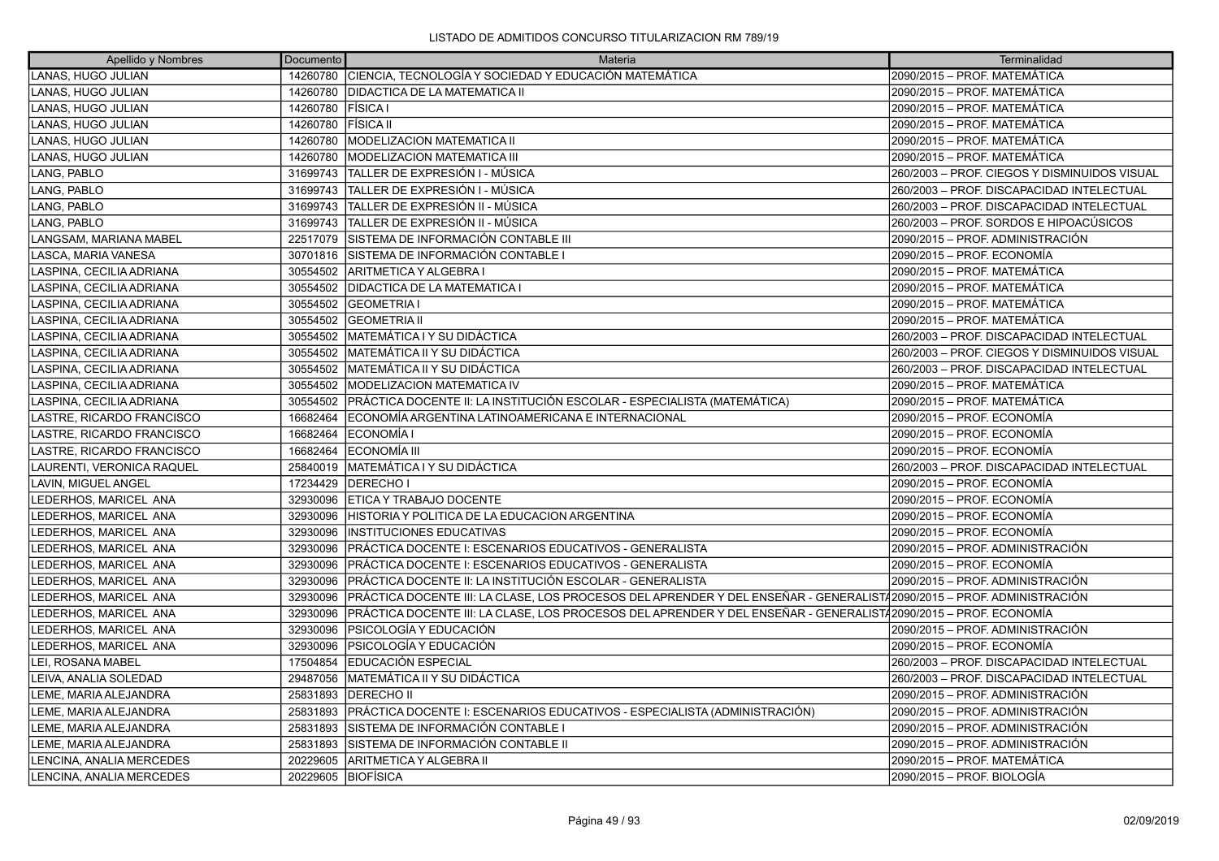LISTADO DE ADMITIDOS CONCURSO TITULARIZACION RM 789/19

| Apellido y Nombres | Documento | Materia | Terminalidad |
|---|---|---|---|
| LANAS, HUGO JULIAN | 14260780 | CIENCIA, TECNOLOGÍA Y SOCIEDAD Y EDUCACIÓN MATEMÁTICA | 2090/2015 – PROF. MATEMÁTICA |
| LANAS, HUGO JULIAN | 14260780 | DIDACTICA DE LA MATEMATICA II | 2090/2015 – PROF. MATEMÁTICA |
| LANAS, HUGO JULIAN | 14260780 | FÍSICA I | 2090/2015 – PROF. MATEMÁTICA |
| LANAS, HUGO JULIAN | 14260780 | FÍSICA II | 2090/2015 – PROF. MATEMÁTICA |
| LANAS, HUGO JULIAN | 14260780 | MODELIZACION MATEMATICA II | 2090/2015 – PROF. MATEMÁTICA |
| LANAS, HUGO JULIAN | 14260780 | MODELIZACION MATEMATICA III | 2090/2015 – PROF. MATEMÁTICA |
| LANG, PABLO | 31699743 | TALLER DE EXPRESIÓN I - MÚSICA | 260/2003 – PROF. CIEGOS Y DISMINUIDOS VISUAL |
| LANG, PABLO | 31699743 | TALLER DE EXPRESIÓN I - MÚSICA | 260/2003 – PROF. DISCAPACIDAD INTELECTUAL |
| LANG, PABLO | 31699743 | TALLER DE EXPRESIÓN II - MÚSICA | 260/2003 – PROF. DISCAPACIDAD INTELECTUAL |
| LANG, PABLO | 31699743 | TALLER DE EXPRESIÓN II - MÚSICA | 260/2003 – PROF. SORDOS E HIPOACÚSICOS |
| LANGSAM, MARIANA MABEL | 22517079 | SISTEMA DE INFORMACIÓN CONTABLE III | 2090/2015 – PROF. ADMINISTRACIÓN |
| LASCA, MARIA VANESA | 30701816 | SISTEMA DE INFORMACIÓN CONTABLE I | 2090/2015 – PROF. ECONOMÍA |
| LASPINA, CECILIA ADRIANA | 30554502 | ARITMETICA Y ALGEBRA I | 2090/2015 – PROF. MATEMÁTICA |
| LASPINA, CECILIA ADRIANA | 30554502 | DIDACTICA DE LA MATEMATICA I | 2090/2015 – PROF. MATEMÁTICA |
| LASPINA, CECILIA ADRIANA | 30554502 | GEOMETRIA I | 2090/2015 – PROF. MATEMÁTICA |
| LASPINA, CECILIA ADRIANA | 30554502 | GEOMETRIA II | 2090/2015 – PROF. MATEMÁTICA |
| LASPINA, CECILIA ADRIANA | 30554502 | MATEMÁTICA I Y SU DIDÁCTICA | 260/2003 – PROF. DISCAPACIDAD INTELECTUAL |
| LASPINA, CECILIA ADRIANA | 30554502 | MATEMÁTICA II Y SU DIDÁCTICA | 260/2003 – PROF. CIEGOS Y DISMINUIDOS VISUAL |
| LASPINA, CECILIA ADRIANA | 30554502 | MATEMÁTICA II Y SU DIDÁCTICA | 260/2003 – PROF. DISCAPACIDAD INTELECTUAL |
| LASPINA, CECILIA ADRIANA | 30554502 | MODELIZACION MATEMATICA IV | 2090/2015 – PROF. MATEMÁTICA |
| LASPINA, CECILIA ADRIANA | 30554502 | PRÁCTICA DOCENTE II: LA INSTITUCIÓN ESCOLAR - ESPECIALISTA (MATEMÁTICA) | 2090/2015 – PROF. MATEMÁTICA |
| LASTRE, RICARDO FRANCISCO | 16682464 | ECONOMÍA ARGENTINA LATINOAMERICANA E INTERNACIONAL | 2090/2015 – PROF. ECONOMÍA |
| LASTRE, RICARDO FRANCISCO | 16682464 | ECONOMÍA I | 2090/2015 – PROF. ECONOMÍA |
| LASTRE, RICARDO FRANCISCO | 16682464 | ECONOMÍA III | 2090/2015 – PROF. ECONOMÍA |
| LAURENTI, VERONICA RAQUEL | 25840019 | MATEMÁTICA I Y SU DIDÁCTICA | 260/2003 – PROF. DISCAPACIDAD INTELECTUAL |
| LAVIN, MIGUEL ANGEL | 17234429 | DERECHO I | 2090/2015 – PROF. ECONOMÍA |
| LEDERHOS, MARICEL ANA | 32930096 | ETICA Y TRABAJO DOCENTE | 2090/2015 – PROF. ECONOMÍA |
| LEDERHOS, MARICEL ANA | 32930096 | HISTORIA Y POLITICA DE LA EDUCACION ARGENTINA | 2090/2015 – PROF. ECONOMÍA |
| LEDERHOS, MARICEL ANA | 32930096 | INSTITUCIONES EDUCATIVAS | 2090/2015 – PROF. ECONOMÍA |
| LEDERHOS, MARICEL ANA | 32930096 | PRÁCTICA DOCENTE I: ESCENARIOS EDUCATIVOS - GENERALISTA | 2090/2015 – PROF. ADMINISTRACIÓN |
| LEDERHOS, MARICEL ANA | 32930096 | PRÁCTICA DOCENTE I: ESCENARIOS EDUCATIVOS - GENERALISTA | 2090/2015 – PROF. ECONOMÍA |
| LEDERHOS, MARICEL ANA | 32930096 | PRÁCTICA DOCENTE II: LA INSTITUCIÓN ESCOLAR - GENERALISTA | 2090/2015 – PROF. ADMINISTRACIÓN |
| LEDERHOS, MARICEL ANA | 32930096 | PRÁCTICA DOCENTE III: LA CLASE, LOS PROCESOS DEL APRENDER Y DEL ENSEÑAR - GENERALISTA | 2090/2015 – PROF. ADMINISTRACIÓN |
| LEDERHOS, MARICEL ANA | 32930096 | PRÁCTICA DOCENTE III: LA CLASE, LOS PROCESOS DEL APRENDER Y DEL ENSEÑAR - GENERALISTA | 2090/2015 – PROF. ECONOMÍA |
| LEDERHOS, MARICEL ANA | 32930096 | PSICOLOGÍA Y EDUCACIÓN | 2090/2015 – PROF. ADMINISTRACIÓN |
| LEDERHOS, MARICEL ANA | 32930096 | PSICOLOGÍA Y EDUCACIÓN | 2090/2015 – PROF. ECONOMÍA |
| LEI, ROSANA MABEL | 17504854 | EDUCACIÓN ESPECIAL | 260/2003 – PROF. DISCAPACIDAD INTELECTUAL |
| LEIVA, ANALIA SOLEDAD | 29487056 | MATEMÁTICA II Y SU DIDÁCTICA | 260/2003 – PROF. DISCAPACIDAD INTELECTUAL |
| LEME, MARIA ALEJANDRA | 25831893 | DERECHO II | 2090/2015 – PROF. ADMINISTRACIÓN |
| LEME, MARIA ALEJANDRA | 25831893 | PRÁCTICA DOCENTE I: ESCENARIOS EDUCATIVOS - ESPECIALISTA (ADMINISTRACIÓN) | 2090/2015 – PROF. ADMINISTRACIÓN |
| LEME, MARIA ALEJANDRA | 25831893 | SISTEMA DE INFORMACIÓN CONTABLE I | 2090/2015 – PROF. ADMINISTRACIÓN |
| LEME, MARIA ALEJANDRA | 25831893 | SISTEMA DE INFORMACIÓN CONTABLE II | 2090/2015 – PROF. ADMINISTRACIÓN |
| LENCINA, ANALIA MERCEDES | 20229605 | ARITMETICA Y ALGEBRA II | 2090/2015 – PROF. MATEMÁTICA |
| LENCINA, ANALIA MERCEDES | 20229605 | BIOFÍSICA | 2090/2015 – PROF. BIOLOGÍA |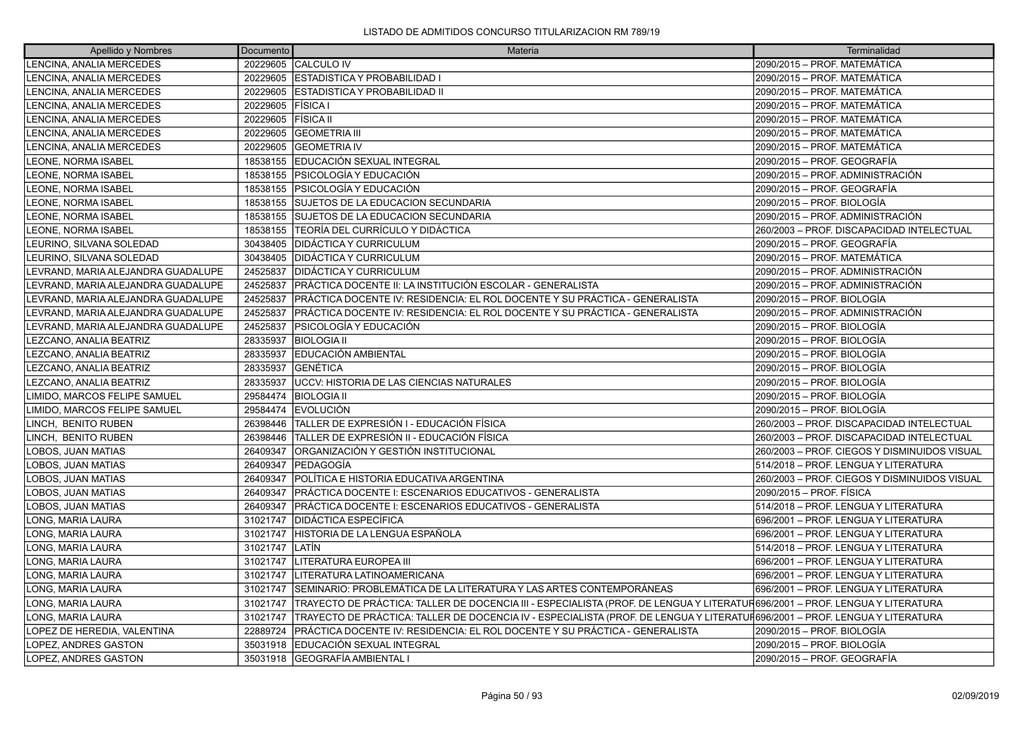LISTADO DE ADMITIDOS CONCURSO TITULARIZACION RM 789/19

| Apellido y Nombres | Documento | Materia | Terminalidad |
|---|---|---|---|
| LENCINA, ANALIA MERCEDES | 20229605 | CALCULO IV | 2090/2015 – PROF. MATEMÁTICA |
| LENCINA, ANALIA MERCEDES | 20229605 | ESTADISTICA Y PROBABILIDAD I | 2090/2015 – PROF. MATEMÁTICA |
| LENCINA, ANALIA MERCEDES | 20229605 | ESTADISTICA Y PROBABILIDAD II | 2090/2015 – PROF. MATEMÁTICA |
| LENCINA, ANALIA MERCEDES | 20229605 | FÍSICA I | 2090/2015 – PROF. MATEMÁTICA |
| LENCINA, ANALIA MERCEDES | 20229605 | FÍSICA II | 2090/2015 – PROF. MATEMÁTICA |
| LENCINA, ANALIA MERCEDES | 20229605 | GEOMETRIA III | 2090/2015 – PROF. MATEMÁTICA |
| LENCINA, ANALIA MERCEDES | 20229605 | GEOMETRIA IV | 2090/2015 – PROF. MATEMÁTICA |
| LEONE, NORMA ISABEL | 18538155 | EDUCACIÓN SEXUAL INTEGRAL | 2090/2015 – PROF. GEOGRAFÍA |
| LEONE, NORMA ISABEL | 18538155 | PSICOLOGÍA Y EDUCACIÓN | 2090/2015 – PROF. ADMINISTRACIÓN |
| LEONE, NORMA ISABEL | 18538155 | PSICOLOGÍA Y EDUCACIÓN | 2090/2015 – PROF. GEOGRAFÍA |
| LEONE, NORMA ISABEL | 18538155 | SUJETOS DE LA EDUCACION SECUNDARIA | 2090/2015 – PROF. BIOLOGÍA |
| LEONE, NORMA ISABEL | 18538155 | SUJETOS DE LA EDUCACION SECUNDARIA | 2090/2015 – PROF. ADMINISTRACIÓN |
| LEONE, NORMA ISABEL | 18538155 | TEORÍA DEL CURRÍCULO Y DIDÁCTICA | 260/2003 – PROF. DISCAPACIDAD INTELECTUAL |
| LEURINO, SILVANA SOLEDAD | 30438405 | DIDÁCTICA Y CURRICULUM | 2090/2015 – PROF. GEOGRAFÍA |
| LEURINO, SILVANA SOLEDAD | 30438405 | DIDÁCTICA Y CURRICULUM | 2090/2015 – PROF. MATEMÁTICA |
| LEVRAND, MARIA ALEJANDRA GUADALUPE | 24525837 | DIDÁCTICA Y CURRICULUM | 2090/2015 – PROF. ADMINISTRACIÓN |
| LEVRAND, MARIA ALEJANDRA GUADALUPE | 24525837 | PRÁCTICA DOCENTE II: LA INSTITUCIÓN ESCOLAR - GENERALISTA | 2090/2015 – PROF. ADMINISTRACIÓN |
| LEVRAND, MARIA ALEJANDRA GUADALUPE | 24525837 | PRÁCTICA DOCENTE IV: RESIDENCIA: EL ROL DOCENTE Y SU PRÁCTICA - GENERALISTA | 2090/2015 – PROF. BIOLOGÍA |
| LEVRAND, MARIA ALEJANDRA GUADALUPE | 24525837 | PRÁCTICA DOCENTE IV: RESIDENCIA: EL ROL DOCENTE Y SU PRÁCTICA - GENERALISTA | 2090/2015 – PROF. ADMINISTRACIÓN |
| LEVRAND, MARIA ALEJANDRA GUADALUPE | 24525837 | PSICOLOGÍA Y EDUCACIÓN | 2090/2015 – PROF. BIOLOGÍA |
| LEZCANO, ANALIA BEATRIZ | 28335937 | BIOLOGIA II | 2090/2015 – PROF. BIOLOGÍA |
| LEZCANO, ANALIA BEATRIZ | 28335937 | EDUCACIÓN AMBIENTAL | 2090/2015 – PROF. BIOLOGÍA |
| LEZCANO, ANALIA BEATRIZ | 28335937 | GENÉTICA | 2090/2015 – PROF. BIOLOGÍA |
| LEZCANO, ANALIA BEATRIZ | 28335937 | UCCV: HISTORIA DE LAS CIENCIAS NATURALES | 2090/2015 – PROF. BIOLOGÍA |
| LIMIDO, MARCOS FELIPE SAMUEL | 29584474 | BIOLOGIA II | 2090/2015 – PROF. BIOLOGÍA |
| LIMIDO, MARCOS FELIPE SAMUEL | 29584474 | EVOLUCIÓN | 2090/2015 – PROF. BIOLOGÍA |
| LINCH, BENITO RUBEN | 26398446 | TALLER DE EXPRESIÓN I - EDUCACIÓN FÍSICA | 260/2003 – PROF. DISCAPACIDAD INTELECTUAL |
| LINCH, BENITO RUBEN | 26398446 | TALLER DE EXPRESIÓN II - EDUCACIÓN FÍSICA | 260/2003 – PROF. DISCAPACIDAD INTELECTUAL |
| LOBOS, JUAN MATIAS | 26409347 | ORGANIZACIÓN Y GESTIÓN INSTITUCIONAL | 260/2003 – PROF. CIEGOS Y DISMINUIDOS VISUAL |
| LOBOS, JUAN MATIAS | 26409347 | PEDAGOGÍA | 514/2018 – PROF. LENGUA Y LITERATURA |
| LOBOS, JUAN MATIAS | 26409347 | POLÍTICA E HISTORIA EDUCATIVA ARGENTINA | 260/2003 – PROF. CIEGOS Y DISMINUIDOS VISUAL |
| LOBOS, JUAN MATIAS | 26409347 | PRÁCTICA DOCENTE I: ESCENARIOS EDUCATIVOS - GENERALISTA | 2090/2015 – PROF. FÍSICA |
| LOBOS, JUAN MATIAS | 26409347 | PRÁCTICA DOCENTE I: ESCENARIOS EDUCATIVOS - GENERALISTA | 514/2018 – PROF. LENGUA Y LITERATURA |
| LONG, MARIA LAURA | 31021747 | DIDÁCTICA ESPECÍFICA | 696/2001 – PROF. LENGUA Y LITERATURA |
| LONG, MARIA LAURA | 31021747 | HISTORIA DE LA LENGUA ESPAÑOLA | 696/2001 – PROF. LENGUA Y LITERATURA |
| LONG, MARIA LAURA | 31021747 | LATÍN | 514/2018 – PROF. LENGUA Y LITERATURA |
| LONG, MARIA LAURA | 31021747 | LITERATURA EUROPEA III | 696/2001 – PROF. LENGUA Y LITERATURA |
| LONG, MARIA LAURA | 31021747 | LITERATURA LATINOAMERICANA | 696/2001 – PROF. LENGUA Y LITERATURA |
| LONG, MARIA LAURA | 31021747 | SEMINARIO: PROBLEMÁTICA DE LA LITERATURA Y LAS ARTES CONTEMPORÁNEAS | 696/2001 – PROF. LENGUA Y LITERATURA |
| LONG, MARIA LAURA | 31021747 | TRAYECTO DE PRÁCTICA: TALLER DE DOCENCIA III - ESPECIALISTA (PROF. DE LENGUA Y LITERATUR | 696/2001 – PROF. LENGUA Y LITERATURA |
| LONG, MARIA LAURA | 31021747 | TRAYECTO DE PRÁCTICA: TALLER DE DOCENCIA IV - ESPECIALISTA (PROF. DE LENGUA Y LITERATUR | 696/2001 – PROF. LENGUA Y LITERATURA |
| LOPEZ DE HEREDIA, VALENTINA | 22889724 | PRÁCTICA DOCENTE IV: RESIDENCIA: EL ROL DOCENTE Y SU PRÁCTICA - GENERALISTA | 2090/2015 – PROF. BIOLOGÍA |
| LOPEZ, ANDRES GASTON | 35031918 | EDUCACIÓN SEXUAL INTEGRAL | 2090/2015 – PROF. BIOLOGÍA |
| LOPEZ, ANDRES GASTON | 35031918 | GEOGRAFÍA AMBIENTAL I | 2090/2015 – PROF. GEOGRAFÍA |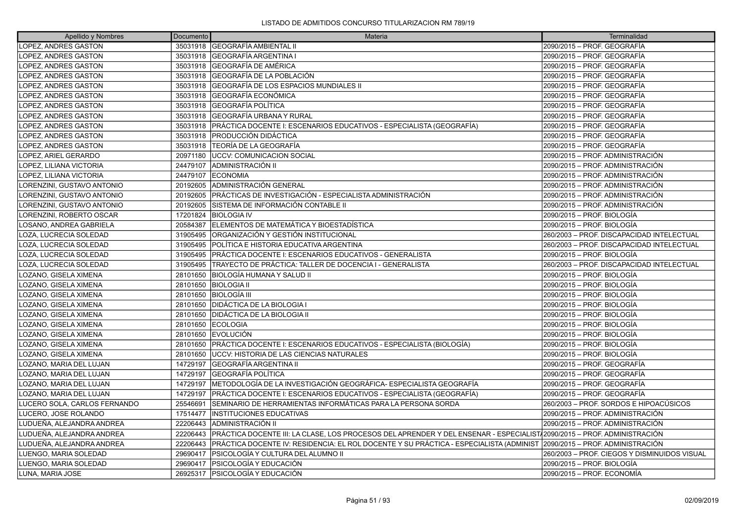LISTADO DE ADMITIDOS CONCURSO TITULARIZACION RM 789/19

| Apellido y Nombres | Documento | Materia | Terminalidad |
|---|---|---|---|
| LOPEZ, ANDRES GASTON | 35031918 | GEOGRAFÍA AMBIENTAL II | 2090/2015 – PROF. GEOGRAFÍA |
| LOPEZ, ANDRES GASTON | 35031918 | GEOGRAFÍA ARGENTINA I | 2090/2015 – PROF. GEOGRAFÍA |
| LOPEZ, ANDRES GASTON | 35031918 | GEOGRAFÍA DE AMÉRICA | 2090/2015 – PROF. GEOGRAFÍA |
| LOPEZ, ANDRES GASTON | 35031918 | GEOGRAFÍA DE LA POBLACIÓN | 2090/2015 – PROF. GEOGRAFÍA |
| LOPEZ, ANDRES GASTON | 35031918 | GEOGRAFÍA DE LOS ESPACIOS MUNDIALES II | 2090/2015 – PROF. GEOGRAFÍA |
| LOPEZ, ANDRES GASTON | 35031918 | GEOGRAFÍA ECONÓMICA | 2090/2015 – PROF. GEOGRAFÍA |
| LOPEZ, ANDRES GASTON | 35031918 | GEOGRAFÍA POLÍTICA | 2090/2015 – PROF. GEOGRAFÍA |
| LOPEZ, ANDRES GASTON | 35031918 | GEOGRAFÍA URBANA Y RURAL | 2090/2015 – PROF. GEOGRAFÍA |
| LOPEZ, ANDRES GASTON | 35031918 | PRÁCTICA DOCENTE I: ESCENARIOS EDUCATIVOS - ESPECIALISTA (GEOGRAFÍA) | 2090/2015 – PROF. GEOGRAFÍA |
| LOPEZ, ANDRES GASTON | 35031918 | PRODUCCIÓN DIDÁCTICA | 2090/2015 – PROF. GEOGRAFÍA |
| LOPEZ, ANDRES GASTON | 35031918 | TEORÍA DE LA GEOGRAFÍA | 2090/2015 – PROF. GEOGRAFÍA |
| LOPEZ, ARIEL GERARDO | 20971180 | UCCV: COMUNICACION SOCIAL | 2090/2015 – PROF. ADMINISTRACIÓN |
| LOPEZ, LILIANA VICTORIA | 24479107 | ADMINISTRACIÓN II | 2090/2015 – PROF. ADMINISTRACIÓN |
| LOPEZ, LILIANA VICTORIA | 24479107 | ECONOMIA | 2090/2015 – PROF. ADMINISTRACIÓN |
| LORENZINI, GUSTAVO ANTONIO | 20192605 | ADMINISTRACIÓN GENERAL | 2090/2015 – PROF. ADMINISTRACIÓN |
| LORENZINI, GUSTAVO ANTONIO | 20192605 | PRÁCTICAS DE INVESTIGACIÓN - ESPECIALISTA ADMINISTRACIÓN | 2090/2015 – PROF. ADMINISTRACIÓN |
| LORENZINI, GUSTAVO ANTONIO | 20192605 | SISTEMA DE INFORMACIÓN CONTABLE II | 2090/2015 – PROF. ADMINISTRACIÓN |
| LORENZINI, ROBERTO OSCAR | 17201824 | BIOLOGIA IV | 2090/2015 – PROF. BIOLOGÍA |
| LOSANO, ANDREA GABRIELA | 20584387 | ELEMENTOS DE MATEMÁTICA Y BIOESTADÍSTICA | 2090/2015 – PROF. BIOLOGÍA |
| LOZA, LUCRECIA SOLEDAD | 31905495 | ORGANIZACIÓN Y GESTIÓN INSTITUCIONAL | 260/2003 – PROF. DISCAPACIDAD INTELECTUAL |
| LOZA, LUCRECIA SOLEDAD | 31905495 | POLÍTICA E HISTORIA EDUCATIVA ARGENTINA | 260/2003 – PROF. DISCAPACIDAD INTELECTUAL |
| LOZA, LUCRECIA SOLEDAD | 31905495 | PRÁCTICA DOCENTE I: ESCENARIOS EDUCATIVOS - GENERALISTA | 2090/2015 – PROF. BIOLOGÍA |
| LOZA, LUCRECIA SOLEDAD | 31905495 | TRAYECTO DE PRÁCTICA: TALLER DE DOCENCIA I - GENERALISTA | 260/2003 – PROF. DISCAPACIDAD INTELECTUAL |
| LOZANO, GISELA XIMENA | 28101650 | BIOLOGÍA HUMANA Y SALUD II | 2090/2015 – PROF. BIOLOGÍA |
| LOZANO, GISELA XIMENA | 28101650 | BIOLOGIA II | 2090/2015 – PROF. BIOLOGÍA |
| LOZANO, GISELA XIMENA | 28101650 | BIOLOGÍA III | 2090/2015 – PROF. BIOLOGÍA |
| LOZANO, GISELA XIMENA | 28101650 | DIDÁCTICA DE LA BIOLOGIA I | 2090/2015 – PROF. BIOLOGÍA |
| LOZANO, GISELA XIMENA | 28101650 | DIDÁCTICA DE LA BIOLOGIA II | 2090/2015 – PROF. BIOLOGÍA |
| LOZANO, GISELA XIMENA | 28101650 | ECOLOGIA | 2090/2015 – PROF. BIOLOGÍA |
| LOZANO, GISELA XIMENA | 28101650 | EVOLUCIÓN | 2090/2015 – PROF. BIOLOGÍA |
| LOZANO, GISELA XIMENA | 28101650 | PRÁCTICA DOCENTE I: ESCENARIOS EDUCATIVOS - ESPECIALISTA (BIOLOGÍA) | 2090/2015 – PROF. BIOLOGÍA |
| LOZANO, GISELA XIMENA | 28101650 | UCCV: HISTORIA DE LAS CIENCIAS NATURALES | 2090/2015 – PROF. BIOLOGÍA |
| LOZANO, MARIA DEL LUJAN | 14729197 | GEOGRAFÍA ARGENTINA II | 2090/2015 – PROF. GEOGRAFÍA |
| LOZANO, MARIA DEL LUJAN | 14729197 | GEOGRAFÍA POLÍTICA | 2090/2015 – PROF. GEOGRAFÍA |
| LOZANO, MARIA DEL LUJAN | 14729197 | METODOLOGÍA DE LA INVESTIGACIÓN GEOGRÁFICA- ESPECIALISTA GEOGRAFÍA | 2090/2015 – PROF. GEOGRAFÍA |
| LOZANO, MARIA DEL LUJAN | 14729197 | PRÁCTICA DOCENTE I: ESCENARIOS EDUCATIVOS - ESPECIALISTA (GEOGRAFÍA) | 2090/2015 – PROF. GEOGRAFÍA |
| LUCERO SOLA, CARLOS FERNANDO | 25546691 | SEMINARIO DE HERRAMIENTAS INFORMÁTICAS PARA LA PERSONA SORDA | 260/2003 – PROF. SORDOS E HIPOACÚSICOS |
| LUCERO, JOSE ROLANDO | 17514477 | INSTITUCIONES EDUCATIVAS | 2090/2015 – PROF. ADMINISTRACIÓN |
| LUDUEÑA, ALEJANDRA ANDREA | 22206443 | ADMINISTRACIÓN II | 2090/2015 – PROF. ADMINISTRACIÓN |
| LUDUEÑA, ALEJANDRA ANDREA | 22206443 | PRÁCTICA DOCENTE III: LA CLASE, LOS PROCESOS DEL APRENDER Y DEL ENSENAR - ESPECIALISTA | 2090/2015 – PROF. ADMINISTRACIÓN |
| LUDUEÑA, ALEJANDRA ANDREA | 22206443 | PRÁCTICA DOCENTE IV: RESIDENCIA: EL ROL DOCENTE Y SU PRÁCTICA - ESPECIALISTA (ADMINIST | 2090/2015 – PROF. ADMINISTRACIÓN |
| LUENGO, MARIA SOLEDAD | 29690417 | PSICOLOGÍA Y CULTURA DEL ALUMNO II | 260/2003 – PROF. CIEGOS Y DISMINUIDOS VISUAL |
| LUENGO, MARIA SOLEDAD | 29690417 | PSICOLOGÍA Y EDUCACIÓN | 2090/2015 – PROF. BIOLOGÍA |
| LUNA, MARIA JOSE | 26925317 | PSICOLOGÍA Y EDUCACIÓN | 2090/2015 – PROF. ECONOMÍA |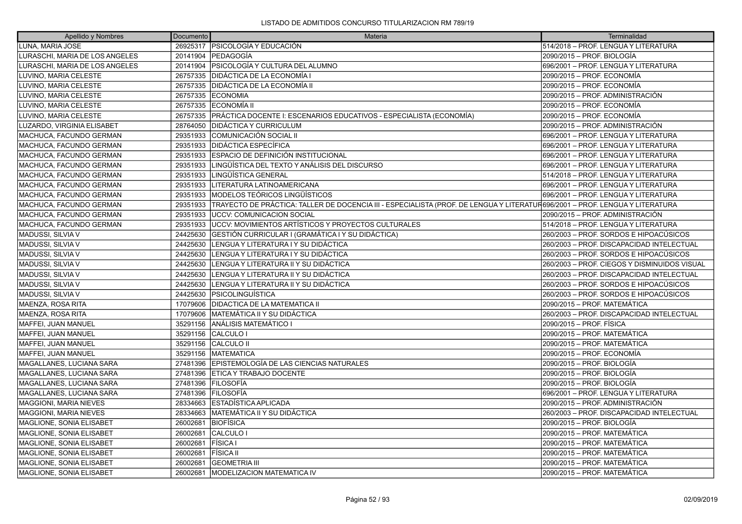LISTADO DE ADMITIDOS CONCURSO TITULARIZACION RM 789/19

| Apellido y Nombres | Documento | Materia | Terminalidad |
|---|---|---|---|
| LUNA, MARIA JOSE | 26925317 | PSICOLOGÍA Y EDUCACIÓN | 514/2018 – PROF. LENGUA Y LITERATURA |
| LURASCHI, MARIA DE LOS ANGELES | 20141904 | PEDAGOGÍA | 2090/2015 – PROF. BIOLOGÍA |
| LURASCHI, MARIA DE LOS ANGELES | 20141904 | PSICOLOGÍA Y CULTURA DEL ALUMNO | 696/2001 – PROF. LENGUA Y LITERATURA |
| LUVINO, MARIA CELESTE | 26757335 | DIDÁCTICA DE LA ECONOMÍA I | 2090/2015 – PROF. ECONOMÍA |
| LUVINO, MARIA CELESTE | 26757335 | DIDÁCTICA DE LA ECONOMÍA II | 2090/2015 – PROF. ECONOMÍA |
| LUVINO, MARIA CELESTE | 26757335 | ECONOMIA | 2090/2015 – PROF. ADMINISTRACIÓN |
| LUVINO, MARIA CELESTE | 26757335 | ECONOMÍA II | 2090/2015 – PROF. ECONOMÍA |
| LUVINO, MARIA CELESTE | 26757335 | PRÁCTICA DOCENTE I: ESCENARIOS EDUCATIVOS - ESPECIALISTA (ECONOMÍA) | 2090/2015 – PROF. ECONOMÍA |
| LUZARDO, VIRGINIA ELISABET | 28764050 | DIDÁCTICA Y CURRICULUM | 2090/2015 – PROF. ADMINISTRACIÓN |
| MACHUCA, FACUNDO GERMAN | 29351933 | COMUNICACIÓN SOCIAL II | 696/2001 – PROF. LENGUA Y LITERATURA |
| MACHUCA, FACUNDO GERMAN | 29351933 | DIDÁCTICA ESPECÍFICA | 696/2001 – PROF. LENGUA Y LITERATURA |
| MACHUCA, FACUNDO GERMAN | 29351933 | ESPACIO DE DEFINICIÓN INSTITUCIONAL | 696/2001 – PROF. LENGUA Y LITERATURA |
| MACHUCA, FACUNDO GERMAN | 29351933 | LINGÜÍSTICA DEL TEXTO Y ANÁLISIS DEL DISCURSO | 696/2001 – PROF. LENGUA Y LITERATURA |
| MACHUCA, FACUNDO GERMAN | 29351933 | LINGÜÍSTICA GENERAL | 514/2018 – PROF. LENGUA Y LITERATURA |
| MACHUCA, FACUNDO GERMAN | 29351933 | LITERATURA LATINOAMERICANA | 696/2001 – PROF. LENGUA Y LITERATURA |
| MACHUCA, FACUNDO GERMAN | 29351933 | MODELOS TEÓRICOS LINGÜÍSTICOS | 696/2001 – PROF. LENGUA Y LITERATURA |
| MACHUCA, FACUNDO GERMAN | 29351933 | TRAYECTO DE PRÁCTICA: TALLER DE DOCENCIA III - ESPECIALISTA (PROF. DE LENGUA Y LITERATUR | 696/2001 – PROF. LENGUA Y LITERATURA |
| MACHUCA, FACUNDO GERMAN | 29351933 | UCCV: COMUNICACION SOCIAL | 2090/2015 – PROF. ADMINISTRACIÓN |
| MACHUCA, FACUNDO GERMAN | 29351933 | UCCV: MOVIMIENTOS ARTÍSTICOS Y PROYECTOS CULTURALES | 514/2018 – PROF. LENGUA Y LITERATURA |
| MADUSSI, SILVIA V | 24425630 | GESTIÓN CURRICULAR I (GRAMÁTICA I Y SU DIDÁCTICA) | 260/2003 – PROF. SORDOS E HIPOACÚSICOS |
| MADUSSI, SILVIA V | 24425630 | LENGUA Y LITERATURA I Y SU DIDÁCTICA | 260/2003 – PROF. DISCAPACIDAD INTELECTUAL |
| MADUSSI, SILVIA V | 24425630 | LENGUA Y LITERATURA I Y SU DIDÁCTICA | 260/2003 – PROF. SORDOS E HIPOACÚSICOS |
| MADUSSI, SILVIA V | 24425630 | LENGUA Y LITERATURA II Y SU DIDÁCTICA | 260/2003 – PROF. CIEGOS Y DISMINUIDOS VISUAL |
| MADUSSI, SILVIA V | 24425630 | LENGUA Y LITERATURA II Y SU DIDÁCTICA | 260/2003 – PROF. DISCAPACIDAD INTELECTUAL |
| MADUSSI, SILVIA V | 24425630 | LENGUA Y LITERATURA II Y SU DIDÁCTICA | 260/2003 – PROF. SORDOS E HIPOACÚSICOS |
| MADUSSI, SILVIA V | 24425630 | PSICOLINGUÍSTICA | 260/2003 – PROF. SORDOS E HIPOACÚSICOS |
| MAENZA, ROSA RITA | 17079606 | DIDACTICA DE LA MATEMATICA II | 2090/2015 – PROF. MATEMÁTICA |
| MAENZA, ROSA RITA | 17079606 | MATEMÁTICA II Y SU DIDÁCTICA | 260/2003 – PROF. DISCAPACIDAD INTELECTUAL |
| MAFFEI, JUAN MANUEL | 35291156 | ANÁLISIS MATEMÁTICO I | 2090/2015 – PROF. FÍSICA |
| MAFFEI, JUAN MANUEL | 35291156 | CALCULO I | 2090/2015 – PROF. MATEMÁTICA |
| MAFFEI, JUAN MANUEL | 35291156 | CALCULO II | 2090/2015 – PROF. MATEMÁTICA |
| MAFFEI, JUAN MANUEL | 35291156 | MATEMATICA | 2090/2015 – PROF. ECONOMÍA |
| MAGALLANES, LUCIANA SARA | 27481396 | EPISTEMOLOGÍA DE LAS CIENCIAS NATURALES | 2090/2015 – PROF. BIOLOGÍA |
| MAGALLANES, LUCIANA SARA | 27481396 | ETICA Y TRABAJO DOCENTE | 2090/2015 – PROF. BIOLOGÍA |
| MAGALLANES, LUCIANA SARA | 27481396 | FILOSOFÍA | 2090/2015 – PROF. BIOLOGÍA |
| MAGALLANES, LUCIANA SARA | 27481396 | FILOSOFÍA | 696/2001 – PROF. LENGUA Y LITERATURA |
| MAGGIONI, MARIA NIEVES | 28334663 | ESTADÍSTICA APLICADA | 2090/2015 – PROF. ADMINISTRACIÓN |
| MAGGIONI, MARIA NIEVES | 28334663 | MATEMÁTICA II Y SU DIDÁCTICA | 260/2003 – PROF. DISCAPACIDAD INTELECTUAL |
| MAGLIONE, SONIA ELISABET | 26002681 | BIOFÍSICA | 2090/2015 – PROF. BIOLOGÍA |
| MAGLIONE, SONIA ELISABET | 26002681 | CALCULO I | 2090/2015 – PROF. MATEMÁTICA |
| MAGLIONE, SONIA ELISABET | 26002681 | FÍSICA I | 2090/2015 – PROF. MATEMÁTICA |
| MAGLIONE, SONIA ELISABET | 26002681 | FÍSICA II | 2090/2015 – PROF. MATEMÁTICA |
| MAGLIONE, SONIA ELISABET | 26002681 | GEOMETRIA III | 2090/2015 – PROF. MATEMÁTICA |
| MAGLIONE, SONIA ELISABET | 26002681 | MODELIZACION MATEMATICA IV | 2090/2015 – PROF. MATEMÁTICA |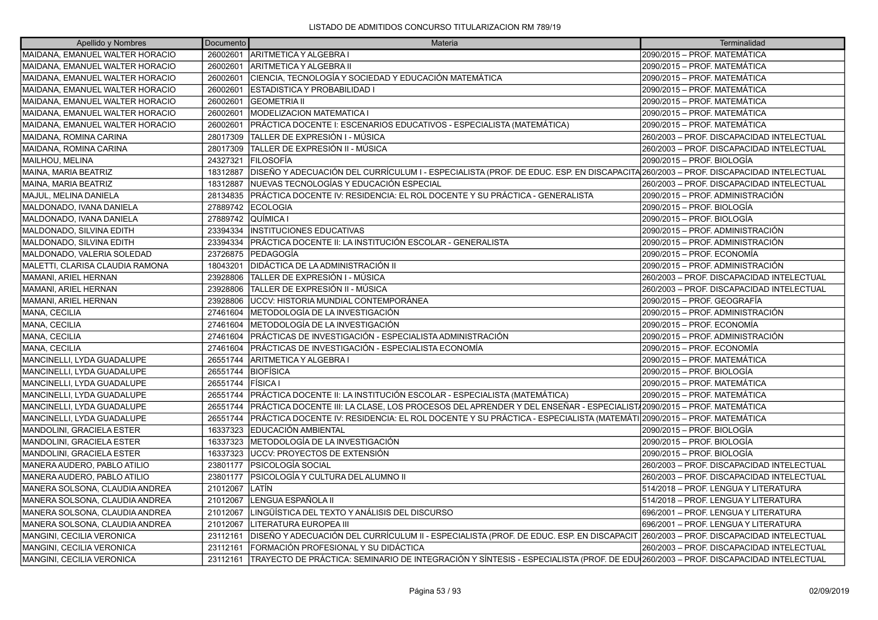LISTADO DE ADMITIDOS CONCURSO TITULARIZACION RM 789/19

| Apellido y Nombres | Documento | Materia | Terminalidad |
| --- | --- | --- | --- |
| MAIDANA, EMANUEL WALTER HORACIO | 26002601 | ARITMETICA Y ALGEBRA I | 2090/2015 – PROF. MATEMÁTICA |
| MAIDANA, EMANUEL WALTER HORACIO | 26002601 | ARITMETICA Y ALGEBRA II | 2090/2015 – PROF. MATEMÁTICA |
| MAIDANA, EMANUEL WALTER HORACIO | 26002601 | CIENCIA, TECNOLOGÍA Y SOCIEDAD Y EDUCACIÓN MATEMÁTICA | 2090/2015 – PROF. MATEMÁTICA |
| MAIDANA, EMANUEL WALTER HORACIO | 26002601 | ESTADISTICA Y PROBABILIDAD I | 2090/2015 – PROF. MATEMÁTICA |
| MAIDANA, EMANUEL WALTER HORACIO | 26002601 | GEOMETRIA II | 2090/2015 – PROF. MATEMÁTICA |
| MAIDANA, EMANUEL WALTER HORACIO | 26002601 | MODELIZACION MATEMATICA I | 2090/2015 – PROF. MATEMÁTICA |
| MAIDANA, EMANUEL WALTER HORACIO | 26002601 | PRÁCTICA DOCENTE I: ESCENARIOS EDUCATIVOS - ESPECIALISTA (MATEMÁTICA) | 2090/2015 – PROF. MATEMÁTICA |
| MAIDANA, ROMINA CARINA | 28017309 | TALLER DE EXPRESIÓN I - MÚSICA | 260/2003 – PROF. DISCAPACIDAD INTELECTUAL |
| MAIDANA, ROMINA CARINA | 28017309 | TALLER DE EXPRESIÓN II - MÚSICA | 260/2003 – PROF. DISCAPACIDAD INTELECTUAL |
| MAILHOU, MELINA | 24327321 | FILOSOFÍA | 2090/2015 – PROF. BIOLOGÍA |
| MAINA, MARIA BEATRIZ | 18312887 | DISEÑO Y ADECUACIÓN DEL CURRÍCULUM I - ESPECIALISTA (PROF. DE EDUC. ESP. EN DISCAPACITA | 260/2003 – PROF. DISCAPACIDAD INTELECTUAL |
| MAINA, MARIA BEATRIZ | 18312887 | NUEVAS TECNOLOGÍAS Y EDUCACIÓN ESPECIAL | 260/2003 – PROF. DISCAPACIDAD INTELECTUAL |
| MAJUL, MELINA DANIELA | 28134835 | PRÁCTICA DOCENTE IV: RESIDENCIA: EL ROL DOCENTE Y SU PRÁCTICA - GENERALISTA | 2090/2015 – PROF. ADMINISTRACIÓN |
| MALDONADO, IVANA DANIELA | 27889742 | ECOLOGIA | 2090/2015 – PROF. BIOLOGÍA |
| MALDONADO, IVANA DANIELA | 27889742 | QUÍMICA I | 2090/2015 – PROF. BIOLOGÍA |
| MALDONADO, SILVINA EDITH | 23394334 | INSTITUCIONES EDUCATIVAS | 2090/2015 – PROF. ADMINISTRACIÓN |
| MALDONADO, SILVINA EDITH | 23394334 | PRÁCTICA DOCENTE II: LA INSTITUCIÓN ESCOLAR - GENERALISTA | 2090/2015 – PROF. ADMINISTRACIÓN |
| MALDONADO, VALERIA SOLEDAD | 23726875 | PEDAGOGÍA | 2090/2015 – PROF. ECONOMÍA |
| MALETTI, CLARISA CLAUDIA RAMONA | 18043201 | DIDÁCTICA DE LA ADMINISTRACIÓN II | 2090/2015 – PROF. ADMINISTRACIÓN |
| MAMANI, ARIEL HERNAN | 23928806 | TALLER DE EXPRESIÓN I - MÚSICA | 260/2003 – PROF. DISCAPACIDAD INTELECTUAL |
| MAMANI, ARIEL HERNAN | 23928806 | TALLER DE EXPRESIÓN II - MÚSICA | 260/2003 – PROF. DISCAPACIDAD INTELECTUAL |
| MAMANI, ARIEL HERNAN | 23928806 | UCCV: HISTORIA MUNDIAL CONTEMPORÁNEA | 2090/2015 – PROF. GEOGRAFÍA |
| MANA, CECILIA | 27461604 | METODOLOGÍA DE LA INVESTIGACIÓN | 2090/2015 – PROF. ADMINISTRACIÓN |
| MANA, CECILIA | 27461604 | METODOLOGÍA DE LA INVESTIGACIÓN | 2090/2015 – PROF. ECONOMÍA |
| MANA, CECILIA | 27461604 | PRÁCTICAS DE INVESTIGACIÓN - ESPECIALISTA ADMINISTRACIÓN | 2090/2015 – PROF. ADMINISTRACIÓN |
| MANA, CECILIA | 27461604 | PRÁCTICAS DE INVESTIGACIÓN - ESPECIALISTA ECONOMÍA | 2090/2015 – PROF. ECONOMÍA |
| MANCINELLI, LYDA GUADALUPE | 26551744 | ARITMETICA Y ALGEBRA I | 2090/2015 – PROF. MATEMÁTICA |
| MANCINELLI, LYDA GUADALUPE | 26551744 | BIOFÍSICA | 2090/2015 – PROF. BIOLOGÍA |
| MANCINELLI, LYDA GUADALUPE | 26551744 | FÍSICA I | 2090/2015 – PROF. MATEMÁTICA |
| MANCINELLI, LYDA GUADALUPE | 26551744 | PRÁCTICA DOCENTE II: LA INSTITUCIÓN ESCOLAR - ESPECIALISTA (MATEMÁTICA) | 2090/2015 – PROF. MATEMÁTICA |
| MANCINELLI, LYDA GUADALUPE | 26551744 | PRÁCTICA DOCENTE III: LA CLASE, LOS PROCESOS DEL APRENDER Y DEL ENSEÑAR - ESPECIALIST/ | 2090/2015 – PROF. MATEMÁTICA |
| MANCINELLI, LYDA GUADALUPE | 26551744 | PRÁCTICA DOCENTE IV: RESIDENCIA: EL ROL DOCENTE Y SU PRÁCTICA - ESPECIALISTA (MATEMÁTI | 2090/2015 – PROF. MATEMÁTICA |
| MANDOLINI, GRACIELA ESTER | 16337323 | EDUCACIÓN AMBIENTAL | 2090/2015 – PROF. BIOLOGÍA |
| MANDOLINI, GRACIELA ESTER | 16337323 | METODOLOGÍA DE LA INVESTIGACIÓN | 2090/2015 – PROF. BIOLOGÍA |
| MANDOLINI, GRACIELA ESTER | 16337323 | UCCV: PROYECTOS DE EXTENSIÓN | 2090/2015 – PROF. BIOLOGÍA |
| MANERA AUDERO, PABLO ATILIO | 23801177 | PSICOLOGÍA SOCIAL | 260/2003 – PROF. DISCAPACIDAD INTELECTUAL |
| MANERA AUDERO, PABLO ATILIO | 23801177 | PSICOLOGÍA Y CULTURA DEL ALUMNO II | 260/2003 – PROF. DISCAPACIDAD INTELECTUAL |
| MANERA SOLSONA, CLAUDIA ANDREA | 21012067 | LATÍN | 514/2018 – PROF. LENGUA Y LITERATURA |
| MANERA SOLSONA, CLAUDIA ANDREA | 21012067 | LENGUA ESPAÑOLA II | 514/2018 – PROF. LENGUA Y LITERATURA |
| MANERA SOLSONA, CLAUDIA ANDREA | 21012067 | LINGÜÍSTICA DEL TEXTO Y ANÁLISIS DEL DISCURSO | 696/2001 – PROF. LENGUA Y LITERATURA |
| MANERA SOLSONA, CLAUDIA ANDREA | 21012067 | LITERATURA EUROPEA III | 696/2001 – PROF. LENGUA Y LITERATURA |
| MANGINI, CECILIA VERONICA | 23112161 | DISEÑO Y ADECUACIÓN DEL CURRÍCULUM II - ESPECIALISTA (PROF. DE EDUC. ESP. EN DISCAPACIT | 260/2003 – PROF. DISCAPACIDAD INTELECTUAL |
| MANGINI, CECILIA VERONICA | 23112161 | FORMACIÓN PROFESIONAL Y SU DIDÁCTICA | 260/2003 – PROF. DISCAPACIDAD INTELECTUAL |
| MANGINI, CECILIA VERONICA | 23112161 | TRAYECTO DE PRÁCTICA: SEMINARIO DE INTEGRACIÓN Y SÍNTESIS - ESPECIALISTA (PROF. DE EDU | 260/2003 – PROF. DISCAPACIDAD INTELECTUAL |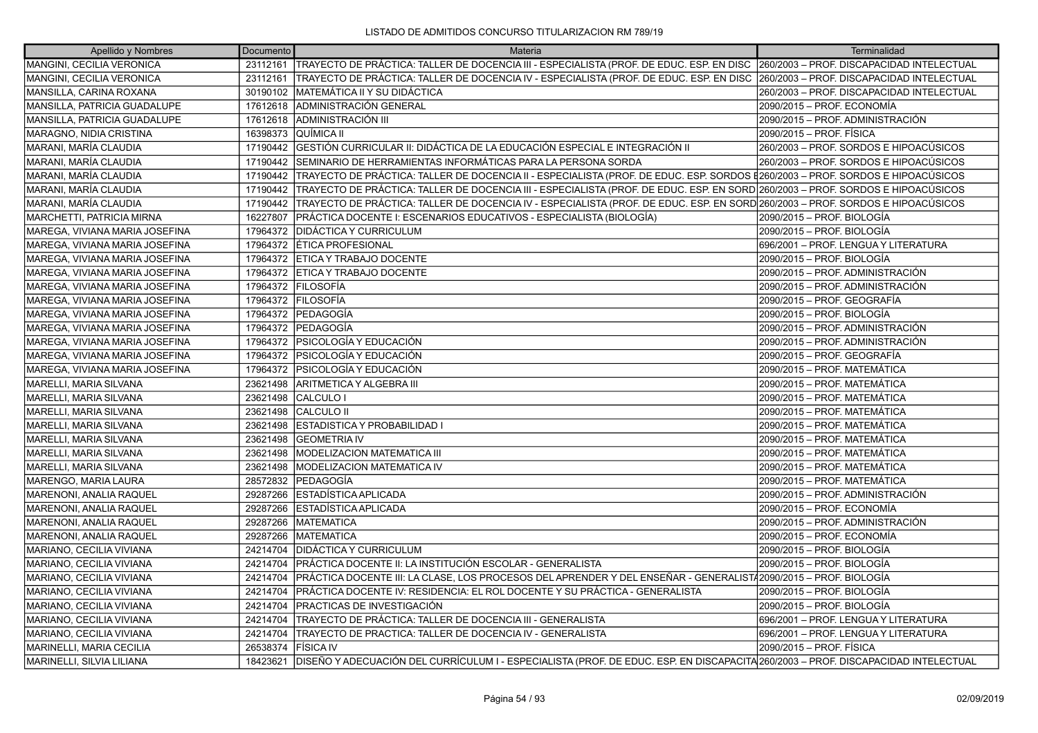LISTADO DE ADMITIDOS CONCURSO TITULARIZACION RM 789/19

| Apellido y Nombres | Documento | Materia | Terminalidad |
|---|---|---|---|
| MANGINI, CECILIA VERONICA | 23112161 | TRAYECTO DE PRÁCTICA: TALLER DE DOCENCIA III - ESPECIALISTA (PROF. DE EDUC. ESP. EN DISC | 260/2003 – PROF. DISCAPACIDAD INTELECTUAL |
| MANGINI, CECILIA VERONICA | 23112161 | TRAYECTO DE PRÁCTICA: TALLER DE DOCENCIA IV - ESPECIALISTA (PROF. DE EDUC. ESP. EN DISC | 260/2003 – PROF. DISCAPACIDAD INTELECTUAL |
| MANSILLA, CARINA ROXANA | 30190102 | MATEMÁTICA II Y SU DIDÁCTICA | 260/2003 – PROF. DISCAPACIDAD INTELECTUAL |
| MANSILLA, PATRICIA GUADALUPE | 17612618 | ADMINISTRACIÓN GENERAL | 2090/2015 – PROF. ECONOMÍA |
| MANSILLA, PATRICIA GUADALUPE | 17612618 | ADMINISTRACIÓN III | 2090/2015 – PROF. ADMINISTRACIÓN |
| MARAGNO, NIDIA CRISTINA | 16398373 | QUÍMICA II | 2090/2015 – PROF. FÍSICA |
| MARANI, MARÍA CLAUDIA | 17190442 | GESTIÓN CURRICULAR II: DIDÁCTICA DE LA EDUCACIÓN ESPECIAL E INTEGRACIÓN II | 260/2003 – PROF. SORDOS E HIPOACÚSICOS |
| MARANI, MARÍA CLAUDIA | 17190442 | SEMINARIO DE HERRAMIENTAS INFORMÁTICAS PARA LA PERSONA SORDA | 260/2003 – PROF. SORDOS E HIPOACÚSICOS |
| MARANI, MARÍA CLAUDIA | 17190442 | TRAYECTO DE PRÁCTICA: TALLER DE DOCENCIA II - ESPECIALISTA (PROF. DE EDUC. ESP. SORDOS E | 260/2003 – PROF. SORDOS E HIPOACÚSICOS |
| MARANI, MARÍA CLAUDIA | 17190442 | TRAYECTO DE PRÁCTICA: TALLER DE DOCENCIA III - ESPECIALISTA (PROF. DE EDUC. ESP. EN SORD | 260/2003 – PROF. SORDOS E HIPOACÚSICOS |
| MARANI, MARÍA CLAUDIA | 17190442 | TRAYECTO DE PRÁCTICA: TALLER DE DOCENCIA IV - ESPECIALISTA (PROF. DE EDUC. ESP. EN SORD | 260/2003 – PROF. SORDOS E HIPOACÚSICOS |
| MARCHETTI, PATRICIA MIRNA | 16227807 | PRÁCTICA DOCENTE I: ESCENARIOS EDUCATIVOS - ESPECIALISTA (BIOLOGÍA) | 2090/2015 – PROF. BIOLOGÍA |
| MAREGA, VIVIANA MARIA JOSEFINA | 17964372 | DIDÁCTICA Y CURRICULUM | 2090/2015 – PROF. BIOLOGÍA |
| MAREGA, VIVIANA MARIA JOSEFINA | 17964372 | ÉTICA PROFESIONAL | 696/2001 – PROF. LENGUA Y LITERATURA |
| MAREGA, VIVIANA MARIA JOSEFINA | 17964372 | ETICA Y TRABAJO DOCENTE | 2090/2015 – PROF. BIOLOGÍA |
| MAREGA, VIVIANA MARIA JOSEFINA | 17964372 | ETICA Y TRABAJO DOCENTE | 2090/2015 – PROF. ADMINISTRACIÓN |
| MAREGA, VIVIANA MARIA JOSEFINA | 17964372 | FILOSOFÍA | 2090/2015 – PROF. ADMINISTRACIÓN |
| MAREGA, VIVIANA MARIA JOSEFINA | 17964372 | FILOSOFÍA | 2090/2015 – PROF. GEOGRAFÍA |
| MAREGA, VIVIANA MARIA JOSEFINA | 17964372 | PEDAGOGÍA | 2090/2015 – PROF. BIOLOGÍA |
| MAREGA, VIVIANA MARIA JOSEFINA | 17964372 | PEDAGOGÍA | 2090/2015 – PROF. ADMINISTRACIÓN |
| MAREGA, VIVIANA MARIA JOSEFINA | 17964372 | PSICOLOGÍA Y EDUCACIÓN | 2090/2015 – PROF. ADMINISTRACIÓN |
| MAREGA, VIVIANA MARIA JOSEFINA | 17964372 | PSICOLOGÍA Y EDUCACIÓN | 2090/2015 – PROF. GEOGRAFÍA |
| MAREGA, VIVIANA MARIA JOSEFINA | 17964372 | PSICOLOGÍA Y EDUCACIÓN | 2090/2015 – PROF. MATEMÁTICA |
| MARELLI, MARIA SILVANA | 23621498 | ARITMETICA Y ALGEBRA III | 2090/2015 – PROF. MATEMÁTICA |
| MARELLI, MARIA SILVANA | 23621498 | CALCULO I | 2090/2015 – PROF. MATEMÁTICA |
| MARELLI, MARIA SILVANA | 23621498 | CALCULO II | 2090/2015 – PROF. MATEMÁTICA |
| MARELLI, MARIA SILVANA | 23621498 | ESTADISTICA Y PROBABILIDAD I | 2090/2015 – PROF. MATEMÁTICA |
| MARELLI, MARIA SILVANA | 23621498 | GEOMETRIA IV | 2090/2015 – PROF. MATEMÁTICA |
| MARELLI, MARIA SILVANA | 23621498 | MODELIZACION MATEMATICA III | 2090/2015 – PROF. MATEMÁTICA |
| MARELLI, MARIA SILVANA | 23621498 | MODELIZACION MATEMATICA IV | 2090/2015 – PROF. MATEMÁTICA |
| MARENGO, MARIA LAURA | 28572832 | PEDAGOGÍA | 2090/2015 – PROF. MATEMÁTICA |
| MARENONI, ANALIA RAQUEL | 29287266 | ESTADÍSTICA APLICADA | 2090/2015 – PROF. ADMINISTRACIÓN |
| MARENONI, ANALIA RAQUEL | 29287266 | ESTADÍSTICA APLICADA | 2090/2015 – PROF. ECONOMÍA |
| MARENONI, ANALIA RAQUEL | 29287266 | MATEMATICA | 2090/2015 – PROF. ADMINISTRACIÓN |
| MARENONI, ANALIA RAQUEL | 29287266 | MATEMATICA | 2090/2015 – PROF. ECONOMÍA |
| MARIANO, CECILIA VIVIANA | 24214704 | DIDÁCTICA Y CURRICULUM | 2090/2015 – PROF. BIOLOGÍA |
| MARIANO, CECILIA VIVIANA | 24214704 | PRÁCTICA DOCENTE II: LA INSTITUCIÓN ESCOLAR - GENERALISTA | 2090/2015 – PROF. BIOLOGÍA |
| MARIANO, CECILIA VIVIANA | 24214704 | PRÁCTICA DOCENTE III: LA CLASE, LOS PROCESOS DEL APRENDER Y DEL ENSEÑAR - GENERALISTA | 2090/2015 – PROF. BIOLOGÍA |
| MARIANO, CECILIA VIVIANA | 24214704 | PRÁCTICA DOCENTE IV: RESIDENCIA: EL ROL DOCENTE Y SU PRÁCTICA - GENERALISTA | 2090/2015 – PROF. BIOLOGÍA |
| MARIANO, CECILIA VIVIANA | 24214704 | PRACTICAS DE INVESTIGACIÓN | 2090/2015 – PROF. BIOLOGÍA |
| MARIANO, CECILIA VIVIANA | 24214704 | TRAYECTO DE PRÁCTICA: TALLER DE DOCENCIA III - GENERALISTA | 696/2001 – PROF. LENGUA Y LITERATURA |
| MARIANO, CECILIA VIVIANA | 24214704 | TRAYECTO DE PRACTICA: TALLER DE DOCENCIA IV - GENERALISTA | 696/2001 – PROF. LENGUA Y LITERATURA |
| MARINELLI, MARIA CECILIA | 26538374 | FÍSICA IV | 2090/2015 – PROF. FÍSICA |
| MARINELLI, SILVIA LILIANA | 18423621 | DISEÑO Y ADECUACIÓN DEL CURRÍCULUM I - ESPECIALISTA (PROF. DE EDUC. ESP. EN DISCAPACITA | 260/2003 – PROF. DISCAPACIDAD INTELECTUAL |

02/09/2019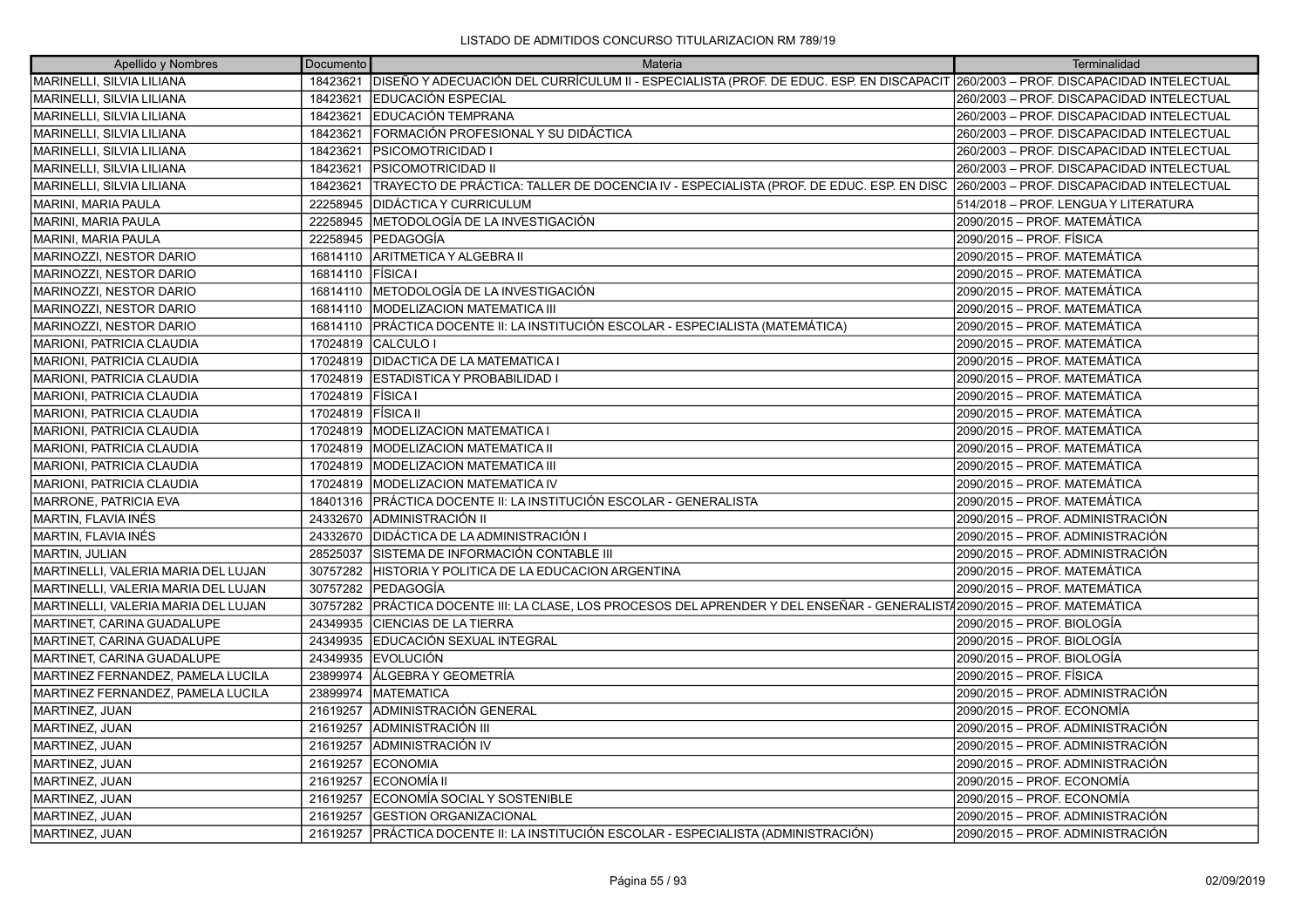LISTADO DE ADMITIDOS CONCURSO TITULARIZACION RM 789/19

| Apellido y Nombres | Documento | Materia | Terminalidad |
|---|---|---|---|
| MARINELLI, SILVIA LILIANA | 18423621 | DISEÑO Y ADECUACIÓN DEL CURRÍCULUM II - ESPECIALISTA (PROF. DE EDUC. ESP. EN DISCAPACIT | 260/2003 – PROF. DISCAPACIDAD INTELECTUAL |
| MARINELLI, SILVIA LILIANA | 18423621 | EDUCACIÓN ESPECIAL | 260/2003 – PROF. DISCAPACIDAD INTELECTUAL |
| MARINELLI, SILVIA LILIANA | 18423621 | EDUCACIÓN TEMPRANA | 260/2003 – PROF. DISCAPACIDAD INTELECTUAL |
| MARINELLI, SILVIA LILIANA | 18423621 | FORMACIÓN PROFESIONAL Y SU DIDÁCTICA | 260/2003 – PROF. DISCAPACIDAD INTELECTUAL |
| MARINELLI, SILVIA LILIANA | 18423621 | PSICOMOTRICIDAD I | 260/2003 – PROF. DISCAPACIDAD INTELECTUAL |
| MARINELLI, SILVIA LILIANA | 18423621 | PSICOMOTRICIDAD II | 260/2003 – PROF. DISCAPACIDAD INTELECTUAL |
| MARINELLI, SILVIA LILIANA | 18423621 | TRAYECTO DE PRÁCTICA: TALLER DE DOCENCIA IV - ESPECIALISTA (PROF. DE EDUC. ESP. EN DISC | 260/2003 – PROF. DISCAPACIDAD INTELECTUAL |
| MARINI, MARIA PAULA | 22258945 | DIDÁCTICA Y CURRICULUM | 514/2018 – PROF. LENGUA Y LITERATURA |
| MARINI, MARIA PAULA | 22258945 | METODOLOGÍA DE LA INVESTIGACIÓN | 2090/2015 – PROF. MATEMÁTICA |
| MARINI, MARIA PAULA | 22258945 | PEDAGOGÍA | 2090/2015 – PROF. FÍSICA |
| MARINOZZI, NESTOR DARIO | 16814110 | ARITMETICA Y ALGEBRA II | 2090/2015 – PROF. MATEMÁTICA |
| MARINOZZI, NESTOR DARIO | 16814110 | FÍSICA I | 2090/2015 – PROF. MATEMÁTICA |
| MARINOZZI, NESTOR DARIO | 16814110 | METODOLOGÍA DE LA INVESTIGACIÓN | 2090/2015 – PROF. MATEMÁTICA |
| MARINOZZI, NESTOR DARIO | 16814110 | MODELIZACION MATEMATICA III | 2090/2015 – PROF. MATEMÁTICA |
| MARINOZZI, NESTOR DARIO | 16814110 | PRÁCTICA DOCENTE II: LA INSTITUCIÓN ESCOLAR - ESPECIALISTA (MATEMÁTICA) | 2090/2015 – PROF. MATEMÁTICA |
| MARIONI, PATRICIA CLAUDIA | 17024819 | CALCULO I | 2090/2015 – PROF. MATEMÁTICA |
| MARIONI, PATRICIA CLAUDIA | 17024819 | DIDACTICA DE LA MATEMATICA I | 2090/2015 – PROF. MATEMÁTICA |
| MARIONI, PATRICIA CLAUDIA | 17024819 | ESTADISTICA Y PROBABILIDAD I | 2090/2015 – PROF. MATEMÁTICA |
| MARIONI, PATRICIA CLAUDIA | 17024819 | FÍSICA I | 2090/2015 – PROF. MATEMÁTICA |
| MARIONI, PATRICIA CLAUDIA | 17024819 | FÍSICA II | 2090/2015 – PROF. MATEMÁTICA |
| MARIONI, PATRICIA CLAUDIA | 17024819 | MODELIZACION MATEMATICA I | 2090/2015 – PROF. MATEMÁTICA |
| MARIONI, PATRICIA CLAUDIA | 17024819 | MODELIZACION MATEMATICA II | 2090/2015 – PROF. MATEMÁTICA |
| MARIONI, PATRICIA CLAUDIA | 17024819 | MODELIZACION MATEMATICA III | 2090/2015 – PROF. MATEMÁTICA |
| MARIONI, PATRICIA CLAUDIA | 17024819 | MODELIZACION MATEMATICA IV | 2090/2015 – PROF. MATEMÁTICA |
| MARRONE, PATRICIA EVA | 18401316 | PRÁCTICA DOCENTE II: LA INSTITUCIÓN ESCOLAR - GENERALISTA | 2090/2015 – PROF. MATEMÁTICA |
| MARTIN, FLAVIA INÉS | 24332670 | ADMINISTRACIÓN II | 2090/2015 – PROF. ADMINISTRACIÓN |
| MARTIN, FLAVIA INÉS | 24332670 | DIDÁCTICA DE LA ADMINISTRACIÓN I | 2090/2015 – PROF. ADMINISTRACIÓN |
| MARTIN, JULIAN | 28525037 | SISTEMA DE INFORMACIÓN CONTABLE III | 2090/2015 – PROF. ADMINISTRACIÓN |
| MARTINELLI, VALERIA MARIA DEL LUJAN | 30757282 | HISTORIA Y POLITICA DE LA EDUCACION ARGENTINA | 2090/2015 – PROF. MATEMÁTICA |
| MARTINELLI, VALERIA MARIA DEL LUJAN | 30757282 | PEDAGOGÍA | 2090/2015 – PROF. MATEMÁTICA |
| MARTINELLI, VALERIA MARIA DEL LUJAN | 30757282 | PRÁCTICA DOCENTE III: LA CLASE, LOS PROCESOS DEL APRENDER Y DEL ENSEÑAR - GENERALISTA | 2090/2015 – PROF. MATEMÁTICA |
| MARTINET, CARINA GUADALUPE | 24349935 | CIENCIAS DE LA TIERRA | 2090/2015 – PROF. BIOLOGÍA |
| MARTINET, CARINA GUADALUPE | 24349935 | EDUCACIÓN SEXUAL INTEGRAL | 2090/2015 – PROF. BIOLOGÍA |
| MARTINET, CARINA GUADALUPE | 24349935 | EVOLUCIÓN | 2090/2015 – PROF. BIOLOGÍA |
| MARTINEZ FERNANDEZ, PAMELA LUCILA | 23899974 | ÁLGEBRA Y GEOMETRÍA | 2090/2015 – PROF. FÍSICA |
| MARTINEZ FERNANDEZ, PAMELA LUCILA | 23899974 | MATEMATICA | 2090/2015 – PROF. ADMINISTRACIÓN |
| MARTINEZ, JUAN | 21619257 | ADMINISTRACIÓN GENERAL | 2090/2015 – PROF. ECONOMÍA |
| MARTINEZ, JUAN | 21619257 | ADMINISTRACIÓN III | 2090/2015 – PROF. ADMINISTRACIÓN |
| MARTINEZ, JUAN | 21619257 | ADMINISTRACIÓN IV | 2090/2015 – PROF. ADMINISTRACIÓN |
| MARTINEZ, JUAN | 21619257 | ECONOMIA | 2090/2015 – PROF. ADMINISTRACIÓN |
| MARTINEZ, JUAN | 21619257 | ECONOMÍA II | 2090/2015 – PROF. ECONOMÍA |
| MARTINEZ, JUAN | 21619257 | ECONOMÍA SOCIAL Y SOSTENIBLE | 2090/2015 – PROF. ECONOMÍA |
| MARTINEZ, JUAN | 21619257 | GESTION ORGANIZACIONAL | 2090/2015 – PROF. ADMINISTRACIÓN |
| MARTINEZ, JUAN | 21619257 | PRÁCTICA DOCENTE II: LA INSTITUCIÓN ESCOLAR - ESPECIALISTA (ADMINISTRACIÓN) | 2090/2015 – PROF. ADMINISTRACIÓN |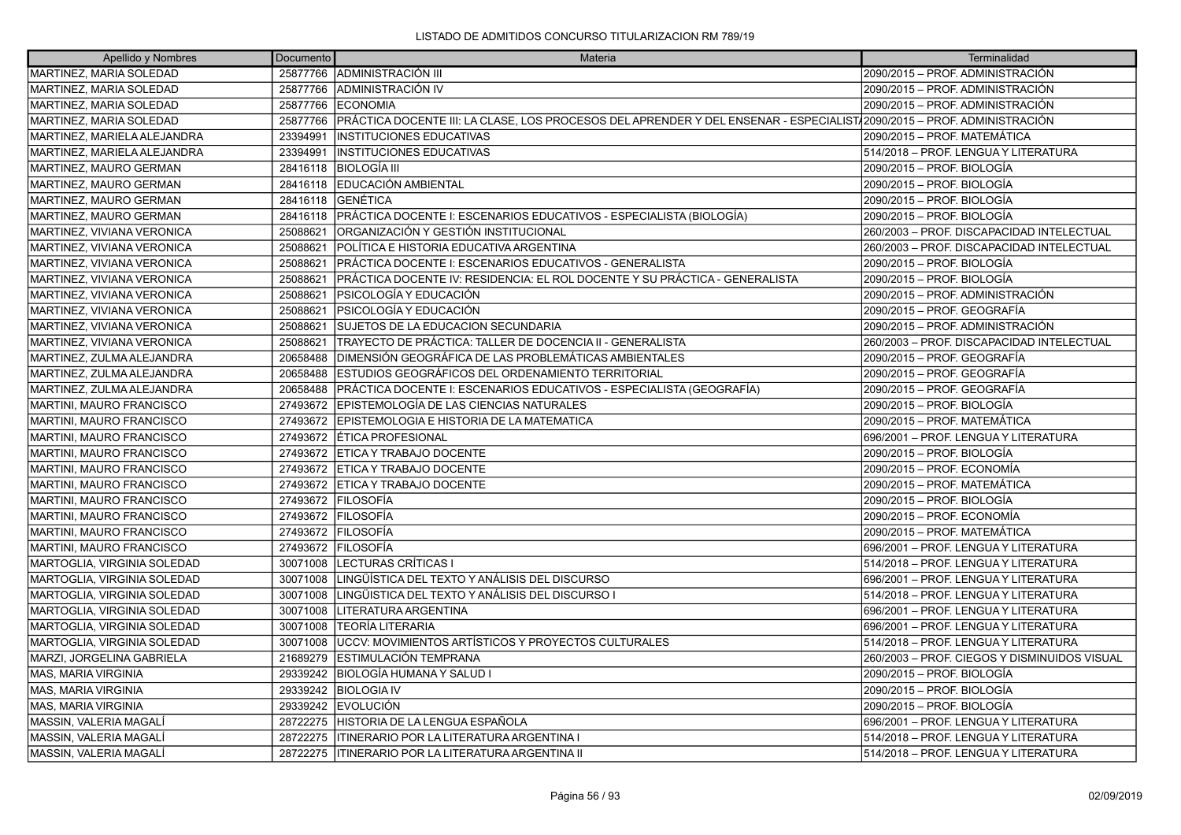LISTADO DE ADMITIDOS CONCURSO TITULARIZACION RM 789/19

| Apellido y Nombres | Documento | Materia | Terminalidad |
|---|---|---|---|
| MARTINEZ, MARIA SOLEDAD | 25877766 | ADMINISTRACIÓN III | 2090/2015 – PROF. ADMINISTRACIÓN |
| MARTINEZ, MARIA SOLEDAD | 25877766 | ADMINISTRACIÓN IV | 2090/2015 – PROF. ADMINISTRACIÓN |
| MARTINEZ, MARIA SOLEDAD | 25877766 | ECONOMIA | 2090/2015 – PROF. ADMINISTRACIÓN |
| MARTINEZ, MARIA SOLEDAD | 25877766 | PRÁCTICA DOCENTE III: LA CLASE, LOS PROCESOS DEL APRENDER Y DEL ENSENAR - ESPECIALIST/ | 2090/2015 – PROF. ADMINISTRACIÓN |
| MARTINEZ, MARIELA ALEJANDRA | 23394991 | INSTITUCIONES EDUCATIVAS | 2090/2015 – PROF. MATEMÁTICA |
| MARTINEZ, MARIELA ALEJANDRA | 23394991 | INSTITUCIONES EDUCATIVAS | 514/2018 – PROF. LENGUA Y LITERATURA |
| MARTINEZ, MAURO GERMAN | 28416118 | BIOLOGÍA III | 2090/2015 – PROF. BIOLOGÍA |
| MARTINEZ, MAURO GERMAN | 28416118 | EDUCACIÓN AMBIENTAL | 2090/2015 – PROF. BIOLOGÍA |
| MARTINEZ, MAURO GERMAN | 28416118 | GENÉTICA | 2090/2015 – PROF. BIOLOGÍA |
| MARTINEZ, MAURO GERMAN | 28416118 | PRÁCTICA DOCENTE I: ESCENARIOS EDUCATIVOS - ESPECIALISTA (BIOLOGÍA) | 2090/2015 – PROF. BIOLOGÍA |
| MARTINEZ, VIVIANA VERONICA | 25088621 | ORGANIZACIÓN Y GESTIÓN INSTITUCIONAL | 260/2003 – PROF. DISCAPACIDAD INTELECTUAL |
| MARTINEZ, VIVIANA VERONICA | 25088621 | POLÍTICA E HISTORIA EDUCATIVA ARGENTINA | 260/2003 – PROF. DISCAPACIDAD INTELECTUAL |
| MARTINEZ, VIVIANA VERONICA | 25088621 | PRÁCTICA DOCENTE I: ESCENARIOS EDUCATIVOS - GENERALISTA | 2090/2015 – PROF. BIOLOGÍA |
| MARTINEZ, VIVIANA VERONICA | 25088621 | PRÁCTICA DOCENTE IV: RESIDENCIA: EL ROL DOCENTE Y SU PRÁCTICA - GENERALISTA | 2090/2015 – PROF. BIOLOGÍA |
| MARTINEZ, VIVIANA VERONICA | 25088621 | PSICOLOGÍA Y EDUCACIÓN | 2090/2015 – PROF. ADMINISTRACIÓN |
| MARTINEZ, VIVIANA VERONICA | 25088621 | PSICOLOGÍA Y EDUCACIÓN | 2090/2015 – PROF. GEOGRAFÍA |
| MARTINEZ, VIVIANA VERONICA | 25088621 | SUJETOS DE LA EDUCACION SECUNDARIA | 2090/2015 – PROF. ADMINISTRACIÓN |
| MARTINEZ, VIVIANA VERONICA | 25088621 | TRAYECTO DE PRÁCTICA: TALLER DE DOCENCIA II - GENERALISTA | 260/2003 – PROF. DISCAPACIDAD INTELECTUAL |
| MARTINEZ, ZULMA ALEJANDRA | 20658488 | DIMENSIÓN GEOGRÁFICA DE LAS PROBLEMÁTICAS AMBIENTALES | 2090/2015 – PROF. GEOGRAFÍA |
| MARTINEZ, ZULMA ALEJANDRA | 20658488 | ESTUDIOS GEOGRÁFICOS DEL ORDENAMIENTO TERRITORIAL | 2090/2015 – PROF. GEOGRAFÍA |
| MARTINEZ, ZULMA ALEJANDRA | 20658488 | PRÁCTICA DOCENTE I: ESCENARIOS EDUCATIVOS - ESPECIALISTA (GEOGRAFÍA) | 2090/2015 – PROF. GEOGRAFÍA |
| MARTINI, MAURO FRANCISCO | 27493672 | EPISTEMOLOGÍA DE LAS CIENCIAS NATURALES | 2090/2015 – PROF. BIOLOGÍA |
| MARTINI, MAURO FRANCISCO | 27493672 | EPISTEMOLOGIA E HISTORIA DE LA MATEMATICA | 2090/2015 – PROF. MATEMÁTICA |
| MARTINI, MAURO FRANCISCO | 27493672 | ÉTICA PROFESIONAL | 696/2001 – PROF. LENGUA Y LITERATURA |
| MARTINI, MAURO FRANCISCO | 27493672 | ETICA Y TRABAJO DOCENTE | 2090/2015 – PROF. BIOLOGÍA |
| MARTINI, MAURO FRANCISCO | 27493672 | ETICA Y TRABAJO DOCENTE | 2090/2015 – PROF. ECONOMÍA |
| MARTINI, MAURO FRANCISCO | 27493672 | ETICA Y TRABAJO DOCENTE | 2090/2015 – PROF. MATEMÁTICA |
| MARTINI, MAURO FRANCISCO | 27493672 | FILOSOFÍA | 2090/2015 – PROF. BIOLOGÍA |
| MARTINI, MAURO FRANCISCO | 27493672 | FILOSOFÍA | 2090/2015 – PROF. ECONOMÍA |
| MARTINI, MAURO FRANCISCO | 27493672 | FILOSOFÍA | 2090/2015 – PROF. MATEMÁTICA |
| MARTINI, MAURO FRANCISCO | 27493672 | FILOSOFÍA | 696/2001 – PROF. LENGUA Y LITERATURA |
| MARTOGLIA, VIRGINIA SOLEDAD | 30071008 | LECTURAS CRÍTICAS I | 514/2018 – PROF. LENGUA Y LITERATURA |
| MARTOGLIA, VIRGINIA SOLEDAD | 30071008 | LINGÜÍSTICA DEL TEXTO Y ANÁLISIS DEL DISCURSO | 696/2001 – PROF. LENGUA Y LITERATURA |
| MARTOGLIA, VIRGINIA SOLEDAD | 30071008 | LINGÜÍSTICA DEL TEXTO Y ANÁLISIS DEL DISCURSO I | 514/2018 – PROF. LENGUA Y LITERATURA |
| MARTOGLIA, VIRGINIA SOLEDAD | 30071008 | LITERATURA ARGENTINA | 696/2001 – PROF. LENGUA Y LITERATURA |
| MARTOGLIA, VIRGINIA SOLEDAD | 30071008 | TEORÍA LITERARIA | 696/2001 – PROF. LENGUA Y LITERATURA |
| MARTOGLIA, VIRGINIA SOLEDAD | 30071008 | UCCV: MOVIMIENTOS ARTÍSTICOS Y PROYECTOS CULTURALES | 514/2018 – PROF. LENGUA Y LITERATURA |
| MARZI, JORGELINA GABRIELA | 21689279 | ESTIMULACIÓN TEMPRANA | 260/2003 – PROF. CIEGOS Y DISMINUIDOS VISUAL |
| MAS, MARIA VIRGINIA | 29339242 | BIOLOGÍA HUMANA Y SALUD I | 2090/2015 – PROF. BIOLOGÍA |
| MAS, MARIA VIRGINIA | 29339242 | BIOLOGIA IV | 2090/2015 – PROF. BIOLOGÍA |
| MAS, MARIA VIRGINIA | 29339242 | EVOLUCIÓN | 2090/2015 – PROF. BIOLOGÍA |
| MASSIN, VALERIA MAGALÍ | 28722275 | HISTORIA DE LA LENGUA ESPAÑOLA | 696/2001 – PROF. LENGUA Y LITERATURA |
| MASSIN, VALERIA MAGALÍ | 28722275 | ITINERARIO POR LA LITERATURA ARGENTINA I | 514/2018 – PROF. LENGUA Y LITERATURA |
| MASSIN, VALERIA MAGALÍ | 28722275 | ITINERARIO POR LA LITERATURA ARGENTINA II | 514/2018 – PROF. LENGUA Y LITERATURA |

02/09/2019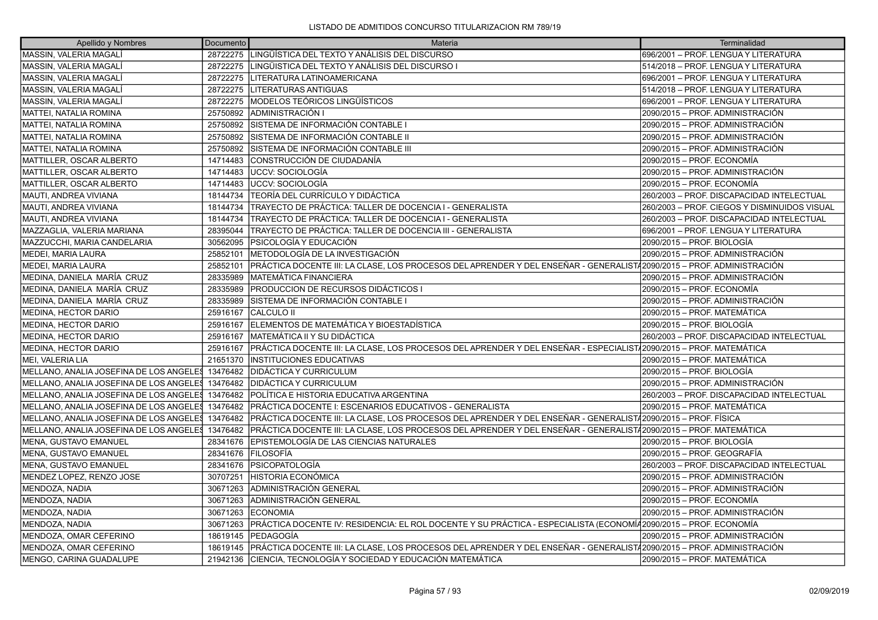LISTADO DE ADMITIDOS CONCURSO TITULARIZACION RM 789/19

| Apellido y Nombres | Documento | Materia | Terminalidad |
|---|---|---|---|
| MASSIN, VALERIA MAGALÍ | 28722275 | LINGÜÍSTICA DEL TEXTO Y ANÁLISIS DEL DISCURSO | 696/2001 – PROF. LENGUA Y LITERATURA |
| MASSIN, VALERIA MAGALÍ | 28722275 | LINGÜISTICA DEL TEXTO Y ANÁLISIS DEL DISCURSO I | 514/2018 – PROF. LENGUA Y LITERATURA |
| MASSIN, VALERIA MAGALÍ | 28722275 | LITERATURA LATINOAMERICANA | 696/2001 – PROF. LENGUA Y LITERATURA |
| MASSIN, VALERIA MAGALÍ | 28722275 | LITERATURAS ANTIGUAS | 514/2018 – PROF. LENGUA Y LITERATURA |
| MASSIN, VALERIA MAGALÍ | 28722275 | MODELOS TEÓRICOS LINGÜÍSTICOS | 696/2001 – PROF. LENGUA Y LITERATURA |
| MATTEI, NATALIA ROMINA | 25750892 | ADMINISTRACIÓN I | 2090/2015 – PROF. ADMINISTRACIÓN |
| MATTEI, NATALIA ROMINA | 25750892 | SISTEMA DE INFORMACIÓN CONTABLE I | 2090/2015 – PROF. ADMINISTRACIÓN |
| MATTEI, NATALIA ROMINA | 25750892 | SISTEMA DE INFORMACIÓN CONTABLE II | 2090/2015 – PROF. ADMINISTRACIÓN |
| MATTEI, NATALIA ROMINA | 25750892 | SISTEMA DE INFORMACIÓN CONTABLE III | 2090/2015 – PROF. ADMINISTRACIÓN |
| MATTILLER, OSCAR ALBERTO | 14714483 | CONSTRUCCIÓN DE CIUDADANÍA | 2090/2015 – PROF. ECONOMÍA |
| MATTILLER, OSCAR ALBERTO | 14714483 | UCCV: SOCIOLOGÍA | 2090/2015 – PROF. ADMINISTRACIÓN |
| MATTILLER, OSCAR ALBERTO | 14714483 | UCCV: SOCIOLOGÍA | 2090/2015 – PROF. ECONOMÍA |
| MAUTI, ANDREA VIVIANA | 18144734 | TEORÍA DEL CURRÍCULO Y DIDÁCTICA | 260/2003 – PROF. DISCAPACIDAD INTELECTUAL |
| MAUTI, ANDREA VIVIANA | 18144734 | TRAYECTO DE PRÁCTICA: TALLER DE DOCENCIA I - GENERALISTA | 260/2003 – PROF. CIEGOS Y DISMINUIDOS VISUAL |
| MAUTI, ANDREA VIVIANA | 18144734 | TRAYECTO DE PRÁCTICA: TALLER DE DOCENCIA I - GENERALISTA | 260/2003 – PROF. DISCAPACIDAD INTELECTUAL |
| MAZZAGLIA, VALERIA MARIANA | 28395044 | TRAYECTO DE PRÁCTICA: TALLER DE DOCENCIA III - GENERALISTA | 696/2001 – PROF. LENGUA Y LITERATURA |
| MAZZUCCHI, MARIA CANDELARIA | 30562095 | PSICOLOGÍA Y EDUCACIÓN | 2090/2015 – PROF. BIOLOGÍA |
| MEDEI, MARIA LAURA | 25852101 | METODOLOGÍA DE LA INVESTIGACIÓN | 2090/2015 – PROF. ADMINISTRACIÓN |
| MEDEI, MARIA LAURA | 25852101 | PRÁCTICA DOCENTE III: LA CLASE, LOS PROCESOS DEL APRENDER Y DEL ENSEÑAR - GENERALISTA | 2090/2015 – PROF. ADMINISTRACIÓN |
| MEDINA, DANIELA MARÍA CRUZ | 28335989 | MATEMÁTICA FINANCIERA | 2090/2015 – PROF. ADMINISTRACIÓN |
| MEDINA, DANIELA MARÍA CRUZ | 28335989 | PRODUCCION DE RECURSOS DIDÁCTICOS I | 2090/2015 – PROF. ECONOMÍA |
| MEDINA, DANIELA MARÍA CRUZ | 28335989 | SISTEMA DE INFORMACIÓN CONTABLE I | 2090/2015 – PROF. ADMINISTRACIÓN |
| MEDINA, HECTOR DARIO | 25916167 | CALCULO II | 2090/2015 – PROF. MATEMÁTICA |
| MEDINA, HECTOR DARIO | 25916167 | ELEMENTOS DE MATEMÁTICA Y BIOESTADÍSTICA | 2090/2015 – PROF. BIOLOGÍA |
| MEDINA, HECTOR DARIO | 25916167 | MATEMÁTICA II Y SU DIDÁCTICA | 260/2003 – PROF. DISCAPACIDAD INTELECTUAL |
| MEDINA, HECTOR DARIO | 25916167 | PRÁCTICA DOCENTE III: LA CLASE, LOS PROCESOS DEL APRENDER Y DEL ENSEÑAR - ESPECIALISTA | 2090/2015 – PROF. MATEMÁTICA |
| MEI, VALERIA LIA | 21651370 | INSTITUCIONES EDUCATIVAS | 2090/2015 – PROF. MATEMÁTICA |
| MELLANO, ANALIA JOSEFINA DE LOS ANGELES | 13476482 | DIDÁCTICA Y CURRICULUM | 2090/2015 – PROF. BIOLOGÍA |
| MELLANO, ANALIA JOSEFINA DE LOS ANGELES | 13476482 | DIDÁCTICA Y CURRICULUM | 2090/2015 – PROF. ADMINISTRACIÓN |
| MELLANO, ANALIA JOSEFINA DE LOS ANGELES | 13476482 | POLÍTICA E HISTORIA EDUCATIVA ARGENTINA | 260/2003 – PROF. DISCAPACIDAD INTELECTUAL |
| MELLANO, ANALIA JOSEFINA DE LOS ANGELES | 13476482 | PRÁCTICA DOCENTE I: ESCENARIOS EDUCATIVOS - GENERALISTA | 2090/2015 – PROF. MATEMÁTICA |
| MELLANO, ANALIA JOSEFINA DE LOS ANGELES | 13476482 | PRÁCTICA DOCENTE III: LA CLASE, LOS PROCESOS DEL APRENDER Y DEL ENSEÑAR - GENERALISTA | 2090/2015 – PROF. FÍSICA |
| MELLANO, ANALIA JOSEFINA DE LOS ANGELES | 13476482 | PRÁCTICA DOCENTE III: LA CLASE, LOS PROCESOS DEL APRENDER Y DEL ENSEÑAR - GENERALISTA | 2090/2015 – PROF. MATEMÁTICA |
| MENA, GUSTAVO EMANUEL | 28341676 | EPISTEMOLOGÍA DE LAS CIENCIAS NATURALES | 2090/2015 – PROF. BIOLOGÍA |
| MENA, GUSTAVO EMANUEL | 28341676 | FILOSOFÍA | 2090/2015 – PROF. GEOGRAFÍA |
| MENA, GUSTAVO EMANUEL | 28341676 | PSICOPATOLOGÍA | 260/2003 – PROF. DISCAPACIDAD INTELECTUAL |
| MENDEZ LOPEZ, RENZO JOSE | 30707251 | HISTORIA ECONÓMICA | 2090/2015 – PROF. ADMINISTRACIÓN |
| MENDOZA, NADIA | 30671263 | ADMINISTRACIÓN GENERAL | 2090/2015 – PROF. ADMINISTRACIÓN |
| MENDOZA, NADIA | 30671263 | ADMINISTRACIÓN GENERAL | 2090/2015 – PROF. ECONOMÍA |
| MENDOZA, NADIA | 30671263 | ECONOMIA | 2090/2015 – PROF. ADMINISTRACIÓN |
| MENDOZA, NADIA | 30671263 | PRÁCTICA DOCENTE IV: RESIDENCIA: EL ROL DOCENTE Y SU PRÁCTICA - ESPECIALISTA (ECONOMÍA | 2090/2015 – PROF. ECONOMÍA |
| MENDOZA, OMAR CEFERINO | 18619145 | PEDAGOGÍA | 2090/2015 – PROF. ADMINISTRACIÓN |
| MENDOZA, OMAR CEFERINO | 18619145 | PRÁCTICA DOCENTE III: LA CLASE, LOS PROCESOS DEL APRENDER Y DEL ENSEÑAR - GENERALISTA | 2090/2015 – PROF. ADMINISTRACIÓN |
| MENGO, CARINA GUADALUPE | 21942136 | CIENCIA, TECNOLOGÍA Y SOCIEDAD Y EDUCACIÓN MATEMÁTICA | 2090/2015 – PROF. MATEMÁTICA |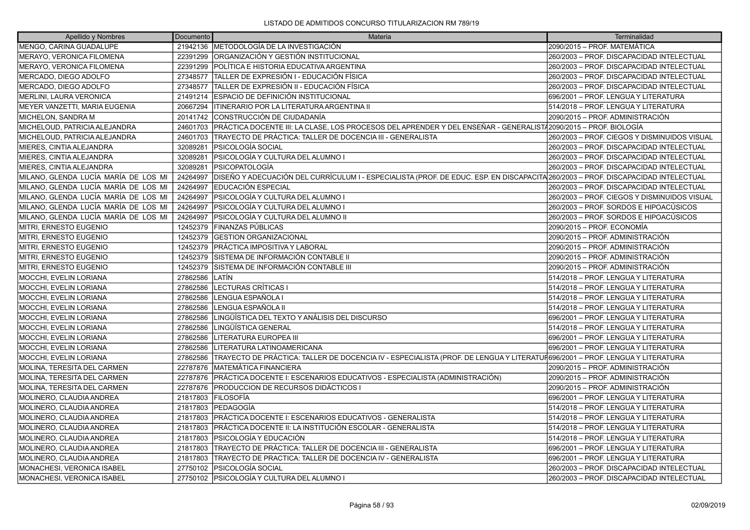LISTADO DE ADMITIDOS CONCURSO TITULARIZACION RM 789/19

| Apellido y Nombres | Documento | Materia | Terminalidad |
|---|---|---|---|
| MENGO, CARINA GUADALUPE | 21942136 | METODOLOGÍA DE LA INVESTIGACIÓN | 2090/2015 – PROF. MATEMÁTICA |
| MERAYO, VERONICA FILOMENA | 22391299 | ORGANIZACIÓN Y GESTIÓN INSTITUCIONAL | 260/2003 – PROF. DISCAPACIDAD INTELECTUAL |
| MERAYO, VERONICA FILOMENA | 22391299 | POLÍTICA E HISTORIA EDUCATIVA ARGENTINA | 260/2003 – PROF. DISCAPACIDAD INTELECTUAL |
| MERCADO, DIEGO ADOLFO | 27348577 | TALLER DE EXPRESIÓN I - EDUCACIÓN FÍSICA | 260/2003 – PROF. DISCAPACIDAD INTELECTUAL |
| MERCADO, DIEGO ADOLFO | 27348577 | TALLER DE EXPRESIÓN II - EDUCACIÓN FÍSICA | 260/2003 – PROF. DISCAPACIDAD INTELECTUAL |
| MERLINI, LAURA VERONICA | 21491214 | ESPACIO DE DEFINICIÓN INSTITUCIONAL | 696/2001 – PROF. LENGUA Y LITERATURA |
| MEYER VANZETTI, MARIA EUGENIA | 20667294 | ITINERARIO POR LA LITERATURA ARGENTINA II | 514/2018 – PROF. LENGUA Y LITERATURA |
| MICHELON, SANDRA M | 20141742 | CONSTRUCCIÓN DE CIUDADANÍA | 2090/2015 – PROF. ADMINISTRACIÓN |
| MICHELOUD, PATRICIA ALEJANDRA | 24601703 | PRÁCTICA DOCENTE III: LA CLASE, LOS PROCESOS DEL APRENDER Y DEL ENSEÑAR - GENERALISTA | 2090/2015 – PROF. BIOLOGÍA |
| MICHELOUD, PATRICIA ALEJANDRA | 24601703 | TRAYECTO DE PRÁCTICA: TALLER DE DOCENCIA III - GENERALISTA | 260/2003 – PROF. CIEGOS Y DISMINUIDOS VISUAL |
| MIERES, CINTIA ALEJANDRA | 32089281 | PSICOLOGÍA SOCIAL | 260/2003 – PROF. DISCAPACIDAD INTELECTUAL |
| MIERES, CINTIA ALEJANDRA | 32089281 | PSICOLOGÍA Y CULTURA DEL ALUMNO I | 260/2003 – PROF. DISCAPACIDAD INTELECTUAL |
| MIERES, CINTIA ALEJANDRA | 32089281 | PSICOPATOLOGÍA | 260/2003 – PROF. DISCAPACIDAD INTELECTUAL |
| MILANO, GLENDA LUCÍA MARÍA DE LOS MI | 24264997 | DISEÑO Y ADECUACIÓN DEL CURRÍCULUM I - ESPECIALISTA (PROF. DE EDUC. ESP. EN DISCAPACITA | 260/2003 – PROF. DISCAPACIDAD INTELECTUAL |
| MILANO, GLENDA LUCÍA MARÍA DE LOS MI | 24264997 | EDUCACIÓN ESPECIAL | 260/2003 – PROF. DISCAPACIDAD INTELECTUAL |
| MILANO, GLENDA LUCÍA MARÍA DE LOS MI | 24264997 | PSICOLOGÍA Y CULTURA DEL ALUMNO I | 260/2003 – PROF. CIEGOS Y DISMINUIDOS VISUAL |
| MILANO, GLENDA LUCÍA MARÍA DE LOS MI | 24264997 | PSICOLOGÍA Y CULTURA DEL ALUMNO I | 260/2003 – PROF. SORDOS E HIPOACÚSICOS |
| MILANO, GLENDA LUCÍA MARÍA DE LOS MI | 24264997 | PSICOLOGÍA Y CULTURA DEL ALUMNO II | 260/2003 – PROF. SORDOS E HIPOACÚSICOS |
| MITRI, ERNESTO EUGENIO | 12452379 | FINANZAS PÚBLICAS | 2090/2015 – PROF. ECONOMÍA |
| MITRI, ERNESTO EUGENIO | 12452379 | GESTION ORGANIZACIONAL | 2090/2015 – PROF. ADMINISTRACIÓN |
| MITRI, ERNESTO EUGENIO | 12452379 | PRÁCTICA IMPOSITIVA Y LABORAL | 2090/2015 – PROF. ADMINISTRACIÓN |
| MITRI, ERNESTO EUGENIO | 12452379 | SISTEMA DE INFORMACIÓN CONTABLE II | 2090/2015 – PROF. ADMINISTRACIÓN |
| MITRI, ERNESTO EUGENIO | 12452379 | SISTEMA DE INFORMACIÓN CONTABLE III | 2090/2015 – PROF. ADMINISTRACIÓN |
| MOCCHI, EVELIN LORIANA | 27862586 | LATÍN | 514/2018 – PROF. LENGUA Y LITERATURA |
| MOCCHI, EVELIN LORIANA | 27862586 | LECTURAS CRÍTICAS I | 514/2018 – PROF. LENGUA Y LITERATURA |
| MOCCHI, EVELIN LORIANA | 27862586 | LENGUA ESPAÑOLA I | 514/2018 – PROF. LENGUA Y LITERATURA |
| MOCCHI, EVELIN LORIANA | 27862586 | LENGUA ESPAÑOLA II | 514/2018 – PROF. LENGUA Y LITERATURA |
| MOCCHI, EVELIN LORIANA | 27862586 | LINGÜÍSTICA DEL TEXTO Y ANÁLISIS DEL DISCURSO | 696/2001 – PROF. LENGUA Y LITERATURA |
| MOCCHI, EVELIN LORIANA | 27862586 | LINGÜÍSTICA GENERAL | 514/2018 – PROF. LENGUA Y LITERATURA |
| MOCCHI, EVELIN LORIANA | 27862586 | LITERATURA EUROPEA III | 696/2001 – PROF. LENGUA Y LITERATURA |
| MOCCHI, EVELIN LORIANA | 27862586 | LITERATURA LATINOAMERICANA | 696/2001 – PROF. LENGUA Y LITERATURA |
| MOCCHI, EVELIN LORIANA | 27862586 | TRAYECTO DE PRÁCTICA: TALLER DE DOCENCIA IV - ESPECIALISTA (PROF. DE LENGUA Y LITERATUR | 696/2001 – PROF. LENGUA Y LITERATURA |
| MOLINA, TERESITA DEL CARMEN | 22787876 | MATEMÁTICA FINANCIERA | 2090/2015 – PROF. ADMINISTRACIÓN |
| MOLINA, TERESITA DEL CARMEN | 22787876 | PRÁCTICA DOCENTE I: ESCENARIOS EDUCATIVOS - ESPECIALISTA (ADMINISTRACIÓN) | 2090/2015 – PROF. ADMINISTRACIÓN |
| MOLINA, TERESITA DEL CARMEN | 22787876 | PRODUCCION DE RECURSOS DIDÁCTICOS I | 2090/2015 – PROF. ADMINISTRACIÓN |
| MOLINERO, CLAUDIA ANDREA | 21817803 | FILOSOFÍA | 696/2001 – PROF. LENGUA Y LITERATURA |
| MOLINERO, CLAUDIA ANDREA | 21817803 | PEDAGOGÍA | 514/2018 – PROF. LENGUA Y LITERATURA |
| MOLINERO, CLAUDIA ANDREA | 21817803 | PRÁCTICA DOCENTE I: ESCENARIOS EDUCATIVOS - GENERALISTA | 514/2018 – PROF. LENGUA Y LITERATURA |
| MOLINERO, CLAUDIA ANDREA | 21817803 | PRÁCTICA DOCENTE II: LA INSTITUCIÓN ESCOLAR - GENERALISTA | 514/2018 – PROF. LENGUA Y LITERATURA |
| MOLINERO, CLAUDIA ANDREA | 21817803 | PSICOLOGÍA Y EDUCACIÓN | 514/2018 – PROF. LENGUA Y LITERATURA |
| MOLINERO, CLAUDIA ANDREA | 21817803 | TRAYECTO DE PRÁCTICA: TALLER DE DOCENCIA III - GENERALISTA | 696/2001 – PROF. LENGUA Y LITERATURA |
| MOLINERO, CLAUDIA ANDREA | 21817803 | TRAYECTO DE PRACTICA: TALLER DE DOCENCIA IV - GENERALISTA | 696/2001 – PROF. LENGUA Y LITERATURA |
| MONACHESI, VERONICA ISABEL | 27750102 | PSICOLOGÍA SOCIAL | 260/2003 – PROF. DISCAPACIDAD INTELECTUAL |
| MONACHESI, VERONICA ISABEL | 27750102 | PSICOLOGÍA Y CULTURA DEL ALUMNO I | 260/2003 – PROF. DISCAPACIDAD INTELECTUAL |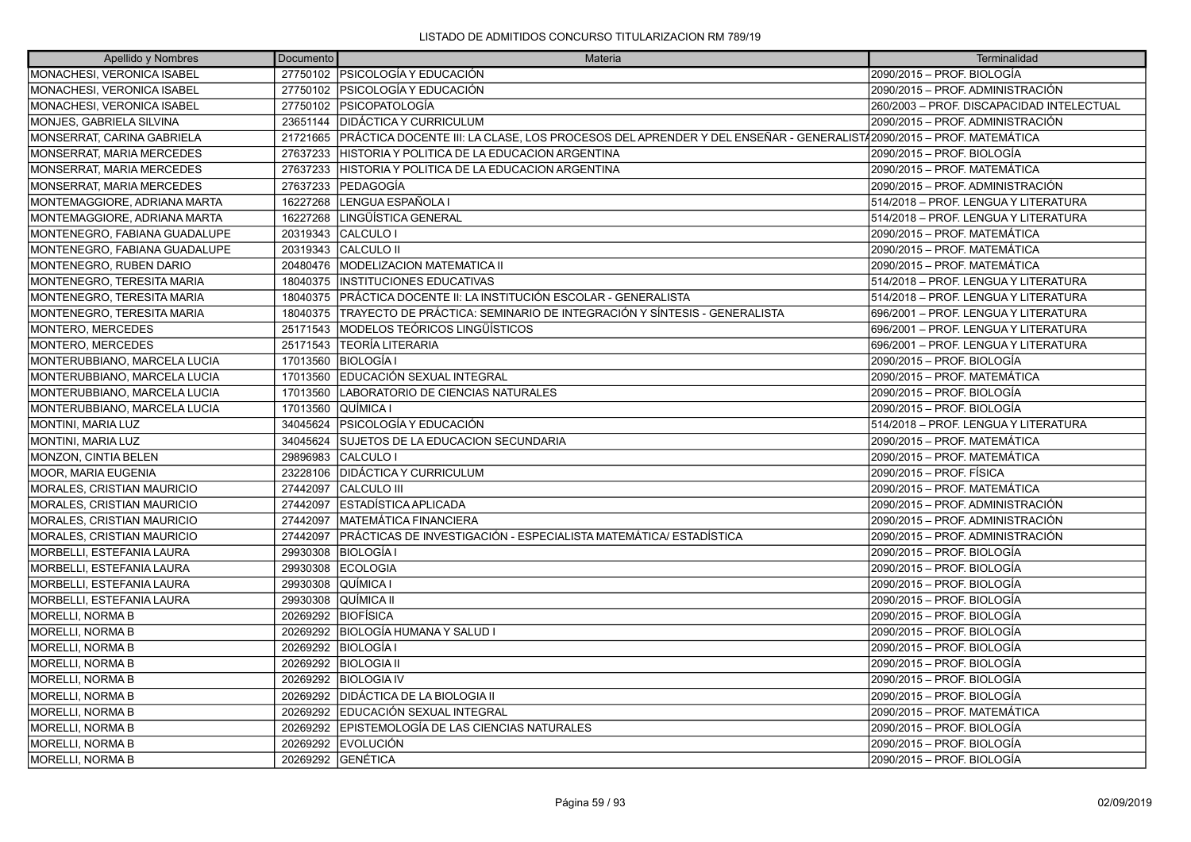LISTADO DE ADMITIDOS CONCURSO TITULARIZACION RM 789/19

| Apellido y Nombres | Documento | Materia | Terminalidad |
|---|---|---|---|
| MONACHESI, VERONICA ISABEL | 27750102 | PSICOLOGÍA Y EDUCACIÓN | 2090/2015 – PROF. BIOLOGÍA |
| MONACHESI, VERONICA ISABEL | 27750102 | PSICOLOGÍA Y EDUCACIÓN | 2090/2015 – PROF. ADMINISTRACIÓN |
| MONACHESI, VERONICA ISABEL | 27750102 | PSICOPATOLOGÍA | 260/2003 – PROF. DISCAPACIDAD INTELECTUAL |
| MONJES, GABRIELA SILVINA | 23651144 | DIDÁCTICA Y CURRICULUM | 2090/2015 – PROF. ADMINISTRACIÓN |
| MONSERRAT, CARINA GABRIELA | 21721665 | PRÁCTICA DOCENTE III: LA CLASE, LOS PROCESOS DEL APRENDER Y DEL ENSEÑAR - GENERALISTA | 2090/2015 – PROF. MATEMÁTICA |
| MONSERRAT, MARIA MERCEDES | 27637233 | HISTORIA Y POLITICA DE LA EDUCACION ARGENTINA | 2090/2015 – PROF. BIOLOGÍA |
| MONSERRAT, MARIA MERCEDES | 27637233 | HISTORIA Y POLITICA DE LA EDUCACION ARGENTINA | 2090/2015 – PROF. MATEMÁTICA |
| MONSERRAT, MARIA MERCEDES | 27637233 | PEDAGOGÍA | 2090/2015 – PROF. ADMINISTRACIÓN |
| MONTEMAGGIORE, ADRIANA MARTA | 16227268 | LENGUA ESPAÑOLA I | 514/2018 – PROF. LENGUA Y LITERATURA |
| MONTEMAGGIORE, ADRIANA MARTA | 16227268 | LINGÜÍSTICA GENERAL | 514/2018 – PROF. LENGUA Y LITERATURA |
| MONTENEGRO, FABIANA GUADALUPE | 20319343 | CALCULO I | 2090/2015 – PROF. MATEMÁTICA |
| MONTENEGRO, FABIANA GUADALUPE | 20319343 | CALCULO II | 2090/2015 – PROF. MATEMÁTICA |
| MONTENEGRO, RUBEN DARIO | 20480476 | MODELIZACION MATEMATICA II | 2090/2015 – PROF. MATEMÁTICA |
| MONTENEGRO, TERESITA MARIA | 18040375 | INSTITUCIONES EDUCATIVAS | 514/2018 – PROF. LENGUA Y LITERATURA |
| MONTENEGRO, TERESITA MARIA | 18040375 | PRÁCTICA DOCENTE II: LA INSTITUCIÓN ESCOLAR - GENERALISTA | 514/2018 – PROF. LENGUA Y LITERATURA |
| MONTENEGRO, TERESITA MARIA | 18040375 | TRAYECTO DE PRÁCTICA: SEMINARIO DE INTEGRACIÓN Y SÍNTESIS - GENERALISTA | 696/2001 – PROF. LENGUA Y LITERATURA |
| MONTERO, MERCEDES | 25171543 | MODELOS TEÓRICOS LINGÜÍSTICOS | 696/2001 – PROF. LENGUA Y LITERATURA |
| MONTERO, MERCEDES | 25171543 | TEORÍA LITERARIA | 696/2001 – PROF. LENGUA Y LITERATURA |
| MONTERUBBIANO, MARCELA LUCIA | 17013560 | BIOLOGÍA I | 2090/2015 – PROF. BIOLOGÍA |
| MONTERUBBIANO, MARCELA LUCIA | 17013560 | EDUCACIÓN SEXUAL INTEGRAL | 2090/2015 – PROF. MATEMÁTICA |
| MONTERUBBIANO, MARCELA LUCIA | 17013560 | LABORATORIO DE CIENCIAS NATURALES | 2090/2015 – PROF. BIOLOGÍA |
| MONTERUBBIANO, MARCELA LUCIA | 17013560 | QUÍMICA I | 2090/2015 – PROF. BIOLOGÍA |
| MONTINI, MARIA LUZ | 34045624 | PSICOLOGÍA Y EDUCACIÓN | 514/2018 – PROF. LENGUA Y LITERATURA |
| MONTINI, MARIA LUZ | 34045624 | SUJETOS DE LA EDUCACION SECUNDARIA | 2090/2015 – PROF. MATEMÁTICA |
| MONZON, CINTIA BELEN | 29896983 | CALCULO I | 2090/2015 – PROF. MATEMÁTICA |
| MOOR, MARIA EUGENIA | 23228106 | DIDÁCTICA Y CURRICULUM | 2090/2015 – PROF. FÍSICA |
| MORALES, CRISTIAN MAURICIO | 27442097 | CALCULO III | 2090/2015 – PROF. MATEMÁTICA |
| MORALES, CRISTIAN MAURICIO | 27442097 | ESTADÍSTICA APLICADA | 2090/2015 – PROF. ADMINISTRACIÓN |
| MORALES, CRISTIAN MAURICIO | 27442097 | MATEMÁTICA FINANCIERA | 2090/2015 – PROF. ADMINISTRACIÓN |
| MORALES, CRISTIAN MAURICIO | 27442097 | PRÁCTICAS DE INVESTIGACIÓN - ESPECIALISTA MATEMÁTICA/ ESTADÍSTICA | 2090/2015 – PROF. ADMINISTRACIÓN |
| MORBELLI, ESTEFANIA LAURA | 29930308 | BIOLOGÍA I | 2090/2015 – PROF. BIOLOGÍA |
| MORBELLI, ESTEFANIA LAURA | 29930308 | ECOLOGIA | 2090/2015 – PROF. BIOLOGÍA |
| MORBELLI, ESTEFANIA LAURA | 29930308 | QUÍMICA I | 2090/2015 – PROF. BIOLOGÍA |
| MORBELLI, ESTEFANIA LAURA | 29930308 | QUÍMICA II | 2090/2015 – PROF. BIOLOGÍA |
| MORELLI, NORMA B | 20269292 | BIOFÍSICA | 2090/2015 – PROF. BIOLOGÍA |
| MORELLI, NORMA B | 20269292 | BIOLOGÍA HUMANA Y SALUD I | 2090/2015 – PROF. BIOLOGÍA |
| MORELLI, NORMA B | 20269292 | BIOLOGÍA I | 2090/2015 – PROF. BIOLOGÍA |
| MORELLI, NORMA B | 20269292 | BIOLOGIA II | 2090/2015 – PROF. BIOLOGÍA |
| MORELLI, NORMA B | 20269292 | BIOLOGIA IV | 2090/2015 – PROF. BIOLOGÍA |
| MORELLI, NORMA B | 20269292 | DIDÁCTICA DE LA BIOLOGIA II | 2090/2015 – PROF. BIOLOGÍA |
| MORELLI, NORMA B | 20269292 | EDUCACIÓN SEXUAL INTEGRAL | 2090/2015 – PROF. MATEMÁTICA |
| MORELLI, NORMA B | 20269292 | EPISTEMOLOGÍA DE LAS CIENCIAS NATURALES | 2090/2015 – PROF. BIOLOGÍA |
| MORELLI, NORMA B | 20269292 | EVOLUCIÓN | 2090/2015 – PROF. BIOLOGÍA |
| MORELLI, NORMA B | 20269292 | GENÉTICA | 2090/2015 – PROF. BIOLOGÍA |

02/09/2019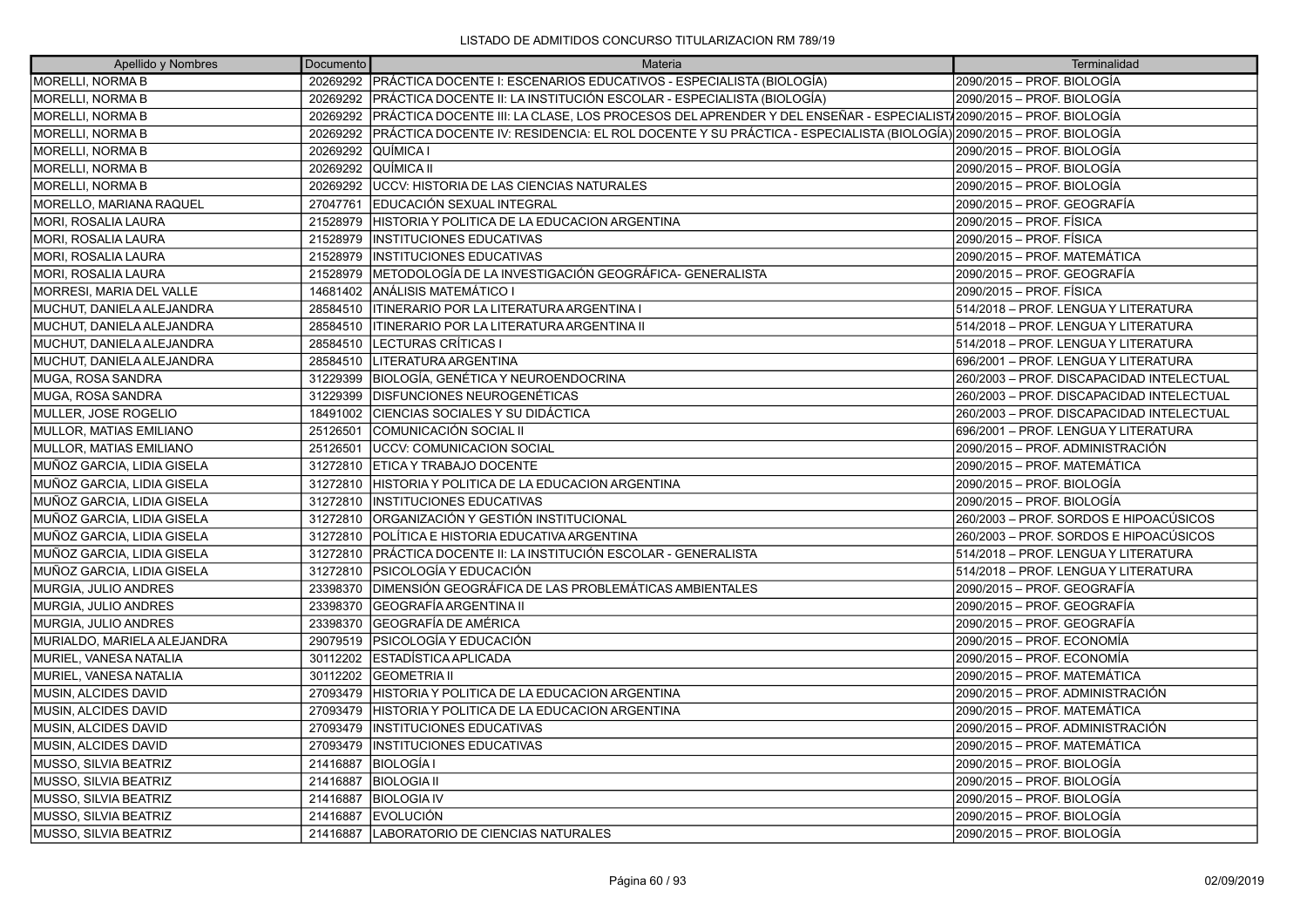LISTADO DE ADMITIDOS CONCURSO TITULARIZACION RM 789/19

| Apellido y Nombres | Documento | Materia | Terminalidad |
|---|---|---|---|
| MORELLI, NORMA B | 20269292 | PRÁCTICA DOCENTE I: ESCENARIOS EDUCATIVOS - ESPECIALISTA (BIOLOGÍA) | 2090/2015 – PROF. BIOLOGÍA |
| MORELLI, NORMA B | 20269292 | PRÁCTICA DOCENTE II: LA INSTITUCIÓN ESCOLAR - ESPECIALISTA (BIOLOGÍA) | 2090/2015 – PROF. BIOLOGÍA |
| MORELLI, NORMA B | 20269292 | PRÁCTICA DOCENTE III: LA CLASE, LOS PROCESOS DEL APRENDER Y DEL ENSEÑAR - ESPECIALISTA | 2090/2015 – PROF. BIOLOGÍA |
| MORELLI, NORMA B | 20269292 | PRÁCTICA DOCENTE IV: RESIDENCIA: EL ROL DOCENTE Y SU PRÁCTICA - ESPECIALISTA (BIOLOGÍA) | 2090/2015 – PROF. BIOLOGÍA |
| MORELLI, NORMA B | 20269292 | QUÍMICA I | 2090/2015 – PROF. BIOLOGÍA |
| MORELLI, NORMA B | 20269292 | QUÍMICA II | 2090/2015 – PROF. BIOLOGÍA |
| MORELLI, NORMA B | 20269292 | UCCV: HISTORIA DE LAS CIENCIAS NATURALES | 2090/2015 – PROF. BIOLOGÍA |
| MORELLO, MARIANA RAQUEL | 27047761 | EDUCACIÓN SEXUAL INTEGRAL | 2090/2015 – PROF. GEOGRAFÍA |
| MORI, ROSALIA LAURA | 21528979 | HISTORIA Y POLITICA DE LA EDUCACION ARGENTINA | 2090/2015 – PROF. FÍSICA |
| MORI, ROSALIA LAURA | 21528979 | INSTITUCIONES EDUCATIVAS | 2090/2015 – PROF. FÍSICA |
| MORI, ROSALIA LAURA | 21528979 | INSTITUCIONES EDUCATIVAS | 2090/2015 – PROF. MATEMÁTICA |
| MORI, ROSALIA LAURA | 21528979 | METODOLOGÍA DE LA INVESTIGACIÓN GEOGRÁFICA- GENERALISTA | 2090/2015 – PROF. GEOGRAFÍA |
| MORRESI, MARIA DEL VALLE | 14681402 | ANÁLISIS MATEMÁTICO I | 2090/2015 – PROF. FÍSICA |
| MUCHUT, DANIELA ALEJANDRA | 28584510 | ITINERARIO POR LA LITERATURA ARGENTINA I | 514/2018 – PROF. LENGUA Y LITERATURA |
| MUCHUT, DANIELA ALEJANDRA | 28584510 | ITINERARIO POR LA LITERATURA ARGENTINA II | 514/2018 – PROF. LENGUA Y LITERATURA |
| MUCHUT, DANIELA ALEJANDRA | 28584510 | LECTURAS CRÍTICAS I | 514/2018 – PROF. LENGUA Y LITERATURA |
| MUCHUT, DANIELA ALEJANDRA | 28584510 | LITERATURA ARGENTINA | 696/2001 – PROF. LENGUA Y LITERATURA |
| MUGA, ROSA SANDRA | 31229399 | BIOLOGÍA, GENÉTICA Y NEUROENDOCRINA | 260/2003 – PROF. DISCAPACIDAD INTELECTUAL |
| MUGA, ROSA SANDRA | 31229399 | DISFUNCIONES NEUROGENÉTICAS | 260/2003 – PROF. DISCAPACIDAD INTELECTUAL |
| MULLER, JOSE ROGELIO | 18491002 | CIENCIAS SOCIALES Y SU DIDÁCTICA | 260/2003 – PROF. DISCAPACIDAD INTELECTUAL |
| MULLOR, MATIAS EMILIANO | 25126501 | COMUNICACIÓN SOCIAL II | 696/2001 – PROF. LENGUA Y LITERATURA |
| MULLOR, MATIAS EMILIANO | 25126501 | UCCV: COMUNICACION SOCIAL | 2090/2015 – PROF. ADMINISTRACIÓN |
| MUÑOZ GARCIA, LIDIA GISELA | 31272810 | ETICA Y TRABAJO DOCENTE | 2090/2015 – PROF. MATEMÁTICA |
| MUÑOZ GARCIA, LIDIA GISELA | 31272810 | HISTORIA Y POLITICA DE LA EDUCACION ARGENTINA | 2090/2015 – PROF. BIOLOGÍA |
| MUÑOZ GARCIA, LIDIA GISELA | 31272810 | INSTITUCIONES EDUCATIVAS | 2090/2015 – PROF. BIOLOGÍA |
| MUÑOZ GARCIA, LIDIA GISELA | 31272810 | ORGANIZACIÓN Y GESTIÓN INSTITUCIONAL | 260/2003 – PROF. SORDOS E HIPOACÚSICOS |
| MUÑOZ GARCIA, LIDIA GISELA | 31272810 | POLÍTICA E HISTORIA EDUCATIVA ARGENTINA | 260/2003 – PROF. SORDOS E HIPOACÚSICOS |
| MUÑOZ GARCIA, LIDIA GISELA | 31272810 | PRÁCTICA DOCENTE II: LA INSTITUCIÓN ESCOLAR - GENERALISTA | 514/2018 – PROF. LENGUA Y LITERATURA |
| MUÑOZ GARCIA, LIDIA GISELA | 31272810 | PSICOLOGÍA Y EDUCACIÓN | 514/2018 – PROF. LENGUA Y LITERATURA |
| MURGIA, JULIO ANDRES | 23398370 | DIMENSIÓN GEOGRÁFICA DE LAS PROBLEMÁTICAS AMBIENTALES | 2090/2015 – PROF. GEOGRAFÍA |
| MURGIA, JULIO ANDRES | 23398370 | GEOGRAFÍA ARGENTINA II | 2090/2015 – PROF. GEOGRAFÍA |
| MURGIA, JULIO ANDRES | 23398370 | GEOGRAFÍA DE AMÉRICA | 2090/2015 – PROF. GEOGRAFÍA |
| MURIALDO, MARIELA ALEJANDRA | 29079519 | PSICOLOGÍA Y EDUCACIÓN | 2090/2015 – PROF. ECONOMÍA |
| MURIEL, VANESA NATALIA | 30112202 | ESTADÍSTICA APLICADA | 2090/2015 – PROF. ECONOMÍA |
| MURIEL, VANESA NATALIA | 30112202 | GEOMETRIA II | 2090/2015 – PROF. MATEMÁTICA |
| MUSIN, ALCIDES DAVID | 27093479 | HISTORIA Y POLITICA DE LA EDUCACION ARGENTINA | 2090/2015 – PROF. ADMINISTRACIÓN |
| MUSIN, ALCIDES DAVID | 27093479 | HISTORIA Y POLITICA DE LA EDUCACION ARGENTINA | 2090/2015 – PROF. MATEMÁTICA |
| MUSIN, ALCIDES DAVID | 27093479 | INSTITUCIONES EDUCATIVAS | 2090/2015 – PROF. ADMINISTRACIÓN |
| MUSIN, ALCIDES DAVID | 27093479 | INSTITUCIONES EDUCATIVAS | 2090/2015 – PROF. MATEMÁTICA |
| MUSSO, SILVIA BEATRIZ | 21416887 | BIOLOGÍA I | 2090/2015 – PROF. BIOLOGÍA |
| MUSSO, SILVIA BEATRIZ | 21416887 | BIOLOGIA II | 2090/2015 – PROF. BIOLOGÍA |
| MUSSO, SILVIA BEATRIZ | 21416887 | BIOLOGIA IV | 2090/2015 – PROF. BIOLOGÍA |
| MUSSO, SILVIA BEATRIZ | 21416887 | EVOLUCIÓN | 2090/2015 – PROF. BIOLOGÍA |
| MUSSO, SILVIA BEATRIZ | 21416887 | LABORATORIO DE CIENCIAS NATURALES | 2090/2015 – PROF. BIOLOGÍA |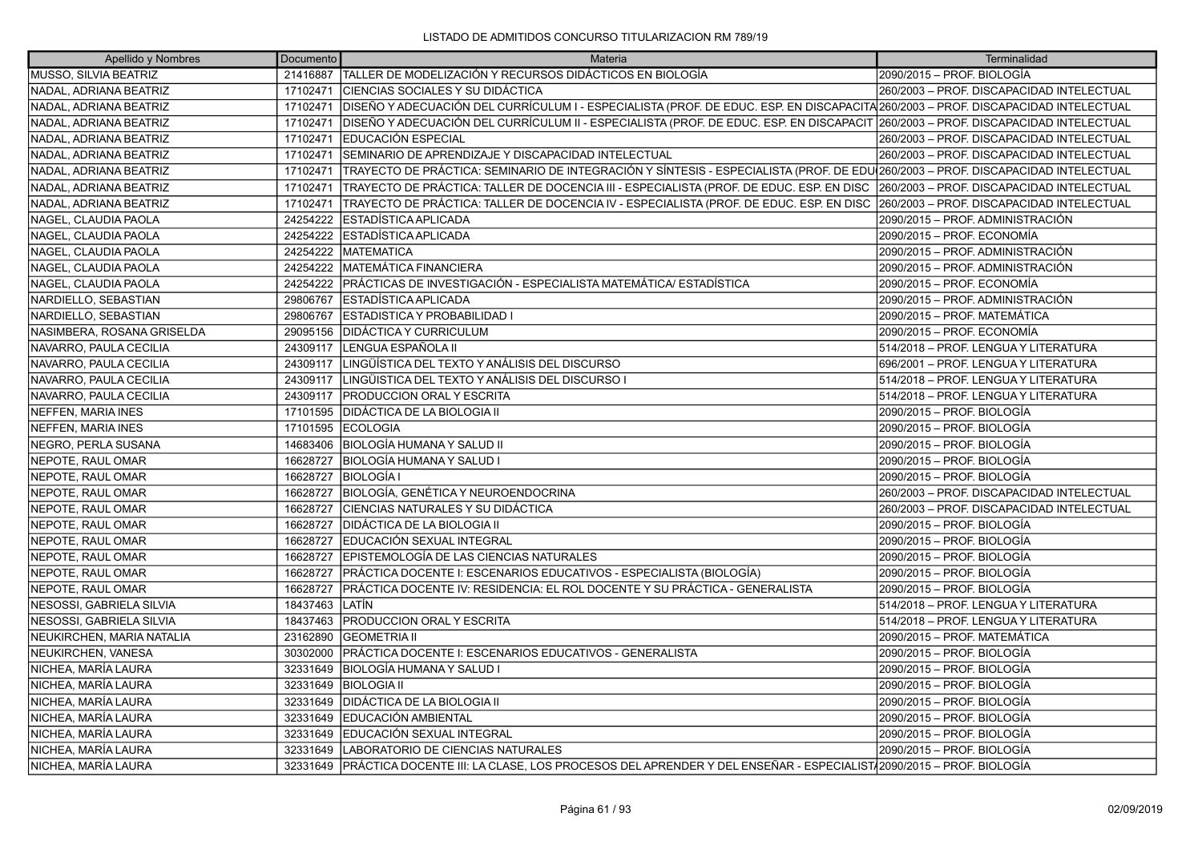LISTADO DE ADMITIDOS CONCURSO TITULARIZACION RM 789/19

| Apellido y Nombres | Documento | Materia | Terminalidad |
|---|---|---|---|
| MUSSO, SILVIA BEATRIZ | 21416887 | TALLER DE MODELIZACIÓN Y RECURSOS DIDÁCTICOS EN BIOLOGÍA | 2090/2015 – PROF. BIOLOGÍA |
| NADAL, ADRIANA BEATRIZ | 17102471 | CIENCIAS SOCIALES Y SU DIDÁCTICA | 260/2003 – PROF. DISCAPACIDAD INTELECTUAL |
| NADAL, ADRIANA BEATRIZ | 17102471 | DISEÑO Y ADECUACIÓN DEL CURRÍCULUM I - ESPECIALISTA (PROF. DE EDUC. ESP. EN DISCAPACITA | 260/2003 – PROF. DISCAPACIDAD INTELECTUAL |
| NADAL, ADRIANA BEATRIZ | 17102471 | DISEÑO Y ADECUACIÓN DEL CURRÍCULUM II - ESPECIALISTA (PROF. DE EDUC. ESP. EN DISCAPACIT | 260/2003 – PROF. DISCAPACIDAD INTELECTUAL |
| NADAL, ADRIANA BEATRIZ | 17102471 | EDUCACIÓN ESPECIAL | 260/2003 – PROF. DISCAPACIDAD INTELECTUAL |
| NADAL, ADRIANA BEATRIZ | 17102471 | SEMINARIO DE APRENDIZAJE Y DISCAPACIDAD INTELECTUAL | 260/2003 – PROF. DISCAPACIDAD INTELECTUAL |
| NADAL, ADRIANA BEATRIZ | 17102471 | TRAYECTO DE PRÁCTICA: SEMINARIO DE INTEGRACIÓN Y SÍNTESIS - ESPECIALISTA (PROF. DE EDU | 260/2003 – PROF. DISCAPACIDAD INTELECTUAL |
| NADAL, ADRIANA BEATRIZ | 17102471 | TRAYECTO DE PRÁCTICA: TALLER DE DOCENCIA III - ESPECIALISTA (PROF. DE EDUC. ESP. EN DISC | 260/2003 – PROF. DISCAPACIDAD INTELECTUAL |
| NADAL, ADRIANA BEATRIZ | 17102471 | TRAYECTO DE PRÁCTICA: TALLER DE DOCENCIA IV - ESPECIALISTA (PROF. DE EDUC. ESP. EN DISC | 260/2003 – PROF. DISCAPACIDAD INTELECTUAL |
| NAGEL, CLAUDIA PAOLA | 24254222 | ESTADÍSTICA APLICADA | 2090/2015 – PROF. ADMINISTRACIÓN |
| NAGEL, CLAUDIA PAOLA | 24254222 | ESTADÍSTICA APLICADA | 2090/2015 – PROF. ECONOMÍA |
| NAGEL, CLAUDIA PAOLA | 24254222 | MATEMATICA | 2090/2015 – PROF. ADMINISTRACIÓN |
| NAGEL, CLAUDIA PAOLA | 24254222 | MATEMÁTICA FINANCIERA | 2090/2015 – PROF. ADMINISTRACIÓN |
| NAGEL, CLAUDIA PAOLA | 24254222 | PRÁCTICAS DE INVESTIGACIÓN - ESPECIALISTA MATEMÁTICA/ ESTADÍSTICA | 2090/2015 – PROF. ECONOMÍA |
| NARDIELLO, SEBASTIAN | 29806767 | ESTADÍSTICA APLICADA | 2090/2015 – PROF. ADMINISTRACIÓN |
| NARDIELLO, SEBASTIAN | 29806767 | ESTADISTICA Y PROBABILIDAD I | 2090/2015 – PROF. MATEMÁTICA |
| NASIMBERA, ROSANA GRISELDA | 29095156 | DIDÁCTICA Y CURRICULUM | 2090/2015 – PROF. ECONOMÍA |
| NAVARRO, PAULA CECILIA | 24309117 | LENGUA ESPAÑOLA II | 514/2018 – PROF. LENGUA Y LITERATURA |
| NAVARRO, PAULA CECILIA | 24309117 | LINGÜÍSTICA DEL TEXTO Y ANÁLISIS DEL DISCURSO | 696/2001 – PROF. LENGUA Y LITERATURA |
| NAVARRO, PAULA CECILIA | 24309117 | LINGÜISTICA DEL TEXTO Y ANÁLISIS DEL DISCURSO I | 514/2018 – PROF. LENGUA Y LITERATURA |
| NAVARRO, PAULA CECILIA | 24309117 | PRODUCCION ORAL Y ESCRITA | 514/2018 – PROF. LENGUA Y LITERATURA |
| NEFFEN, MARIA INES | 17101595 | DIDÁCTICA DE LA BIOLOGIA II | 2090/2015 – PROF. BIOLOGÍA |
| NEFFEN, MARIA INES | 17101595 | ECOLOGIA | 2090/2015 – PROF. BIOLOGÍA |
| NEGRO, PERLA SUSANA | 14683406 | BIOLOGÍA HUMANA Y SALUD II | 2090/2015 – PROF. BIOLOGÍA |
| NEPOTE, RAUL OMAR | 16628727 | BIOLOGÍA HUMANA Y SALUD I | 2090/2015 – PROF. BIOLOGÍA |
| NEPOTE, RAUL OMAR | 16628727 | BIOLOGÍA I | 2090/2015 – PROF. BIOLOGÍA |
| NEPOTE, RAUL OMAR | 16628727 | BIOLOGÍA, GENÉTICA Y NEUROENDOCRINA | 260/2003 – PROF. DISCAPACIDAD INTELECTUAL |
| NEPOTE, RAUL OMAR | 16628727 | CIENCIAS NATURALES Y SU DIDÁCTICA | 260/2003 – PROF. DISCAPACIDAD INTELECTUAL |
| NEPOTE, RAUL OMAR | 16628727 | DIDÁCTICA DE LA BIOLOGIA II | 2090/2015 – PROF. BIOLOGÍA |
| NEPOTE, RAUL OMAR | 16628727 | EDUCACIÓN SEXUAL INTEGRAL | 2090/2015 – PROF. BIOLOGÍA |
| NEPOTE, RAUL OMAR | 16628727 | EPISTEMOLOGÍA DE LAS CIENCIAS NATURALES | 2090/2015 – PROF. BIOLOGÍA |
| NEPOTE, RAUL OMAR | 16628727 | PRÁCTICA DOCENTE I: ESCENARIOS EDUCATIVOS - ESPECIALISTA (BIOLOGÍA) | 2090/2015 – PROF. BIOLOGÍA |
| NEPOTE, RAUL OMAR | 16628727 | PRÁCTICA DOCENTE IV: RESIDENCIA: EL ROL DOCENTE Y SU PRÁCTICA - GENERALISTA | 2090/2015 – PROF. BIOLOGÍA |
| NESOSSI, GABRIELA SILVIA | 18437463 | LATÍN | 514/2018 – PROF. LENGUA Y LITERATURA |
| NESOSSI, GABRIELA SILVIA | 18437463 | PRODUCCION ORAL Y ESCRITA | 514/2018 – PROF. LENGUA Y LITERATURA |
| NEUKIRCHEN, MARIA NATALIA | 23162890 | GEOMETRIA II | 2090/2015 – PROF. MATEMÁTICA |
| NEUKIRCHEN, VANESA | 30302000 | PRÁCTICA DOCENTE I: ESCENARIOS EDUCATIVOS - GENERALISTA | 2090/2015 – PROF. BIOLOGÍA |
| NICHEA, MARÍA LAURA | 32331649 | BIOLOGÍA HUMANA Y SALUD I | 2090/2015 – PROF. BIOLOGÍA |
| NICHEA, MARÍA LAURA | 32331649 | BIOLOGIA II | 2090/2015 – PROF. BIOLOGÍA |
| NICHEA, MARÍA LAURA | 32331649 | DIDÁCTICA DE LA BIOLOGIA II | 2090/2015 – PROF. BIOLOGÍA |
| NICHEA, MARÍA LAURA | 32331649 | EDUCACIÓN AMBIENTAL | 2090/2015 – PROF. BIOLOGÍA |
| NICHEA, MARÍA LAURA | 32331649 | EDUCACIÓN SEXUAL INTEGRAL | 2090/2015 – PROF. BIOLOGÍA |
| NICHEA, MARÍA LAURA | 32331649 | LABORATORIO DE CIENCIAS NATURALES | 2090/2015 – PROF. BIOLOGÍA |
| NICHEA, MARÍA LAURA | 32331649 | PRÁCTICA DOCENTE III: LA CLASE, LOS PROCESOS DEL APRENDER Y DEL ENSEÑAR - ESPECIALIST | 2090/2015 – PROF. BIOLOGÍA |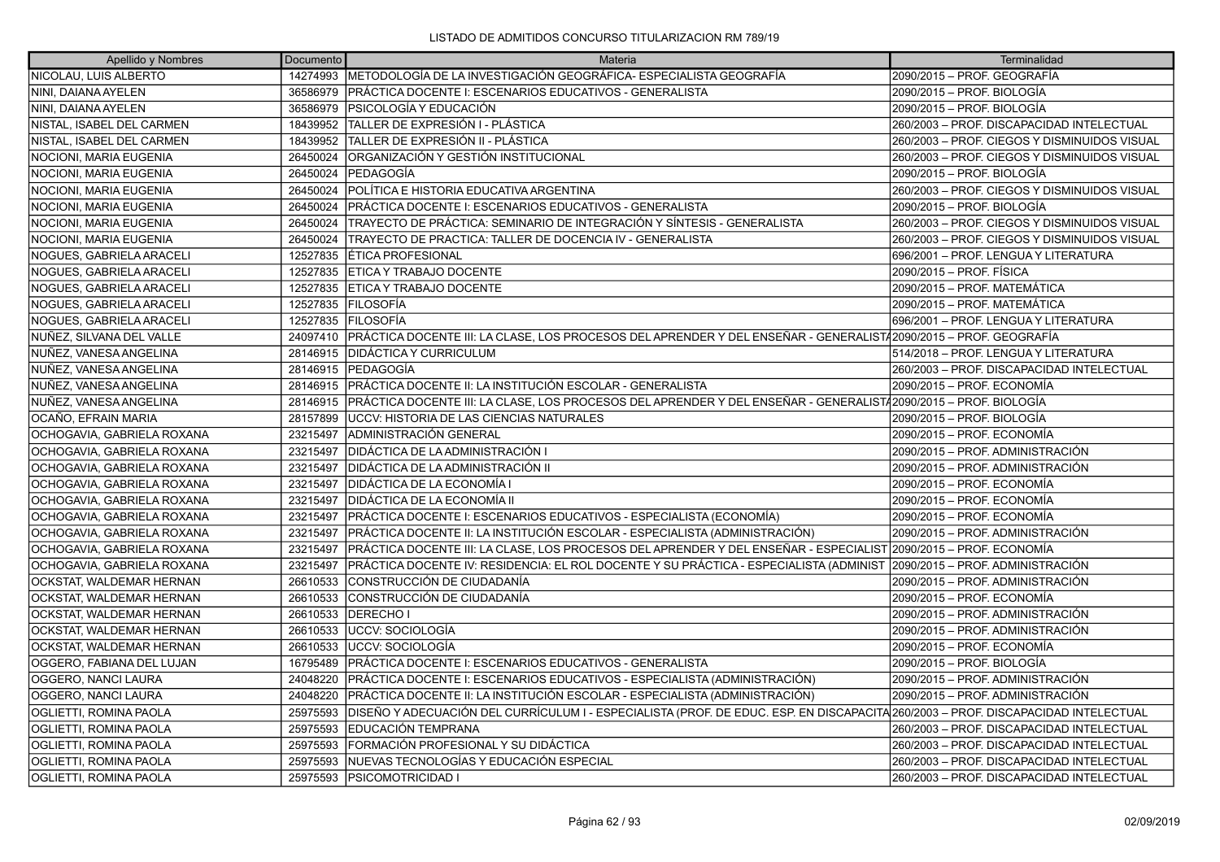LISTADO DE ADMITIDOS CONCURSO TITULARIZACION RM 789/19

| Apellido y Nombres | Documento | Materia | Terminalidad |
|---|---|---|---|
| NICOLAU, LUIS ALBERTO | 14274993 | METODOLOGÍA DE LA INVESTIGACIÓN GEOGRÁFICA- ESPECIALISTA GEOGRAFÍA | 2090/2015 – PROF. GEOGRAFÍA |
| NINI, DAIANA AYELEN | 36586979 | PRÁCTICA DOCENTE I: ESCENARIOS EDUCATIVOS - GENERALISTA | 2090/2015 – PROF. BIOLOGÍA |
| NINI, DAIANA AYELEN | 36586979 | PSICOLOGÍA Y EDUCACIÓN | 2090/2015 – PROF. BIOLOGÍA |
| NISTAL, ISABEL DEL CARMEN | 18439952 | TALLER DE EXPRESIÓN I - PLÁSTICA | 260/2003 – PROF. DISCAPACIDAD INTELECTUAL |
| NISTAL, ISABEL DEL CARMEN | 18439952 | TALLER DE EXPRESIÓN II - PLÁSTICA | 260/2003 – PROF. CIEGOS Y DISMINUIDOS VISUAL |
| NOCIONI, MARIA EUGENIA | 26450024 | ORGANIZACIÓN Y GESTIÓN INSTITUCIONAL | 260/2003 – PROF. CIEGOS Y DISMINUIDOS VISUAL |
| NOCIONI, MARIA EUGENIA | 26450024 | PEDAGOGÍA | 2090/2015 – PROF. BIOLOGÍA |
| NOCIONI, MARIA EUGENIA | 26450024 | POLÍTICA E HISTORIA EDUCATIVA ARGENTINA | 260/2003 – PROF. CIEGOS Y DISMINUIDOS VISUAL |
| NOCIONI, MARIA EUGENIA | 26450024 | PRÁCTICA DOCENTE I: ESCENARIOS EDUCATIVOS - GENERALISTA | 2090/2015 – PROF. BIOLOGÍA |
| NOCIONI, MARIA EUGENIA | 26450024 | TRAYECTO DE PRÁCTICA: SEMINARIO DE INTEGRACIÓN Y SÍNTESIS - GENERALISTA | 260/2003 – PROF. CIEGOS Y DISMINUIDOS VISUAL |
| NOCIONI, MARIA EUGENIA | 26450024 | TRAYECTO DE PRACTICA: TALLER DE DOCENCIA IV - GENERALISTA | 260/2003 – PROF. CIEGOS Y DISMINUIDOS VISUAL |
| NOGUES, GABRIELA ARACELI | 12527835 | ÉTICA PROFESIONAL | 696/2001 – PROF. LENGUA Y LITERATURA |
| NOGUES, GABRIELA ARACELI | 12527835 | ETICA Y TRABAJO DOCENTE | 2090/2015 – PROF. FÍSICA |
| NOGUES, GABRIELA ARACELI | 12527835 | ETICA Y TRABAJO DOCENTE | 2090/2015 – PROF. MATEMÁTICA |
| NOGUES, GABRIELA ARACELI | 12527835 | FILOSOFÍA | 2090/2015 – PROF. MATEMÁTICA |
| NOGUES, GABRIELA ARACELI | 12527835 | FILOSOFÍA | 696/2001 – PROF. LENGUA Y LITERATURA |
| NUÑEZ, SILVANA DEL VALLE | 24097410 | PRÁCTICA DOCENTE III: LA CLASE, LOS PROCESOS DEL APRENDER Y DEL ENSEÑAR - GENERALISTA | 2090/2015 – PROF. GEOGRAFÍA |
| NUÑEZ, VANESA ANGELINA | 28146915 | DIDÁCTICA Y CURRICULUM | 514/2018 – PROF. LENGUA Y LITERATURA |
| NUÑEZ, VANESA ANGELINA | 28146915 | PEDAGOGÍA | 260/2003 – PROF. DISCAPACIDAD INTELECTUAL |
| NUÑEZ, VANESA ANGELINA | 28146915 | PRÁCTICA DOCENTE II: LA INSTITUCIÓN ESCOLAR - GENERALISTA | 2090/2015 – PROF. ECONOMÍA |
| NUÑEZ, VANESA ANGELINA | 28146915 | PRÁCTICA DOCENTE III: LA CLASE, LOS PROCESOS DEL APRENDER Y DEL ENSEÑAR - GENERALISTA | 2090/2015 – PROF. BIOLOGÍA |
| OCAÑO, EFRAIN MARIA | 28157899 | UCCV: HISTORIA DE LAS CIENCIAS NATURALES | 2090/2015 – PROF. BIOLOGÍA |
| OCHOGAVIA, GABRIELA ROXANA | 23215497 | ADMINISTRACIÓN GENERAL | 2090/2015 – PROF. ECONOMÍA |
| OCHOGAVIA, GABRIELA ROXANA | 23215497 | DIDÁCTICA DE LA ADMINISTRACIÓN I | 2090/2015 – PROF. ADMINISTRACIÓN |
| OCHOGAVIA, GABRIELA ROXANA | 23215497 | DIDÁCTICA DE LA ADMINISTRACIÓN II | 2090/2015 – PROF. ADMINISTRACIÓN |
| OCHOGAVIA, GABRIELA ROXANA | 23215497 | DIDÁCTICA DE LA ECONOMÍA I | 2090/2015 – PROF. ECONOMÍA |
| OCHOGAVIA, GABRIELA ROXANA | 23215497 | DIDÁCTICA DE LA ECONOMÍA II | 2090/2015 – PROF. ECONOMÍA |
| OCHOGAVIA, GABRIELA ROXANA | 23215497 | PRÁCTICA DOCENTE I: ESCENARIOS EDUCATIVOS - ESPECIALISTA (ECONOMÍA) | 2090/2015 – PROF. ECONOMÍA |
| OCHOGAVIA, GABRIELA ROXANA | 23215497 | PRÁCTICA DOCENTE II: LA INSTITUCIÓN ESCOLAR - ESPECIALISTA (ADMINISTRACIÓN) | 2090/2015 – PROF. ADMINISTRACIÓN |
| OCHOGAVIA, GABRIELA ROXANA | 23215497 | PRÁCTICA DOCENTE III: LA CLASE, LOS PROCESOS DEL APRENDER Y DEL ENSEÑAR - ESPECIALIST | 2090/2015 – PROF. ECONOMÍA |
| OCHOGAVIA, GABRIELA ROXANA | 23215497 | PRÁCTICA DOCENTE IV: RESIDENCIA: EL ROL DOCENTE Y SU PRÁCTICA - ESPECIALISTA (ADMINIST | 2090/2015 – PROF. ADMINISTRACIÓN |
| OCKSTAT, WALDEMAR HERNAN | 26610533 | CONSTRUCCIÓN DE CIUDADANÍA | 2090/2015 – PROF. ADMINISTRACIÓN |
| OCKSTAT, WALDEMAR HERNAN | 26610533 | CONSTRUCCIÓN DE CIUDADANÍA | 2090/2015 – PROF. ECONOMÍA |
| OCKSTAT, WALDEMAR HERNAN | 26610533 | DERECHO I | 2090/2015 – PROF. ADMINISTRACIÓN |
| OCKSTAT, WALDEMAR HERNAN | 26610533 | UCCV: SOCIOLOGÍA | 2090/2015 – PROF. ADMINISTRACIÓN |
| OCKSTAT, WALDEMAR HERNAN | 26610533 | UCCV: SOCIOLOGÍA | 2090/2015 – PROF. ECONOMÍA |
| OGGERO, FABIANA DEL LUJAN | 16795489 | PRÁCTICA DOCENTE I: ESCENARIOS EDUCATIVOS - GENERALISTA | 2090/2015 – PROF. BIOLOGÍA |
| OGGERO, NANCI LAURA | 24048220 | PRÁCTICA DOCENTE I: ESCENARIOS EDUCATIVOS - ESPECIALISTA (ADMINISTRACIÓN) | 2090/2015 – PROF. ADMINISTRACIÓN |
| OGGERO, NANCI LAURA | 24048220 | PRÁCTICA DOCENTE II: LA INSTITUCIÓN ESCOLAR - ESPECIALISTA (ADMINISTRACIÓN) | 2090/2015 – PROF. ADMINISTRACIÓN |
| OGLIETTI, ROMINA PAOLA | 25975593 | DISEÑO Y ADECUACIÓN DEL CURRÍCULUM I - ESPECIALISTA (PROF. DE EDUC. ESP. EN DISCAPACITA | 260/2003 – PROF. DISCAPACIDAD INTELECTUAL |
| OGLIETTI, ROMINA PAOLA | 25975593 | EDUCACIÓN TEMPRANA | 260/2003 – PROF. DISCAPACIDAD INTELECTUAL |
| OGLIETTI, ROMINA PAOLA | 25975593 | FORMACIÓN PROFESIONAL Y SU DIDÁCTICA | 260/2003 – PROF. DISCAPACIDAD INTELECTUAL |
| OGLIETTI, ROMINA PAOLA | 25975593 | NUEVAS TECNOLOGÍAS Y EDUCACIÓN ESPECIAL | 260/2003 – PROF. DISCAPACIDAD INTELECTUAL |
| OGLIETTI, ROMINA PAOLA | 25975593 | PSICOMOTRICIDAD I | 260/2003 – PROF. DISCAPACIDAD INTELECTUAL |

02/09/2019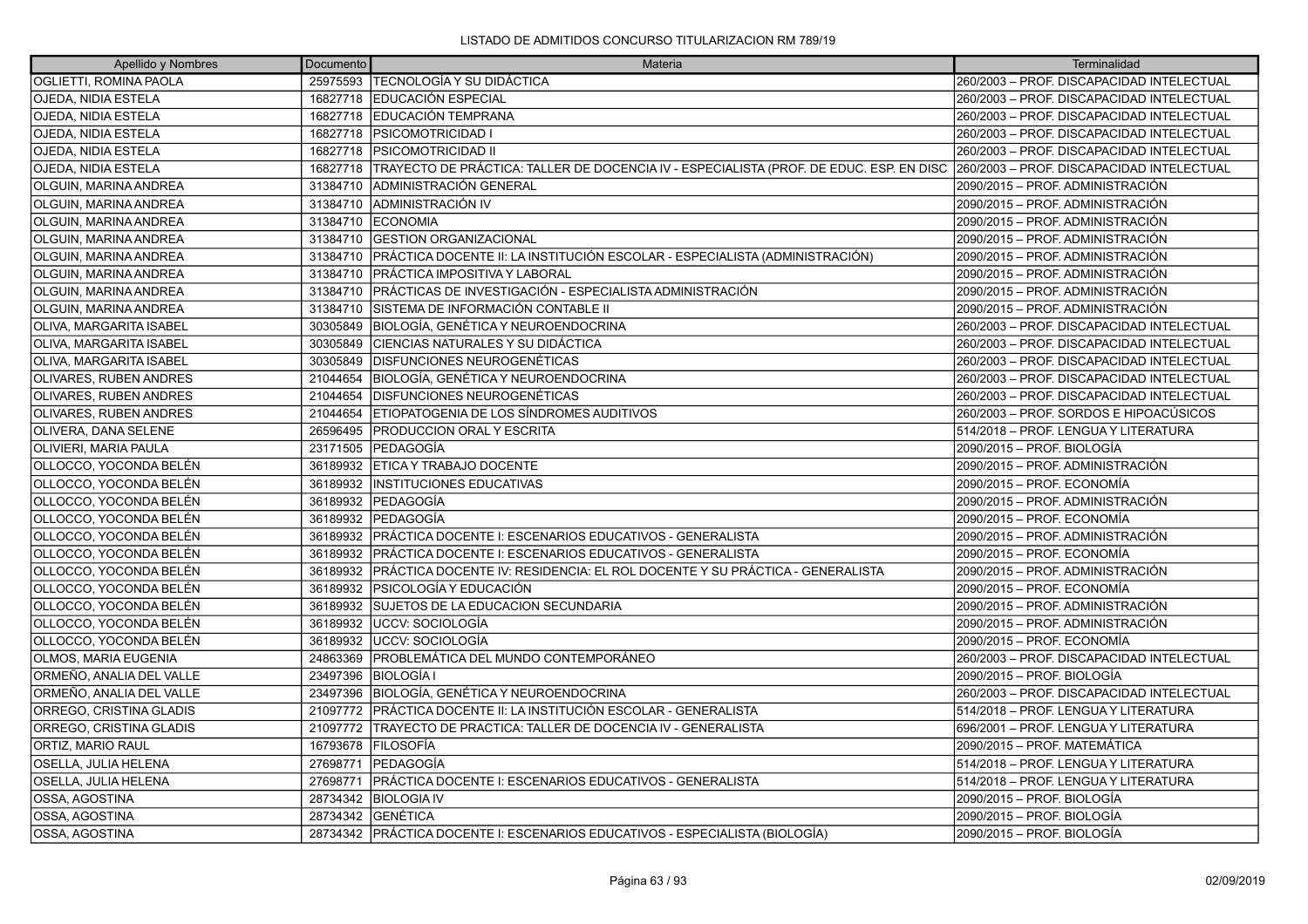LISTADO DE ADMITIDOS CONCURSO TITULARIZACION RM 789/19

| Apellido y Nombres | Documento | Materia | Terminalidad |
|---|---|---|---|
| OGLIETTI, ROMINA PAOLA | 25975593 | TECNOLOGÍA Y SU DIDÁCTICA | 260/2003 – PROF. DISCAPACIDAD INTELECTUAL |
| OJEDA, NIDIA ESTELA | 16827718 | EDUCACIÓN ESPECIAL | 260/2003 – PROF. DISCAPACIDAD INTELECTUAL |
| OJEDA, NIDIA ESTELA | 16827718 | EDUCACIÓN TEMPRANA | 260/2003 – PROF. DISCAPACIDAD INTELECTUAL |
| OJEDA, NIDIA ESTELA | 16827718 | PSICOMOTRICIDAD I | 260/2003 – PROF. DISCAPACIDAD INTELECTUAL |
| OJEDA, NIDIA ESTELA | 16827718 | PSICOMOTRICIDAD II | 260/2003 – PROF. DISCAPACIDAD INTELECTUAL |
| OJEDA, NIDIA ESTELA | 16827718 | TRAYECTO DE PRÁCTICA: TALLER DE DOCENCIA IV - ESPECIALISTA (PROF. DE EDUC. ESP. EN DISC | 260/2003 – PROF. DISCAPACIDAD INTELECTUAL |
| OLGUIN, MARINA ANDREA | 31384710 | ADMINISTRACIÓN GENERAL | 2090/2015 – PROF. ADMINISTRACIÓN |
| OLGUIN, MARINA ANDREA | 31384710 | ADMINISTRACIÓN IV | 2090/2015 – PROF. ADMINISTRACIÓN |
| OLGUIN, MARINA ANDREA | 31384710 | ECONOMIA | 2090/2015 – PROF. ADMINISTRACIÓN |
| OLGUIN, MARINA ANDREA | 31384710 | GESTION ORGANIZACIONAL | 2090/2015 – PROF. ADMINISTRACIÓN |
| OLGUIN, MARINA ANDREA | 31384710 | PRÁCTICA DOCENTE II: LA INSTITUCIÓN ESCOLAR - ESPECIALISTA (ADMINISTRACIÓN) | 2090/2015 – PROF. ADMINISTRACIÓN |
| OLGUIN, MARINA ANDREA | 31384710 | PRÁCTICA IMPOSITIVA Y LABORAL | 2090/2015 – PROF. ADMINISTRACIÓN |
| OLGUIN, MARINA ANDREA | 31384710 | PRÁCTICAS DE INVESTIGACIÓN - ESPECIALISTA ADMINISTRACIÓN | 2090/2015 – PROF. ADMINISTRACIÓN |
| OLGUIN, MARINA ANDREA | 31384710 | SISTEMA DE INFORMACIÓN CONTABLE II | 2090/2015 – PROF. ADMINISTRACIÓN |
| OLIVA, MARGARITA ISABEL | 30305849 | BIOLOGÍA, GENÉTICA Y NEUROENDOCRINA | 260/2003 – PROF. DISCAPACIDAD INTELECTUAL |
| OLIVA, MARGARITA ISABEL | 30305849 | CIENCIAS NATURALES Y SU DIDÁCTICA | 260/2003 – PROF. DISCAPACIDAD INTELECTUAL |
| OLIVA, MARGARITA ISABEL | 30305849 | DISFUNCIONES NEUROGENÉTICAS | 260/2003 – PROF. DISCAPACIDAD INTELECTUAL |
| OLIVARES, RUBEN ANDRES | 21044654 | BIOLOGÍA, GENÉTICA Y NEUROENDOCRINA | 260/2003 – PROF. DISCAPACIDAD INTELECTUAL |
| OLIVARES, RUBEN ANDRES | 21044654 | DISFUNCIONES NEUROGENÉTICAS | 260/2003 – PROF. DISCAPACIDAD INTELECTUAL |
| OLIVARES, RUBEN ANDRES | 21044654 | ETIOPATOGENIA DE LOS SÍNDROMES AUDITIVOS | 260/2003 – PROF. SORDOS E HIPOACÚSICOS |
| OLIVERA, DANA SELENE | 26596495 | PRODUCCION ORAL Y ESCRITA | 514/2018 – PROF. LENGUA Y LITERATURA |
| OLIVIERI, MARIA PAULA | 23171505 | PEDAGOGÍA | 2090/2015 – PROF. BIOLOGÍA |
| OLLOCCO, YOCONDA BELÉN | 36189932 | ETICA Y TRABAJO DOCENTE | 2090/2015 – PROF. ADMINISTRACIÓN |
| OLLOCCO, YOCONDA BELÉN | 36189932 | INSTITUCIONES EDUCATIVAS | 2090/2015 – PROF. ECONOMÍA |
| OLLOCCO, YOCONDA BELÉN | 36189932 | PEDAGOGÍA | 2090/2015 – PROF. ADMINISTRACIÓN |
| OLLOCCO, YOCONDA BELÉN | 36189932 | PEDAGOGÍA | 2090/2015 – PROF. ECONOMÍA |
| OLLOCCO, YOCONDA BELÉN | 36189932 | PRÁCTICA DOCENTE I: ESCENARIOS EDUCATIVOS - GENERALISTA | 2090/2015 – PROF. ADMINISTRACIÓN |
| OLLOCCO, YOCONDA BELÉN | 36189932 | PRÁCTICA DOCENTE I: ESCENARIOS EDUCATIVOS - GENERALISTA | 2090/2015 – PROF. ECONOMÍA |
| OLLOCCO, YOCONDA BELÉN | 36189932 | PRÁCTICA DOCENTE IV: RESIDENCIA: EL ROL DOCENTE Y SU PRÁCTICA - GENERALISTA | 2090/2015 – PROF. ADMINISTRACIÓN |
| OLLOCCO, YOCONDA BELÉN | 36189932 | PSICOLOGÍA Y EDUCACIÓN | 2090/2015 – PROF. ECONOMÍA |
| OLLOCCO, YOCONDA BELÉN | 36189932 | SUJETOS DE LA EDUCACION SECUNDARIA | 2090/2015 – PROF. ADMINISTRACIÓN |
| OLLOCCO, YOCONDA BELÉN | 36189932 | UCCV: SOCIOLOGÍA | 2090/2015 – PROF. ADMINISTRACIÓN |
| OLLOCCO, YOCONDA BELÉN | 36189932 | UCCV: SOCIOLOGÍA | 2090/2015 – PROF. ECONOMÍA |
| OLMOS, MARIA EUGENIA | 24863369 | PROBLEMÁTICA DEL MUNDO CONTEMPORÁNEO | 260/2003 – PROF. DISCAPACIDAD INTELECTUAL |
| ORMEÑO, ANALIA DEL VALLE | 23497396 | BIOLOGÍA I | 2090/2015 – PROF. BIOLOGÍA |
| ORMEÑO, ANALIA DEL VALLE | 23497396 | BIOLOGÍA, GENÉTICA Y NEUROENDOCRINA | 260/2003 – PROF. DISCAPACIDAD INTELECTUAL |
| ORREGO, CRISTINA GLADIS | 21097772 | PRÁCTICA DOCENTE II: LA INSTITUCIÓN ESCOLAR - GENERALISTA | 514/2018 – PROF. LENGUA Y LITERATURA |
| ORREGO, CRISTINA GLADIS | 21097772 | TRAYECTO DE PRACTICA: TALLER DE DOCENCIA IV - GENERALISTA | 696/2001 – PROF. LENGUA Y LITERATURA |
| ORTIZ, MARIO RAUL | 16793678 | FILOSOFÍA | 2090/2015 – PROF. MATEMÁTICA |
| OSELLA, JULIA HELENA | 27698771 | PEDAGOGÍA | 514/2018 – PROF. LENGUA Y LITERATURA |
| OSELLA, JULIA HELENA | 27698771 | PRÁCTICA DOCENTE I: ESCENARIOS EDUCATIVOS - GENERALISTA | 514/2018 – PROF. LENGUA Y LITERATURA |
| OSSA, AGOSTINA | 28734342 | BIOLOGIA IV | 2090/2015 – PROF. BIOLOGÍA |
| OSSA, AGOSTINA | 28734342 | GENÉTICA | 2090/2015 – PROF. BIOLOGÍA |
| OSSA, AGOSTINA | 28734342 | PRÁCTICA DOCENTE I: ESCENARIOS EDUCATIVOS - ESPECIALISTA (BIOLOGÍA) | 2090/2015 – PROF. BIOLOGÍA |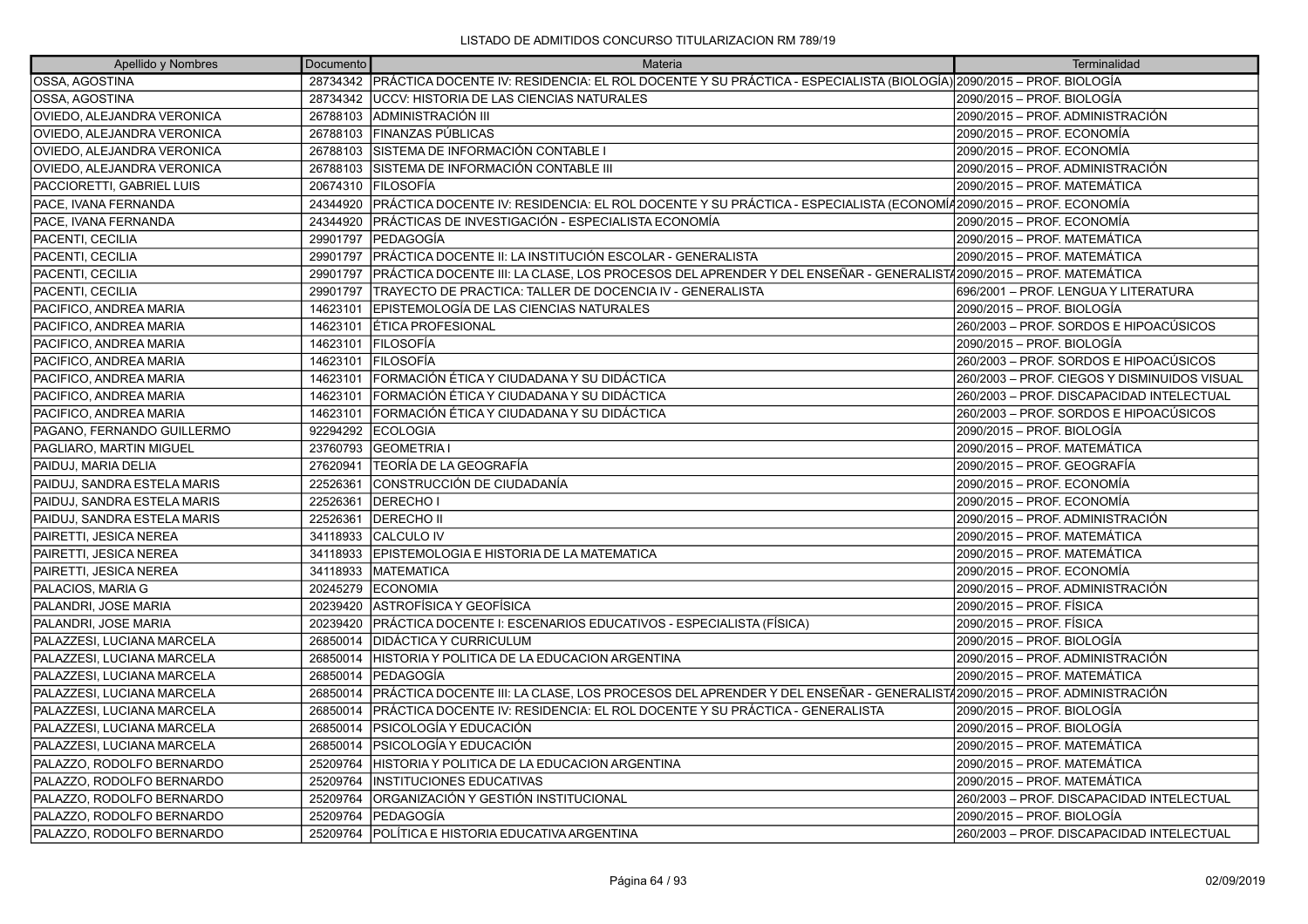LISTADO DE ADMITIDOS CONCURSO TITULARIZACION RM 789/19

| Apellido y Nombres | Documento | Materia | Terminalidad |
|---|---|---|---|
| OSSA, AGOSTINA | 28734342 | PRÁCTICA DOCENTE IV: RESIDENCIA: EL ROL DOCENTE Y SU PRÁCTICA - ESPECIALISTA (BIOLOGÍA) | 2090/2015 – PROF. BIOLOGÍA |
| OSSA, AGOSTINA | 28734342 | UCCV: HISTORIA DE LAS CIENCIAS NATURALES | 2090/2015 – PROF. BIOLOGÍA |
| OVIEDO, ALEJANDRA VERONICA | 26788103 | ADMINISTRACIÓN III | 2090/2015 – PROF. ADMINISTRACIÓN |
| OVIEDO, ALEJANDRA VERONICA | 26788103 | FINANZAS PÚBLICAS | 2090/2015 – PROF. ECONOMÍA |
| OVIEDO, ALEJANDRA VERONICA | 26788103 | SISTEMA DE INFORMACIÓN CONTABLE I | 2090/2015 – PROF. ECONOMÍA |
| OVIEDO, ALEJANDRA VERONICA | 26788103 | SISTEMA DE INFORMACIÓN CONTABLE III | 2090/2015 – PROF. ADMINISTRACIÓN |
| PACCIORETTI, GABRIEL LUIS | 20674310 | FILOSOFÍA | 2090/2015 – PROF. MATEMÁTICA |
| PACE, IVANA FERNANDA | 24344920 | PRÁCTICA DOCENTE IV: RESIDENCIA: EL ROL DOCENTE Y SU PRÁCTICA - ESPECIALISTA (ECONOMÍA | 2090/2015 – PROF. ECONOMÍA |
| PACE, IVANA FERNANDA | 24344920 | PRÁCTICAS DE INVESTIGACIÓN - ESPECIALISTA ECONOMÍA | 2090/2015 – PROF. ECONOMÍA |
| PACENTI, CECILIA | 29901797 | PEDAGOGÍA | 2090/2015 – PROF. MATEMÁTICA |
| PACENTI, CECILIA | 29901797 | PRÁCTICA DOCENTE II: LA INSTITUCIÓN ESCOLAR - GENERALISTA | 2090/2015 – PROF. MATEMÁTICA |
| PACENTI, CECILIA | 29901797 | PRÁCTICA DOCENTE III: LA CLASE, LOS PROCESOS DEL APRENDER Y DEL ENSEÑAR - GENERALISTA | 2090/2015 – PROF. MATEMÁTICA |
| PACENTI, CECILIA | 29901797 | TRAYECTO DE PRACTICA: TALLER DE DOCENCIA IV - GENERALISTA | 696/2001 – PROF. LENGUA Y LITERATURA |
| PACIFICO, ANDREA MARIA | 14623101 | EPISTEMOLOGÍA DE LAS CIENCIAS NATURALES | 2090/2015 – PROF. BIOLOGÍA |
| PACIFICO, ANDREA MARIA | 14623101 | ÉTICA PROFESIONAL | 260/2003 – PROF. SORDOS E HIPOACÚSICOS |
| PACIFICO, ANDREA MARIA | 14623101 | FILOSOFÍA | 2090/2015 – PROF. BIOLOGÍA |
| PACIFICO, ANDREA MARIA | 14623101 | FILOSOFÍA | 260/2003 – PROF. SORDOS E HIPOACÚSICOS |
| PACIFICO, ANDREA MARIA | 14623101 | FORMACIÓN ÉTICA Y CIUDADANA Y SU DIDÁCTICA | 260/2003 – PROF. CIEGOS Y DISMINUIDOS VISUAL |
| PACIFICO, ANDREA MARIA | 14623101 | FORMACIÓN ÉTICA Y CIUDADANA Y SU DIDÁCTICA | 260/2003 – PROF. DISCAPACIDAD INTELECTUAL |
| PACIFICO, ANDREA MARIA | 14623101 | FORMACIÓN ÉTICA Y CIUDADANA Y SU DIDÁCTICA | 260/2003 – PROF. SORDOS E HIPOACÚSICOS |
| PAGANO, FERNANDO GUILLERMO | 92294292 | ECOLOGIA | 2090/2015 – PROF. BIOLOGÍA |
| PAGLIARO, MARTIN MIGUEL | 23760793 | GEOMETRIA I | 2090/2015 – PROF. MATEMÁTICA |
| PAIDUJ, MARIA DELIA | 27620941 | TEORÍA DE LA GEOGRAFÍA | 2090/2015 – PROF. GEOGRAFÍA |
| PAIDUJ, SANDRA ESTELA MARIS | 22526361 | CONSTRUCCIÓN DE CIUDADANÍA | 2090/2015 – PROF. ECONOMÍA |
| PAIDUJ, SANDRA ESTELA MARIS | 22526361 | DERECHO I | 2090/2015 – PROF. ECONOMÍA |
| PAIDUJ, SANDRA ESTELA MARIS | 22526361 | DERECHO II | 2090/2015 – PROF. ADMINISTRACIÓN |
| PAIRETTI, JESICA NEREA | 34118933 | CALCULO IV | 2090/2015 – PROF. MATEMÁTICA |
| PAIRETTI, JESICA NEREA | 34118933 | EPISTEMOLOGIA E HISTORIA DE LA MATEMATICA | 2090/2015 – PROF. MATEMÁTICA |
| PAIRETTI, JESICA NEREA | 34118933 | MATEMATICA | 2090/2015 – PROF. ECONOMÍA |
| PALACIOS, MARIA G | 20245279 | ECONOMIA | 2090/2015 – PROF. ADMINISTRACIÓN |
| PALANDRI, JOSE MARIA | 20239420 | ASTROFÍSICA Y GEOFÍSICA | 2090/2015 – PROF. FÍSICA |
| PALANDRI, JOSE MARIA | 20239420 | PRÁCTICA DOCENTE I: ESCENARIOS EDUCATIVOS - ESPECIALISTA (FÍSICA) | 2090/2015 – PROF. FÍSICA |
| PALAZZESI, LUCIANA MARCELA | 26850014 | DIDÁCTICA Y CURRICULUM | 2090/2015 – PROF. BIOLOGÍA |
| PALAZZESI, LUCIANA MARCELA | 26850014 | HISTORIA Y POLITICA DE LA EDUCACION ARGENTINA | 2090/2015 – PROF. ADMINISTRACIÓN |
| PALAZZESI, LUCIANA MARCELA | 26850014 | PEDAGOGÍA | 2090/2015 – PROF. MATEMÁTICA |
| PALAZZESI, LUCIANA MARCELA | 26850014 | PRÁCTICA DOCENTE III: LA CLASE, LOS PROCESOS DEL APRENDER Y DEL ENSEÑAR - GENERALISTA | 2090/2015 – PROF. ADMINISTRACIÓN |
| PALAZZESI, LUCIANA MARCELA | 26850014 | PRÁCTICA DOCENTE IV: RESIDENCIA: EL ROL DOCENTE Y SU PRÁCTICA - GENERALISTA | 2090/2015 – PROF. BIOLOGÍA |
| PALAZZESI, LUCIANA MARCELA | 26850014 | PSICOLOGÍA Y EDUCACIÓN | 2090/2015 – PROF. BIOLOGÍA |
| PALAZZESI, LUCIANA MARCELA | 26850014 | PSICOLOGÍA Y EDUCACIÓN | 2090/2015 – PROF. MATEMÁTICA |
| PALAZZO, RODOLFO BERNARDO | 25209764 | HISTORIA Y POLITICA DE LA EDUCACION ARGENTINA | 2090/2015 – PROF. MATEMÁTICA |
| PALAZZO, RODOLFO BERNARDO | 25209764 | INSTITUCIONES EDUCATIVAS | 2090/2015 – PROF. MATEMÁTICA |
| PALAZZO, RODOLFO BERNARDO | 25209764 | ORGANIZACIÓN Y GESTIÓN INSTITUCIONAL | 260/2003 – PROF. DISCAPACIDAD INTELECTUAL |
| PALAZZO, RODOLFO BERNARDO | 25209764 | PEDAGOGÍA | 2090/2015 – PROF. BIOLOGÍA |
| PALAZZO, RODOLFO BERNARDO | 25209764 | POLÍTICA E HISTORIA EDUCATIVA ARGENTINA | 260/2003 – PROF. DISCAPACIDAD INTELECTUAL |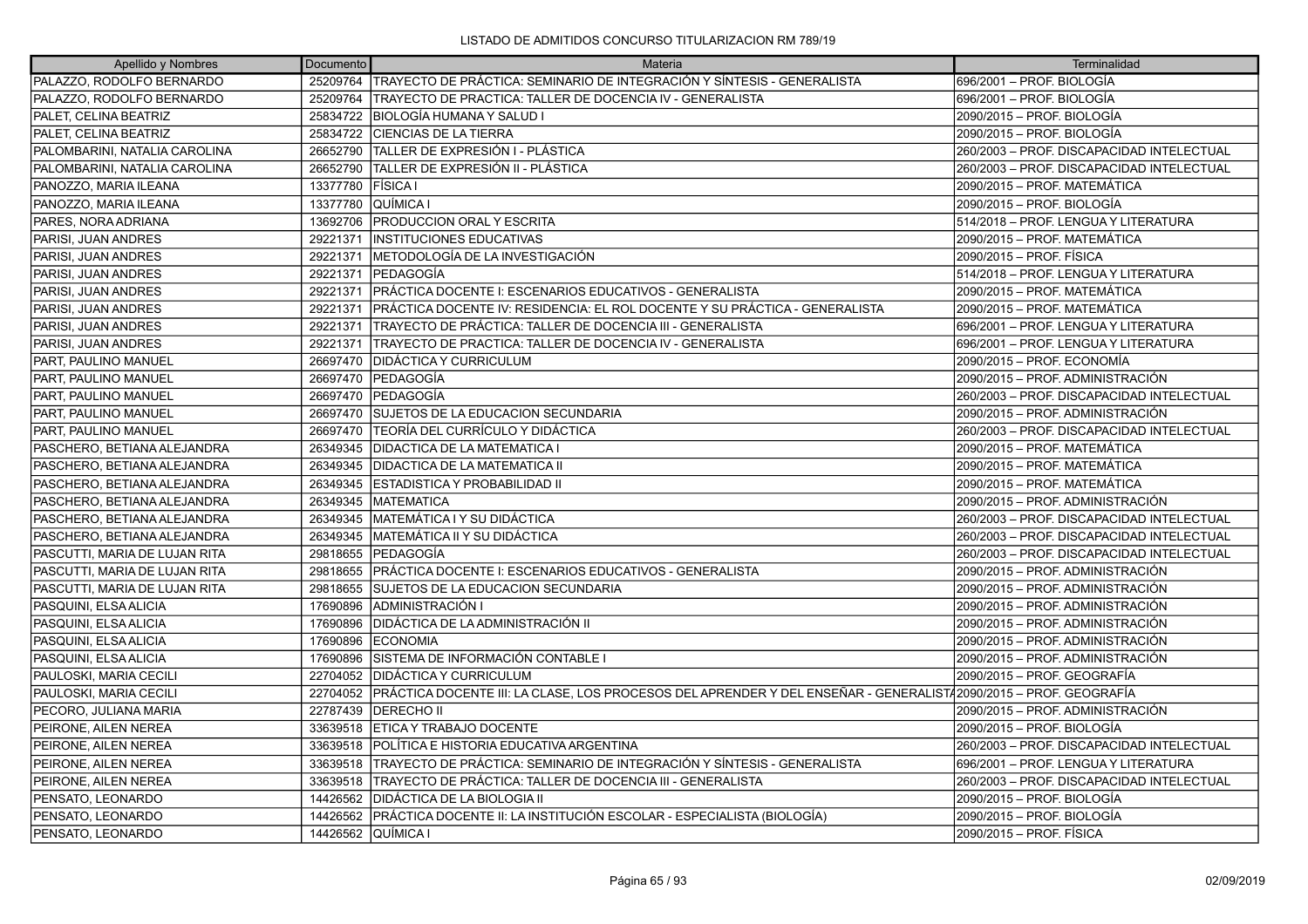LISTADO DE ADMITIDOS CONCURSO TITULARIZACION RM 789/19

| Apellido y Nombres | Documento | Materia | Terminalidad |
|---|---|---|---|
| PALAZZO, RODOLFO BERNARDO | 25209764 | TRAYECTO DE PRÁCTICA: SEMINARIO DE INTEGRACIÓN Y SÍNTESIS - GENERALISTA | 696/2001 – PROF. BIOLOGÍA |
| PALAZZO, RODOLFO BERNARDO | 25209764 | TRAYECTO DE PRACTICA: TALLER DE DOCENCIA IV - GENERALISTA | 696/2001 – PROF. BIOLOGÍA |
| PALET, CELINA BEATRIZ | 25834722 | BIOLOGÍA HUMANA Y SALUD I | 2090/2015 – PROF. BIOLOGÍA |
| PALET, CELINA BEATRIZ | 25834722 | CIENCIAS DE LA TIERRA | 2090/2015 – PROF. BIOLOGÍA |
| PALOMBARINI, NATALIA CAROLINA | 26652790 | TALLER DE EXPRESIÓN I - PLÁSTICA | 260/2003 – PROF. DISCAPACIDAD INTELECTUAL |
| PALOMBARINI, NATALIA CAROLINA | 26652790 | TALLER DE EXPRESIÓN II - PLÁSTICA | 260/2003 – PROF. DISCAPACIDAD INTELECTUAL |
| PANOZZO, MARIA ILEANA | 13377780 | FÍSICA I | 2090/2015 – PROF. MATEMÁTICA |
| PANOZZO, MARIA ILEANA | 13377780 | QUÍMICA I | 2090/2015 – PROF. BIOLOGÍA |
| PARES, NORA ADRIANA | 13692706 | PRODUCCION ORAL Y ESCRITA | 514/2018 – PROF. LENGUA Y LITERATURA |
| PARISI, JUAN ANDRES | 29221371 | INSTITUCIONES EDUCATIVAS | 2090/2015 – PROF. MATEMÁTICA |
| PARISI, JUAN ANDRES | 29221371 | METODOLOGÍA DE LA INVESTIGACIÓN | 2090/2015 – PROF. FÍSICA |
| PARISI, JUAN ANDRES | 29221371 | PEDAGOGÍA | 514/2018 – PROF. LENGUA Y LITERATURA |
| PARISI, JUAN ANDRES | 29221371 | PRÁCTICA DOCENTE I: ESCENARIOS EDUCATIVOS - GENERALISTA | 2090/2015 – PROF. MATEMÁTICA |
| PARISI, JUAN ANDRES | 29221371 | PRÁCTICA DOCENTE IV: RESIDENCIA: EL ROL DOCENTE Y SU PRÁCTICA - GENERALISTA | 2090/2015 – PROF. MATEMÁTICA |
| PARISI, JUAN ANDRES | 29221371 | TRAYECTO DE PRÁCTICA: TALLER DE DOCENCIA III - GENERALISTA | 696/2001 – PROF. LENGUA Y LITERATURA |
| PARISI, JUAN ANDRES | 29221371 | TRAYECTO DE PRACTICA: TALLER DE DOCENCIA IV - GENERALISTA | 696/2001 – PROF. LENGUA Y LITERATURA |
| PART, PAULINO MANUEL | 26697470 | DIDÁCTICA Y CURRICULUM | 2090/2015 – PROF. ECONOMÍA |
| PART, PAULINO MANUEL | 26697470 | PEDAGOGÍA | 2090/2015 – PROF. ADMINISTRACIÓN |
| PART, PAULINO MANUEL | 26697470 | PEDAGOGÍA | 260/2003 – PROF. DISCAPACIDAD INTELECTUAL |
| PART, PAULINO MANUEL | 26697470 | SUJETOS DE LA EDUCACION SECUNDARIA | 2090/2015 – PROF. ADMINISTRACIÓN |
| PART, PAULINO MANUEL | 26697470 | TEORÍA DEL CURRÍCULO Y DIDÁCTICA | 260/2003 – PROF. DISCAPACIDAD INTELECTUAL |
| PASCHERO, BETIANA ALEJANDRA | 26349345 | DIDACTICA DE LA MATEMATICA I | 2090/2015 – PROF. MATEMÁTICA |
| PASCHERO, BETIANA ALEJANDRA | 26349345 | DIDACTICA DE LA MATEMATICA II | 2090/2015 – PROF. MATEMÁTICA |
| PASCHERO, BETIANA ALEJANDRA | 26349345 | ESTADISTICA Y PROBABILIDAD II | 2090/2015 – PROF. MATEMÁTICA |
| PASCHERO, BETIANA ALEJANDRA | 26349345 | MATEMATICA | 2090/2015 – PROF. ADMINISTRACIÓN |
| PASCHERO, BETIANA ALEJANDRA | 26349345 | MATEMÁTICA I Y SU DIDÁCTICA | 260/2003 – PROF. DISCAPACIDAD INTELECTUAL |
| PASCHERO, BETIANA ALEJANDRA | 26349345 | MATEMÁTICA II Y SU DIDÁCTICA | 260/2003 – PROF. DISCAPACIDAD INTELECTUAL |
| PASCUTTI, MARIA DE LUJAN RITA | 29818655 | PEDAGOGÍA | 260/2003 – PROF. DISCAPACIDAD INTELECTUAL |
| PASCUTTI, MARIA DE LUJAN RITA | 29818655 | PRÁCTICA DOCENTE I: ESCENARIOS EDUCATIVOS - GENERALISTA | 2090/2015 – PROF. ADMINISTRACIÓN |
| PASCUTTI, MARIA DE LUJAN RITA | 29818655 | SUJETOS DE LA EDUCACION SECUNDARIA | 2090/2015 – PROF. ADMINISTRACIÓN |
| PASQUINI, ELSA ALICIA | 17690896 | ADMINISTRACIÓN I | 2090/2015 – PROF. ADMINISTRACIÓN |
| PASQUINI, ELSA ALICIA | 17690896 | DIDÁCTICA DE LA ADMINISTRACIÓN II | 2090/2015 – PROF. ADMINISTRACIÓN |
| PASQUINI, ELSA ALICIA | 17690896 | ECONOMIA | 2090/2015 – PROF. ADMINISTRACIÓN |
| PASQUINI, ELSA ALICIA | 17690896 | SISTEMA DE INFORMACIÓN CONTABLE I | 2090/2015 – PROF. ADMINISTRACIÓN |
| PAULOSKI, MARIA CECILI | 22704052 | DIDÁCTICA Y CURRICULUM | 2090/2015 – PROF. GEOGRAFÍA |
| PAULOSKI, MARIA CECILI | 22704052 | PRÁCTICA DOCENTE III: LA CLASE, LOS PROCESOS DEL APRENDER Y DEL ENSEÑAR - GENERALISTA | 2090/2015 – PROF. GEOGRAFÍA |
| PECORO, JULIANA MARIA | 22787439 | DERECHO II | 2090/2015 – PROF. ADMINISTRACIÓN |
| PEIRONE, AILEN NEREA | 33639518 | ETICA Y TRABAJO DOCENTE | 2090/2015 – PROF. BIOLOGÍA |
| PEIRONE, AILEN NEREA | 33639518 | POLÍTICA E HISTORIA EDUCATIVA ARGENTINA | 260/2003 – PROF. DISCAPACIDAD INTELECTUAL |
| PEIRONE, AILEN NEREA | 33639518 | TRAYECTO DE PRÁCTICA: SEMINARIO DE INTEGRACIÓN Y SÍNTESIS - GENERALISTA | 696/2001 – PROF. LENGUA Y LITERATURA |
| PEIRONE, AILEN NEREA | 33639518 | TRAYECTO DE PRÁCTICA: TALLER DE DOCENCIA III - GENERALISTA | 260/2003 – PROF. DISCAPACIDAD INTELECTUAL |
| PENSATO, LEONARDO | 14426562 | DIDÁCTICA DE LA BIOLOGIA II | 2090/2015 – PROF. BIOLOGÍA |
| PENSATO, LEONARDO | 14426562 | PRÁCTICA DOCENTE II: LA INSTITUCIÓN ESCOLAR - ESPECIALISTA (BIOLOGÍA) | 2090/2015 – PROF. BIOLOGÍA |
| PENSATO, LEONARDO | 14426562 | QUÍMICA I | 2090/2015 – PROF. FÍSICA |

02/09/2019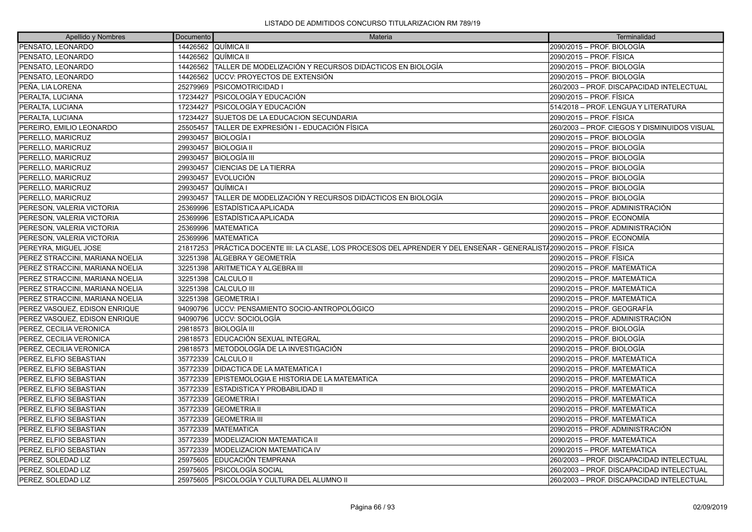LISTADO DE ADMITIDOS CONCURSO TITULARIZACION RM 789/19

| Apellido y Nombres | Documento | Materia | Terminalidad |
|---|---|---|---|
| PENSATO, LEONARDO | 14426562 | QUÍMICA II | 2090/2015 – PROF. BIOLOGÍA |
| PENSATO, LEONARDO | 14426562 | QUÍMICA II | 2090/2015 – PROF. FÍSICA |
| PENSATO, LEONARDO | 14426562 | TALLER DE MODELIZACIÓN Y RECURSOS DIDÁCTICOS EN BIOLOGÍA | 2090/2015 – PROF. BIOLOGÍA |
| PENSATO, LEONARDO | 14426562 | UCCV: PROYECTOS DE EXTENSIÓN | 2090/2015 – PROF. BIOLOGÍA |
| PEÑA, LIA LORENA | 25279969 | PSICOMOTRICIDAD I | 260/2003 – PROF. DISCAPACIDAD INTELECTUAL |
| PERALTA, LUCIANA | 17234427 | PSICOLOGÍA Y EDUCACIÓN | 2090/2015 – PROF. FÍSICA |
| PERALTA, LUCIANA | 17234427 | PSICOLOGÍA Y EDUCACIÓN | 514/2018 – PROF. LENGUA Y LITERATURA |
| PERALTA, LUCIANA | 17234427 | SUJETOS DE LA EDUCACION SECUNDARIA | 2090/2015 – PROF. FÍSICA |
| PEREIRO, EMILIO LEONARDO | 25505457 | TALLER DE EXPRESIÓN I - EDUCACIÓN FÍSICA | 260/2003 – PROF. CIEGOS Y DISMINUIDOS VISUAL |
| PERELLO, MARICRUZ | 29930457 | BIOLOGÍA I | 2090/2015 – PROF. BIOLOGÍA |
| PERELLO, MARICRUZ | 29930457 | BIOLOGIA II | 2090/2015 – PROF. BIOLOGÍA |
| PERELLO, MARICRUZ | 29930457 | BIOLOGÍA III | 2090/2015 – PROF. BIOLOGÍA |
| PERELLO, MARICRUZ | 29930457 | CIENCIAS DE LA TIERRA | 2090/2015 – PROF. BIOLOGÍA |
| PERELLO, MARICRUZ | 29930457 | EVOLUCIÓN | 2090/2015 – PROF. BIOLOGÍA |
| PERELLO, MARICRUZ | 29930457 | QUÍMICA I | 2090/2015 – PROF. BIOLOGÍA |
| PERELLO, MARICRUZ | 29930457 | TALLER DE MODELIZACIÓN Y RECURSOS DIDÁCTICOS EN BIOLOGÍA | 2090/2015 – PROF. BIOLOGÍA |
| PERESON, VALERIA VICTORIA | 25369996 | ESTADÍSTICA APLICADA | 2090/2015 – PROF. ADMINISTRACIÓN |
| PERESON, VALERIA VICTORIA | 25369996 | ESTADÍSTICA APLICADA | 2090/2015 – PROF. ECONOMÍA |
| PERESON, VALERIA VICTORIA | 25369996 | MATEMATICA | 2090/2015 – PROF. ADMINISTRACIÓN |
| PERESON, VALERIA VICTORIA | 25369996 | MATEMATICA | 2090/2015 – PROF. ECONOMÍA |
| PEREYRA, MIGUEL JOSE | 21817253 | PRÁCTICA DOCENTE III: LA CLASE, LOS PROCESOS DEL APRENDER Y DEL ENSEÑAR - GENERALISTA | 2090/2015 – PROF. FÍSICA |
| PEREZ STRACCINI, MARIANA NOELIA | 32251398 | ÁLGEBRA Y GEOMETRÍA | 2090/2015 – PROF. FÍSICA |
| PEREZ STRACCINI, MARIANA NOELIA | 32251398 | ARITMETICA Y ALGEBRA III | 2090/2015 – PROF. MATEMÁTICA |
| PEREZ STRACCINI, MARIANA NOELIA | 32251398 | CALCULO II | 2090/2015 – PROF. MATEMÁTICA |
| PEREZ STRACCINI, MARIANA NOELIA | 32251398 | CALCULO III | 2090/2015 – PROF. MATEMÁTICA |
| PEREZ STRACCINI, MARIANA NOELIA | 32251398 | GEOMETRIA I | 2090/2015 – PROF. MATEMÁTICA |
| PEREZ VASQUEZ, EDISON ENRIQUE | 94090796 | UCCV: PENSAMIENTO SOCIO-ANTROPOLÓGICO | 2090/2015 – PROF. GEOGRAFÍA |
| PEREZ VASQUEZ, EDISON ENRIQUE | 94090796 | UCCV: SOCIOLOGÍA | 2090/2015 – PROF. ADMINISTRACIÓN |
| PEREZ, CECILIA VERONICA | 29818573 | BIOLOGÍA III | 2090/2015 – PROF. BIOLOGÍA |
| PEREZ, CECILIA VERONICA | 29818573 | EDUCACIÓN SEXUAL INTEGRAL | 2090/2015 – PROF. BIOLOGÍA |
| PEREZ, CECILIA VERONICA | 29818573 | METODOLOGÍA DE LA INVESTIGACIÓN | 2090/2015 – PROF. BIOLOGÍA |
| PEREZ, ELFIO SEBASTIAN | 35772339 | CALCULO II | 2090/2015 – PROF. MATEMÁTICA |
| PEREZ, ELFIO SEBASTIAN | 35772339 | DIDACTICA DE LA MATEMATICA I | 2090/2015 – PROF. MATEMÁTICA |
| PEREZ, ELFIO SEBASTIAN | 35772339 | EPISTEMOLOGIA E HISTORIA DE LA MATEMATICA | 2090/2015 – PROF. MATEMÁTICA |
| PEREZ, ELFIO SEBASTIAN | 35772339 | ESTADISTICA Y PROBABILIDAD II | 2090/2015 – PROF. MATEMÁTICA |
| PEREZ, ELFIO SEBASTIAN | 35772339 | GEOMETRIA I | 2090/2015 – PROF. MATEMÁTICA |
| PEREZ, ELFIO SEBASTIAN | 35772339 | GEOMETRIA II | 2090/2015 – PROF. MATEMÁTICA |
| PEREZ, ELFIO SEBASTIAN | 35772339 | GEOMETRIA III | 2090/2015 – PROF. MATEMÁTICA |
| PEREZ, ELFIO SEBASTIAN | 35772339 | MATEMATICA | 2090/2015 – PROF. ADMINISTRACIÓN |
| PEREZ, ELFIO SEBASTIAN | 35772339 | MODELIZACION MATEMATICA II | 2090/2015 – PROF. MATEMÁTICA |
| PEREZ, ELFIO SEBASTIAN | 35772339 | MODELIZACION MATEMATICA IV | 2090/2015 – PROF. MATEMÁTICA |
| PEREZ, SOLEDAD LIZ | 25975605 | EDUCACIÓN TEMPRANA | 260/2003 – PROF. DISCAPACIDAD INTELECTUAL |
| PEREZ, SOLEDAD LIZ | 25975605 | PSICOLOGÍA SOCIAL | 260/2003 – PROF. DISCAPACIDAD INTELECTUAL |
| PEREZ, SOLEDAD LIZ | 25975605 | PSICOLOGÍA Y CULTURA DEL ALUMNO II | 260/2003 – PROF. DISCAPACIDAD INTELECTUAL |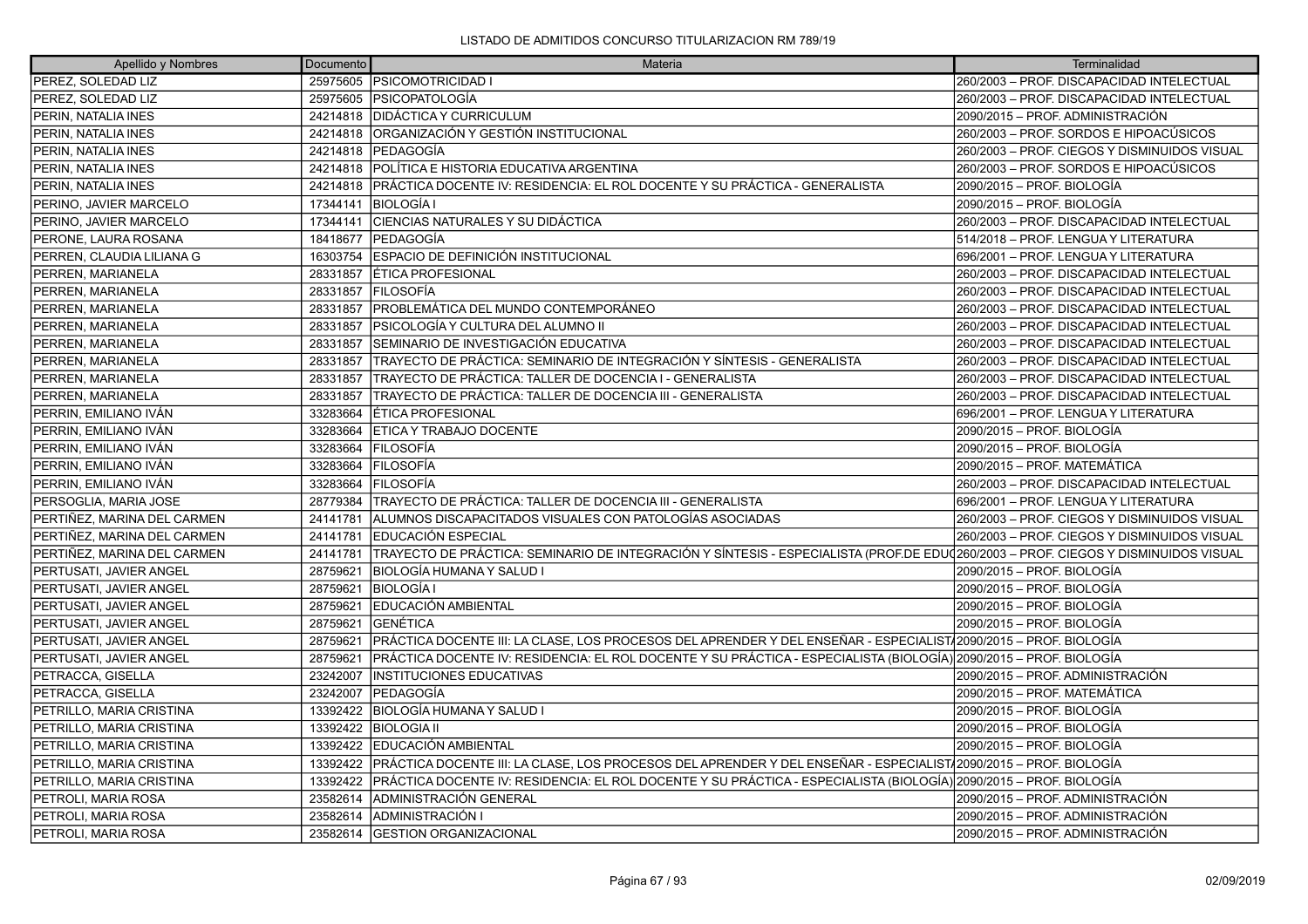LISTADO DE ADMITIDOS CONCURSO TITULARIZACION RM 789/19

| Apellido y Nombres | Documento | Materia | Terminalidad |
|---|---|---|---|
| PEREZ, SOLEDAD LIZ | 25975605 | PSICOMOTRICIDAD I | 260/2003 – PROF. DISCAPACIDAD INTELECTUAL |
| PEREZ, SOLEDAD LIZ | 25975605 | PSICOPATOLOGÍA | 260/2003 – PROF. DISCAPACIDAD INTELECTUAL |
| PERIN, NATALIA INES | 24214818 | DIDÁCTICA Y CURRICULUM | 2090/2015 – PROF. ADMINISTRACIÓN |
| PERIN, NATALIA INES | 24214818 | ORGANIZACIÓN Y GESTIÓN INSTITUCIONAL | 260/2003 – PROF. SORDOS E HIPOACÚSICOS |
| PERIN, NATALIA INES | 24214818 | PEDAGOGÍA | 260/2003 – PROF. CIEGOS Y DISMINUIDOS VISUAL |
| PERIN, NATALIA INES | 24214818 | POLÍTICA E HISTORIA EDUCATIVA ARGENTINA | 260/2003 – PROF. SORDOS E HIPOACÚSICOS |
| PERIN, NATALIA INES | 24214818 | PRÁCTICA DOCENTE IV: RESIDENCIA: EL ROL DOCENTE Y SU PRÁCTICA - GENERALISTA | 2090/2015 – PROF. BIOLOGÍA |
| PERINO, JAVIER MARCELO | 17344141 | BIOLOGÍA I | 2090/2015 – PROF. BIOLOGÍA |
| PERINO, JAVIER MARCELO | 17344141 | CIENCIAS NATURALES Y SU DIDÁCTICA | 260/2003 – PROF. DISCAPACIDAD INTELECTUAL |
| PERONE, LAURA ROSANA | 18418677 | PEDAGOGÍA | 514/2018 – PROF. LENGUA Y LITERATURA |
| PERREN, CLAUDIA LILIANA G | 16303754 | ESPACIO DE DEFINICIÓN INSTITUCIONAL | 696/2001 – PROF. LENGUA Y LITERATURA |
| PERREN, MARIANELA | 28331857 | ÉTICA PROFESIONAL | 260/2003 – PROF. DISCAPACIDAD INTELECTUAL |
| PERREN, MARIANELA | 28331857 | FILOSOFÍA | 260/2003 – PROF. DISCAPACIDAD INTELECTUAL |
| PERREN, MARIANELA | 28331857 | PROBLEMÁTICA DEL MUNDO CONTEMPORÁNEO | 260/2003 – PROF. DISCAPACIDAD INTELECTUAL |
| PERREN, MARIANELA | 28331857 | PSICOLOGÍA Y CULTURA DEL ALUMNO II | 260/2003 – PROF. DISCAPACIDAD INTELECTUAL |
| PERREN, MARIANELA | 28331857 | SEMINARIO DE INVESTIGACIÓN EDUCATIVA | 260/2003 – PROF. DISCAPACIDAD INTELECTUAL |
| PERREN, MARIANELA | 28331857 | TRAYECTO DE PRÁCTICA: SEMINARIO DE INTEGRACIÓN Y SÍNTESIS - GENERALISTA | 260/2003 – PROF. DISCAPACIDAD INTELECTUAL |
| PERREN, MARIANELA | 28331857 | TRAYECTO DE PRÁCTICA: TALLER DE DOCENCIA I - GENERALISTA | 260/2003 – PROF. DISCAPACIDAD INTELECTUAL |
| PERREN, MARIANELA | 28331857 | TRAYECTO DE PRÁCTICA: TALLER DE DOCENCIA III - GENERALISTA | 260/2003 – PROF. DISCAPACIDAD INTELECTUAL |
| PERRIN, EMILIANO IVÁN | 33283664 | ÉTICA PROFESIONAL | 696/2001 – PROF. LENGUA Y LITERATURA |
| PERRIN, EMILIANO IVÁN | 33283664 | ETICA Y TRABAJO DOCENTE | 2090/2015 – PROF. BIOLOGÍA |
| PERRIN, EMILIANO IVÁN | 33283664 | FILOSOFÍA | 2090/2015 – PROF. BIOLOGÍA |
| PERRIN, EMILIANO IVÁN | 33283664 | FILOSOFÍA | 2090/2015 – PROF. MATEMÁTICA |
| PERRIN, EMILIANO IVÁN | 33283664 | FILOSOFÍA | 260/2003 – PROF. DISCAPACIDAD INTELECTUAL |
| PERSOGLIA, MARIA JOSE | 28779384 | TRAYECTO DE PRÁCTICA: TALLER DE DOCENCIA III - GENERALISTA | 696/2001 – PROF. LENGUA Y LITERATURA |
| PERTIÑEZ, MARINA DEL CARMEN | 24141781 | ALUMNOS DISCAPACITADOS VISUALES CON PATOLOGÍAS ASOCIADAS | 260/2003 – PROF. CIEGOS Y DISMINUIDOS VISUAL |
| PERTIÑEZ, MARINA DEL CARMEN | 24141781 | EDUCACIÓN ESPECIAL | 260/2003 – PROF. CIEGOS Y DISMINUIDOS VISUAL |
| PERTIÑEZ, MARINA DEL CARMEN | 24141781 | TRAYECTO DE PRÁCTICA: SEMINARIO DE INTEGRACIÓN Y SÍNTESIS - ESPECIALISTA (PROF.DE EDU( | 260/2003 – PROF. CIEGOS Y DISMINUIDOS VISUAL |
| PERTUSATI, JAVIER ANGEL | 28759621 | BIOLOGÍA HUMANA Y SALUD I | 2090/2015 – PROF. BIOLOGÍA |
| PERTUSATI, JAVIER ANGEL | 28759621 | BIOLOGÍA I | 2090/2015 – PROF. BIOLOGÍA |
| PERTUSATI, JAVIER ANGEL | 28759621 | EDUCACIÓN AMBIENTAL | 2090/2015 – PROF. BIOLOGÍA |
| PERTUSATI, JAVIER ANGEL | 28759621 | GENÉTICA | 2090/2015 – PROF. BIOLOGÍA |
| PERTUSATI, JAVIER ANGEL | 28759621 | PRÁCTICA DOCENTE III: LA CLASE, LOS PROCESOS DEL APRENDER Y DEL ENSEÑAR - ESPECIALIST/ | 2090/2015 – PROF. BIOLOGÍA |
| PERTUSATI, JAVIER ANGEL | 28759621 | PRÁCTICA DOCENTE IV: RESIDENCIA: EL ROL DOCENTE Y SU PRÁCTICA - ESPECIALISTA (BIOLOGÍA) | 2090/2015 – PROF. BIOLOGÍA |
| PETRACCA, GISELLA | 23242007 | INSTITUCIONES EDUCATIVAS | 2090/2015 – PROF. ADMINISTRACIÓN |
| PETRACCA, GISELLA | 23242007 | PEDAGOGÍA | 2090/2015 – PROF. MATEMÁTICA |
| PETRILLO, MARIA CRISTINA | 13392422 | BIOLOGÍA HUMANA Y SALUD I | 2090/2015 – PROF. BIOLOGÍA |
| PETRILLO, MARIA CRISTINA | 13392422 | BIOLOGIA II | 2090/2015 – PROF. BIOLOGÍA |
| PETRILLO, MARIA CRISTINA | 13392422 | EDUCACIÓN AMBIENTAL | 2090/2015 – PROF. BIOLOGÍA |
| PETRILLO, MARIA CRISTINA | 13392422 | PRÁCTICA DOCENTE III: LA CLASE, LOS PROCESOS DEL APRENDER Y DEL ENSEÑAR - ESPECIALIST/ | 2090/2015 – PROF. BIOLOGÍA |
| PETRILLO, MARIA CRISTINA | 13392422 | PRÁCTICA DOCENTE IV: RESIDENCIA: EL ROL DOCENTE Y SU PRÁCTICA - ESPECIALISTA (BIOLOGÍA) | 2090/2015 – PROF. BIOLOGÍA |
| PETROLI, MARIA ROSA | 23582614 | ADMINISTRACIÓN GENERAL | 2090/2015 – PROF. ADMINISTRACIÓN |
| PETROLI, MARIA ROSA | 23582614 | ADMINISTRACIÓN I | 2090/2015 – PROF. ADMINISTRACIÓN |
| PETROLI, MARIA ROSA | 23582614 | GESTION ORGANIZACIONAL | 2090/2015 – PROF. ADMINISTRACIÓN |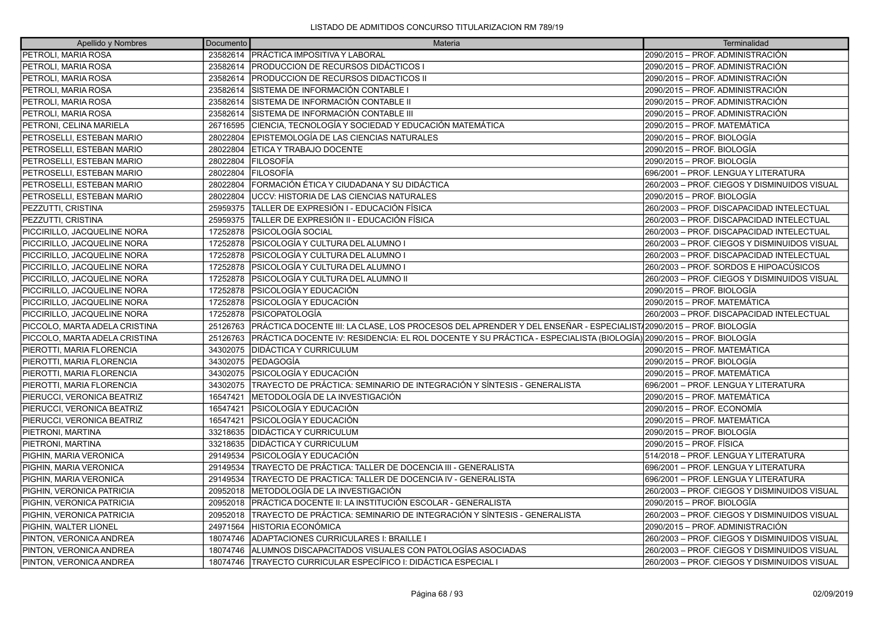LISTADO DE ADMITIDOS CONCURSO TITULARIZACION RM 789/19

| Apellido y Nombres | Documento | Materia | Terminalidad |
|---|---|---|---|
| PETROLI, MARIA ROSA | 23582614 | PRÁCTICA IMPOSITIVA Y LABORAL | 2090/2015 – PROF. ADMINISTRACIÓN |
| PETROLI, MARIA ROSA | 23582614 | PRODUCCION DE RECURSOS DIDÁCTICOS I | 2090/2015 – PROF. ADMINISTRACIÓN |
| PETROLI, MARIA ROSA | 23582614 | PRODUCCION DE RECURSOS DIDACTICOS II | 2090/2015 – PROF. ADMINISTRACIÓN |
| PETROLI, MARIA ROSA | 23582614 | SISTEMA DE INFORMACIÓN CONTABLE I | 2090/2015 – PROF. ADMINISTRACIÓN |
| PETROLI, MARIA ROSA | 23582614 | SISTEMA DE INFORMACIÓN CONTABLE II | 2090/2015 – PROF. ADMINISTRACIÓN |
| PETROLI, MARIA ROSA | 23582614 | SISTEMA DE INFORMACIÓN CONTABLE III | 2090/2015 – PROF. ADMINISTRACIÓN |
| PETRONI, CELINA MARIELA | 26716595 | CIENCIA, TECNOLOGÍA Y SOCIEDAD Y EDUCACIÓN MATEMÁTICA | 2090/2015 – PROF. MATEMÁTICA |
| PETROSELLI, ESTEBAN MARIO | 28022804 | EPISTEMOLOGÍA DE LAS CIENCIAS NATURALES | 2090/2015 – PROF. BIOLOGÍA |
| PETROSELLI, ESTEBAN MARIO | 28022804 | ETICA Y TRABAJO DOCENTE | 2090/2015 – PROF. BIOLOGÍA |
| PETROSELLI, ESTEBAN MARIO | 28022804 | FILOSOFÍA | 2090/2015 – PROF. BIOLOGÍA |
| PETROSELLI, ESTEBAN MARIO | 28022804 | FILOSOFÍA | 696/2001 – PROF. LENGUA Y LITERATURA |
| PETROSELLI, ESTEBAN MARIO | 28022804 | FORMACIÓN ÉTICA Y CIUDADANA Y SU DIDÁCTICA | 260/2003 – PROF. CIEGOS Y DISMINUIDOS VISUAL |
| PETROSELLI, ESTEBAN MARIO | 28022804 | UCCV: HISTORIA DE LAS CIENCIAS NATURALES | 2090/2015 – PROF. BIOLOGÍA |
| PEZZUTTI, CRISTINA | 25959375 | TALLER DE EXPRESIÓN I - EDUCACIÓN FÍSICA | 260/2003 – PROF. DISCAPACIDAD INTELECTUAL |
| PEZZUTTI, CRISTINA | 25959375 | TALLER DE EXPRESIÓN II - EDUCACIÓN FÍSICA | 260/2003 – PROF. DISCAPACIDAD INTELECTUAL |
| PICCIRILLO, JACQUELINE NORA | 17252878 | PSICOLOGÍA SOCIAL | 260/2003 – PROF. DISCAPACIDAD INTELECTUAL |
| PICCIRILLO, JACQUELINE NORA | 17252878 | PSICOLOGÍA Y CULTURA DEL ALUMNO I | 260/2003 – PROF. CIEGOS Y DISMINUIDOS VISUAL |
| PICCIRILLO, JACQUELINE NORA | 17252878 | PSICOLOGÍA Y CULTURA DEL ALUMNO I | 260/2003 – PROF. DISCAPACIDAD INTELECTUAL |
| PICCIRILLO, JACQUELINE NORA | 17252878 | PSICOLOGÍA Y CULTURA DEL ALUMNO I | 260/2003 – PROF. SORDOS E HIPOACÚSICOS |
| PICCIRILLO, JACQUELINE NORA | 17252878 | PSICOLOGÍA Y CULTURA DEL ALUMNO II | 260/2003 – PROF. CIEGOS Y DISMINUIDOS VISUAL |
| PICCIRILLO, JACQUELINE NORA | 17252878 | PSICOLOGÍA Y EDUCACIÓN | 2090/2015 – PROF. BIOLOGÍA |
| PICCIRILLO, JACQUELINE NORA | 17252878 | PSICOLOGÍA Y EDUCACIÓN | 2090/2015 – PROF. MATEMÁTICA |
| PICCIRILLO, JACQUELINE NORA | 17252878 | PSICOPATOLOGÍA | 260/2003 – PROF. DISCAPACIDAD INTELECTUAL |
| PICCOLO, MARTA ADELA CRISTINA | 25126763 | PRÁCTICA DOCENTE III: LA CLASE, LOS PROCESOS DEL APRENDER Y DEL ENSEÑAR - ESPECIALIST/ | 2090/2015 – PROF. BIOLOGÍA |
| PICCOLO, MARTA ADELA CRISTINA | 25126763 | PRÁCTICA DOCENTE IV: RESIDENCIA: EL ROL DOCENTE Y SU PRÁCTICA - ESPECIALISTA (BIOLOGÍA) | 2090/2015 – PROF. BIOLOGÍA |
| PIEROTTI, MARIA FLORENCIA | 34302075 | DIDÁCTICA Y CURRICULUM | 2090/2015 – PROF. MATEMÁTICA |
| PIEROTTI, MARIA FLORENCIA | 34302075 | PEDAGOGÍA | 2090/2015 – PROF. BIOLOGÍA |
| PIEROTTI, MARIA FLORENCIA | 34302075 | PSICOLOGÍA Y EDUCACIÓN | 2090/2015 – PROF. MATEMÁTICA |
| PIEROTTI, MARIA FLORENCIA | 34302075 | TRAYECTO DE PRÁCTICA: SEMINARIO DE INTEGRACIÓN Y SÍNTESIS - GENERALISTA | 696/2001 – PROF. LENGUA Y LITERATURA |
| PIERUCCI, VERONICA BEATRIZ | 16547421 | METODOLOGÍA DE LA INVESTIGACIÓN | 2090/2015 – PROF. MATEMÁTICA |
| PIERUCCI, VERONICA BEATRIZ | 16547421 | PSICOLOGÍA Y EDUCACIÓN | 2090/2015 – PROF. ECONOMÍA |
| PIERUCCI, VERONICA BEATRIZ | 16547421 | PSICOLOGÍA Y EDUCACIÓN | 2090/2015 – PROF. MATEMÁTICA |
| PIETRONI, MARTINA | 33218635 | DIDÁCTICA Y CURRICULUM | 2090/2015 – PROF. BIOLOGÍA |
| PIETRONI, MARTINA | 33218635 | DIDÁCTICA Y CURRICULUM | 2090/2015 – PROF. FÍSICA |
| PIGHIN, MARIA VERONICA | 29149534 | PSICOLOGÍA Y EDUCACIÓN | 514/2018 – PROF. LENGUA Y LITERATURA |
| PIGHIN, MARIA VERONICA | 29149534 | TRAYECTO DE PRÁCTICA: TALLER DE DOCENCIA III - GENERALISTA | 696/2001 – PROF. LENGUA Y LITERATURA |
| PIGHIN, MARIA VERONICA | 29149534 | TRAYECTO DE PRACTICA: TALLER DE DOCENCIA IV - GENERALISTA | 696/2001 – PROF. LENGUA Y LITERATURA |
| PIGHIN, VERONICA PATRICIA | 20952018 | METODOLOGÍA DE LA INVESTIGACIÓN | 260/2003 – PROF. CIEGOS Y DISMINUIDOS VISUAL |
| PIGHIN, VERONICA PATRICIA | 20952018 | PRÁCTICA DOCENTE II: LA INSTITUCIÓN ESCOLAR - GENERALISTA | 2090/2015 – PROF. BIOLOGÍA |
| PIGHIN, VERONICA PATRICIA | 20952018 | TRAYECTO DE PRÁCTICA: SEMINARIO DE INTEGRACIÓN Y SÍNTESIS - GENERALISTA | 260/2003 – PROF. CIEGOS Y DISMINUIDOS VISUAL |
| PIGHIN, WALTER LIONEL | 24971564 | HISTORIA ECONÓMICA | 2090/2015 – PROF. ADMINISTRACIÓN |
| PINTON, VERONICA ANDREA | 18074746 | ADAPTACIONES CURRICULARES I: BRAILLE I | 260/2003 – PROF. CIEGOS Y DISMINUIDOS VISUAL |
| PINTON, VERONICA ANDREA | 18074746 | ALUMNOS DISCAPACITADOS VISUALES CON PATOLOGÍAS ASOCIADAS | 260/2003 – PROF. CIEGOS Y DISMINUIDOS VISUAL |
| PINTON, VERONICA ANDREA | 18074746 | TRAYECTO CURRICULAR ESPECÍFICO I: DIDÁCTICA ESPECIAL I | 260/2003 – PROF. CIEGOS Y DISMINUIDOS VISUAL |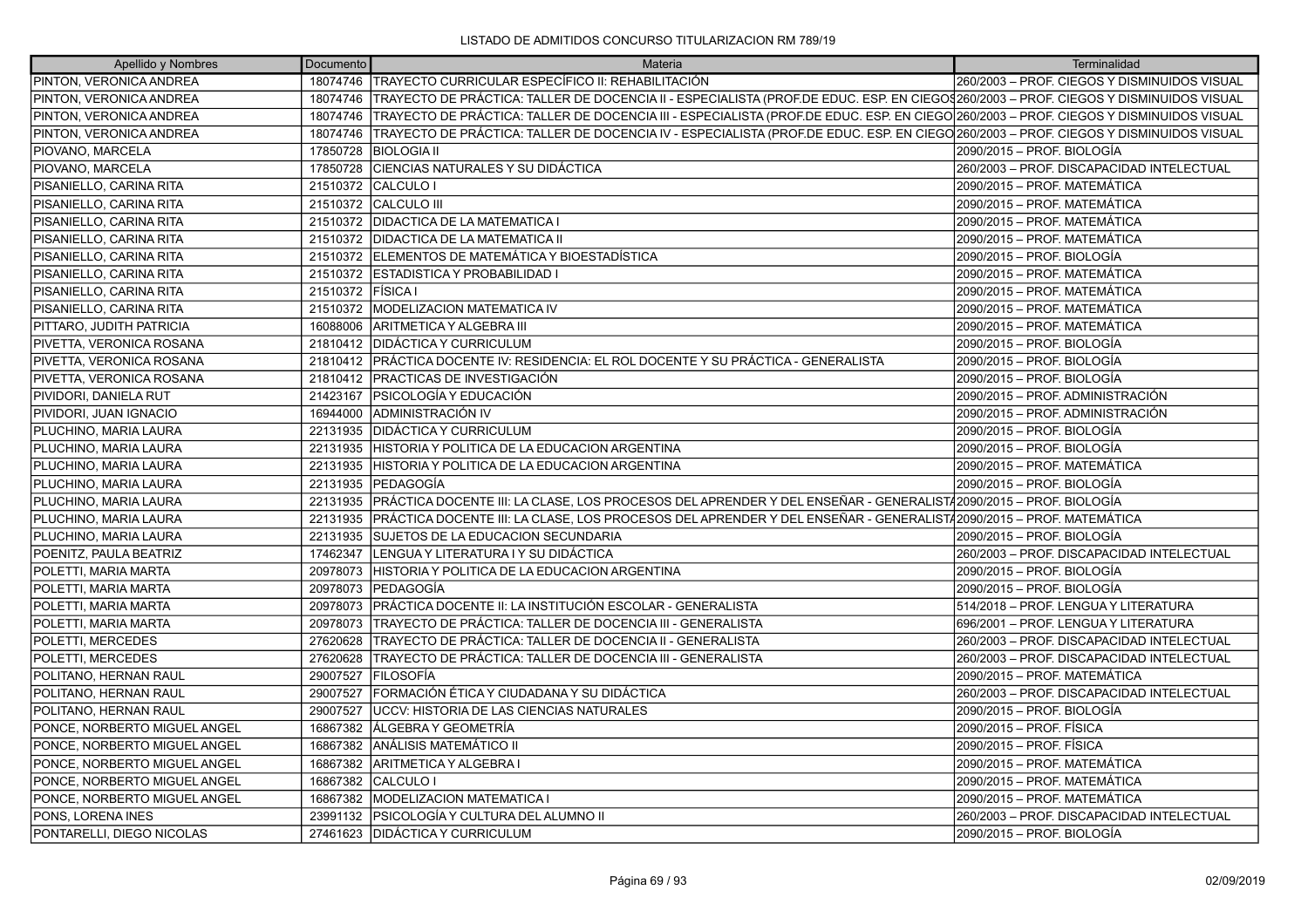LISTADO DE ADMITIDOS CONCURSO TITULARIZACION RM 789/19

| Apellido y Nombres | Documento | Materia | Terminalidad |
|---|---|---|---|
| PINTON, VERONICA ANDREA | 18074746 | TRAYECTO CURRICULAR ESPECÍFICO II: REHABILITACIÓN | 260/2003 – PROF. CIEGOS Y DISMINUIDOS VISUAL |
| PINTON, VERONICA ANDREA | 18074746 | TRAYECTO DE PRÁCTICA: TALLER DE DOCENCIA II - ESPECIALISTA (PROF.DE EDUC. ESP. EN CIEGOS | 260/2003 – PROF. CIEGOS Y DISMINUIDOS VISUAL |
| PINTON, VERONICA ANDREA | 18074746 | TRAYECTO DE PRÁCTICA: TALLER DE DOCENCIA III - ESPECIALISTA (PROF.DE EDUC. ESP. EN CIEGO | 260/2003 – PROF. CIEGOS Y DISMINUIDOS VISUAL |
| PINTON, VERONICA ANDREA | 18074746 | TRAYECTO DE PRÁCTICA: TALLER DE DOCENCIA IV - ESPECIALISTA (PROF.DE EDUC. ESP. EN CIEGO | 260/2003 – PROF. CIEGOS Y DISMINUIDOS VISUAL |
| PIOVANO, MARCELA | 17850728 | BIOLOGIA II | 2090/2015 – PROF. BIOLOGÍA |
| PIOVANO, MARCELA | 17850728 | CIENCIAS NATURALES Y SU DIDÁCTICA | 260/2003 – PROF. DISCAPACIDAD INTELECTUAL |
| PISANIELLO, CARINA RITA | 21510372 | CALCULO I | 2090/2015 – PROF. MATEMÁTICA |
| PISANIELLO, CARINA RITA | 21510372 | CALCULO III | 2090/2015 – PROF. MATEMÁTICA |
| PISANIELLO, CARINA RITA | 21510372 | DIDACTICA DE LA MATEMATICA I | 2090/2015 – PROF. MATEMÁTICA |
| PISANIELLO, CARINA RITA | 21510372 | DIDACTICA DE LA MATEMATICA II | 2090/2015 – PROF. MATEMÁTICA |
| PISANIELLO, CARINA RITA | 21510372 | ELEMENTOS DE MATEMÁTICA Y BIOESTADÍSTICA | 2090/2015 – PROF. BIOLOGÍA |
| PISANIELLO, CARINA RITA | 21510372 | ESTADISTICA Y PROBABILIDAD I | 2090/2015 – PROF. MATEMÁTICA |
| PISANIELLO, CARINA RITA | 21510372 | FÍSICA I | 2090/2015 – PROF. MATEMÁTICA |
| PISANIELLO, CARINA RITA | 21510372 | MODELIZACION MATEMATICA IV | 2090/2015 – PROF. MATEMÁTICA |
| PITTARO, JUDITH PATRICIA | 16088006 | ARITMETICA Y ALGEBRA III | 2090/2015 – PROF. MATEMÁTICA |
| PIVETTA, VERONICA ROSANA | 21810412 | DIDÁCTICA Y CURRICULUM | 2090/2015 – PROF. BIOLOGÍA |
| PIVETTA, VERONICA ROSANA | 21810412 | PRÁCTICA DOCENTE IV: RESIDENCIA: EL ROL DOCENTE Y SU PRÁCTICA - GENERALISTA | 2090/2015 – PROF. BIOLOGÍA |
| PIVETTA, VERONICA ROSANA | 21810412 | PRACTICAS DE INVESTIGACIÓN | 2090/2015 – PROF. BIOLOGÍA |
| PIVIDORI, DANIELA RUT | 21423167 | PSICOLOGÍA Y EDUCACIÓN | 2090/2015 – PROF. ADMINISTRACIÓN |
| PIVIDORI, JUAN IGNACIO | 16944000 | ADMINISTRACIÓN IV | 2090/2015 – PROF. ADMINISTRACIÓN |
| PLUCHINO, MARIA LAURA | 22131935 | DIDÁCTICA Y CURRICULUM | 2090/2015 – PROF. BIOLOGÍA |
| PLUCHINO, MARIA LAURA | 22131935 | HISTORIA Y POLITICA DE LA EDUCACION ARGENTINA | 2090/2015 – PROF. BIOLOGÍA |
| PLUCHINO, MARIA LAURA | 22131935 | HISTORIA Y POLITICA DE LA EDUCACION ARGENTINA | 2090/2015 – PROF. MATEMÁTICA |
| PLUCHINO, MARIA LAURA | 22131935 | PEDAGOGÍA | 2090/2015 – PROF. BIOLOGÍA |
| PLUCHINO, MARIA LAURA | 22131935 | PRÁCTICA DOCENTE III: LA CLASE, LOS PROCESOS DEL APRENDER Y DEL ENSEÑAR - GENERALISTA | 2090/2015 – PROF. BIOLOGÍA |
| PLUCHINO, MARIA LAURA | 22131935 | PRÁCTICA DOCENTE III: LA CLASE, LOS PROCESOS DEL APRENDER Y DEL ENSEÑAR - GENERALISTA | 2090/2015 – PROF. MATEMÁTICA |
| PLUCHINO, MARIA LAURA | 22131935 | SUJETOS DE LA EDUCACION SECUNDARIA | 2090/2015 – PROF. BIOLOGÍA |
| POENITZ, PAULA BEATRIZ | 17462347 | LENGUA Y LITERATURA I Y SU DIDÁCTICA | 260/2003 – PROF. DISCAPACIDAD INTELECTUAL |
| POLETTI, MARIA MARTA | 20978073 | HISTORIA Y POLITICA DE LA EDUCACION ARGENTINA | 2090/2015 – PROF. BIOLOGÍA |
| POLETTI, MARIA MARTA | 20978073 | PEDAGOGÍA | 2090/2015 – PROF. BIOLOGÍA |
| POLETTI, MARIA MARTA | 20978073 | PRÁCTICA DOCENTE II: LA INSTITUCIÓN ESCOLAR - GENERALISTA | 514/2018 – PROF. LENGUA Y LITERATURA |
| POLETTI, MARIA MARTA | 20978073 | TRAYECTO DE PRÁCTICA: TALLER DE DOCENCIA III - GENERALISTA | 696/2001 – PROF. LENGUA Y LITERATURA |
| POLETTI, MERCEDES | 27620628 | TRAYECTO DE PRÁCTICA: TALLER DE DOCENCIA II - GENERALISTA | 260/2003 – PROF. DISCAPACIDAD INTELECTUAL |
| POLETTI, MERCEDES | 27620628 | TRAYECTO DE PRÁCTICA: TALLER DE DOCENCIA III - GENERALISTA | 260/2003 – PROF. DISCAPACIDAD INTELECTUAL |
| POLITANO, HERNAN RAUL | 29007527 | FILOSOFÍA | 2090/2015 – PROF. MATEMÁTICA |
| POLITANO, HERNAN RAUL | 29007527 | FORMACIÓN ÉTICA Y CIUDADANA Y SU DIDÁCTICA | 260/2003 – PROF. DISCAPACIDAD INTELECTUAL |
| POLITANO, HERNAN RAUL | 29007527 | UCCV: HISTORIA DE LAS CIENCIAS NATURALES | 2090/2015 – PROF. BIOLOGÍA |
| PONCE, NORBERTO MIGUEL ANGEL | 16867382 | ÁLGEBRA Y GEOMETRÍA | 2090/2015 – PROF. FÍSICA |
| PONCE, NORBERTO MIGUEL ANGEL | 16867382 | ANÁLISIS MATEMÁTICO II | 2090/2015 – PROF. FÍSICA |
| PONCE, NORBERTO MIGUEL ANGEL | 16867382 | ARITMETICA Y ALGEBRA I | 2090/2015 – PROF. MATEMÁTICA |
| PONCE, NORBERTO MIGUEL ANGEL | 16867382 | CALCULO I | 2090/2015 – PROF. MATEMÁTICA |
| PONCE, NORBERTO MIGUEL ANGEL | 16867382 | MODELIZACION MATEMATICA I | 2090/2015 – PROF. MATEMÁTICA |
| PONS, LORENA INES | 23991132 | PSICOLOGÍA Y CULTURA DEL ALUMNO II | 260/2003 – PROF. DISCAPACIDAD INTELECTUAL |
| PONTARELLI, DIEGO NICOLAS | 27461623 | DIDÁCTICA Y CURRICULUM | 2090/2015 – PROF. BIOLOGÍA |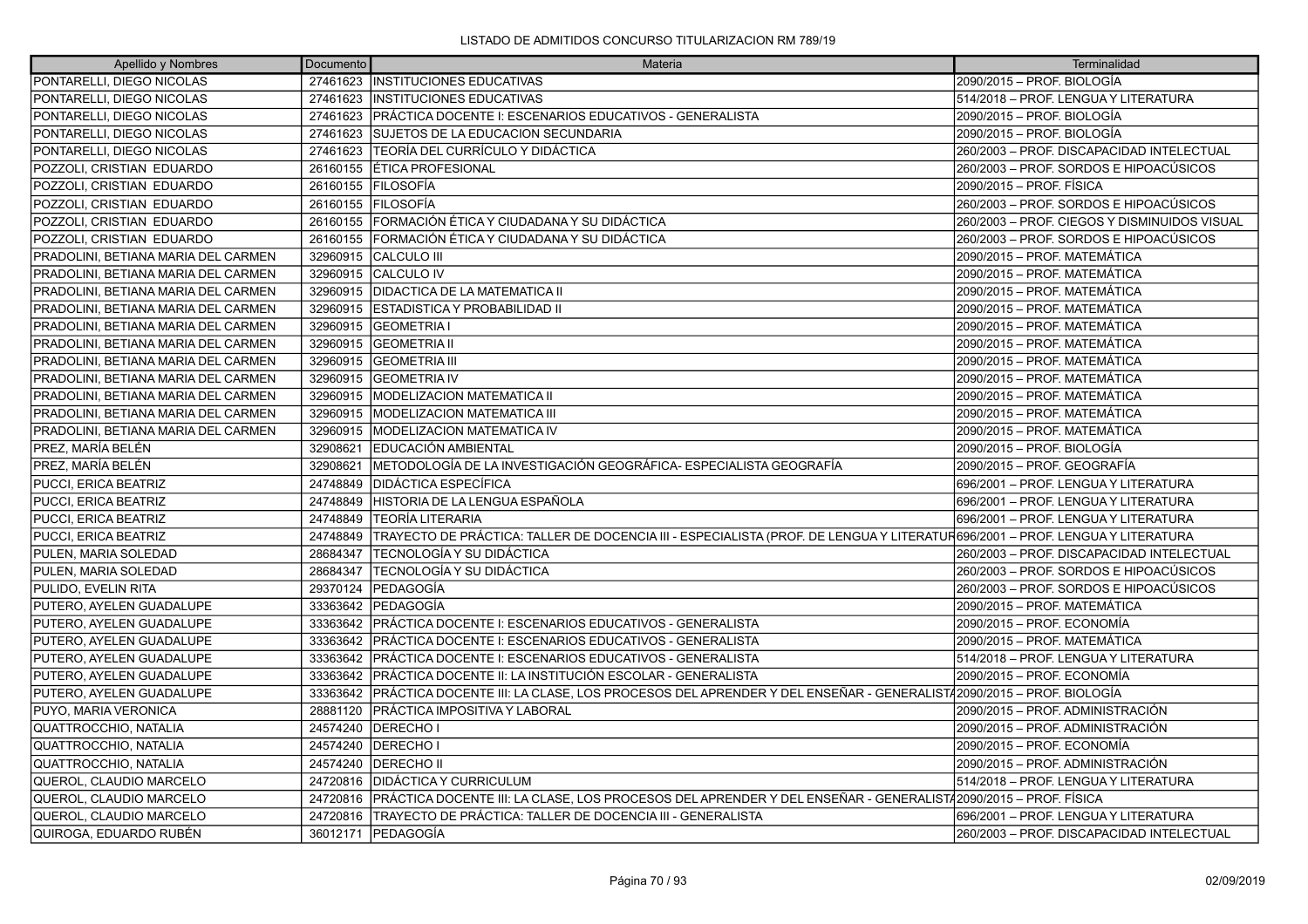| Apellido y Nombres | Documento | Materia | Terminalidad |
|---|---|---|---|
| PONTARELLI, DIEGO NICOLAS | 27461623 | INSTITUCIONES EDUCATIVAS | 2090/2015 – PROF. BIOLOGÍA |
| PONTARELLI, DIEGO NICOLAS | 27461623 | INSTITUCIONES EDUCATIVAS | 514/2018 – PROF. LENGUA Y LITERATURA |
| PONTARELLI, DIEGO NICOLAS | 27461623 | PRÁCTICA DOCENTE I: ESCENARIOS EDUCATIVOS - GENERALISTA | 2090/2015 – PROF. BIOLOGÍA |
| PONTARELLI, DIEGO NICOLAS | 27461623 | SUJETOS DE LA EDUCACION SECUNDARIA | 2090/2015 – PROF. BIOLOGÍA |
| PONTARELLI, DIEGO NICOLAS | 27461623 | TEORÍA DEL CURRÍCULO Y DIDÁCTICA | 260/2003 – PROF. DISCAPACIDAD INTELECTUAL |
| POZZOLI, CRISTIAN EDUARDO | 26160155 | ÉTICA PROFESIONAL | 260/2003 – PROF. SORDOS E HIPOACÚSICOS |
| POZZOLI, CRISTIAN EDUARDO | 26160155 | FILOSOFÍA | 2090/2015 – PROF. FÍSICA |
| POZZOLI, CRISTIAN EDUARDO | 26160155 | FILOSOFÍA | 260/2003 – PROF. SORDOS E HIPOACÚSICOS |
| POZZOLI, CRISTIAN EDUARDO | 26160155 | FORMACIÓN ÉTICA Y CIUDADANA Y SU DIDÁCTICA | 260/2003 – PROF. CIEGOS Y DISMINUIDOS VISUAL |
| POZZOLI, CRISTIAN EDUARDO | 26160155 | FORMACIÓN ÉTICA Y CIUDADANA Y SU DIDÁCTICA | 260/2003 – PROF. SORDOS E HIPOACÚSICOS |
| PRADOLINI, BETIANA MARIA DEL CARMEN | 32960915 | CALCULO III | 2090/2015 – PROF. MATEMÁTICA |
| PRADOLINI, BETIANA MARIA DEL CARMEN | 32960915 | CALCULO IV | 2090/2015 – PROF. MATEMÁTICA |
| PRADOLINI, BETIANA MARIA DEL CARMEN | 32960915 | DIDACTICA DE LA MATEMATICA II | 2090/2015 – PROF. MATEMÁTICA |
| PRADOLINI, BETIANA MARIA DEL CARMEN | 32960915 | ESTADISTICA Y PROBABILIDAD II | 2090/2015 – PROF. MATEMÁTICA |
| PRADOLINI, BETIANA MARIA DEL CARMEN | 32960915 | GEOMETRIA I | 2090/2015 – PROF. MATEMÁTICA |
| PRADOLINI, BETIANA MARIA DEL CARMEN | 32960915 | GEOMETRIA II | 2090/2015 – PROF. MATEMÁTICA |
| PRADOLINI, BETIANA MARIA DEL CARMEN | 32960915 | GEOMETRIA III | 2090/2015 – PROF. MATEMÁTICA |
| PRADOLINI, BETIANA MARIA DEL CARMEN | 32960915 | GEOMETRIA IV | 2090/2015 – PROF. MATEMÁTICA |
| PRADOLINI, BETIANA MARIA DEL CARMEN | 32960915 | MODELIZACION MATEMATICA II | 2090/2015 – PROF. MATEMÁTICA |
| PRADOLINI, BETIANA MARIA DEL CARMEN | 32960915 | MODELIZACION MATEMATICA III | 2090/2015 – PROF. MATEMÁTICA |
| PRADOLINI, BETIANA MARIA DEL CARMEN | 32960915 | MODELIZACION MATEMATICA IV | 2090/2015 – PROF. MATEMÁTICA |
| PREZ, MARÍA BELÉN | 32908621 | EDUCACIÓN AMBIENTAL | 2090/2015 – PROF. BIOLOGÍA |
| PREZ, MARÍA BELÉN | 32908621 | METODOLOGÍA DE LA INVESTIGACIÓN GEOGRÁFICA- ESPECIALISTA GEOGRAFÍA | 2090/2015 – PROF. GEOGRAFÍA |
| PUCCI, ERICA BEATRIZ | 24748849 | DIDÁCTICA ESPECÍFICA | 696/2001 – PROF. LENGUA Y LITERATURA |
| PUCCI, ERICA BEATRIZ | 24748849 | HISTORIA DE LA LENGUA ESPAÑOLA | 696/2001 – PROF. LENGUA Y LITERATURA |
| PUCCI, ERICA BEATRIZ | 24748849 | TEORÍA LITERARIA | 696/2001 – PROF. LENGUA Y LITERATURA |
| PUCCI, ERICA BEATRIZ | 24748849 | TRAYECTO DE PRÁCTICA: TALLER DE DOCENCIA III - ESPECIALISTA (PROF. DE LENGUA Y LITERATUR | 696/2001 – PROF. LENGUA Y LITERATURA |
| PULEN, MARIA SOLEDAD | 28684347 | TECNOLOGÍA Y SU DIDÁCTICA | 260/2003 – PROF. DISCAPACIDAD INTELECTUAL |
| PULEN, MARIA SOLEDAD | 28684347 | TECNOLOGÍA Y SU DIDÁCTICA | 260/2003 – PROF. SORDOS E HIPOACÚSICOS |
| PULIDO, EVELIN RITA | 29370124 | PEDAGOGÍA | 260/2003 – PROF. SORDOS E HIPOACÚSICOS |
| PUTERO, AYELEN GUADALUPE | 33363642 | PEDAGOGÍA | 2090/2015 – PROF. MATEMÁTICA |
| PUTERO, AYELEN GUADALUPE | 33363642 | PRÁCTICA DOCENTE I: ESCENARIOS EDUCATIVOS - GENERALISTA | 2090/2015 – PROF. ECONOMÍA |
| PUTERO, AYELEN GUADALUPE | 33363642 | PRÁCTICA DOCENTE I: ESCENARIOS EDUCATIVOS - GENERALISTA | 2090/2015 – PROF. MATEMÁTICA |
| PUTERO, AYELEN GUADALUPE | 33363642 | PRÁCTICA DOCENTE I: ESCENARIOS EDUCATIVOS - GENERALISTA | 514/2018 – PROF. LENGUA Y LITERATURA |
| PUTERO, AYELEN GUADALUPE | 33363642 | PRÁCTICA DOCENTE II: LA INSTITUCIÓN ESCOLAR - GENERALISTA | 2090/2015 – PROF. ECONOMÍA |
| PUTERO, AYELEN GUADALUPE | 33363642 | PRÁCTICA DOCENTE III: LA CLASE, LOS PROCESOS DEL APRENDER Y DEL ENSEÑAR - GENERALIST | 2090/2015 – PROF. BIOLOGÍA |
| PUYO, MARIA VERONICA | 28881120 | PRÁCTICA IMPOSITIVA Y LABORAL | 2090/2015 – PROF. ADMINISTRACIÓN |
| QUATTROCCHIO, NATALIA | 24574240 | DERECHO I | 2090/2015 – PROF. ADMINISTRACIÓN |
| QUATTROCCHIO, NATALIA | 24574240 | DERECHO I | 2090/2015 – PROF. ECONOMÍA |
| QUATTROCCHIO, NATALIA | 24574240 | DERECHO II | 2090/2015 – PROF. ADMINISTRACIÓN |
| QUEROL, CLAUDIO MARCELO | 24720816 | DIDÁCTICA Y CURRICULUM | 514/2018 – PROF. LENGUA Y LITERATURA |
| QUEROL, CLAUDIO MARCELO | 24720816 | PRÁCTICA DOCENTE III: LA CLASE, LOS PROCESOS DEL APRENDER Y DEL ENSEÑAR - GENERALIST | 2090/2015 – PROF. FÍSICA |
| QUEROL, CLAUDIO MARCELO | 24720816 | TRAYECTO DE PRÁCTICA: TALLER DE DOCENCIA III - GENERALISTA | 696/2001 – PROF. LENGUA Y LITERATURA |
| QUIROGA, EDUARDO RUBÉN | 36012171 | PEDAGOGÍA | 260/2003 – PROF. DISCAPACIDAD INTELECTUAL |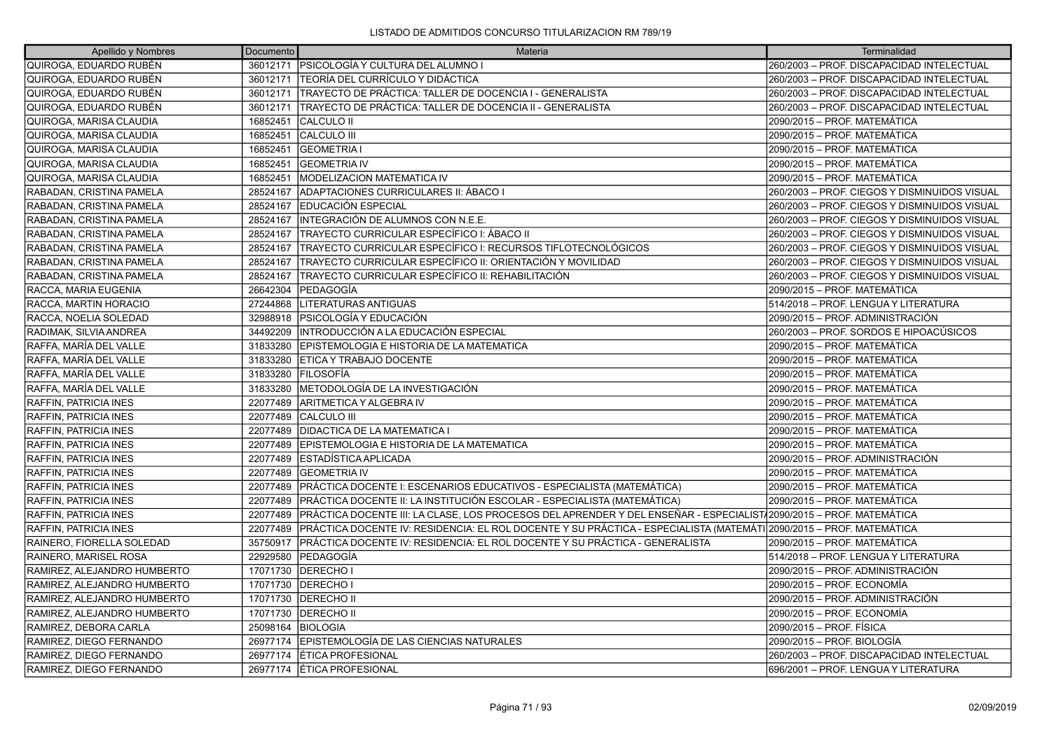LISTADO DE ADMITIDOS CONCURSO TITULARIZACION RM 789/19

| Apellido y Nombres | Documento | Materia | Terminalidad |
|---|---|---|---|
| QUIROGA, EDUARDO RUBÉN | 36012171 | PSICOLOGÍA Y CULTURA DEL ALUMNO I | 260/2003 – PROF. DISCAPACIDAD INTELECTUAL |
| QUIROGA, EDUARDO RUBÉN | 36012171 | TEORÍA DEL CURRÍCULO Y DIDÁCTICA | 260/2003 – PROF. DISCAPACIDAD INTELECTUAL |
| QUIROGA, EDUARDO RUBÉN | 36012171 | TRAYECTO DE PRÁCTICA: TALLER DE DOCENCIA I - GENERALISTA | 260/2003 – PROF. DISCAPACIDAD INTELECTUAL |
| QUIROGA, EDUARDO RUBÉN | 36012171 | TRAYECTO DE PRÁCTICA: TALLER DE DOCENCIA II - GENERALISTA | 260/2003 – PROF. DISCAPACIDAD INTELECTUAL |
| QUIROGA, MARISA CLAUDIA | 16852451 | CALCULO II | 2090/2015 – PROF. MATEMÁTICA |
| QUIROGA, MARISA CLAUDIA | 16852451 | CALCULO III | 2090/2015 – PROF. MATEMÁTICA |
| QUIROGA, MARISA CLAUDIA | 16852451 | GEOMETRIA I | 2090/2015 – PROF. MATEMÁTICA |
| QUIROGA, MARISA CLAUDIA | 16852451 | GEOMETRIA IV | 2090/2015 – PROF. MATEMÁTICA |
| QUIROGA, MARISA CLAUDIA | 16852451 | MODELIZACION MATEMATICA IV | 2090/2015 – PROF. MATEMÁTICA |
| RABADAN, CRISTINA PAMELA | 28524167 | ADAPTACIONES CURRICULARES II: ÁBACO I | 260/2003 – PROF. CIEGOS Y DISMINUIDOS VISUAL |
| RABADAN, CRISTINA PAMELA | 28524167 | EDUCACIÓN ESPECIAL | 260/2003 – PROF. CIEGOS Y DISMINUIDOS VISUAL |
| RABADAN, CRISTINA PAMELA | 28524167 | INTEGRACIÓN DE ALUMNOS CON N.E.E. | 260/2003 – PROF. CIEGOS Y DISMINUIDOS VISUAL |
| RABADAN, CRISTINA PAMELA | 28524167 | TRAYECTO CURRICULAR ESPECÍFICO I: ÁBACO II | 260/2003 – PROF. CIEGOS Y DISMINUIDOS VISUAL |
| RABADAN, CRISTINA PAMELA | 28524167 | TRAYECTO CURRICULAR ESPECÍFICO I: RECURSOS TIFLOTECNOLÓGICOS | 260/2003 – PROF. CIEGOS Y DISMINUIDOS VISUAL |
| RABADAN, CRISTINA PAMELA | 28524167 | TRAYECTO CURRICULAR ESPECÍFICO II: ORIENTACIÓN Y MOVILIDAD | 260/2003 – PROF. CIEGOS Y DISMINUIDOS VISUAL |
| RABADAN, CRISTINA PAMELA | 28524167 | TRAYECTO CURRICULAR ESPECÍFICO II: REHABILITACIÓN | 260/2003 – PROF. CIEGOS Y DISMINUIDOS VISUAL |
| RACCA, MARIA EUGENIA | 26642304 | PEDAGOGÍA | 2090/2015 – PROF. MATEMÁTICA |
| RACCA, MARTIN HORACIO | 27244868 | LITERATURAS ANTIGUAS | 514/2018 – PROF. LENGUA Y LITERATURA |
| RACCA, NOELIA SOLEDAD | 32988918 | PSICOLOGÍA Y EDUCACIÓN | 2090/2015 – PROF. ADMINISTRACIÓN |
| RADIMAK, SILVIA ANDREA | 34492209 | INTRODUCCIÓN A LA EDUCACIÓN ESPECIAL | 260/2003 – PROF. SORDOS E HIPOACÚSICOS |
| RAFFA, MARÍA DEL VALLE | 31833280 | EPISTEMOLOGIA E HISTORIA DE LA MATEMATICA | 2090/2015 – PROF. MATEMÁTICA |
| RAFFA, MARÍA DEL VALLE | 31833280 | ETICA Y TRABAJO DOCENTE | 2090/2015 – PROF. MATEMÁTICA |
| RAFFA, MARÍA DEL VALLE | 31833280 | FILOSOFÍA | 2090/2015 – PROF. MATEMÁTICA |
| RAFFA, MARÍA DEL VALLE | 31833280 | METODOLOGÍA DE LA INVESTIGACIÓN | 2090/2015 – PROF. MATEMÁTICA |
| RAFFIN, PATRICIA INES | 22077489 | ARITMETICA Y ALGEBRA IV | 2090/2015 – PROF. MATEMÁTICA |
| RAFFIN, PATRICIA INES | 22077489 | CALCULO III | 2090/2015 – PROF. MATEMÁTICA |
| RAFFIN, PATRICIA INES | 22077489 | DIDACTICA DE LA MATEMATICA I | 2090/2015 – PROF. MATEMÁTICA |
| RAFFIN, PATRICIA INES | 22077489 | EPISTEMOLOGIA E HISTORIA DE LA MATEMATICA | 2090/2015 – PROF. MATEMÁTICA |
| RAFFIN, PATRICIA INES | 22077489 | ESTADÍSTICA APLICADA | 2090/2015 – PROF. ADMINISTRACIÓN |
| RAFFIN, PATRICIA INES | 22077489 | GEOMETRIA IV | 2090/2015 – PROF. MATEMÁTICA |
| RAFFIN, PATRICIA INES | 22077489 | PRÁCTICA DOCENTE I: ESCENARIOS EDUCATIVOS - ESPECIALISTA (MATEMÁTICA) | 2090/2015 – PROF. MATEMÁTICA |
| RAFFIN, PATRICIA INES | 22077489 | PRÁCTICA DOCENTE II: LA INSTITUCIÓN ESCOLAR - ESPECIALISTA (MATEMÁTICA) | 2090/2015 – PROF. MATEMÁTICA |
| RAFFIN, PATRICIA INES | 22077489 | PRÁCTICA DOCENTE III: LA CLASE, LOS PROCESOS DEL APRENDER Y DEL ENSEÑAR - ESPECIALIST/ | 2090/2015 – PROF. MATEMÁTICA |
| RAFFIN, PATRICIA INES | 22077489 | PRÁCTICA DOCENTE IV: RESIDENCIA: EL ROL DOCENTE Y SU PRÁCTICA - ESPECIALISTA (MATEMÁTI | 2090/2015 – PROF. MATEMÁTICA |
| RAINERO, FIORELLA SOLEDAD | 35750917 | PRÁCTICA DOCENTE IV: RESIDENCIA: EL ROL DOCENTE Y SU PRÁCTICA - GENERALISTA | 2090/2015 – PROF. MATEMÁTICA |
| RAINERO, MARISEL ROSA | 22929580 | PEDAGOGÍA | 514/2018 – PROF. LENGUA Y LITERATURA |
| RAMIREZ, ALEJANDRO HUMBERTO | 17071730 | DERECHO I | 2090/2015 – PROF. ADMINISTRACIÓN |
| RAMIREZ, ALEJANDRO HUMBERTO | 17071730 | DERECHO I | 2090/2015 – PROF. ECONOMÍA |
| RAMIREZ, ALEJANDRO HUMBERTO | 17071730 | DERECHO II | 2090/2015 – PROF. ADMINISTRACIÓN |
| RAMIREZ, ALEJANDRO HUMBERTO | 17071730 | DERECHO II | 2090/2015 – PROF. ECONOMÍA |
| RAMIREZ, DEBORA CARLA | 25098164 | BIOLOGIA | 2090/2015 – PROF. FÍSICA |
| RAMIREZ, DIEGO FERNANDO | 26977174 | EPISTEMOLOGÍA DE LAS CIENCIAS NATURALES | 2090/2015 – PROF. BIOLOGÍA |
| RAMIREZ, DIEGO FERNANDO | 26977174 | ÉTICA PROFESIONAL | 260/2003 – PROF. DISCAPACIDAD INTELECTUAL |
| RAMIREZ, DIEGO FERNANDO | 26977174 | ÉTICA PROFESIONAL | 696/2001 – PROF. LENGUA Y LITERATURA |

02/09/2019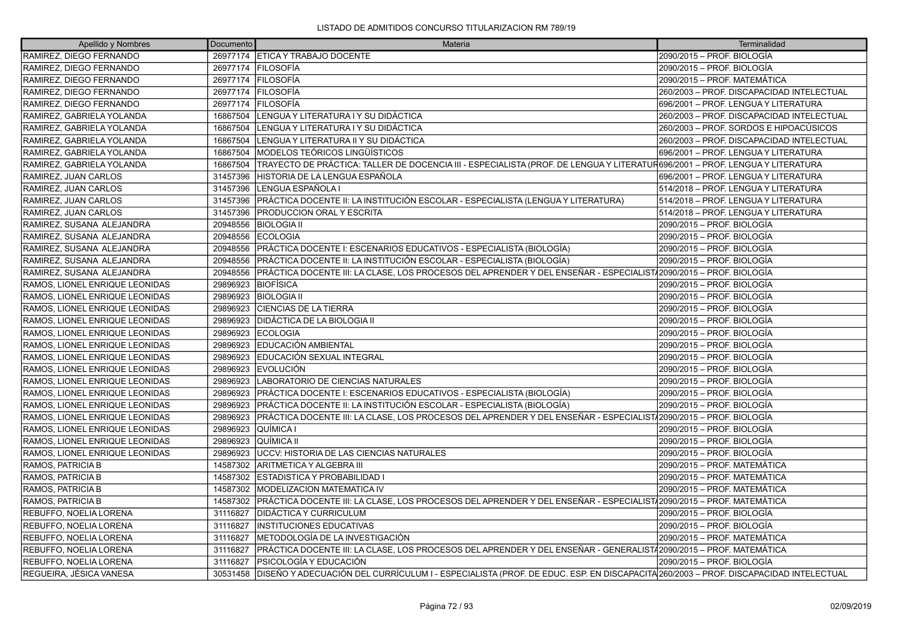# LISTADO DE ADMITIDOS CONCURSO TITULARIZACION RM 789/19

| Apellido y Nombres | Documento | Materia | Terminalidad |
|---|---|---|---|
| RAMIREZ, DIEGO FERNANDO | 26977174 | ETICA Y TRABAJO DOCENTE | 2090/2015 – PROF. BIOLOGÍA |
| RAMIREZ, DIEGO FERNANDO | 26977174 | FILOSOFÍA | 2090/2015 – PROF. BIOLOGÍA |
| RAMIREZ, DIEGO FERNANDO | 26977174 | FILOSOFÍA | 2090/2015 – PROF. MATEMÁTICA |
| RAMIREZ, DIEGO FERNANDO | 26977174 | FILOSOFÍA | 260/2003 – PROF. DISCAPACIDAD INTELECTUAL |
| RAMIREZ, DIEGO FERNANDO | 26977174 | FILOSOFÍA | 696/2001 – PROF. LENGUA Y LITERATURA |
| RAMIREZ, GABRIELA YOLANDA | 16867504 | LENGUA Y LITERATURA I Y SU DIDÁCTICA | 260/2003 – PROF. DISCAPACIDAD INTELECTUAL |
| RAMIREZ, GABRIELA YOLANDA | 16867504 | LENGUA Y LITERATURA I Y SU DIDÁCTICA | 260/2003 – PROF. SORDOS E HIPOACÚSICOS |
| RAMIREZ, GABRIELA YOLANDA | 16867504 | LENGUA Y LITERATURA II Y SU DIDÁCTICA | 260/2003 – PROF. DISCAPACIDAD INTELECTUAL |
| RAMIREZ, GABRIELA YOLANDA | 16867504 | MODELOS TEÓRICOS LINGÜÍSTICOS | 696/2001 – PROF. LENGUA Y LITERATURA |
| RAMIREZ, GABRIELA YOLANDA | 16867504 | TRAYECTO DE PRÁCTICA: TALLER DE DOCENCIA III - ESPECIALISTA (PROF. DE LENGUA Y LITERATUR | 696/2001 – PROF. LENGUA Y LITERATURA |
| RAMIREZ, JUAN CARLOS | 31457396 | HISTORIA DE LA LENGUA ESPAÑOLA | 696/2001 – PROF. LENGUA Y LITERATURA |
| RAMIREZ, JUAN CARLOS | 31457396 | LENGUA ESPAÑOLA I | 514/2018 – PROF. LENGUA Y LITERATURA |
| RAMIREZ, JUAN CARLOS | 31457396 | PRÁCTICA DOCENTE II: LA INSTITUCIÓN ESCOLAR - ESPECIALISTA (LENGUA Y LITERATURA) | 514/2018 – PROF. LENGUA Y LITERATURA |
| RAMIREZ, JUAN CARLOS | 31457396 | PRODUCCION ORAL Y ESCRITA | 514/2018 – PROF. LENGUA Y LITERATURA |
| RAMIREZ, SUSANA ALEJANDRA | 20948556 | BIOLOGIA II | 2090/2015 – PROF. BIOLOGÍA |
| RAMIREZ, SUSANA ALEJANDRA | 20948556 | ECOLOGIA | 2090/2015 – PROF. BIOLOGÍA |
| RAMIREZ, SUSANA ALEJANDRA | 20948556 | PRÁCTICA DOCENTE I: ESCENARIOS EDUCATIVOS - ESPECIALISTA (BIOLOGÍA) | 2090/2015 – PROF. BIOLOGÍA |
| RAMIREZ, SUSANA ALEJANDRA | 20948556 | PRÁCTICA DOCENTE II: LA INSTITUCIÓN ESCOLAR - ESPECIALISTA (BIOLOGÍA) | 2090/2015 – PROF. BIOLOGÍA |
| RAMIREZ, SUSANA ALEJANDRA | 20948556 | PRÁCTICA DOCENTE III: LA CLASE, LOS PROCESOS DEL APRENDER Y DEL ENSEÑAR - ESPECIALIST | 2090/2015 – PROF. BIOLOGÍA |
| RAMOS, LIONEL ENRIQUE LEONIDAS | 29896923 | BIOFÍSICA | 2090/2015 – PROF. BIOLOGÍA |
| RAMOS, LIONEL ENRIQUE LEONIDAS | 29896923 | BIOLOGIA II | 2090/2015 – PROF. BIOLOGÍA |
| RAMOS, LIONEL ENRIQUE LEONIDAS | 29896923 | CIENCIAS DE LA TIERRA | 2090/2015 – PROF. BIOLOGÍA |
| RAMOS, LIONEL ENRIQUE LEONIDAS | 29896923 | DIDÁCTICA DE LA BIOLOGIA II | 2090/2015 – PROF. BIOLOGÍA |
| RAMOS, LIONEL ENRIQUE LEONIDAS | 29896923 | ECOLOGIA | 2090/2015 – PROF. BIOLOGÍA |
| RAMOS, LIONEL ENRIQUE LEONIDAS | 29896923 | EDUCACIÓN AMBIENTAL | 2090/2015 – PROF. BIOLOGÍA |
| RAMOS, LIONEL ENRIQUE LEONIDAS | 29896923 | EDUCACIÓN SEXUAL INTEGRAL | 2090/2015 – PROF. BIOLOGÍA |
| RAMOS, LIONEL ENRIQUE LEONIDAS | 29896923 | EVOLUCIÓN | 2090/2015 – PROF. BIOLOGÍA |
| RAMOS, LIONEL ENRIQUE LEONIDAS | 29896923 | LABORATORIO DE CIENCIAS NATURALES | 2090/2015 – PROF. BIOLOGÍA |
| RAMOS, LIONEL ENRIQUE LEONIDAS | 29896923 | PRÁCTICA DOCENTE I: ESCENARIOS EDUCATIVOS - ESPECIALISTA (BIOLOGÍA) | 2090/2015 – PROF. BIOLOGÍA |
| RAMOS, LIONEL ENRIQUE LEONIDAS | 29896923 | PRÁCTICA DOCENTE II: LA INSTITUCIÓN ESCOLAR - ESPECIALISTA (BIOLOGÍA) | 2090/2015 – PROF. BIOLOGÍA |
| RAMOS, LIONEL ENRIQUE LEONIDAS | 29896923 | PRÁCTICA DOCENTE III: LA CLASE, LOS PROCESOS DEL APRENDER Y DEL ENSEÑAR - ESPECIALIST | 2090/2015 – PROF. BIOLOGÍA |
| RAMOS, LIONEL ENRIQUE LEONIDAS | 29896923 | QUÍMICA I | 2090/2015 – PROF. BIOLOGÍA |
| RAMOS, LIONEL ENRIQUE LEONIDAS | 29896923 | QUÍMICA II | 2090/2015 – PROF. BIOLOGÍA |
| RAMOS, LIONEL ENRIQUE LEONIDAS | 29896923 | UCCV: HISTORIA DE LAS CIENCIAS NATURALES | 2090/2015 – PROF. BIOLOGÍA |
| RAMOS, PATRICIA B | 14587302 | ARITMETICA Y ALGEBRA III | 2090/2015 – PROF. MATEMÁTICA |
| RAMOS, PATRICIA B | 14587302 | ESTADISTICA Y PROBABILIDAD I | 2090/2015 – PROF. MATEMÁTICA |
| RAMOS, PATRICIA B | 14587302 | MODELIZACION MATEMATICA IV | 2090/2015 – PROF. MATEMÁTICA |
| RAMOS, PATRICIA B | 14587302 | PRÁCTICA DOCENTE III: LA CLASE, LOS PROCESOS DEL APRENDER Y DEL ENSEÑAR - ESPECIALIST | 2090/2015 – PROF. MATEMÁTICA |
| REBUFFO, NOELIA LORENA | 31116827 | DIDÁCTICA Y CURRICULUM | 2090/2015 – PROF. BIOLOGÍA |
| REBUFFO, NOELIA LORENA | 31116827 | INSTITUCIONES EDUCATIVAS | 2090/2015 – PROF. BIOLOGÍA |
| REBUFFO, NOELIA LORENA | 31116827 | METODOLOGÍA DE LA INVESTIGACIÓN | 2090/2015 – PROF. MATEMÁTICA |
| REBUFFO, NOELIA LORENA | 31116827 | PRÁCTICA DOCENTE III: LA CLASE, LOS PROCESOS DEL APRENDER Y DEL ENSEÑAR - GENERALIST | 2090/2015 – PROF. MATEMÁTICA |
| REBUFFO, NOELIA LORENA | 31116827 | PSICOLOGÍA Y EDUCACIÓN | 2090/2015 – PROF. BIOLOGÍA |
| REGUEIRA, JÉSICA VANESA | 30531458 | DISEÑO Y ADECUACIÓN DEL CURRÍCULUM I - ESPECIALISTA (PROF. DE EDUC. ESP. EN DISCAPACITA | 260/2003 – PROF. DISCAPACIDAD INTELECTUAL |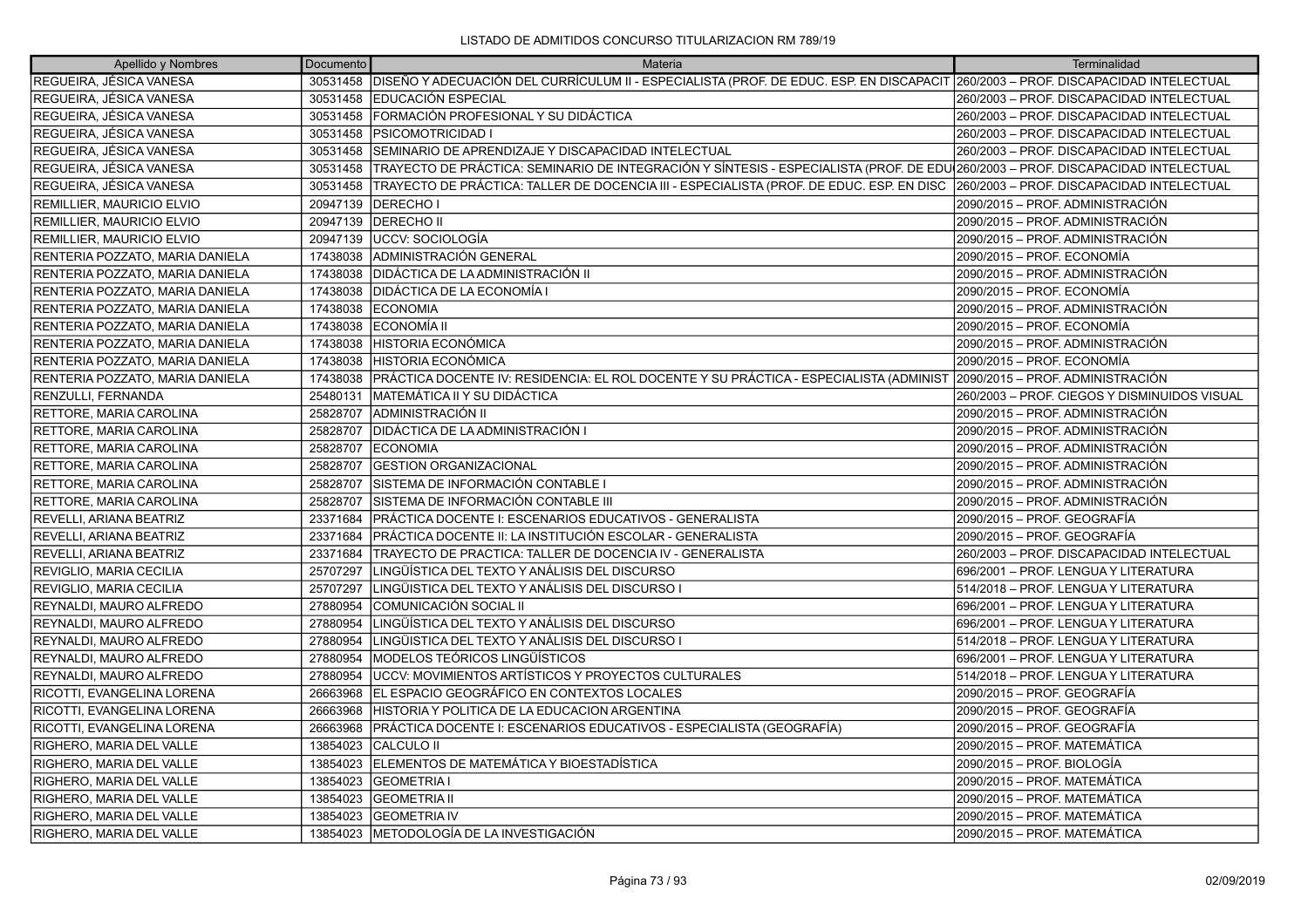LISTADO DE ADMITIDOS CONCURSO TITULARIZACION RM 789/19

| Apellido y Nombres | Documento | Materia | Terminalidad |
| --- | --- | --- | --- |
| REGUEIRA, JÉSICA VANESA | 30531458 | DISEÑO Y ADECUACIÓN DEL CURRÍCULUM II - ESPECIALISTA (PROF. DE EDUC. ESP. EN DISCAPACIT | 260/2003 – PROF. DISCAPACIDAD INTELECTUAL |
| REGUEIRA, JÉSICA VANESA | 30531458 | EDUCACIÓN ESPECIAL | 260/2003 – PROF. DISCAPACIDAD INTELECTUAL |
| REGUEIRA, JÉSICA VANESA | 30531458 | FORMACIÓN PROFESIONAL Y SU DIDÁCTICA | 260/2003 – PROF. DISCAPACIDAD INTELECTUAL |
| REGUEIRA, JÉSICA VANESA | 30531458 | PSICOMOTRICIDAD I | 260/2003 – PROF. DISCAPACIDAD INTELECTUAL |
| REGUEIRA, JÉSICA VANESA | 30531458 | SEMINARIO DE APRENDIZAJE Y DISCAPACIDAD INTELECTUAL | 260/2003 – PROF. DISCAPACIDAD INTELECTUAL |
| REGUEIRA, JÉSICA VANESA | 30531458 | TRAYECTO DE PRÁCTICA: SEMINARIO DE INTEGRACIÓN Y SÍNTESIS - ESPECIALISTA (PROF. DE EDU | 260/2003 – PROF. DISCAPACIDAD INTELECTUAL |
| REGUEIRA, JÉSICA VANESA | 30531458 | TRAYECTO DE PRÁCTICA: TALLER DE DOCENCIA III - ESPECIALISTA (PROF. DE EDUC. ESP. EN DISC | 260/2003 – PROF. DISCAPACIDAD INTELECTUAL |
| REMILLIER, MAURICIO ELVIO | 20947139 | DERECHO I | 2090/2015 – PROF. ADMINISTRACIÓN |
| REMILLIER, MAURICIO ELVIO | 20947139 | DERECHO II | 2090/2015 – PROF. ADMINISTRACIÓN |
| REMILLIER, MAURICIO ELVIO | 20947139 | UCCV: SOCIOLOGÍA | 2090/2015 – PROF. ADMINISTRACIÓN |
| RENTERIA POZZATO, MARIA DANIELA | 17438038 | ADMINISTRACIÓN GENERAL | 2090/2015 – PROF. ECONOMÍA |
| RENTERIA POZZATO, MARIA DANIELA | 17438038 | DIDÁCTICA DE LA ADMINISTRACIÓN II | 2090/2015 – PROF. ADMINISTRACIÓN |
| RENTERIA POZZATO, MARIA DANIELA | 17438038 | DIDÁCTICA DE LA ECONOMÍA I | 2090/2015 – PROF. ECONOMÍA |
| RENTERIA POZZATO, MARIA DANIELA | 17438038 | ECONOMIA | 2090/2015 – PROF. ADMINISTRACIÓN |
| RENTERIA POZZATO, MARIA DANIELA | 17438038 | ECONOMÍA II | 2090/2015 – PROF. ECONOMÍA |
| RENTERIA POZZATO, MARIA DANIELA | 17438038 | HISTORIA ECONÓMICA | 2090/2015 – PROF. ADMINISTRACIÓN |
| RENTERIA POZZATO, MARIA DANIELA | 17438038 | HISTORIA ECONÓMICA | 2090/2015 – PROF. ECONOMÍA |
| RENTERIA POZZATO, MARIA DANIELA | 17438038 | PRÁCTICA DOCENTE IV: RESIDENCIA: EL ROL DOCENTE Y SU PRÁCTICA - ESPECIALISTA (ADMINIST | 2090/2015 – PROF. ADMINISTRACIÓN |
| RENZULLI, FERNANDA | 25480131 | MATEMÁTICA II Y SU DIDÁCTICA | 260/2003 – PROF. CIEGOS Y DISMINUIDOS VISUAL |
| RETTORE, MARIA CAROLINA | 25828707 | ADMINISTRACIÓN II | 2090/2015 – PROF. ADMINISTRACIÓN |
| RETTORE, MARIA CAROLINA | 25828707 | DIDÁCTICA DE LA ADMINISTRACIÓN I | 2090/2015 – PROF. ADMINISTRACIÓN |
| RETTORE, MARIA CAROLINA | 25828707 | ECONOMIA | 2090/2015 – PROF. ADMINISTRACIÓN |
| RETTORE, MARIA CAROLINA | 25828707 | GESTION ORGANIZACIONAL | 2090/2015 – PROF. ADMINISTRACIÓN |
| RETTORE, MARIA CAROLINA | 25828707 | SISTEMA DE INFORMACIÓN CONTABLE I | 2090/2015 – PROF. ADMINISTRACIÓN |
| RETTORE, MARIA CAROLINA | 25828707 | SISTEMA DE INFORMACIÓN CONTABLE III | 2090/2015 – PROF. ADMINISTRACIÓN |
| REVELLI, ARIANA BEATRIZ | 23371684 | PRÁCTICA DOCENTE I: ESCENARIOS EDUCATIVOS - GENERALISTA | 2090/2015 – PROF. GEOGRAFÍA |
| REVELLI, ARIANA BEATRIZ | 23371684 | PRÁCTICA DOCENTE II: LA INSTITUCIÓN ESCOLAR - GENERALISTA | 2090/2015 – PROF. GEOGRAFÍA |
| REVELLI, ARIANA BEATRIZ | 23371684 | TRAYECTO DE PRACTICA: TALLER DE DOCENCIA IV - GENERALISTA | 260/2003 – PROF. DISCAPACIDAD INTELECTUAL |
| REVIGLIO, MARIA CECILIA | 25707297 | LINGÜÍSTICA DEL TEXTO Y ANÁLISIS DEL DISCURSO | 696/2001 – PROF. LENGUA Y LITERATURA |
| REVIGLIO, MARIA CECILIA | 25707297 | LINGÜISTICA DEL TEXTO Y ANÁLISIS DEL DISCURSO I | 514/2018 – PROF. LENGUA Y LITERATURA |
| REYNALDI, MAURO ALFREDO | 27880954 | COMUNICACIÓN SOCIAL II | 696/2001 – PROF. LENGUA Y LITERATURA |
| REYNALDI, MAURO ALFREDO | 27880954 | LINGÜÍSTICA DEL TEXTO Y ANÁLISIS DEL DISCURSO | 696/2001 – PROF. LENGUA Y LITERATURA |
| REYNALDI, MAURO ALFREDO | 27880954 | LINGÜISTICA DEL TEXTO Y ANÁLISIS DEL DISCURSO I | 514/2018 – PROF. LENGUA Y LITERATURA |
| REYNALDI, MAURO ALFREDO | 27880954 | MODELOS TEÓRICOS LINGÜÍSTICOS | 696/2001 – PROF. LENGUA Y LITERATURA |
| REYNALDI, MAURO ALFREDO | 27880954 | UCCV: MOVIMIENTOS ARTÍSTICOS Y PROYECTOS CULTURALES | 514/2018 – PROF. LENGUA Y LITERATURA |
| RICOTTI, EVANGELINA LORENA | 26663968 | EL ESPACIO GEOGRÁFICO EN CONTEXTOS LOCALES | 2090/2015 – PROF. GEOGRAFÍA |
| RICOTTI, EVANGELINA LORENA | 26663968 | HISTORIA Y POLITICA DE LA EDUCACION ARGENTINA | 2090/2015 – PROF. GEOGRAFÍA |
| RICOTTI, EVANGELINA LORENA | 26663968 | PRÁCTICA DOCENTE I: ESCENARIOS EDUCATIVOS - ESPECIALISTA (GEOGRAFÍA) | 2090/2015 – PROF. GEOGRAFÍA |
| RIGHERO, MARIA DEL VALLE | 13854023 | CALCULO II | 2090/2015 – PROF. MATEMÁTICA |
| RIGHERO, MARIA DEL VALLE | 13854023 | ELEMENTOS DE MATEMÁTICA Y BIOESTADÍSTICA | 2090/2015 – PROF. BIOLOGÍA |
| RIGHERO, MARIA DEL VALLE | 13854023 | GEOMETRIA I | 2090/2015 – PROF. MATEMÁTICA |
| RIGHERO, MARIA DEL VALLE | 13854023 | GEOMETRIA II | 2090/2015 – PROF. MATEMÁTICA |
| RIGHERO, MARIA DEL VALLE | 13854023 | GEOMETRIA IV | 2090/2015 – PROF. MATEMÁTICA |
| RIGHERO, MARIA DEL VALLE | 13854023 | METODOLOGÍA DE LA INVESTIGACIÓN | 2090/2015 – PROF. MATEMÁTICA |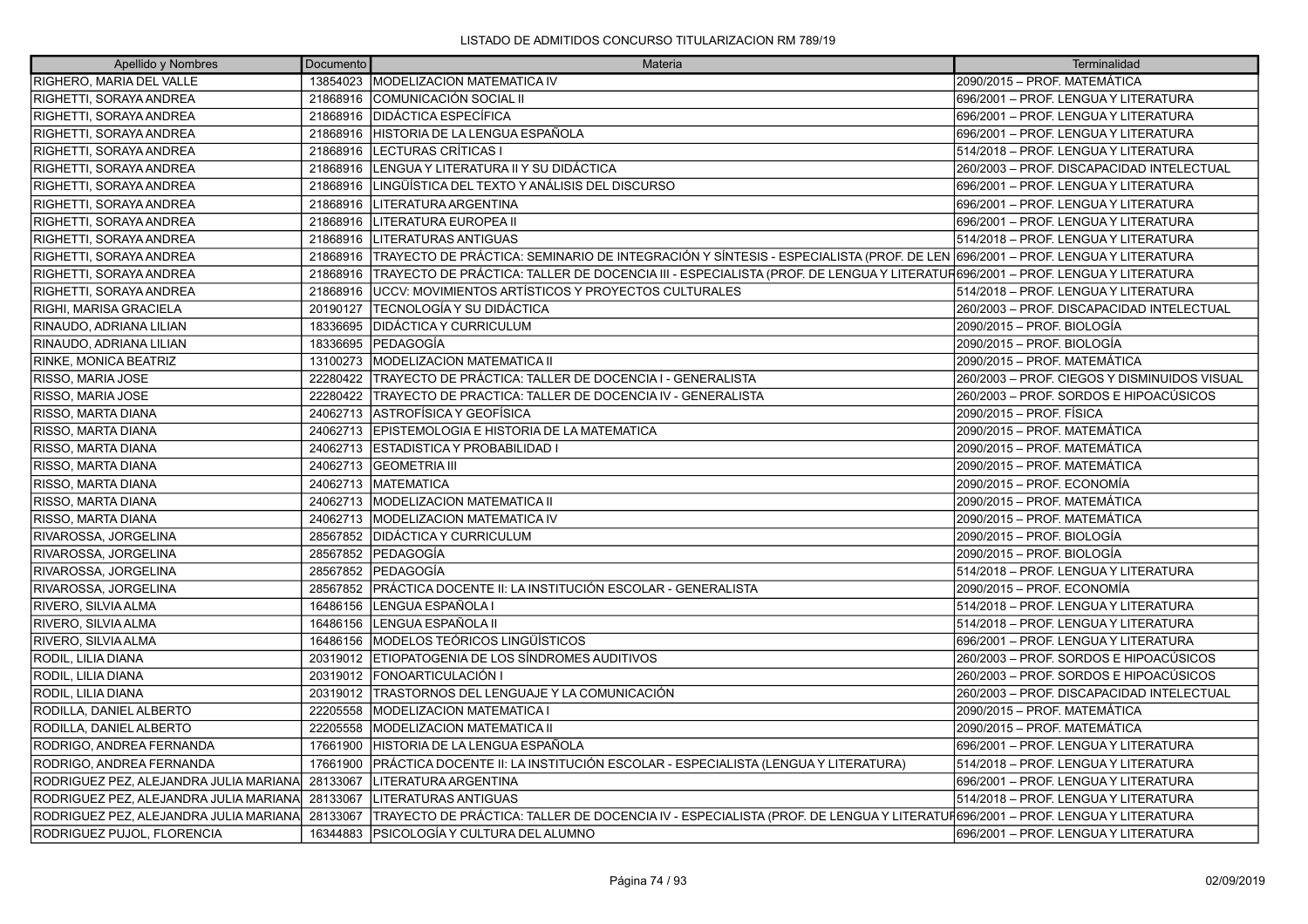LISTADO DE ADMITIDOS CONCURSO TITULARIZACION RM 789/19

| Apellido y Nombres | Documento | Materia | Terminalidad |
|---|---|---|---|
| RIGHERO, MARIA DEL VALLE | 13854023 | MODELIZACION MATEMATICA IV | 2090/2015 – PROF. MATEMÁTICA |
| RIGHETTI, SORAYA ANDREA | 21868916 | COMUNICACIÓN SOCIAL II | 696/2001 – PROF. LENGUA Y LITERATURA |
| RIGHETTI, SORAYA ANDREA | 21868916 | DIDÁCTICA ESPECÍFICA | 696/2001 – PROF. LENGUA Y LITERATURA |
| RIGHETTI, SORAYA ANDREA | 21868916 | HISTORIA DE LA LENGUA ESPAÑOLA | 696/2001 – PROF. LENGUA Y LITERATURA |
| RIGHETTI, SORAYA ANDREA | 21868916 | LECTURAS CRÍTICAS I | 514/2018 – PROF. LENGUA Y LITERATURA |
| RIGHETTI, SORAYA ANDREA | 21868916 | LENGUA Y LITERATURA II Y SU DIDÁCTICA | 260/2003 – PROF. DISCAPACIDAD INTELECTUAL |
| RIGHETTI, SORAYA ANDREA | 21868916 | LINGÜÍSTICA DEL TEXTO Y ANÁLISIS DEL DISCURSO | 696/2001 – PROF. LENGUA Y LITERATURA |
| RIGHETTI, SORAYA ANDREA | 21868916 | LITERATURA ARGENTINA | 696/2001 – PROF. LENGUA Y LITERATURA |
| RIGHETTI, SORAYA ANDREA | 21868916 | LITERATURA EUROPEA II | 696/2001 – PROF. LENGUA Y LITERATURA |
| RIGHETTI, SORAYA ANDREA | 21868916 | LITERATURAS ANTIGUAS | 514/2018 – PROF. LENGUA Y LITERATURA |
| RIGHETTI, SORAYA ANDREA | 21868916 | TRAYECTO DE PRÁCTICA: SEMINARIO DE INTEGRACIÓN Y SÍNTESIS - ESPECIALISTA (PROF. DE LEN | 696/2001 – PROF. LENGUA Y LITERATURA |
| RIGHETTI, SORAYA ANDREA | 21868916 | TRAYECTO DE PRÁCTICA: TALLER DE DOCENCIA III - ESPECIALISTA (PROF. DE LENGUA Y LITERATUR | 696/2001 – PROF. LENGUA Y LITERATURA |
| RIGHETTI, SORAYA ANDREA | 21868916 | UCCV: MOVIMIENTOS ARTÍSTICOS Y PROYECTOS CULTURALES | 514/2018 – PROF. LENGUA Y LITERATURA |
| RIGHI, MARISA GRACIELA | 20190127 | TECNOLOGÍA Y SU DIDÁCTICA | 260/2003 – PROF. DISCAPACIDAD INTELECTUAL |
| RINAUDO, ADRIANA LILIAN | 18336695 | DIDÁCTICA Y CURRICULUM | 2090/2015 – PROF. BIOLOGÍA |
| RINAUDO, ADRIANA LILIAN | 18336695 | PEDAGOGÍA | 2090/2015 – PROF. BIOLOGÍA |
| RINKE, MONICA BEATRIZ | 13100273 | MODELIZACION MATEMATICA II | 2090/2015 – PROF. MATEMÁTICA |
| RISSO, MARIA JOSE | 22280422 | TRAYECTO DE PRÁCTICA: TALLER DE DOCENCIA I - GENERALISTA | 260/2003 – PROF. CIEGOS Y DISMINUIDOS VISUAL |
| RISSO, MARIA JOSE | 22280422 | TRAYECTO DE PRÁCTICA: TALLER DE DOCENCIA IV - GENERALISTA | 260/2003 – PROF. SORDOS E HIPOACÚSICOS |
| RISSO, MARTA DIANA | 24062713 | ASTROFÍSICA Y GEOFÍSICA | 2090/2015 – PROF. FÍSICA |
| RISSO, MARTA DIANA | 24062713 | EPISTEMOLOGIA E HISTORIA DE LA MATEMATICA | 2090/2015 – PROF. MATEMÁTICA |
| RISSO, MARTA DIANA | 24062713 | ESTADISTICA Y PROBABILIDAD I | 2090/2015 – PROF. MATEMÁTICA |
| RISSO, MARTA DIANA | 24062713 | GEOMETRIA III | 2090/2015 – PROF. MATEMÁTICA |
| RISSO, MARTA DIANA | 24062713 | MATEMATICA | 2090/2015 – PROF. ECONOMÍA |
| RISSO, MARTA DIANA | 24062713 | MODELIZACION MATEMATICA II | 2090/2015 – PROF. MATEMÁTICA |
| RISSO, MARTA DIANA | 24062713 | MODELIZACION MATEMATICA IV | 2090/2015 – PROF. MATEMÁTICA |
| RIVAROSSA, JORGELINA | 28567852 | DIDÁCTICA Y CURRICULUM | 2090/2015 – PROF. BIOLOGÍA |
| RIVAROSSA, JORGELINA | 28567852 | PEDAGOGÍA | 2090/2015 – PROF. BIOLOGÍA |
| RIVAROSSA, JORGELINA | 28567852 | PEDAGOGÍA | 514/2018 – PROF. LENGUA Y LITERATURA |
| RIVAROSSA, JORGELINA | 28567852 | PRÁCTICA DOCENTE II: LA INSTITUCIÓN ESCOLAR - GENERALISTA | 2090/2015 – PROF. ECONOMÍA |
| RIVERO, SILVIA ALMA | 16486156 | LENGUA ESPAÑOLA I | 514/2018 – PROF. LENGUA Y LITERATURA |
| RIVERO, SILVIA ALMA | 16486156 | LENGUA ESPAÑOLA II | 514/2018 – PROF. LENGUA Y LITERATURA |
| RIVERO, SILVIA ALMA | 16486156 | MODELOS TEÓRICOS LINGÜÍSTICOS | 696/2001 – PROF. LENGUA Y LITERATURA |
| RODIL, LILIA DIANA | 20319012 | ETIOPATOGENIA DE LOS SÍNDROMES AUDITIVOS | 260/2003 – PROF. SORDOS E HIPOACÚSICOS |
| RODIL, LILIA DIANA | 20319012 | FONOARTICULACIÓN I | 260/2003 – PROF. SORDOS E HIPOACÚSICOS |
| RODIL, LILIA DIANA | 20319012 | TRASTORNOS DEL LENGUAJE Y LA COMUNICACIÓN | 260/2003 – PROF. DISCAPACIDAD INTELECTUAL |
| RODILLA, DANIEL ALBERTO | 22205558 | MODELIZACION MATEMATICA I | 2090/2015 – PROF. MATEMÁTICA |
| RODILLA, DANIEL ALBERTO | 22205558 | MODELIZACION MATEMATICA II | 2090/2015 – PROF. MATEMÁTICA |
| RODRIGO, ANDREA FERNANDA | 17661900 | HISTORIA DE LA LENGUA ESPAÑOLA | 696/2001 – PROF. LENGUA Y LITERATURA |
| RODRIGO, ANDREA FERNANDA | 17661900 | PRÁCTICA DOCENTE II: LA INSTITUCIÓN ESCOLAR - ESPECIALISTA (LENGUA Y LITERATURA) | 514/2018 – PROF. LENGUA Y LITERATURA |
| RODRIGUEZ PEZ, ALEJANDRA JULIA MARIANA | 28133067 | LITERATURA ARGENTINA | 696/2001 – PROF. LENGUA Y LITERATURA |
| RODRIGUEZ PEZ, ALEJANDRA JULIA MARIANA | 28133067 | LITERATURAS ANTIGUAS | 514/2018 – PROF. LENGUA Y LITERATURA |
| RODRIGUEZ PEZ, ALEJANDRA JULIA MARIANA | 28133067 | TRAYECTO DE PRÁCTICA: TALLER DE DOCENCIA IV - ESPECIALISTA (PROF. DE LENGUA Y LITERATUR | 696/2001 – PROF. LENGUA Y LITERATURA |
| RODRIGUEZ PUJOL, FLORENCIA | 16344883 | PSICOLOGÍA Y CULTURA DEL ALUMNO | 696/2001 – PROF. LENGUA Y LITERATURA |

02/09/2019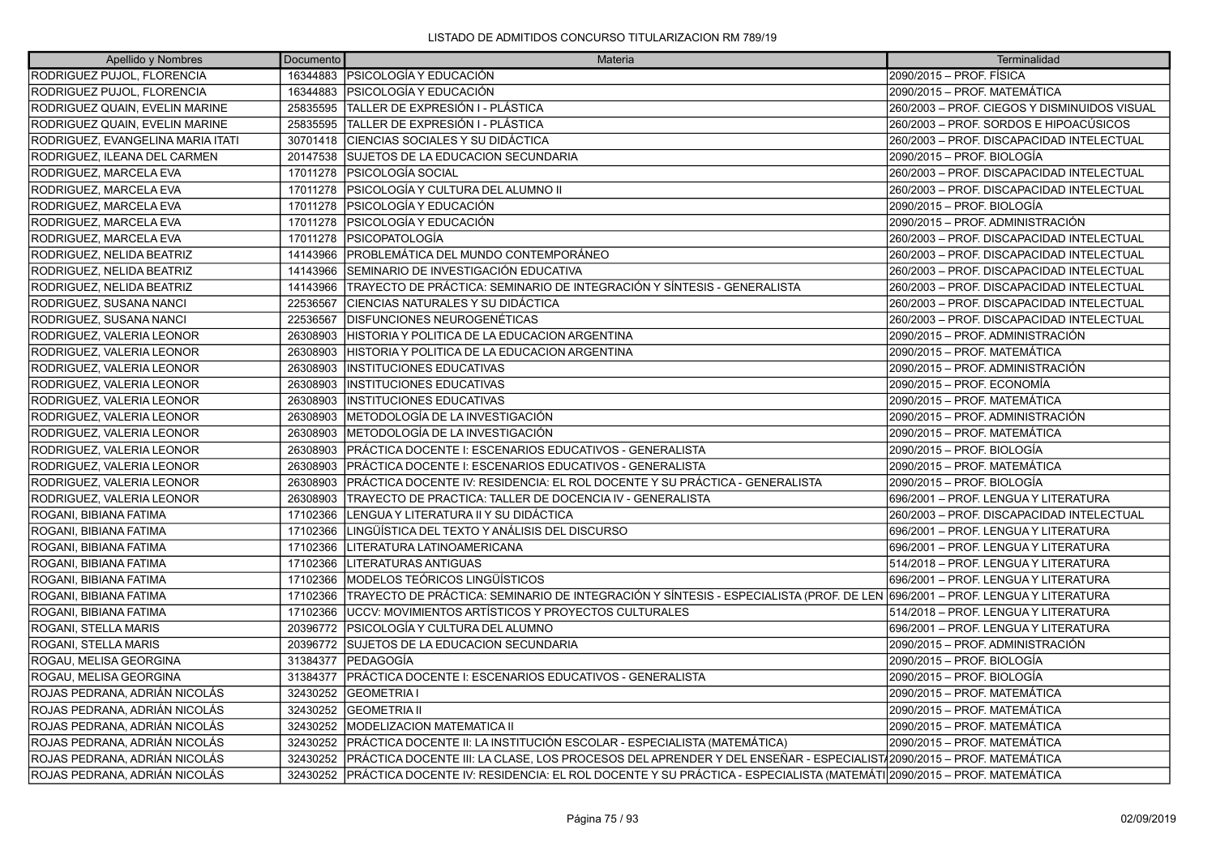LISTADO DE ADMITIDOS CONCURSO TITULARIZACION RM 789/19

| Apellido y Nombres | Documento | Materia | Terminalidad |
|---|---|---|---|
| RODRIGUEZ PUJOL, FLORENCIA | 16344883 | PSICOLOGÍA Y EDUCACIÓN | 2090/2015 – PROF. FÍSICA |
| RODRIGUEZ PUJOL, FLORENCIA | 16344883 | PSICOLOGÍA Y EDUCACIÓN | 2090/2015 – PROF. MATEMÁTICA |
| RODRIGUEZ QUAIN, EVELIN MARINE | 25835595 | TALLER DE EXPRESIÓN I - PLÁSTICA | 260/2003 – PROF. CIEGOS Y DISMINUIDOS VISUAL |
| RODRIGUEZ QUAIN, EVELIN MARINE | 25835595 | TALLER DE EXPRESIÓN I - PLÁSTICA | 260/2003 – PROF. SORDOS E HIPOACÚSICOS |
| RODRIGUEZ, EVANGELINA MARIA ITATI | 30701418 | CIENCIAS SOCIALES Y SU DIDÁCTICA | 260/2003 – PROF. DISCAPACIDAD INTELECTUAL |
| RODRIGUEZ, ILEANA DEL CARMEN | 20147538 | SUJETOS DE LA EDUCACION SECUNDARIA | 2090/2015 – PROF. BIOLOGÍA |
| RODRIGUEZ, MARCELA EVA | 17011278 | PSICOLOGÍA SOCIAL | 260/2003 – PROF. DISCAPACIDAD INTELECTUAL |
| RODRIGUEZ, MARCELA EVA | 17011278 | PSICOLOGÍA Y CULTURA DEL ALUMNO II | 260/2003 – PROF. DISCAPACIDAD INTELECTUAL |
| RODRIGUEZ, MARCELA EVA | 17011278 | PSICOLOGÍA Y EDUCACIÓN | 2090/2015 – PROF. BIOLOGÍA |
| RODRIGUEZ, MARCELA EVA | 17011278 | PSICOLOGÍA Y EDUCACIÓN | 2090/2015 – PROF. ADMINISTRACIÓN |
| RODRIGUEZ, MARCELA EVA | 17011278 | PSICOPATOLOGÍA | 260/2003 – PROF. DISCAPACIDAD INTELECTUAL |
| RODRIGUEZ, NELIDA BEATRIZ | 14143966 | PROBLEMÁTICA DEL MUNDO CONTEMPORÁNEO | 260/2003 – PROF. DISCAPACIDAD INTELECTUAL |
| RODRIGUEZ, NELIDA BEATRIZ | 14143966 | SEMINARIO DE INVESTIGACIÓN EDUCATIVA | 260/2003 – PROF. DISCAPACIDAD INTELECTUAL |
| RODRIGUEZ, NELIDA BEATRIZ | 14143966 | TRAYECTO DE PRÁCTICA: SEMINARIO DE INTEGRACIÓN Y SÍNTESIS - GENERALISTA | 260/2003 – PROF. DISCAPACIDAD INTELECTUAL |
| RODRIGUEZ, SUSANA NANCI | 22536567 | CIENCIAS NATURALES Y SU DIDÁCTICA | 260/2003 – PROF. DISCAPACIDAD INTELECTUAL |
| RODRIGUEZ, SUSANA NANCI | 22536567 | DISFUNCIONES NEUROGENÉTICAS | 260/2003 – PROF. DISCAPACIDAD INTELECTUAL |
| RODRIGUEZ, VALERIA LEONOR | 26308903 | HISTORIA Y POLITICA DE LA EDUCACION ARGENTINA | 2090/2015 – PROF. ADMINISTRACIÓN |
| RODRIGUEZ, VALERIA LEONOR | 26308903 | HISTORIA Y POLITICA DE LA EDUCACION ARGENTINA | 2090/2015 – PROF. MATEMÁTICA |
| RODRIGUEZ, VALERIA LEONOR | 26308903 | INSTITUCIONES EDUCATIVAS | 2090/2015 – PROF. ADMINISTRACIÓN |
| RODRIGUEZ, VALERIA LEONOR | 26308903 | INSTITUCIONES EDUCATIVAS | 2090/2015 – PROF. ECONOMÍA |
| RODRIGUEZ, VALERIA LEONOR | 26308903 | INSTITUCIONES EDUCATIVAS | 2090/2015 – PROF. MATEMÁTICA |
| RODRIGUEZ, VALERIA LEONOR | 26308903 | METODOLOGÍA DE LA INVESTIGACIÓN | 2090/2015 – PROF. ADMINISTRACIÓN |
| RODRIGUEZ, VALERIA LEONOR | 26308903 | METODOLOGÍA DE LA INVESTIGACIÓN | 2090/2015 – PROF. MATEMÁTICA |
| RODRIGUEZ, VALERIA LEONOR | 26308903 | PRÁCTICA DOCENTE I: ESCENARIOS EDUCATIVOS - GENERALISTA | 2090/2015 – PROF. BIOLOGÍA |
| RODRIGUEZ, VALERIA LEONOR | 26308903 | PRÁCTICA DOCENTE I: ESCENARIOS EDUCATIVOS - GENERALISTA | 2090/2015 – PROF. MATEMÁTICA |
| RODRIGUEZ, VALERIA LEONOR | 26308903 | PRÁCTICA DOCENTE IV: RESIDENCIA: EL ROL DOCENTE Y SU PRÁCTICA - GENERALISTA | 2090/2015 – PROF. BIOLOGÍA |
| RODRIGUEZ, VALERIA LEONOR | 26308903 | TRAYECTO DE PRACTICA: TALLER DE DOCENCIA IV - GENERALISTA | 696/2001 – PROF. LENGUA Y LITERATURA |
| ROGANI, BIBIANA FATIMA | 17102366 | LENGUA Y LITERATURA II Y SU DIDÁCTICA | 260/2003 – PROF. DISCAPACIDAD INTELECTUAL |
| ROGANI, BIBIANA FATIMA | 17102366 | LINGÜÍSTICA DEL TEXTO Y ANÁLISIS DEL DISCURSO | 696/2001 – PROF. LENGUA Y LITERATURA |
| ROGANI, BIBIANA FATIMA | 17102366 | LITERATURA LATINOAMERICANA | 696/2001 – PROF. LENGUA Y LITERATURA |
| ROGANI, BIBIANA FATIMA | 17102366 | LITERATURAS ANTIGUAS | 514/2018 – PROF. LENGUA Y LITERATURA |
| ROGANI, BIBIANA FATIMA | 17102366 | MODELOS TEÓRICOS LINGÜÍSTICOS | 696/2001 – PROF. LENGUA Y LITERATURA |
| ROGANI, BIBIANA FATIMA | 17102366 | TRAYECTO DE PRÁCTICA: SEMINARIO DE INTEGRACIÓN Y SÍNTESIS - ESPECIALISTA (PROF. DE LEN | 696/2001 – PROF. LENGUA Y LITERATURA |
| ROGANI, BIBIANA FATIMA | 17102366 | UCCV: MOVIMIENTOS ARTÍSTICOS Y PROYECTOS CULTURALES | 514/2018 – PROF. LENGUA Y LITERATURA |
| ROGANI, STELLA MARIS | 20396772 | PSICOLOGÍA Y CULTURA DEL ALUMNO | 696/2001 – PROF. LENGUA Y LITERATURA |
| ROGANI, STELLA MARIS | 20396772 | SUJETOS DE LA EDUCACION SECUNDARIA | 2090/2015 – PROF. ADMINISTRACIÓN |
| ROGAU, MELISA GEORGINA | 31384377 | PEDAGOGÍA | 2090/2015 – PROF. BIOLOGÍA |
| ROGAU, MELISA GEORGINA | 31384377 | PRÁCTICA DOCENTE I: ESCENARIOS EDUCATIVOS - GENERALISTA | 2090/2015 – PROF. BIOLOGÍA |
| ROJAS PEDRANA, ADRIÁN NICOLÁS | 32430252 | GEOMETRIA I | 2090/2015 – PROF. MATEMÁTICA |
| ROJAS PEDRANA, ADRIÁN NICOLÁS | 32430252 | GEOMETRIA II | 2090/2015 – PROF. MATEMÁTICA |
| ROJAS PEDRANA, ADRIÁN NICOLÁS | 32430252 | MODELIZACION MATEMATICA II | 2090/2015 – PROF. MATEMÁTICA |
| ROJAS PEDRANA, ADRIÁN NICOLÁS | 32430252 | PRÁCTICA DOCENTE II: LA INSTITUCIÓN ESCOLAR - ESPECIALISTA (MATEMÁTICA) | 2090/2015 – PROF. MATEMÁTICA |
| ROJAS PEDRANA, ADRIÁN NICOLÁS | 32430252 | PRÁCTICA DOCENTE III: LA CLASE, LOS PROCESOS DEL APRENDER Y DEL ENSEÑAR - ESPECIALIST | 2090/2015 – PROF. MATEMÁTICA |
| ROJAS PEDRANA, ADRIÁN NICOLÁS | 32430252 | PRÁCTICA DOCENTE IV: RESIDENCIA: EL ROL DOCENTE Y SU PRÁCTICA - ESPECIALISTA (MATEMÁTI | 2090/2015 – PROF. MATEMÁTICA |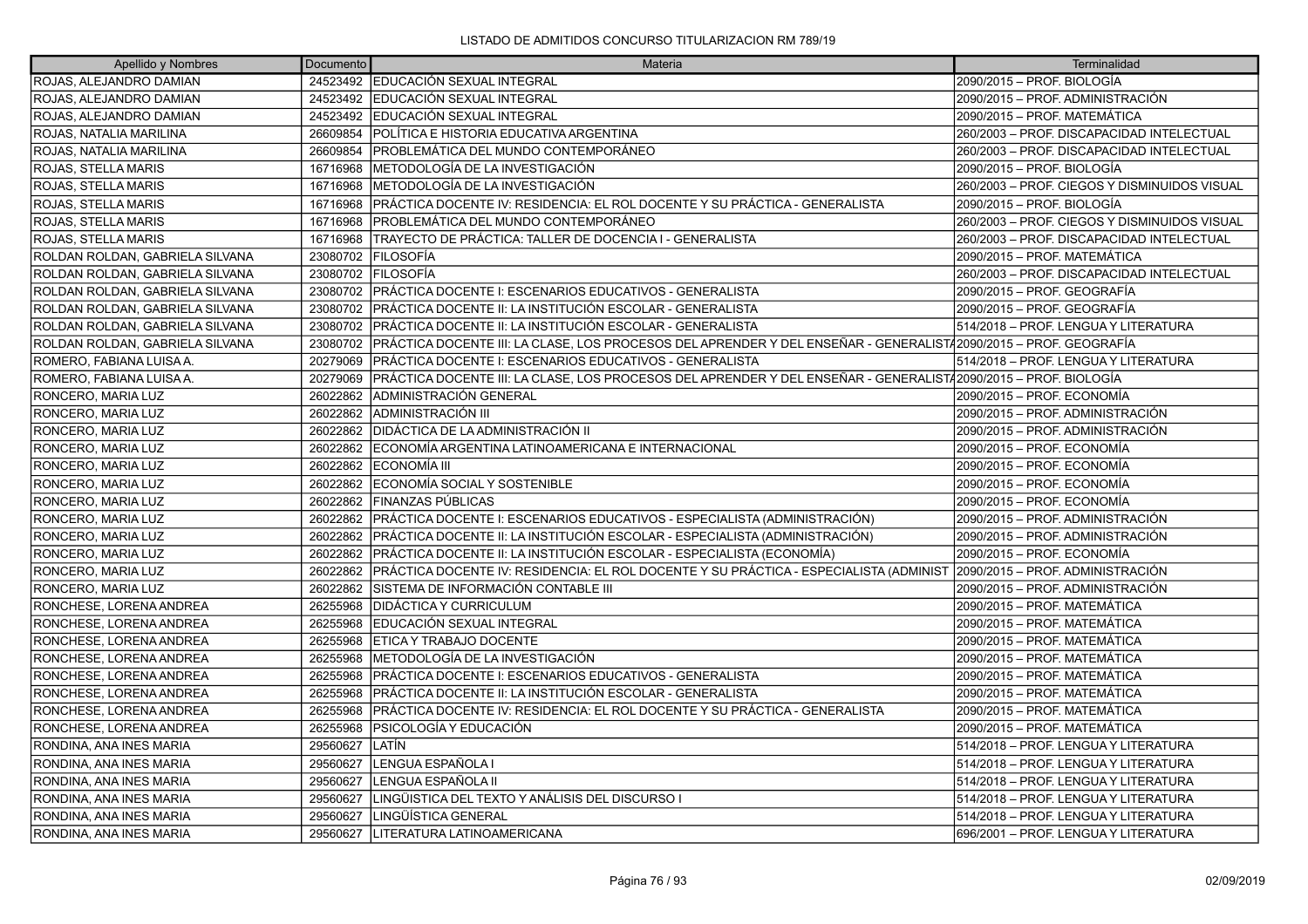LISTADO DE ADMITIDOS CONCURSO TITULARIZACION RM 789/19

| Apellido y Nombres | Documento | Materia | Terminalidad |
|---|---|---|---|
| ROJAS, ALEJANDRO DAMIAN | 24523492 | EDUCACIÓN SEXUAL INTEGRAL | 2090/2015 – PROF. BIOLOGÍA |
| ROJAS, ALEJANDRO DAMIAN | 24523492 | EDUCACIÓN SEXUAL INTEGRAL | 2090/2015 – PROF. ADMINISTRACIÓN |
| ROJAS, ALEJANDRO DAMIAN | 24523492 | EDUCACIÓN SEXUAL INTEGRAL | 2090/2015 – PROF. MATEMÁTICA |
| ROJAS, NATALIA MARILINA | 26609854 | POLÍTICA E HISTORIA EDUCATIVA ARGENTINA | 260/2003 – PROF. DISCAPACIDAD INTELECTUAL |
| ROJAS, NATALIA MARILINA | 26609854 | PROBLEMÁTICA DEL MUNDO CONTEMPORÁNEO | 260/2003 – PROF. DISCAPACIDAD INTELECTUAL |
| ROJAS, STELLA MARIS | 16716968 | METODOLOGÍA DE LA INVESTIGACIÓN | 2090/2015 – PROF. BIOLOGÍA |
| ROJAS, STELLA MARIS | 16716968 | METODOLOGÍA DE LA INVESTIGACIÓN | 260/2003 – PROF. CIEGOS Y DISMINUIDOS VISUAL |
| ROJAS, STELLA MARIS | 16716968 | PRÁCTICA DOCENTE IV: RESIDENCIA: EL ROL DOCENTE Y SU PRÁCTICA - GENERALISTA | 2090/2015 – PROF. BIOLOGÍA |
| ROJAS, STELLA MARIS | 16716968 | PROBLEMÁTICA DEL MUNDO CONTEMPORÁNEO | 260/2003 – PROF. CIEGOS Y DISMINUIDOS VISUAL |
| ROJAS, STELLA MARIS | 16716968 | TRAYECTO DE PRÁCTICA: TALLER DE DOCENCIA I - GENERALISTA | 260/2003 – PROF. DISCAPACIDAD INTELECTUAL |
| ROLDAN ROLDAN, GABRIELA SILVANA | 23080702 | FILOSOFÍA | 2090/2015 – PROF. MATEMÁTICA |
| ROLDAN ROLDAN, GABRIELA SILVANA | 23080702 | FILOSOFÍA | 260/2003 – PROF. DISCAPACIDAD INTELECTUAL |
| ROLDAN ROLDAN, GABRIELA SILVANA | 23080702 | PRÁCTICA DOCENTE I: ESCENARIOS EDUCATIVOS - GENERALISTA | 2090/2015 – PROF. GEOGRAFÍA |
| ROLDAN ROLDAN, GABRIELA SILVANA | 23080702 | PRÁCTICA DOCENTE II: LA INSTITUCIÓN ESCOLAR - GENERALISTA | 2090/2015 – PROF. GEOGRAFÍA |
| ROLDAN ROLDAN, GABRIELA SILVANA | 23080702 | PRÁCTICA DOCENTE II: LA INSTITUCIÓN ESCOLAR - GENERALISTA | 514/2018 – PROF. LENGUA Y LITERATURA |
| ROLDAN ROLDAN, GABRIELA SILVANA | 23080702 | PRÁCTICA DOCENTE III: LA CLASE, LOS PROCESOS DEL APRENDER Y DEL ENSEÑAR - GENERALISTA | 2090/2015 – PROF. GEOGRAFÍA |
| ROMERO, FABIANA LUISA A. | 20279069 | PRÁCTICA DOCENTE I: ESCENARIOS EDUCATIVOS - GENERALISTA | 514/2018 – PROF. LENGUA Y LITERATURA |
| ROMERO, FABIANA LUISA A. | 20279069 | PRÁCTICA DOCENTE III: LA CLASE, LOS PROCESOS DEL APRENDER Y DEL ENSEÑAR - GENERALISTA | 2090/2015 – PROF. BIOLOGÍA |
| RONCERO, MARIA LUZ | 26022862 | ADMINISTRACIÓN GENERAL | 2090/2015 – PROF. ECONOMÍA |
| RONCERO, MARIA LUZ | 26022862 | ADMINISTRACIÓN III | 2090/2015 – PROF. ADMINISTRACIÓN |
| RONCERO, MARIA LUZ | 26022862 | DIDÁCTICA DE LA ADMINISTRACIÓN II | 2090/2015 – PROF. ADMINISTRACIÓN |
| RONCERO, MARIA LUZ | 26022862 | ECONOMÍA ARGENTINA LATINOAMERICANA E INTERNACIONAL | 2090/2015 – PROF. ECONOMÍA |
| RONCERO, MARIA LUZ | 26022862 | ECONOMÍA III | 2090/2015 – PROF. ECONOMÍA |
| RONCERO, MARIA LUZ | 26022862 | ECONOMÍA SOCIAL Y SOSTENIBLE | 2090/2015 – PROF. ECONOMÍA |
| RONCERO, MARIA LUZ | 26022862 | FINANZAS PÚBLICAS | 2090/2015 – PROF. ECONOMÍA |
| RONCERO, MARIA LUZ | 26022862 | PRÁCTICA DOCENTE I: ESCENARIOS EDUCATIVOS - ESPECIALISTA (ADMINISTRACIÓN) | 2090/2015 – PROF. ADMINISTRACIÓN |
| RONCERO, MARIA LUZ | 26022862 | PRÁCTICA DOCENTE II: LA INSTITUCIÓN ESCOLAR - ESPECIALISTA (ADMINISTRACIÓN) | 2090/2015 – PROF. ADMINISTRACIÓN |
| RONCERO, MARIA LUZ | 26022862 | PRÁCTICA DOCENTE II: LA INSTITUCIÓN ESCOLAR - ESPECIALISTA (ECONOMÍA) | 2090/2015 – PROF. ECONOMÍA |
| RONCERO, MARIA LUZ | 26022862 | PRÁCTICA DOCENTE IV: RESIDENCIA: EL ROL DOCENTE Y SU PRÁCTICA - ESPECIALISTA (ADMINIST | 2090/2015 – PROF. ADMINISTRACIÓN |
| RONCERO, MARIA LUZ | 26022862 | SISTEMA DE INFORMACIÓN CONTABLE III | 2090/2015 – PROF. ADMINISTRACIÓN |
| RONCHESE, LORENA ANDREA | 26255968 | DIDÁCTICA Y CURRICULUM | 2090/2015 – PROF. MATEMÁTICA |
| RONCHESE, LORENA ANDREA | 26255968 | EDUCACIÓN SEXUAL INTEGRAL | 2090/2015 – PROF. MATEMÁTICA |
| RONCHESE, LORENA ANDREA | 26255968 | ETICA Y TRABAJO DOCENTE | 2090/2015 – PROF. MATEMÁTICA |
| RONCHESE, LORENA ANDREA | 26255968 | METODOLOGÍA DE LA INVESTIGACIÓN | 2090/2015 – PROF. MATEMÁTICA |
| RONCHESE, LORENA ANDREA | 26255968 | PRÁCTICA DOCENTE I: ESCENARIOS EDUCATIVOS - GENERALISTA | 2090/2015 – PROF. MATEMÁTICA |
| RONCHESE, LORENA ANDREA | 26255968 | PRÁCTICA DOCENTE II: LA INSTITUCIÓN ESCOLAR - GENERALISTA | 2090/2015 – PROF. MATEMÁTICA |
| RONCHESE, LORENA ANDREA | 26255968 | PRÁCTICA DOCENTE IV: RESIDENCIA: EL ROL DOCENTE Y SU PRÁCTICA - GENERALISTA | 2090/2015 – PROF. MATEMÁTICA |
| RONCHESE, LORENA ANDREA | 26255968 | PSICOLOGÍA Y EDUCACIÓN | 2090/2015 – PROF. MATEMÁTICA |
| RONDINA, ANA INES MARIA | 29560627 | LATÍN | 514/2018 – PROF. LENGUA Y LITERATURA |
| RONDINA, ANA INES MARIA | 29560627 | LENGUA ESPAÑOLA I | 514/2018 – PROF. LENGUA Y LITERATURA |
| RONDINA, ANA INES MARIA | 29560627 | LENGUA ESPAÑOLA II | 514/2018 – PROF. LENGUA Y LITERATURA |
| RONDINA, ANA INES MARIA | 29560627 | LINGÜISTICA DEL TEXTO Y ANÁLISIS DEL DISCURSO I | 514/2018 – PROF. LENGUA Y LITERATURA |
| RONDINA, ANA INES MARIA | 29560627 | LINGÜÍSTICA GENERAL | 514/2018 – PROF. LENGUA Y LITERATURA |
| RONDINA, ANA INES MARIA | 29560627 | LITERATURA LATINOAMERICANA | 696/2001 – PROF. LENGUA Y LITERATURA |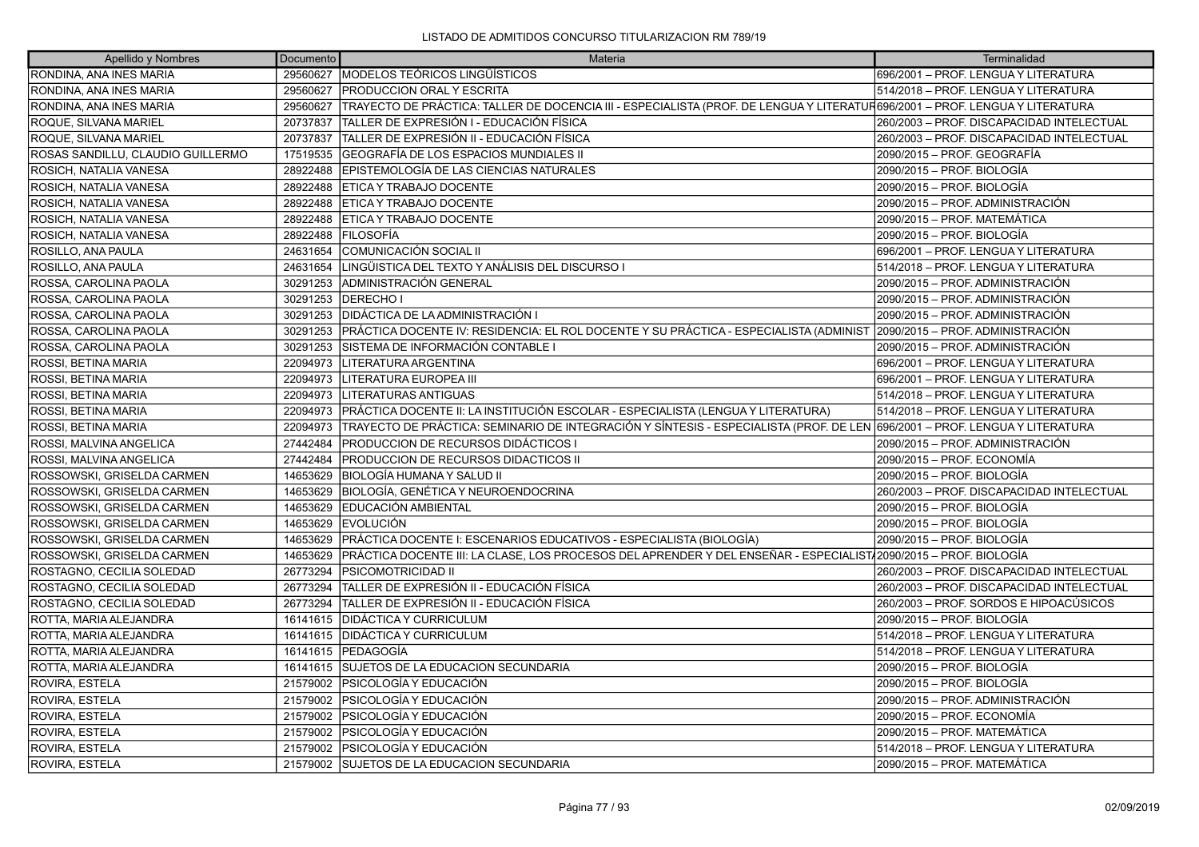LISTADO DE ADMITIDOS CONCURSO TITULARIZACION RM 789/19

| Apellido y Nombres | Documento | Materia | Terminalidad |
| --- | --- | --- | --- |
| RONDINA, ANA INES MARIA | 29560627 | MODELOS TEÓRICOS LINGÜÍSTICOS | 696/2001 – PROF. LENGUA Y LITERATURA |
| RONDINA, ANA INES MARIA | 29560627 | PRODUCCION ORAL Y ESCRITA | 514/2018 – PROF. LENGUA Y LITERATURA |
| RONDINA, ANA INES MARIA | 29560627 | TRAYECTO DE PRÁCTICA: TALLER DE DOCENCIA III - ESPECIALISTA (PROF. DE LENGUA Y LITERATUR | 696/2001 – PROF. LENGUA Y LITERATURA |
| ROQUE, SILVANA MARIEL | 20737837 | TALLER DE EXPRESIÓN I - EDUCACIÓN FÍSICA | 260/2003 – PROF. DISCAPACIDAD INTELECTUAL |
| ROQUE, SILVANA MARIEL | 20737837 | TALLER DE EXPRESIÓN II - EDUCACIÓN FÍSICA | 260/2003 – PROF. DISCAPACIDAD INTELECTUAL |
| ROSAS SANDILLU, CLAUDIO GUILLERMO | 17519535 | GEOGRAFÍA DE LOS ESPACIOS MUNDIALES II | 2090/2015 – PROF. GEOGRAFÍA |
| ROSICH, NATALIA VANESA | 28922488 | EPISTEMOLOGÍA DE LAS CIENCIAS NATURALES | 2090/2015 – PROF. BIOLOGÍA |
| ROSICH, NATALIA VANESA | 28922488 | ETICA Y TRABAJO DOCENTE | 2090/2015 – PROF. BIOLOGÍA |
| ROSICH, NATALIA VANESA | 28922488 | ETICA Y TRABAJO DOCENTE | 2090/2015 – PROF. ADMINISTRACIÓN |
| ROSICH, NATALIA VANESA | 28922488 | ETICA Y TRABAJO DOCENTE | 2090/2015 – PROF. MATEMÁTICA |
| ROSICH, NATALIA VANESA | 28922488 | FILOSOFÍA | 2090/2015 – PROF. BIOLOGÍA |
| ROSILLO, ANA PAULA | 24631654 | COMUNICACIÓN SOCIAL II | 696/2001 – PROF. LENGUA Y LITERATURA |
| ROSILLO, ANA PAULA | 24631654 | LINGÜISTICA DEL TEXTO Y ANÁLISIS DEL DISCURSO I | 514/2018 – PROF. LENGUA Y LITERATURA |
| ROSSA, CAROLINA PAOLA | 30291253 | ADMINISTRACIÓN GENERAL | 2090/2015 – PROF. ADMINISTRACIÓN |
| ROSSA, CAROLINA PAOLA | 30291253 | DERECHO I | 2090/2015 – PROF. ADMINISTRACIÓN |
| ROSSA, CAROLINA PAOLA | 30291253 | DIDÁCTICA DE LA ADMINISTRACIÓN I | 2090/2015 – PROF. ADMINISTRACIÓN |
| ROSSA, CAROLINA PAOLA | 30291253 | PRÁCTICA DOCENTE IV: RESIDENCIA: EL ROL DOCENTE Y SU PRÁCTICA - ESPECIALISTA (ADMINIST | 2090/2015 – PROF. ADMINISTRACIÓN |
| ROSSA, CAROLINA PAOLA | 30291253 | SISTEMA DE INFORMACIÓN CONTABLE I | 2090/2015 – PROF. ADMINISTRACIÓN |
| ROSSI, BETINA MARIA | 22094973 | LITERATURA ARGENTINA | 696/2001 – PROF. LENGUA Y LITERATURA |
| ROSSI, BETINA MARIA | 22094973 | LITERATURA EUROPEA III | 696/2001 – PROF. LENGUA Y LITERATURA |
| ROSSI, BETINA MARIA | 22094973 | LITERATURAS ANTIGUAS | 514/2018 – PROF. LENGUA Y LITERATURA |
| ROSSI, BETINA MARIA | 22094973 | PRÁCTICA DOCENTE II: LA INSTITUCIÓN ESCOLAR - ESPECIALISTA (LENGUA Y LITERATURA) | 514/2018 – PROF. LENGUA Y LITERATURA |
| ROSSI, BETINA MARIA | 22094973 | TRAYECTO DE PRÁCTICA: SEMINARIO DE INTEGRACIÓN Y SÍNTESIS - ESPECIALISTA (PROF. DE LEN | 696/2001 – PROF. LENGUA Y LITERATURA |
| ROSSI, MALVINA ANGELICA | 27442484 | PRODUCCION DE RECURSOS DIDÁCTICOS I | 2090/2015 – PROF. ADMINISTRACIÓN |
| ROSSI, MALVINA ANGELICA | 27442484 | PRODUCCION DE RECURSOS DIDACTICOS II | 2090/2015 – PROF. ECONOMÍA |
| ROSSOWSKI, GRISELDA CARMEN | 14653629 | BIOLOGÍA HUMANA Y SALUD II | 2090/2015 – PROF. BIOLOGÍA |
| ROSSOWSKI, GRISELDA CARMEN | 14653629 | BIOLOGÍA, GENÉTICA Y NEUROENDOCRINA | 260/2003 – PROF. DISCAPACIDAD INTELECTUAL |
| ROSSOWSKI, GRISELDA CARMEN | 14653629 | EDUCACIÓN AMBIENTAL | 2090/2015 – PROF. BIOLOGÍA |
| ROSSOWSKI, GRISELDA CARMEN | 14653629 | EVOLUCIÓN | 2090/2015 – PROF. BIOLOGÍA |
| ROSSOWSKI, GRISELDA CARMEN | 14653629 | PRÁCTICA DOCENTE I: ESCENARIOS EDUCATIVOS - ESPECIALISTA (BIOLOGÍA) | 2090/2015 – PROF. BIOLOGÍA |
| ROSSOWSKI, GRISELDA CARMEN | 14653629 | PRÁCTICA DOCENTE III: LA CLASE, LOS PROCESOS DEL APRENDER Y DEL ENSEÑAR - ESPECIALIST | 2090/2015 – PROF. BIOLOGÍA |
| ROSTAGNO, CECILIA SOLEDAD | 26773294 | PSICOMOTRICIDAD II | 260/2003 – PROF. DISCAPACIDAD INTELECTUAL |
| ROSTAGNO, CECILIA SOLEDAD | 26773294 | TALLER DE EXPRESIÓN II - EDUCACIÓN FÍSICA | 260/2003 – PROF. DISCAPACIDAD INTELECTUAL |
| ROSTAGNO, CECILIA SOLEDAD | 26773294 | TALLER DE EXPRESIÓN II - EDUCACIÓN FÍSICA | 260/2003 – PROF. SORDOS E HIPOACÚSICOS |
| ROTTA, MARIA ALEJANDRA | 16141615 | DIDÁCTICA Y CURRICULUM | 2090/2015 – PROF. BIOLOGÍA |
| ROTTA, MARIA ALEJANDRA | 16141615 | DIDÁCTICA Y CURRICULUM | 514/2018 – PROF. LENGUA Y LITERATURA |
| ROTTA, MARIA ALEJANDRA | 16141615 | PEDAGOGÍA | 514/2018 – PROF. LENGUA Y LITERATURA |
| ROTTA, MARIA ALEJANDRA | 16141615 | SUJETOS DE LA EDUCACION SECUNDARIA | 2090/2015 – PROF. BIOLOGÍA |
| ROVIRA, ESTELA | 21579002 | PSICOLOGÍA Y EDUCACIÓN | 2090/2015 – PROF. BIOLOGÍA |
| ROVIRA, ESTELA | 21579002 | PSICOLOGÍA Y EDUCACIÓN | 2090/2015 – PROF. ADMINISTRACIÓN |
| ROVIRA, ESTELA | 21579002 | PSICOLOGÍA Y EDUCACIÓN | 2090/2015 – PROF. ECONOMÍA |
| ROVIRA, ESTELA | 21579002 | PSICOLOGÍA Y EDUCACIÓN | 2090/2015 – PROF. MATEMÁTICA |
| ROVIRA, ESTELA | 21579002 | PSICOLOGÍA Y EDUCACIÓN | 514/2018 – PROF. LENGUA Y LITERATURA |
| ROVIRA, ESTELA | 21579002 | SUJETOS DE LA EDUCACION SECUNDARIA | 2090/2015 – PROF. MATEMÁTICA |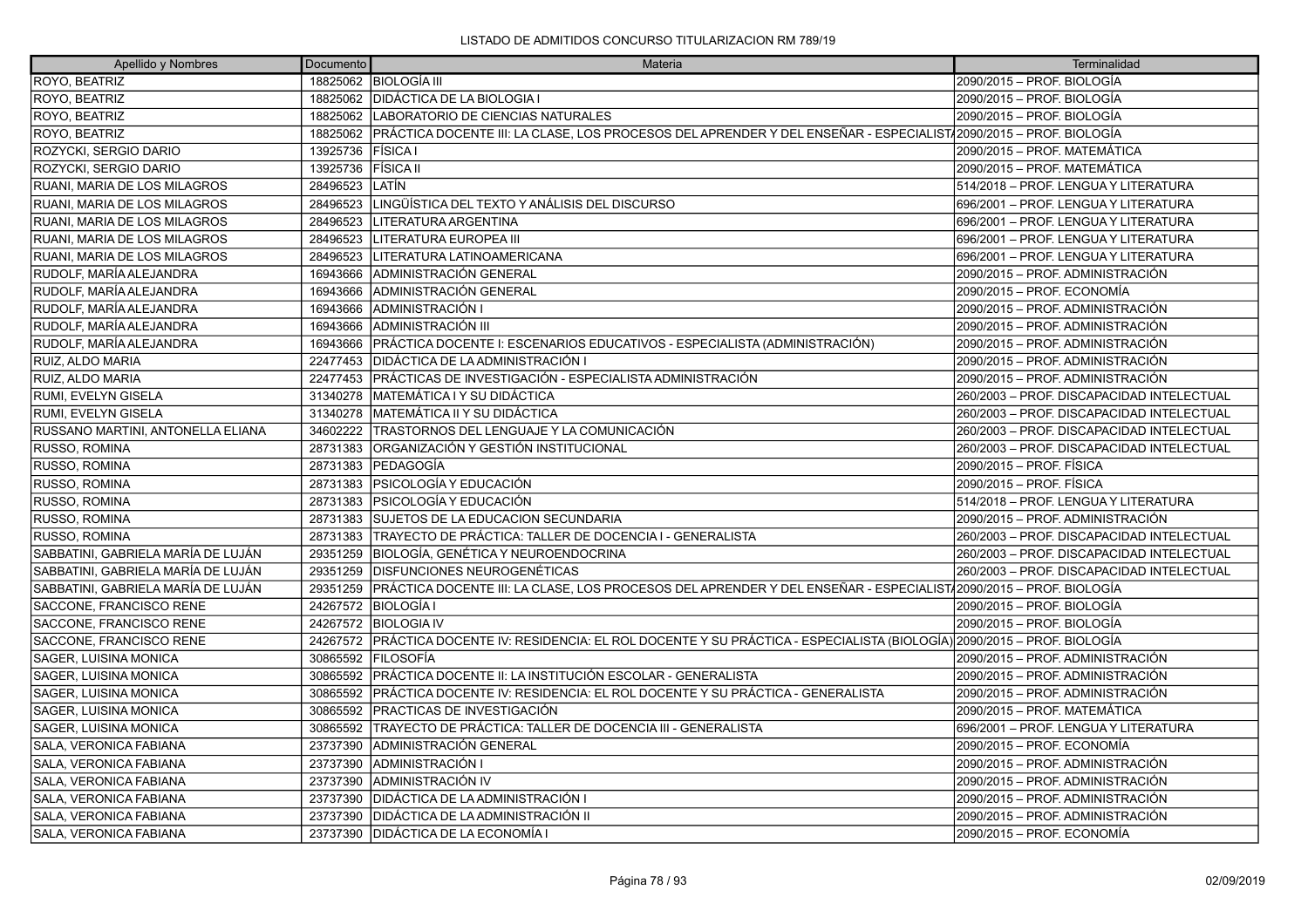LISTADO DE ADMITIDOS CONCURSO TITULARIZACION RM 789/19

| Apellido y Nombres | Documento | Materia | Terminalidad |
|---|---|---|---|
| ROYO, BEATRIZ | 18825062 | BIOLOGÍA III | 2090/2015 – PROF. BIOLOGÍA |
| ROYO, BEATRIZ | 18825062 | DIDÁCTICA DE LA BIOLOGIA I | 2090/2015 – PROF. BIOLOGÍA |
| ROYO, BEATRIZ | 18825062 | LABORATORIO DE CIENCIAS NATURALES | 2090/2015 – PROF. BIOLOGÍA |
| ROYO, BEATRIZ | 18825062 | PRÁCTICA DOCENTE III: LA CLASE, LOS PROCESOS DEL APRENDER Y DEL ENSEÑAR - ESPECIALIST/ | 2090/2015 – PROF. BIOLOGÍA |
| ROZYCKI, SERGIO DARIO | 13925736 | FÍSICA I | 2090/2015 – PROF. MATEMÁTICA |
| ROZYCKI, SERGIO DARIO | 13925736 | FÍSICA II | 2090/2015 – PROF. MATEMÁTICA |
| RUANI, MARIA DE LOS MILAGROS | 28496523 | LATÍN | 514/2018 – PROF. LENGUA Y LITERATURA |
| RUANI, MARIA DE LOS MILAGROS | 28496523 | LINGÜÍSTICA DEL TEXTO Y ANÁLISIS DEL DISCURSO | 696/2001 – PROF. LENGUA Y LITERATURA |
| RUANI, MARIA DE LOS MILAGROS | 28496523 | LITERATURA ARGENTINA | 696/2001 – PROF. LENGUA Y LITERATURA |
| RUANI, MARIA DE LOS MILAGROS | 28496523 | LITERATURA EUROPEA III | 696/2001 – PROF. LENGUA Y LITERATURA |
| RUANI, MARIA DE LOS MILAGROS | 28496523 | LITERATURA LATINOAMERICANA | 696/2001 – PROF. LENGUA Y LITERATURA |
| RUDOLF, MARÍA ALEJANDRA | 16943666 | ADMINISTRACIÓN GENERAL | 2090/2015 – PROF. ADMINISTRACIÓN |
| RUDOLF, MARÍA ALEJANDRA | 16943666 | ADMINISTRACIÓN GENERAL | 2090/2015 – PROF. ECONOMÍA |
| RUDOLF, MARÍA ALEJANDRA | 16943666 | ADMINISTRACIÓN I | 2090/2015 – PROF. ADMINISTRACIÓN |
| RUDOLF, MARÍA ALEJANDRA | 16943666 | ADMINISTRACIÓN III | 2090/2015 – PROF. ADMINISTRACIÓN |
| RUDOLF, MARÍA ALEJANDRA | 16943666 | PRÁCTICA DOCENTE I: ESCENARIOS EDUCATIVOS - ESPECIALISTA (ADMINISTRACIÓN) | 2090/2015 – PROF. ADMINISTRACIÓN |
| RUIZ, ALDO MARIA | 22477453 | DIDÁCTICA DE LA ADMINISTRACIÓN I | 2090/2015 – PROF. ADMINISTRACIÓN |
| RUIZ, ALDO MARIA | 22477453 | PRÁCTICAS DE INVESTIGACIÓN - ESPECIALISTA ADMINISTRACIÓN | 2090/2015 – PROF. ADMINISTRACIÓN |
| RUMI, EVELYN GISELA | 31340278 | MATEMÁTICA I Y SU DIDÁCTICA | 260/2003 – PROF. DISCAPACIDAD INTELECTUAL |
| RUMI, EVELYN GISELA | 31340278 | MATEMÁTICA II Y SU DIDÁCTICA | 260/2003 – PROF. DISCAPACIDAD INTELECTUAL |
| RUSSANO MARTINI, ANTONELLA ELIANA | 34602222 | TRASTORNOS DEL LENGUAJE Y LA COMUNICACIÓN | 260/2003 – PROF. DISCAPACIDAD INTELECTUAL |
| RUSSO, ROMINA | 28731383 | ORGANIZACIÓN Y GESTIÓN INSTITUCIONAL | 260/2003 – PROF. DISCAPACIDAD INTELECTUAL |
| RUSSO, ROMINA | 28731383 | PEDAGOGÍA | 2090/2015 – PROF. FÍSICA |
| RUSSO, ROMINA | 28731383 | PSICOLOGÍA Y EDUCACIÓN | 2090/2015 – PROF. FÍSICA |
| RUSSO, ROMINA | 28731383 | PSICOLOGÍA Y EDUCACIÓN | 514/2018 – PROF. LENGUA Y LITERATURA |
| RUSSO, ROMINA | 28731383 | SUJETOS DE LA EDUCACION SECUNDARIA | 2090/2015 – PROF. ADMINISTRACIÓN |
| RUSSO, ROMINA | 28731383 | TRAYECTO DE PRÁCTICA: TALLER DE DOCENCIA I - GENERALISTA | 260/2003 – PROF. DISCAPACIDAD INTELECTUAL |
| SABBATINI, GABRIELA MARÍA DE LUJÁN | 29351259 | BIOLOGÍA, GENÉTICA Y NEUROENDOCRINA | 260/2003 – PROF. DISCAPACIDAD INTELECTUAL |
| SABBATINI, GABRIELA MARÍA DE LUJÁN | 29351259 | DISFUNCIONES NEUROGENÉTICAS | 260/2003 – PROF. DISCAPACIDAD INTELECTUAL |
| SABBATINI, GABRIELA MARÍA DE LUJÁN | 29351259 | PRÁCTICA DOCENTE III: LA CLASE, LOS PROCESOS DEL APRENDER Y DEL ENSEÑAR - ESPECIALIST/ | 2090/2015 – PROF. BIOLOGÍA |
| SACCONE, FRANCISCO RENE | 24267572 | BIOLOGÍA I | 2090/2015 – PROF. BIOLOGÍA |
| SACCONE, FRANCISCO RENE | 24267572 | BIOLOGIA IV | 2090/2015 – PROF. BIOLOGÍA |
| SACCONE, FRANCISCO RENE | 24267572 | PRÁCTICA DOCENTE IV: RESIDENCIA: EL ROL DOCENTE Y SU PRÁCTICA - ESPECIALISTA (BIOLOGÍA) | 2090/2015 – PROF. BIOLOGÍA |
| SAGER, LUISINA MONICA | 30865592 | FILOSOFÍA | 2090/2015 – PROF. ADMINISTRACIÓN |
| SAGER, LUISINA MONICA | 30865592 | PRÁCTICA DOCENTE II: LA INSTITUCIÓN ESCOLAR - GENERALISTA | 2090/2015 – PROF. ADMINISTRACIÓN |
| SAGER, LUISINA MONICA | 30865592 | PRÁCTICA DOCENTE IV: RESIDENCIA: EL ROL DOCENTE Y SU PRÁCTICA - GENERALISTA | 2090/2015 – PROF. ADMINISTRACIÓN |
| SAGER, LUISINA MONICA | 30865592 | PRACTICAS DE INVESTIGACIÓN | 2090/2015 – PROF. MATEMÁTICA |
| SAGER, LUISINA MONICA | 30865592 | TRAYECTO DE PRÁCTICA: TALLER DE DOCENCIA III - GENERALISTA | 696/2001 – PROF. LENGUA Y LITERATURA |
| SALA, VERONICA FABIANA | 23737390 | ADMINISTRACIÓN GENERAL | 2090/2015 – PROF. ECONOMÍA |
| SALA, VERONICA FABIANA | 23737390 | ADMINISTRACIÓN I | 2090/2015 – PROF. ADMINISTRACIÓN |
| SALA, VERONICA FABIANA | 23737390 | ADMINISTRACIÓN IV | 2090/2015 – PROF. ADMINISTRACIÓN |
| SALA, VERONICA FABIANA | 23737390 | DIDÁCTICA DE LA ADMINISTRACIÓN I | 2090/2015 – PROF. ADMINISTRACIÓN |
| SALA, VERONICA FABIANA | 23737390 | DIDÁCTICA DE LA ADMINISTRACIÓN II | 2090/2015 – PROF. ADMINISTRACIÓN |
| SALA, VERONICA FABIANA | 23737390 | DIDÁCTICA DE LA ECONOMÍA I | 2090/2015 – PROF. ECONOMÍA |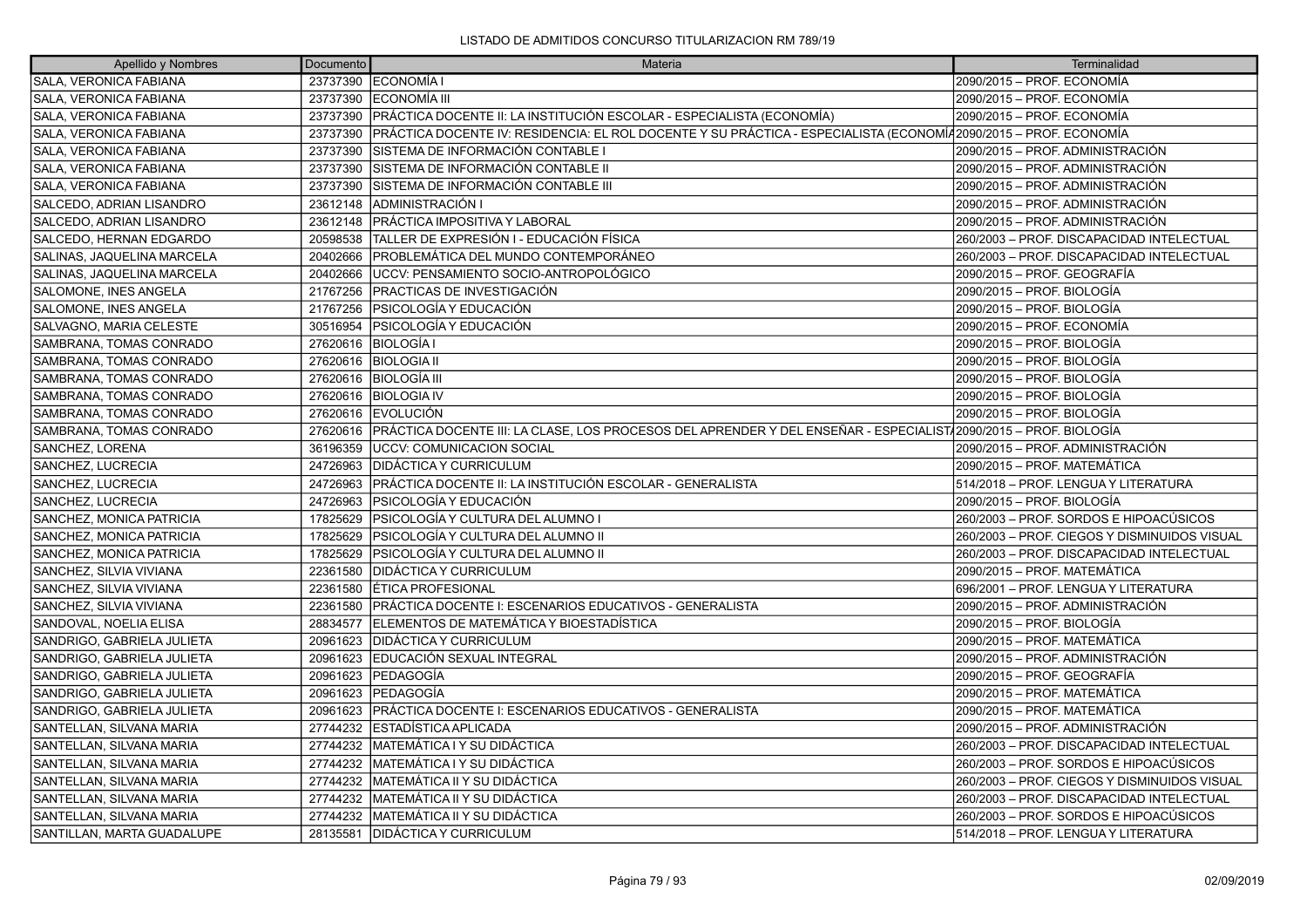LISTADO DE ADMITIDOS CONCURSO TITULARIZACION RM 789/19

| Apellido y Nombres | Documento | Materia | Terminalidad |
|---|---|---|---|
| SALA, VERONICA FABIANA | 23737390 | ECONOMÍA I | 2090/2015 – PROF. ECONOMÍA |
| SALA, VERONICA FABIANA | 23737390 | ECONOMÍA III | 2090/2015 – PROF. ECONOMÍA |
| SALA, VERONICA FABIANA | 23737390 | PRÁCTICA DOCENTE II: LA INSTITUCIÓN ESCOLAR - ESPECIALISTA (ECONOMÍA) | 2090/2015 – PROF. ECONOMÍA |
| SALA, VERONICA FABIANA | 23737390 | PRÁCTICA DOCENTE IV: RESIDENCIA: EL ROL DOCENTE Y SU PRÁCTICA - ESPECIALISTA (ECONOMÍA | 2090/2015 – PROF. ECONOMÍA |
| SALA, VERONICA FABIANA | 23737390 | SISTEMA DE INFORMACIÓN CONTABLE I | 2090/2015 – PROF. ADMINISTRACIÓN |
| SALA, VERONICA FABIANA | 23737390 | SISTEMA DE INFORMACIÓN CONTABLE II | 2090/2015 – PROF. ADMINISTRACIÓN |
| SALA, VERONICA FABIANA | 23737390 | SISTEMA DE INFORMACIÓN CONTABLE III | 2090/2015 – PROF. ADMINISTRACIÓN |
| SALCEDO, ADRIAN LISANDRO | 23612148 | ADMINISTRACIÓN I | 2090/2015 – PROF. ADMINISTRACIÓN |
| SALCEDO, ADRIAN LISANDRO | 23612148 | PRÁCTICA IMPOSITIVA Y LABORAL | 2090/2015 – PROF. ADMINISTRACIÓN |
| SALCEDO, HERNAN EDGARDO | 20598538 | TALLER DE EXPRESIÓN I - EDUCACIÓN FÍSICA | 260/2003 – PROF. DISCAPACIDAD INTELECTUAL |
| SALINAS, JAQUELINA MARCELA | 20402666 | PROBLEMÁTICA DEL MUNDO CONTEMPORÁNEO | 260/2003 – PROF. DISCAPACIDAD INTELECTUAL |
| SALINAS, JAQUELINA MARCELA | 20402666 | UCCV: PENSAMIENTO SOCIO-ANTROPOLÓGICO | 2090/2015 – PROF. GEOGRAFÍA |
| SALOMONE, INES ANGELA | 21767256 | PRACTICAS DE INVESTIGACIÓN | 2090/2015 – PROF. BIOLOGÍA |
| SALOMONE, INES ANGELA | 21767256 | PSICOLOGÍA Y EDUCACIÓN | 2090/2015 – PROF. BIOLOGÍA |
| SALVAGNO, MARIA CELESTE | 30516954 | PSICOLOGÍA Y EDUCACIÓN | 2090/2015 – PROF. ECONOMÍA |
| SAMBRANA, TOMAS CONRADO | 27620616 | BIOLOGÍA I | 2090/2015 – PROF. BIOLOGÍA |
| SAMBRANA, TOMAS CONRADO | 27620616 | BIOLOGIA II | 2090/2015 – PROF. BIOLOGÍA |
| SAMBRANA, TOMAS CONRADO | 27620616 | BIOLOGÍA III | 2090/2015 – PROF. BIOLOGÍA |
| SAMBRANA, TOMAS CONRADO | 27620616 | BIOLOGIA IV | 2090/2015 – PROF. BIOLOGÍA |
| SAMBRANA, TOMAS CONRADO | 27620616 | EVOLUCIÓN | 2090/2015 – PROF. BIOLOGÍA |
| SAMBRANA, TOMAS CONRADO | 27620616 | PRÁCTICA DOCENTE III: LA CLASE, LOS PROCESOS DEL APRENDER Y DEL ENSEÑAR - ESPECIALIST | 2090/2015 – PROF. BIOLOGÍA |
| SANCHEZ, LORENA | 36196359 | UCCV: COMUNICACION SOCIAL | 2090/2015 – PROF. ADMINISTRACIÓN |
| SANCHEZ, LUCRECIA | 24726963 | DIDÁCTICA Y CURRICULUM | 2090/2015 – PROF. MATEMÁTICA |
| SANCHEZ, LUCRECIA | 24726963 | PRÁCTICA DOCENTE II: LA INSTITUCIÓN ESCOLAR - GENERALISTA | 514/2018 – PROF. LENGUA Y LITERATURA |
| SANCHEZ, LUCRECIA | 24726963 | PSICOLOGÍA Y EDUCACIÓN | 2090/2015 – PROF. BIOLOGÍA |
| SANCHEZ, MONICA PATRICIA | 17825629 | PSICOLOGÍA Y CULTURA DEL ALUMNO I | 260/2003 – PROF. SORDOS E HIPOACÚSICOS |
| SANCHEZ, MONICA PATRICIA | 17825629 | PSICOLOGÍA Y CULTURA DEL ALUMNO II | 260/2003 – PROF. CIEGOS Y DISMINUIDOS VISUAL |
| SANCHEZ, MONICA PATRICIA | 17825629 | PSICOLOGÍA Y CULTURA DEL ALUMNO II | 260/2003 – PROF. DISCAPACIDAD INTELECTUAL |
| SANCHEZ, SILVIA VIVIANA | 22361580 | DIDÁCTICA Y CURRICULUM | 2090/2015 – PROF. MATEMÁTICA |
| SANCHEZ, SILVIA VIVIANA | 22361580 | ÉTICA PROFESIONAL | 696/2001 – PROF. LENGUA Y LITERATURA |
| SANCHEZ, SILVIA VIVIANA | 22361580 | PRÁCTICA DOCENTE I: ESCENARIOS EDUCATIVOS - GENERALISTA | 2090/2015 – PROF. ADMINISTRACIÓN |
| SANDOVAL, NOELIA ELISA | 28834577 | ELEMENTOS DE MATEMÁTICA Y BIOESTADÍSTICA | 2090/2015 – PROF. BIOLOGÍA |
| SANDRIGO, GABRIELA JULIETA | 20961623 | DIDÁCTICA Y CURRICULUM | 2090/2015 – PROF. MATEMÁTICA |
| SANDRIGO, GABRIELA JULIETA | 20961623 | EDUCACIÓN SEXUAL INTEGRAL | 2090/2015 – PROF. ADMINISTRACIÓN |
| SANDRIGO, GABRIELA JULIETA | 20961623 | PEDAGOGÍA | 2090/2015 – PROF. GEOGRAFÍA |
| SANDRIGO, GABRIELA JULIETA | 20961623 | PEDAGOGÍA | 2090/2015 – PROF. MATEMÁTICA |
| SANDRIGO, GABRIELA JULIETA | 20961623 | PRÁCTICA DOCENTE I: ESCENARIOS EDUCATIVOS - GENERALISTA | 2090/2015 – PROF. MATEMÁTICA |
| SANTELLAN, SILVANA MARIA | 27744232 | ESTADÍSTICA APLICADA | 2090/2015 – PROF. ADMINISTRACIÓN |
| SANTELLAN, SILVANA MARIA | 27744232 | MATEMÁTICA I Y SU DIDÁCTICA | 260/2003 – PROF. DISCAPACIDAD INTELECTUAL |
| SANTELLAN, SILVANA MARIA | 27744232 | MATEMÁTICA I Y SU DIDÁCTICA | 260/2003 – PROF. SORDOS E HIPOACÚSICOS |
| SANTELLAN, SILVANA MARIA | 27744232 | MATEMÁTICA II Y SU DIDÁCTICA | 260/2003 – PROF. CIEGOS Y DISMINUIDOS VISUAL |
| SANTELLAN, SILVANA MARIA | 27744232 | MATEMÁTICA II Y SU DIDÁCTICA | 260/2003 – PROF. DISCAPACIDAD INTELECTUAL |
| SANTELLAN, SILVANA MARIA | 27744232 | MATEMÁTICA II Y SU DIDÁCTICA | 260/2003 – PROF. SORDOS E HIPOACÚSICOS |
| SANTILLAN, MARTA GUADALUPE | 28135581 | DIDÁCTICA Y CURRICULUM | 514/2018 – PROF. LENGUA Y LITERATURA |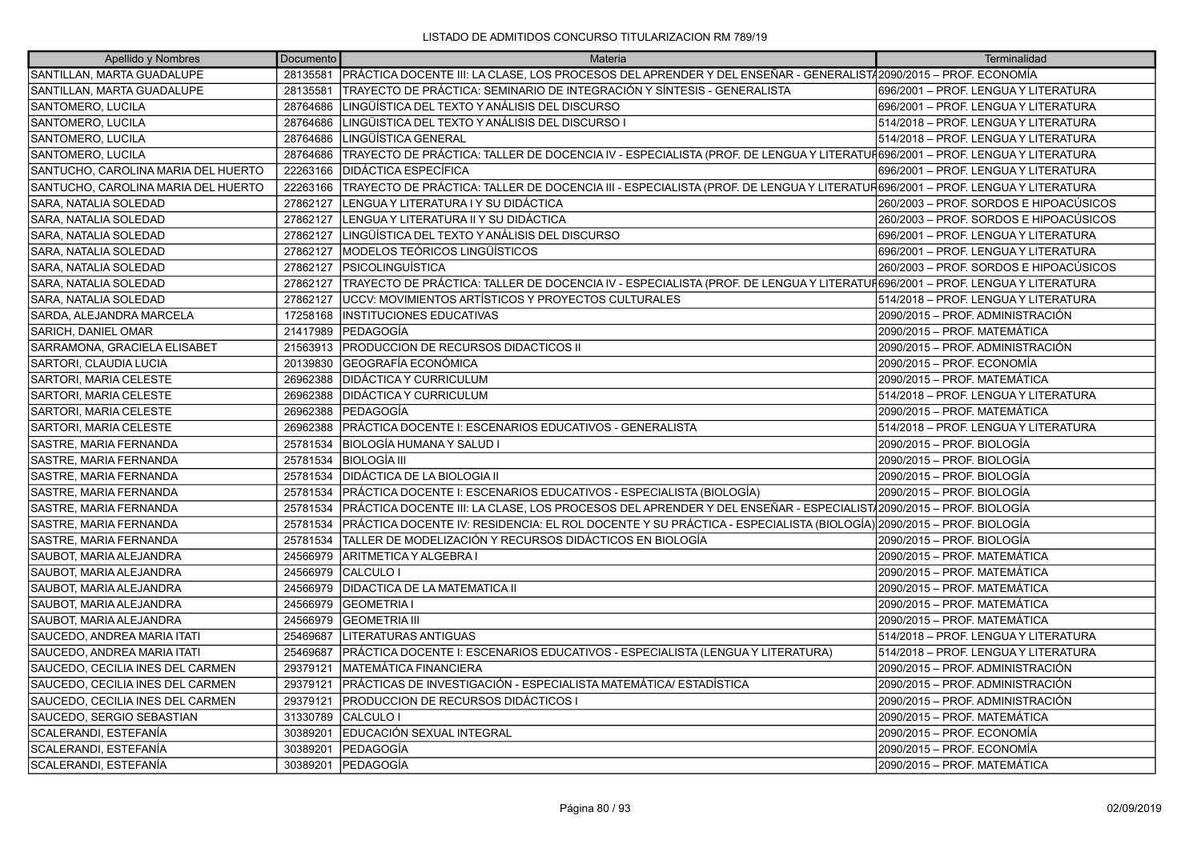LISTADO DE ADMITIDOS CONCURSO TITULARIZACION RM 789/19

| Apellido y Nombres | Documento | Materia | Terminalidad |
|---|---|---|---|
| SANTILLAN, MARTA GUADALUPE | 28135581 | PRÁCTICA DOCENTE III: LA CLASE, LOS PROCESOS DEL APRENDER Y DEL ENSEÑAR - GENERALISTA | 2090/2015 – PROF. ECONOMÍA |
| SANTILLAN, MARTA GUADALUPE | 28135581 | TRAYECTO DE PRÁCTICA: SEMINARIO DE INTEGRACIÓN Y SÍNTESIS - GENERALISTA | 696/2001 – PROF. LENGUA Y LITERATURA |
| SANTOMERO, LUCILA | 28764686 | LINGÜÍSTICA DEL TEXTO Y ANÁLISIS DEL DISCURSO | 696/2001 – PROF. LENGUA Y LITERATURA |
| SANTOMERO, LUCILA | 28764686 | LINGÜISTICA DEL TEXTO Y ANÁLISIS DEL DISCURSO I | 514/2018 – PROF. LENGUA Y LITERATURA |
| SANTOMERO, LUCILA | 28764686 | LINGÜÍSTICA GENERAL | 514/2018 – PROF. LENGUA Y LITERATURA |
| SANTOMERO, LUCILA | 28764686 | TRAYECTO DE PRÁCTICA: TALLER DE DOCENCIA IV - ESPECIALISTA (PROF. DE LENGUA Y LITERATURA) | 696/2001 – PROF. LENGUA Y LITERATURA |
| SANTUCHO, CAROLINA MARIA DEL HUERTO | 22263166 | DIDÁCTICA ESPECÍFICA | 696/2001 – PROF. LENGUA Y LITERATURA |
| SANTUCHO, CAROLINA MARIA DEL HUERTO | 22263166 | TRAYECTO DE PRÁCTICA: TALLER DE DOCENCIA III - ESPECIALISTA (PROF. DE LENGUA Y LITERATURA) | 696/2001 – PROF. LENGUA Y LITERATURA |
| SARA, NATALIA SOLEDAD | 27862127 | LENGUA Y LITERATURA I Y SU DIDÁCTICA | 260/2003 – PROF. SORDOS E HIPOACÚSICOS |
| SARA, NATALIA SOLEDAD | 27862127 | LENGUA Y LITERATURA II Y SU DIDÁCTICA | 260/2003 – PROF. SORDOS E HIPOACÚSICOS |
| SARA, NATALIA SOLEDAD | 27862127 | LINGÜÍSTICA DEL TEXTO Y ANÁLISIS DEL DISCURSO | 696/2001 – PROF. LENGUA Y LITERATURA |
| SARA, NATALIA SOLEDAD | 27862127 | MODELOS TEÓRICOS LINGÜÍSTICOS | 696/2001 – PROF. LENGUA Y LITERATURA |
| SARA, NATALIA SOLEDAD | 27862127 | PSICOLINGUÍSTICA | 260/2003 – PROF. SORDOS E HIPOACÚSICOS |
| SARA, NATALIA SOLEDAD | 27862127 | TRAYECTO DE PRÁCTICA: TALLER DE DOCENCIA IV - ESPECIALISTA (PROF. DE LENGUA Y LITERATURA) | 696/2001 – PROF. LENGUA Y LITERATURA |
| SARA, NATALIA SOLEDAD | 27862127 | UCCV: MOVIMIENTOS ARTÍSTICOS Y PROYECTOS CULTURALES | 514/2018 – PROF. LENGUA Y LITERATURA |
| SARDA, ALEJANDRA MARCELA | 17258168 | INSTITUCIONES EDUCATIVAS | 2090/2015 – PROF. ADMINISTRACIÓN |
| SARICH, DANIEL OMAR | 21417989 | PEDAGOGÍA | 2090/2015 – PROF. MATEMÁTICA |
| SARRAMONA, GRACIELA ELISABET | 21563913 | PRODUCCION DE RECURSOS DIDACTICOS II | 2090/2015 – PROF. ADMINISTRACIÓN |
| SARTORI, CLAUDIA LUCIA | 20139830 | GEOGRAFÍA ECONÓMICA | 2090/2015 – PROF. ECONOMÍA |
| SARTORI, MARIA CELESTE | 26962388 | DIDÁCTICA Y CURRICULUM | 2090/2015 – PROF. MATEMÁTICA |
| SARTORI, MARIA CELESTE | 26962388 | DIDÁCTICA Y CURRICULUM | 514/2018 – PROF. LENGUA Y LITERATURA |
| SARTORI, MARIA CELESTE | 26962388 | PEDAGOGÍA | 2090/2015 – PROF. MATEMÁTICA |
| SARTORI, MARIA CELESTE | 26962388 | PRÁCTICA DOCENTE I: ESCENARIOS EDUCATIVOS - GENERALISTA | 514/2018 – PROF. LENGUA Y LITERATURA |
| SASTRE, MARIA FERNANDA | 25781534 | BIOLOGÍA HUMANA Y SALUD I | 2090/2015 – PROF. BIOLOGÍA |
| SASTRE, MARIA FERNANDA | 25781534 | BIOLOGÍA III | 2090/2015 – PROF. BIOLOGÍA |
| SASTRE, MARIA FERNANDA | 25781534 | DIDÁCTICA DE LA BIOLOGIA II | 2090/2015 – PROF. BIOLOGÍA |
| SASTRE, MARIA FERNANDA | 25781534 | PRÁCTICA DOCENTE I: ESCENARIOS EDUCATIVOS - ESPECIALISTA (BIOLOGÍA) | 2090/2015 – PROF. BIOLOGÍA |
| SASTRE, MARIA FERNANDA | 25781534 | PRÁCTICA DOCENTE III: LA CLASE, LOS PROCESOS DEL APRENDER Y DEL ENSEÑAR - ESPECIALISTA | 2090/2015 – PROF. BIOLOGÍA |
| SASTRE, MARIA FERNANDA | 25781534 | PRÁCTICA DOCENTE IV: RESIDENCIA: EL ROL DOCENTE Y SU PRÁCTICA - ESPECIALISTA (BIOLOGÍA) | 2090/2015 – PROF. BIOLOGÍA |
| SASTRE, MARIA FERNANDA | 25781534 | TALLER DE MODELIZACIÓN Y RECURSOS DIDÁCTICOS EN BIOLOGÍA | 2090/2015 – PROF. BIOLOGÍA |
| SAUBOT, MARIA ALEJANDRA | 24566979 | ARITMETICA Y ALGEBRA I | 2090/2015 – PROF. MATEMÁTICA |
| SAUBOT, MARIA ALEJANDRA | 24566979 | CALCULO I | 2090/2015 – PROF. MATEMÁTICA |
| SAUBOT, MARIA ALEJANDRA | 24566979 | DIDACTICA DE LA MATEMATICA II | 2090/2015 – PROF. MATEMÁTICA |
| SAUBOT, MARIA ALEJANDRA | 24566979 | GEOMETRIA I | 2090/2015 – PROF. MATEMÁTICA |
| SAUBOT, MARIA ALEJANDRA | 24566979 | GEOMETRIA III | 2090/2015 – PROF. MATEMÁTICA |
| SAUCEDO, ANDREA MARIA ITATI | 25469687 | LITERATURAS ANTIGUAS | 514/2018 – PROF. LENGUA Y LITERATURA |
| SAUCEDO, ANDREA MARIA ITATI | 25469687 | PRÁCTICA DOCENTE I: ESCENARIOS EDUCATIVOS - ESPECIALISTA (LENGUA Y LITERATURA) | 514/2018 – PROF. LENGUA Y LITERATURA |
| SAUCEDO, CECILIA INES DEL CARMEN | 29379121 | MATEMÁTICA FINANCIERA | 2090/2015 – PROF. ADMINISTRACIÓN |
| SAUCEDO, CECILIA INES DEL CARMEN | 29379121 | PRÁCTICAS DE INVESTIGACIÓN - ESPECIALISTA MATEMÁTICA/ ESTADÍSTICA | 2090/2015 – PROF. ADMINISTRACIÓN |
| SAUCEDO, CECILIA INES DEL CARMEN | 29379121 | PRODUCCION DE RECURSOS DIDÁCTICOS I | 2090/2015 – PROF. ADMINISTRACIÓN |
| SAUCEDO, SERGIO SEBASTIAN | 31330789 | CALCULO I | 2090/2015 – PROF. MATEMÁTICA |
| SCALERANDI, ESTEFANÍA | 30389201 | EDUCACIÓN SEXUAL INTEGRAL | 2090/2015 – PROF. ECONOMÍA |
| SCALERANDI, ESTEFANÍA | 30389201 | PEDAGOGÍA | 2090/2015 – PROF. ECONOMÍA |
| SCALERANDI, ESTEFANÍA | 30389201 | PEDAGOGÍA | 2090/2015 – PROF. MATEMÁTICA |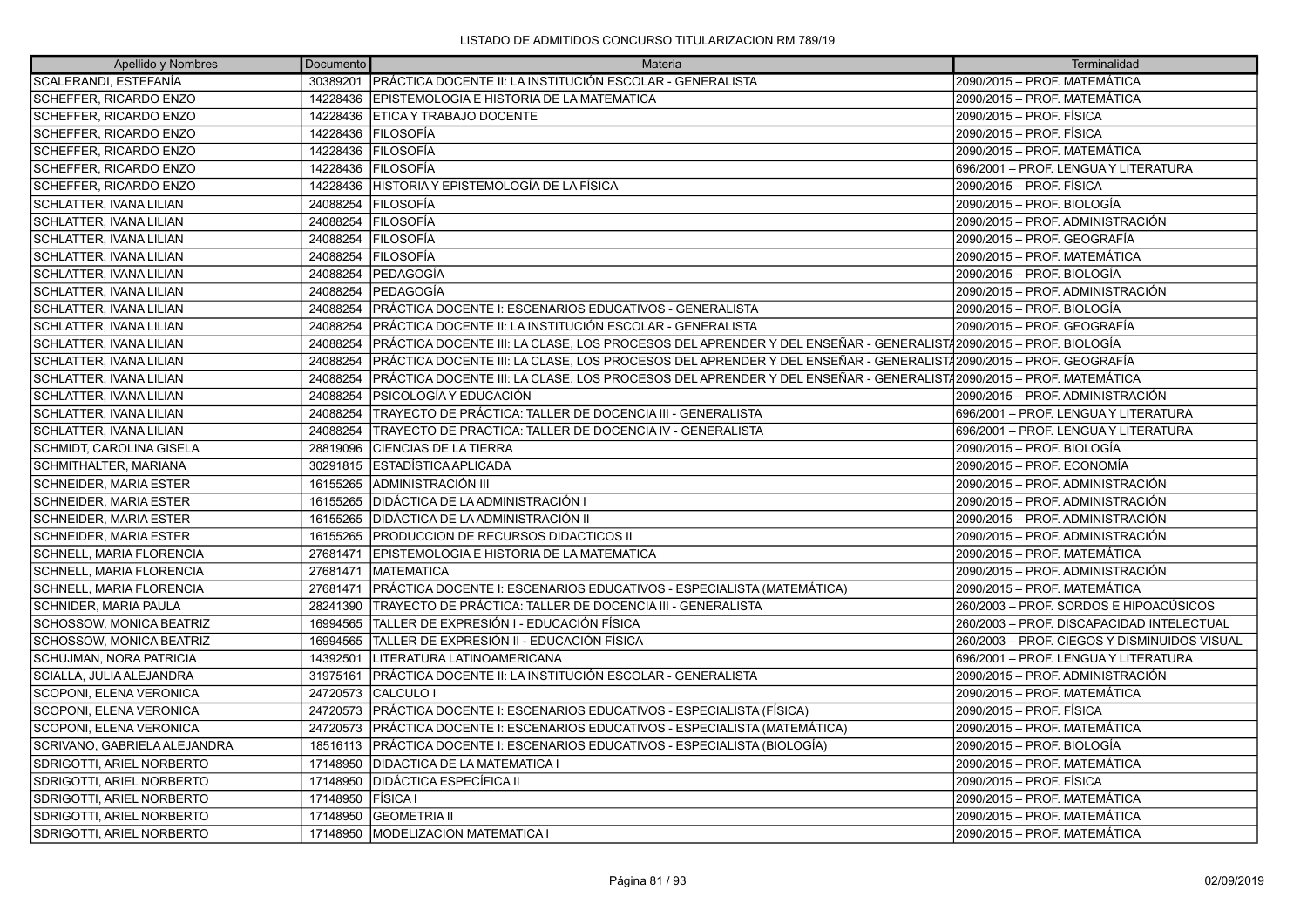LISTADO DE ADMITIDOS CONCURSO TITULARIZACION RM 789/19

| Apellido y Nombres | Documento | Materia | Terminalidad |
| --- | --- | --- | --- |
| SCALERANDI, ESTEFANÍA | 30389201 | PRÁCTICA DOCENTE II: LA INSTITUCIÓN ESCOLAR - GENERALISTA | 2090/2015 – PROF. MATEMÁTICA |
| SCHEFFER, RICARDO ENZO | 14228436 | EPISTEMOLOGIA E HISTORIA DE LA MATEMATICA | 2090/2015 – PROF. MATEMÁTICA |
| SCHEFFER, RICARDO ENZO | 14228436 | ETICA Y TRABAJO DOCENTE | 2090/2015 – PROF. FÍSICA |
| SCHEFFER, RICARDO ENZO | 14228436 | FILOSOFÍA | 2090/2015 – PROF. FÍSICA |
| SCHEFFER, RICARDO ENZO | 14228436 | FILOSOFÍA | 2090/2015 – PROF. MATEMÁTICA |
| SCHEFFER, RICARDO ENZO | 14228436 | FILOSOFÍA | 696/2001 – PROF. LENGUA Y LITERATURA |
| SCHEFFER, RICARDO ENZO | 14228436 | HISTORIA Y EPISTEMOLOGÍA DE LA FÍSICA | 2090/2015 – PROF. FÍSICA |
| SCHLATTER, IVANA LILIAN | 24088254 | FILOSOFÍA | 2090/2015 – PROF. BIOLOGÍA |
| SCHLATTER, IVANA LILIAN | 24088254 | FILOSOFÍA | 2090/2015 – PROF. ADMINISTRACIÓN |
| SCHLATTER, IVANA LILIAN | 24088254 | FILOSOFÍA | 2090/2015 – PROF. GEOGRAFÍA |
| SCHLATTER, IVANA LILIAN | 24088254 | FILOSOFÍA | 2090/2015 – PROF. MATEMÁTICA |
| SCHLATTER, IVANA LILIAN | 24088254 | PEDAGOGÍA | 2090/2015 – PROF. BIOLOGÍA |
| SCHLATTER, IVANA LILIAN | 24088254 | PEDAGOGÍA | 2090/2015 – PROF. ADMINISTRACIÓN |
| SCHLATTER, IVANA LILIAN | 24088254 | PRÁCTICA DOCENTE I: ESCENARIOS EDUCATIVOS - GENERALISTA | 2090/2015 – PROF. BIOLOGÍA |
| SCHLATTER, IVANA LILIAN | 24088254 | PRÁCTICA DOCENTE II: LA INSTITUCIÓN ESCOLAR - GENERALISTA | 2090/2015 – PROF. GEOGRAFÍA |
| SCHLATTER, IVANA LILIAN | 24088254 | PRÁCTICA DOCENTE III: LA CLASE, LOS PROCESOS DEL APRENDER Y DEL ENSEÑAR - GENERALISTA | 2090/2015 – PROF. BIOLOGÍA |
| SCHLATTER, IVANA LILIAN | 24088254 | PRÁCTICA DOCENTE III: LA CLASE, LOS PROCESOS DEL APRENDER Y DEL ENSEÑAR - GENERALISTA | 2090/2015 – PROF. GEOGRAFÍA |
| SCHLATTER, IVANA LILIAN | 24088254 | PRÁCTICA DOCENTE III: LA CLASE, LOS PROCESOS DEL APRENDER Y DEL ENSEÑAR - GENERALISTA | 2090/2015 – PROF. MATEMÁTICA |
| SCHLATTER, IVANA LILIAN | 24088254 | PSICOLOGÍA Y EDUCACIÓN | 2090/2015 – PROF. ADMINISTRACIÓN |
| SCHLATTER, IVANA LILIAN | 24088254 | TRAYECTO DE PRÁCTICA: TALLER DE DOCENCIA III - GENERALISTA | 696/2001 – PROF. LENGUA Y LITERATURA |
| SCHLATTER, IVANA LILIAN | 24088254 | TRAYECTO DE PRACTICA: TALLER DE DOCENCIA IV - GENERALISTA | 696/2001 – PROF. LENGUA Y LITERATURA |
| SCHMIDT, CAROLINA GISELA | 28819096 | CIENCIAS DE LA TIERRA | 2090/2015 – PROF. BIOLOGÍA |
| SCHMITHALTER, MARIANA | 30291815 | ESTADÍSTICA APLICADA | 2090/2015 – PROF. ECONOMÍA |
| SCHNEIDER, MARIA ESTER | 16155265 | ADMINISTRACIÓN III | 2090/2015 – PROF. ADMINISTRACIÓN |
| SCHNEIDER, MARIA ESTER | 16155265 | DIDÁCTICA DE LA ADMINISTRACIÓN I | 2090/2015 – PROF. ADMINISTRACIÓN |
| SCHNEIDER, MARIA ESTER | 16155265 | DIDÁCTICA DE LA ADMINISTRACIÓN II | 2090/2015 – PROF. ADMINISTRACIÓN |
| SCHNEIDER, MARIA ESTER | 16155265 | PRODUCCION DE RECURSOS DIDACTICOS II | 2090/2015 – PROF. ADMINISTRACIÓN |
| SCHNELL, MARIA FLORENCIA | 27681471 | EPISTEMOLOGIA E HISTORIA DE LA MATEMATICA | 2090/2015 – PROF. MATEMÁTICA |
| SCHNELL, MARIA FLORENCIA | 27681471 | MATEMATICA | 2090/2015 – PROF. ADMINISTRACIÓN |
| SCHNELL, MARIA FLORENCIA | 27681471 | PRÁCTICA DOCENTE I: ESCENARIOS EDUCATIVOS - ESPECIALISTA (MATEMÁTICA) | 2090/2015 – PROF. MATEMÁTICA |
| SCHNIDER, MARIA PAULA | 28241390 | TRAYECTO DE PRÁCTICA: TALLER DE DOCENCIA III - GENERALISTA | 260/2003 – PROF. SORDOS E HIPOACÚSICOS |
| SCHOSSOW, MONICA BEATRIZ | 16994565 | TALLER DE EXPRESIÓN I - EDUCACIÓN FÍSICA | 260/2003 – PROF. DISCAPACIDAD INTELECTUAL |
| SCHOSSOW, MONICA BEATRIZ | 16994565 | TALLER DE EXPRESIÓN II - EDUCACIÓN FÍSICA | 260/2003 – PROF. CIEGOS Y DISMINUIDOS VISUAL |
| SCHUJMAN, NORA PATRICIA | 14392501 | LITERATURA LATINOAMERICANA | 696/2001 – PROF. LENGUA Y LITERATURA |
| SCIALLA, JULIA ALEJANDRA | 31975161 | PRÁCTICA DOCENTE II: LA INSTITUCIÓN ESCOLAR - GENERALISTA | 2090/2015 – PROF. ADMINISTRACIÓN |
| SCOPONI, ELENA VERONICA | 24720573 | CALCULO I | 2090/2015 – PROF. MATEMÁTICA |
| SCOPONI, ELENA VERONICA | 24720573 | PRÁCTICA DOCENTE I: ESCENARIOS EDUCATIVOS - ESPECIALISTA (FÍSICA) | 2090/2015 – PROF. FÍSICA |
| SCOPONI, ELENA VERONICA | 24720573 | PRÁCTICA DOCENTE I: ESCENARIOS EDUCATIVOS - ESPECIALISTA (MATEMÁTICA) | 2090/2015 – PROF. MATEMÁTICA |
| SCRIVANO, GABRIELA ALEJANDRA | 18516113 | PRÁCTICA DOCENTE I: ESCENARIOS EDUCATIVOS - ESPECIALISTA (BIOLOGÍA) | 2090/2015 – PROF. BIOLOGÍA |
| SDRIGOTTI, ARIEL NORBERTO | 17148950 | DIDACTICA DE LA MATEMATICA I | 2090/2015 – PROF. MATEMÁTICA |
| SDRIGOTTI, ARIEL NORBERTO | 17148950 | DIDÁCTICA ESPECÍFICA II | 2090/2015 – PROF. FÍSICA |
| SDRIGOTTI, ARIEL NORBERTO | 17148950 | FÍSICA I | 2090/2015 – PROF. MATEMÁTICA |
| SDRIGOTTI, ARIEL NORBERTO | 17148950 | GEOMETRIA II | 2090/2015 – PROF. MATEMÁTICA |
| SDRIGOTTI, ARIEL NORBERTO | 17148950 | MODELIZACION MATEMATICA I | 2090/2015 – PROF. MATEMÁTICA |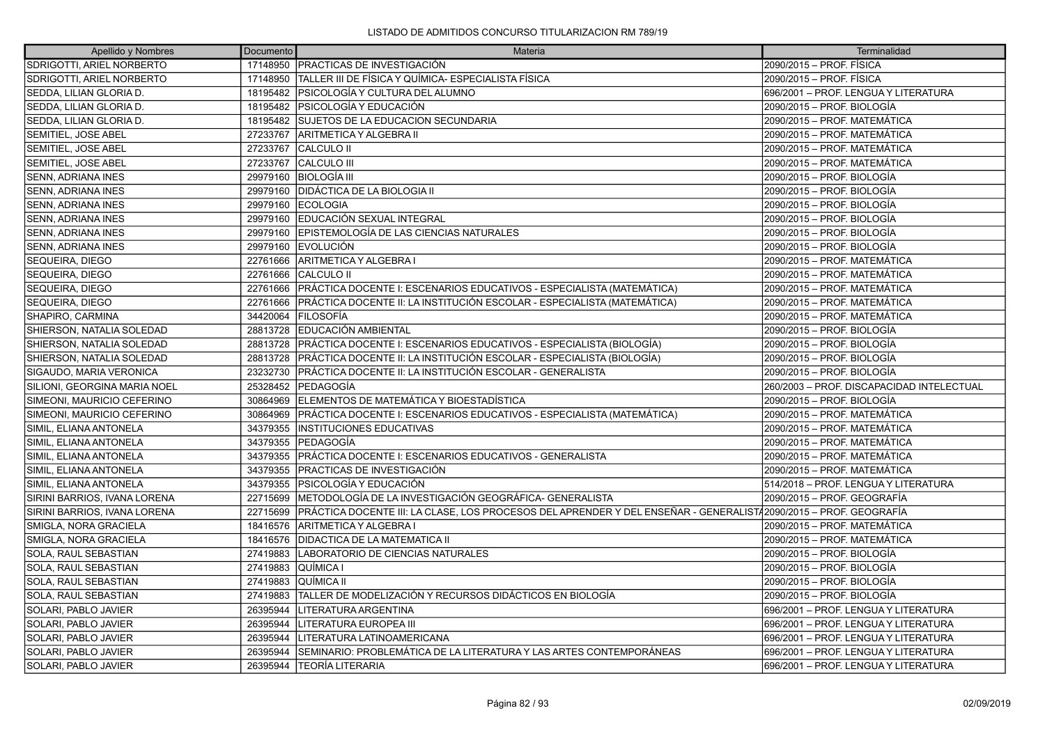LISTADO DE ADMITIDOS CONCURSO TITULARIZACION RM 789/19

| Apellido y Nombres | Documento | Materia | Terminalidad |
| --- | --- | --- | --- |
| SDRIGOTTI, ARIEL NORBERTO | 17148950 | PRACTICAS DE INVESTIGACIÓN | 2090/2015 – PROF. FÍSICA |
| SDRIGOTTI, ARIEL NORBERTO | 17148950 | TALLER III DE FÍSICA Y QUÍMICA- ESPECIALISTA FÍSICA | 2090/2015 – PROF. FÍSICA |
| SEDDA, LILIAN GLORIA D. | 18195482 | PSICOLOGÍA Y CULTURA DEL ALUMNO | 696/2001 – PROF. LENGUA Y LITERATURA |
| SEDDA, LILIAN GLORIA D. | 18195482 | PSICOLOGÍA Y EDUCACIÓN | 2090/2015 – PROF. BIOLOGÍA |
| SEDDA, LILIAN GLORIA D. | 18195482 | SUJETOS DE LA EDUCACION SECUNDARIA | 2090/2015 – PROF. MATEMÁTICA |
| SEMITIEL, JOSE ABEL | 27233767 | ARITMETICA Y ALGEBRA II | 2090/2015 – PROF. MATEMÁTICA |
| SEMITIEL, JOSE ABEL | 27233767 | CALCULO II | 2090/2015 – PROF. MATEMÁTICA |
| SEMITIEL, JOSE ABEL | 27233767 | CALCULO III | 2090/2015 – PROF. MATEMÁTICA |
| SENN, ADRIANA INES | 29979160 | BIOLOGÍA III | 2090/2015 – PROF. BIOLOGÍA |
| SENN, ADRIANA INES | 29979160 | DIDÁCTICA DE LA BIOLOGIA II | 2090/2015 – PROF. BIOLOGÍA |
| SENN, ADRIANA INES | 29979160 | ECOLOGIA | 2090/2015 – PROF. BIOLOGÍA |
| SENN, ADRIANA INES | 29979160 | EDUCACIÓN SEXUAL INTEGRAL | 2090/2015 – PROF. BIOLOGÍA |
| SENN, ADRIANA INES | 29979160 | EPISTEMOLOGÍA DE LAS CIENCIAS NATURALES | 2090/2015 – PROF. BIOLOGÍA |
| SENN, ADRIANA INES | 29979160 | EVOLUCIÓN | 2090/2015 – PROF. BIOLOGÍA |
| SEQUEIRA, DIEGO | 22761666 | ARITMETICA Y ALGEBRA I | 2090/2015 – PROF. MATEMÁTICA |
| SEQUEIRA, DIEGO | 22761666 | CALCULO II | 2090/2015 – PROF. MATEMÁTICA |
| SEQUEIRA, DIEGO | 22761666 | PRÁCTICA DOCENTE I: ESCENARIOS EDUCATIVOS - ESPECIALISTA (MATEMÁTICA) | 2090/2015 – PROF. MATEMÁTICA |
| SEQUEIRA, DIEGO | 22761666 | PRÁCTICA DOCENTE II: LA INSTITUCIÓN ESCOLAR - ESPECIALISTA (MATEMÁTICA) | 2090/2015 – PROF. MATEMÁTICA |
| SHAPIRO, CARMINA | 34420064 | FILOSOFÍA | 2090/2015 – PROF. MATEMÁTICA |
| SHIERSON, NATALIA SOLEDAD | 28813728 | EDUCACIÓN AMBIENTAL | 2090/2015 – PROF. BIOLOGÍA |
| SHIERSON, NATALIA SOLEDAD | 28813728 | PRÁCTICA DOCENTE I: ESCENARIOS EDUCATIVOS - ESPECIALISTA (BIOLOGÍA) | 2090/2015 – PROF. BIOLOGÍA |
| SHIERSON, NATALIA SOLEDAD | 28813728 | PRÁCTICA DOCENTE II: LA INSTITUCIÓN ESCOLAR - ESPECIALISTA (BIOLOGÍA) | 2090/2015 – PROF. BIOLOGÍA |
| SIGAUDO, MARIA VERONICA | 23232730 | PRÁCTICA DOCENTE II: LA INSTITUCIÓN ESCOLAR - GENERALISTA | 2090/2015 – PROF. BIOLOGÍA |
| SILIONI, GEORGINA MARIA NOEL | 25328452 | PEDAGOGÍA | 260/2003 – PROF. DISCAPACIDAD INTELECTUAL |
| SIMEONI, MAURICIO CEFERINO | 30864969 | ELEMENTOS DE MATEMÁTICA Y BIOESTADÍSTICA | 2090/2015 – PROF. BIOLOGÍA |
| SIMEONI, MAURICIO CEFERINO | 30864969 | PRÁCTICA DOCENTE I: ESCENARIOS EDUCATIVOS - ESPECIALISTA (MATEMÁTICA) | 2090/2015 – PROF. MATEMÁTICA |
| SIMIL, ELIANA ANTONELA | 34379355 | INSTITUCIONES EDUCATIVAS | 2090/2015 – PROF. MATEMÁTICA |
| SIMIL, ELIANA ANTONELA | 34379355 | PEDAGOGÍA | 2090/2015 – PROF. MATEMÁTICA |
| SIMIL, ELIANA ANTONELA | 34379355 | PRÁCTICA DOCENTE I: ESCENARIOS EDUCATIVOS - GENERALISTA | 2090/2015 – PROF. MATEMÁTICA |
| SIMIL, ELIANA ANTONELA | 34379355 | PRACTICAS DE INVESTIGACIÓN | 2090/2015 – PROF. MATEMÁTICA |
| SIMIL, ELIANA ANTONELA | 34379355 | PSICOLOGÍA Y EDUCACIÓN | 514/2018 – PROF. LENGUA Y LITERATURA |
| SIRINI BARRIOS, IVANA LORENA | 22715699 | METODOLOGÍA DE LA INVESTIGACIÓN GEOGRÁFICA- GENERALISTA | 2090/2015 – PROF. GEOGRAFÍA |
| SIRINI BARRIOS, IVANA LORENA | 22715699 | PRÁCTICA DOCENTE III: LA CLASE, LOS PROCESOS DEL APRENDER Y DEL ENSEÑAR - GENERALISTA | 2090/2015 – PROF. GEOGRAFÍA |
| SMIGLA, NORA GRACIELA | 18416576 | ARITMETICA Y ALGEBRA I | 2090/2015 – PROF. MATEMÁTICA |
| SMIGLA, NORA GRACIELA | 18416576 | DIDACTICA DE LA MATEMATICA II | 2090/2015 – PROF. MATEMÁTICA |
| SOLA, RAUL SEBASTIAN | 27419883 | LABORATORIO DE CIENCIAS NATURALES | 2090/2015 – PROF. BIOLOGÍA |
| SOLA, RAUL SEBASTIAN | 27419883 | QUÍMICA I | 2090/2015 – PROF. BIOLOGÍA |
| SOLA, RAUL SEBASTIAN | 27419883 | QUÍMICA II | 2090/2015 – PROF. BIOLOGÍA |
| SOLA, RAUL SEBASTIAN | 27419883 | TALLER DE MODELIZACIÓN Y RECURSOS DIDÁCTICOS EN BIOLOGÍA | 2090/2015 – PROF. BIOLOGÍA |
| SOLARI, PABLO JAVIER | 26395944 | LITERATURA ARGENTINA | 696/2001 – PROF. LENGUA Y LITERATURA |
| SOLARI, PABLO JAVIER | 26395944 | LITERATURA EUROPEA III | 696/2001 – PROF. LENGUA Y LITERATURA |
| SOLARI, PABLO JAVIER | 26395944 | LITERATURA LATINOAMERICANA | 696/2001 – PROF. LENGUA Y LITERATURA |
| SOLARI, PABLO JAVIER | 26395944 | SEMINARIO: PROBLEMÁTICA DE LA LITERATURA Y LAS ARTES CONTEMPORÁNEAS | 696/2001 – PROF. LENGUA Y LITERATURA |
| SOLARI, PABLO JAVIER | 26395944 | TEORÍA LITERARIA | 696/2001 – PROF. LENGUA Y LITERATURA |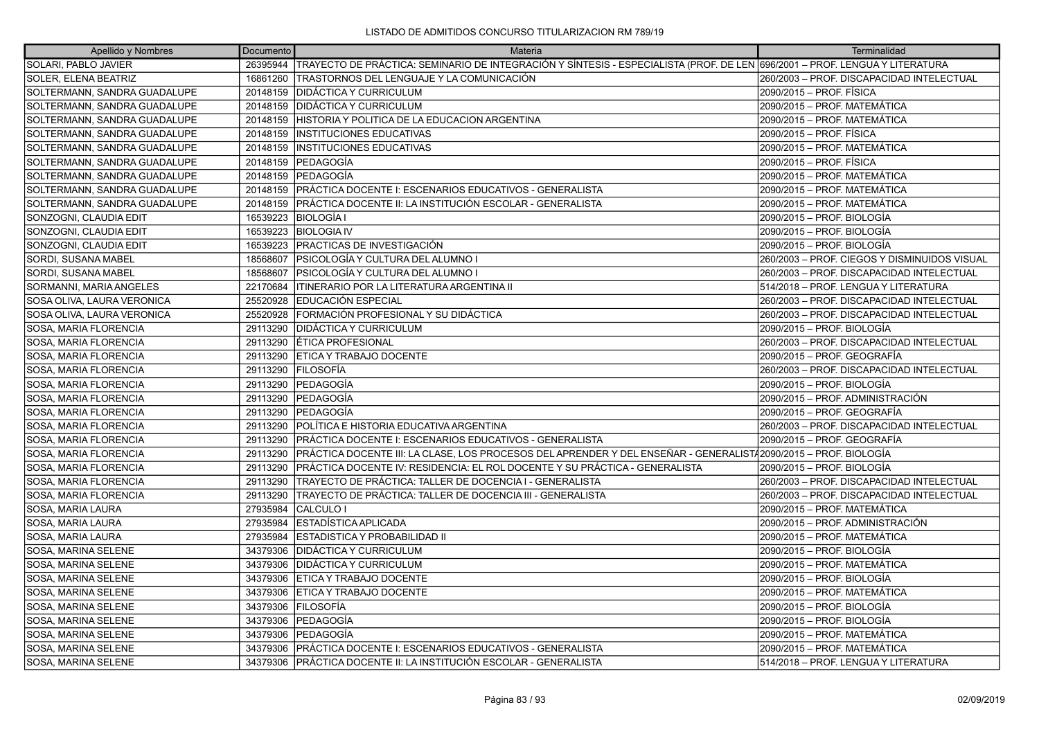LISTADO DE ADMITIDOS CONCURSO TITULARIZACION RM 789/19

| Apellido y Nombres | Documento | Materia | Terminalidad |
|---|---|---|---|
| SOLARI, PABLO JAVIER | 26395944 | TRAYECTO DE PRÁCTICA: SEMINARIO DE INTEGRACIÓN Y SÍNTESIS - ESPECIALISTA (PROF. DE LEN | 696/2001 – PROF. LENGUA Y LITERATURA |
| SOLER, ELENA BEATRIZ | 16861260 | TRASTORNOS DEL LENGUAJE Y LA COMUNICACIÓN | 260/2003 – PROF. DISCAPACIDAD INTELECTUAL |
| SOLTERMANN, SANDRA GUADALUPE | 20148159 | DIDÁCTICA Y CURRICULUM | 2090/2015 – PROF. FÍSICA |
| SOLTERMANN, SANDRA GUADALUPE | 20148159 | DIDÁCTICA Y CURRICULUM | 2090/2015 – PROF. MATEMÁTICA |
| SOLTERMANN, SANDRA GUADALUPE | 20148159 | HISTORIA Y POLITICA DE LA EDUCACION ARGENTINA | 2090/2015 – PROF. MATEMÁTICA |
| SOLTERMANN, SANDRA GUADALUPE | 20148159 | INSTITUCIONES EDUCATIVAS | 2090/2015 – PROF. FÍSICA |
| SOLTERMANN, SANDRA GUADALUPE | 20148159 | INSTITUCIONES EDUCATIVAS | 2090/2015 – PROF. MATEMÁTICA |
| SOLTERMANN, SANDRA GUADALUPE | 20148159 | PEDAGOGÍA | 2090/2015 – PROF. FÍSICA |
| SOLTERMANN, SANDRA GUADALUPE | 20148159 | PEDAGOGÍA | 2090/2015 – PROF. MATEMÁTICA |
| SOLTERMANN, SANDRA GUADALUPE | 20148159 | PRÁCTICA DOCENTE I: ESCENARIOS EDUCATIVOS - GENERALISTA | 2090/2015 – PROF. MATEMÁTICA |
| SOLTERMANN, SANDRA GUADALUPE | 20148159 | PRÁCTICA DOCENTE II: LA INSTITUCIÓN ESCOLAR - GENERALISTA | 2090/2015 – PROF. MATEMÁTICA |
| SONZOGNI, CLAUDIA EDIT | 16539223 | BIOLOGÍA I | 2090/2015 – PROF. BIOLOGÍA |
| SONZOGNI, CLAUDIA EDIT | 16539223 | BIOLOGIA IV | 2090/2015 – PROF. BIOLOGÍA |
| SONZOGNI, CLAUDIA EDIT | 16539223 | PRACTICAS DE INVESTIGACIÓN | 2090/2015 – PROF. BIOLOGÍA |
| SORDI, SUSANA MABEL | 18568607 | PSICOLOGÍA Y CULTURA DEL ALUMNO I | 260/2003 – PROF. CIEGOS Y DISMINUIDOS VISUAL |
| SORDI, SUSANA MABEL | 18568607 | PSICOLOGÍA Y CULTURA DEL ALUMNO I | 260/2003 – PROF. DISCAPACIDAD INTELECTUAL |
| SORMANNI, MARIA ANGELES | 22170684 | ITINERARIO POR LA LITERATURA ARGENTINA II | 514/2018 – PROF. LENGUA Y LITERATURA |
| SOSA OLIVA, LAURA VERONICA | 25520928 | EDUCACIÓN ESPECIAL | 260/2003 – PROF. DISCAPACIDAD INTELECTUAL |
| SOSA OLIVA, LAURA VERONICA | 25520928 | FORMACIÓN PROFESIONAL Y SU DIDÁCTICA | 260/2003 – PROF. DISCAPACIDAD INTELECTUAL |
| SOSA, MARIA FLORENCIA | 29113290 | DIDÁCTICA Y CURRICULUM | 2090/2015 – PROF. BIOLOGÍA |
| SOSA, MARIA FLORENCIA | 29113290 | ÉTICA PROFESIONAL | 260/2003 – PROF. DISCAPACIDAD INTELECTUAL |
| SOSA, MARIA FLORENCIA | 29113290 | ETICA Y TRABAJO DOCENTE | 2090/2015 – PROF. GEOGRAFÍA |
| SOSA, MARIA FLORENCIA | 29113290 | FILOSOFÍA | 260/2003 – PROF. DISCAPACIDAD INTELECTUAL |
| SOSA, MARIA FLORENCIA | 29113290 | PEDAGOGÍA | 2090/2015 – PROF. BIOLOGÍA |
| SOSA, MARIA FLORENCIA | 29113290 | PEDAGOGÍA | 2090/2015 – PROF. ADMINISTRACIÓN |
| SOSA, MARIA FLORENCIA | 29113290 | PEDAGOGÍA | 2090/2015 – PROF. GEOGRAFÍA |
| SOSA, MARIA FLORENCIA | 29113290 | POLÍTICA E HISTORIA EDUCATIVA ARGENTINA | 260/2003 – PROF. DISCAPACIDAD INTELECTUAL |
| SOSA, MARIA FLORENCIA | 29113290 | PRÁCTICA DOCENTE I: ESCENARIOS EDUCATIVOS - GENERALISTA | 2090/2015 – PROF. GEOGRAFÍA |
| SOSA, MARIA FLORENCIA | 29113290 | PRÁCTICA DOCENTE III: LA CLASE, LOS PROCESOS DEL APRENDER Y DEL ENSEÑAR - GENERALISTA | 2090/2015 – PROF. BIOLOGÍA |
| SOSA, MARIA FLORENCIA | 29113290 | PRÁCTICA DOCENTE IV: RESIDENCIA: EL ROL DOCENTE Y SU PRÁCTICA - GENERALISTA | 2090/2015 – PROF. BIOLOGÍA |
| SOSA, MARIA FLORENCIA | 29113290 | TRAYECTO DE PRÁCTICA: TALLER DE DOCENCIA I - GENERALISTA | 260/2003 – PROF. DISCAPACIDAD INTELECTUAL |
| SOSA, MARIA FLORENCIA | 29113290 | TRAYECTO DE PRÁCTICA: TALLER DE DOCENCIA III - GENERALISTA | 260/2003 – PROF. DISCAPACIDAD INTELECTUAL |
| SOSA, MARIA LAURA | 27935984 | CALCULO I | 2090/2015 – PROF. MATEMÁTICA |
| SOSA, MARIA LAURA | 27935984 | ESTADÍSTICA APLICADA | 2090/2015 – PROF. ADMINISTRACIÓN |
| SOSA, MARIA LAURA | 27935984 | ESTADISTICA Y PROBABILIDAD II | 2090/2015 – PROF. MATEMÁTICA |
| SOSA, MARINA SELENE | 34379306 | DIDÁCTICA Y CURRICULUM | 2090/2015 – PROF. BIOLOGÍA |
| SOSA, MARINA SELENE | 34379306 | DIDÁCTICA Y CURRICULUM | 2090/2015 – PROF. MATEMÁTICA |
| SOSA, MARINA SELENE | 34379306 | ETICA Y TRABAJO DOCENTE | 2090/2015 – PROF. BIOLOGÍA |
| SOSA, MARINA SELENE | 34379306 | ETICA Y TRABAJO DOCENTE | 2090/2015 – PROF. MATEMÁTICA |
| SOSA, MARINA SELENE | 34379306 | FILOSOFÍA | 2090/2015 – PROF. BIOLOGÍA |
| SOSA, MARINA SELENE | 34379306 | PEDAGOGÍA | 2090/2015 – PROF. BIOLOGÍA |
| SOSA, MARINA SELENE | 34379306 | PEDAGOGÍA | 2090/2015 – PROF. MATEMÁTICA |
| SOSA, MARINA SELENE | 34379306 | PRÁCTICA DOCENTE I: ESCENARIOS EDUCATIVOS - GENERALISTA | 2090/2015 – PROF. MATEMÁTICA |
| SOSA, MARINA SELENE | 34379306 | PRÁCTICA DOCENTE II: LA INSTITUCIÓN ESCOLAR - GENERALISTA | 514/2018 – PROF. LENGUA Y LITERATURA |

02/09/2019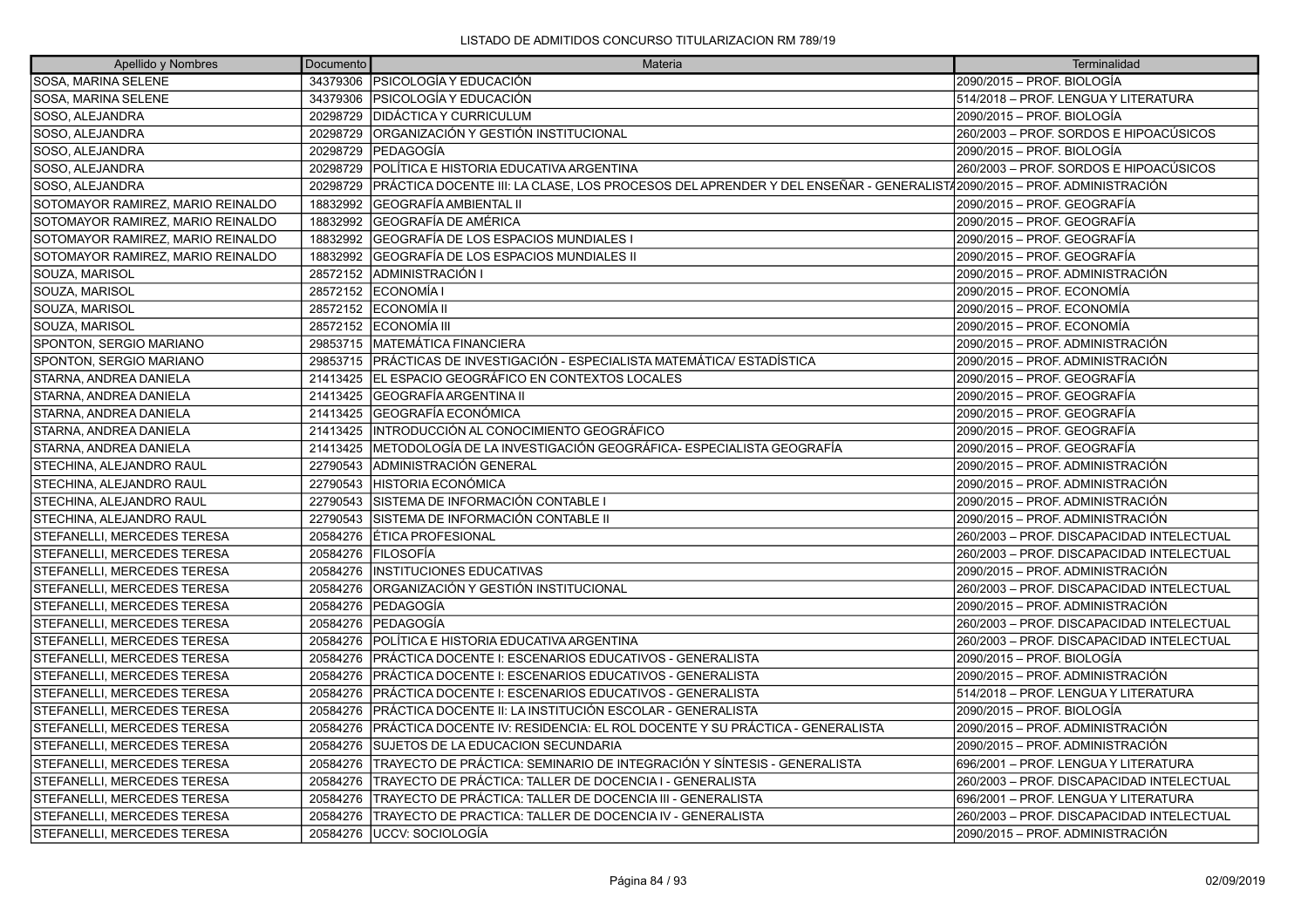LISTADO DE ADMITIDOS CONCURSO TITULARIZACION RM 789/19

| Apellido y Nombres | Documento | Materia | Terminalidad |
|---|---|---|---|
| SOSA, MARINA SELENE | 34379306 | PSICOLOGÍA Y EDUCACIÓN | 2090/2015 – PROF. BIOLOGÍA |
| SOSA, MARINA SELENE | 34379306 | PSICOLOGÍA Y EDUCACIÓN | 514/2018 – PROF. LENGUA Y LITERATURA |
| SOSO, ALEJANDRA | 20298729 | DIDÁCTICA Y CURRICULUM | 2090/2015 – PROF. BIOLOGÍA |
| SOSO, ALEJANDRA | 20298729 | ORGANIZACIÓN Y GESTIÓN INSTITUCIONAL | 260/2003 – PROF. SORDOS E HIPOACÚSICOS |
| SOSO, ALEJANDRA | 20298729 | PEDAGOGÍA | 2090/2015 – PROF. BIOLOGÍA |
| SOSO, ALEJANDRA | 20298729 | POLÍTICA E HISTORIA EDUCATIVA ARGENTINA | 260/2003 – PROF. SORDOS E HIPOACÚSICOS |
| SOSO, ALEJANDRA | 20298729 | PRÁCTICA DOCENTE III: LA CLASE, LOS PROCESOS DEL APRENDER Y DEL ENSEÑAR - GENERALISTA | 2090/2015 – PROF. ADMINISTRACIÓN |
| SOTOMAYOR RAMIREZ, MARIO REINALDO | 18832992 | GEOGRAFÍA AMBIENTAL II | 2090/2015 – PROF. GEOGRAFÍA |
| SOTOMAYOR RAMIREZ, MARIO REINALDO | 18832992 | GEOGRAFÍA DE AMÉRICA | 2090/2015 – PROF. GEOGRAFÍA |
| SOTOMAYOR RAMIREZ, MARIO REINALDO | 18832992 | GEOGRAFÍA DE LOS ESPACIOS MUNDIALES I | 2090/2015 – PROF. GEOGRAFÍA |
| SOTOMAYOR RAMIREZ, MARIO REINALDO | 18832992 | GEOGRAFÍA DE LOS ESPACIOS MUNDIALES II | 2090/2015 – PROF. GEOGRAFÍA |
| SOUZA, MARISOL | 28572152 | ADMINISTRACIÓN I | 2090/2015 – PROF. ADMINISTRACIÓN |
| SOUZA, MARISOL | 28572152 | ECONOMÍA I | 2090/2015 – PROF. ECONOMÍA |
| SOUZA, MARISOL | 28572152 | ECONOMÍA II | 2090/2015 – PROF. ECONOMÍA |
| SOUZA, MARISOL | 28572152 | ECONOMÍA III | 2090/2015 – PROF. ECONOMÍA |
| SPONTON, SERGIO MARIANO | 29853715 | MATEMÁTICA FINANCIERA | 2090/2015 – PROF. ADMINISTRACIÓN |
| SPONTON, SERGIO MARIANO | 29853715 | PRÁCTICAS DE INVESTIGACIÓN - ESPECIALISTA MATEMÁTICA/ ESTADÍSTICA | 2090/2015 – PROF. ADMINISTRACIÓN |
| STARNA, ANDREA DANIELA | 21413425 | EL ESPACIO GEOGRÁFICO EN CONTEXTOS LOCALES | 2090/2015 – PROF. GEOGRAFÍA |
| STARNA, ANDREA DANIELA | 21413425 | GEOGRAFÍA ARGENTINA II | 2090/2015 – PROF. GEOGRAFÍA |
| STARNA, ANDREA DANIELA | 21413425 | GEOGRAFÍA ECONÓMICA | 2090/2015 – PROF. GEOGRAFÍA |
| STARNA, ANDREA DANIELA | 21413425 | INTRODUCCIÓN AL CONOCIMIENTO GEOGRÁFICO | 2090/2015 – PROF. GEOGRAFÍA |
| STARNA, ANDREA DANIELA | 21413425 | METODOLOGÍA DE LA INVESTIGACIÓN GEOGRÁFICA- ESPECIALISTA GEOGRAFÍA | 2090/2015 – PROF. GEOGRAFÍA |
| STECHINA, ALEJANDRO RAUL | 22790543 | ADMINISTRACIÓN GENERAL | 2090/2015 – PROF. ADMINISTRACIÓN |
| STECHINA, ALEJANDRO RAUL | 22790543 | HISTORIA ECONÓMICA | 2090/2015 – PROF. ADMINISTRACIÓN |
| STECHINA, ALEJANDRO RAUL | 22790543 | SISTEMA DE INFORMACIÓN CONTABLE I | 2090/2015 – PROF. ADMINISTRACIÓN |
| STECHINA, ALEJANDRO RAUL | 22790543 | SISTEMA DE INFORMACIÓN CONTABLE II | 2090/2015 – PROF. ADMINISTRACIÓN |
| STEFANELLI, MERCEDES TERESA | 20584276 | ÉTICA PROFESIONAL | 260/2003 – PROF. DISCAPACIDAD INTELECTUAL |
| STEFANELLI, MERCEDES TERESA | 20584276 | FILOSOFÍA | 260/2003 – PROF. DISCAPACIDAD INTELECTUAL |
| STEFANELLI, MERCEDES TERESA | 20584276 | INSTITUCIONES EDUCATIVAS | 2090/2015 – PROF. ADMINISTRACIÓN |
| STEFANELLI, MERCEDES TERESA | 20584276 | ORGANIZACIÓN Y GESTIÓN INSTITUCIONAL | 260/2003 – PROF. DISCAPACIDAD INTELECTUAL |
| STEFANELLI, MERCEDES TERESA | 20584276 | PEDAGOGÍA | 2090/2015 – PROF. ADMINISTRACIÓN |
| STEFANELLI, MERCEDES TERESA | 20584276 | PEDAGOGÍA | 260/2003 – PROF. DISCAPACIDAD INTELECTUAL |
| STEFANELLI, MERCEDES TERESA | 20584276 | POLÍTICA E HISTORIA EDUCATIVA ARGENTINA | 260/2003 – PROF. DISCAPACIDAD INTELECTUAL |
| STEFANELLI, MERCEDES TERESA | 20584276 | PRÁCTICA DOCENTE I: ESCENARIOS EDUCATIVOS - GENERALISTA | 2090/2015 – PROF. BIOLOGÍA |
| STEFANELLI, MERCEDES TERESA | 20584276 | PRÁCTICA DOCENTE I: ESCENARIOS EDUCATIVOS - GENERALISTA | 2090/2015 – PROF. ADMINISTRACIÓN |
| STEFANELLI, MERCEDES TERESA | 20584276 | PRÁCTICA DOCENTE I: ESCENARIOS EDUCATIVOS - GENERALISTA | 514/2018 – PROF. LENGUA Y LITERATURA |
| STEFANELLI, MERCEDES TERESA | 20584276 | PRÁCTICA DOCENTE II: LA INSTITUCIÓN ESCOLAR - GENERALISTA | 2090/2015 – PROF. BIOLOGÍA |
| STEFANELLI, MERCEDES TERESA | 20584276 | PRÁCTICA DOCENTE IV: RESIDENCIA: EL ROL DOCENTE Y SU PRÁCTICA - GENERALISTA | 2090/2015 – PROF. ADMINISTRACIÓN |
| STEFANELLI, MERCEDES TERESA | 20584276 | SUJETOS DE LA EDUCACION SECUNDARIA | 2090/2015 – PROF. ADMINISTRACIÓN |
| STEFANELLI, MERCEDES TERESA | 20584276 | TRAYECTO DE PRÁCTICA: SEMINARIO DE INTEGRACIÓN Y SÍNTESIS - GENERALISTA | 696/2001 – PROF. LENGUA Y LITERATURA |
| STEFANELLI, MERCEDES TERESA | 20584276 | TRAYECTO DE PRÁCTICA: TALLER DE DOCENCIA I - GENERALISTA | 260/2003 – PROF. DISCAPACIDAD INTELECTUAL |
| STEFANELLI, MERCEDES TERESA | 20584276 | TRAYECTO DE PRÁCTICA: TALLER DE DOCENCIA III - GENERALISTA | 696/2001 – PROF. LENGUA Y LITERATURA |
| STEFANELLI, MERCEDES TERESA | 20584276 | TRAYECTO DE PRACTICA: TALLER DE DOCENCIA IV - GENERALISTA | 260/2003 – PROF. DISCAPACIDAD INTELECTUAL |
| STEFANELLI, MERCEDES TERESA | 20584276 | UCCV: SOCIOLOGÍA | 2090/2015 – PROF. ADMINISTRACIÓN |

02/09/2019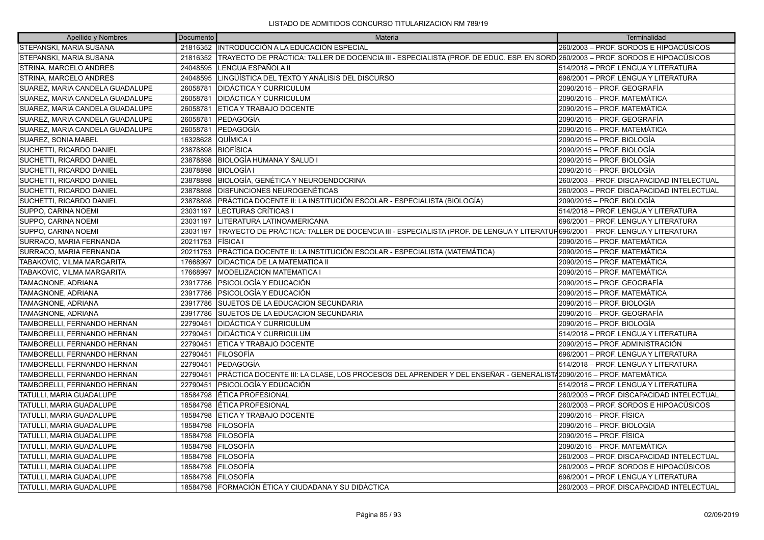LISTADO DE ADMITIDOS CONCURSO TITULARIZACION RM 789/19

| Apellido y Nombres | Documento | Materia | Terminalidad |
|---|---|---|---|
| STEPANSKI, MARIA SUSANA | 21816352 | INTRODUCCIÓN A LA EDUCACIÓN ESPECIAL | 260/2003 – PROF. SORDOS E HIPOACÚSICOS |
| STEPANSKI, MARIA SUSANA | 21816352 | TRAYECTO DE PRÁCTICA: TALLER DE DOCENCIA III - ESPECIALISTA (PROF. DE EDUC. ESP. EN SORD | 260/2003 – PROF. SORDOS E HIPOACÚSICOS |
| STRINA, MARCELO ANDRES | 24048595 | LENGUA ESPAÑOLA II | 514/2018 – PROF. LENGUA Y LITERATURA |
| STRINA, MARCELO ANDRES | 24048595 | LINGÜÍSTICA DEL TEXTO Y ANÁLISIS DEL DISCURSO | 696/2001 – PROF. LENGUA Y LITERATURA |
| SUAREZ, MARIA CANDELA GUADALUPE | 26058781 | DIDÁCTICA Y CURRICULUM | 2090/2015 – PROF. GEOGRAFÍA |
| SUAREZ, MARIA CANDELA GUADALUPE | 26058781 | DIDÁCTICA Y CURRICULUM | 2090/2015 – PROF. MATEMÁTICA |
| SUAREZ, MARIA CANDELA GUADALUPE | 26058781 | ETICA Y TRABAJO DOCENTE | 2090/2015 – PROF. MATEMÁTICA |
| SUAREZ, MARIA CANDELA GUADALUPE | 26058781 | PEDAGOGÍA | 2090/2015 – PROF. GEOGRAFÍA |
| SUAREZ, MARIA CANDELA GUADALUPE | 26058781 | PEDAGOGÍA | 2090/2015 – PROF. MATEMÁTICA |
| SUAREZ, SONIA MABEL | 16328628 | QUÍMICA I | 2090/2015 – PROF. BIOLOGÍA |
| SUCHETTI, RICARDO DANIEL | 23878898 | BIOFÍSICA | 2090/2015 – PROF. BIOLOGÍA |
| SUCHETTI, RICARDO DANIEL | 23878898 | BIOLOGÍA HUMANA Y SALUD I | 2090/2015 – PROF. BIOLOGÍA |
| SUCHETTI, RICARDO DANIEL | 23878898 | BIOLOGÍA I | 2090/2015 – PROF. BIOLOGÍA |
| SUCHETTI, RICARDO DANIEL | 23878898 | BIOLOGÍA, GENÉTICA Y NEUROENDOCRINA | 260/2003 – PROF. DISCAPACIDAD INTELECTUAL |
| SUCHETTI, RICARDO DANIEL | 23878898 | DISFUNCIONES NEUROGENÉTICAS | 260/2003 – PROF. DISCAPACIDAD INTELECTUAL |
| SUCHETTI, RICARDO DANIEL | 23878898 | PRÁCTICA DOCENTE II: LA INSTITUCIÓN ESCOLAR - ESPECIALISTA (BIOLOGÍA) | 2090/2015 – PROF. BIOLOGÍA |
| SUPPO, CARINA NOEMI | 23031197 | LECTURAS CRÍTICAS I | 514/2018 – PROF. LENGUA Y LITERATURA |
| SUPPO, CARINA NOEMI | 23031197 | LITERATURA LATINOAMERICANA | 696/2001 – PROF. LENGUA Y LITERATURA |
| SUPPO, CARINA NOEMI | 23031197 | TRAYECTO DE PRÁCTICA: TALLER DE DOCENCIA III - ESPECIALISTA (PROF. DE LENGUA Y LITERATUR | 696/2001 – PROF. LENGUA Y LITERATURA |
| SURRACO, MARIA FERNANDA | 20211753 | FÍSICA I | 2090/2015 – PROF. MATEMÁTICA |
| SURRACO, MARIA FERNANDA | 20211753 | PRÁCTICA DOCENTE II: LA INSTITUCIÓN ESCOLAR - ESPECIALISTA (MATEMÁTICA) | 2090/2015 – PROF. MATEMÁTICA |
| TABAKOVIC, VILMA MARGARITA | 17668997 | DIDACTICA DE LA MATEMATICA II | 2090/2015 – PROF. MATEMÁTICA |
| TABAKOVIC, VILMA MARGARITA | 17668997 | MODELIZACION MATEMATICA I | 2090/2015 – PROF. MATEMÁTICA |
| TAMAGNONE, ADRIANA | 23917786 | PSICOLOGÍA Y EDUCACIÓN | 2090/2015 – PROF. GEOGRAFÍA |
| TAMAGNONE, ADRIANA | 23917786 | PSICOLOGÍA Y EDUCACIÓN | 2090/2015 – PROF. MATEMÁTICA |
| TAMAGNONE, ADRIANA | 23917786 | SUJETOS DE LA EDUCACION SECUNDARIA | 2090/2015 – PROF. BIOLOGÍA |
| TAMAGNONE, ADRIANA | 23917786 | SUJETOS DE LA EDUCACION SECUNDARIA | 2090/2015 – PROF. GEOGRAFÍA |
| TAMBORELLI, FERNANDO HERNAN | 22790451 | DIDÁCTICA Y CURRICULUM | 2090/2015 – PROF. BIOLOGÍA |
| TAMBORELLI, FERNANDO HERNAN | 22790451 | DIDÁCTICA Y CURRICULUM | 514/2018 – PROF. LENGUA Y LITERATURA |
| TAMBORELLI, FERNANDO HERNAN | 22790451 | ETICA Y TRABAJO DOCENTE | 2090/2015 – PROF. ADMINISTRACIÓN |
| TAMBORELLI, FERNANDO HERNAN | 22790451 | FILOSOFÍA | 696/2001 – PROF. LENGUA Y LITERATURA |
| TAMBORELLI, FERNANDO HERNAN | 22790451 | PEDAGOGÍA | 514/2018 – PROF. LENGUA Y LITERATURA |
| TAMBORELLI, FERNANDO HERNAN | 22790451 | PRÁCTICA DOCENTE III: LA CLASE, LOS PROCESOS DEL APRENDER Y DEL ENSEÑAR - GENERALISTA | 2090/2015 – PROF. MATEMÁTICA |
| TAMBORELLI, FERNANDO HERNAN | 22790451 | PSICOLOGÍA Y EDUCACIÓN | 514/2018 – PROF. LENGUA Y LITERATURA |
| TATULLI, MARIA GUADALUPE | 18584798 | ÉTICA PROFESIONAL | 260/2003 – PROF. DISCAPACIDAD INTELECTUAL |
| TATULLI, MARIA GUADALUPE | 18584798 | ÉTICA PROFESIONAL | 260/2003 – PROF. SORDOS E HIPOACÚSICOS |
| TATULLI, MARIA GUADALUPE | 18584798 | ETICA Y TRABAJO DOCENTE | 2090/2015 – PROF. FÍSICA |
| TATULLI, MARIA GUADALUPE | 18584798 | FILOSOFÍA | 2090/2015 – PROF. BIOLOGÍA |
| TATULLI, MARIA GUADALUPE | 18584798 | FILOSOFÍA | 2090/2015 – PROF. FÍSICA |
| TATULLI, MARIA GUADALUPE | 18584798 | FILOSOFÍA | 2090/2015 – PROF. MATEMÁTICA |
| TATULLI, MARIA GUADALUPE | 18584798 | FILOSOFÍA | 260/2003 – PROF. DISCAPACIDAD INTELECTUAL |
| TATULLI, MARIA GUADALUPE | 18584798 | FILOSOFÍA | 260/2003 – PROF. SORDOS E HIPOACÚSICOS |
| TATULLI, MARIA GUADALUPE | 18584798 | FILOSOFÍA | 696/2001 – PROF. LENGUA Y LITERATURA |
| TATULLI, MARIA GUADALUPE | 18584798 | FORMACIÓN ÉTICA Y CIUDADANA Y SU DIDÁCTICA | 260/2003 – PROF. DISCAPACIDAD INTELECTUAL |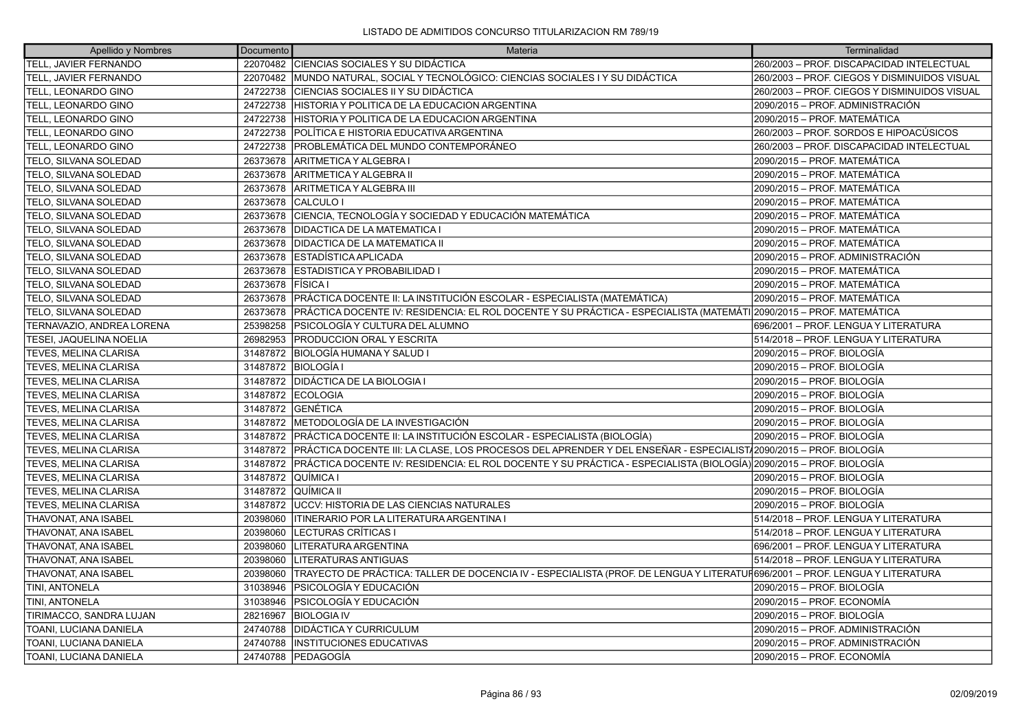LISTADO DE ADMITIDOS CONCURSO TITULARIZACION RM 789/19

| Apellido y Nombres | Documento | Materia | Terminalidad |
|---|---|---|---|
| TELL, JAVIER FERNANDO | 22070482 | CIENCIAS SOCIALES Y SU DIDÁCTICA | 260/2003 – PROF. DISCAPACIDAD INTELECTUAL |
| TELL, JAVIER FERNANDO | 22070482 | MUNDO NATURAL, SOCIAL Y TECNOLÓGICO: CIENCIAS SOCIALES I Y SU DIDÁCTICA | 260/2003 – PROF. CIEGOS Y DISMINUIDOS VISUAL |
| TELL, LEONARDO GINO | 24722738 | CIENCIAS SOCIALES II Y SU DIDÁCTICA | 260/2003 – PROF. CIEGOS Y DISMINUIDOS VISUAL |
| TELL, LEONARDO GINO | 24722738 | HISTORIA Y POLITICA DE LA EDUCACION ARGENTINA | 2090/2015 – PROF. ADMINISTRACIÓN |
| TELL, LEONARDO GINO | 24722738 | HISTORIA Y POLITICA DE LA EDUCACION ARGENTINA | 2090/2015 – PROF. MATEMÁTICA |
| TELL, LEONARDO GINO | 24722738 | POLÍTICA E HISTORIA EDUCATIVA ARGENTINA | 260/2003 – PROF. SORDOS E HIPOACÚSICOS |
| TELL, LEONARDO GINO | 24722738 | PROBLEMÁTICA DEL MUNDO CONTEMPORÁNEO | 260/2003 – PROF. DISCAPACIDAD INTELECTUAL |
| TELO, SILVANA SOLEDAD | 26373678 | ARITMETICA Y ALGEBRA I | 2090/2015 – PROF. MATEMÁTICA |
| TELO, SILVANA SOLEDAD | 26373678 | ARITMETICA Y ALGEBRA II | 2090/2015 – PROF. MATEMÁTICA |
| TELO, SILVANA SOLEDAD | 26373678 | ARITMETICA Y ALGEBRA III | 2090/2015 – PROF. MATEMÁTICA |
| TELO, SILVANA SOLEDAD | 26373678 | CALCULO I | 2090/2015 – PROF. MATEMÁTICA |
| TELO, SILVANA SOLEDAD | 26373678 | CIENCIA, TECNOLOGÍA Y SOCIEDAD Y EDUCACIÓN MATEMÁTICA | 2090/2015 – PROF. MATEMÁTICA |
| TELO, SILVANA SOLEDAD | 26373678 | DIDACTICA DE LA MATEMATICA I | 2090/2015 – PROF. MATEMÁTICA |
| TELO, SILVANA SOLEDAD | 26373678 | DIDACTICA DE LA MATEMATICA II | 2090/2015 – PROF. MATEMÁTICA |
| TELO, SILVANA SOLEDAD | 26373678 | ESTADÍSTICA APLICADA | 2090/2015 – PROF. ADMINISTRACIÓN |
| TELO, SILVANA SOLEDAD | 26373678 | ESTADISTICA Y PROBABILIDAD I | 2090/2015 – PROF. MATEMÁTICA |
| TELO, SILVANA SOLEDAD | 26373678 | FÍSICA I | 2090/2015 – PROF. MATEMÁTICA |
| TELO, SILVANA SOLEDAD | 26373678 | PRÁCTICA DOCENTE II: LA INSTITUCIÓN ESCOLAR - ESPECIALISTA (MATEMÁTICA) | 2090/2015 – PROF. MATEMÁTICA |
| TELO, SILVANA SOLEDAD | 26373678 | PRÁCTICA DOCENTE IV: RESIDENCIA: EL ROL DOCENTE Y SU PRÁCTICA - ESPECIALISTA (MATEMÁTI | 2090/2015 – PROF. MATEMÁTICA |
| TERNAVAZIO, ANDREA LORENA | 25398258 | PSICOLOGÍA Y CULTURA DEL ALUMNO | 696/2001 – PROF. LENGUA Y LITERATURA |
| TESEI, JAQUELINA NOELIA | 26982953 | PRODUCCION ORAL Y ESCRITA | 514/2018 – PROF. LENGUA Y LITERATURA |
| TEVES, MELINA CLARISA | 31487872 | BIOLOGÍA HUMANA Y SALUD I | 2090/2015 – PROF. BIOLOGÍA |
| TEVES, MELINA CLARISA | 31487872 | BIOLOGÍA I | 2090/2015 – PROF. BIOLOGÍA |
| TEVES, MELINA CLARISA | 31487872 | DIDÁCTICA DE LA BIOLOGIA I | 2090/2015 – PROF. BIOLOGÍA |
| TEVES, MELINA CLARISA | 31487872 | ECOLOGIA | 2090/2015 – PROF. BIOLOGÍA |
| TEVES, MELINA CLARISA | 31487872 | GENÉTICA | 2090/2015 – PROF. BIOLOGÍA |
| TEVES, MELINA CLARISA | 31487872 | METODOLOGÍA DE LA INVESTIGACIÓN | 2090/2015 – PROF. BIOLOGÍA |
| TEVES, MELINA CLARISA | 31487872 | PRÁCTICA DOCENTE II: LA INSTITUCIÓN ESCOLAR - ESPECIALISTA (BIOLOGÍA) | 2090/2015 – PROF. BIOLOGÍA |
| TEVES, MELINA CLARISA | 31487872 | PRÁCTICA DOCENTE III: LA CLASE, LOS PROCESOS DEL APRENDER Y DEL ENSEÑAR - ESPECIALIST/ | 2090/2015 – PROF. BIOLOGÍA |
| TEVES, MELINA CLARISA | 31487872 | PRÁCTICA DOCENTE IV: RESIDENCIA: EL ROL DOCENTE Y SU PRÁCTICA - ESPECIALISTA (BIOLOGÍA) | 2090/2015 – PROF. BIOLOGÍA |
| TEVES, MELINA CLARISA | 31487872 | QUÍMICA I | 2090/2015 – PROF. BIOLOGÍA |
| TEVES, MELINA CLARISA | 31487872 | QUÍMICA II | 2090/2015 – PROF. BIOLOGÍA |
| TEVES, MELINA CLARISA | 31487872 | UCCV: HISTORIA DE LAS CIENCIAS NATURALES | 2090/2015 – PROF. BIOLOGÍA |
| THAVONAT, ANA ISABEL | 20398060 | ITINERARIO POR LA LITERATURA ARGENTINA I | 514/2018 – PROF. LENGUA Y LITERATURA |
| THAVONAT, ANA ISABEL | 20398060 | LECTURAS CRÍTICAS I | 514/2018 – PROF. LENGUA Y LITERATURA |
| THAVONAT, ANA ISABEL | 20398060 | LITERATURA ARGENTINA | 696/2001 – PROF. LENGUA Y LITERATURA |
| THAVONAT, ANA ISABEL | 20398060 | LITERATURAS ANTIGUAS | 514/2018 – PROF. LENGUA Y LITERATURA |
| THAVONAT, ANA ISABEL | 20398060 | TRAYECTO DE PRÁCTICA: TALLER DE DOCENCIA IV - ESPECIALISTA (PROF. DE LENGUA Y LITERATUF | 696/2001 – PROF. LENGUA Y LITERATURA |
| TINI, ANTONELA | 31038946 | PSICOLOGÍA Y EDUCACIÓN | 2090/2015 – PROF. BIOLOGÍA |
| TINI, ANTONELA | 31038946 | PSICOLOGÍA Y EDUCACIÓN | 2090/2015 – PROF. ECONOMÍA |
| TIRIMACCO, SANDRA LUJAN | 28216967 | BIOLOGIA IV | 2090/2015 – PROF. BIOLOGÍA |
| TOANI, LUCIANA DANIELA | 24740788 | DIDÁCTICA Y CURRICULUM | 2090/2015 – PROF. ADMINISTRACIÓN |
| TOANI, LUCIANA DANIELA | 24740788 | INSTITUCIONES EDUCATIVAS | 2090/2015 – PROF. ADMINISTRACIÓN |
| TOANI, LUCIANA DANIELA | 24740788 | PEDAGOGÍA | 2090/2015 – PROF. ECONOMÍA |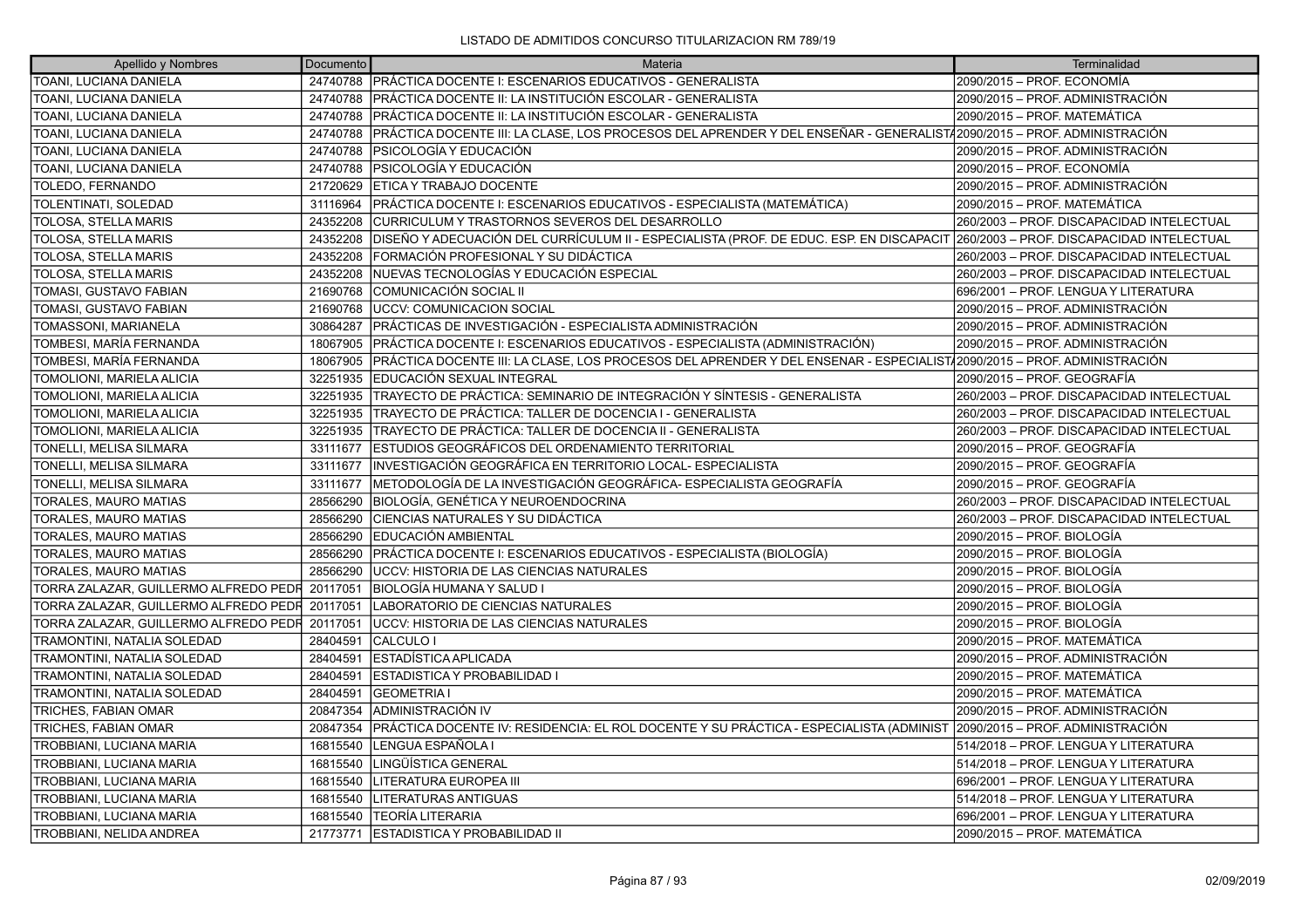LISTADO DE ADMITIDOS CONCURSO TITULARIZACION RM 789/19

| Apellido y Nombres | Documento | Materia | Terminalidad |
|---|---|---|---|
| TOANI, LUCIANA DANIELA | 24740788 | PRÁCTICA DOCENTE I: ESCENARIOS EDUCATIVOS - GENERALISTA | 2090/2015 – PROF. ECONOMÍA |
| TOANI, LUCIANA DANIELA | 24740788 | PRÁCTICA DOCENTE II: LA INSTITUCIÓN ESCOLAR - GENERALISTA | 2090/2015 – PROF. ADMINISTRACIÓN |
| TOANI, LUCIANA DANIELA | 24740788 | PRÁCTICA DOCENTE II: LA INSTITUCIÓN ESCOLAR - GENERALISTA | 2090/2015 – PROF. MATEMÁTICA |
| TOANI, LUCIANA DANIELA | 24740788 | PRÁCTICA DOCENTE III: LA CLASE, LOS PROCESOS DEL APRENDER Y DEL ENSEÑAR - GENERALISTA | 2090/2015 – PROF. ADMINISTRACIÓN |
| TOANI, LUCIANA DANIELA | 24740788 | PSICOLOGÍA Y EDUCACIÓN | 2090/2015 – PROF. ADMINISTRACIÓN |
| TOANI, LUCIANA DANIELA | 24740788 | PSICOLOGÍA Y EDUCACIÓN | 2090/2015 – PROF. ECONOMÍA |
| TOLEDO, FERNANDO | 21720629 | ETICA Y TRABAJO DOCENTE | 2090/2015 – PROF. ADMINISTRACIÓN |
| TOLENTINATI, SOLEDAD | 31116964 | PRÁCTICA DOCENTE I: ESCENARIOS EDUCATIVOS - ESPECIALISTA (MATEMÁTICA) | 2090/2015 – PROF. MATEMÁTICA |
| TOLOSA, STELLA MARIS | 24352208 | CURRICULUM Y TRASTORNOS SEVEROS DEL DESARROLLO | 260/2003 – PROF. DISCAPACIDAD INTELECTUAL |
| TOLOSA, STELLA MARIS | 24352208 | DISEÑO Y ADECUACIÓN DEL CURRÍCULUM II - ESPECIALISTA (PROF. DE EDUC. ESP. EN DISCAPACIT | 260/2003 – PROF. DISCAPACIDAD INTELECTUAL |
| TOLOSA, STELLA MARIS | 24352208 | FORMACIÓN PROFESIONAL Y SU DIDÁCTICA | 260/2003 – PROF. DISCAPACIDAD INTELECTUAL |
| TOLOSA, STELLA MARIS | 24352208 | NUEVAS TECNOLOGÍAS Y EDUCACIÓN ESPECIAL | 260/2003 – PROF. DISCAPACIDAD INTELECTUAL |
| TOMASI, GUSTAVO FABIAN | 21690768 | COMUNICACIÓN SOCIAL II | 696/2001 – PROF. LENGUA Y LITERATURA |
| TOMASI, GUSTAVO FABIAN | 21690768 | UCCV: COMUNICACION SOCIAL | 2090/2015 – PROF. ADMINISTRACIÓN |
| TOMASSONI, MARIANELA | 30864287 | PRÁCTICAS DE INVESTIGACIÓN - ESPECIALISTA ADMINISTRACIÓN | 2090/2015 – PROF. ADMINISTRACIÓN |
| TOMBESI, MARÍA FERNANDA | 18067905 | PRÁCTICA DOCENTE I: ESCENARIOS EDUCATIVOS - ESPECIALISTA (ADMINISTRACIÓN) | 2090/2015 – PROF. ADMINISTRACIÓN |
| TOMBESI, MARÍA FERNANDA | 18067905 | PRÁCTICA DOCENTE III: LA CLASE, LOS PROCESOS DEL APRENDER Y DEL ENSENAR - ESPECIALISTA | 2090/2015 – PROF. ADMINISTRACIÓN |
| TOMOLIONI, MARIELA ALICIA | 32251935 | EDUCACIÓN SEXUAL INTEGRAL | 2090/2015 – PROF. GEOGRAFÍA |
| TOMOLIONI, MARIELA ALICIA | 32251935 | TRAYECTO DE PRÁCTICA: SEMINARIO DE INTEGRACIÓN Y SÍNTESIS - GENERALISTA | 260/2003 – PROF. DISCAPACIDAD INTELECTUAL |
| TOMOLIONI, MARIELA ALICIA | 32251935 | TRAYECTO DE PRÁCTICA: TALLER DE DOCENCIA I - GENERALISTA | 260/2003 – PROF. DISCAPACIDAD INTELECTUAL |
| TOMOLIONI, MARIELA ALICIA | 32251935 | TRAYECTO DE PRÁCTICA: TALLER DE DOCENCIA II - GENERALISTA | 260/2003 – PROF. DISCAPACIDAD INTELECTUAL |
| TONELLI, MELISA SILMARA | 33111677 | ESTUDIOS GEOGRÁFICOS DEL ORDENAMIENTO TERRITORIAL | 2090/2015 – PROF. GEOGRAFÍA |
| TONELLI, MELISA SILMARA | 33111677 | INVESTIGACIÓN GEOGRÁFICA EN TERRITORIO LOCAL- ESPECIALISTA | 2090/2015 – PROF. GEOGRAFÍA |
| TONELLI, MELISA SILMARA | 33111677 | METODOLOGÍA DE LA INVESTIGACIÓN GEOGRÁFICA- ESPECIALISTA GEOGRAFÍA | 2090/2015 – PROF. GEOGRAFÍA |
| TORALES, MAURO MATIAS | 28566290 | BIOLOGÍA, GENÉTICA Y NEUROENDOCRINA | 260/2003 – PROF. DISCAPACIDAD INTELECTUAL |
| TORALES, MAURO MATIAS | 28566290 | CIENCIAS NATURALES Y SU DIDÁCTICA | 260/2003 – PROF. DISCAPACIDAD INTELECTUAL |
| TORALES, MAURO MATIAS | 28566290 | EDUCACIÓN AMBIENTAL | 2090/2015 – PROF. BIOLOGÍA |
| TORALES, MAURO MATIAS | 28566290 | PRÁCTICA DOCENTE I: ESCENARIOS EDUCATIVOS - ESPECIALISTA (BIOLOGÍA) | 2090/2015 – PROF. BIOLOGÍA |
| TORALES, MAURO MATIAS | 28566290 | UCCV: HISTORIA DE LAS CIENCIAS NATURALES | 2090/2015 – PROF. BIOLOGÍA |
| TORRA ZALAZAR, GUILLERMO ALFREDO PEDR | 20117051 | BIOLOGÍA HUMANA Y SALUD I | 2090/2015 – PROF. BIOLOGÍA |
| TORRA ZALAZAR, GUILLERMO ALFREDO PEDR | 20117051 | LABORATORIO DE CIENCIAS NATURALES | 2090/2015 – PROF. BIOLOGÍA |
| TORRA ZALAZAR, GUILLERMO ALFREDO PEDR | 20117051 | UCCV: HISTORIA DE LAS CIENCIAS NATURALES | 2090/2015 – PROF. BIOLOGÍA |
| TRAMONTINI, NATALIA SOLEDAD | 28404591 | CALCULO I | 2090/2015 – PROF. MATEMÁTICA |
| TRAMONTINI, NATALIA SOLEDAD | 28404591 | ESTADÍSTICA APLICADA | 2090/2015 – PROF. ADMINISTRACIÓN |
| TRAMONTINI, NATALIA SOLEDAD | 28404591 | ESTADISTICA Y PROBABILIDAD I | 2090/2015 – PROF. MATEMÁTICA |
| TRAMONTINI, NATALIA SOLEDAD | 28404591 | GEOMETRIA I | 2090/2015 – PROF. MATEMÁTICA |
| TRICHES, FABIAN OMAR | 20847354 | ADMINISTRACIÓN IV | 2090/2015 – PROF. ADMINISTRACIÓN |
| TRICHES, FABIAN OMAR | 20847354 | PRÁCTICA DOCENTE IV: RESIDENCIA: EL ROL DOCENTE Y SU PRÁCTICA - ESPECIALISTA (ADMINIST | 2090/2015 – PROF. ADMINISTRACIÓN |
| TROBBIANI, LUCIANA MARIA | 16815540 | LENGUA ESPAÑOLA I | 514/2018 – PROF. LENGUA Y LITERATURA |
| TROBBIANI, LUCIANA MARIA | 16815540 | LINGÜÍSTICA GENERAL | 514/2018 – PROF. LENGUA Y LITERATURA |
| TROBBIANI, LUCIANA MARIA | 16815540 | LITERATURA EUROPEA III | 696/2001 – PROF. LENGUA Y LITERATURA |
| TROBBIANI, LUCIANA MARIA | 16815540 | LITERATURAS ANTIGUAS | 514/2018 – PROF. LENGUA Y LITERATURA |
| TROBBIANI, LUCIANA MARIA | 16815540 | TEORÍA LITERARIA | 696/2001 – PROF. LENGUA Y LITERATURA |
| TROBBIANI, NELIDA ANDREA | 21773771 | ESTADISTICA Y PROBABILIDAD II | 2090/2015 – PROF. MATEMÁTICA |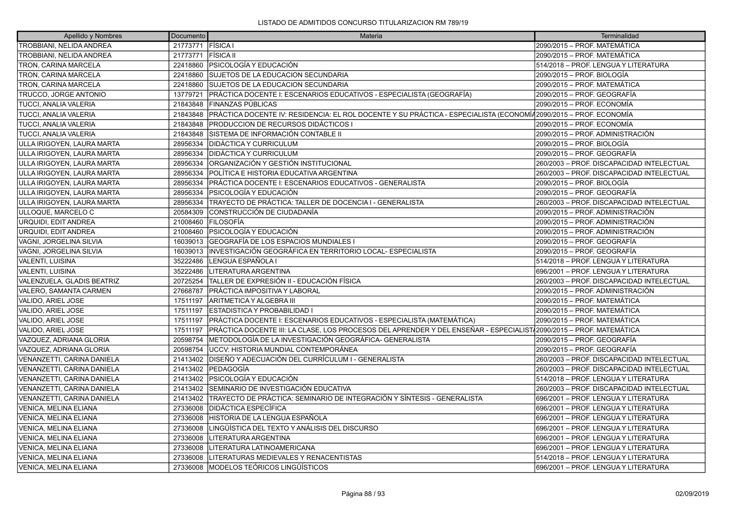LISTADO DE ADMITIDOS CONCURSO TITULARIZACION RM 789/19

| Apellido y Nombres | Documento | Materia | Terminalidad |
|---|---|---|---|
| TROBBIANI, NELIDA ANDREA | 21773771 | FÍSICA I | 2090/2015 – PROF. MATEMÁTICA |
| TROBBIANI, NELIDA ANDREA | 21773771 | FÍSICA II | 2090/2015 – PROF. MATEMÁTICA |
| TRON, CARINA MARCELA | 22418860 | PSICOLOGÍA Y EDUCACIÓN | 514/2018 – PROF. LENGUA Y LITERATURA |
| TRON, CARINA MARCELA | 22418860 | SUJETOS DE LA EDUCACION SECUNDARIA | 2090/2015 – PROF. BIOLOGÍA |
| TRON, CARINA MARCELA | 22418860 | SUJETOS DE LA EDUCACION SECUNDARIA | 2090/2015 – PROF. MATEMÁTICA |
| TRUCCO, JORGE ANTONIO | 13779721 | PRÁCTICA DOCENTE I: ESCENARIOS EDUCATIVOS - ESPECIALISTA (GEOGRAFÍA) | 2090/2015 – PROF. GEOGRAFÍA |
| TUCCI, ANALIA VALERIA | 21843848 | FINANZAS PÚBLICAS | 2090/2015 – PROF. ECONOMÍA |
| TUCCI, ANALIA VALERIA | 21843848 | PRÁCTICA DOCENTE IV: RESIDENCIA: EL ROL DOCENTE Y SU PRÁCTICA - ESPECIALISTA (ECONOMÍA | 2090/2015 – PROF. ECONOMÍA |
| TUCCI, ANALIA VALERIA | 21843848 | PRODUCCION DE RECURSOS DIDÁCTICOS I | 2090/2015 – PROF. ECONOMÍA |
| TUCCI, ANALIA VALERIA | 21843848 | SISTEMA DE INFORMACIÓN CONTABLE II | 2090/2015 – PROF. ADMINISTRACIÓN |
| ULLA IRIGOYEN, LAURA MARTA | 28956334 | DIDÁCTICA Y CURRICULUM | 2090/2015 – PROF. BIOLOGÍA |
| ULLA IRIGOYEN, LAURA MARTA | 28956334 | DIDÁCTICA Y CURRICULUM | 2090/2015 – PROF. GEOGRAFÍA |
| ULLA IRIGOYEN, LAURA MARTA | 28956334 | ORGANIZACIÓN Y GESTIÓN INSTITUCIONAL | 260/2003 – PROF. DISCAPACIDAD INTELECTUAL |
| ULLA IRIGOYEN, LAURA MARTA | 28956334 | POLÍTICA E HISTORIA EDUCATIVA ARGENTINA | 260/2003 – PROF. DISCAPACIDAD INTELECTUAL |
| ULLA IRIGOYEN, LAURA MARTA | 28956334 | PRÁCTICA DOCENTE I: ESCENARIOS EDUCATIVOS - GENERALISTA | 2090/2015 – PROF. BIOLOGÍA |
| ULLA IRIGOYEN, LAURA MARTA | 28956334 | PSICOLOGÍA Y EDUCACIÓN | 2090/2015 – PROF. GEOGRAFÍA |
| ULLA IRIGOYEN, LAURA MARTA | 28956334 | TRAYECTO DE PRÁCTICA: TALLER DE DOCENCIA I - GENERALISTA | 260/2003 – PROF. DISCAPACIDAD INTELECTUAL |
| ULLOQUE, MARCELO C | 20584309 | CONSTRUCCIÓN DE CIUDADANÍA | 2090/2015 – PROF. ADMINISTRACIÓN |
| URQUIDI, EDIT ANDREA | 21008460 | FILOSOFÍA | 2090/2015 – PROF. ADMINISTRACIÓN |
| URQUIDI, EDIT ANDREA | 21008460 | PSICOLOGÍA Y EDUCACIÓN | 2090/2015 – PROF. ADMINISTRACIÓN |
| VAGNI, JORGELINA SILVIA | 16039013 | GEOGRAFÍA DE LOS ESPACIOS MUNDIALES I | 2090/2015 – PROF. GEOGRAFÍA |
| VAGNI, JORGELINA SILVIA | 16039013 | INVESTIGACIÓN GEOGRÁFICA EN TERRITORIO LOCAL- ESPECIALISTA | 2090/2015 – PROF. GEOGRAFÍA |
| VALENTI, LUISINA | 35222486 | LENGUA ESPAÑOLA I | 514/2018 – PROF. LENGUA Y LITERATURA |
| VALENTI, LUISINA | 35222486 | LITERATURA ARGENTINA | 696/2001 – PROF. LENGUA Y LITERATURA |
| VALENZUELA, GLADIS BEATRIZ | 20725254 | TALLER DE EXPRESIÓN II - EDUCACIÓN FÍSICA | 260/2003 – PROF. DISCAPACIDAD INTELECTUAL |
| VALERO, SAMANTA CARMEN | 27668787 | PRÁCTICA IMPOSITIVA Y LABORAL | 2090/2015 – PROF. ADMINISTRACIÓN |
| VALIDO, ARIEL JOSE | 17511197 | ARITMETICA Y ALGEBRA III | 2090/2015 – PROF. MATEMÁTICA |
| VALIDO, ARIEL JOSE | 17511197 | ESTADISTICA Y PROBABILIDAD I | 2090/2015 – PROF. MATEMÁTICA |
| VALIDO, ARIEL JOSE | 17511197 | PRÁCTICA DOCENTE I: ESCENARIOS EDUCATIVOS - ESPECIALISTA (MATEMÁTICA) | 2090/2015 – PROF. MATEMÁTICA |
| VALIDO, ARIEL JOSE | 17511197 | PRÁCTICA DOCENTE III: LA CLASE, LOS PROCESOS DEL APRENDER Y DEL ENSEÑAR - ESPECIALIST | 2090/2015 – PROF. MATEMÁTICA |
| VAZQUEZ, ADRIANA GLORIA | 20598754 | METODOLOGÍA DE LA INVESTIGACIÓN GEOGRÁFICA- GENERALISTA | 2090/2015 – PROF. GEOGRAFÍA |
| VAZQUEZ, ADRIANA GLORIA | 20598754 | UCCV: HISTORIA MUNDIAL CONTEMPORÁNEA | 2090/2015 – PROF. GEOGRAFÍA |
| VENANZETTI, CARINA DANIELA | 21413402 | DISEÑO Y ADECUACIÓN DEL CURRÍCULUM I - GENERALISTA | 260/2003 – PROF. DISCAPACIDAD INTELECTUAL |
| VENANZETTI, CARINA DANIELA | 21413402 | PEDAGOGÍA | 260/2003 – PROF. DISCAPACIDAD INTELECTUAL |
| VENANZETTI, CARINA DANIELA | 21413402 | PSICOLOGÍA Y EDUCACIÓN | 514/2018 – PROF. LENGUA Y LITERATURA |
| VENANZETTI, CARINA DANIELA | 21413402 | SEMINARIO DE INVESTIGACIÓN EDUCATIVA | 260/2003 – PROF. DISCAPACIDAD INTELECTUAL |
| VENANZETTI, CARINA DANIELA | 21413402 | TRAYECTO DE PRÁCTICA: SEMINARIO DE INTEGRACIÓN Y SÍNTESIS - GENERALISTA | 696/2001 – PROF. LENGUA Y LITERATURA |
| VENICA, MELINA ELIANA | 27336008 | DIDÁCTICA ESPECÍFICA | 696/2001 – PROF. LENGUA Y LITERATURA |
| VENICA, MELINA ELIANA | 27336008 | HISTORIA DE LA LENGUA ESPAÑOLA | 696/2001 – PROF. LENGUA Y LITERATURA |
| VENICA, MELINA ELIANA | 27336008 | LINGÜÍSTICA DEL TEXTO Y ANÁLISIS DEL DISCURSO | 696/2001 – PROF. LENGUA Y LITERATURA |
| VENICA, MELINA ELIANA | 27336008 | LITERATURA ARGENTINA | 696/2001 – PROF. LENGUA Y LITERATURA |
| VENICA, MELINA ELIANA | 27336008 | LITERATURA LATINOAMERICANA | 696/2001 – PROF. LENGUA Y LITERATURA |
| VENICA, MELINA ELIANA | 27336008 | LITERATURAS MEDIEVALES Y RENACENTISTAS | 514/2018 – PROF. LENGUA Y LITERATURA |
| VENICA, MELINA ELIANA | 27336008 | MODELOS TEÓRICOS LINGÜÍSTICOS | 696/2001 – PROF. LENGUA Y LITERATURA |

02/09/2019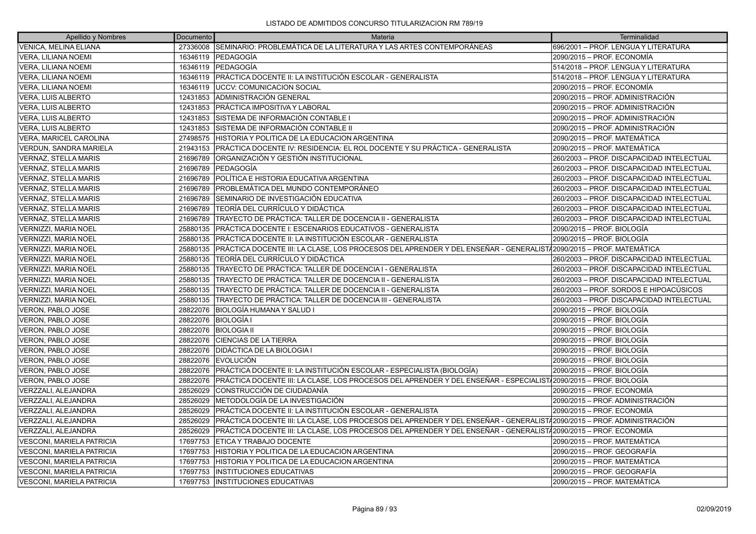LISTADO DE ADMITIDOS CONCURSO TITULARIZACION RM 789/19

| Apellido y Nombres | Documento | Materia | Terminalidad |
| --- | --- | --- | --- |
| VENICA, MELINA ELIANA | 27336008 | SEMINARIO: PROBLEMÁTICA DE LA LITERATURA Y LAS ARTES CONTEMPORÁNEAS | 696/2001 – PROF. LENGUA Y LITERATURA |
| VERA, LILIANA NOEMI | 16346119 | PEDAGOGÍA | 2090/2015 – PROF. ECONOMÍA |
| VERA, LILIANA NOEMI | 16346119 | PEDAGOGÍA | 514/2018 – PROF. LENGUA Y LITERATURA |
| VERA, LILIANA NOEMI | 16346119 | PRÁCTICA DOCENTE II: LA INSTITUCIÓN ESCOLAR - GENERALISTA | 514/2018 – PROF. LENGUA Y LITERATURA |
| VERA, LILIANA NOEMI | 16346119 | UCCV: COMUNICACION SOCIAL | 2090/2015 – PROF. ECONOMÍA |
| VERA, LUIS ALBERTO | 12431853 | ADMINISTRACIÓN GENERAL | 2090/2015 – PROF. ADMINISTRACIÓN |
| VERA, LUIS ALBERTO | 12431853 | PRÁCTICA IMPOSITIVA Y LABORAL | 2090/2015 – PROF. ADMINISTRACIÓN |
| VERA, LUIS ALBERTO | 12431853 | SISTEMA DE INFORMACIÓN CONTABLE I | 2090/2015 – PROF. ADMINISTRACIÓN |
| VERA, LUIS ALBERTO | 12431853 | SISTEMA DE INFORMACIÓN CONTABLE II | 2090/2015 – PROF. ADMINISTRACIÓN |
| VERA, MARICEL CAROLINA | 27498575 | HISTORIA Y POLITICA DE LA EDUCACION ARGENTINA | 2090/2015 – PROF. MATEMÁTICA |
| VERDUN, SANDRA MARIELA | 21943153 | PRÁCTICA DOCENTE IV: RESIDENCIA: EL ROL DOCENTE Y SU PRÁCTICA - GENERALISTA | 2090/2015 – PROF. MATEMÁTICA |
| VERNAZ, STELLA MARIS | 21696789 | ORGANIZACIÓN Y GESTIÓN INSTITUCIONAL | 260/2003 – PROF. DISCAPACIDAD INTELECTUAL |
| VERNAZ, STELLA MARIS | 21696789 | PEDAGOGÍA | 260/2003 – PROF. DISCAPACIDAD INTELECTUAL |
| VERNAZ, STELLA MARIS | 21696789 | POLÍTICA E HISTORIA EDUCATIVA ARGENTINA | 260/2003 – PROF. DISCAPACIDAD INTELECTUAL |
| VERNAZ, STELLA MARIS | 21696789 | PROBLEMÁTICA DEL MUNDO CONTEMPORÁNEO | 260/2003 – PROF. DISCAPACIDAD INTELECTUAL |
| VERNAZ, STELLA MARIS | 21696789 | SEMINARIO DE INVESTIGACIÓN EDUCATIVA | 260/2003 – PROF. DISCAPACIDAD INTELECTUAL |
| VERNAZ, STELLA MARIS | 21696789 | TEORÍA DEL CURRÍCULO Y DIDÁCTICA | 260/2003 – PROF. DISCAPACIDAD INTELECTUAL |
| VERNAZ, STELLA MARIS | 21696789 | TRAYECTO DE PRÁCTICA: TALLER DE DOCENCIA II - GENERALISTA | 260/2003 – PROF. DISCAPACIDAD INTELECTUAL |
| VERNIZZI, MARIA NOEL | 25880135 | PRÁCTICA DOCENTE I: ESCENARIOS EDUCATIVOS - GENERALISTA | 2090/2015 – PROF. BIOLOGÍA |
| VERNIZZI, MARIA NOEL | 25880135 | PRÁCTICA DOCENTE II: LA INSTITUCIÓN ESCOLAR - GENERALISTA | 2090/2015 – PROF. BIOLOGÍA |
| VERNIZZI, MARIA NOEL | 25880135 | PRÁCTICA DOCENTE III: LA CLASE, LOS PROCESOS DEL APRENDER Y DEL ENSEÑAR - GENERALISTA | 2090/2015 – PROF. MATEMÁTICA |
| VERNIZZI, MARIA NOEL | 25880135 | TEORÍA DEL CURRÍCULO Y DIDÁCTICA | 260/2003 – PROF. DISCAPACIDAD INTELECTUAL |
| VERNIZZI, MARIA NOEL | 25880135 | TRAYECTO DE PRÁCTICA: TALLER DE DOCENCIA I - GENERALISTA | 260/2003 – PROF. DISCAPACIDAD INTELECTUAL |
| VERNIZZI, MARIA NOEL | 25880135 | TRAYECTO DE PRÁCTICA: TALLER DE DOCENCIA II - GENERALISTA | 260/2003 – PROF. DISCAPACIDAD INTELECTUAL |
| VERNIZZI, MARIA NOEL | 25880135 | TRAYECTO DE PRÁCTICA: TALLER DE DOCENCIA II - GENERALISTA | 260/2003 – PROF. SORDOS E HIPOACÚSICOS |
| VERNIZZI, MARIA NOEL | 25880135 | TRAYECTO DE PRÁCTICA: TALLER DE DOCENCIA III - GENERALISTA | 260/2003 – PROF. DISCAPACIDAD INTELECTUAL |
| VERON, PABLO JOSE | 28822076 | BIOLOGÍA HUMANA Y SALUD I | 2090/2015 – PROF. BIOLOGÍA |
| VERON, PABLO JOSE | 28822076 | BIOLOGÍA I | 2090/2015 – PROF. BIOLOGÍA |
| VERON, PABLO JOSE | 28822076 | BIOLOGIA II | 2090/2015 – PROF. BIOLOGÍA |
| VERON, PABLO JOSE | 28822076 | CIENCIAS DE LA TIERRA | 2090/2015 – PROF. BIOLOGÍA |
| VERON, PABLO JOSE | 28822076 | DIDÁCTICA DE LA BIOLOGIA I | 2090/2015 – PROF. BIOLOGÍA |
| VERON, PABLO JOSE | 28822076 | EVOLUCIÓN | 2090/2015 – PROF. BIOLOGÍA |
| VERON, PABLO JOSE | 28822076 | PRÁCTICA DOCENTE II: LA INSTITUCIÓN ESCOLAR - ESPECIALISTA (BIOLOGÍA) | 2090/2015 – PROF. BIOLOGÍA |
| VERON, PABLO JOSE | 28822076 | PRÁCTICA DOCENTE III: LA CLASE, LOS PROCESOS DEL APRENDER Y DEL ENSEÑAR - ESPECIALISTA | 2090/2015 – PROF. BIOLOGÍA |
| VERZZALI, ALEJANDRA | 28526029 | CONSTRUCCIÓN DE CIUDADANÍA | 2090/2015 – PROF. ECONOMÍA |
| VERZZALI, ALEJANDRA | 28526029 | METODOLOGÍA DE LA INVESTIGACIÓN | 2090/2015 – PROF. ADMINISTRACIÓN |
| VERZZALI, ALEJANDRA | 28526029 | PRÁCTICA DOCENTE II: LA INSTITUCIÓN ESCOLAR - GENERALISTA | 2090/2015 – PROF. ECONOMÍA |
| VERZZALI, ALEJANDRA | 28526029 | PRÁCTICA DOCENTE III: LA CLASE, LOS PROCESOS DEL APRENDER Y DEL ENSEÑAR - GENERALISTA | 2090/2015 – PROF. ADMINISTRACIÓN |
| VERZZALI, ALEJANDRA | 28526029 | PRÁCTICA DOCENTE III: LA CLASE, LOS PROCESOS DEL APRENDER Y DEL ENSEÑAR - GENERALISTA | 2090/2015 – PROF. ECONOMÍA |
| VESCONI, MARIELA PATRICIA | 17697753 | ETICA Y TRABAJO DOCENTE | 2090/2015 – PROF. MATEMÁTICA |
| VESCONI, MARIELA PATRICIA | 17697753 | HISTORIA Y POLITICA DE LA EDUCACION ARGENTINA | 2090/2015 – PROF. GEOGRAFÍA |
| VESCONI, MARIELA PATRICIA | 17697753 | HISTORIA Y POLITICA DE LA EDUCACION ARGENTINA | 2090/2015 – PROF. MATEMÁTICA |
| VESCONI, MARIELA PATRICIA | 17697753 | INSTITUCIONES EDUCATIVAS | 2090/2015 – PROF. GEOGRAFÍA |
| VESCONI, MARIELA PATRICIA | 17697753 | INSTITUCIONES EDUCATIVAS | 2090/2015 – PROF. MATEMÁTICA |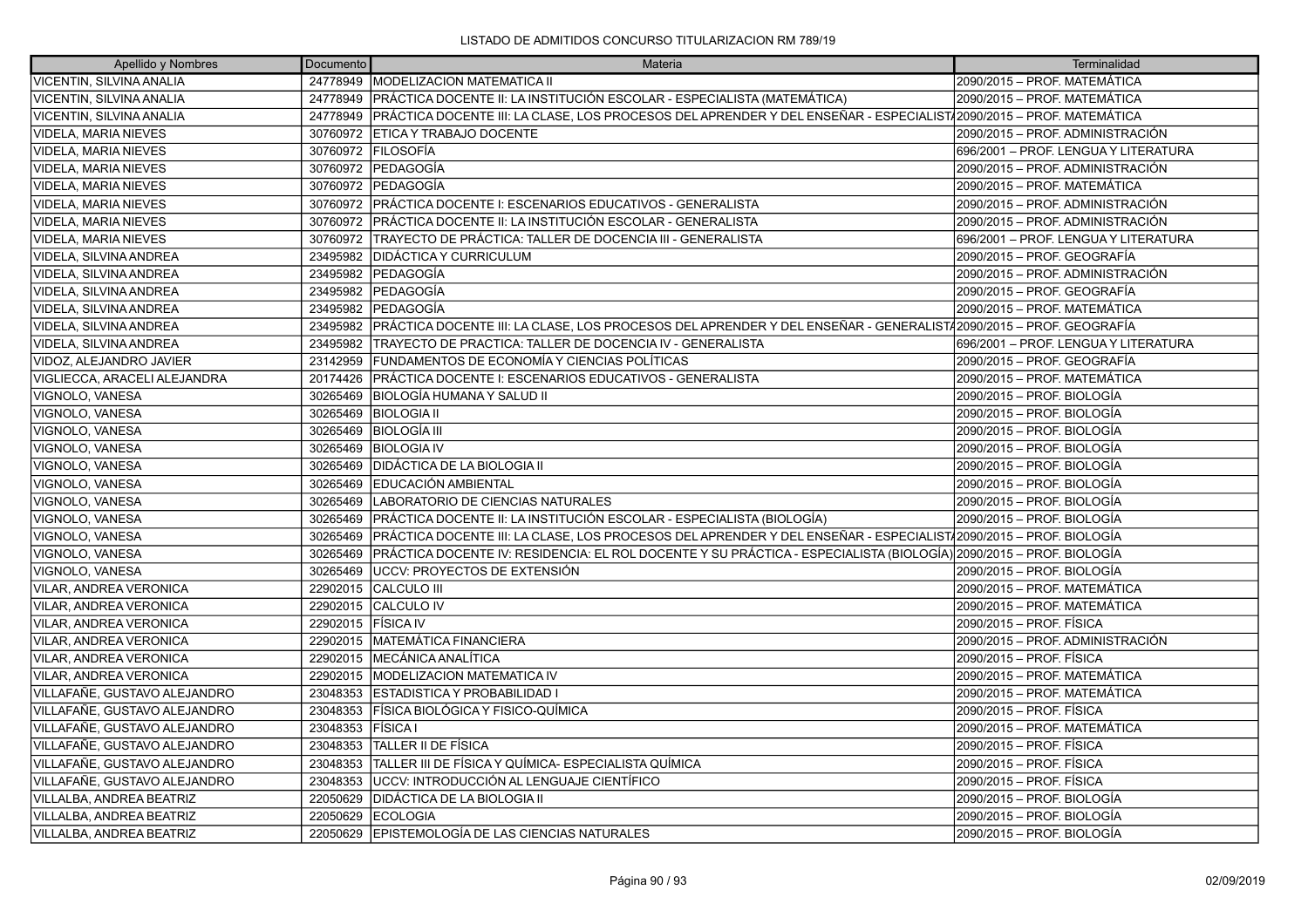LISTADO DE ADMITIDOS CONCURSO TITULARIZACION RM 789/19

| Apellido y Nombres | Documento | Materia | Terminalidad |
|---|---|---|---|
| VICENTIN, SILVINA ANALIA | 24778949 | MODELIZACION MATEMATICA II | 2090/2015 – PROF. MATEMÁTICA |
| VICENTIN, SILVINA ANALIA | 24778949 | PRÁCTICA DOCENTE II: LA INSTITUCIÓN ESCOLAR - ESPECIALISTA (MATEMÁTICA) | 2090/2015 – PROF. MATEMÁTICA |
| VICENTIN, SILVINA ANALIA | 24778949 | PRÁCTICA DOCENTE III: LA CLASE, LOS PROCESOS DEL APRENDER Y DEL ENSEÑAR - ESPECIALIST | 2090/2015 – PROF. MATEMÁTICA |
| VIDELA, MARIA NIEVES | 30760972 | ETICA Y TRABAJO DOCENTE | 2090/2015 – PROF. ADMINISTRACIÓN |
| VIDELA, MARIA NIEVES | 30760972 | FILOSOFÍA | 696/2001 – PROF. LENGUA Y LITERATURA |
| VIDELA, MARIA NIEVES | 30760972 | PEDAGOGÍA | 2090/2015 – PROF. ADMINISTRACIÓN |
| VIDELA, MARIA NIEVES | 30760972 | PEDAGOGÍA | 2090/2015 – PROF. MATEMÁTICA |
| VIDELA, MARIA NIEVES | 30760972 | PRÁCTICA DOCENTE I: ESCENARIOS EDUCATIVOS - GENERALISTA | 2090/2015 – PROF. ADMINISTRACIÓN |
| VIDELA, MARIA NIEVES | 30760972 | PRÁCTICA DOCENTE II: LA INSTITUCIÓN ESCOLAR - GENERALISTA | 2090/2015 – PROF. ADMINISTRACIÓN |
| VIDELA, MARIA NIEVES | 30760972 | TRAYECTO DE PRÁCTICA: TALLER DE DOCENCIA III - GENERALISTA | 696/2001 – PROF. LENGUA Y LITERATURA |
| VIDELA, SILVINA ANDREA | 23495982 | DIDÁCTICA Y CURRICULUM | 2090/2015 – PROF. GEOGRAFÍA |
| VIDELA, SILVINA ANDREA | 23495982 | PEDAGOGÍA | 2090/2015 – PROF. ADMINISTRACIÓN |
| VIDELA, SILVINA ANDREA | 23495982 | PEDAGOGÍA | 2090/2015 – PROF. GEOGRAFÍA |
| VIDELA, SILVINA ANDREA | 23495982 | PEDAGOGÍA | 2090/2015 – PROF. MATEMÁTICA |
| VIDELA, SILVINA ANDREA | 23495982 | PRÁCTICA DOCENTE III: LA CLASE, LOS PROCESOS DEL APRENDER Y DEL ENSEÑAR - GENERALIST | 2090/2015 – PROF. GEOGRAFÍA |
| VIDELA, SILVINA ANDREA | 23495982 | TRAYECTO DE PRACTICA: TALLER DE DOCENCIA IV - GENERALISTA | 696/2001 – PROF. LENGUA Y LITERATURA |
| VIDOZ, ALEJANDRO JAVIER | 23142959 | FUNDAMENTOS DE ECONOMÍA Y CIENCIAS POLÍTICAS | 2090/2015 – PROF. GEOGRAFÍA |
| VIGLIECCA, ARACELI ALEJANDRA | 20174426 | PRÁCTICA DOCENTE I: ESCENARIOS EDUCATIVOS - GENERALISTA | 2090/2015 – PROF. MATEMÁTICA |
| VIGNOLO, VANESA | 30265469 | BIOLOGÍA HUMANA Y SALUD II | 2090/2015 – PROF. BIOLOGÍA |
| VIGNOLO, VANESA | 30265469 | BIOLOGIA II | 2090/2015 – PROF. BIOLOGÍA |
| VIGNOLO, VANESA | 30265469 | BIOLOGÍA III | 2090/2015 – PROF. BIOLOGÍA |
| VIGNOLO, VANESA | 30265469 | BIOLOGIA IV | 2090/2015 – PROF. BIOLOGÍA |
| VIGNOLO, VANESA | 30265469 | DIDÁCTICA DE LA BIOLOGIA II | 2090/2015 – PROF. BIOLOGÍA |
| VIGNOLO, VANESA | 30265469 | EDUCACIÓN AMBIENTAL | 2090/2015 – PROF. BIOLOGÍA |
| VIGNOLO, VANESA | 30265469 | LABORATORIO DE CIENCIAS NATURALES | 2090/2015 – PROF. BIOLOGÍA |
| VIGNOLO, VANESA | 30265469 | PRÁCTICA DOCENTE II: LA INSTITUCIÓN ESCOLAR - ESPECIALISTA (BIOLOGÍA) | 2090/2015 – PROF. BIOLOGÍA |
| VIGNOLO, VANESA | 30265469 | PRÁCTICA DOCENTE III: LA CLASE, LOS PROCESOS DEL APRENDER Y DEL ENSEÑAR - ESPECIALIST | 2090/2015 – PROF. BIOLOGÍA |
| VIGNOLO, VANESA | 30265469 | PRÁCTICA DOCENTE IV: RESIDENCIA: EL ROL DOCENTE Y SU PRÁCTICA - ESPECIALISTA (BIOLOGÍA) | 2090/2015 – PROF. BIOLOGÍA |
| VIGNOLO, VANESA | 30265469 | UCCV: PROYECTOS DE EXTENSIÓN | 2090/2015 – PROF. BIOLOGÍA |
| VILAR, ANDREA VERONICA | 22902015 | CALCULO III | 2090/2015 – PROF. MATEMÁTICA |
| VILAR, ANDREA VERONICA | 22902015 | CALCULO IV | 2090/2015 – PROF. MATEMÁTICA |
| VILAR, ANDREA VERONICA | 22902015 | FÍSICA IV | 2090/2015 – PROF. FÍSICA |
| VILAR, ANDREA VERONICA | 22902015 | MATEMÁTICA FINANCIERA | 2090/2015 – PROF. ADMINISTRACIÓN |
| VILAR, ANDREA VERONICA | 22902015 | MECÁNICA ANALÍTICA | 2090/2015 – PROF. FÍSICA |
| VILAR, ANDREA VERONICA | 22902015 | MODELIZACION MATEMATICA IV | 2090/2015 – PROF. MATEMÁTICA |
| VILLAFAÑE, GUSTAVO ALEJANDRO | 23048353 | ESTADISTICA Y PROBABILIDAD I | 2090/2015 – PROF. MATEMÁTICA |
| VILLAFAÑE, GUSTAVO ALEJANDRO | 23048353 | FÍSICA BIOLÓGICA Y FISICO-QUÍMICA | 2090/2015 – PROF. FÍSICA |
| VILLAFAÑE, GUSTAVO ALEJANDRO | 23048353 | FÍSICA I | 2090/2015 – PROF. MATEMÁTICA |
| VILLAFAÑE, GUSTAVO ALEJANDRO | 23048353 | TALLER II DE FÍSICA | 2090/2015 – PROF. FÍSICA |
| VILLAFAÑE, GUSTAVO ALEJANDRO | 23048353 | TALLER III DE FÍSICA Y QUÍMICA- ESPECIALISTA QUÍMICA | 2090/2015 – PROF. FÍSICA |
| VILLAFAÑE, GUSTAVO ALEJANDRO | 23048353 | UCCV: INTRODUCCIÓN AL LENGUAJE CIENTÍFICO | 2090/2015 – PROF. FÍSICA |
| VILLALBA, ANDREA BEATRIZ | 22050629 | DIDÁCTICA DE LA BIOLOGIA II | 2090/2015 – PROF. BIOLOGÍA |
| VILLALBA, ANDREA BEATRIZ | 22050629 | ECOLOGIA | 2090/2015 – PROF. BIOLOGÍA |
| VILLALBA, ANDREA BEATRIZ | 22050629 | EPISTEMOLOGÍA DE LAS CIENCIAS NATURALES | 2090/2015 – PROF. BIOLOGÍA |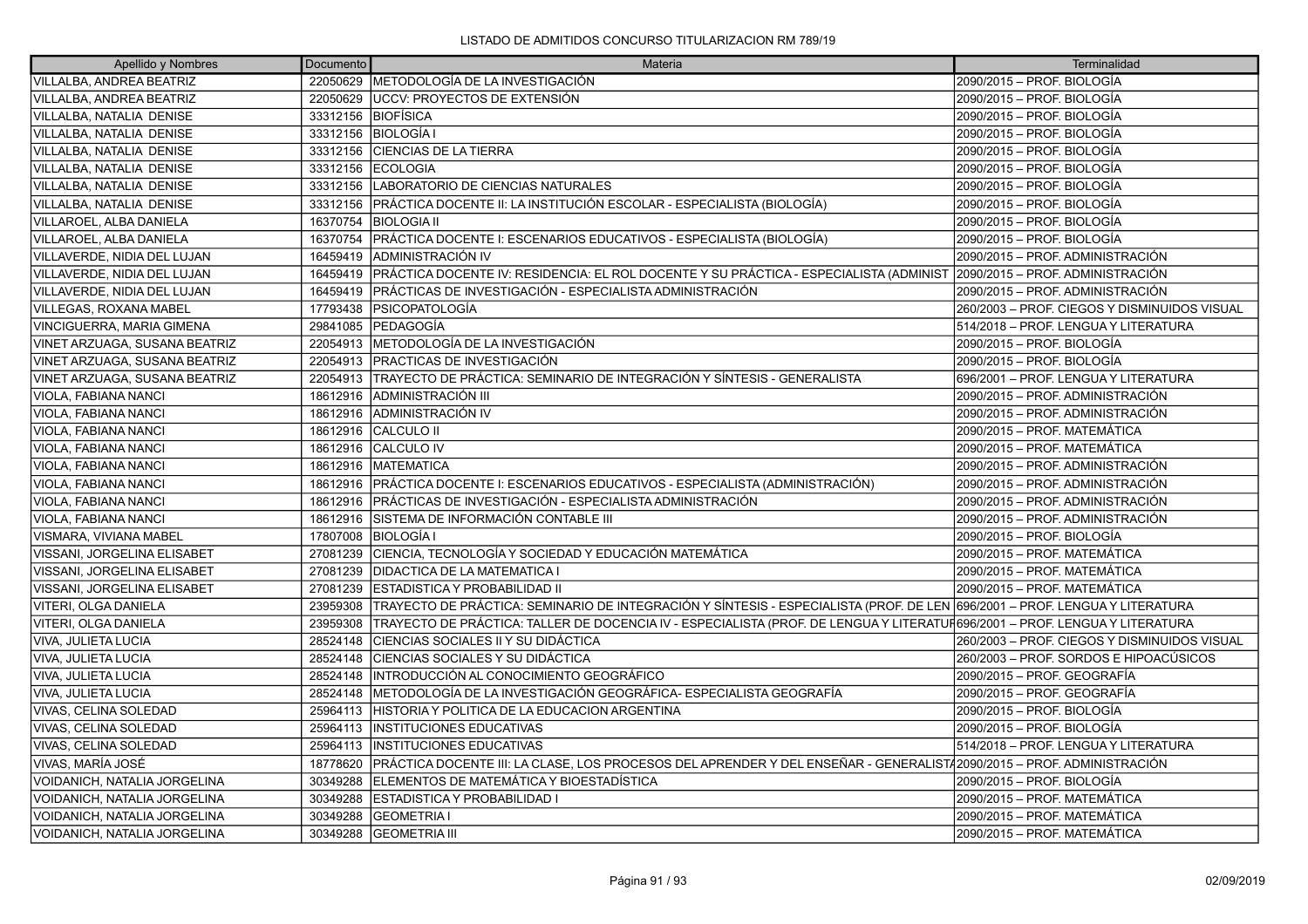LISTADO DE ADMITIDOS CONCURSO TITULARIZACION RM 789/19

| Apellido y Nombres | Documento | Materia | Terminalidad |
|---|---|---|---|
| VILLALBA, ANDREA BEATRIZ | 22050629 | METODOLOGÍA DE LA INVESTIGACIÓN | 2090/2015 – PROF. BIOLOGÍA |
| VILLALBA, ANDREA BEATRIZ | 22050629 | UCCV: PROYECTOS DE EXTENSIÓN | 2090/2015 – PROF. BIOLOGÍA |
| VILLALBA, NATALIA DENISE | 33312156 | BIOFÍSICA | 2090/2015 – PROF. BIOLOGÍA |
| VILLALBA, NATALIA DENISE | 33312156 | BIOLOGÍA I | 2090/2015 – PROF. BIOLOGÍA |
| VILLALBA, NATALIA DENISE | 33312156 | CIENCIAS DE LA TIERRA | 2090/2015 – PROF. BIOLOGÍA |
| VILLALBA, NATALIA DENISE | 33312156 | ECOLOGIA | 2090/2015 – PROF. BIOLOGÍA |
| VILLALBA, NATALIA DENISE | 33312156 | LABORATORIO DE CIENCIAS NATURALES | 2090/2015 – PROF. BIOLOGÍA |
| VILLALBA, NATALIA DENISE | 33312156 | PRÁCTICA DOCENTE II: LA INSTITUCIÓN ESCOLAR - ESPECIALISTA (BIOLOGÍA) | 2090/2015 – PROF. BIOLOGÍA |
| VILLAROEL, ALBA DANIELA | 16370754 | BIOLOGIA II | 2090/2015 – PROF. BIOLOGÍA |
| VILLAROEL, ALBA DANIELA | 16370754 | PRÁCTICA DOCENTE I: ESCENARIOS EDUCATIVOS - ESPECIALISTA (BIOLOGÍA) | 2090/2015 – PROF. BIOLOGÍA |
| VILLAVERDE, NIDIA DEL LUJAN | 16459419 | ADMINISTRACIÓN IV | 2090/2015 – PROF. ADMINISTRACIÓN |
| VILLAVERDE, NIDIA DEL LUJAN | 16459419 | PRÁCTICA DOCENTE IV: RESIDENCIA: EL ROL DOCENTE Y SU PRÁCTICA - ESPECIALISTA (ADMINIST | 2090/2015 – PROF. ADMINISTRACIÓN |
| VILLAVERDE, NIDIA DEL LUJAN | 16459419 | PRÁCTICAS DE INVESTIGACIÓN - ESPECIALISTA ADMINISTRACIÓN | 2090/2015 – PROF. ADMINISTRACIÓN |
| VILLEGAS, ROXANA MABEL | 17793438 | PSICOPATOLOGÍA | 260/2003 – PROF. CIEGOS Y DISMINUIDOS VISUAL |
| VINCIGUERRA, MARIA GIMENA | 29841085 | PEDAGOGÍA | 514/2018 – PROF. LENGUA Y LITERATURA |
| VINET ARZUAGA, SUSANA BEATRIZ | 22054913 | METODOLOGÍA DE LA INVESTIGACIÓN | 2090/2015 – PROF. BIOLOGÍA |
| VINET ARZUAGA, SUSANA BEATRIZ | 22054913 | PRACTICAS DE INVESTIGACIÓN | 2090/2015 – PROF. BIOLOGÍA |
| VINET ARZUAGA, SUSANA BEATRIZ | 22054913 | TRAYECTO DE PRÁCTICA: SEMINARIO DE INTEGRACIÓN Y SÍNTESIS - GENERALISTA | 696/2001 – PROF. LENGUA Y LITERATURA |
| VIOLA, FABIANA NANCI | 18612916 | ADMINISTRACIÓN III | 2090/2015 – PROF. ADMINISTRACIÓN |
| VIOLA, FABIANA NANCI | 18612916 | ADMINISTRACIÓN IV | 2090/2015 – PROF. ADMINISTRACIÓN |
| VIOLA, FABIANA NANCI | 18612916 | CALCULO II | 2090/2015 – PROF. MATEMÁTICA |
| VIOLA, FABIANA NANCI | 18612916 | CALCULO IV | 2090/2015 – PROF. MATEMÁTICA |
| VIOLA, FABIANA NANCI | 18612916 | MATEMATICA | 2090/2015 – PROF. ADMINISTRACIÓN |
| VIOLA, FABIANA NANCI | 18612916 | PRÁCTICA DOCENTE I: ESCENARIOS EDUCATIVOS - ESPECIALISTA (ADMINISTRACIÓN) | 2090/2015 – PROF. ADMINISTRACIÓN |
| VIOLA, FABIANA NANCI | 18612916 | PRÁCTICAS DE INVESTIGACIÓN - ESPECIALISTA ADMINISTRACIÓN | 2090/2015 – PROF. ADMINISTRACIÓN |
| VIOLA, FABIANA NANCI | 18612916 | SISTEMA DE INFORMACIÓN CONTABLE III | 2090/2015 – PROF. ADMINISTRACIÓN |
| VISMARA, VIVIANA MABEL | 17807008 | BIOLOGÍA I | 2090/2015 – PROF. BIOLOGÍA |
| VISSANI, JORGELINA ELISABET | 27081239 | CIENCIA, TECNOLOGÍA Y SOCIEDAD Y EDUCACIÓN MATEMÁTICA | 2090/2015 – PROF. MATEMÁTICA |
| VISSANI, JORGELINA ELISABET | 27081239 | DIDACTICA DE LA MATEMATICA I | 2090/2015 – PROF. MATEMÁTICA |
| VISSANI, JORGELINA ELISABET | 27081239 | ESTADISTICA Y PROBABILIDAD II | 2090/2015 – PROF. MATEMÁTICA |
| VITERI, OLGA DANIELA | 23959308 | TRAYECTO DE PRÁCTICA: SEMINARIO DE INTEGRACIÓN Y SÍNTESIS - ESPECIALISTA (PROF. DE LEN | 696/2001 – PROF. LENGUA Y LITERATURA |
| VITERI, OLGA DANIELA | 23959308 | TRAYECTO DE PRÁCTICA: TALLER DE DOCENCIA IV - ESPECIALISTA (PROF. DE LENGUA Y LITERATUR | 696/2001 – PROF. LENGUA Y LITERATURA |
| VIVA, JULIETA LUCIA | 28524148 | CIENCIAS SOCIALES II Y SU DIDÁCTICA | 260/2003 – PROF. CIEGOS Y DISMINUIDOS VISUAL |
| VIVA, JULIETA LUCIA | 28524148 | CIENCIAS SOCIALES Y SU DIDÁCTICA | 260/2003 – PROF. SORDOS E HIPOACÚSICOS |
| VIVA, JULIETA LUCIA | 28524148 | INTRODUCCIÓN AL CONOCIMIENTO GEOGRÁFICO | 2090/2015 – PROF. GEOGRAFÍA |
| VIVA, JULIETA LUCIA | 28524148 | METODOLOGÍA DE LA INVESTIGACIÓN GEOGRÁFICA- ESPECIALISTA GEOGRAFÍA | 2090/2015 – PROF. GEOGRAFÍA |
| VIVAS, CELINA SOLEDAD | 25964113 | HISTORIA Y POLITICA DE LA EDUCACION ARGENTINA | 2090/2015 – PROF. BIOLOGÍA |
| VIVAS, CELINA SOLEDAD | 25964113 | INSTITUCIONES EDUCATIVAS | 2090/2015 – PROF. BIOLOGÍA |
| VIVAS, CELINA SOLEDAD | 25964113 | INSTITUCIONES EDUCATIVAS | 514/2018 – PROF. LENGUA Y LITERATURA |
| VIVAS, MARÍA JOSÉ | 18778620 | PRÁCTICA DOCENTE III: LA CLASE, LOS PROCESOS DEL APRENDER Y DEL ENSEÑAR - GENERALIST | 2090/2015 – PROF. ADMINISTRACIÓN |
| VOIDANICH, NATALIA JORGELINA | 30349288 | ELEMENTOS DE MATEMÁTICA Y BIOESTADÍSTICA | 2090/2015 – PROF. BIOLOGÍA |
| VOIDANICH, NATALIA JORGELINA | 30349288 | ESTADISTICA Y PROBABILIDAD I | 2090/2015 – PROF. MATEMÁTICA |
| VOIDANICH, NATALIA JORGELINA | 30349288 | GEOMETRIA I | 2090/2015 – PROF. MATEMÁTICA |
| VOIDANICH, NATALIA JORGELINA | 30349288 | GEOMETRIA III | 2090/2015 – PROF. MATEMÁTICA |

02/09/2019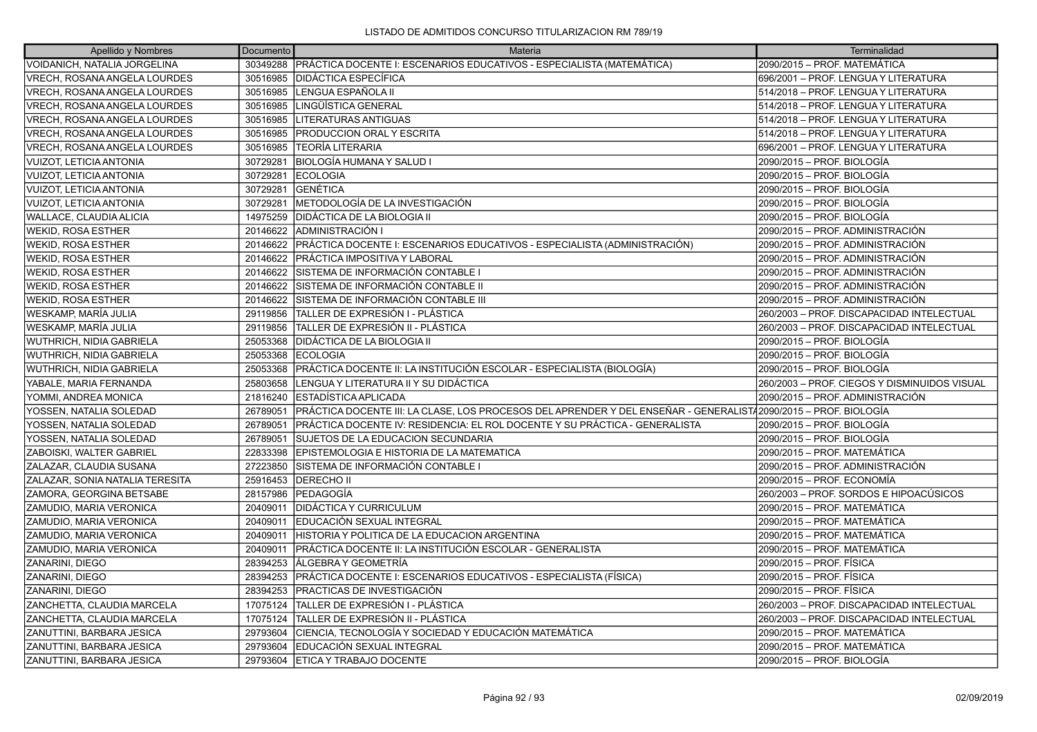| Apellido y Nombres | Documento | Materia | Terminalidad |
|---|---|---|---|
| VOIDANICH, NATALIA JORGELINA | 30349288 | PRÁCTICA DOCENTE I: ESCENARIOS EDUCATIVOS - ESPECIALISTA (MATEMÁTICA) | 2090/2015 – PROF. MATEMÁTICA |
| VRECH, ROSANA ANGELA LOURDES | 30516985 | DIDÁCTICA ESPECÍFICA | 696/2001 – PROF. LENGUA Y LITERATURA |
| VRECH, ROSANA ANGELA LOURDES | 30516985 | LENGUA ESPAÑOLA II | 514/2018 – PROF. LENGUA Y LITERATURA |
| VRECH, ROSANA ANGELA LOURDES | 30516985 | LINGÜÍSTICA GENERAL | 514/2018 – PROF. LENGUA Y LITERATURA |
| VRECH, ROSANA ANGELA LOURDES | 30516985 | LITERATURAS ANTIGUAS | 514/2018 – PROF. LENGUA Y LITERATURA |
| VRECH, ROSANA ANGELA LOURDES | 30516985 | PRODUCCION ORAL Y ESCRITA | 514/2018 – PROF. LENGUA Y LITERATURA |
| VRECH, ROSANA ANGELA LOURDES | 30516985 | TEORÍA LITERARIA | 696/2001 – PROF. LENGUA Y LITERATURA |
| VUIZOT, LETICIA ANTONIA | 30729281 | BIOLOGÍA HUMANA Y SALUD I | 2090/2015 – PROF. BIOLOGÍA |
| VUIZOT, LETICIA ANTONIA | 30729281 | ECOLOGIA | 2090/2015 – PROF. BIOLOGÍA |
| VUIZOT, LETICIA ANTONIA | 30729281 | GENÉTICA | 2090/2015 – PROF. BIOLOGÍA |
| VUIZOT, LETICIA ANTONIA | 30729281 | METODOLOGÍA DE LA INVESTIGACIÓN | 2090/2015 – PROF. BIOLOGÍA |
| WALLACE, CLAUDIA ALICIA | 14975259 | DIDÁCTICA DE LA BIOLOGIA II | 2090/2015 – PROF. BIOLOGÍA |
| WEKID, ROSA ESTHER | 20146622 | ADMINISTRACIÓN I | 2090/2015 – PROF. ADMINISTRACIÓN |
| WEKID, ROSA ESTHER | 20146622 | PRÁCTICA DOCENTE I: ESCENARIOS EDUCATIVOS - ESPECIALISTA (ADMINISTRACIÓN) | 2090/2015 – PROF. ADMINISTRACIÓN |
| WEKID, ROSA ESTHER | 20146622 | PRÁCTICA IMPOSITIVA Y LABORAL | 2090/2015 – PROF. ADMINISTRACIÓN |
| WEKID, ROSA ESTHER | 20146622 | SISTEMA DE INFORMACIÓN CONTABLE I | 2090/2015 – PROF. ADMINISTRACIÓN |
| WEKID, ROSA ESTHER | 20146622 | SISTEMA DE INFORMACIÓN CONTABLE II | 2090/2015 – PROF. ADMINISTRACIÓN |
| WEKID, ROSA ESTHER | 20146622 | SISTEMA DE INFORMACIÓN CONTABLE III | 2090/2015 – PROF. ADMINISTRACIÓN |
| WESKAMP, MARÍA JULIA | 29119856 | TALLER DE EXPRESIÓN I - PLÁSTICA | 260/2003 – PROF. DISCAPACIDAD INTELECTUAL |
| WESKAMP, MARÍA JULIA | 29119856 | TALLER DE EXPRESIÓN II - PLÁSTICA | 260/2003 – PROF. DISCAPACIDAD INTELECTUAL |
| WUTHRICH, NIDIA GABRIELA | 25053368 | DIDÁCTICA DE LA BIOLOGIA II | 2090/2015 – PROF. BIOLOGÍA |
| WUTHRICH, NIDIA GABRIELA | 25053368 | ECOLOGIA | 2090/2015 – PROF. BIOLOGÍA |
| WUTHRICH, NIDIA GABRIELA | 25053368 | PRÁCTICA DOCENTE II: LA INSTITUCIÓN ESCOLAR - ESPECIALISTA (BIOLOGÍA) | 2090/2015 – PROF. BIOLOGÍA |
| YABALE, MARIA FERNANDA | 25803658 | LENGUA Y LITERATURA II Y SU DIDÁCTICA | 260/2003 – PROF. CIEGOS Y DISMINUIDOS VISUAL |
| YOMMI, ANDREA MONICA | 21816240 | ESTADÍSTICA APLICADA | 2090/2015 – PROF. ADMINISTRACIÓN |
| YOSSEN, NATALIA SOLEDAD | 26789051 | PRÁCTICA DOCENTE III: LA CLASE, LOS PROCESOS DEL APRENDER Y DEL ENSEÑAR - GENERALISTA | 2090/2015 – PROF. BIOLOGÍA |
| YOSSEN, NATALIA SOLEDAD | 26789051 | PRÁCTICA DOCENTE IV: RESIDENCIA: EL ROL DOCENTE Y SU PRÁCTICA - GENERALISTA | 2090/2015 – PROF. BIOLOGÍA |
| YOSSEN, NATALIA SOLEDAD | 26789051 | SUJETOS DE LA EDUCACION SECUNDARIA | 2090/2015 – PROF. BIOLOGÍA |
| ZABOISKI, WALTER GABRIEL | 22833398 | EPISTEMOLOGIA E HISTORIA DE LA MATEMATICA | 2090/2015 – PROF. MATEMÁTICA |
| ZALAZAR, CLAUDIA SUSANA | 27223850 | SISTEMA DE INFORMACIÓN CONTABLE I | 2090/2015 – PROF. ADMINISTRACIÓN |
| ZALAZAR, SONIA NATALIA TERESITA | 25916453 | DERECHO II | 2090/2015 – PROF. ECONOMÍA |
| ZAMORA, GEORGINA BETSABE | 28157986 | PEDAGOGÍA | 260/2003 – PROF. SORDOS E HIPOACÚSICOS |
| ZAMUDIO, MARIA VERONICA | 20409011 | DIDÁCTICA Y CURRICULUM | 2090/2015 – PROF. MATEMÁTICA |
| ZAMUDIO, MARIA VERONICA | 20409011 | EDUCACIÓN SEXUAL INTEGRAL | 2090/2015 – PROF. MATEMÁTICA |
| ZAMUDIO, MARIA VERONICA | 20409011 | HISTORIA Y POLITICA DE LA EDUCACION ARGENTINA | 2090/2015 – PROF. MATEMÁTICA |
| ZAMUDIO, MARIA VERONICA | 20409011 | PRÁCTICA DOCENTE II: LA INSTITUCIÓN ESCOLAR - GENERALISTA | 2090/2015 – PROF. MATEMÁTICA |
| ZANARINI, DIEGO | 28394253 | ÁLGEBRA Y GEOMETRÍA | 2090/2015 – PROF. FÍSICA |
| ZANARINI, DIEGO | 28394253 | PRÁCTICA DOCENTE I: ESCENARIOS EDUCATIVOS - ESPECIALISTA (FÍSICA) | 2090/2015 – PROF. FÍSICA |
| ZANARINI, DIEGO | 28394253 | PRACTICAS DE INVESTIGACIÓN | 2090/2015 – PROF. FÍSICA |
| ZANCHETTA, CLAUDIA MARCELA | 17075124 | TALLER DE EXPRESIÓN I - PLÁSTICA | 260/2003 – PROF. DISCAPACIDAD INTELECTUAL |
| ZANCHETTA, CLAUDIA MARCELA | 17075124 | TALLER DE EXPRESIÓN II - PLÁSTICA | 260/2003 – PROF. DISCAPACIDAD INTELECTUAL |
| ZANUTTINI, BARBARA JESICA | 29793604 | CIENCIA, TECNOLOGÍA Y SOCIEDAD Y EDUCACIÓN MATEMÁTICA | 2090/2015 – PROF. MATEMÁTICA |
| ZANUTTINI, BARBARA JESICA | 29793604 | EDUCACIÓN SEXUAL INTEGRAL | 2090/2015 – PROF. MATEMÁTICA |
| ZANUTTINI, BARBARA JESICA | 29793604 | ETICA Y TRABAJO DOCENTE | 2090/2015 – PROF. BIOLOGÍA |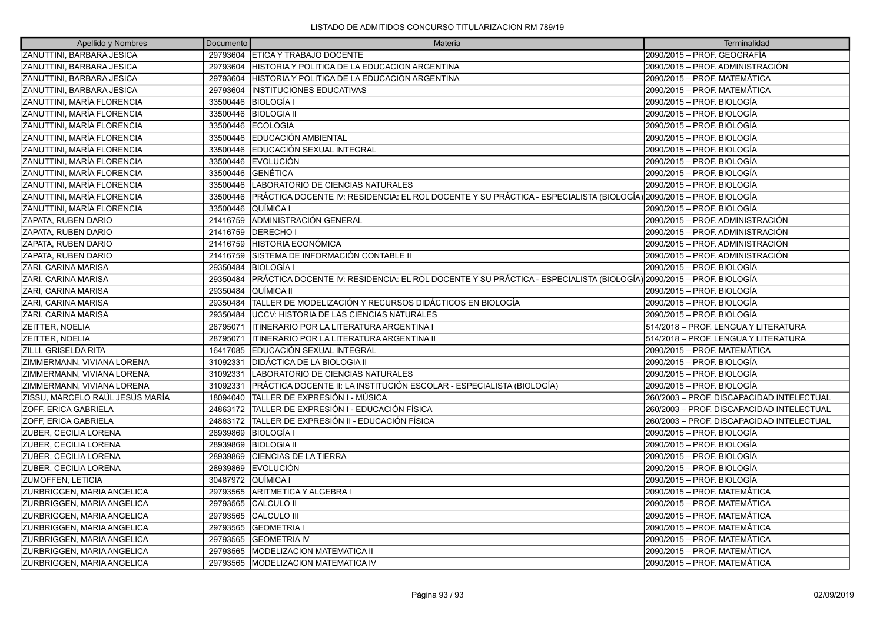LISTADO DE ADMITIDOS CONCURSO TITULARIZACION RM 789/19

| Apellido y Nombres | Documento | Materia | Terminalidad |
|---|---|---|---|
| ZANUTTINI, BARBARA JESICA | 29793604 | ETICA Y TRABAJO DOCENTE | 2090/2015 – PROF. GEOGRAFÍA |
| ZANUTTINI, BARBARA JESICA | 29793604 | HISTORIA Y POLITICA DE LA EDUCACION ARGENTINA | 2090/2015 – PROF. ADMINISTRACIÓN |
| ZANUTTINI, BARBARA JESICA | 29793604 | HISTORIA Y POLITICA DE LA EDUCACION ARGENTINA | 2090/2015 – PROF. MATEMÁTICA |
| ZANUTTINI, BARBARA JESICA | 29793604 | INSTITUCIONES EDUCATIVAS | 2090/2015 – PROF. MATEMÁTICA |
| ZANUTTINI, MARÍA FLORENCIA | 33500446 | BIOLOGÍA I | 2090/2015 – PROF. BIOLOGÍA |
| ZANUTTINI, MARÍA FLORENCIA | 33500446 | BIOLOGIA II | 2090/2015 – PROF. BIOLOGÍA |
| ZANUTTINI, MARÍA FLORENCIA | 33500446 | ECOLOGIA | 2090/2015 – PROF. BIOLOGÍA |
| ZANUTTINI, MARÍA FLORENCIA | 33500446 | EDUCACIÓN AMBIENTAL | 2090/2015 – PROF. BIOLOGÍA |
| ZANUTTINI, MARÍA FLORENCIA | 33500446 | EDUCACIÓN SEXUAL INTEGRAL | 2090/2015 – PROF. BIOLOGÍA |
| ZANUTTINI, MARÍA FLORENCIA | 33500446 | EVOLUCIÓN | 2090/2015 – PROF. BIOLOGÍA |
| ZANUTTINI, MARÍA FLORENCIA | 33500446 | GENÉTICA | 2090/2015 – PROF. BIOLOGÍA |
| ZANUTTINI, MARÍA FLORENCIA | 33500446 | LABORATORIO DE CIENCIAS NATURALES | 2090/2015 – PROF. BIOLOGÍA |
| ZANUTTINI, MARÍA FLORENCIA | 33500446 | PRÁCTICA DOCENTE IV: RESIDENCIA: EL ROL DOCENTE Y SU PRÁCTICA - ESPECIALISTA (BIOLOGÍA) | 2090/2015 – PROF. BIOLOGÍA |
| ZANUTTINI, MARÍA FLORENCIA | 33500446 | QUÍMICA I | 2090/2015 – PROF. BIOLOGÍA |
| ZAPATA, RUBEN DARIO | 21416759 | ADMINISTRACIÓN GENERAL | 2090/2015 – PROF. ADMINISTRACIÓN |
| ZAPATA, RUBEN DARIO | 21416759 | DERECHO I | 2090/2015 – PROF. ADMINISTRACIÓN |
| ZAPATA, RUBEN DARIO | 21416759 | HISTORIA ECONÓMICA | 2090/2015 – PROF. ADMINISTRACIÓN |
| ZAPATA, RUBEN DARIO | 21416759 | SISTEMA DE INFORMACIÓN CONTABLE II | 2090/2015 – PROF. ADMINISTRACIÓN |
| ZARI, CARINA MARISA | 29350484 | BIOLOGÍA I | 2090/2015 – PROF. BIOLOGÍA |
| ZARI, CARINA MARISA | 29350484 | PRÁCTICA DOCENTE IV: RESIDENCIA: EL ROL DOCENTE Y SU PRÁCTICA - ESPECIALISTA (BIOLOGÍA) | 2090/2015 – PROF. BIOLOGÍA |
| ZARI, CARINA MARISA | 29350484 | QUÍMICA II | 2090/2015 – PROF. BIOLOGÍA |
| ZARI, CARINA MARISA | 29350484 | TALLER DE MODELIZACIÓN Y RECURSOS DIDÁCTICOS EN BIOLOGÍA | 2090/2015 – PROF. BIOLOGÍA |
| ZARI, CARINA MARISA | 29350484 | UCCV: HISTORIA DE LAS CIENCIAS NATURALES | 2090/2015 – PROF. BIOLOGÍA |
| ZEITTER, NOELIA | 28795071 | ITINERARIO POR LA LITERATURA ARGENTINA I | 514/2018 – PROF. LENGUA Y LITERATURA |
| ZEITTER, NOELIA | 28795071 | ITINERARIO POR LA LITERATURA ARGENTINA II | 514/2018 – PROF. LENGUA Y LITERATURA |
| ZILLI, GRISELDA RITA | 16417085 | EDUCACIÓN SEXUAL INTEGRAL | 2090/2015 – PROF. MATEMÁTICA |
| ZIMMERMANN, VIVIANA LORENA | 31092331 | DIDÁCTICA DE LA BIOLOGIA II | 2090/2015 – PROF. BIOLOGÍA |
| ZIMMERMANN, VIVIANA LORENA | 31092331 | LABORATORIO DE CIENCIAS NATURALES | 2090/2015 – PROF. BIOLOGÍA |
| ZIMMERMANN, VIVIANA LORENA | 31092331 | PRÁCTICA DOCENTE II: LA INSTITUCIÓN ESCOLAR - ESPECIALISTA (BIOLOGÍA) | 2090/2015 – PROF. BIOLOGÍA |
| ZISSU, MARCELO RAÚL JESÚS MARÍA | 18094040 | TALLER DE EXPRESIÓN I - MÚSICA | 260/2003 – PROF. DISCAPACIDAD INTELECTUAL |
| ZOFF, ERICA GABRIELA | 24863172 | TALLER DE EXPRESIÓN I - EDUCACIÓN FÍSICA | 260/2003 – PROF. DISCAPACIDAD INTELECTUAL |
| ZOFF, ERICA GABRIELA | 24863172 | TALLER DE EXPRESIÓN II - EDUCACIÓN FÍSICA | 260/2003 – PROF. DISCAPACIDAD INTELECTUAL |
| ZUBER, CECILIA LORENA | 28939869 | BIOLOGÍA I | 2090/2015 – PROF. BIOLOGÍA |
| ZUBER, CECILIA LORENA | 28939869 | BIOLOGIA II | 2090/2015 – PROF. BIOLOGÍA |
| ZUBER, CECILIA LORENA | 28939869 | CIENCIAS DE LA TIERRA | 2090/2015 – PROF. BIOLOGÍA |
| ZUBER, CECILIA LORENA | 28939869 | EVOLUCIÓN | 2090/2015 – PROF. BIOLOGÍA |
| ZUMOFFEN, LETICIA | 30487972 | QUÍMICA I | 2090/2015 – PROF. BIOLOGÍA |
| ZURBRIGGEN, MARIA ANGELICA | 29793565 | ARITMETICA Y ALGEBRA I | 2090/2015 – PROF. MATEMÁTICA |
| ZURBRIGGEN, MARIA ANGELICA | 29793565 | CALCULO II | 2090/2015 – PROF. MATEMÁTICA |
| ZURBRIGGEN, MARIA ANGELICA | 29793565 | CALCULO III | 2090/2015 – PROF. MATEMÁTICA |
| ZURBRIGGEN, MARIA ANGELICA | 29793565 | GEOMETRIA I | 2090/2015 – PROF. MATEMÁTICA |
| ZURBRIGGEN, MARIA ANGELICA | 29793565 | GEOMETRIA IV | 2090/2015 – PROF. MATEMÁTICA |
| ZURBRIGGEN, MARIA ANGELICA | 29793565 | MODELIZACION MATEMATICA II | 2090/2015 – PROF. MATEMÁTICA |
| ZURBRIGGEN, MARIA ANGELICA | 29793565 | MODELIZACION MATEMATICA IV | 2090/2015 – PROF. MATEMÁTICA |

02/09/2019